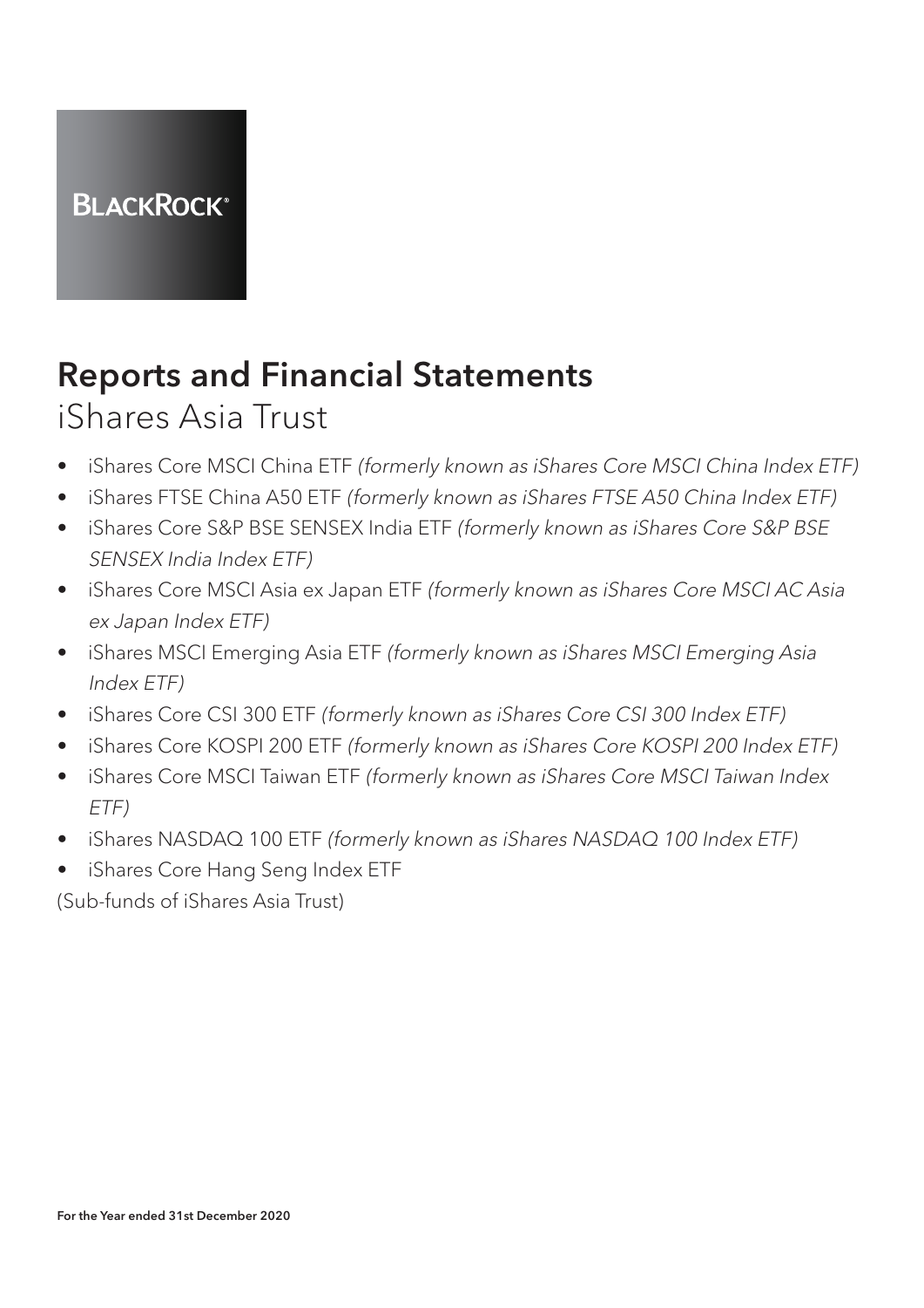BLACKROCK®

# Reports and Financial Statements

## iShares Asia Trust

- iShares Core MSCI China ETF *(formerly known as iShares Core MSCI China Index ETF)*
- iShares FTSE China A50 ETF *(formerly known as iShares FTSE A50 China Index ETF)*
- iShares Core S&P BSE SENSEX India ETF *(formerly known as iShares Core S&P BSE SENSEX India Index ETF)*
- iShares Core MSCI Asia ex Japan ETF *(formerly known as iShares Core MSCI AC Asia ex Japan Index ETF)*
- iShares MSCI Emerging Asia ETF *(formerly known as iShares MSCI Emerging Asia Index ETF)*
- iShares Core CSI 300 ETF *(formerly known as iShares Core CSI 300 Index ETF)*
- iShares Core KOSPI 200 ETF *(formerly known as iShares Core KOSPI 200 Index ETF)*
- iShares Core MSCI Taiwan ETF *(formerly known as iShares Core MSCI Taiwan Index ETF)*
- iShares NASDAQ 100 ETF *(formerly known as iShares NASDAQ 100 Index ETF)*
- iShares Core Hang Seng Index ETF

(Sub-funds of iShares Asia Trust)

**For the Year ended 31st December 2020**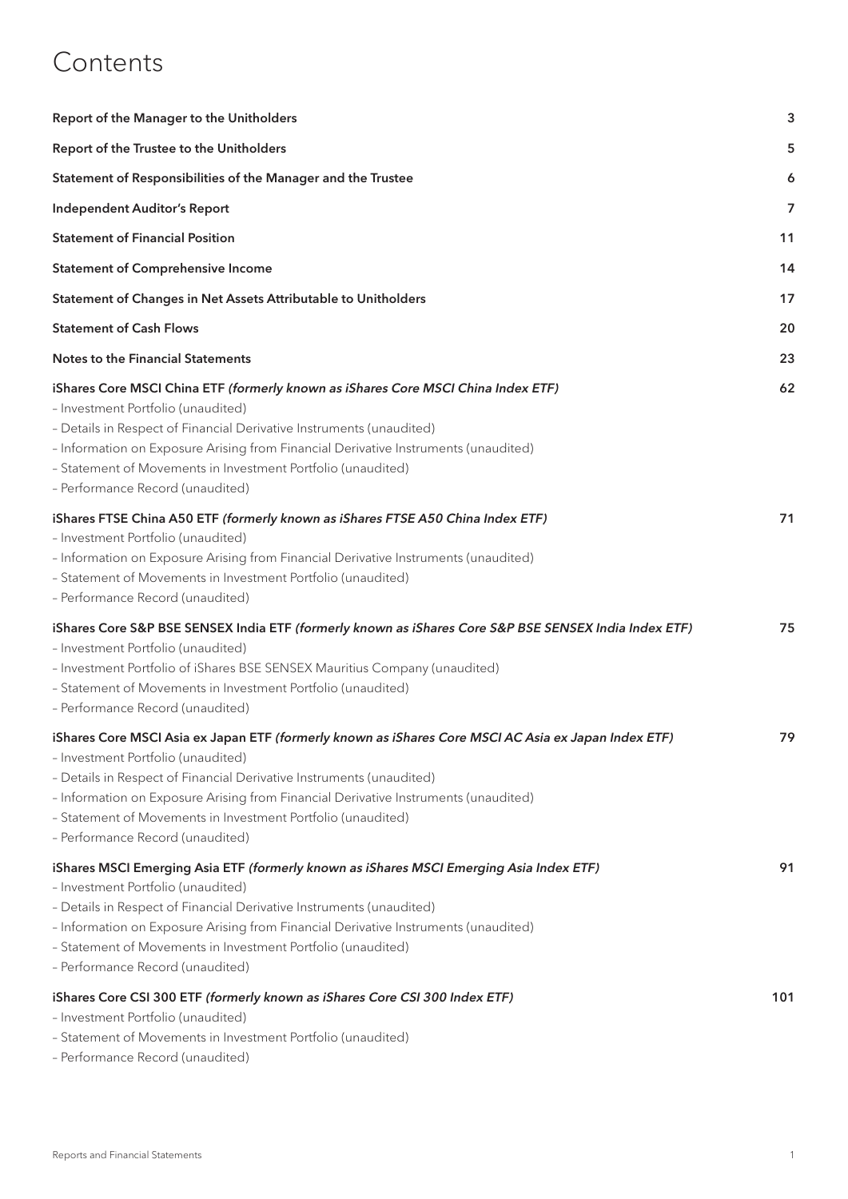# Contents

| | |
|---|---|
| **Report of the Manager to the Unitholders** | **3** |
| **Report of the Trustee to the Unitholders** | **5** |
| **Statement of Responsibilities of the Manager and the Trustee** | **6** |
| **Independent Auditor's Report** | **7** |
| **Statement of Financial Position** | **11** |
| **Statement of Comprehensive Income** | **14** |
| **Statement of Changes in Net Assets Attributable to Unitholders** | **17** |
| **Statement of Cash Flows** | **20** |
| **Notes to the Financial Statements** | **23** |
| **iShares Core MSCI China ETF *(formerly known as iShares Core MSCI China Index ETF)***<br>– Investment Portfolio (unaudited)<br>– Details in Respect of Financial Derivative Instruments (unaudited)<br>– Information on Exposure Arising from Financial Derivative Instruments (unaudited)<br>– Statement of Movements in Investment Portfolio (unaudited)<br>– Performance Record (unaudited) | **62** |
| **iShares FTSE China A50 ETF *(formerly known as iShares FTSE A50 China Index ETF)***<br>– Investment Portfolio (unaudited)<br>– Information on Exposure Arising from Financial Derivative Instruments (unaudited)<br>– Statement of Movements in Investment Portfolio (unaudited)<br>– Performance Record (unaudited) | **71** |
| **iShares Core S&P BSE SENSEX India ETF *(formerly known as iShares Core S&P BSE SENSEX India Index ETF)***<br>– Investment Portfolio (unaudited)<br>– Investment Portfolio of iShares BSE SENSEX Mauritius Company (unaudited)<br>– Statement of Movements in Investment Portfolio (unaudited)<br>– Performance Record (unaudited) | **75** |
| **iShares Core MSCI Asia ex Japan ETF *(formerly known as iShares Core MSCI AC Asia ex Japan Index ETF)***<br>– Investment Portfolio (unaudited)<br>– Details in Respect of Financial Derivative Instruments (unaudited)<br>– Information on Exposure Arising from Financial Derivative Instruments (unaudited)<br>– Statement of Movements in Investment Portfolio (unaudited)<br>– Performance Record (unaudited) | **79** |
| **iShares MSCI Emerging Asia ETF *(formerly known as iShares MSCI Emerging Asia Index ETF)***<br>– Investment Portfolio (unaudited)<br>– Details in Respect of Financial Derivative Instruments (unaudited)<br>– Information on Exposure Arising from Financial Derivative Instruments (unaudited)<br>– Statement of Movements in Investment Portfolio (unaudited)<br>– Performance Record (unaudited) | **91** |
| **iShares Core CSI 300 ETF *(formerly known as iShares Core CSI 300 Index ETF)***<br>– Investment Portfolio (unaudited)<br>– Statement of Movements in Investment Portfolio (unaudited)<br>– Performance Record (unaudited) | **101** |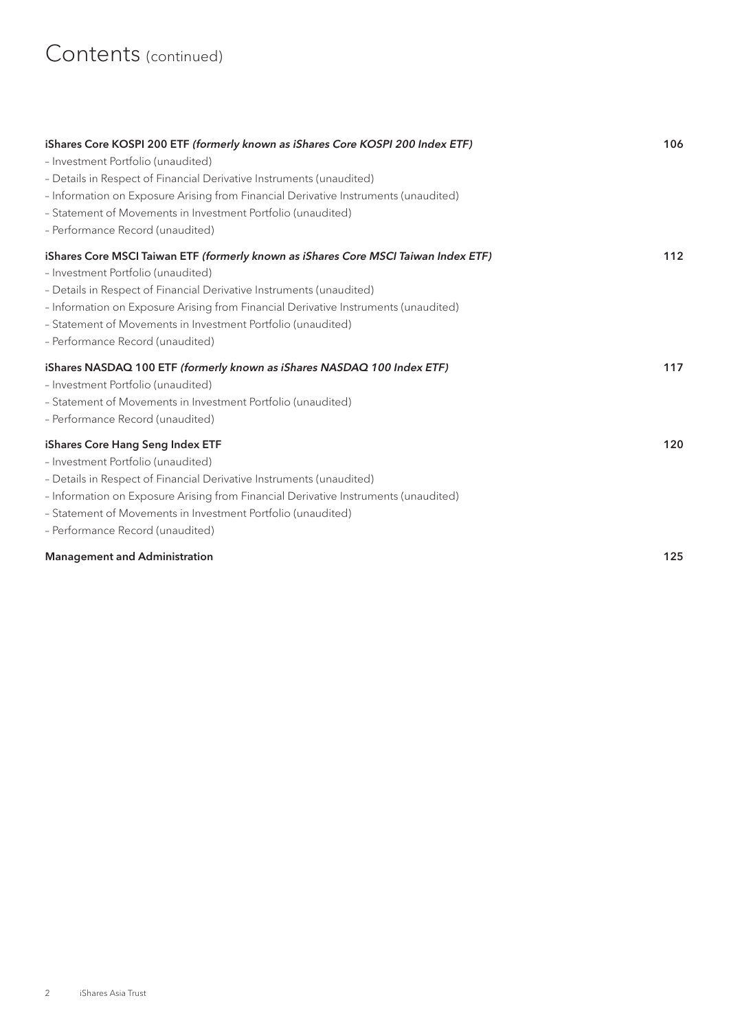# Contents (continued)

| | |
|---|---|
| **iShares Core KOSPI 200 ETF** ***(formerly known as iShares Core KOSPI 200 Index ETF)*** | **106** |
| – Investment Portfolio (unaudited) | |
| – Details in Respect of Financial Derivative Instruments (unaudited) | |
| – Information on Exposure Arising from Financial Derivative Instruments (unaudited) | |
| – Statement of Movements in Investment Portfolio (unaudited) | |
| – Performance Record (unaudited) | |
| **iShares Core MSCI Taiwan ETF** ***(formerly known as iShares Core MSCI Taiwan Index ETF)*** | **112** |
| – Investment Portfolio (unaudited) | |
| – Details in Respect of Financial Derivative Instruments (unaudited) | |
| – Information on Exposure Arising from Financial Derivative Instruments (unaudited) | |
| – Statement of Movements in Investment Portfolio (unaudited) | |
| – Performance Record (unaudited) | |
| **iShares NASDAQ 100 ETF** ***(formerly known as iShares NASDAQ 100 Index ETF)*** | **117** |
| – Investment Portfolio (unaudited) | |
| – Statement of Movements in Investment Portfolio (unaudited) | |
| – Performance Record (unaudited) | |
| **iShares Core Hang Seng Index ETF** | **120** |
| – Investment Portfolio (unaudited) | |
| – Details in Respect of Financial Derivative Instruments (unaudited) | |
| – Information on Exposure Arising from Financial Derivative Instruments (unaudited) | |
| – Statement of Movements in Investment Portfolio (unaudited) | |
| – Performance Record (unaudited) | |
| **Management and Administration** | **125** |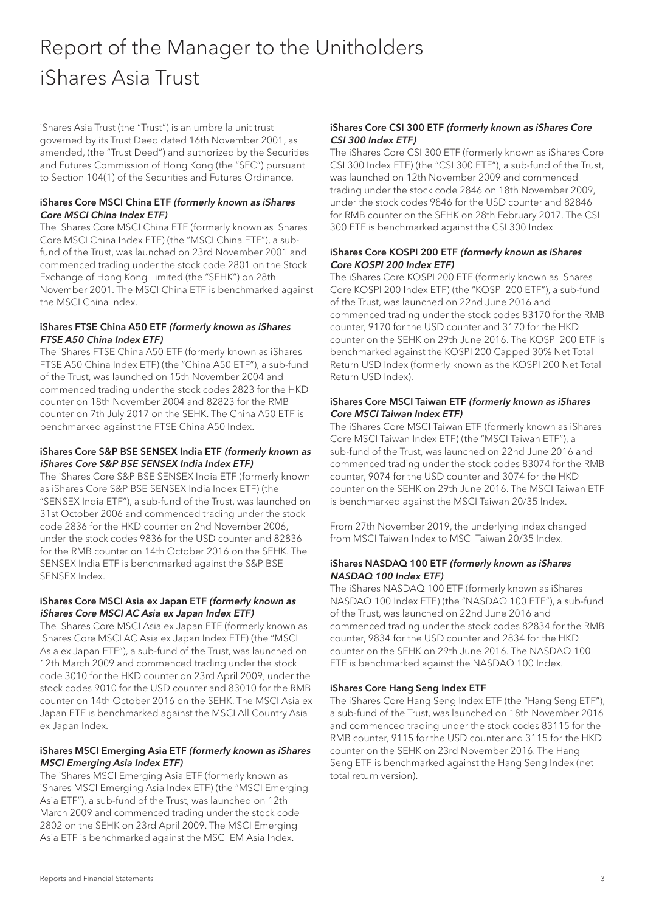# Report of the Manager to the Unitholders
# iShares Asia Trust

iShares Asia Trust (the "Trust") is an umbrella unit trust governed by its Trust Deed dated 16th November 2001, as amended, (the "Trust Deed") and authorized by the Securities and Futures Commission of Hong Kong (the "SFC") pursuant to Section 104(1) of the Securities and Futures Ordinance.

### iShares Core MSCI China ETF *(formerly known as iShares Core MSCI China Index ETF)*

The iShares Core MSCI China ETF (formerly known as iShares Core MSCI China Index ETF) (the "MSCI China ETF"), a sub-fund of the Trust, was launched on 23rd November 2001 and commenced trading under the stock code 2801 on the Stock Exchange of Hong Kong Limited (the "SEHK") on 28th November 2001. The MSCI China ETF is benchmarked against the MSCI China Index.

### iShares FTSE China A50 ETF *(formerly known as iShares FTSE A50 China Index ETF)*

The iShares FTSE China A50 ETF (formerly known as iShares FTSE A50 China Index ETF) (the "China A50 ETF"), a sub-fund of the Trust, was launched on 15th November 2004 and commenced trading under the stock codes 2823 for the HKD counter on 18th November 2004 and 82823 for the RMB counter on 7th July 2017 on the SEHK. The China A50 ETF is benchmarked against the FTSE China A50 Index.

### iShares Core S&P BSE SENSEX India ETF *(formerly known as iShares Core S&P BSE SENSEX India Index ETF)*

The iShares Core S&P BSE SENSEX India ETF (formerly known as iShares Core S&P BSE SENSEX India Index ETF) (the "SENSEX India ETF"), a sub-fund of the Trust, was launched on 31st October 2006 and commenced trading under the stock code 2836 for the HKD counter on 2nd November 2006, under the stock codes 9836 for the USD counter and 82836 for the RMB counter on 14th October 2016 on the SEHK. The SENSEX India ETF is benchmarked against the S&P BSE SENSEX Index.

### iShares Core MSCI Asia ex Japan ETF *(formerly known as iShares Core MSCI AC Asia ex Japan Index ETF)*

The iShares Core MSCI Asia ex Japan ETF (formerly known as iShares Core MSCI AC Asia ex Japan Index ETF) (the "MSCI Asia ex Japan ETF"), a sub-fund of the Trust, was launched on 12th March 2009 and commenced trading under the stock code 3010 for the HKD counter on 23rd April 2009, under the stock codes 9010 for the USD counter and 83010 for the RMB counter on 14th October 2016 on the SEHK. The MSCI Asia ex Japan ETF is benchmarked against the MSCI All Country Asia ex Japan Index.

### iShares MSCI Emerging Asia ETF *(formerly known as iShares MSCI Emerging Asia Index ETF)*

The iShares MSCI Emerging Asia ETF (formerly known as iShares MSCI Emerging Asia Index ETF) (the "MSCI Emerging Asia ETF"), a sub-fund of the Trust, was launched on 12th March 2009 and commenced trading under the stock code 2802 on the SEHK on 23rd April 2009. The MSCI Emerging Asia ETF is benchmarked against the MSCI EM Asia Index.

### iShares Core CSI 300 ETF *(formerly known as iShares Core CSI 300 Index ETF)*

The iShares Core CSI 300 ETF (formerly known as iShares Core CSI 300 Index ETF) (the "CSI 300 ETF"), a sub-fund of the Trust, was launched on 12th November 2009 and commenced trading under the stock code 2846 on 18th November 2009, under the stock codes 9846 for the USD counter and 82846 for RMB counter on the SEHK on 28th February 2017. The CSI 300 ETF is benchmarked against the CSI 300 Index.

### iShares Core KOSPI 200 ETF *(formerly known as iShares Core KOSPI 200 Index ETF)*

The iShares Core KOSPI 200 ETF (formerly known as iShares Core KOSPI 200 Index ETF) (the "KOSPI 200 ETF"), a sub-fund of the Trust, was launched on 22nd June 2016 and commenced trading under the stock codes 83170 for the RMB counter, 9170 for the USD counter and 3170 for the HKD counter on the SEHK on 29th June 2016. The KOSPI 200 ETF is benchmarked against the KOSPI 200 Capped 30% Net Total Return USD Index (formerly known as the KOSPI 200 Net Total Return USD Index).

### iShares Core MSCI Taiwan ETF *(formerly known as iShares Core MSCI Taiwan Index ETF)*

The iShares Core MSCI Taiwan ETF (formerly known as iShares Core MSCI Taiwan Index ETF) (the "MSCI Taiwan ETF"), a sub-fund of the Trust, was launched on 22nd June 2016 and commenced trading under the stock codes 83074 for the RMB counter, 9074 for the USD counter and 3074 for the HKD counter on the SEHK on 29th June 2016. The MSCI Taiwan ETF is benchmarked against the MSCI Taiwan 20/35 Index.

From 27th November 2019, the underlying index changed from MSCI Taiwan Index to MSCI Taiwan 20/35 Index.

### iShares NASDAQ 100 ETF *(formerly known as iShares NASDAQ 100 Index ETF)*

The iShares NASDAQ 100 ETF (formerly known as iShares NASDAQ 100 Index ETF) (the "NASDAQ 100 ETF"), a sub-fund of the Trust, was launched on 22nd June 2016 and commenced trading under the stock codes 82834 for the RMB counter, 9834 for the USD counter and 2834 for the HKD counter on the SEHK on 29th June 2016. The NASDAQ 100 ETF is benchmarked against the NASDAQ 100 Index.

### iShares Core Hang Seng Index ETF

The iShares Core Hang Seng Index ETF (the "Hang Seng ETF"), a sub-fund of the Trust, was launched on 18th November 2016 and commenced trading under the stock codes 83115 for the RMB counter, 9115 for the USD counter and 3115 for the HKD counter on the SEHK on 23rd November 2016. The Hang Seng ETF is benchmarked against the Hang Seng Index (net total return version).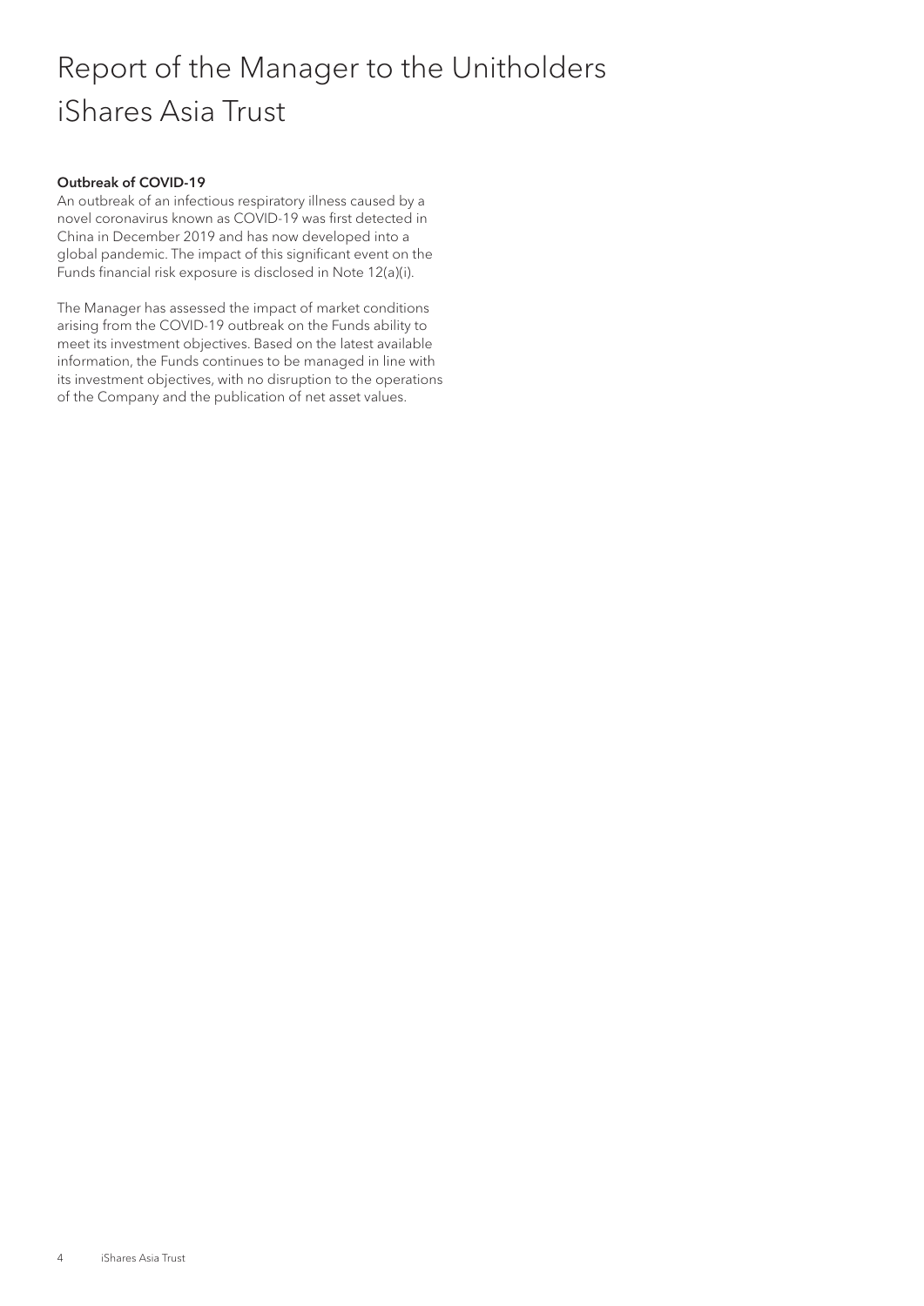# Report of the Manager to the Unitholders iShares Asia Trust

**Outbreak of COVID-19**

An outbreak of an infectious respiratory illness caused by a novel coronavirus known as COVID-19 was first detected in China in December 2019 and has now developed into a global pandemic. The impact of this significant event on the Funds financial risk exposure is disclosed in Note 12(a)(i).

The Manager has assessed the impact of market conditions arising from the COVID-19 outbreak on the Funds ability to meet its investment objectives. Based on the latest available information, the Funds continues to be managed in line with its investment objectives, with no disruption to the operations of the Company and the publication of net asset values.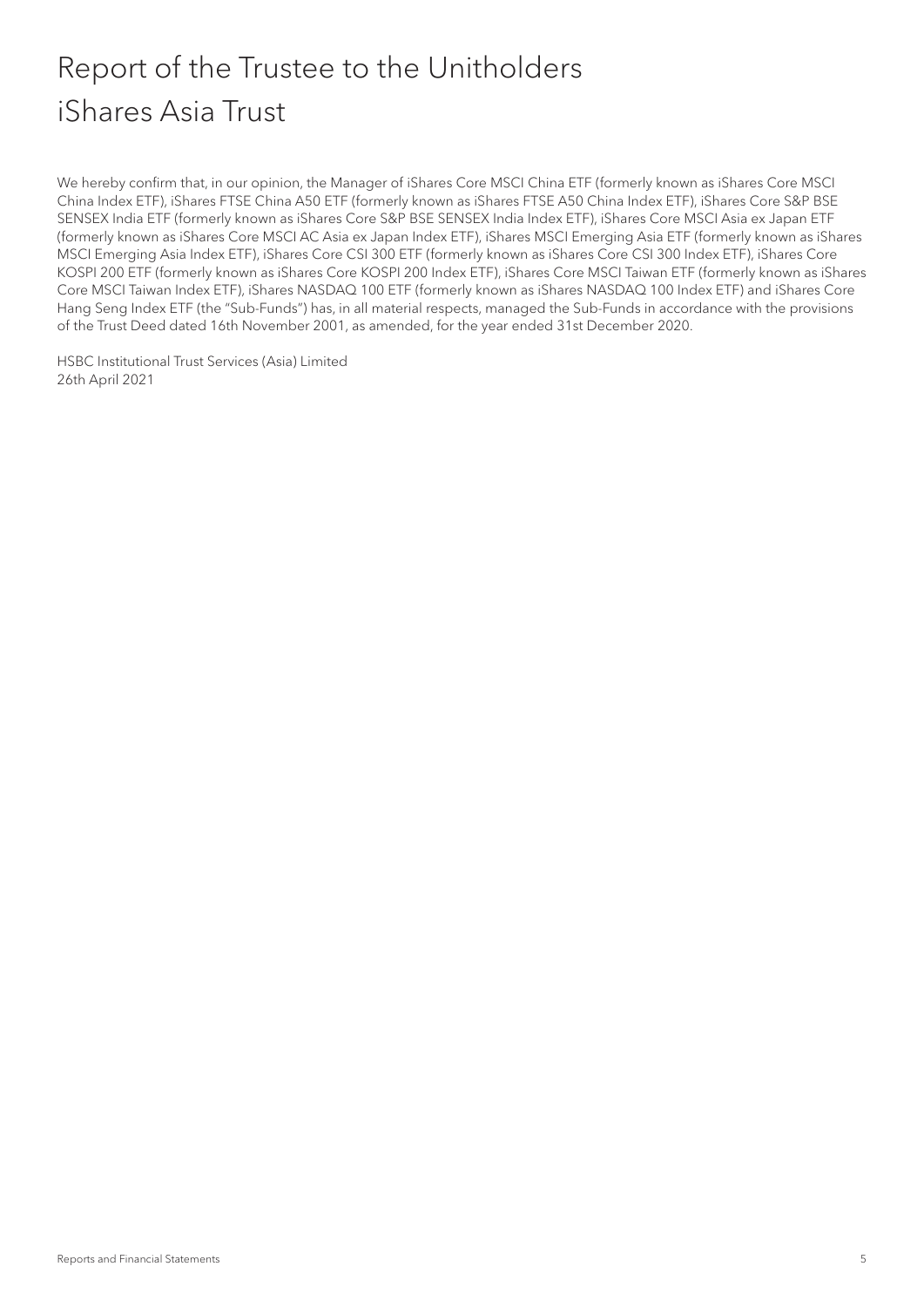# Report of the Trustee to the Unitholders
# iShares Asia Trust

We hereby confirm that, in our opinion, the Manager of iShares Core MSCI China ETF (formerly known as iShares Core MSCI China Index ETF), iShares FTSE China A50 ETF (formerly known as iShares FTSE A50 China Index ETF), iShares Core S&P BSE SENSEX India ETF (formerly known as iShares Core S&P BSE SENSEX India Index ETF), iShares Core MSCI Asia ex Japan ETF (formerly known as iShares Core MSCI AC Asia ex Japan Index ETF), iShares MSCI Emerging Asia ETF (formerly known as iShares MSCI Emerging Asia Index ETF), iShares Core CSI 300 ETF (formerly known as iShares Core CSI 300 Index ETF), iShares Core KOSPI 200 ETF (formerly known as iShares Core KOSPI 200 Index ETF), iShares Core MSCI Taiwan ETF (formerly known as iShares Core MSCI Taiwan Index ETF), iShares NASDAQ 100 ETF (formerly known as iShares NASDAQ 100 Index ETF) and iShares Core Hang Seng Index ETF (the "Sub-Funds") has, in all material respects, managed the Sub-Funds in accordance with the provisions of the Trust Deed dated 16th November 2001, as amended, for the year ended 31st December 2020.

HSBC Institutional Trust Services (Asia) Limited
26th April 2021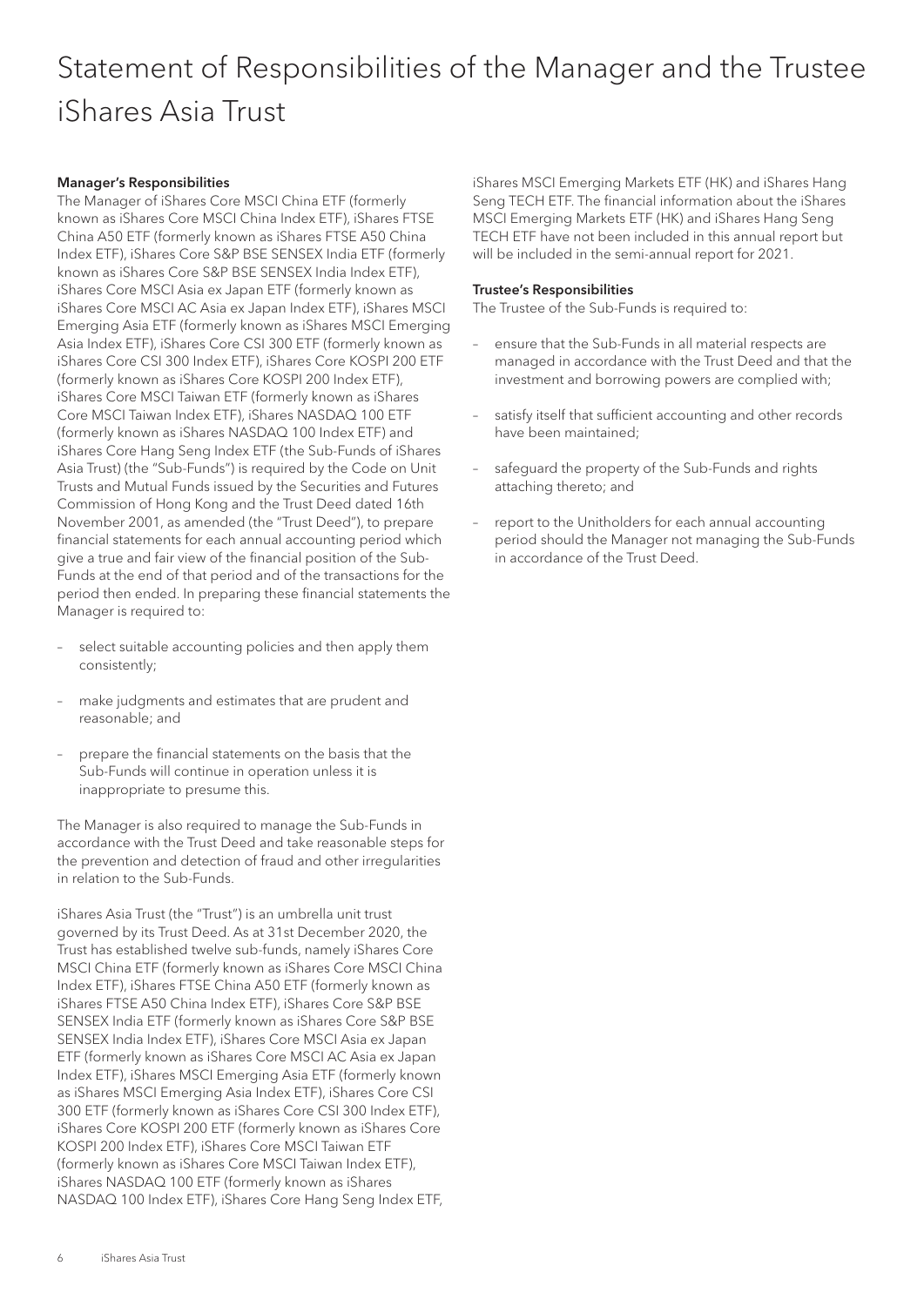# Statement of Responsibilities of the Manager and the Trustee iShares Asia Trust

**Manager's Responsibilities**

The Manager of iShares Core MSCI China ETF (formerly known as iShares Core MSCI China Index ETF), iShares FTSE China A50 ETF (formerly known as iShares FTSE A50 China Index ETF), iShares Core S&P BSE SENSEX India ETF (formerly known as iShares Core S&P BSE SENSEX India Index ETF), iShares Core MSCI Asia ex Japan ETF (formerly known as iShares Core MSCI AC Asia ex Japan Index ETF), iShares MSCI Emerging Asia ETF (formerly known as iShares MSCI Emerging Asia Index ETF), iShares Core CSI 300 ETF (formerly known as iShares Core CSI 300 Index ETF), iShares Core KOSPI 200 ETF (formerly known as iShares Core KOSPI 200 Index ETF), iShares Core MSCI Taiwan ETF (formerly known as iShares Core MSCI Taiwan Index ETF), iShares NASDAQ 100 ETF (formerly known as iShares NASDAQ 100 Index ETF) and iShares Core Hang Seng Index ETF (the Sub-Funds of iShares Asia Trust) (the "Sub-Funds") is required by the Code on Unit Trusts and Mutual Funds issued by the Securities and Futures Commission of Hong Kong and the Trust Deed dated 16th November 2001, as amended (the "Trust Deed"), to prepare financial statements for each annual accounting period which give a true and fair view of the financial position of the Sub-Funds at the end of that period and of the transactions for the period then ended. In preparing these financial statements the Manager is required to:

- select suitable accounting policies and then apply them consistently;
- make judgments and estimates that are prudent and reasonable; and
- prepare the financial statements on the basis that the Sub-Funds will continue in operation unless it is inappropriate to presume this.

The Manager is also required to manage the Sub-Funds in accordance with the Trust Deed and take reasonable steps for the prevention and detection of fraud and other irregularities in relation to the Sub-Funds.

iShares Asia Trust (the "Trust") is an umbrella unit trust governed by its Trust Deed. As at 31st December 2020, the Trust has established twelve sub-funds, namely iShares Core MSCI China ETF (formerly known as iShares Core MSCI China Index ETF), iShares FTSE China A50 ETF (formerly known as iShares FTSE A50 China Index ETF), iShares Core S&P BSE SENSEX India ETF (formerly known as iShares Core S&P BSE SENSEX India Index ETF), iShares Core MSCI Asia ex Japan ETF (formerly known as iShares Core MSCI AC Asia ex Japan Index ETF), iShares MSCI Emerging Asia ETF (formerly known as iShares MSCI Emerging Asia Index ETF), iShares Core CSI 300 ETF (formerly known as iShares Core CSI 300 Index ETF), iShares Core KOSPI 200 ETF (formerly known as iShares Core KOSPI 200 Index ETF), iShares Core MSCI Taiwan ETF (formerly known as iShares Core MSCI Taiwan Index ETF), iShares NASDAQ 100 ETF (formerly known as iShares NASDAQ 100 Index ETF), iShares Core Hang Seng Index ETF, iShares MSCI Emerging Markets ETF (HK) and iShares Hang Seng TECH ETF. The financial information about the iShares MSCI Emerging Markets ETF (HK) and iShares Hang Seng TECH ETF have not been included in this annual report but will be included in the semi-annual report for 2021.

**Trustee's Responsibilities**

The Trustee of the Sub-Funds is required to:

- ensure that the Sub-Funds in all material respects are managed in accordance with the Trust Deed and that the investment and borrowing powers are complied with;
- satisfy itself that sufficient accounting and other records have been maintained;
- safeguard the property of the Sub-Funds and rights attaching thereto; and
- report to the Unitholders for each annual accounting period should the Manager not managing the Sub-Funds in accordance of the Trust Deed.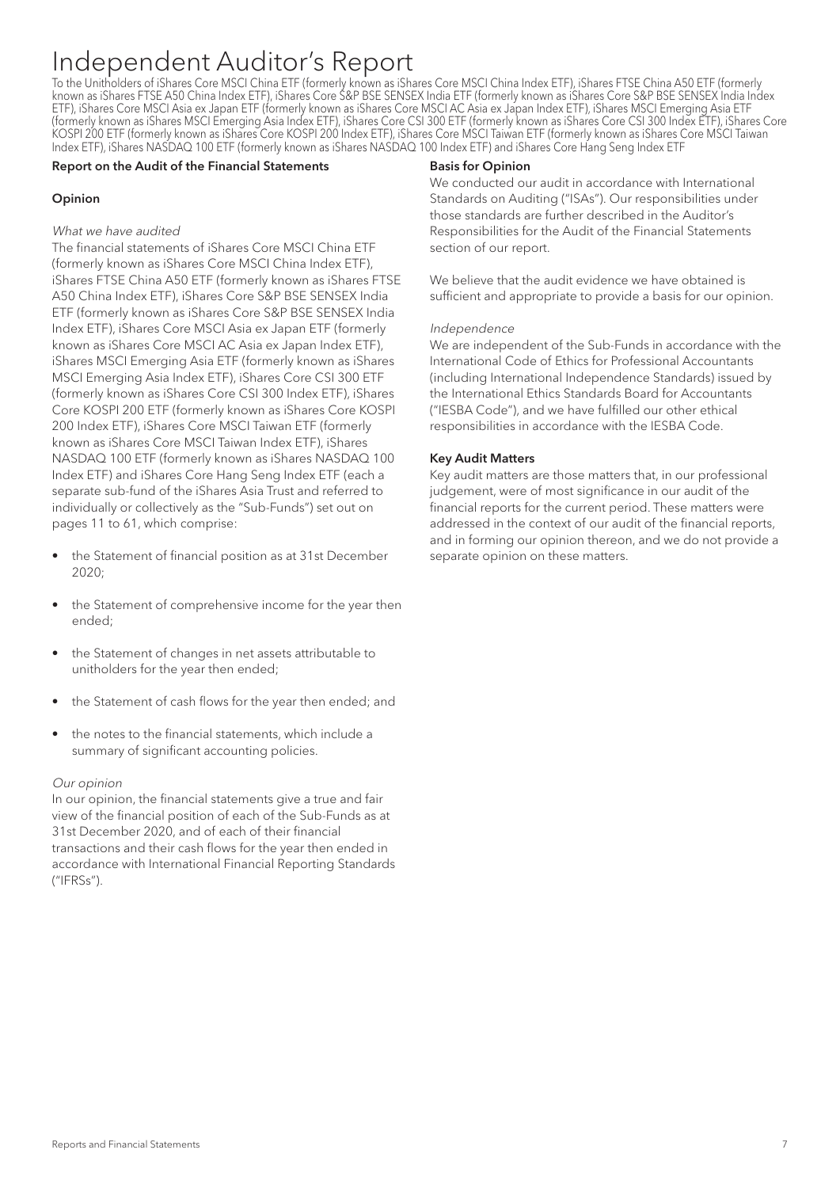# Independent Auditor's Report

To the Unitholders of iShares Core MSCI China ETF (formerly known as iShares Core MSCI China Index ETF), iShares FTSE China A50 ETF (formerly known as iShares FTSE A50 China Index ETF), iShares Core S&P BSE SENSEX India ETF (formerly known as iShares Core S&P BSE SENSEX India Index ETF), iShares Core MSCI Asia ex Japan ETF (formerly known as iShares Core MSCI AC Asia ex Japan Index ETF), iShares MSCI Emerging Asia ETF (formerly known as iShares MSCI Emerging Asia Index ETF), iShares Core CSI 300 ETF (formerly known as iShares Core CSI 300 Index ETF), iShares Core KOSPI 200 ETF (formerly known as iShares Core KOSPI 200 Index ETF), iShares Core MSCI Taiwan ETF (formerly known as iShares Core MSCI Taiwan Index ETF), iShares NASDAQ 100 ETF (formerly known as iShares NASDAQ 100 Index ETF) and iShares Core Hang Seng Index ETF

**Report on the Audit of the Financial Statements**

**Opinion**

*What we have audited*

The financial statements of iShares Core MSCI China ETF (formerly known as iShares Core MSCI China Index ETF), iShares FTSE China A50 ETF (formerly known as iShares FTSE A50 China Index ETF), iShares Core S&P BSE SENSEX India ETF (formerly known as iShares Core S&P BSE SENSEX India Index ETF), iShares Core MSCI Asia ex Japan ETF (formerly known as iShares Core MSCI AC Asia ex Japan Index ETF), iShares MSCI Emerging Asia ETF (formerly known as iShares MSCI Emerging Asia Index ETF), iShares Core CSI 300 ETF (formerly known as iShares Core CSI 300 Index ETF), iShares Core KOSPI 200 ETF (formerly known as iShares Core KOSPI 200 Index ETF), iShares Core MSCI Taiwan ETF (formerly known as iShares Core MSCI Taiwan Index ETF), iShares NASDAQ 100 ETF (formerly known as iShares NASDAQ 100 Index ETF) and iShares Core Hang Seng Index ETF (each a separate sub-fund of the iShares Asia Trust and referred to individually or collectively as the "Sub-Funds") set out on pages 11 to 61, which comprise:

- the Statement of financial position as at 31st December 2020;
- the Statement of comprehensive income for the year then ended;
- the Statement of changes in net assets attributable to unitholders for the year then ended;
- the Statement of cash flows for the year then ended; and
- the notes to the financial statements, which include a summary of significant accounting policies.

*Our opinion*

In our opinion, the financial statements give a true and fair view of the financial position of each of the Sub-Funds as at 31st December 2020, and of each of their financial transactions and their cash flows for the year then ended in accordance with International Financial Reporting Standards ("IFRSs").

**Basis for Opinion**

We conducted our audit in accordance with International Standards on Auditing ("ISAs"). Our responsibilities under those standards are further described in the Auditor's Responsibilities for the Audit of the Financial Statements section of our report.

We believe that the audit evidence we have obtained is sufficient and appropriate to provide a basis for our opinion.

*Independence*

We are independent of the Sub-Funds in accordance with the International Code of Ethics for Professional Accountants (including International Independence Standards) issued by the International Ethics Standards Board for Accountants ("IESBA Code"), and we have fulfilled our other ethical responsibilities in accordance with the IESBA Code.

**Key Audit Matters**

Key audit matters are those matters that, in our professional judgement, were of most significance in our audit of the financial reports for the current period. These matters were addressed in the context of our audit of the financial reports, and in forming our opinion thereon, and we do not provide a separate opinion on these matters.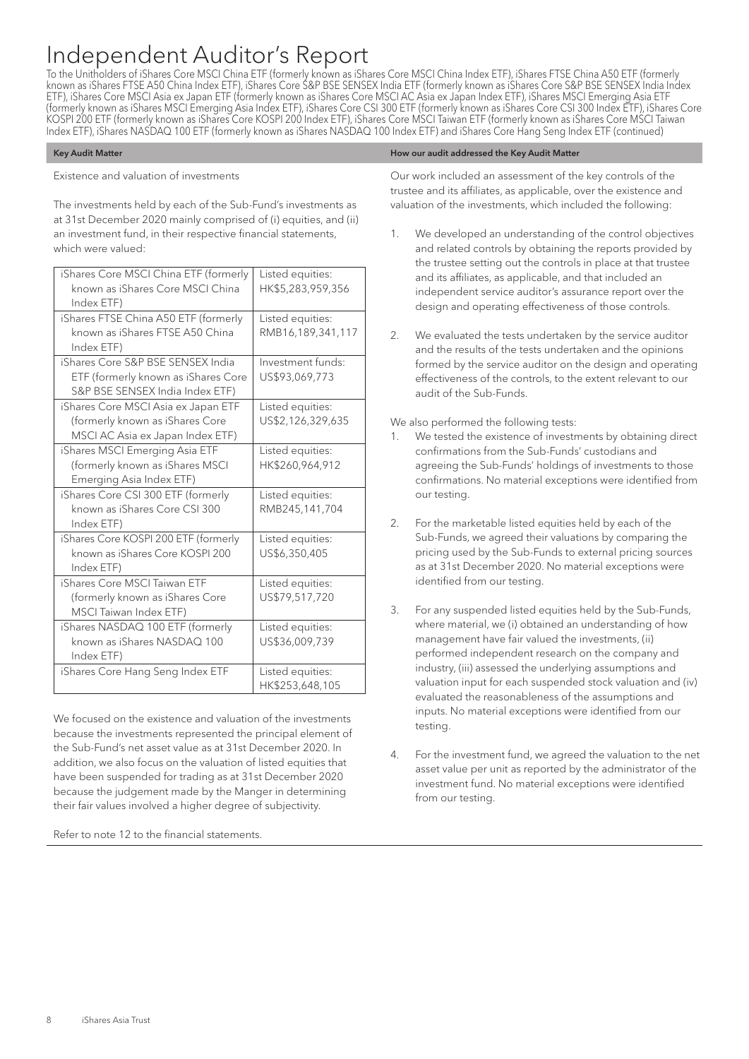# Independent Auditor's Report

To the Unitholders of iShares Core MSCI China ETF (formerly known as iShares Core MSCI China Index ETF), iShares FTSE China A50 ETF (formerly known as iShares FTSE A50 China Index ETF), iShares Core S&P BSE SENSEX India ETF (formerly known as iShares Core S&P BSE SENSEX India Index ETF), iShares Core MSCI Asia ex Japan ETF (formerly known as iShares Core MSCI AC Asia ex Japan Index ETF), iShares MSCI Emerging Asia ETF (formerly known as iShares MSCI Emerging Asia Index ETF), iShares Core CSI 300 ETF (formerly known as iShares Core CSI 300 Index ETF), iShares Core KOSPI 200 ETF (formerly known as iShares Core KOSPI 200 Index ETF), iShares Core MSCI Taiwan ETF (formerly known as iShares Core MSCI Taiwan Index ETF), iShares NASDAQ 100 ETF (formerly known as iShares NASDAQ 100 Index ETF) and iShares Core Hang Seng Index ETF (continued)

**Key Audit Matter**

Existence and valuation of investments

The investments held by each of the Sub-Fund's investments as at 31st December 2020 mainly comprised of (i) equities, and (ii) an investment fund, in their respective financial statements, which were valued:

| Sub-Fund | Investments |
|---|---|
| iShares Core MSCI China ETF (formerly known as iShares Core MSCI China Index ETF) | Listed equities: HK$5,283,959,356 |
| iShares FTSE China A50 ETF (formerly known as iShares FTSE A50 China Index ETF) | Listed equities: RMB16,189,341,117 |
| iShares Core S&P BSE SENSEX India ETF (formerly known as iShares Core S&P BSE SENSEX India Index ETF) | Investment funds: US$93,069,773 |
| iShares Core MSCI Asia ex Japan ETF (formerly known as iShares Core MSCI AC Asia ex Japan Index ETF) | Listed equities: US$2,126,329,635 |
| iShares MSCI Emerging Asia ETF (formerly known as iShares MSCI Emerging Asia Index ETF) | Listed equities: HK$260,964,912 |
| iShares Core CSI 300 ETF (formerly known as iShares Core CSI 300 Index ETF) | Listed equities: RMB245,141,704 |
| iShares Core KOSPI 200 ETF (formerly known as iShares Core KOSPI 200 Index ETF) | Listed equities: US$6,350,405 |
| iShares Core MSCI Taiwan ETF (formerly known as iShares Core MSCI Taiwan Index ETF) | Listed equities: US$79,517,720 |
| iShares NASDAQ 100 ETF (formerly known as iShares NASDAQ 100 Index ETF) | Listed equities: US$36,009,739 |
| iShares Core Hang Seng Index ETF | Listed equities: HK$253,648,105 |

We focused on the existence and valuation of the investments because the investments represented the principal element of the Sub-Fund's net asset value as at 31st December 2020. In addition, we also focus on the valuation of listed equities that have been suspended for trading as at 31st December 2020 because the judgement made by the Manger in determining their fair values involved a higher degree of subjectivity.

Refer to note 12 to the financial statements.

**How our audit addressed the Key Audit Matter**

Our work included an assessment of the key controls of the trustee and its affiliates, as applicable, over the existence and valuation of the investments, which included the following:

1. We developed an understanding of the control objectives and related controls by obtaining the reports provided by the trustee setting out the controls in place at that trustee and its affiliates, as applicable, and that included an independent service auditor's assurance report over the design and operating effectiveness of those controls.

2. We evaluated the tests undertaken by the service auditor and the results of the tests undertaken and the opinions formed by the service auditor on the design and operating effectiveness of the controls, to the extent relevant to our audit of the Sub-Funds.

We also performed the following tests:

1. We tested the existence of investments by obtaining direct confirmations from the Sub-Funds' custodians and agreeing the Sub-Funds' holdings of investments to those confirmations. No material exceptions were identified from our testing.

2. For the marketable listed equities held by each of the Sub-Funds, we agreed their valuations by comparing the pricing used by the Sub-Funds to external pricing sources as at 31st December 2020. No material exceptions were identified from our testing.

3. For any suspended listed equities held by the Sub-Funds, where material, we (i) obtained an understanding of how management have fair valued the investments, (ii) performed independent research on the company and industry, (iii) assessed the underlying assumptions and valuation input for each suspended stock valuation and (iv) evaluated the reasonableness of the assumptions and inputs. No material exceptions were identified from our testing.

4. For the investment fund, we agreed the valuation to the net asset value per unit as reported by the administrator of the investment fund. No material exceptions were identified from our testing.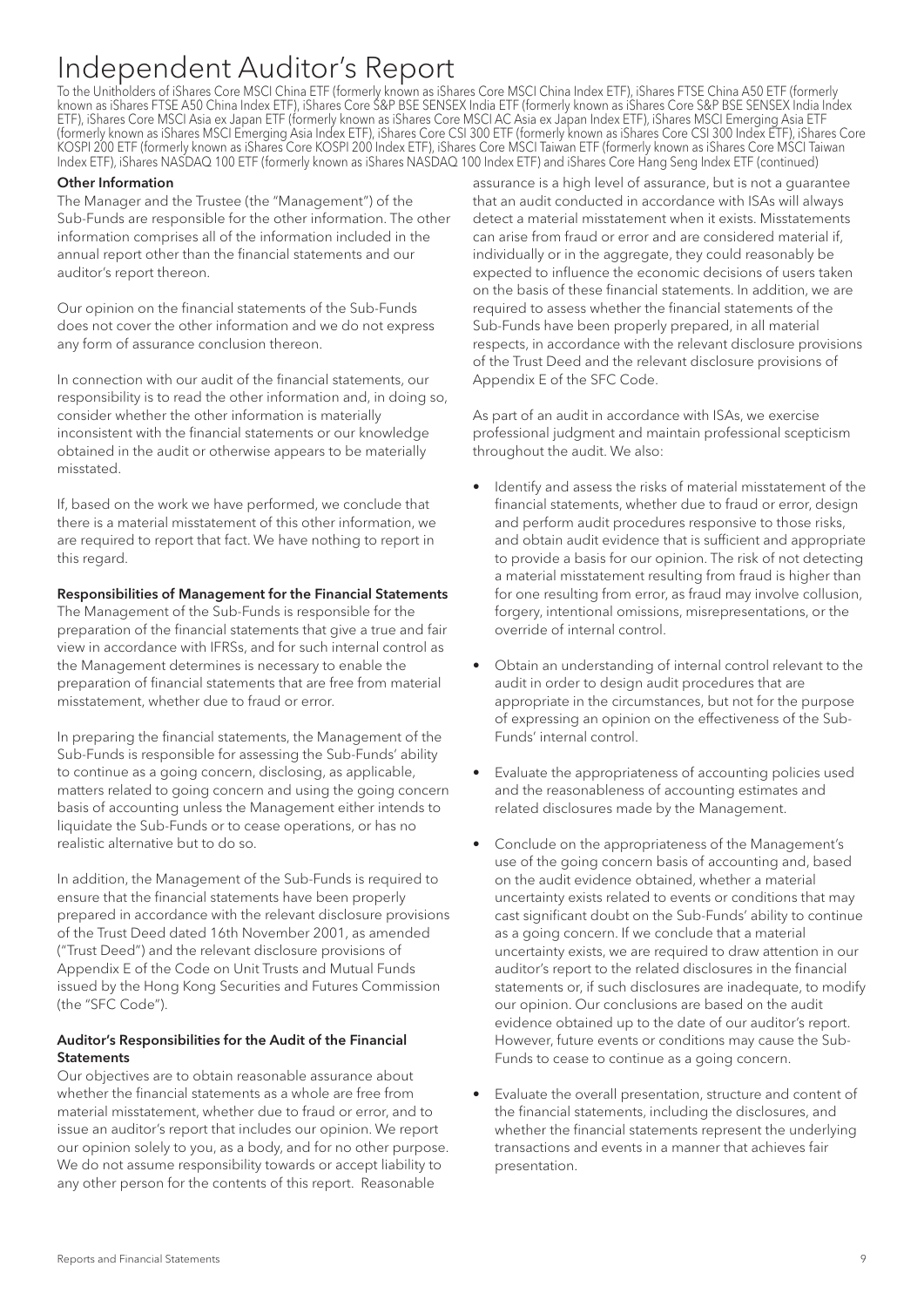# Independent Auditor's Report

To the Unitholders of iShares Core MSCI China ETF (formerly known as iShares Core MSCI China Index ETF), iShares FTSE China A50 ETF (formerly known as iShares FTSE A50 China Index ETF), iShares Core S&P BSE SENSEX India ETF (formerly known as iShares Core S&P BSE SENSEX India Index ETF), iShares Core MSCI Asia ex Japan ETF (formerly known as iShares Core MSCI AC Asia ex Japan Index ETF), iShares MSCI Emerging Asia ETF (formerly known as iShares MSCI Emerging Asia Index ETF), iShares Core CSI 300 ETF (formerly known as iShares Core CSI 300 Index ETF), iShares Core KOSPI 200 ETF (formerly known as iShares Core KOSPI 200 Index ETF), iShares Core MSCI Taiwan ETF (formerly known as iShares Core MSCI Taiwan Index ETF), iShares NASDAQ 100 ETF (formerly known as iShares NASDAQ 100 Index ETF) and iShares Core Hang Seng Index ETF (continued)

**Other Information**

The Manager and the Trustee (the "Management") of the Sub-Funds are responsible for the other information. The other information comprises all of the information included in the annual report other than the financial statements and our auditor's report thereon.

Our opinion on the financial statements of the Sub-Funds does not cover the other information and we do not express any form of assurance conclusion thereon.

In connection with our audit of the financial statements, our responsibility is to read the other information and, in doing so, consider whether the other information is materially inconsistent with the financial statements or our knowledge obtained in the audit or otherwise appears to be materially misstated.

If, based on the work we have performed, we conclude that there is a material misstatement of this other information, we are required to report that fact. We have nothing to report in this regard.

**Responsibilities of Management for the Financial Statements**

The Management of the Sub-Funds is responsible for the preparation of the financial statements that give a true and fair view in accordance with IFRSs, and for such internal control as the Management determines is necessary to enable the preparation of financial statements that are free from material misstatement, whether due to fraud or error.

In preparing the financial statements, the Management of the Sub-Funds is responsible for assessing the Sub-Funds' ability to continue as a going concern, disclosing, as applicable, matters related to going concern and using the going concern basis of accounting unless the Management either intends to liquidate the Sub-Funds or to cease operations, or has no realistic alternative but to do so.

In addition, the Management of the Sub-Funds is required to ensure that the financial statements have been properly prepared in accordance with the relevant disclosure provisions of the Trust Deed dated 16th November 2001, as amended ("Trust Deed") and the relevant disclosure provisions of Appendix E of the Code on Unit Trusts and Mutual Funds issued by the Hong Kong Securities and Futures Commission (the "SFC Code").

**Auditor's Responsibilities for the Audit of the Financial Statements**

Our objectives are to obtain reasonable assurance about whether the financial statements as a whole are free from material misstatement, whether due to fraud or error, and to issue an auditor's report that includes our opinion. We report our opinion solely to you, as a body, and for no other purpose. We do not assume responsibility towards or accept liability to any other person for the contents of this report. Reasonable assurance is a high level of assurance, but is not a guarantee that an audit conducted in accordance with ISAs will always detect a material misstatement when it exists. Misstatements can arise from fraud or error and are considered material if, individually or in the aggregate, they could reasonably be expected to influence the economic decisions of users taken on the basis of these financial statements. In addition, we are required to assess whether the financial statements of the Sub-Funds have been properly prepared, in all material respects, in accordance with the relevant disclosure provisions of the Trust Deed and the relevant disclosure provisions of Appendix E of the SFC Code.

As part of an audit in accordance with ISAs, we exercise professional judgment and maintain professional scepticism throughout the audit. We also:

- Identify and assess the risks of material misstatement of the financial statements, whether due to fraud or error, design and perform audit procedures responsive to those risks, and obtain audit evidence that is sufficient and appropriate to provide a basis for our opinion. The risk of not detecting a material misstatement resulting from fraud is higher than for one resulting from error, as fraud may involve collusion, forgery, intentional omissions, misrepresentations, or the override of internal control.

- Obtain an understanding of internal control relevant to the audit in order to design audit procedures that are appropriate in the circumstances, but not for the purpose of expressing an opinion on the effectiveness of the Sub-Funds' internal control.

- Evaluate the appropriateness of accounting policies used and the reasonableness of accounting estimates and related disclosures made by the Management.

- Conclude on the appropriateness of the Management's use of the going concern basis of accounting and, based on the audit evidence obtained, whether a material uncertainty exists related to events or conditions that may cast significant doubt on the Sub-Funds' ability to continue as a going concern. If we conclude that a material uncertainty exists, we are required to draw attention in our auditor's report to the related disclosures in the financial statements or, if such disclosures are inadequate, to modify our opinion. Our conclusions are based on the audit evidence obtained up to the date of our auditor's report. However, future events or conditions may cause the Sub-Funds to cease to continue as a going concern.

- Evaluate the overall presentation, structure and content of the financial statements, including the disclosures, and whether the financial statements represent the underlying transactions and events in a manner that achieves fair presentation.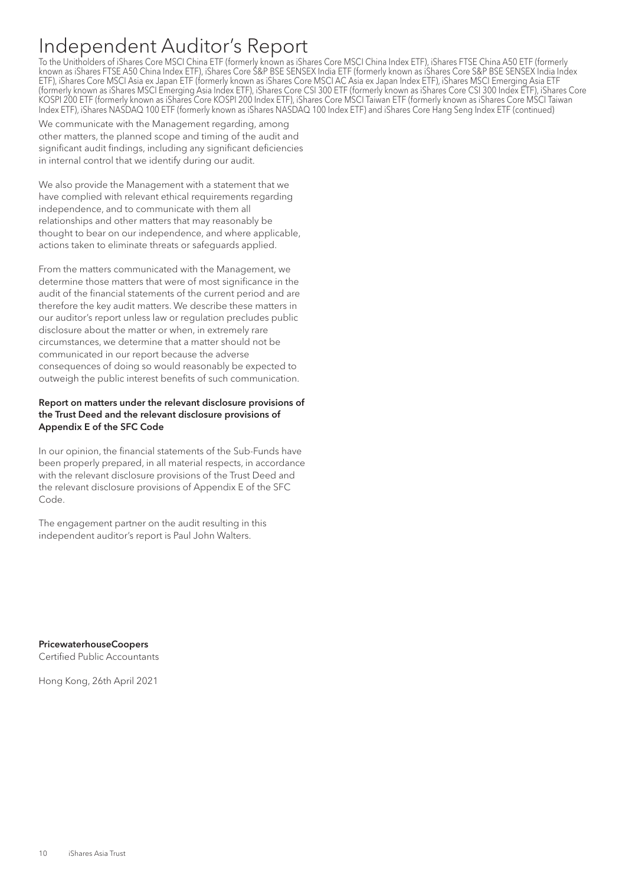# Independent Auditor's Report

To the Unitholders of iShares Core MSCI China ETF (formerly known as iShares Core MSCI China Index ETF), iShares FTSE China A50 ETF (formerly known as iShares FTSE A50 China Index ETF), iShares Core S&P BSE SENSEX India ETF (formerly known as iShares Core S&P BSE SENSEX India Index ETF), iShares Core MSCI Asia ex Japan ETF (formerly known as iShares Core MSCI AC Asia ex Japan Index ETF), iShares MSCI Emerging Asia ETF (formerly known as iShares MSCI Emerging Asia Index ETF), iShares Core CSI 300 ETF (formerly known as iShares Core CSI 300 Index ETF), iShares Core KOSPI 200 ETF (formerly known as iShares Core KOSPI 200 Index ETF), iShares Core MSCI Taiwan ETF (formerly known as iShares Core MSCI Taiwan Index ETF), iShares NASDAQ 100 ETF (formerly known as iShares NASDAQ 100 Index ETF) and iShares Core Hang Seng Index ETF (continued)

We communicate with the Management regarding, among other matters, the planned scope and timing of the audit and significant audit findings, including any significant deficiencies in internal control that we identify during our audit.

We also provide the Management with a statement that we have complied with relevant ethical requirements regarding independence, and to communicate with them all relationships and other matters that may reasonably be thought to bear on our independence, and where applicable, actions taken to eliminate threats or safeguards applied.

From the matters communicated with the Management, we determine those matters that were of most significance in the audit of the financial statements of the current period and are therefore the key audit matters. We describe these matters in our auditor's report unless law or regulation precludes public disclosure about the matter or when, in extremely rare circumstances, we determine that a matter should not be communicated in our report because the adverse consequences of doing so would reasonably be expected to outweigh the public interest benefits of such communication.

**Report on matters under the relevant disclosure provisions of the Trust Deed and the relevant disclosure provisions of Appendix E of the SFC Code**

In our opinion, the financial statements of the Sub-Funds have been properly prepared, in all material respects, in accordance with the relevant disclosure provisions of the Trust Deed and the relevant disclosure provisions of Appendix E of the SFC Code.

The engagement partner on the audit resulting in this independent auditor's report is Paul John Walters.

**PricewaterhouseCoopers**
Certified Public Accountants

Hong Kong, 26th April 2021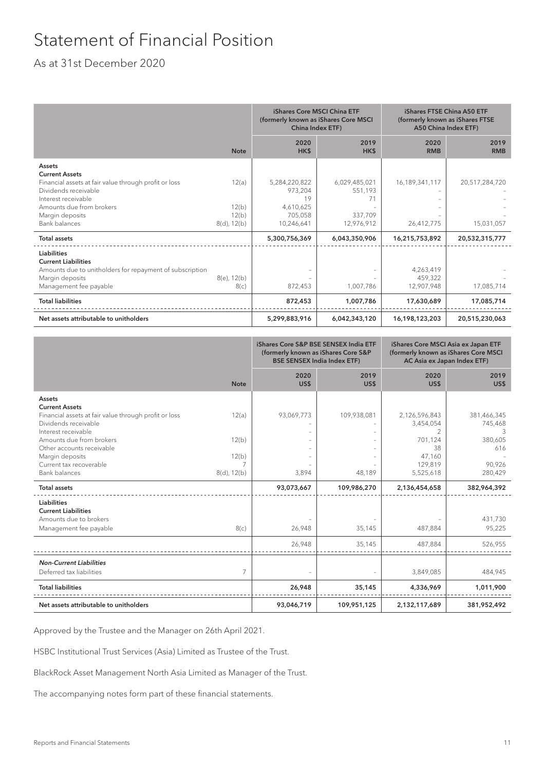# Statement of Financial Position

As at 31st December 2020

| | Note | iShares Core MSCI China ETF (formerly known as iShares Core MSCI China Index ETF) | | iShares FTSE China A50 ETF (formerly known as iShares FTSE A50 China Index ETF) | |
|---|---|---|---|---|---|
| | | 2020 HK$ | 2019 HK$ | 2020 RMB | 2019 RMB |
| **Assets** | | | | | |
| **Current Assets** | | | | | |
| Financial assets at fair value through profit or loss | 12(a) | 5,284,220,822 | 6,029,485,021 | 16,189,341,117 | 20,517,284,720 |
| Dividends receivable | | 973,204 | 551,193 | – | – |
| Interest receivable | | 19 | 71 | – | – |
| Amounts due from brokers | 12(b) | 4,610,625 | – | – | – |
| Margin deposits | 12(b) | 705,058 | 337,709 | – | – |
| Bank balances | 8(d), 12(b) | 10,246,641 | 12,976,912 | 26,412,775 | 15,031,057 |
| **Total assets** | | **5,300,756,369** | **6,043,350,906** | **16,215,753,892** | **20,532,315,777** |
| **Liabilities** | | | | | |
| **Current Liabilities** | | | | | |
| Amounts due to unitholders for repayment of subscription | | – | – | 4,263,419 | – |
| Margin deposits | 8(e), 12(b) | – | – | 459,322 | – |
| Management fee payable | 8(c) | 872,453 | 1,007,786 | 12,907,948 | 17,085,714 |
| **Total liabilities** | | **872,453** | **1,007,786** | **17,630,689** | **17,085,714** |
| **Net assets attributable to unitholders** | | **5,299,883,916** | **6,042,343,120** | **16,198,123,203** | **20,515,230,063** |

| | Note | iShares Core S&P BSE SENSEX India ETF (formerly known as iShares Core S&P BSE SENSEX India Index ETF) | | iShares Core MSCI Asia ex Japan ETF (formerly known as iShares Core MSCI AC Asia ex Japan Index ETF) | |
|---|---|---|---|---|---|
| | | 2020 US$ | 2019 US$ | 2020 US$ | 2019 US$ |
| **Assets** | | | | | |
| **Current Assets** | | | | | |
| Financial assets at fair value through profit or loss | 12(a) | 93,069,773 | 109,938,081 | 2,126,596,843 | 381,466,345 |
| Dividends receivable | | – | – | 3,454,054 | 745,468 |
| Interest receivable | | – | – | 2 | 3 |
| Amounts due from brokers | 12(b) | – | – | 701,124 | 380,605 |
| Other accounts receivable | | – | – | 38 | 616 |
| Margin deposits | 12(b) | – | – | 47,160 | – |
| Current tax recoverable | 7 | – | – | 129,819 | 90,926 |
| Bank balances | 8(d), 12(b) | 3,894 | 48,189 | 5,525,618 | 280,429 |
| **Total assets** | | **93,073,667** | **109,986,270** | **2,136,454,658** | **382,964,392** |
| **Liabilities** | | | | | |
| **Current Liabilities** | | | | | |
| Amounts due to brokers | | – | – | – | 431,730 |
| Management fee payable | 8(c) | 26,948 | 35,145 | 487,884 | 95,225 |
| | | 26,948 | 35,145 | 487,884 | 526,955 |
| ***Non-Current Liabilities*** | | | | | |
| Deferred tax liabilities | 7 | – | – | 3,849,085 | 484,945 |
| **Total liabilities** | | **26,948** | **35,145** | **4,336,969** | **1,011,900** |
| **Net assets attributable to unitholders** | | **93,046,719** | **109,951,125** | **2,132,117,689** | **381,952,492** |

Approved by the Trustee and the Manager on 26th April 2021.

HSBC Institutional Trust Services (Asia) Limited as Trustee of the Trust.

BlackRock Asset Management North Asia Limited as Manager of the Trust.

The accompanying notes form part of these financial statements.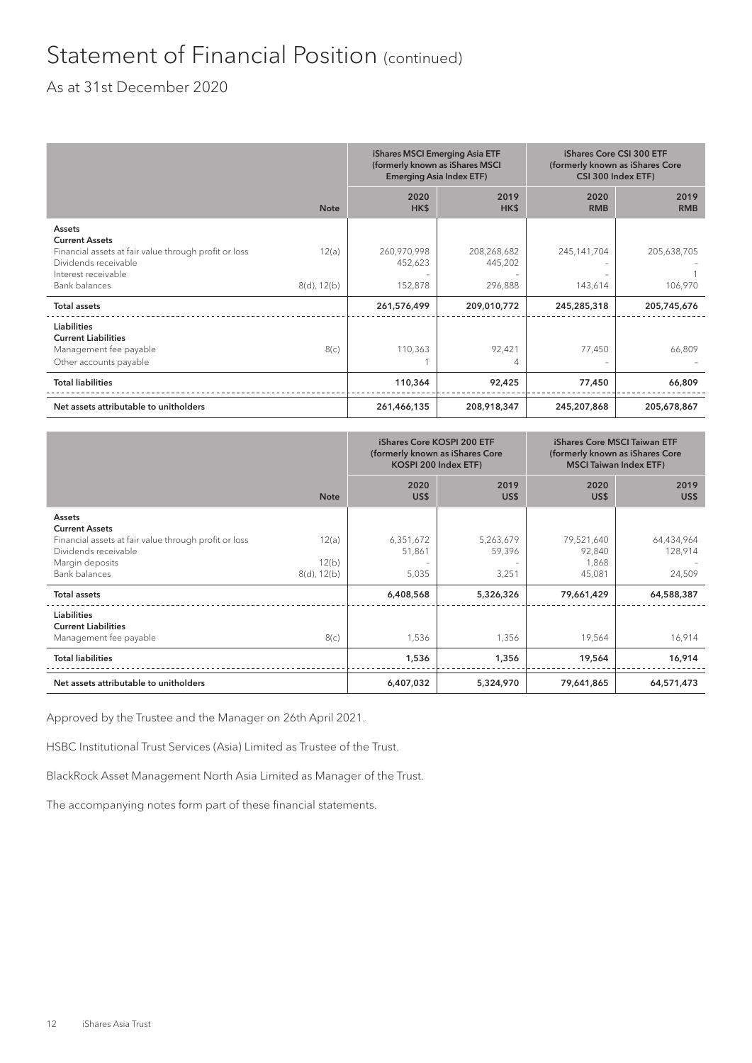# Statement of Financial Position (continued)

As at 31st December 2020

| | | iShares MSCI Emerging Asia ETF (formerly known as iShares MSCI Emerging Asia Index ETF) | | iShares Core CSI 300 ETF (formerly known as iShares Core CSI 300 Index ETF) | |
|---|---|---|---|---|---|
| | Note | 2020 HK$ | 2019 HK$ | 2020 RMB | 2019 RMB |
| **Assets** | | | | | |
| **Current Assets** | | | | | |
| Financial assets at fair value through profit or loss | 12(a) | 260,970,998 | 208,268,682 | 245,141,704 | 205,638,705 |
| Dividends receivable | | 452,623 | 445,202 | – | – |
| Interest receivable | | – | – | – | 1 |
| Bank balances | 8(d), 12(b) | 152,878 | 296,888 | 143,614 | 106,970 |
| **Total assets** | | **261,576,499** | **209,010,772** | **245,285,318** | **205,745,676** |
| **Liabilities** | | | | | |
| **Current Liabilities** | | | | | |
| Management fee payable | 8(c) | 110,363 | 92,421 | 77,450 | 66,809 |
| Other accounts payable | | 1 | 4 | – | – |
| **Total liabilities** | | **110,364** | **92,425** | **77,450** | **66,809** |
| **Net assets attributable to unitholders** | | **261,466,135** | **208,918,347** | **245,207,868** | **205,678,867** |

| | | iShares Core KOSPI 200 ETF (formerly known as iShares Core KOSPI 200 Index ETF) | | iShares Core MSCI Taiwan ETF (formerly known as iShares Core MSCI Taiwan Index ETF) | |
|---|---|---|---|---|---|
| | Note | 2020 US$ | 2019 US$ | 2020 US$ | 2019 US$ |
| **Assets** | | | | | |
| **Current Assets** | | | | | |
| Financial assets at fair value through profit or loss | 12(a) | 6,351,672 | 5,263,679 | 79,521,640 | 64,434,964 |
| Dividends receivable | | 51,861 | 59,396 | 92,840 | 128,914 |
| Margin deposits | 12(b) | – | – | 1,868 | – |
| Bank balances | 8(d), 12(b) | 5,035 | 3,251 | 45,081 | 24,509 |
| **Total assets** | | **6,408,568** | **5,326,326** | **79,661,429** | **64,588,387** |
| **Liabilities** | | | | | |
| **Current Liabilities** | | | | | |
| Management fee payable | 8(c) | 1,536 | 1,356 | 19,564 | 16,914 |
| **Total liabilities** | | **1,536** | **1,356** | **19,564** | **16,914** |
| **Net assets attributable to unitholders** | | **6,407,032** | **5,324,970** | **79,641,865** | **64,571,473** |

Approved by the Trustee and the Manager on 26th April 2021.

HSBC Institutional Trust Services (Asia) Limited as Trustee of the Trust.

BlackRock Asset Management North Asia Limited as Manager of the Trust.

The accompanying notes form part of these financial statements.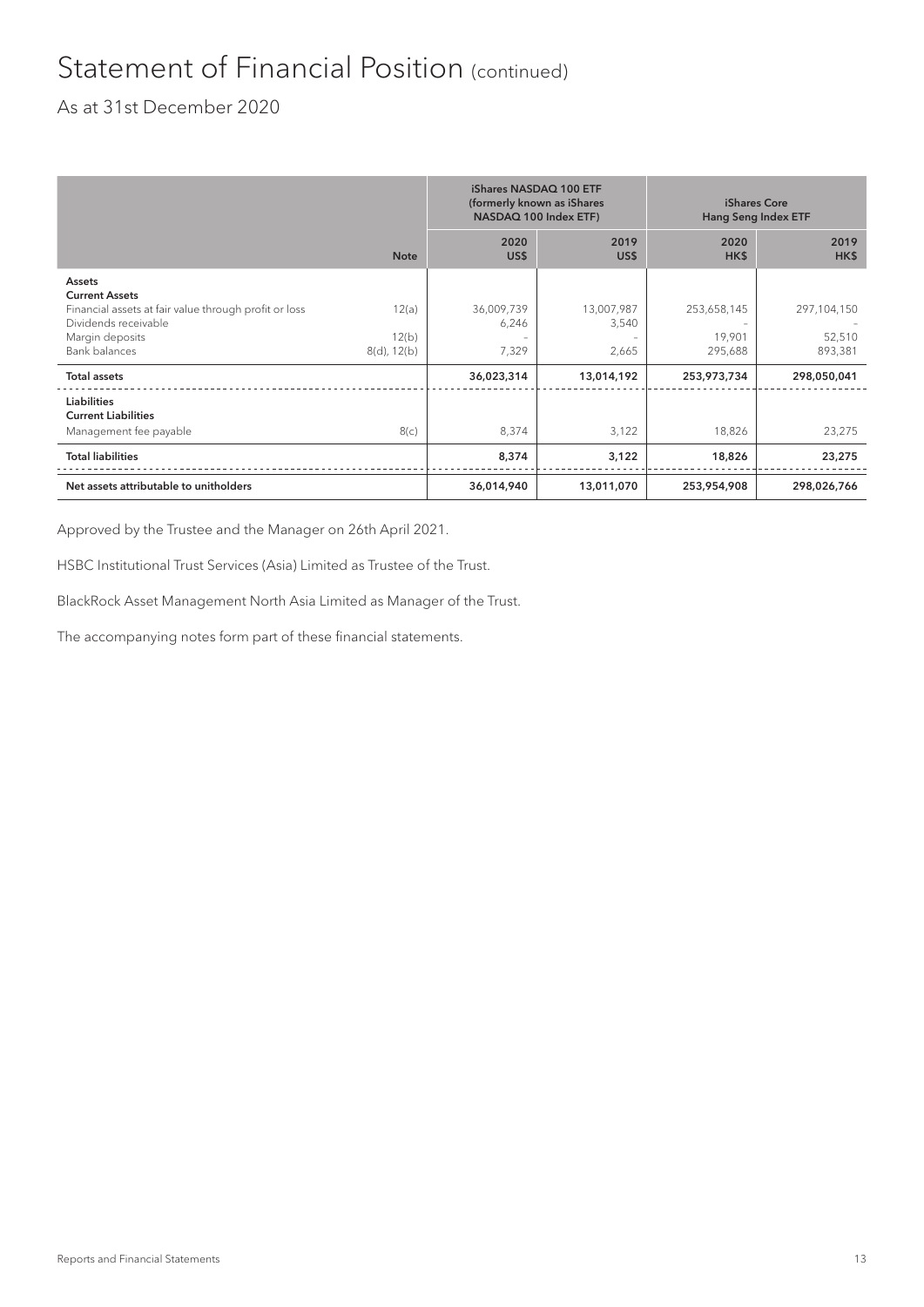# Statement of Financial Position (continued)

As at 31st December 2020

| | Note | iShares NASDAQ 100 ETF (formerly known as iShares NASDAQ 100 Index ETF) | | iShares Core Hang Seng Index ETF | |
|---|---|---|---|---|---|
| | | 2020 US$ | 2019 US$ | 2020 HK$ | 2019 HK$ |
| **Assets** | | | | | |
| **Current Assets** | | | | | |
| Financial assets at fair value through profit or loss | 12(a) | 36,009,739 | 13,007,987 | 253,658,145 | 297,104,150 |
| Dividends receivable | | 6,246 | 3,540 | – | – |
| Margin deposits | 12(b) | – | – | 19,901 | 52,510 |
| Bank balances | 8(d), 12(b) | 7,329 | 2,665 | 295,688 | 893,381 |
| **Total assets** | | **36,023,314** | **13,014,192** | **253,973,734** | **298,050,041** |
| **Liabilities** | | | | | |
| **Current Liabilities** | | | | | |
| Management fee payable | 8(c) | 8,374 | 3,122 | 18,826 | 23,275 |
| **Total liabilities** | | **8,374** | **3,122** | **18,826** | **23,275** |
| **Net assets attributable to unitholders** | | **36,014,940** | **13,011,070** | **253,954,908** | **298,026,766** |

Approved by the Trustee and the Manager on 26th April 2021.

HSBC Institutional Trust Services (Asia) Limited as Trustee of the Trust.

BlackRock Asset Management North Asia Limited as Manager of the Trust.

The accompanying notes form part of these financial statements.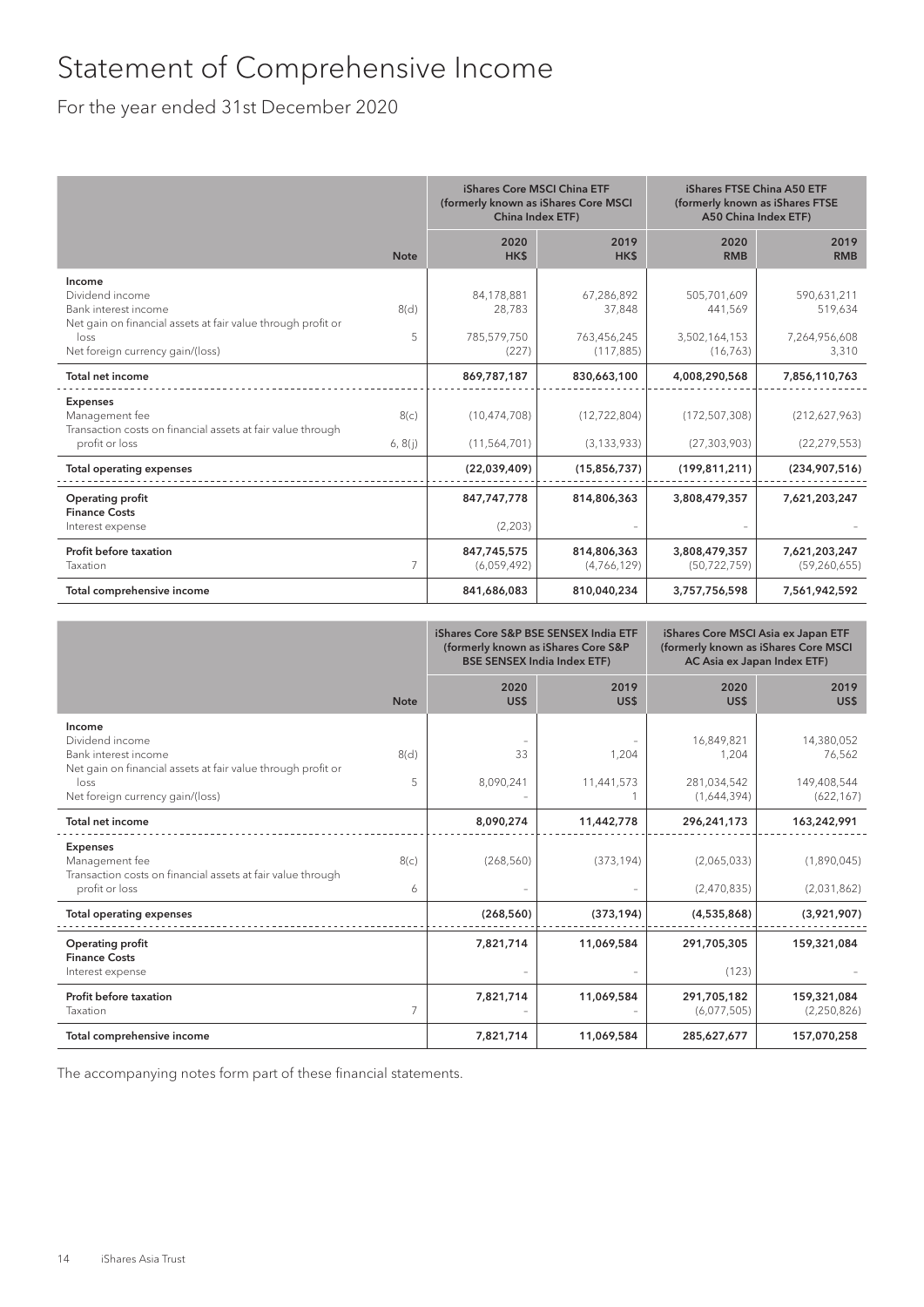# Statement of Comprehensive Income

For the year ended 31st December 2020

| | Note | iShares Core MSCI China ETF (formerly known as iShares Core MSCI China Index ETF) | | iShares FTSE China A50 ETF (formerly known as iShares FTSE A50 China Index ETF) | |
|---|---|---|---|---|---|
| | | 2020 HK$ | 2019 HK$ | 2020 RMB | 2019 RMB |
| **Income** | | | | | |
| Dividend income | | 84,178,881 | 67,286,892 | 505,701,609 | 590,631,211 |
| Bank interest income | 8(d) | 28,783 | 37,848 | 441,569 | 519,634 |
| Net gain on financial assets at fair value through profit or loss | 5 | 785,579,750 | 763,456,245 | 3,502,164,153 | 7,264,956,608 |
| Net foreign currency gain/(loss) | | (227) | (117,885) | (16,763) | 3,310 |
| **Total net income** | | **869,787,187** | **830,663,100** | **4,008,290,568** | **7,856,110,763** |
| **Expenses** | | | | | |
| Management fee | 8(c) | (10,474,708) | (12,722,804) | (172,507,308) | (212,627,963) |
| Transaction costs on financial assets at fair value through profit or loss | 6, 8(j) | (11,564,701) | (3,133,933) | (27,303,903) | (22,279,553) |
| **Total operating expenses** | | **(22,039,409)** | **(15,856,737)** | **(199,811,211)** | **(234,907,516)** |
| **Operating profit** | | **847,747,778** | **814,806,363** | **3,808,479,357** | **7,621,203,247** |
| **Finance Costs** | | | | | |
| Interest expense | | (2,203) | - | - | - |
| **Profit before taxation** | | **847,745,575** | **814,806,363** | **3,808,479,357** | **7,621,203,247** |
| Taxation | 7 | (6,059,492) | (4,766,129) | (50,722,759) | (59,260,655) |
| **Total comprehensive income** | | **841,686,083** | **810,040,234** | **3,757,756,598** | **7,561,942,592** |

| | Note | iShares Core S&P BSE SENSEX India ETF (formerly known as iShares Core S&P BSE SENSEX India Index ETF) | | iShares Core MSCI Asia ex Japan ETF (formerly known as iShares Core MSCI AC Asia ex Japan Index ETF) | |
|---|---|---|---|---|---|
| | | 2020 US$ | 2019 US$ | 2020 US$ | 2019 US$ |
| **Income** | | | | | |
| Dividend income | | - | - | 16,849,821 | 14,380,052 |
| Bank interest income | 8(d) | 33 | 1,204 | 1,204 | 76,562 |
| Net gain on financial assets at fair value through profit or loss | 5 | 8,090,241 | 11,441,573 | 281,034,542 | 149,408,544 |
| Net foreign currency gain/(loss) | | - | 1 | (1,644,394) | (622,167) |
| **Total net income** | | **8,090,274** | **11,442,778** | **296,241,173** | **163,242,991** |
| **Expenses** | | | | | |
| Management fee | 8(c) | (268,560) | (373,194) | (2,065,033) | (1,890,045) |
| Transaction costs on financial assets at fair value through profit or loss | 6 | - | - | (2,470,835) | (2,031,862) |
| **Total operating expenses** | | **(268,560)** | **(373,194)** | **(4,535,868)** | **(3,921,907)** |
| **Operating profit** | | **7,821,714** | **11,069,584** | **291,705,305** | **159,321,084** |
| **Finance Costs** | | | | | |
| Interest expense | | - | - | (123) | - |
| **Profit before taxation** | | **7,821,714** | **11,069,584** | **291,705,182** | **159,321,084** |
| Taxation | 7 | - | - | (6,077,505) | (2,250,826) |
| **Total comprehensive income** | | **7,821,714** | **11,069,584** | **285,627,677** | **157,070,258** |

The accompanying notes form part of these financial statements.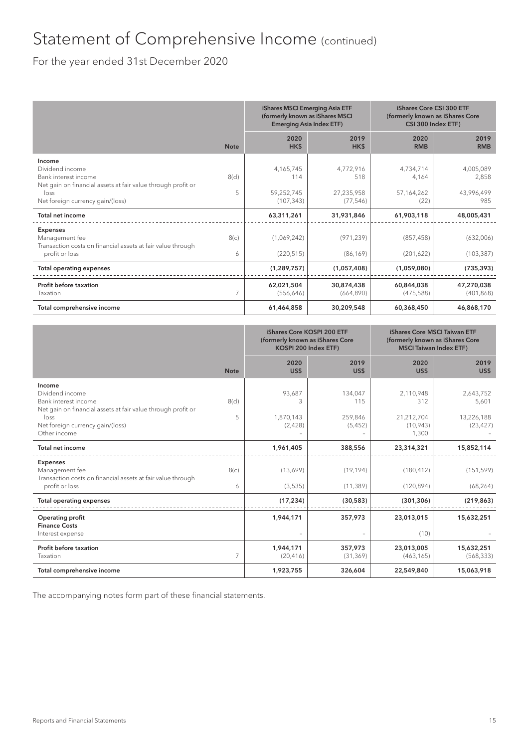# Statement of Comprehensive Income (continued)

For the year ended 31st December 2020

| | Note | iShares MSCI Emerging Asia ETF (formerly known as iShares MSCI Emerging Asia Index ETF) | | iShares Core CSI 300 ETF (formerly known as iShares Core CSI 300 Index ETF) | |
|---|---|---|---|---|---|
| | | 2020 HK$ | 2019 HK$ | 2020 RMB | 2019 RMB |
| **Income** | | | | | |
| Dividend income | | 4,165,745 | 4,772,916 | 4,734,714 | 4,005,089 |
| Bank interest income | 8(d) | 114 | 518 | 4,164 | 2,858 |
| Net gain on financial assets at fair value through profit or loss | 5 | 59,252,745 | 27,235,958 | 57,164,262 | 43,996,499 |
| Net foreign currency gain/(loss) | | (107,343) | (77,546) | (22) | 985 |
| **Total net income** | | **63,311,261** | **31,931,846** | **61,903,118** | **48,005,431** |
| **Expenses** | | | | | |
| Management fee | 8(c) | (1,069,242) | (971,239) | (857,458) | (632,006) |
| Transaction costs on financial assets at fair value through profit or loss | 6 | (220,515) | (86,169) | (201,622) | (103,387) |
| **Total operating expenses** | | **(1,289,757)** | **(1,057,408)** | **(1,059,080)** | **(735,393)** |
| **Profit before taxation** | | **62,021,504** | **30,874,438** | **60,844,038** | **47,270,038** |
| Taxation | 7 | (556,646) | (664,890) | (475,588) | (401,868) |
| **Total comprehensive income** | | **61,464,858** | **30,209,548** | **60,368,450** | **46,868,170** |

| | Note | iShares Core KOSPI 200 ETF (formerly known as iShares Core KOSPI 200 Index ETF) | | iShares Core MSCI Taiwan ETF (formerly known as iShares Core MSCI Taiwan Index ETF) | |
|---|---|---|---|---|---|
| | | 2020 US$ | 2019 US$ | 2020 US$ | 2019 US$ |
| **Income** | | | | | |
| Dividend income | | 93,687 | 134,047 | 2,110,948 | 2,643,752 |
| Bank interest income | 8(d) | 3 | 115 | 312 | 5,601 |
| Net gain on financial assets at fair value through profit or loss | 5 | 1,870,143 | 259,846 | 21,212,704 | 13,226,188 |
| Net foreign currency gain/(loss) | | (2,428) | (5,452) | (10,943) | (23,427) |
| Other income | | – | – | 1,300 | – |
| **Total net income** | | **1,961,405** | **388,556** | **23,314,321** | **15,852,114** |
| **Expenses** | | | | | |
| Management fee | 8(c) | (13,699) | (19,194) | (180,412) | (151,599) |
| Transaction costs on financial assets at fair value through profit or loss | 6 | (3,535) | (11,389) | (120,894) | (68,264) |
| **Total operating expenses** | | **(17,234)** | **(30,583)** | **(301,306)** | **(219,863)** |
| **Operating profit** | | **1,944,171** | **357,973** | **23,013,015** | **15,632,251** |
| **Finance Costs** | | | | | |
| Interest expense | | – | – | (10) | – |
| **Profit before taxation** | | **1,944,171** | **357,973** | **23,013,005** | **15,632,251** |
| Taxation | 7 | (20,416) | (31,369) | (463,165) | (568,333) |
| **Total comprehensive income** | | **1,923,755** | **326,604** | **22,549,840** | **15,063,918** |

The accompanying notes form part of these financial statements.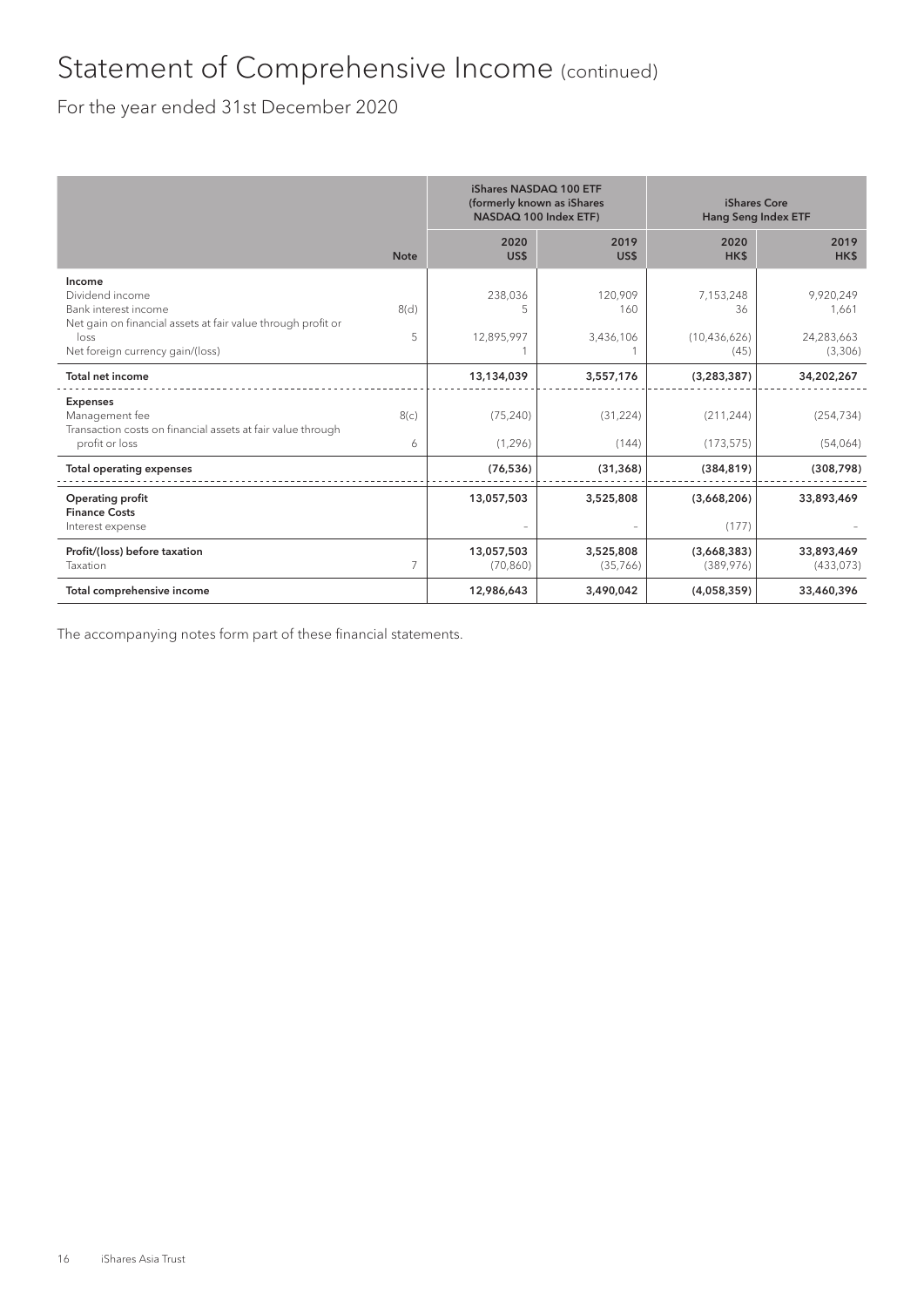# Statement of Comprehensive Income (continued)

For the year ended 31st December 2020

| | Note | iShares NASDAQ 100 ETF (formerly known as iShares NASDAQ 100 Index ETF) | | iShares Core Hang Seng Index ETF | |
|---|---|---|---|---|---|
| | | 2020 US$ | 2019 US$ | 2020 HK$ | 2019 HK$ |
| **Income** | | | | | |
| Dividend income | | 238,036 | 120,909 | 7,153,248 | 9,920,249 |
| Bank interest income | 8(d) | 5 | 160 | 36 | 1,661 |
| Net gain on financial assets at fair value through profit or loss | 5 | 12,895,997 | 3,436,106 | (10,436,626) | 24,283,663 |
| Net foreign currency gain/(loss) | | 1 | 1 | (45) | (3,306) |
| **Total net income** | | **13,134,039** | **3,557,176** | **(3,283,387)** | **34,202,267** |
| **Expenses** | | | | | |
| Management fee | 8(c) | (75,240) | (31,224) | (211,244) | (254,734) |
| Transaction costs on financial assets at fair value through profit or loss | 6 | (1,296) | (144) | (173,575) | (54,064) |
| **Total operating expenses** | | **(76,536)** | **(31,368)** | **(384,819)** | **(308,798)** |
| **Operating profit** | | **13,057,503** | **3,525,808** | **(3,668,206)** | **33,893,469** |
| **Finance Costs** | | | | | |
| Interest expense | | – | – | (177) | – |
| **Profit/(loss) before taxation** | | **13,057,503** | **3,525,808** | **(3,668,383)** | **33,893,469** |
| Taxation | 7 | (70,860) | (35,766) | (389,976) | (433,073) |
| **Total comprehensive income** | | **12,986,643** | **3,490,042** | **(4,058,359)** | **33,460,396** |

The accompanying notes form part of these financial statements.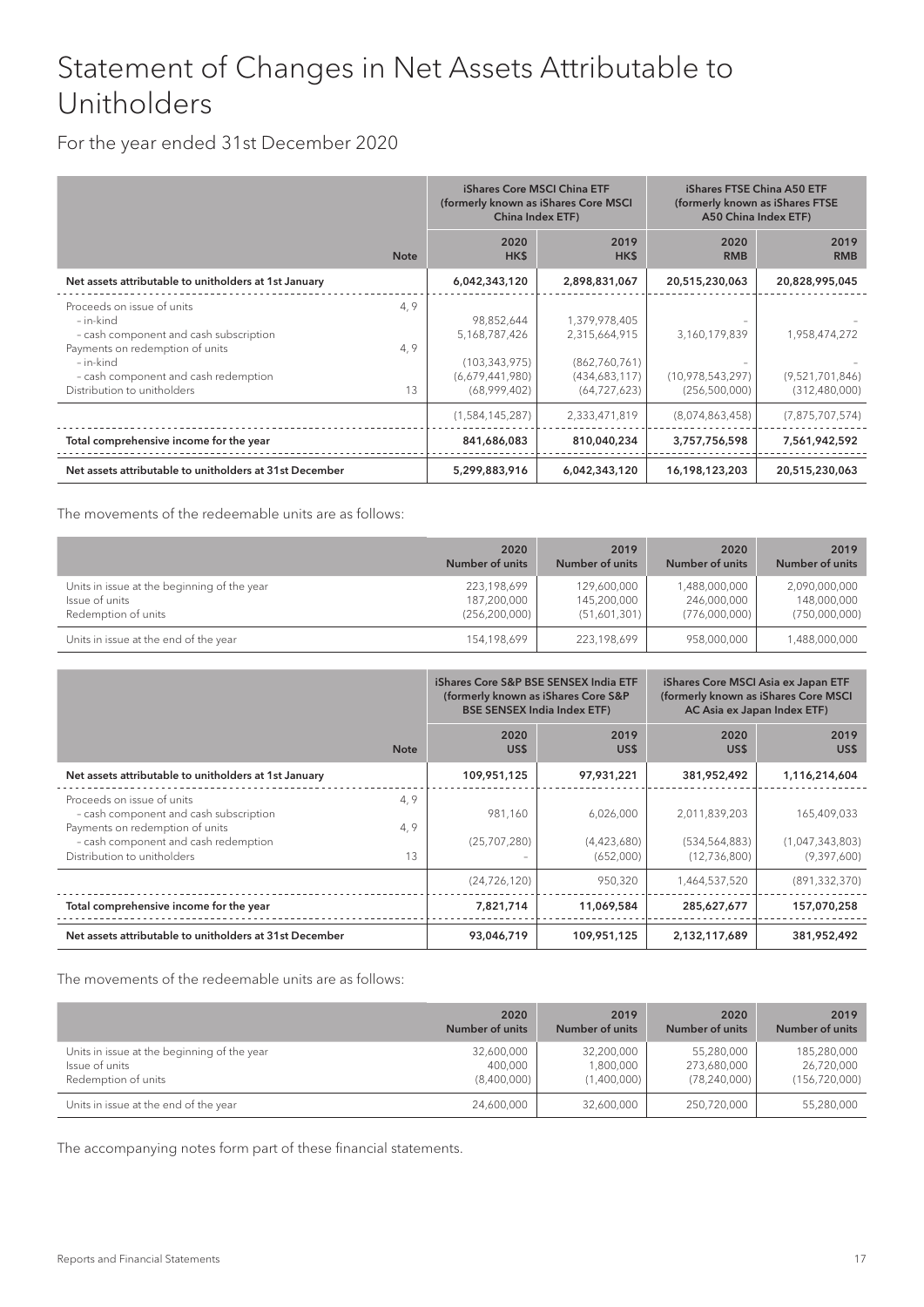# Statement of Changes in Net Assets Attributable to Unitholders

For the year ended 31st December 2020

| | Note | iShares Core MSCI China ETF (formerly known as iShares Core MSCI China Index ETF) | | iShares FTSE China A50 ETF (formerly known as iShares FTSE A50 China Index ETF) | |
|---|---|---|---|---|---|
| | | 2020 HK$ | 2019 HK$ | 2020 RMB | 2019 RMB |
| **Net assets attributable to unitholders at 1st January** | | **6,042,343,120** | **2,898,831,067** | **20,515,230,063** | **20,828,995,045** |
| Proceeds on issue of units | 4, 9 | | | | |
| – in-kind | | 98,852,644 | 1,379,978,405 | – | – |
| – cash component and cash subscription | | 5,168,787,426 | 2,315,664,915 | 3,160,179,839 | 1,958,474,272 |
| Payments on redemption of units | 4, 9 | | | | |
| – in-kind | | (103,343,975) | (862,760,761) | – | – |
| – cash component and cash redemption | | (6,679,441,980) | (434,683,117) | (10,978,543,297) | (9,521,701,846) |
| Distribution to unitholders | 13 | (68,999,402) | (64,727,623) | (256,500,000) | (312,480,000) |
| | | (1,584,145,287) | 2,333,471,819 | (8,074,863,458) | (7,875,707,574) |
| **Total comprehensive income for the year** | | **841,686,083** | **810,040,234** | **3,757,756,598** | **7,561,942,592** |
| **Net assets attributable to unitholders at 31st December** | | **5,299,883,916** | **6,042,343,120** | **16,198,123,203** | **20,515,230,063** |

The movements of the redeemable units are as follows:

| | 2020 Number of units | 2019 Number of units | 2020 Number of units | 2019 Number of units |
|---|---|---|---|---|
| Units in issue at the beginning of the year | 223,198,699 | 129,600,000 | 1,488,000,000 | 2,090,000,000 |
| Issue of units | 187,200,000 | 145,200,000 | 246,000,000 | 148,000,000 |
| Redemption of units | (256,200,000) | (51,601,301) | (776,000,000) | (750,000,000) |
| Units in issue at the end of the year | 154,198,699 | 223,198,699 | 958,000,000 | 1,488,000,000 |

| | Note | iShares Core S&P BSE SENSEX India ETF (formerly known as iShares Core S&P BSE SENSEX India Index ETF) | | iShares Core MSCI Asia ex Japan ETF (formerly known as iShares Core MSCI AC Asia ex Japan Index ETF) | |
|---|---|---|---|---|---|
| | | 2020 US$ | 2019 US$ | 2020 US$ | 2019 US$ |
| **Net assets attributable to unitholders at 1st January** | | **109,951,125** | **97,931,221** | **381,952,492** | **1,116,214,604** |
| Proceeds on issue of units | 4, 9 | | | | |
| – cash component and cash subscription | | 981,160 | 6,026,000 | 2,011,839,203 | 165,409,033 |
| Payments on redemption of units | 4, 9 | | | | |
| – cash component and cash redemption | | (25,707,280) | (4,423,680) | (534,564,883) | (1,047,343,803) |
| Distribution to unitholders | 13 | – | (652,000) | (12,736,800) | (9,397,600) |
| | | (24,726,120) | 950,320 | 1,464,537,520 | (891,332,370) |
| **Total comprehensive income for the year** | | **7,821,714** | **11,069,584** | **285,627,677** | **157,070,258** |
| **Net assets attributable to unitholders at 31st December** | | **93,046,719** | **109,951,125** | **2,132,117,689** | **381,952,492** |

The movements of the redeemable units are as follows:

| | 2020 Number of units | 2019 Number of units | 2020 Number of units | 2019 Number of units |
|---|---|---|---|---|
| Units in issue at the beginning of the year | 32,600,000 | 32,200,000 | 55,280,000 | 185,280,000 |
| Issue of units | 400,000 | 1,800,000 | 273,680,000 | 26,720,000 |
| Redemption of units | (8,400,000) | (1,400,000) | (78,240,000) | (156,720,000) |
| Units in issue at the end of the year | 24,600,000 | 32,600,000 | 250,720,000 | 55,280,000 |

The accompanying notes form part of these financial statements.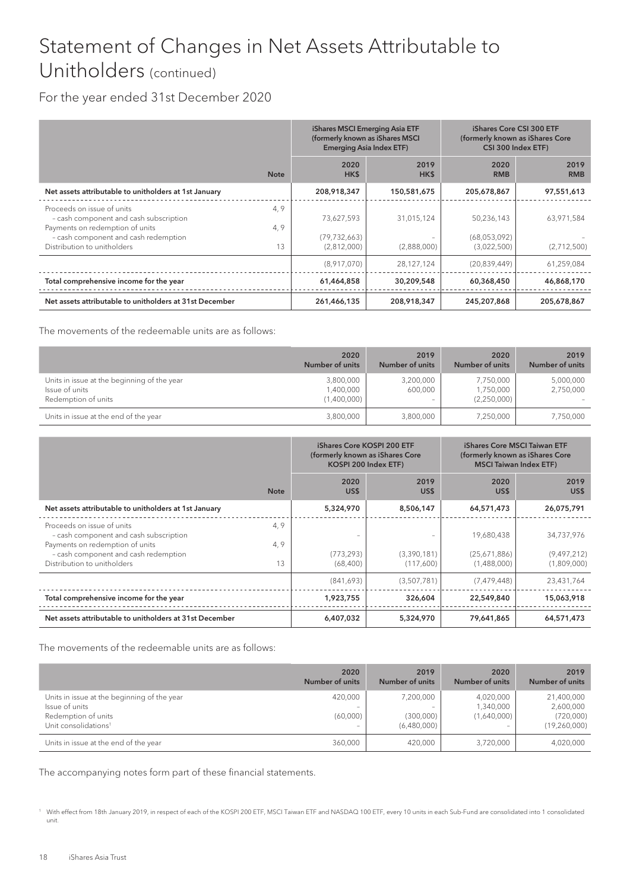# Statement of Changes in Net Assets Attributable to Unitholders (continued)

For the year ended 31st December 2020

| | Note | iShares MSCI Emerging Asia ETF (formerly known as iShares MSCI Emerging Asia Index ETF) | | iShares Core CSI 300 ETF (formerly known as iShares Core CSI 300 Index ETF) | |
|---|---|---|---|---|---|
| | | 2020 HK$ | 2019 HK$ | 2020 RMB | 2019 RMB |
| **Net assets attributable to unitholders at 1st January** | | **208,918,347** | **150,581,675** | **205,678,867** | **97,551,613** |
| Proceeds on issue of units | 4, 9 | | | | |
| – cash component and cash subscription | | 73,627,593 | 31,015,124 | 50,236,143 | 63,971,584 |
| Payments on redemption of units | 4, 9 | | | | |
| – cash component and cash redemption | | (79,732,663) | – | (68,053,092) | – |
| Distribution to unitholders | 13 | (2,812,000) | (2,888,000) | (3,022,500) | (2,712,500) |
| | | (8,917,070) | 28,127,124 | (20,839,449) | 61,259,084 |
| **Total comprehensive income for the year** | | **61,464,858** | **30,209,548** | **60,368,450** | **46,868,170** |
| **Net assets attributable to unitholders at 31st December** | | **261,466,135** | **208,918,347** | **245,207,868** | **205,678,867** |

The movements of the redeemable units are as follows:

| | 2020 Number of units | 2019 Number of units | 2020 Number of units | 2019 Number of units |
|---|---|---|---|---|
| Units in issue at the beginning of the year | 3,800,000 | 3,200,000 | 7,750,000 | 5,000,000 |
| Issue of units | 1,400,000 | 600,000 | 1,750,000 | 2,750,000 |
| Redemption of units | (1,400,000) | – | (2,250,000) | – |
| Units in issue at the end of the year | 3,800,000 | 3,800,000 | 7,250,000 | 7,750,000 |

| | Note | iShares Core KOSPI 200 ETF (formerly known as iShares Core KOSPI 200 Index ETF) | | iShares Core MSCI Taiwan ETF (formerly known as iShares Core MSCI Taiwan Index ETF) | |
|---|---|---|---|---|---|
| | | 2020 US$ | 2019 US$ | 2020 US$ | 2019 US$ |
| **Net assets attributable to unitholders at 1st January** | | **5,324,970** | **8,506,147** | **64,571,473** | **26,075,791** |
| Proceeds on issue of units | 4, 9 | | | | |
| – cash component and cash subscription | | – | – | 19,680,438 | 34,737,976 |
| Payments on redemption of units | 4, 9 | | | | |
| – cash component and cash redemption | | (773,293) | (3,390,181) | (25,671,886) | (9,497,212) |
| Distribution to unitholders | 13 | (68,400) | (117,600) | (1,488,000) | (1,809,000) |
| | | (841,693) | (3,507,781) | (7,479,448) | 23,431,764 |
| **Total comprehensive income for the year** | | **1,923,755** | **326,604** | **22,549,840** | **15,063,918** |
| **Net assets attributable to unitholders at 31st December** | | **6,407,032** | **5,324,970** | **79,641,865** | **64,571,473** |

The movements of the redeemable units are as follows:

| | 2020 Number of units | 2019 Number of units | 2020 Number of units | 2019 Number of units |
|---|---|---|---|---|
| Units in issue at the beginning of the year | 420,000 | 7,200,000 | 4,020,000 | 21,400,000 |
| Issue of units | – | – | 1,340,000 | 2,600,000 |
| Redemption of units | (60,000) | (300,000) | (1,640,000) | (720,000) |
| Unit consolidations[1] | – | (6,480,000) | – | (19,260,000) |
| Units in issue at the end of the year | 360,000 | 420,000 | 3,720,000 | 4,020,000 |

The accompanying notes form part of these financial statements.

[1] With effect from 18th January 2019, in respect of each of the KOSPI 200 ETF, MSCI Taiwan ETF and NASDAQ 100 ETF, every 10 units in each Sub-Fund are consolidated into 1 consolidated unit.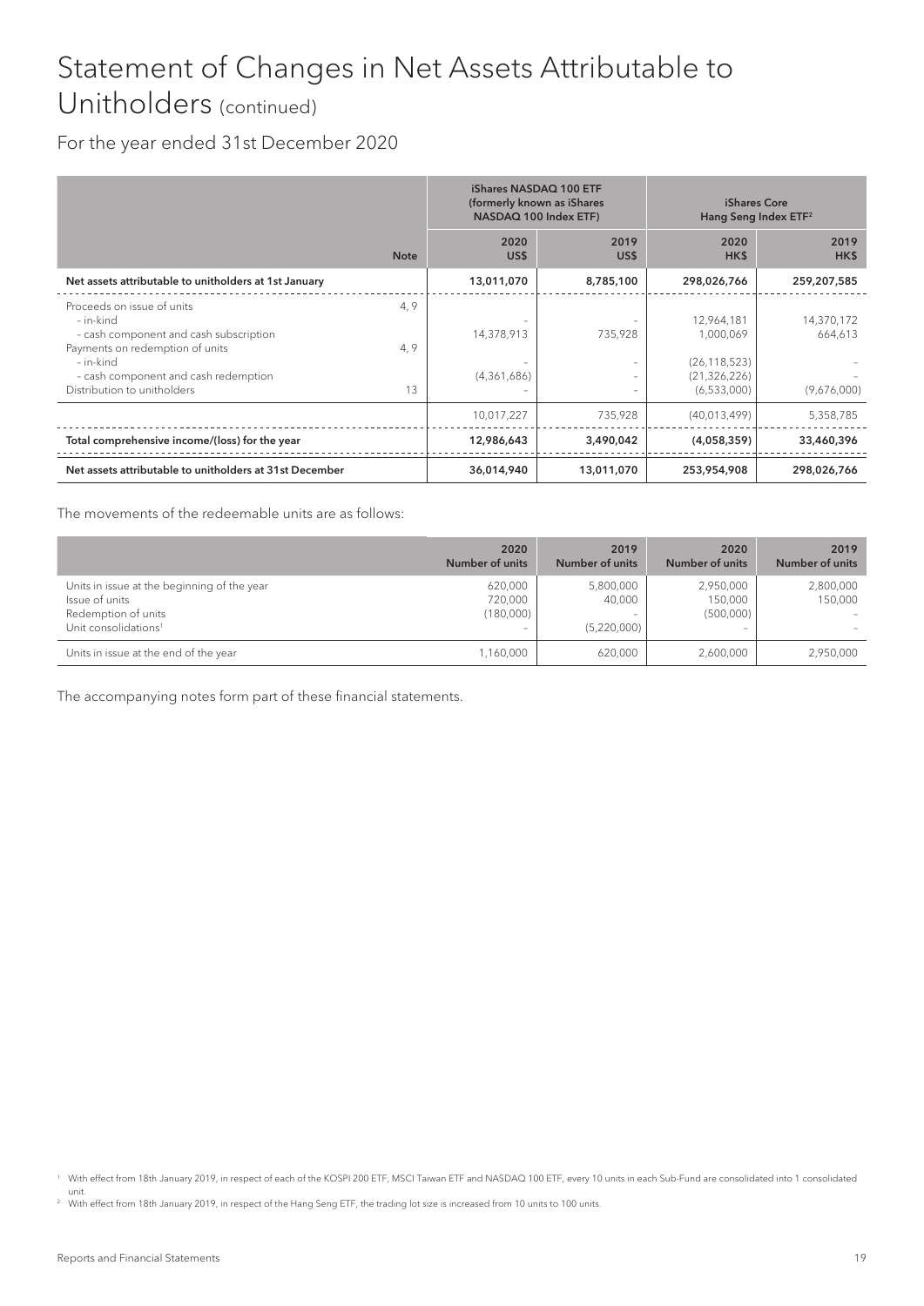# Statement of Changes in Net Assets Attributable to Unitholders (continued)

For the year ended 31st December 2020

| | Note | iShares NASDAQ 100 ETF (formerly known as iShares NASDAQ 100 Index ETF) | | iShares Core Hang Seng Index ETF[2] | |
|---|---|---|---|---|---|
| | | 2020 US$ | 2019 US$ | 2020 HK$ | 2019 HK$ |
| **Net assets attributable to unitholders at 1st January** | | **13,011,070** | **8,785,100** | **298,026,766** | **259,207,585** |
| Proceeds on issue of units | 4, 9 | | | | |
| – in-kind | | – | – | 12,964,181 | 14,370,172 |
| – cash component and cash subscription | | 14,378,913 | 735,928 | 1,000,069 | 664,613 |
| Payments on redemption of units | 4, 9 | | | | |
| – in-kind | | – | – | (26,118,523) | – |
| – cash component and cash redemption | | (4,361,686) | – | (21,326,226) | – |
| Distribution to unitholders | 13 | – | – | (6,533,000) | (9,676,000) |
| | | 10,017,227 | 735,928 | (40,013,499) | 5,358,785 |
| **Total comprehensive income/(loss) for the year** | | **12,986,643** | **3,490,042** | **(4,058,359)** | **33,460,396** |
| **Net assets attributable to unitholders at 31st December** | | **36,014,940** | **13,011,070** | **253,954,908** | **298,026,766** |

The movements of the redeemable units are as follows:

| | 2020 Number of units | 2019 Number of units | 2020 Number of units | 2019 Number of units |
|---|---|---|---|---|
| Units in issue at the beginning of the year | 620,000 | 5,800,000 | 2,950,000 | 2,800,000 |
| Issue of units | 720,000 | 40,000 | 150,000 | 150,000 |
| Redemption of units | (180,000) | – | (500,000) | – |
| Unit consolidations[1] | – | (5,220,000) | – | – |
| Units in issue at the end of the year | 1,160,000 | 620,000 | 2,600,000 | 2,950,000 |

The accompanying notes form part of these financial statements.

[1] With effect from 18th January 2019, in respect of each of the KOSPI 200 ETF, MSCI Taiwan ETF and NASDAQ 100 ETF, every 10 units in each Sub-Fund are consolidated into 1 consolidated unit.

[2] With effect from 18th January 2019, in respect of the Hang Seng ETF, the trading lot size is increased from 10 units to 100 units.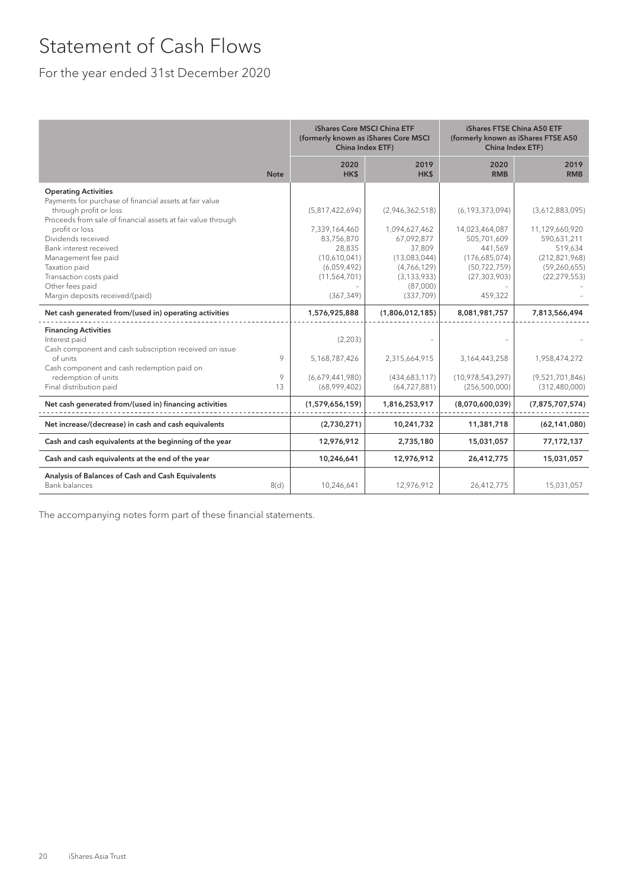# Statement of Cash Flows

For the year ended 31st December 2020

| | Note | iShares Core MSCI China ETF (formerly known as iShares Core MSCI China Index ETF) | | iShares FTSE China A50 ETF (formerly known as iShares FTSE A50 China Index ETF) | |
|---|---|---|---|---|---|
| | | 2020 HK$ | 2019 HK$ | 2020 RMB | 2019 RMB |
| **Operating Activities** | | | | | |
| Payments for purchase of financial assets at fair value through profit or loss | | (5,817,422,694) | (2,946,362,518) | (6,193,373,094) | (3,612,883,095) |
| Proceeds from sale of financial assets at fair value through profit or loss | | 7,339,164,460 | 1,094,627,462 | 14,023,464,087 | 11,129,660,920 |
| Dividends received | | 83,756,870 | 67,092,877 | 505,701,609 | 590,631,211 |
| Bank interest received | | 28,835 | 37,809 | 441,569 | 519,634 |
| Management fee paid | | (10,610,041) | (13,083,044) | (176,685,074) | (212,821,968) |
| Taxation paid | | (6,059,492) | (4,766,129) | (50,722,759) | (59,260,655) |
| Transaction costs paid | | (11,564,701) | (3,133,933) | (27,303,903) | (22,279,553) |
| Other fees paid | | - | (87,000) | - | - |
| Margin deposits received/(paid) | | (367,349) | (337,709) | 459,322 | - |
| **Net cash generated from/(used in) operating activities** | | **1,576,925,888** | **(1,806,012,185)** | **8,081,981,757** | **7,813,566,494** |
| **Financing Activities** | | | | | |
| Interest paid | | (2,203) | - | - | - |
| Cash component and cash subscription received on issue of units | 9 | 5,168,787,426 | 2,315,664,915 | 3,164,443,258 | 1,958,474,272 |
| Cash component and cash redemption paid on redemption of units | 9 | (6,679,441,980) | (434,683,117) | (10,978,543,297) | (9,521,701,846) |
| Final distribution paid | 13 | (68,999,402) | (64,727,881) | (256,500,000) | (312,480,000) |
| **Net cash generated from/(used in) financing activities** | | **(1,579,656,159)** | **1,816,253,917** | **(8,070,600,039)** | **(7,875,707,574)** |
| **Net increase/(decrease) in cash and cash equivalents** | | **(2,730,271)** | **10,241,732** | **11,381,718** | **(62,141,080)** |
| **Cash and cash equivalents at the beginning of the year** | | **12,976,912** | **2,735,180** | **15,031,057** | **77,172,137** |
| **Cash and cash equivalents at the end of the year** | | **10,246,641** | **12,976,912** | **26,412,775** | **15,031,057** |
| **Analysis of Balances of Cash and Cash Equivalents** | | | | | |
| Bank balances | 8(d) | 10,246,641 | 12,976,912 | 26,412,775 | 15,031,057 |

The accompanying notes form part of these financial statements.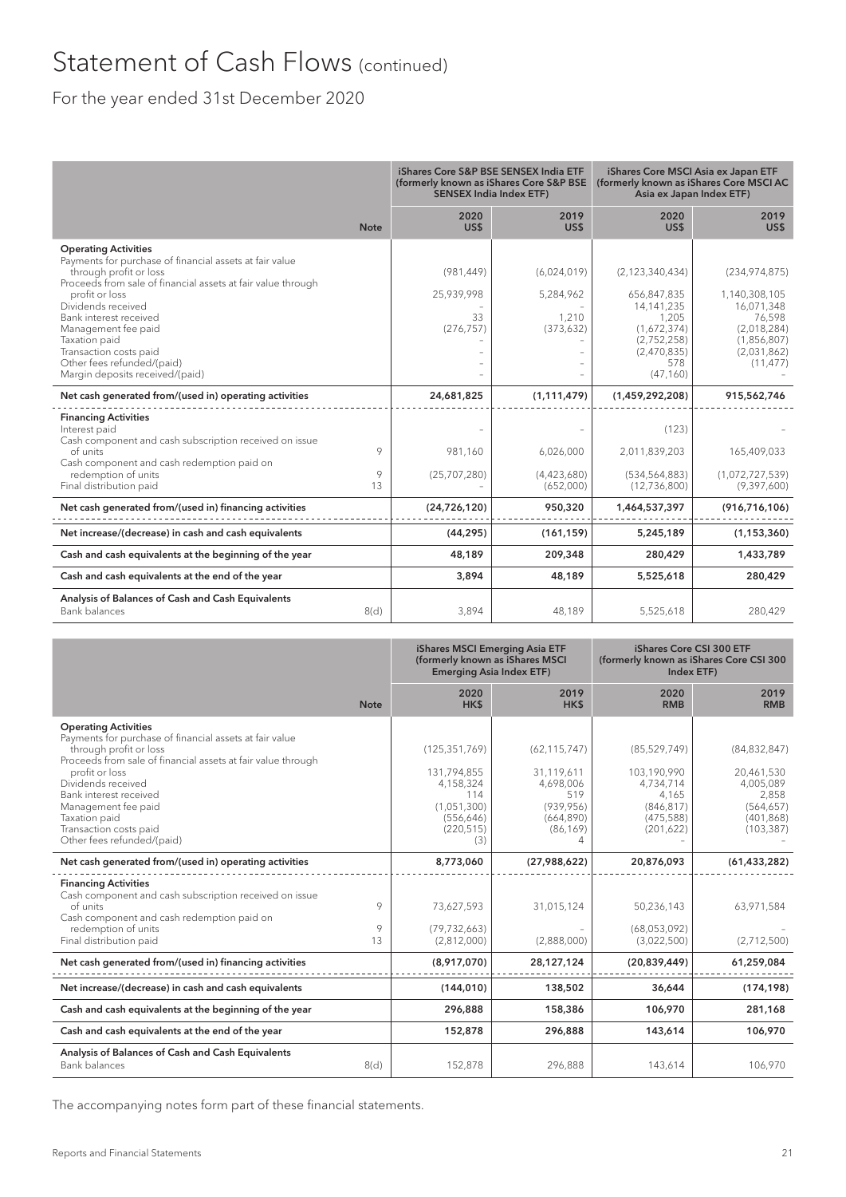# Statement of Cash Flows (continued)

For the year ended 31st December 2020

| | Note | iShares Core S&P BSE SENSEX India ETF (formerly known as iShares Core S&P BSE SENSEX India Index ETF) | | iShares Core MSCI Asia ex Japan ETF (formerly known as iShares Core MSCI AC Asia ex Japan Index ETF) | |
|---|---|---|---|---|---|
| | | 2020 US$ | 2019 US$ | 2020 US$ | 2019 US$ |
| **Operating Activities** | | | | | |
| Payments for purchase of financial assets at fair value through profit or loss | | (981,449) | (6,024,019) | (2,123,340,434) | (234,974,875) |
| Proceeds from sale of financial assets at fair value through profit or loss | | 25,939,998 | 5,284,962 | 656,847,835 | 1,140,308,105 |
| Dividends received | | – | – | 14,141,235 | 16,071,348 |
| Bank interest received | | 33 | 1,210 | 1,205 | 76,598 |
| Management fee paid | | (276,757) | (373,632) | (1,672,374) | (2,018,284) |
| Taxation paid | | – | – | (2,752,258) | (1,856,807) |
| Transaction costs paid | | – | – | (2,470,835) | (2,031,862) |
| Other fees refunded/(paid) | | – | – | 578 | (11,477) |
| Margin deposits received/(paid) | | – | – | (47,160) | – |
| **Net cash generated from/(used in) operating activities** | | **24,681,825** | **(1,111,479)** | **(1,459,292,208)** | **915,562,746** |
| **Financing Activities** | | | | | |
| Interest paid | | – | – | (123) | – |
| Cash component and cash subscription received on issue of units | 9 | 981,160 | 6,026,000 | 2,011,839,203 | 165,409,033 |
| Cash component and cash redemption paid on redemption of units | 9 | (25,707,280) | (4,423,680) | (534,564,883) | (1,072,727,539) |
| Final distribution paid | 13 | – | (652,000) | (12,736,800) | (9,397,600) |
| **Net cash generated from/(used in) financing activities** | | **(24,726,120)** | **950,320** | **1,464,537,397** | **(916,716,106)** |
| **Net increase/(decrease) in cash and cash equivalents** | | **(44,295)** | **(161,159)** | **5,245,189** | **(1,153,360)** |
| **Cash and cash equivalents at the beginning of the year** | | **48,189** | **209,348** | **280,429** | **1,433,789** |
| **Cash and cash equivalents at the end of the year** | | **3,894** | **48,189** | **5,525,618** | **280,429** |
| **Analysis of Balances of Cash and Cash Equivalents** | | | | | |
| Bank balances | 8(d) | 3,894 | 48,189 | 5,525,618 | 280,429 |

| | Note | iShares MSCI Emerging Asia ETF (formerly known as iShares MSCI Emerging Asia Index ETF) | | iShares Core CSI 300 ETF (formerly known as iShares Core CSI 300 Index ETF) | |
|---|---|---|---|---|---|
| | | 2020 HK$ | 2019 HK$ | 2020 RMB | 2019 RMB |
| **Operating Activities** | | | | | |
| Payments for purchase of financial assets at fair value through profit or loss | | (125,351,769) | (62,115,747) | (85,529,749) | (84,832,847) |
| Proceeds from sale of financial assets at fair value through profit or loss | | 131,794,855 | 31,119,611 | 103,190,990 | 20,461,530 |
| Dividends received | | 4,158,324 | 4,698,006 | 4,734,714 | 4,005,089 |
| Bank interest received | | 114 | 519 | 4,165 | 2,858 |
| Management fee paid | | (1,051,300) | (939,956) | (846,817) | (564,657) |
| Taxation paid | | (556,646) | (664,890) | (475,588) | (401,868) |
| Transaction costs paid | | (220,515) | (86,169) | (201,622) | (103,387) |
| Other fees refunded/(paid) | | (3) | 4 | – | – |
| **Net cash generated from/(used in) operating activities** | | **8,773,060** | **(27,988,622)** | **20,876,093** | **(61,433,282)** |
| **Financing Activities** | | | | | |
| Cash component and cash subscription received on issue of units | 9 | 73,627,593 | 31,015,124 | 50,236,143 | 63,971,584 |
| Cash component and cash redemption paid on redemption of units | 9 | (79,732,663) | – | (68,053,092) | – |
| Final distribution paid | 13 | (2,812,000) | (2,888,000) | (3,022,500) | (2,712,500) |
| **Net cash generated from/(used in) financing activities** | | **(8,917,070)** | **28,127,124** | **(20,839,449)** | **61,259,084** |
| **Net increase/(decrease) in cash and cash equivalents** | | **(144,010)** | **138,502** | **36,644** | **(174,198)** |
| **Cash and cash equivalents at the beginning of the year** | | **296,888** | **158,386** | **106,970** | **281,168** |
| **Cash and cash equivalents at the end of the year** | | **152,878** | **296,888** | **143,614** | **106,970** |
| **Analysis of Balances of Cash and Cash Equivalents** | | | | | |
| Bank balances | 8(d) | 152,878 | 296,888 | 143,614 | 106,970 |

The accompanying notes form part of these financial statements.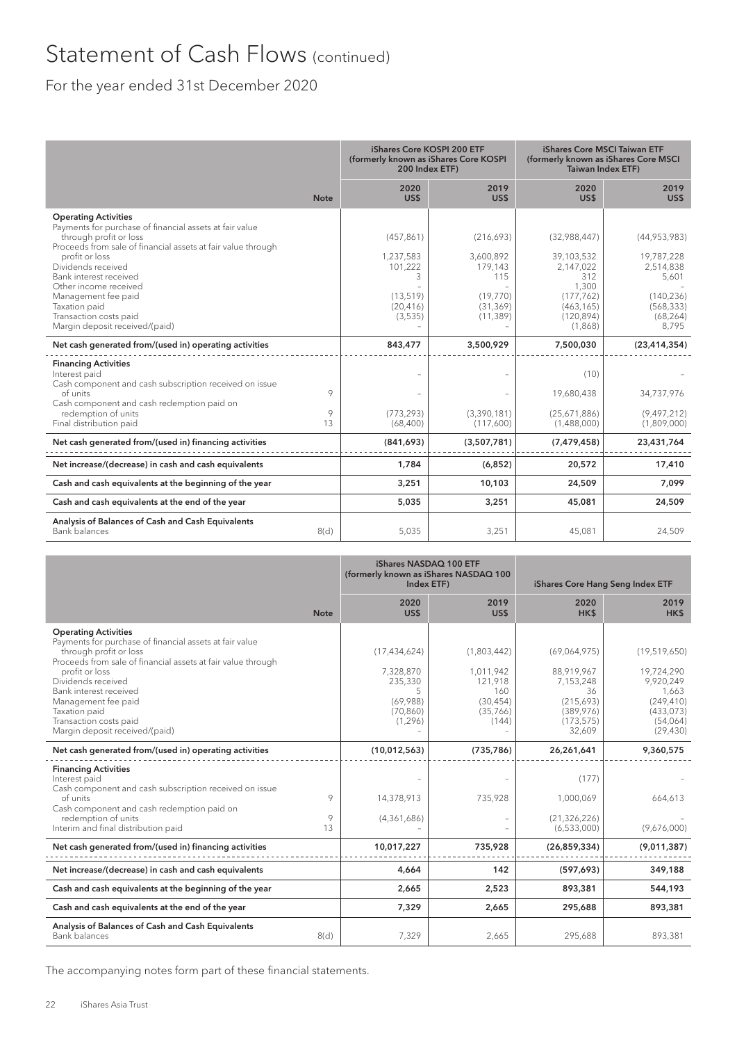# Statement of Cash Flows (continued)

For the year ended 31st December 2020

| | Note | iShares Core KOSPI 200 ETF (formerly known as iShares Core KOSPI 200 Index ETF) | | iShares Core MSCI Taiwan ETF (formerly known as iShares Core MSCI Taiwan Index ETF) | |
|---|---|---|---|---|---|
| | | 2020 US$ | 2019 US$ | 2020 US$ | 2019 US$ |
| **Operating Activities** | | | | | |
| Payments for purchase of financial assets at fair value through profit or loss | | (457,861) | (216,693) | (32,988,447) | (44,953,983) |
| Proceeds from sale of financial assets at fair value through profit or loss | | 1,237,583 | 3,600,892 | 39,103,532 | 19,787,228 |
| Dividends received | | 101,222 | 179,143 | 2,147,022 | 2,514,838 |
| Bank interest received | | 3 | 115 | 312 | 5,601 |
| Other income received | | – | – | 1,300 | – |
| Management fee paid | | (13,519) | (19,770) | (177,762) | (140,236) |
| Taxation paid | | (20,416) | (31,369) | (463,165) | (568,333) |
| Transaction costs paid | | (3,535) | (11,389) | (120,894) | (68,264) |
| Margin deposit received/(paid) | | – | – | (1,868) | 8,795 |
| **Net cash generated from/(used in) operating activities** | | **843,477** | **3,500,929** | **7,500,030** | **(23,414,354)** |
| **Financing Activities** | | | | | |
| Interest paid | | – | – | (10) | – |
| Cash component and cash subscription received on issue of units | 9 | – | – | 19,680,438 | 34,737,976 |
| Cash component and cash redemption paid on redemption of units | 9 | (773,293) | (3,390,181) | (25,671,886) | (9,497,212) |
| Final distribution paid | 13 | (68,400) | (117,600) | (1,488,000) | (1,809,000) |
| **Net cash generated from/(used in) financing activities** | | **(841,693)** | **(3,507,781)** | **(7,479,458)** | **23,431,764** |
| **Net increase/(decrease) in cash and cash equivalents** | | **1,784** | **(6,852)** | **20,572** | **17,410** |
| **Cash and cash equivalents at the beginning of the year** | | **3,251** | **10,103** | **24,509** | **7,099** |
| **Cash and cash equivalents at the end of the year** | | **5,035** | **3,251** | **45,081** | **24,509** |
| **Analysis of Balances of Cash and Cash Equivalents** | | | | | |
| Bank balances | 8(d) | 5,035 | 3,251 | 45,081 | 24,509 |

| | Note | iShares NASDAQ 100 ETF (formerly known as iShares NASDAQ 100 Index ETF) | | iShares Core Hang Seng Index ETF | |
|---|---|---|---|---|---|
| | | 2020 US$ | 2019 US$ | 2020 HK$ | 2019 HK$ |
| **Operating Activities** | | | | | |
| Payments for purchase of financial assets at fair value through profit or loss | | (17,434,624) | (1,803,442) | (69,064,975) | (19,519,650) |
| Proceeds from sale of financial assets at fair value through profit or loss | | 7,328,870 | 1,011,942 | 88,919,967 | 19,724,290 |
| Dividends received | | 235,330 | 121,918 | 7,153,248 | 9,920,249 |
| Bank interest received | | 5 | 160 | 36 | 1,663 |
| Management fee paid | | (69,988) | (30,454) | (215,693) | (249,410) |
| Taxation paid | | (70,860) | (35,766) | (389,976) | (433,073) |
| Transaction costs paid | | (1,296) | (144) | (173,575) | (54,064) |
| Margin deposit received/(paid) | | – | – | 32,609 | (29,430) |
| **Net cash generated from/(used in) operating activities** | | **(10,012,563)** | **(735,786)** | **26,261,641** | **9,360,575** |
| **Financing Activities** | | | | | |
| Interest paid | | – | – | (177) | – |
| Cash component and cash subscription received on issue of units | 9 | 14,378,913 | 735,928 | 1,000,069 | 664,613 |
| Cash component and cash redemption paid on redemption of units | 9 | (4,361,686) | – | (21,326,226) | – |
| Interim and final distribution paid | 13 | – | – | (6,533,000) | (9,676,000) |
| **Net cash generated from/(used in) financing activities** | | **10,017,227** | **735,928** | **(26,859,334)** | **(9,011,387)** |
| **Net increase/(decrease) in cash and cash equivalents** | | **4,664** | **142** | **(597,693)** | **349,188** |
| **Cash and cash equivalents at the beginning of the year** | | **2,665** | **2,523** | **893,381** | **544,193** |
| **Cash and cash equivalents at the end of the year** | | **7,329** | **2,665** | **295,688** | **893,381** |
| **Analysis of Balances of Cash and Cash Equivalents** | | | | | |
| Bank balances | 8(d) | 7,329 | 2,665 | 295,688 | 893,381 |

The accompanying notes form part of these financial statements.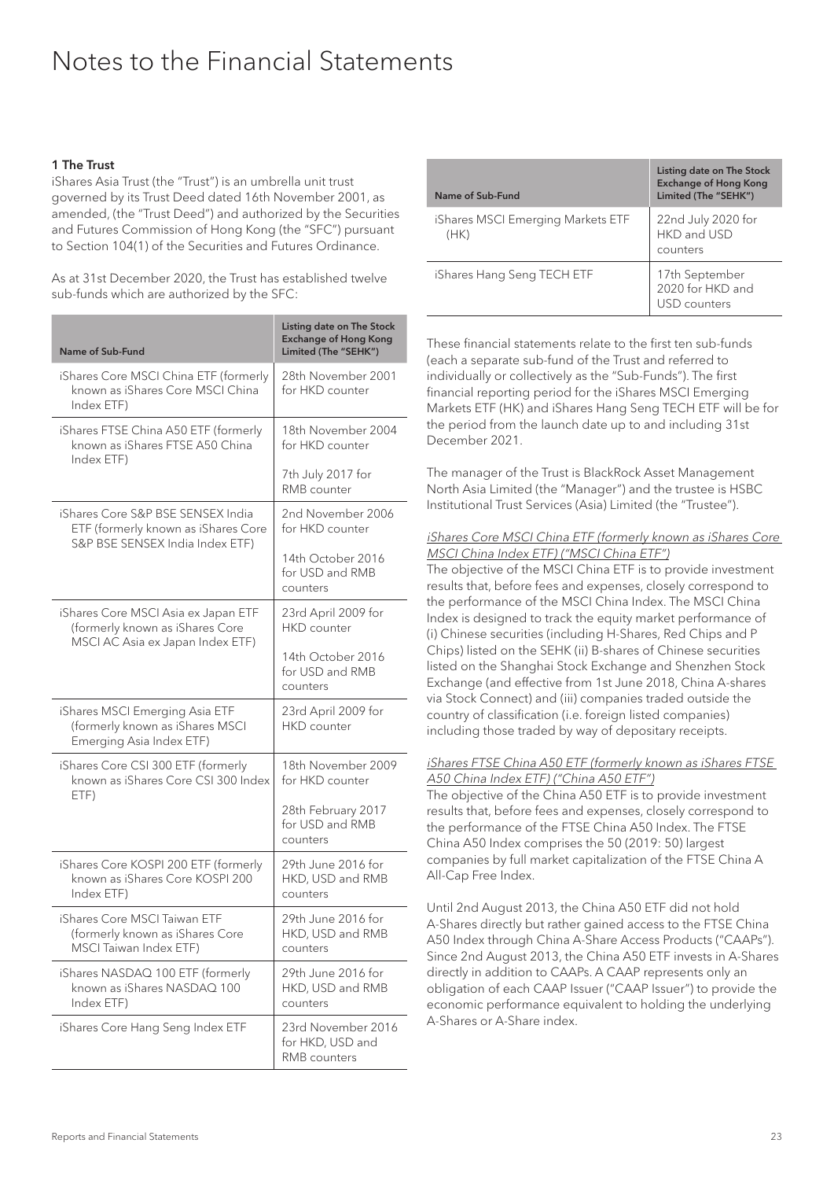# Notes to the Financial Statements

### 1 The Trust

iShares Asia Trust (the "Trust") is an umbrella unit trust governed by its Trust Deed dated 16th November 2001, as amended, (the "Trust Deed") and authorized by the Securities and Futures Commission of Hong Kong (the "SFC") pursuant to Section 104(1) of the Securities and Futures Ordinance.

As at 31st December 2020, the Trust has established twelve sub-funds which are authorized by the SFC:

| Name of Sub-Fund | Listing date on The Stock Exchange of Hong Kong Limited (The "SEHK") |
|---|---|
| iShares Core MSCI China ETF (formerly known as iShares Core MSCI China Index ETF) | 28th November 2001 for HKD counter |
| iShares FTSE China A50 ETF (formerly known as iShares FTSE A50 China Index ETF) | 18th November 2004 for HKD counter<br><br>7th July 2017 for RMB counter |
| iShares Core S&P BSE SENSEX India ETF (formerly known as iShares Core S&P BSE SENSEX India Index ETF) | 2nd November 2006 for HKD counter<br><br>14th October 2016 for USD and RMB counters |
| iShares Core MSCI Asia ex Japan ETF (formerly known as iShares Core MSCI AC Asia ex Japan Index ETF) | 23rd April 2009 for HKD counter<br><br>14th October 2016 for USD and RMB counters |
| iShares MSCI Emerging Asia ETF (formerly known as iShares MSCI Emerging Asia Index ETF) | 23rd April 2009 for HKD counter |
| iShares Core CSI 300 ETF (formerly known as iShares Core CSI 300 Index ETF) | 18th November 2009 for HKD counter<br><br>28th February 2017 for USD and RMB counters |
| iShares Core KOSPI 200 ETF (formerly known as iShares Core KOSPI 200 Index ETF) | 29th June 2016 for HKD, USD and RMB counters |
| iShares Core MSCI Taiwan ETF (formerly known as iShares Core MSCI Taiwan Index ETF) | 29th June 2016 for HKD, USD and RMB counters |
| iShares NASDAQ 100 ETF (formerly known as iShares NASDAQ 100 Index ETF) | 29th June 2016 for HKD, USD and RMB counters |
| iShares Core Hang Seng Index ETF | 23rd November 2016 for HKD, USD and RMB counters |
| iShares MSCI Emerging Markets ETF (HK) | 22nd July 2020 for HKD and USD counters |
| iShares Hang Seng TECH ETF | 17th September 2020 for HKD and USD counters |

These financial statements relate to the first ten sub-funds (each a separate sub-fund of the Trust and referred to individually or collectively as the "Sub-Funds"). The first financial reporting period for the iShares MSCI Emerging Markets ETF (HK) and iShares Hang Seng TECH ETF will be for the period from the launch date up to and including 31st December 2021.

The manager of the Trust is BlackRock Asset Management North Asia Limited (the "Manager") and the trustee is HSBC Institutional Trust Services (Asia) Limited (the "Trustee").

*iShares Core MSCI China ETF (formerly known as iShares Core MSCI China Index ETF) ("MSCI China ETF")*

The objective of the MSCI China ETF is to provide investment results that, before fees and expenses, closely correspond to the performance of the MSCI China Index. The MSCI China Index is designed to track the equity market performance of (i) Chinese securities (including H-Shares, Red Chips and P Chips) listed on the SEHK (ii) B-shares of Chinese securities listed on the Shanghai Stock Exchange and Shenzhen Stock Exchange (and effective from 1st June 2018, China A-shares via Stock Connect) and (iii) companies traded outside the country of classification (i.e. foreign listed companies) including those traded by way of depositary receipts.

*iShares FTSE China A50 ETF (formerly known as iShares FTSE A50 China Index ETF) ("China A50 ETF")*

The objective of the China A50 ETF is to provide investment results that, before fees and expenses, closely correspond to the performance of the FTSE China A50 Index. The FTSE China A50 Index comprises the 50 (2019: 50) largest companies by full market capitalization of the FTSE China A All-Cap Free Index.

Until 2nd August 2013, the China A50 ETF did not hold A-Shares directly but rather gained access to the FTSE China A50 Index through China A-Share Access Products ("CAAPs"). Since 2nd August 2013, the China A50 ETF invests in A-Shares directly in addition to CAAPs. A CAAP represents only an obligation of each CAAP Issuer ("CAAP Issuer") to provide the economic performance equivalent to holding the underlying A-Shares or A-Share index.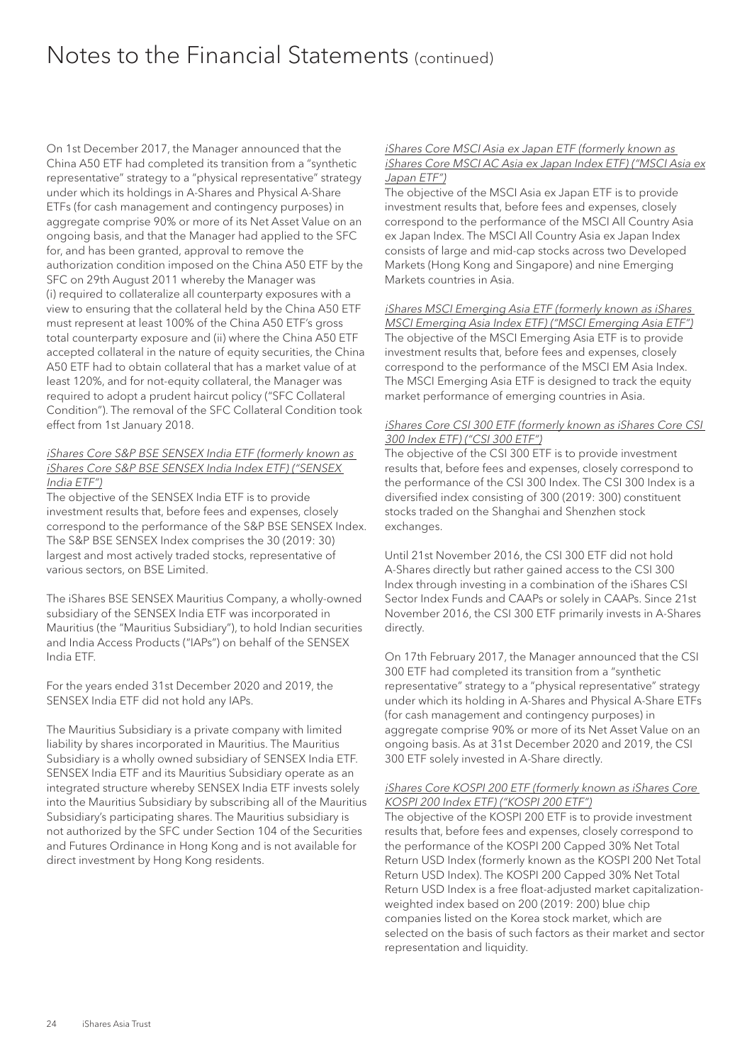# Notes to the Financial Statements (continued)

On 1st December 2017, the Manager announced that the China A50 ETF had completed its transition from a "synthetic representative" strategy to a "physical representative" strategy under which its holdings in A-Shares and Physical A-Share ETFs (for cash management and contingency purposes) in aggregate comprise 90% or more of its Net Asset Value on an ongoing basis, and that the Manager had applied to the SFC for, and has been granted, approval to remove the authorization condition imposed on the China A50 ETF by the SFC on 29th August 2011 whereby the Manager was (i) required to collateralize all counterparty exposures with a view to ensuring that the collateral held by the China A50 ETF must represent at least 100% of the China A50 ETF's gross total counterparty exposure and (ii) where the China A50 ETF accepted collateral in the nature of equity securities, the China A50 ETF had to obtain collateral that has a market value of at least 120%, and for not-equity collateral, the Manager was required to adopt a prudent haircut policy ("SFC Collateral Condition"). The removal of the SFC Collateral Condition took effect from 1st January 2018.

*iShares Core S&P BSE SENSEX India ETF (formerly known as iShares Core S&P BSE SENSEX India Index ETF) ("SENSEX India ETF")*

The objective of the SENSEX India ETF is to provide investment results that, before fees and expenses, closely correspond to the performance of the S&P BSE SENSEX Index. The S&P BSE SENSEX Index comprises the 30 (2019: 30) largest and most actively traded stocks, representative of various sectors, on BSE Limited.

The iShares BSE SENSEX Mauritius Company, a wholly-owned subsidiary of the SENSEX India ETF was incorporated in Mauritius (the "Mauritius Subsidiary"), to hold Indian securities and India Access Products ("IAPs") on behalf of the SENSEX India ETF.

For the years ended 31st December 2020 and 2019, the SENSEX India ETF did not hold any IAPs.

The Mauritius Subsidiary is a private company with limited liability by shares incorporated in Mauritius. The Mauritius Subsidiary is a wholly owned subsidiary of SENSEX India ETF. SENSEX India ETF and its Mauritius Subsidiary operate as an integrated structure whereby SENSEX India ETF invests solely into the Mauritius Subsidiary by subscribing all of the Mauritius Subsidiary's participating shares. The Mauritius subsidiary is not authorized by the SFC under Section 104 of the Securities and Futures Ordinance in Hong Kong and is not available for direct investment by Hong Kong residents.

*iShares Core MSCI Asia ex Japan ETF (formerly known as iShares Core MSCI AC Asia ex Japan Index ETF) ("MSCI Asia ex Japan ETF")*

The objective of the MSCI Asia ex Japan ETF is to provide investment results that, before fees and expenses, closely correspond to the performance of the MSCI All Country Asia ex Japan Index. The MSCI All Country Asia ex Japan Index consists of large and mid-cap stocks across two Developed Markets (Hong Kong and Singapore) and nine Emerging Markets countries in Asia.

*iShares MSCI Emerging Asia ETF (formerly known as iShares MSCI Emerging Asia Index ETF) ("MSCI Emerging Asia ETF")*

The objective of the MSCI Emerging Asia ETF is to provide investment results that, before fees and expenses, closely correspond to the performance of the MSCI EM Asia Index. The MSCI Emerging Asia ETF is designed to track the equity market performance of emerging countries in Asia.

*iShares Core CSI 300 ETF (formerly known as iShares Core CSI 300 Index ETF) ("CSI 300 ETF")*

The objective of the CSI 300 ETF is to provide investment results that, before fees and expenses, closely correspond to the performance of the CSI 300 Index. The CSI 300 Index is a diversified index consisting of 300 (2019: 300) constituent stocks traded on the Shanghai and Shenzhen stock exchanges.

Until 21st November 2016, the CSI 300 ETF did not hold A-Shares directly but rather gained access to the CSI 300 Index through investing in a combination of the iShares CSI Sector Index Funds and CAAPs or solely in CAAPs. Since 21st November 2016, the CSI 300 ETF primarily invests in A-Shares directly.

On 17th February 2017, the Manager announced that the CSI 300 ETF had completed its transition from a "synthetic representative" strategy to a "physical representative" strategy under which its holding in A-Shares and Physical A-Share ETFs (for cash management and contingency purposes) in aggregate comprise 90% or more of its Net Asset Value on an ongoing basis. As at 31st December 2020 and 2019, the CSI 300 ETF solely invested in A-Share directly.

*iShares Core KOSPI 200 ETF (formerly known as iShares Core KOSPI 200 Index ETF) ("KOSPI 200 ETF")*

The objective of the KOSPI 200 ETF is to provide investment results that, before fees and expenses, closely correspond to the performance of the KOSPI 200 Capped 30% Net Total Return USD Index (formerly known as the KOSPI 200 Net Total Return USD Index). The KOSPI 200 Capped 30% Net Total Return USD Index is a free float-adjusted market capitalization-weighted index based on 200 (2019: 200) blue chip companies listed on the Korea stock market, which are selected on the basis of such factors as their market and sector representation and liquidity.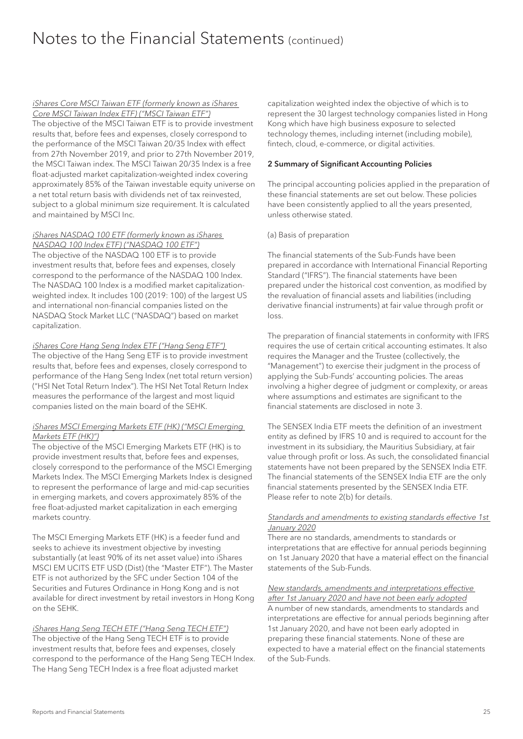# Notes to the Financial Statements (continued)

*iShares Core MSCI Taiwan ETF (formerly known as iShares Core MSCI Taiwan Index ETF) ("MSCI Taiwan ETF")*

The objective of the MSCI Taiwan ETF is to provide investment results that, before fees and expenses, closely correspond to the performance of the MSCI Taiwan 20/35 Index with effect from 27th November 2019, and prior to 27th November 2019, the MSCI Taiwan index. The MSCI Taiwan 20/35 Index is a free float-adjusted market capitalization-weighted index covering approximately 85% of the Taiwan investable equity universe on a net total return basis with dividends net of tax reinvested, subject to a global minimum size requirement. It is calculated and maintained by MSCI Inc.

*iShares NASDAQ 100 ETF (formerly known as iShares NASDAQ 100 Index ETF) ("NASDAQ 100 ETF")*

The objective of the NASDAQ 100 ETF is to provide investment results that, before fees and expenses, closely correspond to the performance of the NASDAQ 100 Index. The NASDAQ 100 Index is a modified market capitalization-weighted index. It includes 100 (2019: 100) of the largest US and international non-financial companies listed on the NASDAQ Stock Market LLC ("NASDAQ") based on market capitalization.

*iShares Core Hang Seng Index ETF ("Hang Seng ETF")*

The objective of the Hang Seng ETF is to provide investment results that, before fees and expenses, closely correspond to performance of the Hang Seng Index (net total return version) ("HSI Net Total Return Index"). The HSI Net Total Return Index measures the performance of the largest and most liquid companies listed on the main board of the SEHK.

*iShares MSCI Emerging Markets ETF (HK) ("MSCI Emerging Markets ETF (HK)")*

The objective of the MSCI Emerging Markets ETF (HK) is to provide investment results that, before fees and expenses, closely correspond to the performance of the MSCI Emerging Markets Index. The MSCI Emerging Markets Index is designed to represent the performance of large and mid-cap securities in emerging markets, and covers approximately 85% of the free float-adjusted market capitalization in each emerging markets country.

The MSCI Emerging Markets ETF (HK) is a feeder fund and seeks to achieve its investment objective by investing substantially (at least 90% of its net asset value) into iShares MSCI EM UCITS ETF USD (Dist) (the "Master ETF"). The Master ETF is not authorized by the SFC under Section 104 of the Securities and Futures Ordinance in Hong Kong and is not available for direct investment by retail investors in Hong Kong on the SEHK.

*iShares Hang Seng TECH ETF ("Hang Seng TECH ETF")*

The objective of the Hang Seng TECH ETF is to provide investment results that, before fees and expenses, closely correspond to the performance of the Hang Seng TECH Index. The Hang Seng TECH Index is a free float adjusted market capitalization weighted index the objective of which is to represent the 30 largest technology companies listed in Hong Kong which have high business exposure to selected technology themes, including internet (including mobile), fintech, cloud, e-commerce, or digital activities.

## 2 Summary of Significant Accounting Policies

The principal accounting policies applied in the preparation of these financial statements are set out below. These policies have been consistently applied to all the years presented, unless otherwise stated.

(a) Basis of preparation

The financial statements of the Sub-Funds have been prepared in accordance with International Financial Reporting Standard ("IFRS"). The financial statements have been prepared under the historical cost convention, as modified by the revaluation of financial assets and liabilities (including derivative financial instruments) at fair value through profit or loss.

The preparation of financial statements in conformity with IFRS requires the use of certain critical accounting estimates. It also requires the Manager and the Trustee (collectively, the "Management") to exercise their judgment in the process of applying the Sub-Funds' accounting policies. The areas involving a higher degree of judgment or complexity, or areas where assumptions and estimates are significant to the financial statements are disclosed in note 3.

The SENSEX India ETF meets the definition of an investment entity as defined by IFRS 10 and is required to account for the investment in its subsidiary, the Mauritius Subsidiary, at fair value through profit or loss. As such, the consolidated financial statements have not been prepared by the SENSEX India ETF. The financial statements of the SENSEX India ETF are the only financial statements presented by the SENSEX India ETF. Please refer to note 2(b) for details.

*Standards and amendments to existing standards effective 1st January 2020*

There are no standards, amendments to standards or interpretations that are effective for annual periods beginning on 1st January 2020 that have a material effect on the financial statements of the Sub-Funds.

*New standards, amendments and interpretations effective after 1st January 2020 and have not been early adopted*

A number of new standards, amendments to standards and interpretations are effective for annual periods beginning after 1st January 2020, and have not been early adopted in preparing these financial statements. None of these are expected to have a material effect on the financial statements of the Sub-Funds.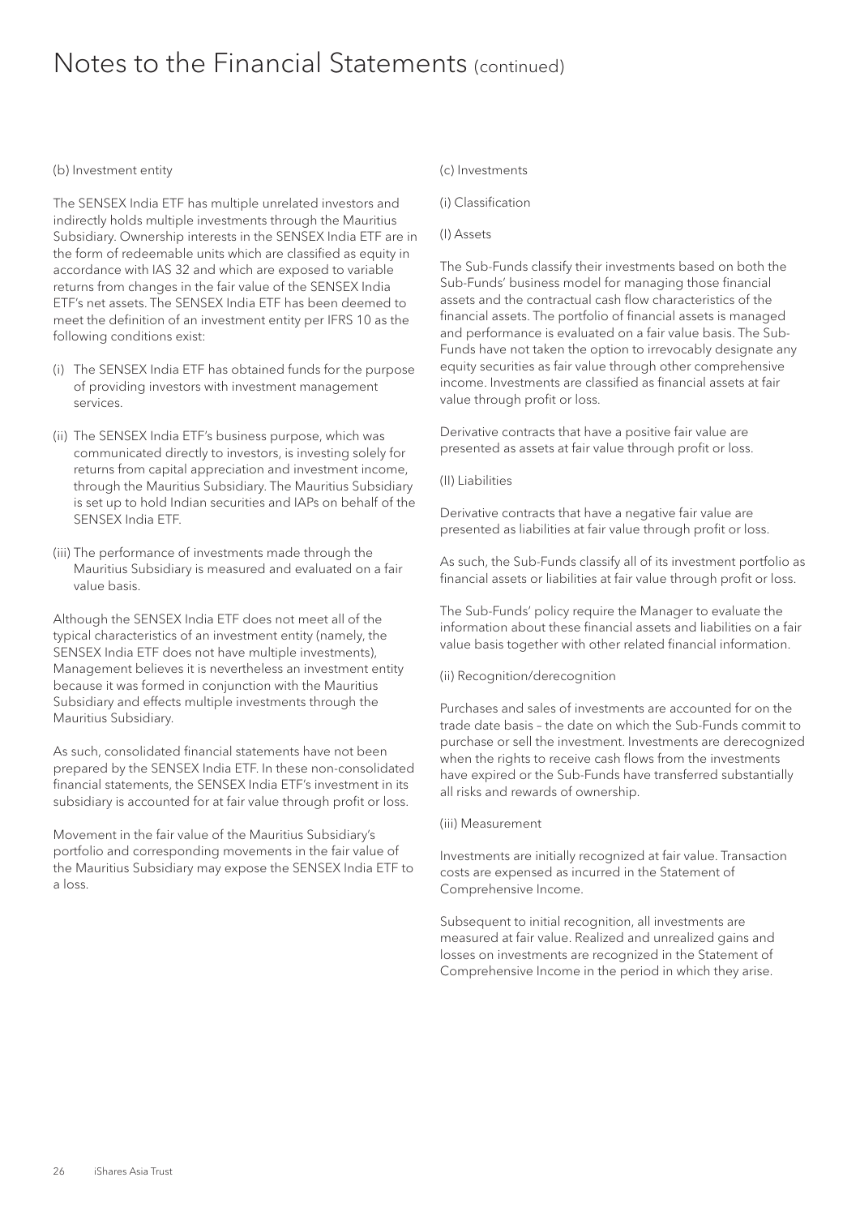# Notes to the Financial Statements (continued)

(b) Investment entity

The SENSEX India ETF has multiple unrelated investors and indirectly holds multiple investments through the Mauritius Subsidiary. Ownership interests in the SENSEX India ETF are in the form of redeemable units which are classified as equity in accordance with IAS 32 and which are exposed to variable returns from changes in the fair value of the SENSEX India ETF's net assets. The SENSEX India ETF has been deemed to meet the definition of an investment entity per IFRS 10 as the following conditions exist:

(i) The SENSEX India ETF has obtained funds for the purpose of providing investors with investment management services.

(ii) The SENSEX India ETF's business purpose, which was communicated directly to investors, is investing solely for returns from capital appreciation and investment income, through the Mauritius Subsidiary. The Mauritius Subsidiary is set up to hold Indian securities and IAPs on behalf of the SENSEX India ETF.

(iii) The performance of investments made through the Mauritius Subsidiary is measured and evaluated on a fair value basis.

Although the SENSEX India ETF does not meet all of the typical characteristics of an investment entity (namely, the SENSEX India ETF does not have multiple investments), Management believes it is nevertheless an investment entity because it was formed in conjunction with the Mauritius Subsidiary and effects multiple investments through the Mauritius Subsidiary.

As such, consolidated financial statements have not been prepared by the SENSEX India ETF. In these non-consolidated financial statements, the SENSEX India ETF's investment in its subsidiary is accounted for at fair value through profit or loss.

Movement in the fair value of the Mauritius Subsidiary's portfolio and corresponding movements in the fair value of the Mauritius Subsidiary may expose the SENSEX India ETF to a loss.

(c) Investments

(i) Classification

(I) Assets

The Sub-Funds classify their investments based on both the Sub-Funds' business model for managing those financial assets and the contractual cash flow characteristics of the financial assets. The portfolio of financial assets is managed and performance is evaluated on a fair value basis. The Sub-Funds have not taken the option to irrevocably designate any equity securities as fair value through other comprehensive income. Investments are classified as financial assets at fair value through profit or loss.

Derivative contracts that have a positive fair value are presented as assets at fair value through profit or loss.

(II) Liabilities

Derivative contracts that have a negative fair value are presented as liabilities at fair value through profit or loss.

As such, the Sub-Funds classify all of its investment portfolio as financial assets or liabilities at fair value through profit or loss.

The Sub-Funds' policy require the Manager to evaluate the information about these financial assets and liabilities on a fair value basis together with other related financial information.

(ii) Recognition/derecognition

Purchases and sales of investments are accounted for on the trade date basis – the date on which the Sub-Funds commit to purchase or sell the investment. Investments are derecognized when the rights to receive cash flows from the investments have expired or the Sub-Funds have transferred substantially all risks and rewards of ownership.

(iii) Measurement

Investments are initially recognized at fair value. Transaction costs are expensed as incurred in the Statement of Comprehensive Income.

Subsequent to initial recognition, all investments are measured at fair value. Realized and unrealized gains and losses on investments are recognized in the Statement of Comprehensive Income in the period in which they arise.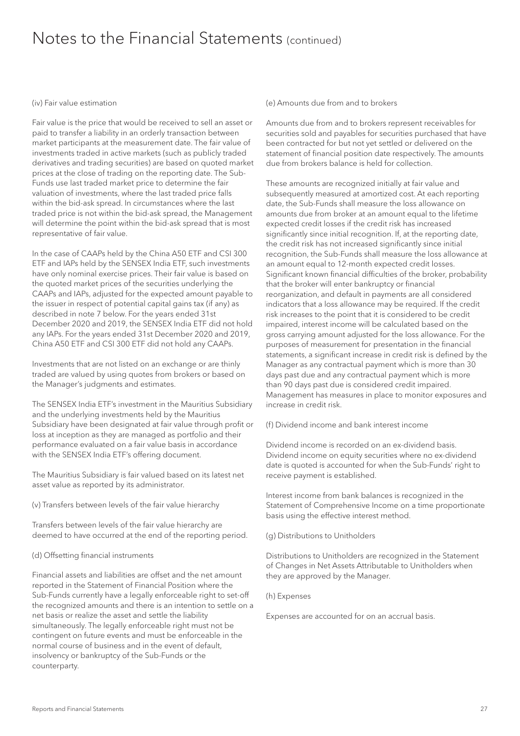# Notes to the Financial Statements (continued)

(iv) Fair value estimation

Fair value is the price that would be received to sell an asset or paid to transfer a liability in an orderly transaction between market participants at the measurement date. The fair value of investments traded in active markets (such as publicly traded derivatives and trading securities) are based on quoted market prices at the close of trading on the reporting date. The Sub-Funds use last traded market price to determine the fair valuation of investments, where the last traded price falls within the bid-ask spread. In circumstances where the last traded price is not within the bid-ask spread, the Management will determine the point within the bid-ask spread that is most representative of fair value.

In the case of CAAPs held by the China A50 ETF and CSI 300 ETF and IAPs held by the SENSEX India ETF, such investments have only nominal exercise prices. Their fair value is based on the quoted market prices of the securities underlying the CAAPs and IAPs, adjusted for the expected amount payable to the issuer in respect of potential capital gains tax (if any) as described in note 7 below. For the years ended 31st December 2020 and 2019, the SENSEX India ETF did not hold any IAPs. For the years ended 31st December 2020 and 2019, China A50 ETF and CSI 300 ETF did not hold any CAAPs.

Investments that are not listed on an exchange or are thinly traded are valued by using quotes from brokers or based on the Manager's judgments and estimates.

The SENSEX India ETF's investment in the Mauritius Subsidiary and the underlying investments held by the Mauritius Subsidiary have been designated at fair value through profit or loss at inception as they are managed as portfolio and their performance evaluated on a fair value basis in accordance with the SENSEX India ETF's offering document.

The Mauritius Subsidiary is fair valued based on its latest net asset value as reported by its administrator.

(v) Transfers between levels of the fair value hierarchy

Transfers between levels of the fair value hierarchy are deemed to have occurred at the end of the reporting period.

(d) Offsetting financial instruments

Financial assets and liabilities are offset and the net amount reported in the Statement of Financial Position where the Sub-Funds currently have a legally enforceable right to set-off the recognized amounts and there is an intention to settle on a net basis or realize the asset and settle the liability simultaneously. The legally enforceable right must not be contingent on future events and must be enforceable in the normal course of business and in the event of default, insolvency or bankruptcy of the Sub-Funds or the counterparty.

(e) Amounts due from and to brokers

Amounts due from and to brokers represent receivables for securities sold and payables for securities purchased that have been contracted for but not yet settled or delivered on the statement of financial position date respectively. The amounts due from brokers balance is held for collection.

These amounts are recognized initially at fair value and subsequently measured at amortized cost. At each reporting date, the Sub-Funds shall measure the loss allowance on amounts due from broker at an amount equal to the lifetime expected credit losses if the credit risk has increased significantly since initial recognition. If, at the reporting date, the credit risk has not increased significantly since initial recognition, the Sub-Funds shall measure the loss allowance at an amount equal to 12-month expected credit losses. Significant known financial difficulties of the broker, probability that the broker will enter bankruptcy or financial reorganization, and default in payments are all considered indicators that a loss allowance may be required. If the credit risk increases to the point that it is considered to be credit impaired, interest income will be calculated based on the gross carrying amount adjusted for the loss allowance. For the purposes of measurement for presentation in the financial statements, a significant increase in credit risk is defined by the Manager as any contractual payment which is more than 30 days past due and any contractual payment which is more than 90 days past due is considered credit impaired. Management has measures in place to monitor exposures and increase in credit risk.

(f) Dividend income and bank interest income

Dividend income is recorded on an ex-dividend basis. Dividend income on equity securities where no ex-dividend date is quoted is accounted for when the Sub-Funds' right to receive payment is established.

Interest income from bank balances is recognized in the Statement of Comprehensive Income on a time proportionate basis using the effective interest method.

(g) Distributions to Unitholders

Distributions to Unitholders are recognized in the Statement of Changes in Net Assets Attributable to Unitholders when they are approved by the Manager.

(h) Expenses

Expenses are accounted for on an accrual basis.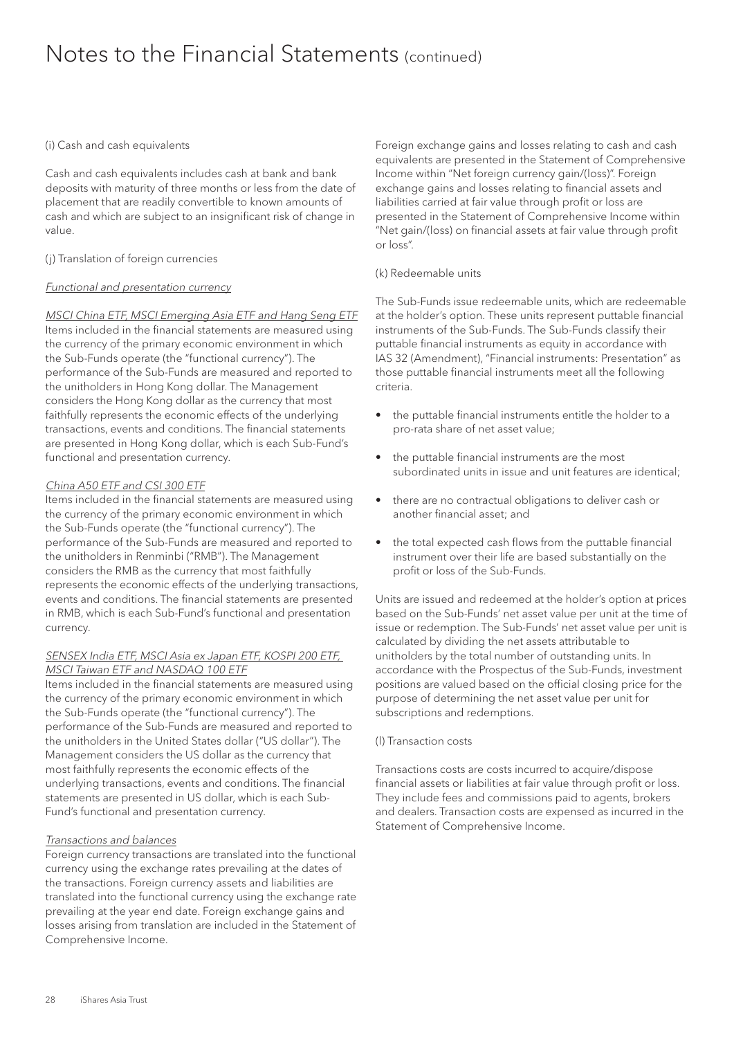# Notes to the Financial Statements (continued)

(i) Cash and cash equivalents

Cash and cash equivalents includes cash at bank and bank deposits with maturity of three months or less from the date of placement that are readily convertible to known amounts of cash and which are subject to an insignificant risk of change in value.

(j) Translation of foreign currencies

*Functional and presentation currency*

*MSCI China ETF, MSCI Emerging Asia ETF and Hang Seng ETF*
Items included in the financial statements are measured using the currency of the primary economic environment in which the Sub-Funds operate (the "functional currency"). The performance of the Sub-Funds are measured and reported to the unitholders in Hong Kong dollar. The Management considers the Hong Kong dollar as the currency that most faithfully represents the economic effects of the underlying transactions, events and conditions. The financial statements are presented in Hong Kong dollar, which is each Sub-Fund's functional and presentation currency.

*China A50 ETF and CSI 300 ETF*
Items included in the financial statements are measured using the currency of the primary economic environment in which the Sub-Funds operate (the "functional currency"). The performance of the Sub-Funds are measured and reported to the unitholders in Renminbi ("RMB"). The Management considers the RMB as the currency that most faithfully represents the economic effects of the underlying transactions, events and conditions. The financial statements are presented in RMB, which is each Sub-Fund's functional and presentation currency.

*SENSEX India ETF, MSCI Asia ex Japan ETF, KOSPI 200 ETF, MSCI Taiwan ETF and NASDAQ 100 ETF*
Items included in the financial statements are measured using the currency of the primary economic environment in which the Sub-Funds operate (the "functional currency"). The performance of the Sub-Funds are measured and reported to the unitholders in the United States dollar ("US dollar"). The Management considers the US dollar as the currency that most faithfully represents the economic effects of the underlying transactions, events and conditions. The financial statements are presented in US dollar, which is each Sub-Fund's functional and presentation currency.

*Transactions and balances*
Foreign currency transactions are translated into the functional currency using the exchange rates prevailing at the dates of the transactions. Foreign currency assets and liabilities are translated into the functional currency using the exchange rate prevailing at the year end date. Foreign exchange gains and losses arising from translation are included in the Statement of Comprehensive Income.

Foreign exchange gains and losses relating to cash and cash equivalents are presented in the Statement of Comprehensive Income within "Net foreign currency gain/(loss)". Foreign exchange gains and losses relating to financial assets and liabilities carried at fair value through profit or loss are presented in the Statement of Comprehensive Income within "Net gain/(loss) on financial assets at fair value through profit or loss".

(k) Redeemable units

The Sub-Funds issue redeemable units, which are redeemable at the holder's option. These units represent puttable financial instruments of the Sub-Funds. The Sub-Funds classify their puttable financial instruments as equity in accordance with IAS 32 (Amendment), "Financial instruments: Presentation" as those puttable financial instruments meet all the following criteria.

- the puttable financial instruments entitle the holder to a pro-rata share of net asset value;
- the puttable financial instruments are the most subordinated units in issue and unit features are identical;
- there are no contractual obligations to deliver cash or another financial asset; and
- the total expected cash flows from the puttable financial instrument over their life are based substantially on the profit or loss of the Sub-Funds.

Units are issued and redeemed at the holder's option at prices based on the Sub-Funds' net asset value per unit at the time of issue or redemption. The Sub-Funds' net asset value per unit is calculated by dividing the net assets attributable to unitholders by the total number of outstanding units. In accordance with the Prospectus of the Sub-Funds, investment positions are valued based on the official closing price for the purpose of determining the net asset value per unit for subscriptions and redemptions.

(l) Transaction costs

Transactions costs are costs incurred to acquire/dispose financial assets or liabilities at fair value through profit or loss. They include fees and commissions paid to agents, brokers and dealers. Transaction costs are expensed as incurred in the Statement of Comprehensive Income.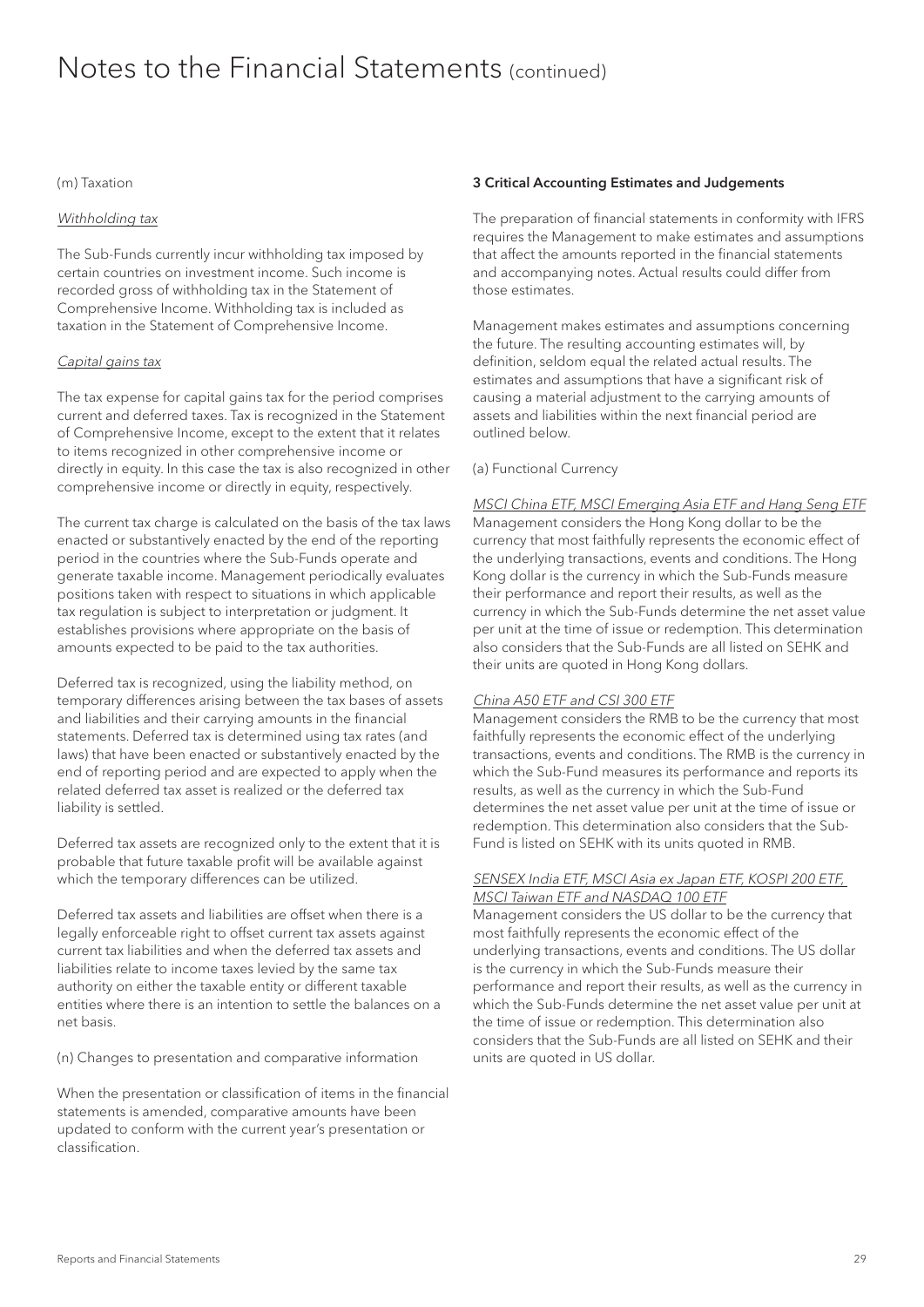# Notes to the Financial Statements (continued)

(m) Taxation

*Withholding tax*

The Sub-Funds currently incur withholding tax imposed by certain countries on investment income. Such income is recorded gross of withholding tax in the Statement of Comprehensive Income. Withholding tax is included as taxation in the Statement of Comprehensive Income.

*Capital gains tax*

The tax expense for capital gains tax for the period comprises current and deferred taxes. Tax is recognized in the Statement of Comprehensive Income, except to the extent that it relates to items recognized in other comprehensive income or directly in equity. In this case the tax is also recognized in other comprehensive income or directly in equity, respectively.

The current tax charge is calculated on the basis of the tax laws enacted or substantively enacted by the end of the reporting period in the countries where the Sub-Funds operate and generate taxable income. Management periodically evaluates positions taken with respect to situations in which applicable tax regulation is subject to interpretation or judgment. It establishes provisions where appropriate on the basis of amounts expected to be paid to the tax authorities.

Deferred tax is recognized, using the liability method, on temporary differences arising between the tax bases of assets and liabilities and their carrying amounts in the financial statements. Deferred tax is determined using tax rates (and laws) that have been enacted or substantively enacted by the end of reporting period and are expected to apply when the related deferred tax asset is realized or the deferred tax liability is settled.

Deferred tax assets are recognized only to the extent that it is probable that future taxable profit will be available against which the temporary differences can be utilized.

Deferred tax assets and liabilities are offset when there is a legally enforceable right to offset current tax assets against current tax liabilities and when the deferred tax assets and liabilities relate to income taxes levied by the same tax authority on either the taxable entity or different taxable entities where there is an intention to settle the balances on a net basis.

(n) Changes to presentation and comparative information

When the presentation or classification of items in the financial statements is amended, comparative amounts have been updated to conform with the current year's presentation or classification.

**3 Critical Accounting Estimates and Judgements**

The preparation of financial statements in conformity with IFRS requires the Management to make estimates and assumptions that affect the amounts reported in the financial statements and accompanying notes. Actual results could differ from those estimates.

Management makes estimates and assumptions concerning the future. The resulting accounting estimates will, by definition, seldom equal the related actual results. The estimates and assumptions that have a significant risk of causing a material adjustment to the carrying amounts of assets and liabilities within the next financial period are outlined below.

(a) Functional Currency

*MSCI China ETF, MSCI Emerging Asia ETF and Hang Seng ETF*
Management considers the Hong Kong dollar to be the currency that most faithfully represents the economic effect of the underlying transactions, events and conditions. The Hong Kong dollar is the currency in which the Sub-Funds measure their performance and report their results, as well as the currency in which the Sub-Funds determine the net asset value per unit at the time of issue or redemption. This determination also considers that the Sub-Funds are all listed on SEHK and their units are quoted in Hong Kong dollars.

*China A50 ETF and CSI 300 ETF*
Management considers the RMB to be the currency that most faithfully represents the economic effect of the underlying transactions, events and conditions. The RMB is the currency in which the Sub-Fund measures its performance and reports its results, as well as the currency in which the Sub-Fund determines the net asset value per unit at the time of issue or redemption. This determination also considers that the Sub-Fund is listed on SEHK with its units quoted in RMB.

*SENSEX India ETF, MSCI Asia ex Japan ETF, KOSPI 200 ETF, MSCI Taiwan ETF and NASDAQ 100 ETF*
Management considers the US dollar to be the currency that most faithfully represents the economic effect of the underlying transactions, events and conditions. The US dollar is the currency in which the Sub-Funds measure their performance and report their results, as well as the currency in which the Sub-Funds determine the net asset value per unit at the time of issue or redemption. This determination also considers that the Sub-Funds are all listed on SEHK and their units are quoted in US dollar.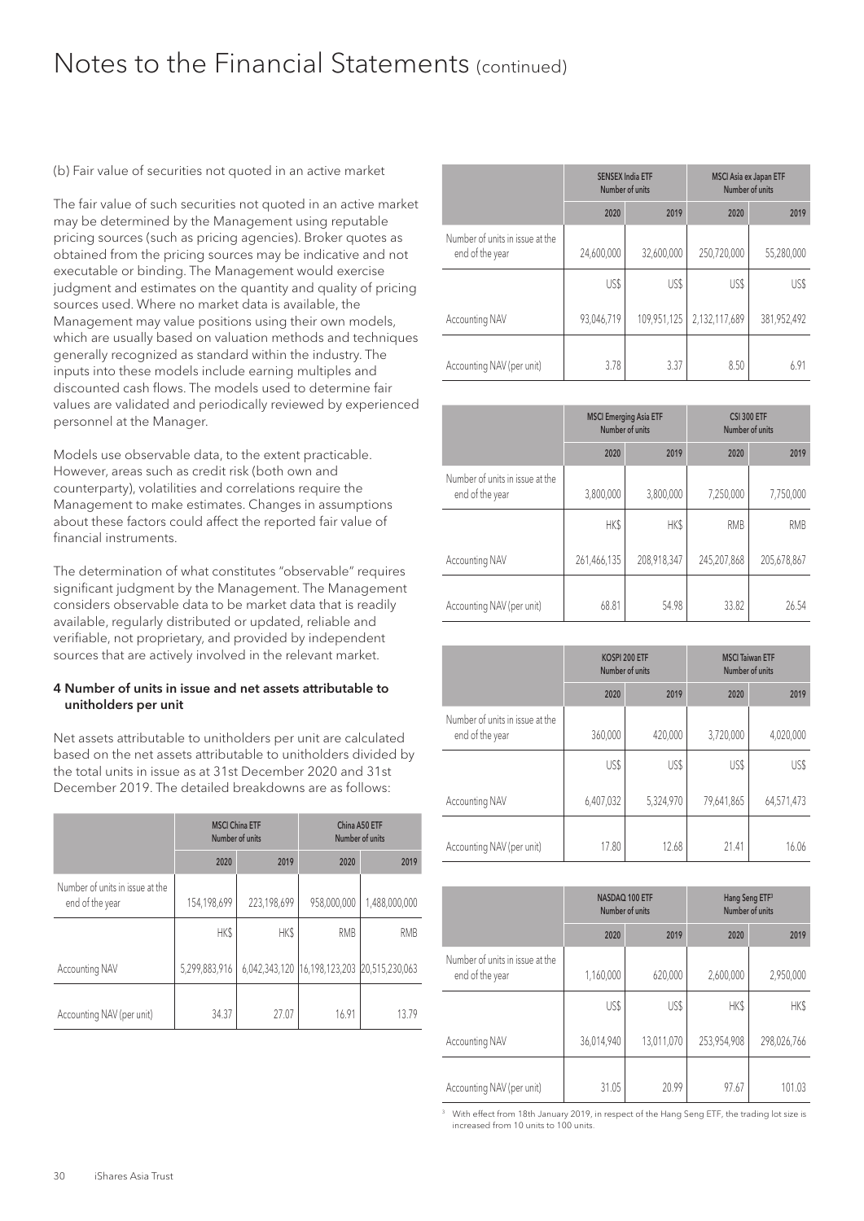# Notes to the Financial Statements (continued)

(b) Fair value of securities not quoted in an active market

The fair value of such securities not quoted in an active market may be determined by the Management using reputable pricing sources (such as pricing agencies). Broker quotes as obtained from the pricing sources may be indicative and not executable or binding. The Management would exercise judgment and estimates on the quantity and quality of pricing sources used. Where no market data is available, the Management may value positions using their own models, which are usually based on valuation methods and techniques generally recognized as standard within the industry. The inputs into these models include earning multiples and discounted cash flows. The models used to determine fair values are validated and periodically reviewed by experienced personnel at the Manager.

Models use observable data, to the extent practicable. However, areas such as credit risk (both own and counterparty), volatilities and correlations require the Management to make estimates. Changes in assumptions about these factors could affect the reported fair value of financial instruments.

The determination of what constitutes "observable" requires significant judgment by the Management. The Management considers observable data to be market data that is readily available, regularly distributed or updated, reliable and verifiable, not proprietary, and provided by independent sources that are actively involved in the relevant market.

#### 4 Number of units in issue and net assets attributable to unitholders per unit

Net assets attributable to unitholders per unit are calculated based on the net assets attributable to unitholders divided by the total units in issue as at 31st December 2020 and 31st December 2019. The detailed breakdowns are as follows:

| | MSCI China ETF Number of units | | China A50 ETF Number of units | |
|---|---|---|---|---|
| | 2020 | 2019 | 2020 | 2019 |
| Number of units in issue at the end of the year | 154,198,699 | 223,198,699 | 958,000,000 | 1,488,000,000 |
| | HK$ | HK$ | RMB | RMB |
| Accounting NAV | 5,299,883,916 | 6,042,343,120 | 16,198,123,203 | 20,515,230,063 |
| Accounting NAV (per unit) | 34.37 | 27.07 | 16.91 | 13.79 |

| | SENSEX India ETF Number of units | | MSCI Asia ex Japan ETF Number of units | |
|---|---|---|---|---|
| | 2020 | 2019 | 2020 | 2019 |
| Number of units in issue at the end of the year | 24,600,000 | 32,600,000 | 250,720,000 | 55,280,000 |
| | US$ | US$ | US$ | US$ |
| Accounting NAV | 93,046,719 | 109,951,125 | 2,132,117,689 | 381,952,492 |
| Accounting NAV (per unit) | 3.78 | 3.37 | 8.50 | 6.91 |

| | MSCI Emerging Asia ETF Number of units | | CSI 300 ETF Number of units | |
|---|---|---|---|---|
| | 2020 | 2019 | 2020 | 2019 |
| Number of units in issue at the end of the year | 3,800,000 | 3,800,000 | 7,250,000 | 7,750,000 |
| | HK$ | HK$ | RMB | RMB |
| Accounting NAV | 261,466,135 | 208,918,347 | 245,207,868 | 205,678,867 |
| Accounting NAV (per unit) | 68.81 | 54.98 | 33.82 | 26.54 |

| | KOSPI 200 ETF Number of units | | MSCI Taiwan ETF Number of units | |
|---|---|---|---|---|
| | 2020 | 2019 | 2020 | 2019 |
| Number of units in issue at the end of the year | 360,000 | 420,000 | 3,720,000 | 4,020,000 |
| | US$ | US$ | US$ | US$ |
| Accounting NAV | 6,407,032 | 5,324,970 | 79,641,865 | 64,571,473 |
| Accounting NAV (per unit) | 17.80 | 12.68 | 21.41 | 16.06 |

| | NASDAQ 100 ETF Number of units | | Hang Seng ETF[3] Number of units | |
|---|---|---|---|---|
| | 2020 | 2019 | 2020 | 2019 |
| Number of units in issue at the end of the year | 1,160,000 | 620,000 | 2,600,000 | 2,950,000 |
| | US$ | US$ | HK$ | HK$ |
| Accounting NAV | 36,014,940 | 13,011,070 | 253,954,908 | 298,026,766 |
| Accounting NAV (per unit) | 31.05 | 20.99 | 97.67 | 101.03 |

[3] With effect from 18th January 2019, in respect of the Hang Seng ETF, the trading lot size is increased from 10 units to 100 units.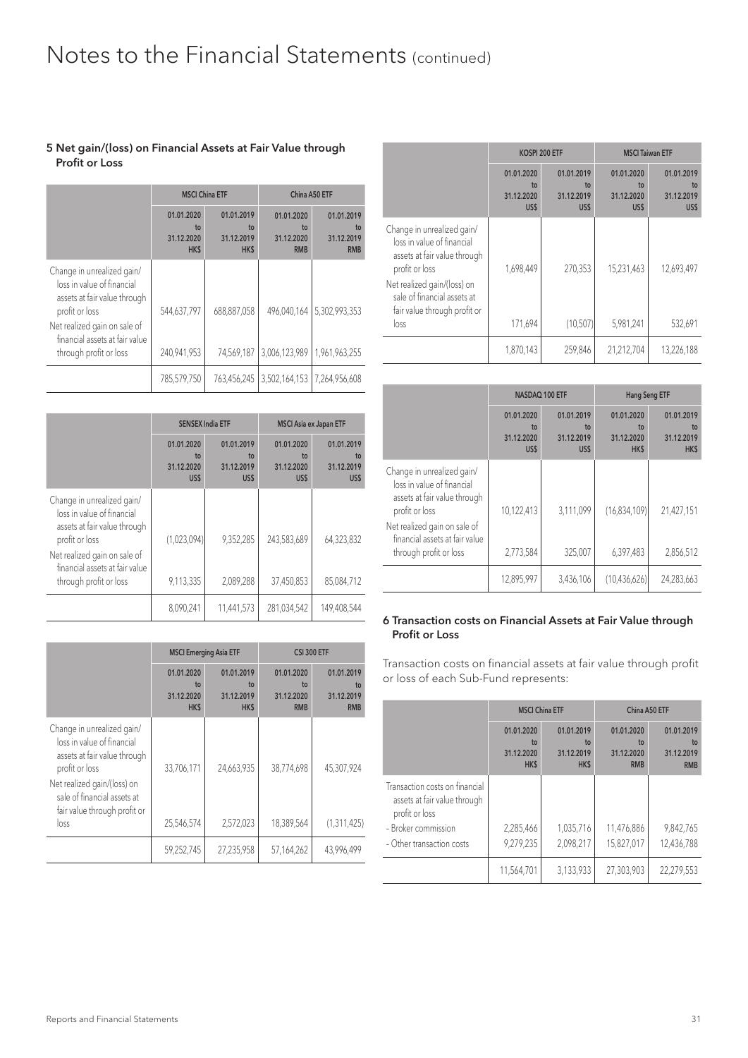# Notes to the Financial Statements (continued)

## 5 Net gain/(loss) on Financial Assets at Fair Value through Profit or Loss

| | MSCI China ETF | | China A50 ETF | |
|---|---|---|---|---|
| | 01.01.2020 to 31.12.2020 HK$ | 01.01.2019 to 31.12.2019 HK$ | 01.01.2020 to 31.12.2020 RMB | 01.01.2019 to 31.12.2019 RMB |
| Change in unrealized gain/ loss in value of financial assets at fair value through profit or loss | 544,637,797 | 688,887,058 | 496,040,164 | 5,302,993,353 |
| Net realized gain on sale of financial assets at fair value through profit or loss | 240,941,953 | 74,569,187 | 3,006,123,989 | 1,961,963,255 |
| | 785,579,750 | 763,456,245 | 3,502,164,153 | 7,264,956,608 |

| | SENSEX India ETF | | MSCI Asia ex Japan ETF | |
|---|---|---|---|---|
| | 01.01.2020 to 31.12.2020 US$ | 01.01.2019 to 31.12.2019 US$ | 01.01.2020 to 31.12.2020 US$ | 01.01.2019 to 31.12.2019 US$ |
| Change in unrealized gain/ loss in value of financial assets at fair value through profit or loss | (1,023,094) | 9,352,285 | 243,583,689 | 64,323,832 |
| Net realized gain on sale of financial assets at fair value through profit or loss | 9,113,335 | 2,089,288 | 37,450,853 | 85,084,712 |
| | 8,090,241 | 11,441,573 | 281,034,542 | 149,408,544 |

| | MSCI Emerging Asia ETF | | CSI 300 ETF | |
|---|---|---|---|---|
| | 01.01.2020 to 31.12.2020 HK$ | 01.01.2019 to 31.12.2019 HK$ | 01.01.2020 to 31.12.2020 RMB | 01.01.2019 to 31.12.2019 RMB |
| Change in unrealized gain/ loss in value of financial assets at fair value through profit or loss | 33,706,171 | 24,663,935 | 38,774,698 | 45,307,924 |
| Net realized gain/(loss) on sale of financial assets at fair value through profit or loss | 25,546,574 | 2,572,023 | 18,389,564 | (1,311,425) |
| | 59,252,745 | 27,235,958 | 57,164,262 | 43,996,499 |

| | KOSPI 200 ETF | | MSCI Taiwan ETF | |
|---|---|---|---|---|
| | 01.01.2020 to 31.12.2020 US$ | 01.01.2019 to 31.12.2019 US$ | 01.01.2020 to 31.12.2020 US$ | 01.01.2019 to 31.12.2019 US$ |
| Change in unrealized gain/ loss in value of financial assets at fair value through profit or loss | 1,698,449 | 270,353 | 15,231,463 | 12,693,497 |
| Net realized gain/(loss) on sale of financial assets at fair value through profit or loss | 171,694 | (10,507) | 5,981,241 | 532,691 |
| | 1,870,143 | 259,846 | 21,212,704 | 13,226,188 |

| | NASDAQ 100 ETF | | Hang Seng ETF | |
|---|---|---|---|---|
| | 01.01.2020 to 31.12.2020 US$ | 01.01.2019 to 31.12.2019 US$ | 01.01.2020 to 31.12.2020 HK$ | 01.01.2019 to 31.12.2019 HK$ |
| Change in unrealized gain/ loss in value of financial assets at fair value through profit or loss | 10,122,413 | 3,111,099 | (16,834,109) | 21,427,151 |
| Net realized gain on sale of financial assets at fair value through profit or loss | 2,773,584 | 325,007 | 6,397,483 | 2,856,512 |
| | 12,895,997 | 3,436,106 | (10,436,626) | 24,283,663 |

## 6 Transaction costs on Financial Assets at Fair Value through Profit or Loss

Transaction costs on financial assets at fair value through profit or loss of each Sub-Fund represents:

| | MSCI China ETF | | China A50 ETF | |
|---|---|---|---|---|
| | 01.01.2020 to 31.12.2020 HK$ | 01.01.2019 to 31.12.2019 HK$ | 01.01.2020 to 31.12.2020 RMB | 01.01.2019 to 31.12.2019 RMB |
| Transaction costs on financial assets at fair value through profit or loss | | | | |
| - Broker commission | 2,285,466 | 1,035,716 | 11,476,886 | 9,842,765 |
| - Other transaction costs | 9,279,235 | 2,098,217 | 15,827,017 | 12,436,788 |
| | 11,564,701 | 3,133,933 | 27,303,903 | 22,279,553 |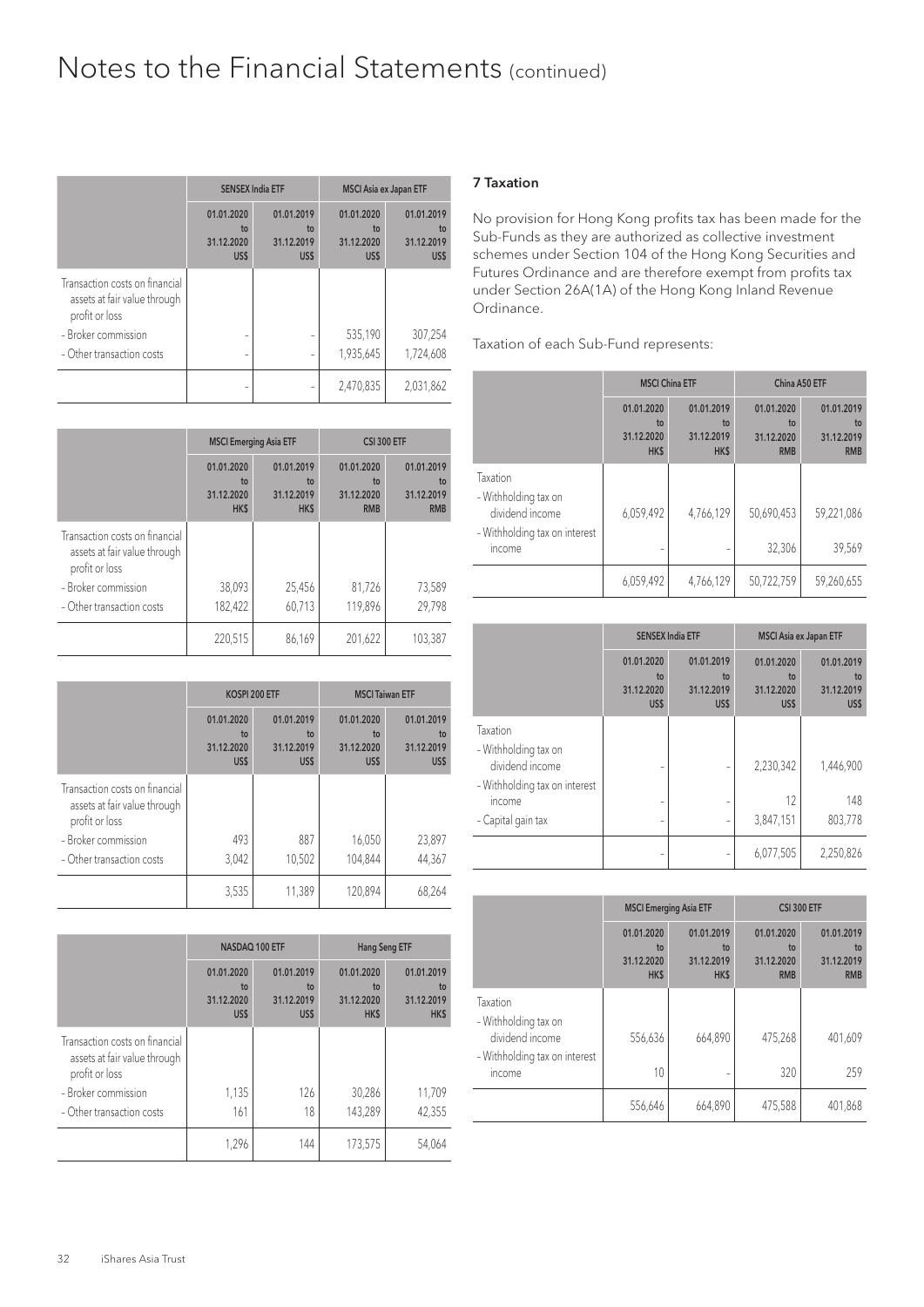# Notes to the Financial Statements (continued)

| | SENSEX India ETF | | MSCI Asia ex Japan ETF | |
|---|---|---|---|---|
| | 01.01.2020 to 31.12.2020 US$ | 01.01.2019 to 31.12.2019 US$ | 01.01.2020 to 31.12.2020 US$ | 01.01.2019 to 31.12.2019 US$ |
| Transaction costs on financial assets at fair value through profit or loss | | | | |
| - Broker commission | - | - | 535,190 | 307,254 |
| - Other transaction costs | - | - | 1,935,645 | 1,724,608 |
| | - | - | 2,470,835 | 2,031,862 |

| | MSCI Emerging Asia ETF | | CSI 300 ETF | |
|---|---|---|---|---|
| | 01.01.2020 to 31.12.2020 HK$ | 01.01.2019 to 31.12.2019 HK$ | 01.01.2020 to 31.12.2020 RMB | 01.01.2019 to 31.12.2019 RMB |
| Transaction costs on financial assets at fair value through profit or loss | | | | |
| - Broker commission | 38,093 | 25,456 | 81,726 | 73,589 |
| - Other transaction costs | 182,422 | 60,713 | 119,896 | 29,798 |
| | 220,515 | 86,169 | 201,622 | 103,387 |

| | KOSPI 200 ETF | | MSCI Taiwan ETF | |
|---|---|---|---|---|
| | 01.01.2020 to 31.12.2020 US$ | 01.01.2019 to 31.12.2019 US$ | 01.01.2020 to 31.12.2020 US$ | 01.01.2019 to 31.12.2019 US$ |
| Transaction costs on financial assets at fair value through profit or loss | | | | |
| - Broker commission | 493 | 887 | 16,050 | 23,897 |
| - Other transaction costs | 3,042 | 10,502 | 104,844 | 44,367 |
| | 3,535 | 11,389 | 120,894 | 68,264 |

| | NASDAQ 100 ETF | | Hang Seng ETF | |
|---|---|---|---|---|
| | 01.01.2020 to 31.12.2020 US$ | 01.01.2019 to 31.12.2019 US$ | 01.01.2020 to 31.12.2020 HK$ | 01.01.2019 to 31.12.2019 HK$ |
| Transaction costs on financial assets at fair value through profit or loss | | | | |
| - Broker commission | 1,135 | 126 | 30,286 | 11,709 |
| - Other transaction costs | 161 | 18 | 143,289 | 42,355 |
| | 1,296 | 144 | 173,575 | 54,064 |

## 7 Taxation

No provision for Hong Kong profits tax has been made for the Sub-Funds as they are authorized as collective investment schemes under Section 104 of the Hong Kong Securities and Futures Ordinance and are therefore exempt from profits tax under Section 26A(1A) of the Hong Kong Inland Revenue Ordinance.

Taxation of each Sub-Fund represents:

| | MSCI China ETF | | China A50 ETF | |
|---|---|---|---|---|
| | 01.01.2020 to 31.12.2020 HK$ | 01.01.2019 to 31.12.2019 HK$ | 01.01.2020 to 31.12.2020 RMB | 01.01.2019 to 31.12.2019 RMB |
| Taxation | | | | |
| - Withholding tax on dividend income | 6,059,492 | 4,766,129 | 50,690,453 | 59,221,086 |
| - Withholding tax on interest income | - | - | 32,306 | 39,569 |
| | 6,059,492 | 4,766,129 | 50,722,759 | 59,260,655 |

| | SENSEX India ETF | | MSCI Asia ex Japan ETF | |
|---|---|---|---|---|
| | 01.01.2020 to 31.12.2020 US$ | 01.01.2019 to 31.12.2019 US$ | 01.01.2020 to 31.12.2020 US$ | 01.01.2019 to 31.12.2019 US$ |
| Taxation | | | | |
| - Withholding tax on dividend income | - | - | 2,230,342 | 1,446,900 |
| - Withholding tax on interest income | - | - | 12 | 148 |
| - Capital gain tax | - | - | 3,847,151 | 803,778 |
| | - | - | 6,077,505 | 2,250,826 |

| | MSCI Emerging Asia ETF | | CSI 300 ETF | |
|---|---|---|---|---|
| | 01.01.2020 to 31.12.2020 HK$ | 01.01.2019 to 31.12.2019 HK$ | 01.01.2020 to 31.12.2020 RMB | 01.01.2019 to 31.12.2019 RMB |
| Taxation | | | | |
| - Withholding tax on dividend income | 556,636 | 664,890 | 475,268 | 401,609 |
| - Withholding tax on interest income | 10 | - | 320 | 259 |
| | 556,646 | 664,890 | 475,588 | 401,868 |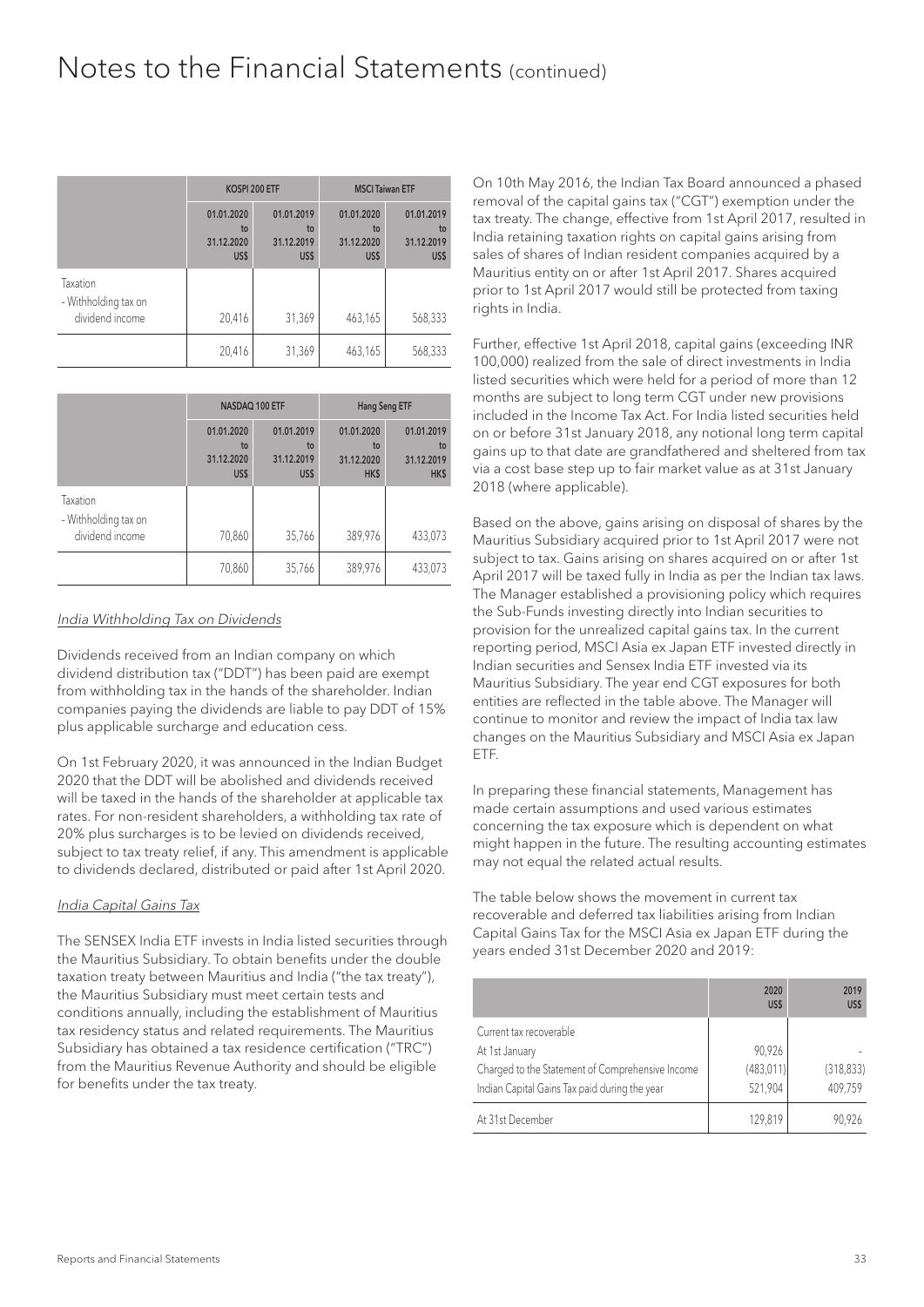# Notes to the Financial Statements (continued)

| | KOSPI 200 ETF | | MSCI Taiwan ETF | |
|---|---|---|---|---|
| | 01.01.2020 to 31.12.2020 US$ | 01.01.2019 to 31.12.2019 US$ | 01.01.2020 to 31.12.2020 US$ | 01.01.2019 to 31.12.2019 US$ |
| Taxation<br>- Withholding tax on dividend income | 20,416 | 31,369 | 463,165 | 568,333 |
| | 20,416 | 31,369 | 463,165 | 568,333 |

| | NASDAQ 100 ETF | | Hang Seng ETF | |
|---|---|---|---|---|
| | 01.01.2020 to 31.12.2020 US$ | 01.01.2019 to 31.12.2019 US$ | 01.01.2020 to 31.12.2020 HK$ | 01.01.2019 to 31.12.2019 HK$ |
| Taxation<br>- Withholding tax on dividend income | 70,860 | 35,766 | 389,976 | 433,073 |
| | 70,860 | 35,766 | 389,976 | 433,073 |

*India Withholding Tax on Dividends*

Dividends received from an Indian company on which dividend distribution tax ("DDT") has been paid are exempt from withholding tax in the hands of the shareholder. Indian companies paying the dividends are liable to pay DDT of 15% plus applicable surcharge and education cess.

On 1st February 2020, it was announced in the Indian Budget 2020 that the DDT will be abolished and dividends received will be taxed in the hands of the shareholder at applicable tax rates. For non-resident shareholders, a withholding tax rate of 20% plus surcharges is to be levied on dividends received, subject to tax treaty relief, if any. This amendment is applicable to dividends declared, distributed or paid after 1st April 2020.

*India Capital Gains Tax*

The SENSEX India ETF invests in India listed securities through the Mauritius Subsidiary. To obtain benefits under the double taxation treaty between Mauritius and India ("the tax treaty"), the Mauritius Subsidiary must meet certain tests and conditions annually, including the establishment of Mauritius tax residency status and related requirements. The Mauritius Subsidiary has obtained a tax residence certification ("TRC") from the Mauritius Revenue Authority and should be eligible for benefits under the tax treaty.

On 10th May 2016, the Indian Tax Board announced a phased removal of the capital gains tax ("CGT") exemption under the tax treaty. The change, effective from 1st April 2017, resulted in India retaining taxation rights on capital gains arising from sales of shares of Indian resident companies acquired by a Mauritius entity on or after 1st April 2017. Shares acquired prior to 1st April 2017 would still be protected from taxing rights in India.

Further, effective 1st April 2018, capital gains (exceeding INR 100,000) realized from the sale of direct investments in India listed securities which were held for a period of more than 12 months are subject to long term CGT under new provisions included in the Income Tax Act. For India listed securities held on or before 31st January 2018, any notional long term capital gains up to that date are grandfathered and sheltered from tax via a cost base step up to fair market value as at 31st January 2018 (where applicable).

Based on the above, gains arising on disposal of shares by the Mauritius Subsidiary acquired prior to 1st April 2017 were not subject to tax. Gains arising on shares acquired on or after 1st April 2017 will be taxed fully in India as per the Indian tax laws. The Manager established a provisioning policy which requires the Sub-Funds investing directly into Indian securities to provision for the unrealized capital gains tax. In the current reporting period, MSCI Asia ex Japan ETF invested directly in Indian securities and Sensex India ETF invested via its Mauritius Subsidiary. The year end CGT exposures for both entities are reflected in the table above. The Manager will continue to monitor and review the impact of India tax law changes on the Mauritius Subsidiary and MSCI Asia ex Japan ETF.

In preparing these financial statements, Management has made certain assumptions and used various estimates concerning the tax exposure which is dependent on what might happen in the future. The resulting accounting estimates may not equal the related actual results.

The table below shows the movement in current tax recoverable and deferred tax liabilities arising from Indian Capital Gains Tax for the MSCI Asia ex Japan ETF during the years ended 31st December 2020 and 2019:

| | 2020 US$ | 2019 US$ |
|---|---|---|
| Current tax recoverable | | |
| At 1st January | 90,926 | - |
| Charged to the Statement of Comprehensive Income | (483,011) | (318,833) |
| Indian Capital Gains Tax paid during the year | 521,904 | 409,759 |
| At 31st December | 129,819 | 90,926 |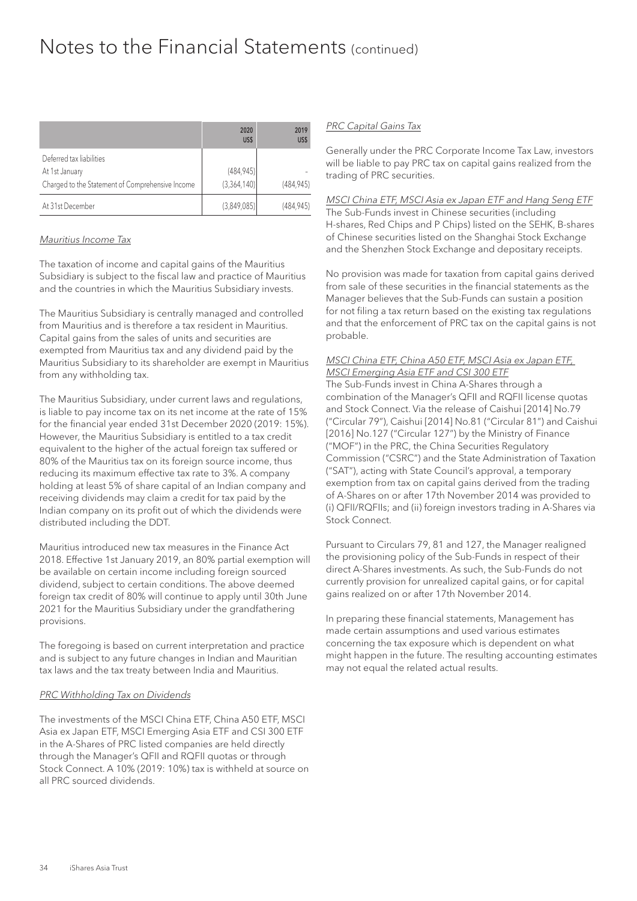# Notes to the Financial Statements (continued)

| | 2020 US$ | 2019 US$ |
|---|---|---|
| Deferred tax liabilities | | |
| At 1st January | (484,945) | - |
| Charged to the Statement of Comprehensive Income | (3,364,140) | (484,945) |
| At 31st December | (3,849,085) | (484,945) |

*Mauritius Income Tax*

The taxation of income and capital gains of the Mauritius Subsidiary is subject to the fiscal law and practice of Mauritius and the countries in which the Mauritius Subsidiary invests.

The Mauritius Subsidiary is centrally managed and controlled from Mauritius and is therefore a tax resident in Mauritius. Capital gains from the sales of units and securities are exempted from Mauritius tax and any dividend paid by the Mauritius Subsidiary to its shareholder are exempt in Mauritius from any withholding tax.

The Mauritius Subsidiary, under current laws and regulations, is liable to pay income tax on its net income at the rate of 15% for the financial year ended 31st December 2020 (2019: 15%). However, the Mauritius Subsidiary is entitled to a tax credit equivalent to the higher of the actual foreign tax suffered or 80% of the Mauritius tax on its foreign source income, thus reducing its maximum effective tax rate to 3%. A company holding at least 5% of share capital of an Indian company and receiving dividends may claim a credit for tax paid by the Indian company on its profit out of which the dividends were distributed including the DDT.

Mauritius introduced new tax measures in the Finance Act 2018. Effective 1st January 2019, an 80% partial exemption will be available on certain income including foreign sourced dividend, subject to certain conditions. The above deemed foreign tax credit of 80% will continue to apply until 30th June 2021 for the Mauritius Subsidiary under the grandfathering provisions.

The foregoing is based on current interpretation and practice and is subject to any future changes in Indian and Mauritian tax laws and the tax treaty between India and Mauritius.

*PRC Withholding Tax on Dividends*

The investments of the MSCI China ETF, China A50 ETF, MSCI Asia ex Japan ETF, MSCI Emerging Asia ETF and CSI 300 ETF in the A-Shares of PRC listed companies are held directly through the Manager's QFII and RQFII quotas or through Stock Connect. A 10% (2019: 10%) tax is withheld at source on all PRC sourced dividends.

*PRC Capital Gains Tax*

Generally under the PRC Corporate Income Tax Law, investors will be liable to pay PRC tax on capital gains realized from the trading of PRC securities.

*MSCI China ETF, MSCI Asia ex Japan ETF and Hang Seng ETF*

The Sub-Funds invest in Chinese securities (including H-shares, Red Chips and P Chips) listed on the SEHK, B-shares of Chinese securities listed on the Shanghai Stock Exchange and the Shenzhen Stock Exchange and depositary receipts.

No provision was made for taxation from capital gains derived from sale of these securities in the financial statements as the Manager believes that the Sub-Funds can sustain a position for not filing a tax return based on the existing tax regulations and that the enforcement of PRC tax on the capital gains is not probable.

*MSCI China ETF, China A50 ETF, MSCI Asia ex Japan ETF, MSCI Emerging Asia ETF and CSI 300 ETF*

The Sub-Funds invest in China A-Shares through a combination of the Manager's QFII and RQFII license quotas and Stock Connect. Via the release of Caishui [2014] No.79 ("Circular 79"), Caishui [2014] No.81 ("Circular 81") and Caishui [2016] No.127 ("Circular 127") by the Ministry of Finance ("MOF") in the PRC, the China Securities Regulatory Commission ("CSRC") and the State Administration of Taxation ("SAT"), acting with State Council's approval, a temporary exemption from tax on capital gains derived from the trading of A-Shares on or after 17th November 2014 was provided to (i) QFII/RQFIIs; and (ii) foreign investors trading in A-Shares via Stock Connect.

Pursuant to Circulars 79, 81 and 127, the Manager realigned the provisioning policy of the Sub-Funds in respect of their direct A-Shares investments. As such, the Sub-Funds do not currently provision for unrealized capital gains, or for capital gains realized on or after 17th November 2014.

In preparing these financial statements, Management has made certain assumptions and used various estimates concerning the tax exposure which is dependent on what might happen in the future. The resulting accounting estimates may not equal the related actual results.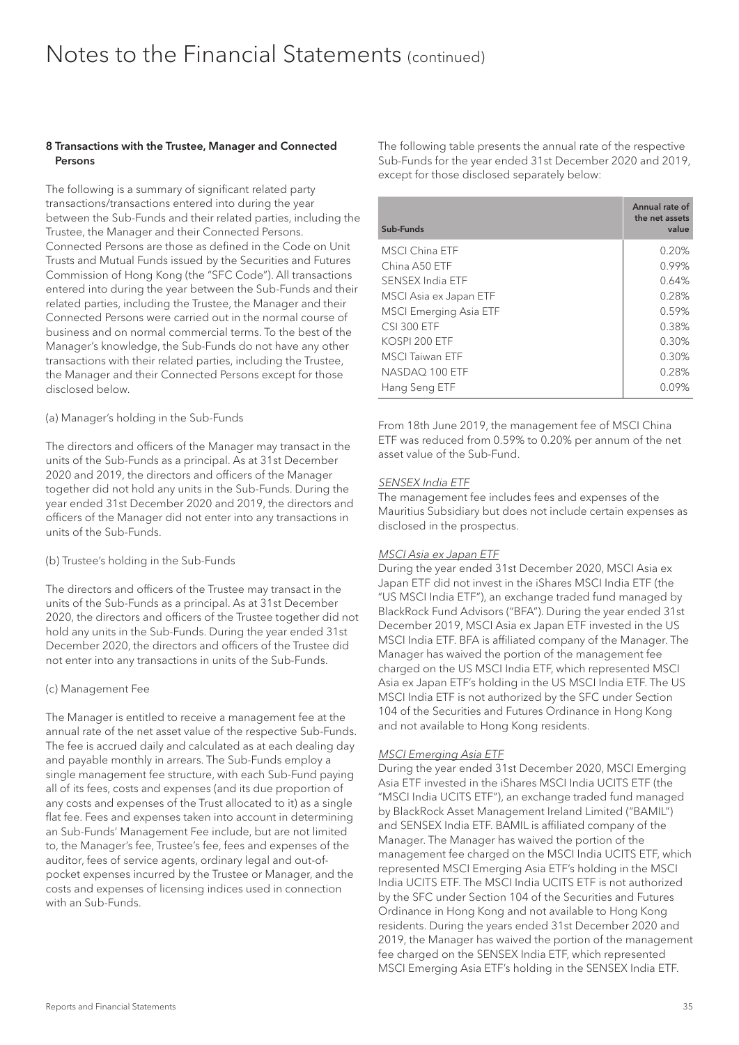# Notes to the Financial Statements (continued)

## 8 Transactions with the Trustee, Manager and Connected Persons

The following is a summary of significant related party transactions/transactions entered into during the year between the Sub-Funds and their related parties, including the Trustee, the Manager and their Connected Persons. Connected Persons are those as defined in the Code on Unit Trusts and Mutual Funds issued by the Securities and Futures Commission of Hong Kong (the "SFC Code"). All transactions entered into during the year between the Sub-Funds and their related parties, including the Trustee, the Manager and their Connected Persons were carried out in the normal course of business and on normal commercial terms. To the best of the Manager's knowledge, the Sub-Funds do not have any other transactions with their related parties, including the Trustee, the Manager and their Connected Persons except for those disclosed below.

(a) Manager's holding in the Sub-Funds

The directors and officers of the Manager may transact in the units of the Sub-Funds as a principal. As at 31st December 2020 and 2019, the directors and officers of the Manager together did not hold any units in the Sub-Funds. During the year ended 31st December 2020 and 2019, the directors and officers of the Manager did not enter into any transactions in units of the Sub-Funds.

(b) Trustee's holding in the Sub-Funds

The directors and officers of the Trustee may transact in the units of the Sub-Funds as a principal. As at 31st December 2020, the directors and officers of the Trustee together did not hold any units in the Sub-Funds. During the year ended 31st December 2020, the directors and officers of the Trustee did not enter into any transactions in units of the Sub-Funds.

(c) Management Fee

The Manager is entitled to receive a management fee at the annual rate of the net asset value of the respective Sub-Funds. The fee is accrued daily and calculated as at each dealing day and payable monthly in arrears. The Sub-Funds employ a single management fee structure, with each Sub-Fund paying all of its fees, costs and expenses (and its due proportion of any costs and expenses of the Trust allocated to it) as a single flat fee. Fees and expenses taken into account in determining an Sub-Funds' Management Fee include, but are not limited to, the Manager's fee, Trustee's fee, fees and expenses of the auditor, fees of service agents, ordinary legal and out-of-pocket expenses incurred by the Trustee or Manager, and the costs and expenses of licensing indices used in connection with an Sub-Funds.

The following table presents the annual rate of the respective Sub-Funds for the year ended 31st December 2020 and 2019, except for those disclosed separately below:

| Sub-Funds | Annual rate of the net assets value |
|---|---|
| MSCI China ETF | 0.20% |
| China A50 ETF | 0.99% |
| SENSEX India ETF | 0.64% |
| MSCI Asia ex Japan ETF | 0.28% |
| MSCI Emerging Asia ETF | 0.59% |
| CSI 300 ETF | 0.38% |
| KOSPI 200 ETF | 0.30% |
| MSCI Taiwan ETF | 0.30% |
| NASDAQ 100 ETF | 0.28% |
| Hang Seng ETF | 0.09% |

From 18th June 2019, the management fee of MSCI China ETF was reduced from 0.59% to 0.20% per annum of the net asset value of the Sub-Fund.

*SENSEX India ETF*

The management fee includes fees and expenses of the Mauritius Subsidiary but does not include certain expenses as disclosed in the prospectus.

*MSCI Asia ex Japan ETF*

During the year ended 31st December 2020, MSCI Asia ex Japan ETF did not invest in the iShares MSCI India ETF (the "US MSCI India ETF"), an exchange traded fund managed by BlackRock Fund Advisors ("BFA"). During the year ended 31st December 2019, MSCI Asia ex Japan ETF invested in the US MSCI India ETF. BFA is affiliated company of the Manager. The Manager has waived the portion of the management fee charged on the US MSCI India ETF, which represented MSCI Asia ex Japan ETF's holding in the US MSCI India ETF. The US MSCI India ETF is not authorized by the SFC under Section 104 of the Securities and Futures Ordinance in Hong Kong and not available to Hong Kong residents.

*MSCI Emerging Asia ETF*

During the year ended 31st December 2020, MSCI Emerging Asia ETF invested in the iShares MSCI India UCITS ETF (the "MSCI India UCITS ETF"), an exchange traded fund managed by BlackRock Asset Management Ireland Limited ("BAMIL") and SENSEX India ETF. BAMIL is affiliated company of the Manager. The Manager has waived the portion of the management fee charged on the MSCI India UCITS ETF, which represented MSCI Emerging Asia ETF's holding in the MSCI India UCITS ETF. The MSCI India UCITS ETF is not authorized by the SFC under Section 104 of the Securities and Futures Ordinance in Hong Kong and not available to Hong Kong residents. During the years ended 31st December 2020 and 2019, the Manager has waived the portion of the management fee charged on the SENSEX India ETF, which represented MSCI Emerging Asia ETF's holding in the SENSEX India ETF.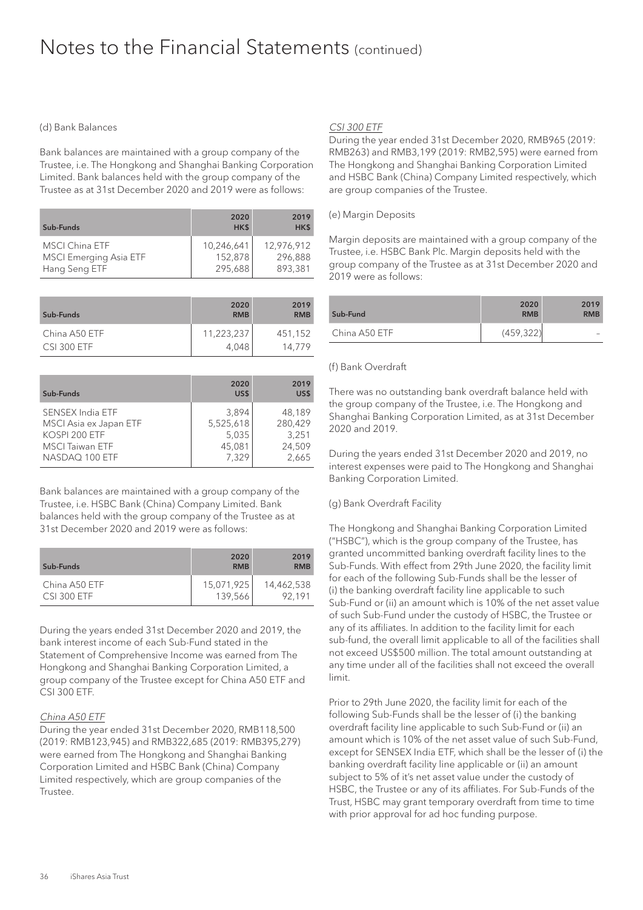# Notes to the Financial Statements (continued)

(d) Bank Balances

Bank balances are maintained with a group company of the Trustee, i.e. The Hongkong and Shanghai Banking Corporation Limited. Bank balances held with the group company of the Trustee as at 31st December 2020 and 2019 were as follows:

| Sub-Funds | 2020 HK$ | 2019 HK$ |
|---|---|---|
| MSCI China ETF | 10,246,641 | 12,976,912 |
| MSCI Emerging Asia ETF | 152,878 | 296,888 |
| Hang Seng ETF | 295,688 | 893,381 |

| Sub-Funds | 2020 RMB | 2019 RMB |
|---|---|---|
| China A50 ETF | 11,223,237 | 451,152 |
| CSI 300 ETF | 4,048 | 14,779 |

| Sub-Funds | 2020 US$ | 2019 US$ |
|---|---|---|
| SENSEX India ETF | 3,894 | 48,189 |
| MSCI Asia ex Japan ETF | 5,525,618 | 280,429 |
| KOSPI 200 ETF | 5,035 | 3,251 |
| MSCI Taiwan ETF | 45,081 | 24,509 |
| NASDAQ 100 ETF | 7,329 | 2,665 |

Bank balances are maintained with a group company of the Trustee, i.e. HSBC Bank (China) Company Limited. Bank balances held with the group company of the Trustee as at 31st December 2020 and 2019 were as follows:

| Sub-Funds | 2020 RMB | 2019 RMB |
|---|---|---|
| China A50 ETF | 15,071,925 | 14,462,538 |
| CSI 300 ETF | 139,566 | 92,191 |

During the years ended 31st December 2020 and 2019, the bank interest income of each Sub-Fund stated in the Statement of Comprehensive Income was earned from The Hongkong and Shanghai Banking Corporation Limited, a group company of the Trustee except for China A50 ETF and CSI 300 ETF.

*China A50 ETF*
During the year ended 31st December 2020, RMB118,500 (2019: RMB123,945) and RMB322,685 (2019: RMB395,279) were earned from The Hongkong and Shanghai Banking Corporation Limited and HSBC Bank (China) Company Limited respectively, which are group companies of the Trustee.

*CSI 300 ETF*
During the year ended 31st December 2020, RMB965 (2019: RMB263) and RMB3,199 (2019: RMB2,595) were earned from The Hongkong and Shanghai Banking Corporation Limited and HSBC Bank (China) Company Limited respectively, which are group companies of the Trustee.

(e) Margin Deposits

Margin deposits are maintained with a group company of the Trustee, i.e. HSBC Bank Plc. Margin deposits held with the group company of the Trustee as at 31st December 2020 and 2019 were as follows:

| Sub-Fund | 2020 RMB | 2019 RMB |
|---|---|---|
| China A50 ETF | (459,322) | – |

(f) Bank Overdraft

There was no outstanding bank overdraft balance held with the group company of the Trustee, i.e. The Hongkong and Shanghai Banking Corporation Limited, as at 31st December 2020 and 2019.

During the years ended 31st December 2020 and 2019, no interest expenses were paid to The Hongkong and Shanghai Banking Corporation Limited.

(g) Bank Overdraft Facility

The Hongkong and Shanghai Banking Corporation Limited ("HSBC"), which is the group company of the Trustee, has granted uncommitted banking overdraft facility lines to the Sub-Funds. With effect from 29th June 2020, the facility limit for each of the following Sub-Funds shall be the lesser of (i) the banking overdraft facility line applicable to such Sub-Fund or (ii) an amount which is 10% of the net asset value of such Sub-Fund under the custody of HSBC, the Trustee or any of its affiliates. In addition to the facility limit for each sub-fund, the overall limit applicable to all of the facilities shall not exceed US$500 million. The total amount outstanding at any time under all of the facilities shall not exceed the overall limit.

Prior to 29th June 2020, the facility limit for each of the following Sub-Funds shall be the lesser of (i) the banking overdraft facility line applicable to such Sub-Fund or (ii) an amount which is 10% of the net asset value of such Sub-Fund, except for SENSEX India ETF, which shall be the lesser of (i) the banking overdraft facility line applicable or (ii) an amount subject to 5% of it's net asset value under the custody of HSBC, the Trustee or any of its affiliates. For Sub-Funds of the Trust, HSBC may grant temporary overdraft from time to time with prior approval for ad hoc funding purpose.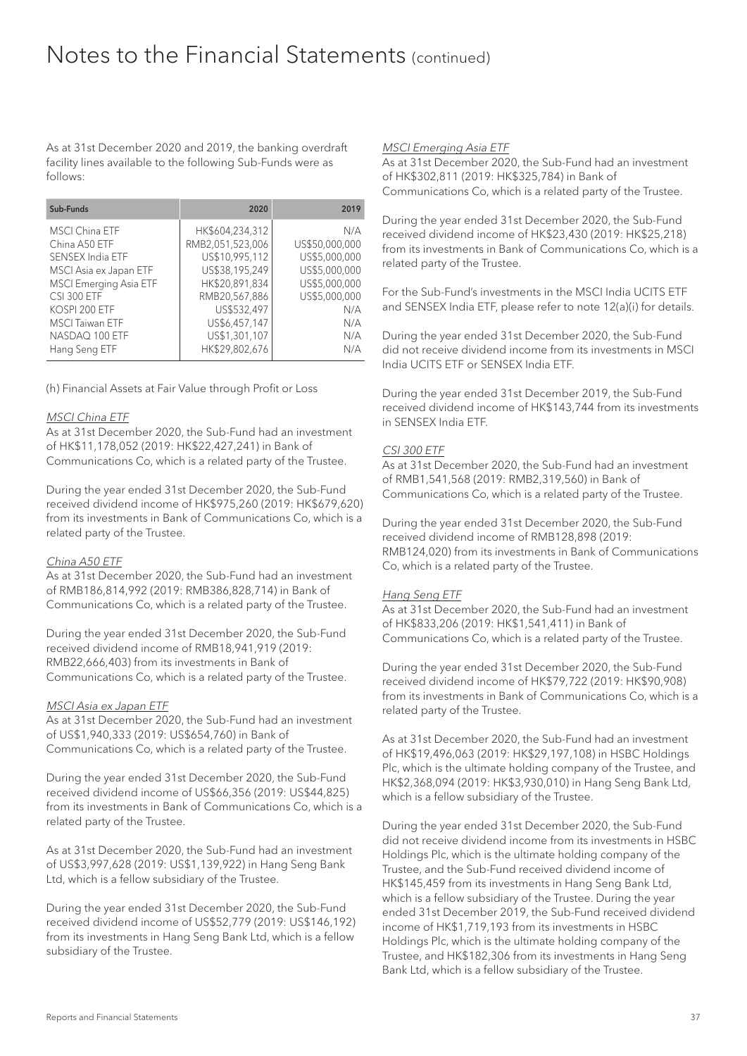# Notes to the Financial Statements (continued)

As at 31st December 2020 and 2019, the banking overdraft facility lines available to the following Sub-Funds were as follows:

| Sub-Funds | 2020 | 2019 |
|---|---|---|
| MSCI China ETF | HK$604,234,312 | N/A |
| China A50 ETF | RMB2,051,523,006 | US$50,000,000 |
| SENSEX India ETF | US$10,995,112 | US$5,000,000 |
| MSCI Asia ex Japan ETF | US$38,195,249 | US$5,000,000 |
| MSCI Emerging Asia ETF | HK$20,891,834 | US$5,000,000 |
| CSI 300 ETF | RMB20,567,886 | US$5,000,000 |
| KOSPI 200 ETF | US$532,497 | N/A |
| MSCI Taiwan ETF | US$6,457,147 | N/A |
| NASDAQ 100 ETF | US$1,301,107 | N/A |
| Hang Seng ETF | HK$29,802,676 | N/A |

(h) Financial Assets at Fair Value through Profit or Loss

*MSCI China ETF*

As at 31st December 2020, the Sub-Fund had an investment of HK$11,178,052 (2019: HK$22,427,241) in Bank of Communications Co, which is a related party of the Trustee.

During the year ended 31st December 2020, the Sub-Fund received dividend income of HK$975,260 (2019: HK$679,620) from its investments in Bank of Communications Co, which is a related party of the Trustee.

*China A50 ETF*

As at 31st December 2020, the Sub-Fund had an investment of RMB186,814,992 (2019: RMB386,828,714) in Bank of Communications Co, which is a related party of the Trustee.

During the year ended 31st December 2020, the Sub-Fund received dividend income of RMB18,941,919 (2019: RMB22,666,403) from its investments in Bank of Communications Co, which is a related party of the Trustee.

*MSCI Asia ex Japan ETF*

As at 31st December 2020, the Sub-Fund had an investment of US$1,940,333 (2019: US$654,760) in Bank of Communications Co, which is a related party of the Trustee.

During the year ended 31st December 2020, the Sub-Fund received dividend income of US$66,356 (2019: US$44,825) from its investments in Bank of Communications Co, which is a related party of the Trustee.

As at 31st December 2020, the Sub-Fund had an investment of US$3,997,628 (2019: US$1,139,922) in Hang Seng Bank Ltd, which is a fellow subsidiary of the Trustee.

During the year ended 31st December 2020, the Sub-Fund received dividend income of US$52,779 (2019: US$146,192) from its investments in Hang Seng Bank Ltd, which is a fellow subsidiary of the Trustee.

*MSCI Emerging Asia ETF*

As at 31st December 2020, the Sub-Fund had an investment of HK$302,811 (2019: HK$325,784) in Bank of Communications Co, which is a related party of the Trustee.

During the year ended 31st December 2020, the Sub-Fund received dividend income of HK$23,430 (2019: HK$25,218) from its investments in Bank of Communications Co, which is a related party of the Trustee.

For the Sub-Fund's investments in the MSCI India UCITS ETF and SENSEX India ETF, please refer to note 12(a)(i) for details.

During the year ended 31st December 2020, the Sub-Fund did not receive dividend income from its investments in MSCI India UCITS ETF or SENSEX India ETF.

During the year ended 31st December 2019, the Sub-Fund received dividend income of HK$143,744 from its investments in SENSEX India ETF.

*CSI 300 ETF*

As at 31st December 2020, the Sub-Fund had an investment of RMB1,541,568 (2019: RMB2,319,560) in Bank of Communications Co, which is a related party of the Trustee.

During the year ended 31st December 2020, the Sub-Fund received dividend income of RMB128,898 (2019: RMB124,020) from its investments in Bank of Communications Co, which is a related party of the Trustee.

*Hang Seng ETF*

As at 31st December 2020, the Sub-Fund had an investment of HK$833,206 (2019: HK$1,541,411) in Bank of Communications Co, which is a related party of the Trustee.

During the year ended 31st December 2020, the Sub-Fund received dividend income of HK$79,722 (2019: HK$90,908) from its investments in Bank of Communications Co, which is a related party of the Trustee.

As at 31st December 2020, the Sub-Fund had an investment of HK$19,496,063 (2019: HK$29,197,108) in HSBC Holdings Plc, which is the ultimate holding company of the Trustee, and HK$2,368,094 (2019: HK$3,930,010) in Hang Seng Bank Ltd, which is a fellow subsidiary of the Trustee.

During the year ended 31st December 2020, the Sub-Fund did not receive dividend income from its investments in HSBC Holdings Plc, which is the ultimate holding company of the Trustee, and the Sub-Fund received dividend income of HK$145,459 from its investments in Hang Seng Bank Ltd, which is a fellow subsidiary of the Trustee. During the year ended 31st December 2019, the Sub-Fund received dividend income of HK$1,719,193 from its investments in HSBC Holdings Plc, which is the ultimate holding company of the Trustee, and HK$182,306 from its investments in Hang Seng Bank Ltd, which is a fellow subsidiary of the Trustee.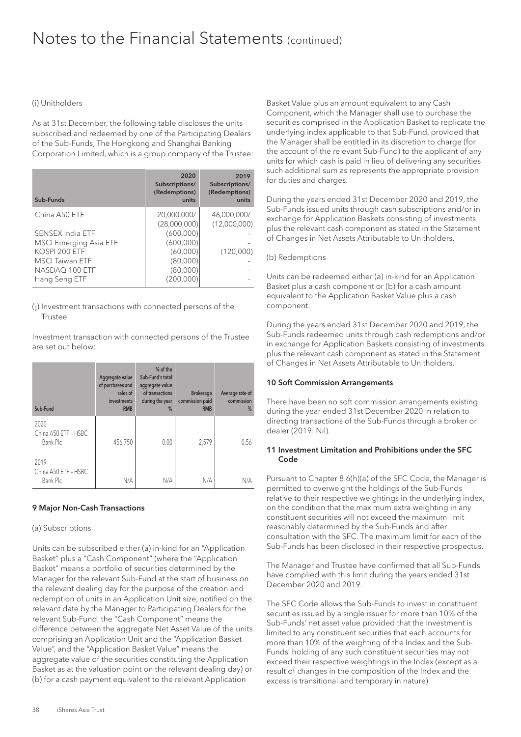# Notes to the Financial Statements (continued)

(i) Unitholders

As at 31st December, the following table discloses the units subscribed and redeemed by one of the Participating Dealers of the Sub-Funds, The Hongkong and Shanghai Banking Corporation Limited, which is a group company of the Trustee:

| Sub-Funds | 2020 Subscriptions/ (Redemptions) units | 2019 Subscriptions/ (Redemptions) units |
|---|---|---|
| China A50 ETF | 20,000,000/ (28,000,000) | 46,000,000/ (12,000,000) |
| SENSEX India ETF | (600,000) | – |
| MSCI Emerging Asia ETF | (600,000) | – |
| KOSPI 200 ETF | (60,000) | (120,000) |
| MSCI Taiwan ETF | (80,000) | – |
| NASDAQ 100 ETF | (80,000) | – |
| Hang Seng ETF | (200,000) | – |

(j) Investment transactions with connected persons of the Trustee

Investment transaction with connected persons of the Trustee are set out below:

| Sub-Fund | Aggregate value of purchases and sales of investments RMB | % of the Sub-Fund's total aggregate value of transactions during the year % | Brokerage commission paid RMB | Average rate of commission % |
|---|---|---|---|---|
| 2020 China A50 ETF - HSBC Bank Plc | 456,750 | 0.00 | 2,579 | 0.56 |
| 2019 China A50 ETF - HSBC Bank Plc | N/A | N/A | N/A | N/A |

## 9 Major Non-Cash Transactions

(a) Subscriptions

Units can be subscribed either (a) in-kind for an "Application Basket" plus a "Cash Component" (where the "Application Basket" means a portfolio of securities determined by the Manager for the relevant Sub-Fund at the start of business on the relevant dealing day for the purpose of the creation and redemption of units in an Application Unit size, notified on the relevant date by the Manager to Participating Dealers for the relevant Sub-Fund, the "Cash Component" means the difference between the aggregate Net Asset Value of the units comprising an Application Unit and the "Application Basket Value", and the "Application Basket Value" means the aggregate value of the securities constituting the Application Basket as at the valuation point on the relevant dealing day) or (b) for a cash payment equivalent to the relevant Application Basket Value plus an amount equivalent to any Cash Component, which the Manager shall use to purchase the securities comprised in the Application Basket to replicate the underlying index applicable to that Sub-Fund, provided that the Manager shall be entitled in its discretion to charge (for the account of the relevant Sub-Fund) to the applicant of any units for which cash is paid in lieu of delivering any securities such additional sum as represents the appropriate provision for duties and charges.

During the years ended 31st December 2020 and 2019, the Sub-Funds issued units through cash subscriptions and/or in exchange for Application Baskets consisting of investments plus the relevant cash component as stated in the Statement of Changes in Net Assets Attributable to Unitholders.

(b) Redemptions

Units can be redeemed either (a) in-kind for an Application Basket plus a cash component or (b) for a cash amount equivalent to the Application Basket Value plus a cash component.

During the years ended 31st December 2020 and 2019, the Sub-Funds redeemed units through cash redemptions and/or in exchange for Application Baskets consisting of investments plus the relevant cash component as stated in the Statement of Changes in Net Assets Attributable to Unitholders.

## 10 Soft Commission Arrangements

There have been no soft commission arrangements existing during the year ended 31st December 2020 in relation to directing transactions of the Sub-Funds through a broker or dealer (2019: Nil).

## 11 Investment Limitation and Prohibitions under the SFC Code

Pursuant to Chapter 8.6(h)(a) of the SFC Code, the Manager is permitted to overweight the holdings of the Sub-Funds relative to their respective weightings in the underlying index, on the condition that the maximum extra weighting in any constituent securities will not exceed the maximum limit reasonably determined by the Sub-Funds and after consultation with the SFC. The maximum limit for each of the Sub-Funds has been disclosed in their respective prospectus.

The Manager and Trustee have confirmed that all Sub-Funds have complied with this limit during the years ended 31st December 2020 and 2019.

The SFC Code allows the Sub-Funds to invest in constituent securities issued by a single issuer for more than 10% of the Sub-Funds' net asset value provided that the investment is limited to any constituent securities that each accounts for more than 10% of the weighting of the Index and the Sub-Funds' holding of any such constituent securities may not exceed their respective weightings in the Index (except as a result of changes in the composition of the Index and the excess is transitional and temporary in nature).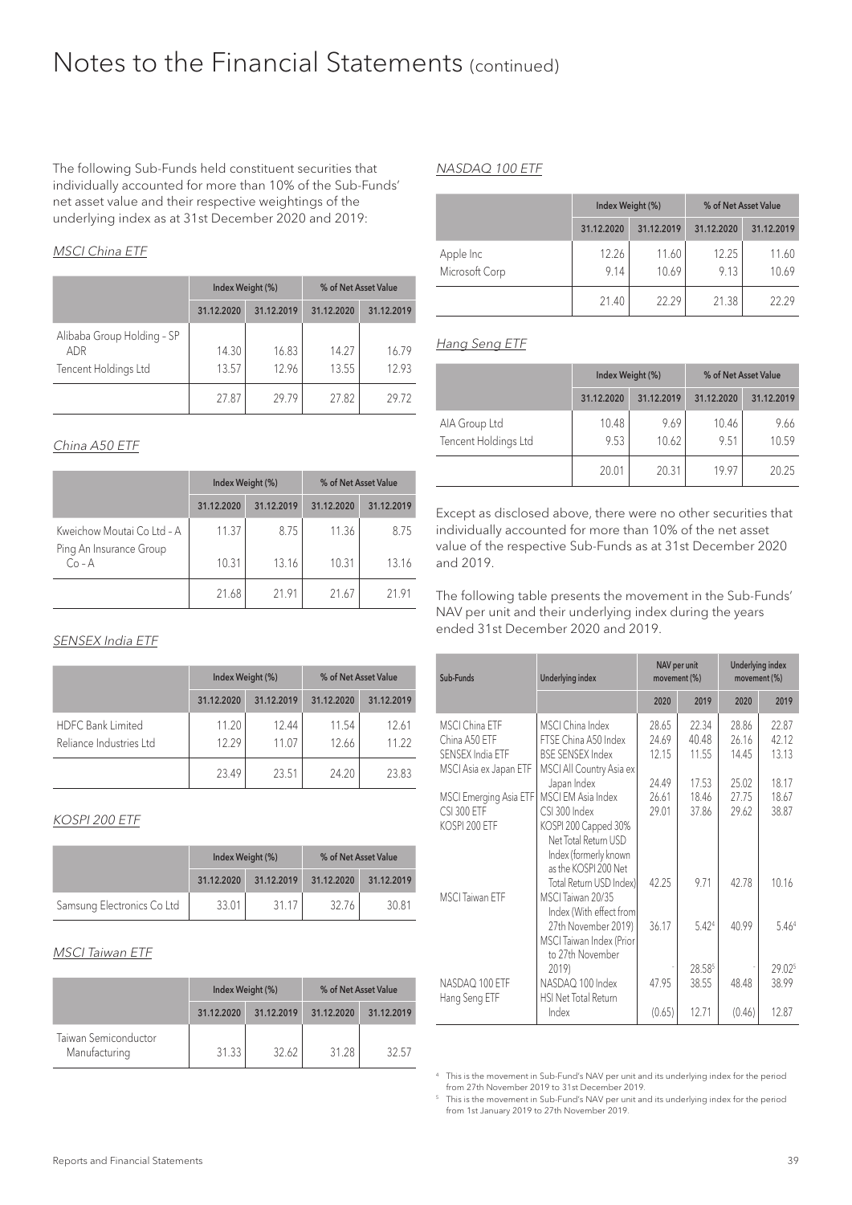# Notes to the Financial Statements (continued)

The following Sub-Funds held constituent securities that individually accounted for more than 10% of the Sub-Funds' net asset value and their respective weightings of the underlying index as at 31st December 2020 and 2019:

*MSCI China ETF*

| | Index Weight (%) | | % of Net Asset Value | |
|---|---|---|---|---|
| | 31.12.2020 | 31.12.2019 | 31.12.2020 | 31.12.2019 |
| Alibaba Group Holding - SP ADR | 14.30 | 16.83 | 14.27 | 16.79 |
| Tencent Holdings Ltd | 13.57 | 12.96 | 13.55 | 12.93 |
| | 27.87 | 29.79 | 27.82 | 29.72 |

*China A50 ETF*

| | Index Weight (%) | | % of Net Asset Value | |
|---|---|---|---|---|
| | 31.12.2020 | 31.12.2019 | 31.12.2020 | 31.12.2019 |
| Kweichow Moutai Co Ltd - A | 11.37 | 8.75 | 11.36 | 8.75 |
| Ping An Insurance Group Co - A | 10.31 | 13.16 | 10.31 | 13.16 |
| | 21.68 | 21.91 | 21.67 | 21.91 |

*SENSEX India ETF*

| | Index Weight (%) | | % of Net Asset Value | |
|---|---|---|---|---|
| | 31.12.2020 | 31.12.2019 | 31.12.2020 | 31.12.2019 |
| HDFC Bank Limited | 11.20 | 12.44 | 11.54 | 12.61 |
| Reliance Industries Ltd | 12.29 | 11.07 | 12.66 | 11.22 |
| | 23.49 | 23.51 | 24.20 | 23.83 |

*KOSPI 200 ETF*

| | Index Weight (%) | | % of Net Asset Value | |
|---|---|---|---|---|
| | 31.12.2020 | 31.12.2019 | 31.12.2020 | 31.12.2019 |
| Samsung Electronics Co Ltd | 33.01 | 31.17 | 32.76 | 30.81 |

*MSCI Taiwan ETF*

| | Index Weight (%) | | % of Net Asset Value | |
|---|---|---|---|---|
| | 31.12.2020 | 31.12.2019 | 31.12.2020 | 31.12.2019 |
| Taiwan Semiconductor Manufacturing | 31.33 | 32.62 | 31.28 | 32.57 |

*NASDAQ 100 ETF*

| | Index Weight (%) | | % of Net Asset Value | |
|---|---|---|---|---|
| | 31.12.2020 | 31.12.2019 | 31.12.2020 | 31.12.2019 |
| Apple Inc | 12.26 | 11.60 | 12.25 | 11.60 |
| Microsoft Corp | 9.14 | 10.69 | 9.13 | 10.69 |
| | 21.40 | 22.29 | 21.38 | 22.29 |

*Hang Seng ETF*

| | Index Weight (%) | | % of Net Asset Value | |
|---|---|---|---|---|
| | 31.12.2020 | 31.12.2019 | 31.12.2020 | 31.12.2019 |
| AIA Group Ltd | 10.48 | 9.69 | 10.46 | 9.66 |
| Tencent Holdings Ltd | 9.53 | 10.62 | 9.51 | 10.59 |
| | 20.01 | 20.31 | 19.97 | 20.25 |

Except as disclosed above, there were no other securities that individually accounted for more than 10% of the net asset value of the respective Sub-Funds as at 31st December 2020 and 2019.

The following table presents the movement in the Sub-Funds' NAV per unit and their underlying index during the years ended 31st December 2020 and 2019.

| Sub-Funds | Underlying index | NAV per unit movement (%) | | Underlying index movement (%) | |
|---|---|---|---|---|---|
| | | 2020 | 2019 | 2020 | 2019 |
| MSCI China ETF | MSCI China Index | 28.65 | 22.34 | 28.86 | 22.87 |
| China A50 ETF | FTSE China A50 Index | 24.69 | 40.48 | 26.16 | 42.12 |
| SENSEX India ETF | BSE SENSEX Index | 12.15 | 11.55 | 14.45 | 13.13 |
| MSCI Asia ex Japan ETF | MSCI All Country Asia ex Japan Index | 24.49 | 17.53 | 25.02 | 18.17 |
| MSCI Emerging Asia ETF | MSCI EM Asia Index | 26.61 | 18.46 | 27.75 | 18.67 |
| CSI 300 ETF | CSI 300 Index | 29.01 | 37.86 | 29.62 | 38.87 |
| KOSPI 200 ETF | KOSPI 200 Capped 30% Net Total Return USD Index (formerly known as the KOSPI 200 Net Total Return USD Index) | 42.25 | 9.71 | 42.78 | 10.16 |
| MSCI Taiwan ETF | MSCI Taiwan 20/35 Index (With effect from 27th November 2019) | 36.17 | 5.42[4] | 40.99 | 5.46[4] |
| | MSCI Taiwan Index (Prior to 27th November 2019) | - | 28.58[5] | - | 29.02[5] |
| NASDAQ 100 ETF | NASDAQ 100 Index | 47.95 | 38.55 | 48.48 | 38.99 |
| Hang Seng ETF | HSI Net Total Return Index | (0.65) | 12.71 | (0.46) | 12.87 |

[4] This is the movement in Sub-Fund's NAV per unit and its underlying index for the period from 27th November 2019 to 31st December 2019.

[5] This is the movement in Sub-Fund's NAV per unit and its underlying index for the period from 1st January 2019 to 27th November 2019.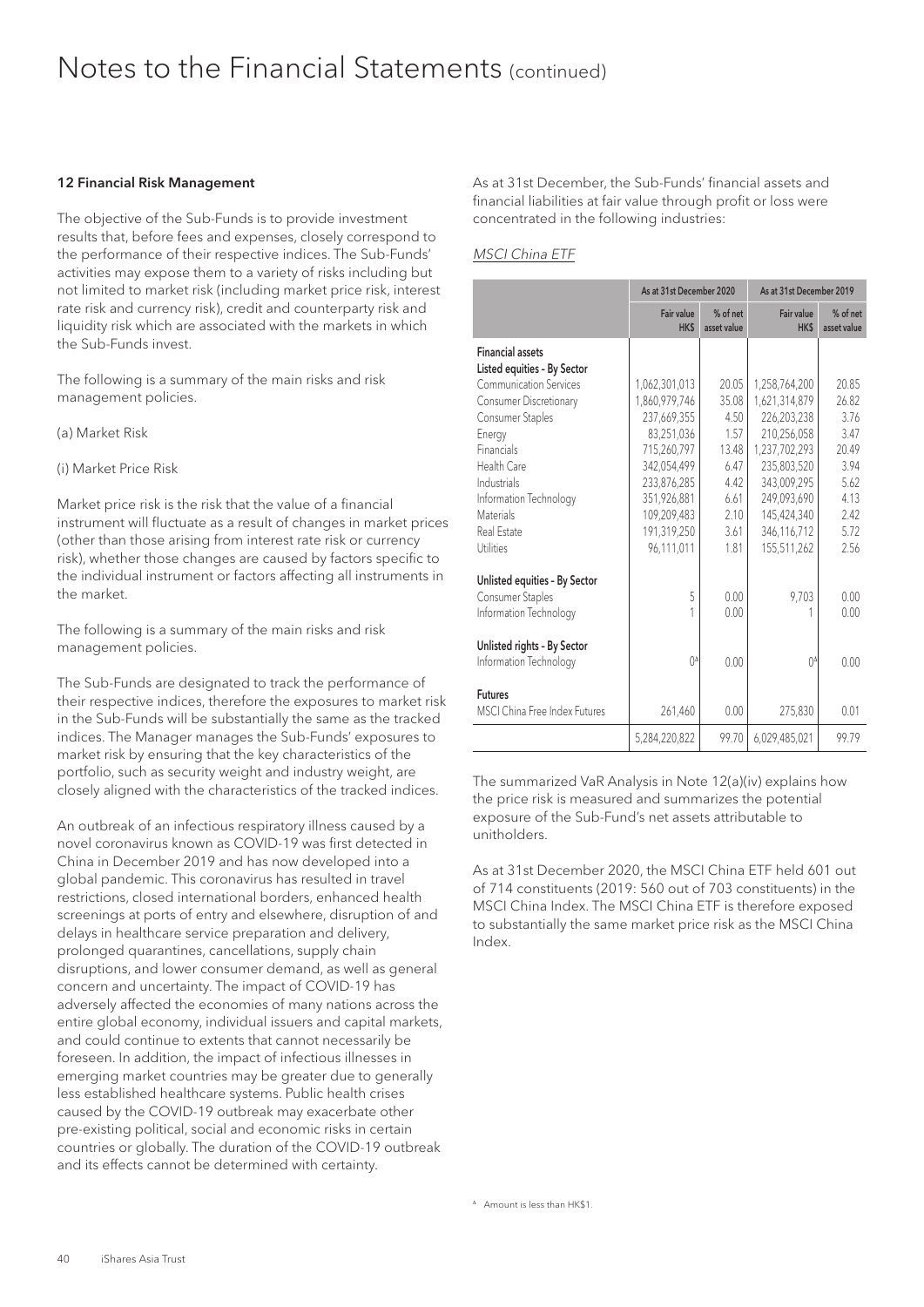# Notes to the Financial Statements (continued)

**12 Financial Risk Management**

The objective of the Sub-Funds is to provide investment results that, before fees and expenses, closely correspond to the performance of their respective indices. The Sub-Funds' activities may expose them to a variety of risks including but not limited to market risk (including market price risk, interest rate risk and currency risk), credit and counterparty risk and liquidity risk which are associated with the markets in which the Sub-Funds invest.

The following is a summary of the main risks and risk management policies.

(a) Market Risk

(i) Market Price Risk

Market price risk is the risk that the value of a financial instrument will fluctuate as a result of changes in market prices (other than those arising from interest rate risk or currency risk), whether those changes are caused by factors specific to the individual instrument or factors affecting all instruments in the market.

The following is a summary of the main risks and risk management policies.

The Sub-Funds are designated to track the performance of their respective indices, therefore the exposures to market risk in the Sub-Funds will be substantially the same as the tracked indices. The Manager manages the Sub-Funds' exposures to market risk by ensuring that the key characteristics of the portfolio, such as security weight and industry weight, are closely aligned with the characteristics of the tracked indices.

An outbreak of an infectious respiratory illness caused by a novel coronavirus known as COVID-19 was first detected in China in December 2019 and has now developed into a global pandemic. This coronavirus has resulted in travel restrictions, closed international borders, enhanced health screenings at ports of entry and elsewhere, disruption of and delays in healthcare service preparation and delivery, prolonged quarantines, cancellations, supply chain disruptions, and lower consumer demand, as well as general concern and uncertainty. The impact of COVID-19 has adversely affected the economies of many nations across the entire global economy, individual issuers and capital markets, and could continue to extents that cannot necessarily be foreseen. In addition, the impact of infectious illnesses in emerging market countries may be greater due to generally less established healthcare systems. Public health crises caused by the COVID-19 outbreak may exacerbate other pre-existing political, social and economic risks in certain countries or globally. The duration of the COVID-19 outbreak and its effects cannot be determined with certainty.

As at 31st December, the Sub-Funds' financial assets and financial liabilities at fair value through profit or loss were concentrated in the following industries:

*MSCI China ETF*

| | As at 31st December 2020 | | As at 31st December 2019 | |
|---|---|---|---|---|
| | Fair value HK$ | % of net asset value | Fair value HK$ | % of net asset value |
| **Financial assets** | | | | |
| **Listed equities - By Sector** | | | | |
| Communication Services | 1,062,301,013 | 20.05 | 1,258,764,200 | 20.85 |
| Consumer Discretionary | 1,860,979,746 | 35.08 | 1,621,314,879 | 26.82 |
| Consumer Staples | 237,669,355 | 4.50 | 226,203,238 | 3.76 |
| Energy | 83,251,036 | 1.57 | 210,256,058 | 3.47 |
| Financials | 715,260,797 | 13.48 | 1,237,702,293 | 20.49 |
| Health Care | 342,054,499 | 6.47 | 235,803,520 | 3.94 |
| Industrials | 233,876,285 | 4.42 | 343,009,295 | 5.62 |
| Information Technology | 351,926,881 | 6.61 | 249,093,690 | 4.13 |
| Materials | 109,209,483 | 2.10 | 145,424,340 | 2.42 |
| Real Estate | 191,319,250 | 3.61 | 346,116,712 | 5.72 |
| Utilities | 96,111,011 | 1.81 | 155,511,262 | 2.56 |
| **Unlisted equities - By Sector** | | | | |
| Consumer Staples | 5 | 0.00 | 9,703 | 0.00 |
| Information Technology | 1 | 0.00 | 1 | 0.00 |
| **Unlisted rights - By Sector** | | | | |
| Information Technology | 0[Δ] | 0.00 | 0[Δ] | 0.00 |
| **Futures** | | | | |
| MSCI China Free Index Futures | 261,460 | 0.00 | 275,830 | 0.01 |
| | 5,284,220,822 | 99.70 | 6,029,485,021 | 99.79 |

The summarized VaR Analysis in Note 12(a)(iv) explains how the price risk is measured and summarizes the potential exposure of the Sub-Fund's net assets attributable to unitholders.

As at 31st December 2020, the MSCI China ETF held 601 out of 714 constituents (2019: 560 out of 703 constituents) in the MSCI China Index. The MSCI China ETF is therefore exposed to substantially the same market price risk as the MSCI China Index.

Δ Amount is less than HK$1.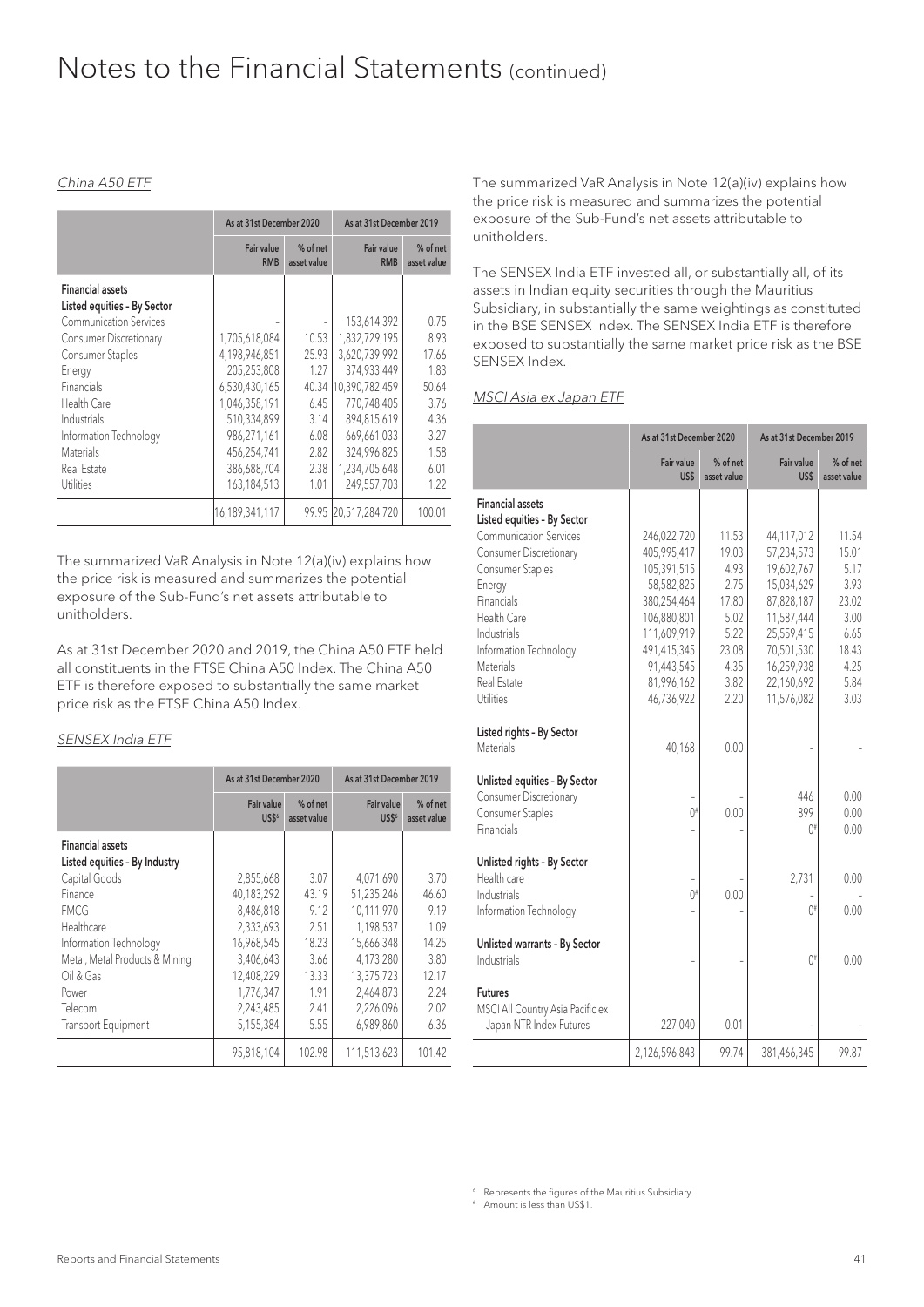# Notes to the Financial Statements (continued)

*China A50 ETF*

| | As at 31st December 2020 | | As at 31st December 2019 | |
|---|---|---|---|---|
| | Fair value RMB | % of net asset value | Fair value RMB | % of net asset value |
| **Financial assets** | | | | |
| **Listed equities - By Sector** | | | | |
| Communication Services | - | - | 153,614,392 | 0.75 |
| Consumer Discretionary | 1,705,618,084 | 10.53 | 1,832,729,195 | 8.93 |
| Consumer Staples | 4,198,946,851 | 25.93 | 3,620,739,992 | 17.66 |
| Energy | 205,253,808 | 1.27 | 374,933,449 | 1.83 |
| Financials | 6,530,430,165 | 40.34 | 10,390,782,459 | 50.64 |
| Health Care | 1,046,358,191 | 6.45 | 770,748,405 | 3.76 |
| Industrials | 510,334,899 | 3.14 | 894,815,619 | 4.36 |
| Information Technology | 986,271,161 | 6.08 | 669,661,033 | 3.27 |
| Materials | 456,254,741 | 2.82 | 324,996,825 | 1.58 |
| Real Estate | 386,688,704 | 2.38 | 1,234,705,648 | 6.01 |
| Utilities | 163,184,513 | 1.01 | 249,557,703 | 1.22 |
| | 16,189,341,117 | 99.95 | 20,517,284,720 | 100.01 |

The summarized VaR Analysis in Note 12(a)(iv) explains how the price risk is measured and summarizes the potential exposure of the Sub-Fund's net assets attributable to unitholders.

As at 31st December 2020 and 2019, the China A50 ETF held all constituents in the FTSE China A50 Index. The China A50 ETF is therefore exposed to substantially the same market price risk as the FTSE China A50 Index.

*SENSEX India ETF*

| | As at 31st December 2020 | | As at 31st December 2019 | |
|---|---|---|---|---|
| | Fair value US$[δ] | % of net asset value | Fair value US$[δ] | % of net asset value |
| **Financial assets** | | | | |
| **Listed equities - By Industry** | | | | |
| Capital Goods | 2,855,668 | 3.07 | 4,071,690 | 3.70 |
| Finance | 40,183,292 | 43.19 | 51,235,246 | 46.60 |
| FMCG | 8,486,818 | 9.12 | 10,111,970 | 9.19 |
| Healthcare | 2,333,693 | 2.51 | 1,198,537 | 1.09 |
| Information Technology | 16,968,545 | 18.23 | 15,666,348 | 14.25 |
| Metal, Metal Products & Mining | 3,406,643 | 3.66 | 4,173,280 | 3.80 |
| Oil & Gas | 12,408,229 | 13.33 | 13,375,723 | 12.17 |
| Power | 1,776,347 | 1.91 | 2,464,873 | 2.24 |
| Telecom | 2,243,485 | 2.41 | 2,226,096 | 2.02 |
| Transport Equipment | 5,155,384 | 5.55 | 6,989,860 | 6.36 |
| | 95,818,104 | 102.98 | 111,513,623 | 101.42 |

The summarized VaR Analysis in Note 12(a)(iv) explains how the price risk is measured and summarizes the potential exposure of the Sub-Fund's net assets attributable to unitholders.

The SENSEX India ETF invested all, or substantially all, of its assets in Indian equity securities through the Mauritius Subsidiary, in substantially the same weightings as constituted in the BSE SENSEX Index. The SENSEX India ETF is therefore exposed to substantially the same market price risk as the BSE SENSEX Index.

*MSCI Asia ex Japan ETF*

| | As at 31st December 2020 | | As at 31st December 2019 | |
|---|---|---|---|---|
| | Fair value US$ | % of net asset value | Fair value US$ | % of net asset value |
| **Financial assets** | | | | |
| **Listed equities - By Sector** | | | | |
| Communication Services | 246,022,720 | 11.53 | 44,117,012 | 11.54 |
| Consumer Discretionary | 405,995,417 | 19.03 | 57,234,573 | 15.01 |
| Consumer Staples | 105,391,515 | 4.93 | 19,602,767 | 5.17 |
| Energy | 58,582,825 | 2.75 | 15,034,629 | 3.93 |
| Financials | 380,254,464 | 17.80 | 87,828,187 | 23.02 |
| Health Care | 106,880,801 | 5.02 | 11,587,444 | 3.00 |
| Industrials | 111,609,919 | 5.22 | 25,559,415 | 6.65 |
| Information Technology | 491,415,345 | 23.08 | 70,501,530 | 18.43 |
| Materials | 91,443,545 | 4.35 | 16,259,938 | 4.25 |
| Real Estate | 81,996,162 | 3.82 | 22,160,692 | 5.84 |
| Utilities | 46,736,922 | 2.20 | 11,576,082 | 3.03 |
| **Listed rights - By Sector** | | | | |
| Materials | 40,168 | 0.00 | - | - |
| **Unlisted equities - By Sector** | | | | |
| Consumer Discretionary | - | - | 446 | 0.00 |
| Consumer Staples | 0[#] | 0.00 | 899 | 0.00 |
| Financials | - | - | 0[#] | 0.00 |
| **Unlisted rights - By Sector** | | | | |
| Health care | - | - | 2,731 | 0.00 |
| Industrials | 0[#] | 0.00 | - | - |
| Information Technology | - | - | 0[#] | 0.00 |
| **Unlisted warrants - By Sector** | | | | |
| Industrials | - | - | 0[#] | 0.00 |
| **Futures** | | | | |
| MSCI All Country Asia Pacific ex Japan NTR Index Futures | 227,040 | 0.01 | - | - |
| | 2,126,596,843 | 99.74 | 381,466,345 | 99.87 |

[δ] Represents the figures of the Mauritius Subsidiary.
[#] Amount is less than US$1.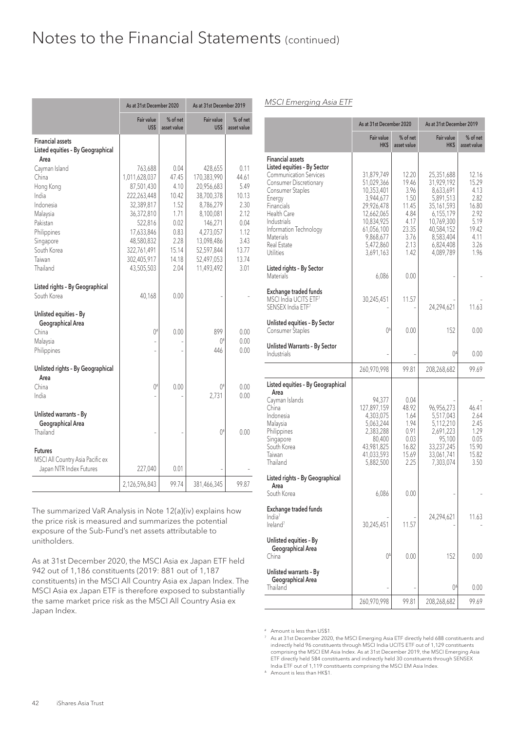# Notes to the Financial Statements (continued)

| | As at 31st December 2020 | | As at 31st December 2019 | |
|---|---|---|---|---|
| | Fair value US$ | % of net asset value | Fair value US$ | % of net asset value |
| **Financial assets** | | | | |
| **Listed equities - By Geographical Area** | | | | |
| Cayman Island | 763,688 | 0.04 | 428,655 | 0.11 |
| China | 1,011,628,037 | 47.45 | 170,383,990 | 44.61 |
| Hong Kong | 87,501,430 | 4.10 | 20,956,683 | 5.49 |
| India | 222,263,448 | 10.42 | 38,700,378 | 10.13 |
| Indonesia | 32,389,817 | 1.52 | 8,786,279 | 2.30 |
| Malaysia | 36,372,810 | 1.71 | 8,100,081 | 2.12 |
| Pakistan | 522,816 | 0.02 | 146,271 | 0.04 |
| Philippines | 17,633,846 | 0.83 | 4,273,057 | 1.12 |
| Singapore | 48,580,832 | 2.28 | 13,098,486 | 3.43 |
| South Korea | 322,761,491 | 15.14 | 52,597,844 | 13.77 |
| Taiwan | 302,405,917 | 14.18 | 52,497,053 | 13.74 |
| Thailand | 43,505,503 | 2.04 | 11,493,492 | 3.01 |
| **Listed rights - By Geographical** | | | | |
| South Korea | 40,168 | 0.00 | - | - |
| **Unlisted equities - By Geographical Area** | | | | |
| China | 0# | 0.00 | 899 | 0.00 |
| Malaysia | - | - | 0# | 0.00 |
| Philippines | - | - | 446 | 0.00 |
| **Unlisted rights - By Geographical Area** | | | | |
| China | 0# | 0.00 | 0# | 0.00 |
| India | - | - | 2,731 | 0.00 |
| **Unlisted warrants - By Geographical Area** | | | | |
| Thailand | - | - | 0# | 0.00 |
| **Futures** | | | | |
| MSCI All Country Asia Pacific ex Japan NTR Index Futures | 227,040 | 0.01 | - | - |
| | 2,126,596,843 | 99.74 | 381,466,345 | 99.87 |

The summarized VaR Analysis in Note 12(a)(iv) explains how the price risk is measured and summarizes the potential exposure of the Sub-Fund's net assets attributable to unitholders.

As at 31st December 2020, the MSCI Asia ex Japan ETF held 942 out of 1,186 constituents (2019: 881 out of 1,187 constituents) in the MSCI All Country Asia ex Japan Index. The MSCI Asia ex Japan ETF is therefore exposed to substantially the same market price risk as the MSCI All Country Asia ex Japan Index.

*MSCI Emerging Asia ETF*

| | As at 31st December 2020 | | As at 31st December 2019 | |
|---|---|---|---|---|
| | Fair value HK$ | % of net asset value | Fair value HK$ | % of net asset value |
| **Financial assets** | | | | |
| **Listed equities - By Sector** | | | | |
| Communication Services | 31,879,749 | 12.20 | 25,351,688 | 12.16 |
| Consumer Discretionary | 51,029,366 | 19.46 | 31,929,192 | 15.29 |
| Consumer Staples | 10,353,401 | 3.96 | 8,633,691 | 4.13 |
| Energy | 3,944,677 | 1.50 | 5,891,513 | 2.82 |
| Financials | 29,926,478 | 11.45 | 35,161,593 | 16.80 |
| Health Care | 12,662,065 | 4.84 | 6,155,179 | 2.92 |
| Industrials | 10,834,925 | 4.17 | 10,769,300 | 5.19 |
| Information Technology | 61,056,100 | 23.35 | 40,584,152 | 19.42 |
| Materials | 9,868,677 | 3.76 | 8,583,404 | 4.11 |
| Real Estate | 5,472,860 | 2.13 | 6,824,408 | 3.26 |
| Utilities | 3,691,163 | 1.42 | 4,089,789 | 1.96 |
| **Listed rights - By Sector** | | | | |
| Materials | 6,086 | 0.00 | - | - |
| **Exchange traded funds** | | | | |
| MSCI India UCITS ETF[7] | 30,245,451 | 11.57 | - | - |
| SENSEX India ETF[7] | - | - | 24,294,621 | 11.63 |
| **Unlisted equities - By Sector** | | | | |
| Consumer Staples | 0^ | 0.00 | 152 | 0.00 |
| **Unlisted Warrants - By Sector** | | | | |
| Industrials | - | - | 0^ | 0.00 |
| | 260,970,998 | 99.81 | 208,268,682 | 99.69 |
| **Listed equities - By Geographical Area** | | | | |
| Cayman Islands | 94,377 | 0.04 | - | - |
| China | 127,897,159 | 48.92 | 96,956,273 | 46.41 |
| Indonesia | 4,303,075 | 1.64 | 5,517,043 | 2.64 |
| Malaysia | 5,063,244 | 1.94 | 5,112,210 | 2.45 |
| Philippines | 2,383,288 | 0.91 | 2,691,223 | 1.29 |
| Singapore | 80,400 | 0.03 | 95,100 | 0.05 |
| South Korea | 43,981,825 | 16.82 | 33,237,245 | 15.90 |
| Taiwan | 41,033,593 | 15.69 | 33,061,741 | 15.82 |
| Thailand | 5,882,500 | 2.25 | 7,303,074 | 3.50 |
| **Listed rights - By Geographical Area** | | | | |
| South Korea | 6,086 | 0.00 | - | - |
| **Exchange traded funds** | | | | |
| India[7] | - | - | 24,294,621 | 11.63 |
| Ireland[7] | 30,245,451 | 11.57 | - | - |
| **Unlisted equities - By Geographical Area** | | | | |
| China | 0^ | 0.00 | 152 | 0.00 |
| **Unlisted warrants - By Geographical Area** | | | | |
| Thailand | - | - | 0^ | 0.00 |
| | 260,970,998 | 99.81 | 208,268,682 | 99.69 |

# Amount is less than US$1.

[7] As at 31st December 2020, the MSCI Emerging Asia ETF directly held 688 constituents and indirectly held 96 constituents through MSCI India UCITS ETF out of 1,129 constituents comprising the MSCI EM Asia Index. As at 31st December 2019, the MSCI Emerging Asia ETF directly held 584 constituents and indirectly held 30 constituents through SENSEX India ETF out of 1,119 constituents comprising the MSCI EM Asia Index.

^ Amount is less than HK$1.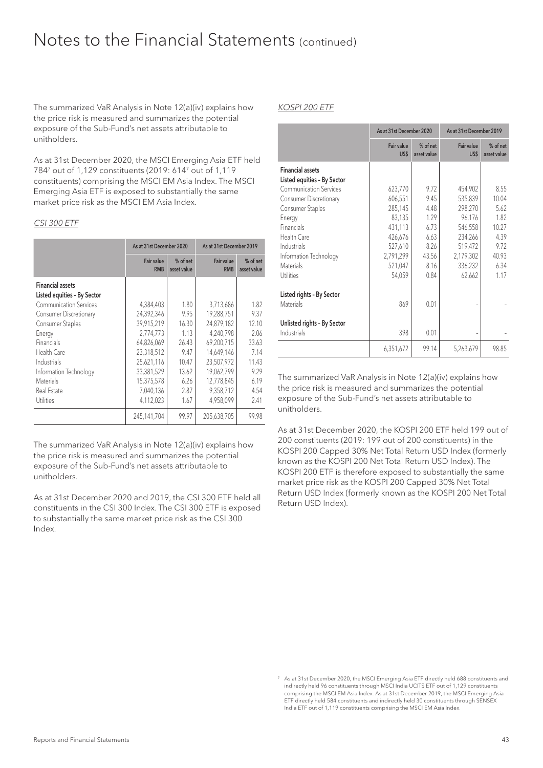# Notes to the Financial Statements (continued)

The summarized VaR Analysis in Note 12(a)(iv) explains how the price risk is measured and summarizes the potential exposure of the Sub-Fund's net assets attributable to unitholders.

As at 31st December 2020, the MSCI Emerging Asia ETF held 784[7] out of 1,129 constituents (2019: 614[7] out of 1,119 constituents) comprising the MSCI EM Asia Index. The MSCI Emerging Asia ETF is exposed to substantially the same market price risk as the MSCI EM Asia Index.

*CSI 300 ETF*

| | As at 31st December 2020 | | As at 31st December 2019 | |
|---|---|---|---|---|
| | Fair value RMB | % of net asset value | Fair value RMB | % of net asset value |
| **Financial assets** | | | | |
| **Listed equities - By Sector** | | | | |
| Communication Services | 4,384,403 | 1.80 | 3,713,686 | 1.82 |
| Consumer Discretionary | 24,392,346 | 9.95 | 19,288,751 | 9.37 |
| Consumer Staples | 39,915,219 | 16.30 | 24,879,182 | 12.10 |
| Energy | 2,774,773 | 1.13 | 4,240,798 | 2.06 |
| Financials | 64,826,069 | 26.43 | 69,200,715 | 33.63 |
| Health Care | 23,318,512 | 9.47 | 14,649,146 | 7.14 |
| Industrials | 25,621,116 | 10.47 | 23,507,972 | 11.43 |
| Information Technology | 33,381,529 | 13.62 | 19,062,799 | 9.29 |
| Materials | 15,375,578 | 6.26 | 12,778,845 | 6.19 |
| Real Estate | 7,040,136 | 2.87 | 9,358,712 | 4.54 |
| Utilities | 4,112,023 | 1.67 | 4,958,099 | 2.41 |
| | 245,141,704 | 99.97 | 205,638,705 | 99.98 |

The summarized VaR Analysis in Note 12(a)(iv) explains how the price risk is measured and summarizes the potential exposure of the Sub-Fund's net assets attributable to unitholders.

As at 31st December 2020 and 2019, the CSI 300 ETF held all constituents in the CSI 300 Index. The CSI 300 ETF is exposed to substantially the same market price risk as the CSI 300 Index.

*KOSPI 200 ETF*

| | As at 31st December 2020 | | As at 31st December 2019 | |
|---|---|---|---|---|
| | Fair value US$ | % of net asset value | Fair value US$ | % of net asset value |
| **Financial assets** | | | | |
| **Listed equities - By Sector** | | | | |
| Communication Services | 623,770 | 9.72 | 454,902 | 8.55 |
| Consumer Discretionary | 606,551 | 9.45 | 535,839 | 10.04 |
| Consumer Staples | 285,145 | 4.48 | 298,270 | 5.62 |
| Energy | 83,135 | 1.29 | 96,176 | 1.82 |
| Financials | 431,113 | 6.73 | 546,558 | 10.27 |
| Health Care | 426,676 | 6.63 | 234,266 | 4.39 |
| Industrials | 527,610 | 8.26 | 519,472 | 9.72 |
| Information Technology | 2,791,299 | 43.56 | 2,179,302 | 40.93 |
| Materials | 521,047 | 8.16 | 336,232 | 6.34 |
| Utilities | 54,059 | 0.84 | 62,662 | 1.17 |
| **Listed rights - By Sector** | | | | |
| Materials | 869 | 0.01 | - | - |
| **Unlisted rights - By Sector** | | | | |
| Industrials | 398 | 0.01 | - | - |
| | 6,351,672 | 99.14 | 5,263,679 | 98.85 |

The summarized VaR Analysis in Note 12(a)(iv) explains how the price risk is measured and summarizes the potential exposure of the Sub-Fund's net assets attributable to unitholders.

As at 31st December 2020, the KOSPI 200 ETF held 199 out of 200 constituents (2019: 199 out of 200 constituents) in the KOSPI 200 Capped 30% Net Total Return USD Index (formerly known as the KOSPI 200 Net Total Return USD Index). The KOSPI 200 ETF is therefore exposed to substantially the same market price risk as the KOSPI 200 Capped 30% Net Total Return USD Index (formerly known as the KOSPI 200 Net Total Return USD Index).

[7] As at 31st December 2020, the MSCI Emerging Asia ETF directly held 688 constituents and indirectly held 96 constituents through MSCI India UCITS ETF out of 1,129 constituents comprising the MSCI EM Asia Index. As at 31st December 2019, the MSCI Emerging Asia ETF directly held 584 constituents and indirectly held 30 constituents through SENSEX India ETF out of 1,119 constituents comprising the MSCI EM Asia Index.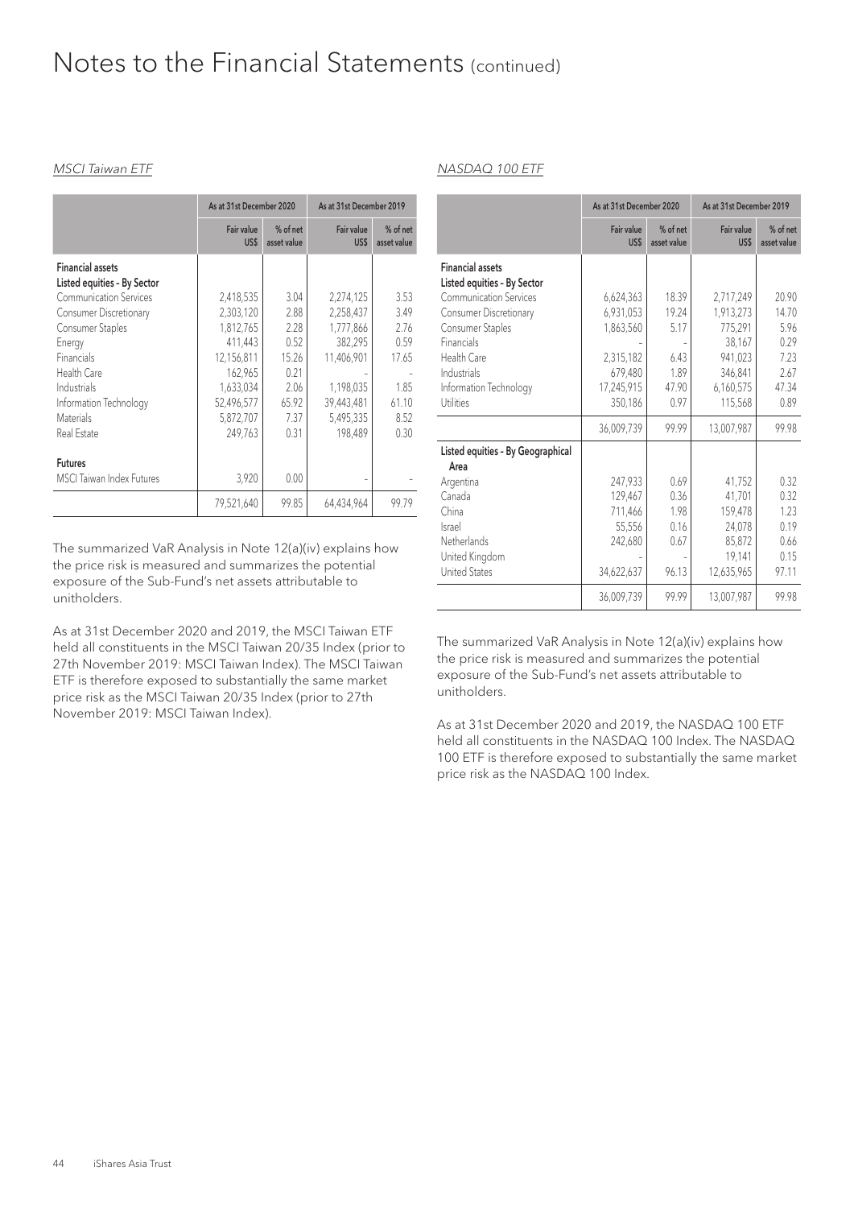# Notes to the Financial Statements (continued)

*MSCI Taiwan ETF*

| | As at 31st December 2020 | | As at 31st December 2019 | |
|---|---|---|---|---|
| | Fair value US$ | % of net asset value | Fair value US$ | % of net asset value |
| **Financial assets** | | | | |
| **Listed equities - By Sector** | | | | |
| Communication Services | 2,418,535 | 3.04 | 2,274,125 | 3.53 |
| Consumer Discretionary | 2,303,120 | 2.88 | 2,258,437 | 3.49 |
| Consumer Staples | 1,812,765 | 2.28 | 1,777,866 | 2.76 |
| Energy | 411,443 | 0.52 | 382,295 | 0.59 |
| Financials | 12,156,811 | 15.26 | 11,406,901 | 17.65 |
| Health Care | 162,965 | 0.21 | - | - |
| Industrials | 1,633,034 | 2.06 | 1,198,035 | 1.85 |
| Information Technology | 52,496,577 | 65.92 | 39,443,481 | 61.10 |
| Materials | 5,872,707 | 7.37 | 5,495,335 | 8.52 |
| Real Estate | 249,763 | 0.31 | 198,489 | 0.30 |
| **Futures** | | | | |
| MSCI Taiwan Index Futures | 3,920 | 0.00 | - | - |
| | 79,521,640 | 99.85 | 64,434,964 | 99.79 |

The summarized VaR Analysis in Note 12(a)(iv) explains how the price risk is measured and summarizes the potential exposure of the Sub-Fund's net assets attributable to unitholders.

As at 31st December 2020 and 2019, the MSCI Taiwan ETF held all constituents in the MSCI Taiwan 20/35 Index (prior to 27th November 2019: MSCI Taiwan Index). The MSCI Taiwan ETF is therefore exposed to substantially the same market price risk as the MSCI Taiwan 20/35 Index (prior to 27th November 2019: MSCI Taiwan Index).

*NASDAQ 100 ETF*

| | As at 31st December 2020 | | As at 31st December 2019 | |
|---|---|---|---|---|
| | Fair value US$ | % of net asset value | Fair value US$ | % of net asset value |
| **Financial assets** | | | | |
| **Listed equities - By Sector** | | | | |
| Communication Services | 6,624,363 | 18.39 | 2,717,249 | 20.90 |
| Consumer Discretionary | 6,931,053 | 19.24 | 1,913,273 | 14.70 |
| Consumer Staples | 1,863,560 | 5.17 | 775,291 | 5.96 |
| Financials | - | - | 38,167 | 0.29 |
| Health Care | 2,315,182 | 6.43 | 941,023 | 7.23 |
| Industrials | 679,480 | 1.89 | 346,841 | 2.67 |
| Information Technology | 17,245,915 | 47.90 | 6,160,575 | 47.34 |
| Utilities | 350,186 | 0.97 | 115,568 | 0.89 |
| | 36,009,739 | 99.99 | 13,007,987 | 99.98 |
| **Listed equities - By Geographical Area** | | | | |
| Argentina | 247,933 | 0.69 | 41,752 | 0.32 |
| Canada | 129,467 | 0.36 | 41,701 | 0.32 |
| China | 711,466 | 1.98 | 159,478 | 1.23 |
| Israel | 55,556 | 0.16 | 24,078 | 0.19 |
| Netherlands | 242,680 | 0.67 | 85,872 | 0.66 |
| United Kingdom | - | - | 19,141 | 0.15 |
| United States | 34,622,637 | 96.13 | 12,635,965 | 97.11 |
| | 36,009,739 | 99.99 | 13,007,987 | 99.98 |

The summarized VaR Analysis in Note 12(a)(iv) explains how the price risk is measured and summarizes the potential exposure of the Sub-Fund's net assets attributable to unitholders.

As at 31st December 2020 and 2019, the NASDAQ 100 ETF held all constituents in the NASDAQ 100 Index. The NASDAQ 100 ETF is therefore exposed to substantially the same market price risk as the NASDAQ 100 Index.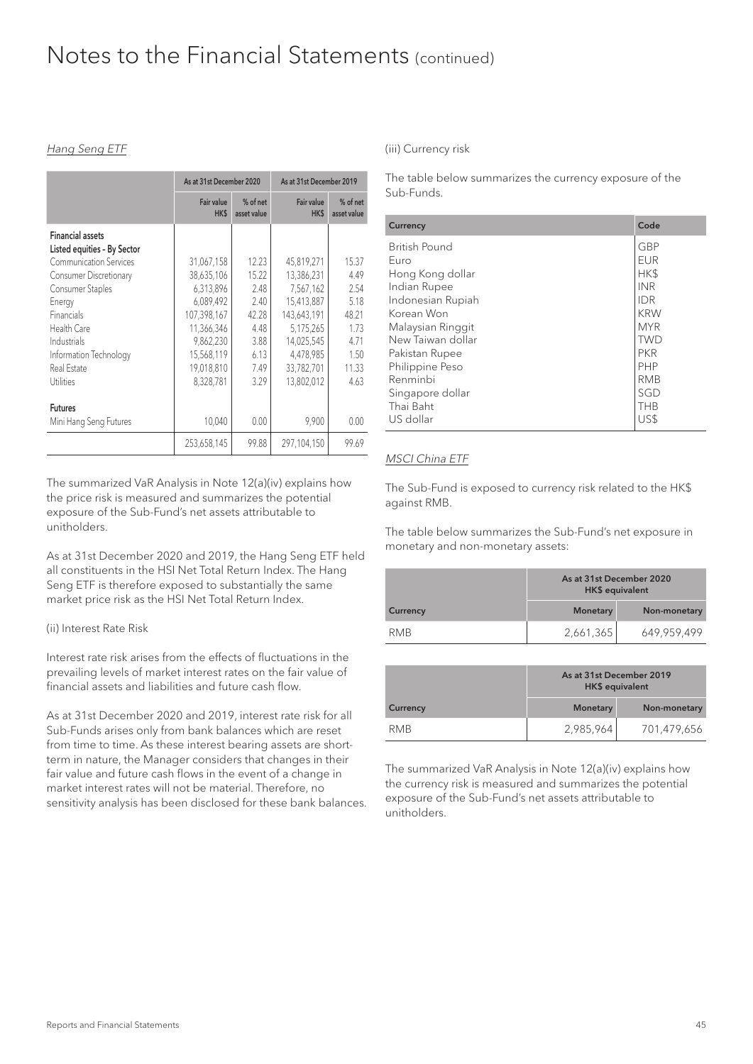# Notes to the Financial Statements (continued)

*Hang Seng ETF*

| | As at 31st December 2020 | | As at 31st December 2019 | |
|---|---|---|---|---|
| | Fair value HK$ | % of net asset value | Fair value HK$ | % of net asset value |
| **Financial assets** | | | | |
| **Listed equities - By Sector** | | | | |
| Communication Services | 31,067,158 | 12.23 | 45,819,271 | 15.37 |
| Consumer Discretionary | 38,635,106 | 15.22 | 13,386,231 | 4.49 |
| Consumer Staples | 6,313,896 | 2.48 | 7,567,162 | 2.54 |
| Energy | 6,089,492 | 2.40 | 15,413,887 | 5.18 |
| Financials | 107,398,167 | 42.28 | 143,643,191 | 48.21 |
| Health Care | 11,366,346 | 4.48 | 5,175,265 | 1.73 |
| Industrials | 9,862,230 | 3.88 | 14,025,545 | 4.71 |
| Information Technology | 15,568,119 | 6.13 | 4,478,985 | 1.50 |
| Real Estate | 19,018,810 | 7.49 | 33,782,701 | 11.33 |
| Utilities | 8,328,781 | 3.29 | 13,802,012 | 4.63 |
| **Futures** | | | | |
| Mini Hang Seng Futures | 10,040 | 0.00 | 9,900 | 0.00 |
| | 253,658,145 | 99.88 | 297,104,150 | 99.69 |

The summarized VaR Analysis in Note 12(a)(iv) explains how the price risk is measured and summarizes the potential exposure of the Sub-Fund's net assets attributable to unitholders.

As at 31st December 2020 and 2019, the Hang Seng ETF held all constituents in the HSI Net Total Return Index. The Hang Seng ETF is therefore exposed to substantially the same market price risk as the HSI Net Total Return Index.

(ii) Interest Rate Risk

Interest rate risk arises from the effects of fluctuations in the prevailing levels of market interest rates on the fair value of financial assets and liabilities and future cash flow.

As at 31st December 2020 and 2019, interest rate risk for all Sub-Funds arises only from bank balances which are reset from time to time. As these interest bearing assets are short-term in nature, the Manager considers that changes in their fair value and future cash flows in the event of a change in market interest rates will not be material. Therefore, no sensitivity analysis has been disclosed for these bank balances.

(iii) Currency risk

The table below summarizes the currency exposure of the Sub-Funds.

| Currency | Code |
|---|---|
| British Pound | GBP |
| Euro | EUR |
| Hong Kong dollar | HK$ |
| Indian Rupee | INR |
| Indonesian Rupiah | IDR |
| Korean Won | KRW |
| Malaysian Ringgit | MYR |
| New Taiwan dollar | TWD |
| Pakistan Rupee | PKR |
| Philippine Peso | PHP |
| Renminbi | RMB |
| Singapore dollar | SGD |
| Thai Baht | THB |
| US dollar | US$ |

*MSCI China ETF*

The Sub-Fund is exposed to currency risk related to the HK$ against RMB.

The table below summarizes the Sub-Fund's net exposure in monetary and non-monetary assets:

| | As at 31st December 2020 HK$ equivalent | |
|---|---|---|
| Currency | Monetary | Non-monetary |
| RMB | 2,661,365 | 649,959,499 |

| | As at 31st December 2019 HK$ equivalent | |
|---|---|---|
| Currency | Monetary | Non-monetary |
| RMB | 2,985,964 | 701,479,656 |

The summarized VaR Analysis in Note 12(a)(iv) explains how the currency risk is measured and summarizes the potential exposure of the Sub-Fund's net assets attributable to unitholders.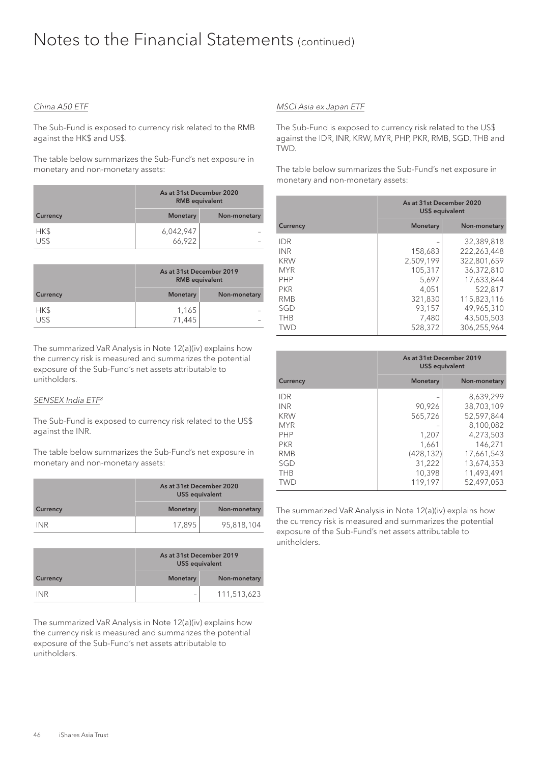# Notes to the Financial Statements (continued)

*China A50 ETF*

The Sub-Fund is exposed to currency risk related to the RMB against the HK$ and US$.

The table below summarizes the Sub-Fund's net exposure in monetary and non-monetary assets:

| | As at 31st December 2020 RMB equivalent | |
|---|---|---|
| **Currency** | **Monetary** | **Non-monetary** |
| HK$ | 6,042,947 | – |
| US$ | 66,922 | – |

| | As at 31st December 2019 RMB equivalent | |
|---|---|---|
| **Currency** | **Monetary** | **Non-monetary** |
| HK$ | 1,165 | – |
| US$ | 71,445 | – |

The summarized VaR Analysis in Note 12(a)(iv) explains how the currency risk is measured and summarizes the potential exposure of the Sub-Fund's net assets attributable to unitholders.

*SENSEX India ETF*[8]

The Sub-Fund is exposed to currency risk related to the US$ against the INR.

The table below summarizes the Sub-Fund's net exposure in monetary and non-monetary assets:

| | As at 31st December 2020 US$ equivalent | |
|---|---|---|
| **Currency** | **Monetary** | **Non-monetary** |
| INR | 17,895 | 95,818,104 |

| | As at 31st December 2019 US$ equivalent | |
|---|---|---|
| **Currency** | **Monetary** | **Non-monetary** |
| INR | – | 111,513,623 |

The summarized VaR Analysis in Note 12(a)(iv) explains how the currency risk is measured and summarizes the potential exposure of the Sub-Fund's net assets attributable to unitholders.

*MSCI Asia ex Japan ETF*

The Sub-Fund is exposed to currency risk related to the US$ against the IDR, INR, KRW, MYR, PHP, PKR, RMB, SGD, THB and TWD.

The table below summarizes the Sub-Fund's net exposure in monetary and non-monetary assets:

| | As at 31st December 2020 US$ equivalent | |
|---|---|---|
| **Currency** | **Monetary** | **Non-monetary** |
| IDR | – | 32,389,818 |
| INR | 158,683 | 222,263,448 |
| KRW | 2,509,199 | 322,801,659 |
| MYR | 105,317 | 36,372,810 |
| PHP | 5,697 | 17,633,844 |
| PKR | 4,051 | 522,817 |
| RMB | 321,830 | 115,823,116 |
| SGD | 93,157 | 49,965,310 |
| THB | 7,480 | 43,505,503 |
| TWD | 528,372 | 306,255,964 |

| | As at 31st December 2019 US$ equivalent | |
|---|---|---|
| **Currency** | **Monetary** | **Non-monetary** |
| IDR | – | 8,639,299 |
| INR | 90,926 | 38,703,109 |
| KRW | 565,726 | 52,597,844 |
| MYR | – | 8,100,082 |
| PHP | 1,207 | 4,273,503 |
| PKR | 1,661 | 146,271 |
| RMB | (428,132) | 17,661,543 |
| SGD | 31,222 | 13,674,353 |
| THB | 10,398 | 11,493,491 |
| TWD | 119,197 | 52,497,053 |

The summarized VaR Analysis in Note 12(a)(iv) explains how the currency risk is measured and summarizes the potential exposure of the Sub-Fund's net assets attributable to unitholders.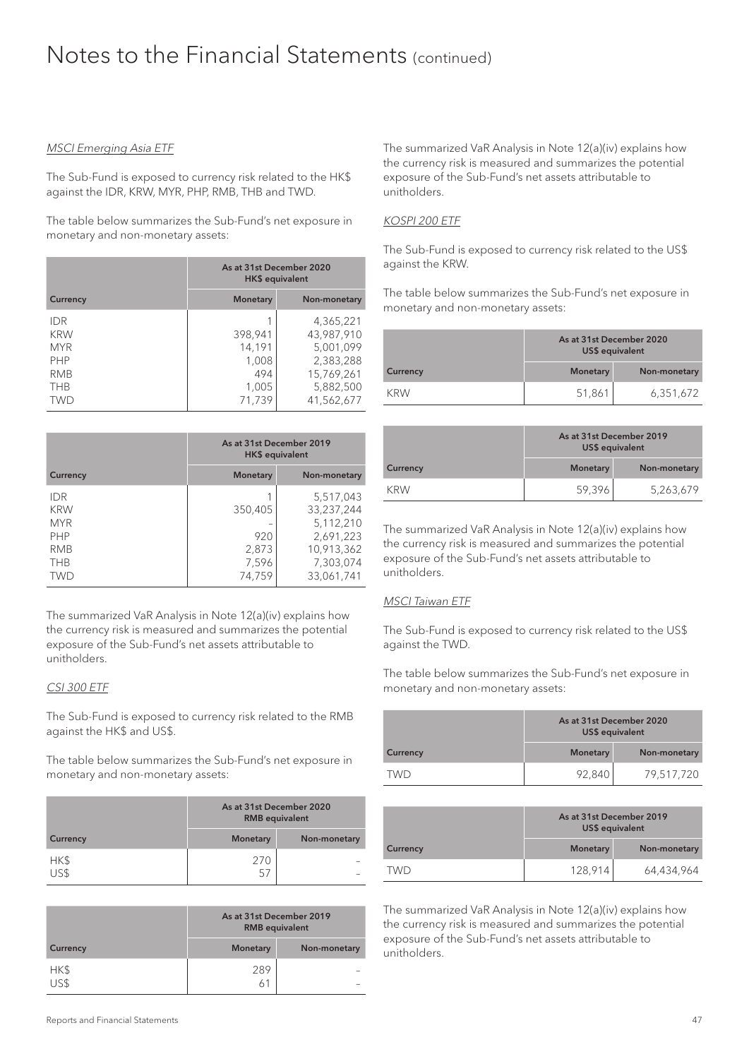# Notes to the Financial Statements (continued)

*MSCI Emerging Asia ETF*

The Sub-Fund is exposed to currency risk related to the HK$ against the IDR, KRW, MYR, PHP, RMB, THB and TWD.

The table below summarizes the Sub-Fund's net exposure in monetary and non-monetary assets:

| | As at 31st December 2020 HK$ equivalent | |
|---|---|---|
| Currency | Monetary | Non-monetary |
| IDR | 1 | 4,365,221 |
| KRW | 398,941 | 43,987,910 |
| MYR | 14,191 | 5,001,099 |
| PHP | 1,008 | 2,383,288 |
| RMB | 494 | 15,769,261 |
| THB | 1,005 | 5,882,500 |
| TWD | 71,739 | 41,562,677 |

| | As at 31st December 2019 HK$ equivalent | |
|---|---|---|
| Currency | Monetary | Non-monetary |
| IDR | 1 | 5,517,043 |
| KRW | 350,405 | 33,237,244 |
| MYR | – | 5,112,210 |
| PHP | 920 | 2,691,223 |
| RMB | 2,873 | 10,913,362 |
| THB | 7,596 | 7,303,074 |
| TWD | 74,759 | 33,061,741 |

The summarized VaR Analysis in Note 12(a)(iv) explains how the currency risk is measured and summarizes the potential exposure of the Sub-Fund's net assets attributable to unitholders.

*CSI 300 ETF*

The Sub-Fund is exposed to currency risk related to the RMB against the HK$ and US$.

The table below summarizes the Sub-Fund's net exposure in monetary and non-monetary assets:

| | As at 31st December 2020 RMB equivalent | |
|---|---|---|
| Currency | Monetary | Non-monetary |
| HK$ | 270 | – |
| US$ | 57 | – |

| | As at 31st December 2019 RMB equivalent | |
|---|---|---|
| Currency | Monetary | Non-monetary |
| HK$ | 289 | – |
| US$ | 61 | – |

The summarized VaR Analysis in Note 12(a)(iv) explains how the currency risk is measured and summarizes the potential exposure of the Sub-Fund's net assets attributable to unitholders.

*KOSPI 200 ETF*

The Sub-Fund is exposed to currency risk related to the US$ against the KRW.

The table below summarizes the Sub-Fund's net exposure in monetary and non-monetary assets:

| | As at 31st December 2020 US$ equivalent | |
|---|---|---|
| Currency | Monetary | Non-monetary |
| KRW | 51,861 | 6,351,672 |

| | As at 31st December 2019 US$ equivalent | |
|---|---|---|
| Currency | Monetary | Non-monetary |
| KRW | 59,396 | 5,263,679 |

The summarized VaR Analysis in Note 12(a)(iv) explains how the currency risk is measured and summarizes the potential exposure of the Sub-Fund's net assets attributable to unitholders.

*MSCI Taiwan ETF*

The Sub-Fund is exposed to currency risk related to the US$ against the TWD.

The table below summarizes the Sub-Fund's net exposure in monetary and non-monetary assets:

| | As at 31st December 2020 US$ equivalent | |
|---|---|---|
| Currency | Monetary | Non-monetary |
| TWD | 92,840 | 79,517,720 |

| | As at 31st December 2019 US$ equivalent | |
|---|---|---|
| Currency | Monetary | Non-monetary |
| TWD | 128,914 | 64,434,964 |

The summarized VaR Analysis in Note 12(a)(iv) explains how the currency risk is measured and summarizes the potential exposure of the Sub-Fund's net assets attributable to unitholders.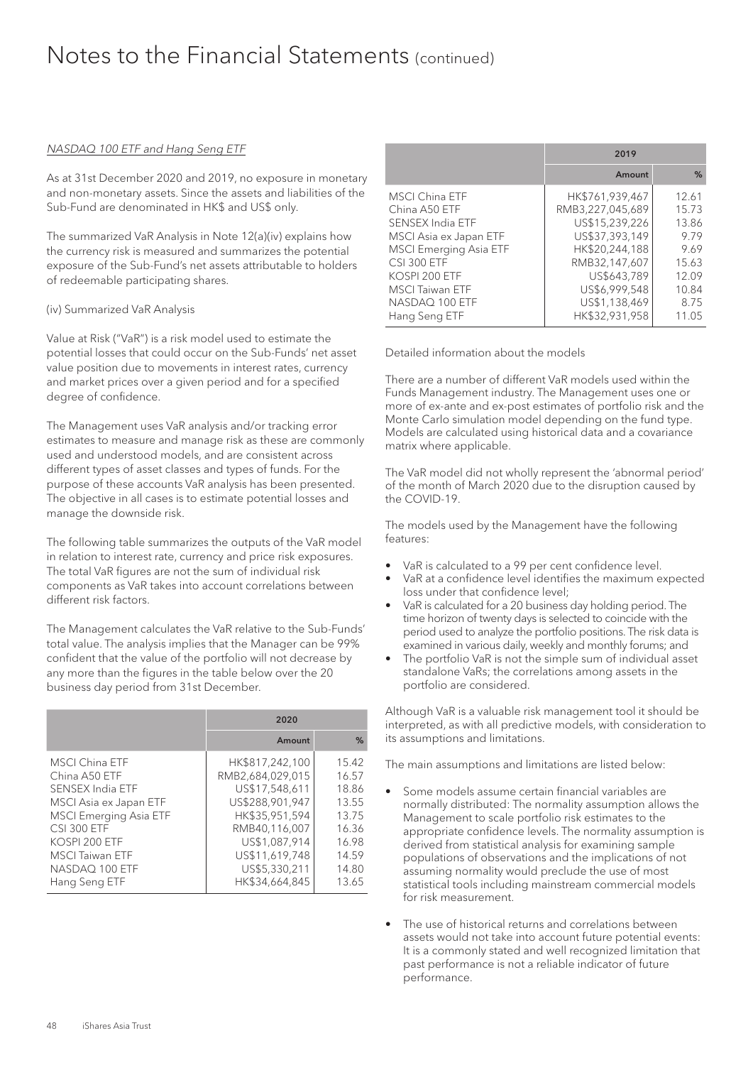# Notes to the Financial Statements (continued)

*NASDAQ 100 ETF and Hang Seng ETF*

As at 31st December 2020 and 2019, no exposure in monetary and non-monetary assets. Since the assets and liabilities of the Sub-Fund are denominated in HK$ and US$ only.

The summarized VaR Analysis in Note 12(a)(iv) explains how the currency risk is measured and summarizes the potential exposure of the Sub-Fund's net assets attributable to holders of redeemable participating shares.

(iv) Summarized VaR Analysis

Value at Risk ("VaR") is a risk model used to estimate the potential losses that could occur on the Sub-Funds' net asset value position due to movements in interest rates, currency and market prices over a given period and for a specified degree of confidence.

The Management uses VaR analysis and/or tracking error estimates to measure and manage risk as these are commonly used and understood models, and are consistent across different types of asset classes and types of funds. For the purpose of these accounts VaR analysis has been presented. The objective in all cases is to estimate potential losses and manage the downside risk.

The following table summarizes the outputs of the VaR model in relation to interest rate, currency and price risk exposures. The total VaR figures are not the sum of individual risk components as VaR takes into account correlations between different risk factors.

The Management calculates the VaR relative to the Sub-Funds' total value. The analysis implies that the Manager can be 99% confident that the value of the portfolio will not decrease by any more than the figures in the table below over the 20 business day period from 31st December.

| | 2020 | |
|---|---|---|
| | Amount | % |
| MSCI China ETF | HK$817,242,100 | 15.42 |
| China A50 ETF | RMB2,684,029,015 | 16.57 |
| SENSEX India ETF | US$17,548,611 | 18.86 |
| MSCI Asia ex Japan ETF | US$288,901,947 | 13.55 |
| MSCI Emerging Asia ETF | HK$35,951,594 | 13.75 |
| CSI 300 ETF | RMB40,116,007 | 16.36 |
| KOSPI 200 ETF | US$1,087,914 | 16.98 |
| MSCI Taiwan ETF | US$11,619,748 | 14.59 |
| NASDAQ 100 ETF | US$5,330,211 | 14.80 |
| Hang Seng ETF | HK$34,664,845 | 13.65 |

| | 2019 | |
|---|---|---|
| | Amount | % |
| MSCI China ETF | HK$761,939,467 | 12.61 |
| China A50 ETF | RMB3,227,045,689 | 15.73 |
| SENSEX India ETF | US$15,239,226 | 13.86 |
| MSCI Asia ex Japan ETF | US$37,393,149 | 9.79 |
| MSCI Emerging Asia ETF | HK$20,244,188 | 9.69 |
| CSI 300 ETF | RMB32,147,607 | 15.63 |
| KOSPI 200 ETF | US$643,789 | 12.09 |
| MSCI Taiwan ETF | US$6,999,548 | 10.84 |
| NASDAQ 100 ETF | US$1,138,469 | 8.75 |
| Hang Seng ETF | HK$32,931,958 | 11.05 |

Detailed information about the models

There are a number of different VaR models used within the Funds Management industry. The Management uses one or more of ex-ante and ex-post estimates of portfolio risk and the Monte Carlo simulation model depending on the fund type. Models are calculated using historical data and a covariance matrix where applicable.

The VaR model did not wholly represent the 'abnormal period' of the month of March 2020 due to the disruption caused by the COVID-19.

The models used by the Management have the following features:

- VaR is calculated to a 99 per cent confidence level.
- VaR at a confidence level identifies the maximum expected loss under that confidence level;
- VaR is calculated for a 20 business day holding period. The time horizon of twenty days is selected to coincide with the period used to analyze the portfolio positions. The risk data is examined in various daily, weekly and monthly forums; and
- The portfolio VaR is not the simple sum of individual asset standalone VaRs; the correlations among assets in the portfolio are considered.

Although VaR is a valuable risk management tool it should be interpreted, as with all predictive models, with consideration to its assumptions and limitations.

The main assumptions and limitations are listed below:

- Some models assume certain financial variables are normally distributed: The normality assumption allows the Management to scale portfolio risk estimates to the appropriate confidence levels. The normality assumption is derived from statistical analysis for examining sample populations of observations and the implications of not assuming normality would preclude the use of most statistical tools including mainstream commercial models for risk measurement.

- The use of historical returns and correlations between assets would not take into account future potential events: It is a commonly stated and well recognized limitation that past performance is not a reliable indicator of future performance.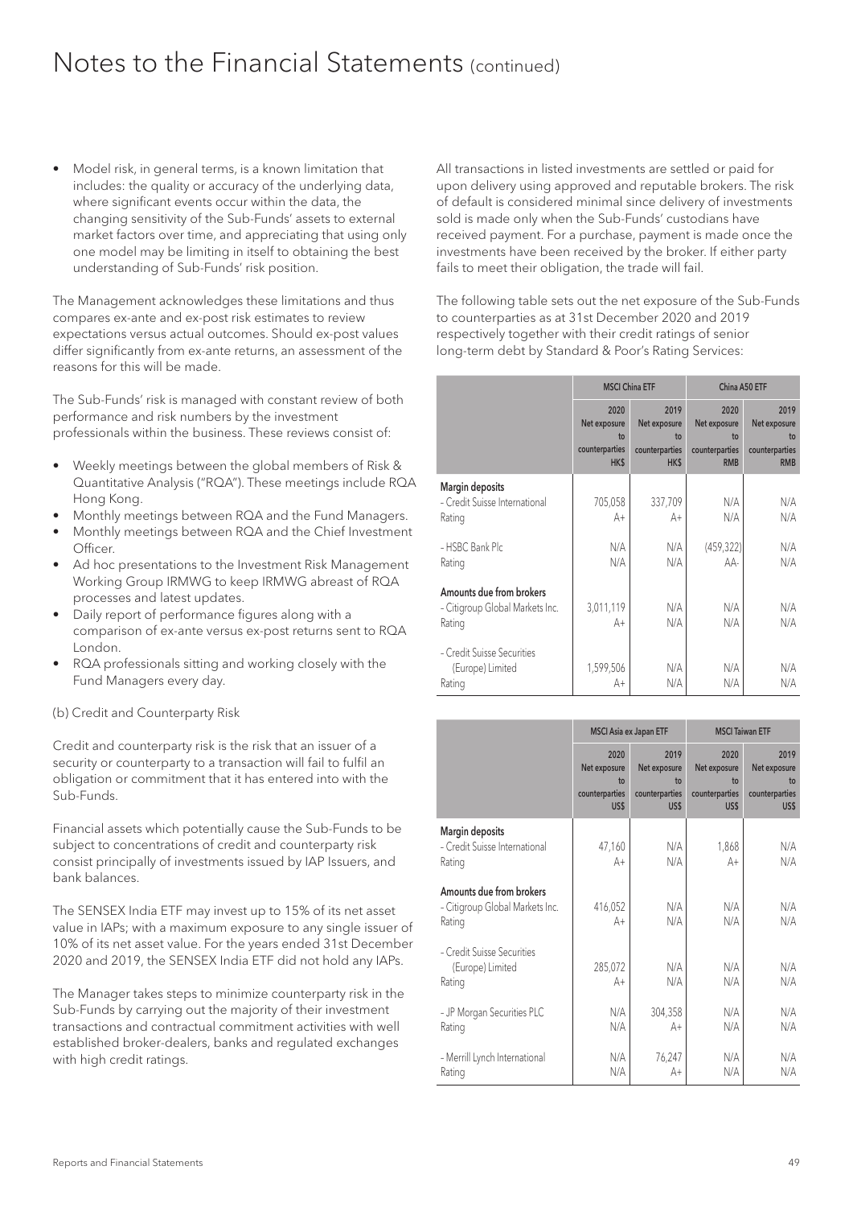# Notes to the Financial Statements (continued)

- Model risk, in general terms, is a known limitation that includes: the quality or accuracy of the underlying data, where significant events occur within the data, the changing sensitivity of the Sub-Funds' assets to external market factors over time, and appreciating that using only one model may be limiting in itself to obtaining the best understanding of Sub-Funds' risk position.

The Management acknowledges these limitations and thus compares ex-ante and ex-post risk estimates to review expectations versus actual outcomes. Should ex-post values differ significantly from ex-ante returns, an assessment of the reasons for this will be made.

The Sub-Funds' risk is managed with constant review of both performance and risk numbers by the investment professionals within the business. These reviews consist of:

- Weekly meetings between the global members of Risk & Quantitative Analysis ("RQA"). These meetings include RQA Hong Kong.
- Monthly meetings between RQA and the Fund Managers.
- Monthly meetings between RQA and the Chief Investment Officer.
- Ad hoc presentations to the Investment Risk Management Working Group IRMWG to keep IRMWG abreast of RQA processes and latest updates.
- Daily report of performance figures along with a comparison of ex-ante versus ex-post returns sent to RQA London.
- RQA professionals sitting and working closely with the Fund Managers every day.

(b) Credit and Counterparty Risk

Credit and counterparty risk is the risk that an issuer of a security or counterparty to a transaction will fail to fulfil an obligation or commitment that it has entered into with the Sub-Funds.

Financial assets which potentially cause the Sub-Funds to be subject to concentrations of credit and counterparty risk consist principally of investments issued by IAP Issuers, and bank balances.

The SENSEX India ETF may invest up to 15% of its net asset value in IAPs; with a maximum exposure to any single issuer of 10% of its net asset value. For the years ended 31st December 2020 and 2019, the SENSEX India ETF did not hold any IAPs.

The Manager takes steps to minimize counterparty risk in the Sub-Funds by carrying out the majority of their investment transactions and contractual commitment activities with well established broker-dealers, banks and regulated exchanges with high credit ratings.

All transactions in listed investments are settled or paid for upon delivery using approved and reputable brokers. The risk of default is considered minimal since delivery of investments sold is made only when the Sub-Funds' custodians have received payment. For a purchase, payment is made once the investments have been received by the broker. If either party fails to meet their obligation, the trade will fail.

The following table sets out the net exposure of the Sub-Funds to counterparties as at 31st December 2020 and 2019 respectively together with their credit ratings of senior long-term debt by Standard & Poor's Rating Services:

| | MSCI China ETF | | China A50 ETF | |
|---|---|---|---|---|
| | 2020 Net exposure to counterparties HK$ | 2019 Net exposure to counterparties HK$ | 2020 Net exposure to counterparties RMB | 2019 Net exposure to counterparties RMB |
| **Margin deposits** | | | | |
| - Credit Suisse International | 705,058 | 337,709 | N/A | N/A |
| Rating | A+ | A+ | N/A | N/A |
| - HSBC Bank Plc | N/A | N/A | (459,322) | N/A |
| Rating | N/A | N/A | AA- | N/A |
| **Amounts due from brokers** | | | | |
| - Citigroup Global Markets Inc. | 3,011,119 | N/A | N/A | N/A |
| Rating | A+ | N/A | N/A | N/A |
| - Credit Suisse Securities (Europe) Limited | 1,599,506 | N/A | N/A | N/A |
| Rating | A+ | N/A | N/A | N/A |

| | MSCI Asia ex Japan ETF | | MSCI Taiwan ETF | |
|---|---|---|---|---|
| | 2020 Net exposure to counterparties US$ | 2019 Net exposure to counterparties US$ | 2020 Net exposure to counterparties US$ | 2019 Net exposure to counterparties US$ |
| **Margin deposits** | | | | |
| - Credit Suisse International | 47,160 | N/A | 1,868 | N/A |
| Rating | A+ | N/A | A+ | N/A |
| **Amounts due from brokers** | | | | |
| - Citigroup Global Markets Inc. | 416,052 | N/A | N/A | N/A |
| Rating | A+ | N/A | N/A | N/A |
| - Credit Suisse Securities (Europe) Limited | 285,072 | N/A | N/A | N/A |
| Rating | A+ | N/A | N/A | N/A |
| - JP Morgan Securities PLC | N/A | 304,358 | N/A | N/A |
| Rating | N/A | A+ | N/A | N/A |
| - Merrill Lynch International | N/A | 76,247 | N/A | N/A |
| Rating | N/A | A+ | N/A | N/A |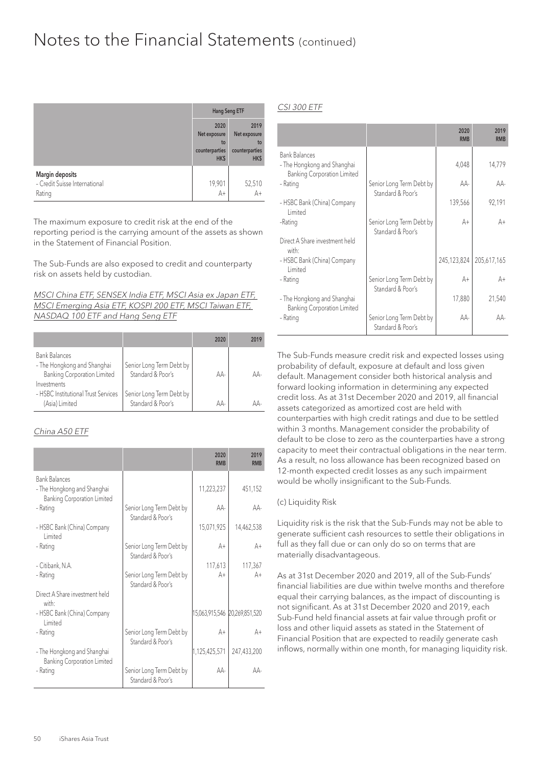# Notes to the Financial Statements (continued)

| | Hang Seng ETF | |
|---|---|---|
| | 2020 Net exposure to counterparties HK$ | 2019 Net exposure to counterparties HK$ |
| **Margin deposits** | | |
| - Credit Suisse International | 19,901 | 52,510 |
| Rating | A+ | A+ |

The maximum exposure to credit risk at the end of the reporting period is the carrying amount of the assets as shown in the Statement of Financial Position.

The Sub-Funds are also exposed to credit and counterparty risk on assets held by custodian.

*MSCI China ETF, SENSEX India ETF, MSCI Asia ex Japan ETF, MSCI Emerging Asia ETF, KOSPI 200 ETF, MSCI Taiwan ETF, NASDAQ 100 ETF and Hang Seng ETF*

| | | 2020 | 2019 |
|---|---|---|---|
| Bank Balances | | | |
| - The Hongkong and Shanghai Banking Corporation Limited | Senior Long Term Debt by Standard & Poor's | AA- | AA- |
| Investments | | | |
| - HSBC Institutional Trust Services (Asia) Limited | Senior Long Term Debt by Standard & Poor's | AA- | AA- |

*China A50 ETF*

| | | 2020 RMB | 2019 RMB |
|---|---|---|---|
| Bank Balances | | | |
| - The Hongkong and Shanghai Banking Corporation Limited | | 11,223,237 | 451,152 |
| - Rating | Senior Long Term Debt by Standard & Poor's | AA- | AA- |
| - HSBC Bank (China) Company Limited | | 15,071,925 | 14,462,538 |
| - Rating | Senior Long Term Debt by Standard & Poor's | A+ | A+ |
| - Citibank, N.A. | | 117,613 | 117,367 |
| - Rating | Senior Long Term Debt by Standard & Poor's | A+ | A+ |
| Direct A Share investment held with: | | | |
| - HSBC Bank (China) Company Limited | | 15,063,915,546 | 20,269,851,520 |
| - Rating | Senior Long Term Debt by Standard & Poor's | A+ | A+ |
| - The Hongkong and Shanghai Banking Corporation Limited | | 1,125,425,571 | 247,433,200 |
| - Rating | Senior Long Term Debt by Standard & Poor's | AA- | AA- |

*CSI 300 ETF*

| | | 2020 RMB | 2019 RMB |
|---|---|---|---|
| Bank Balances | | | |
| - The Hongkong and Shanghai Banking Corporation Limited | | 4,048 | 14,779 |
| - Rating | Senior Long Term Debt by Standard & Poor's | AA- | AA- |
| - HSBC Bank (China) Company Limited | | 139,566 | 92,191 |
| -Rating | Senior Long Term Debt by Standard & Poor's | A+ | A+ |
| Direct A Share investment held with: | | | |
| - HSBC Bank (China) Company Limited | | 245,123,824 | 205,617,165 |
| - Rating | Senior Long Term Debt by Standard & Poor's | A+ | A+ |
| - The Hongkong and Shanghai Banking Corporation Limited | | 17,880 | 21,540 |
| - Rating | Senior Long Term Debt by Standard & Poor's | AA- | AA- |

The Sub-Funds measure credit risk and expected losses using probability of default, exposure at default and loss given default. Management consider both historical analysis and forward looking information in determining any expected credit loss. As at 31st December 2020 and 2019, all financial assets categorized as amortized cost are held with counterparties with high credit ratings and due to be settled within 3 months. Management consider the probability of default to be close to zero as the counterparties have a strong capacity to meet their contractual obligations in the near term. As a result, no loss allowance has been recognized based on 12-month expected credit losses as any such impairment would be wholly insignificant to the Sub-Funds.

(c) Liquidity Risk

Liquidity risk is the risk that the Sub-Funds may not be able to generate sufficient cash resources to settle their obligations in full as they fall due or can only do so on terms that are materially disadvantageous.

As at 31st December 2020 and 2019, all of the Sub-Funds' financial liabilities are due within twelve months and therefore equal their carrying balances, as the impact of discounting is not significant. As at 31st December 2020 and 2019, each Sub-Fund held financial assets at fair value through profit or loss and other liquid assets as stated in the Statement of Financial Position that are expected to readily generate cash inflows, normally within one month, for managing liquidity risk.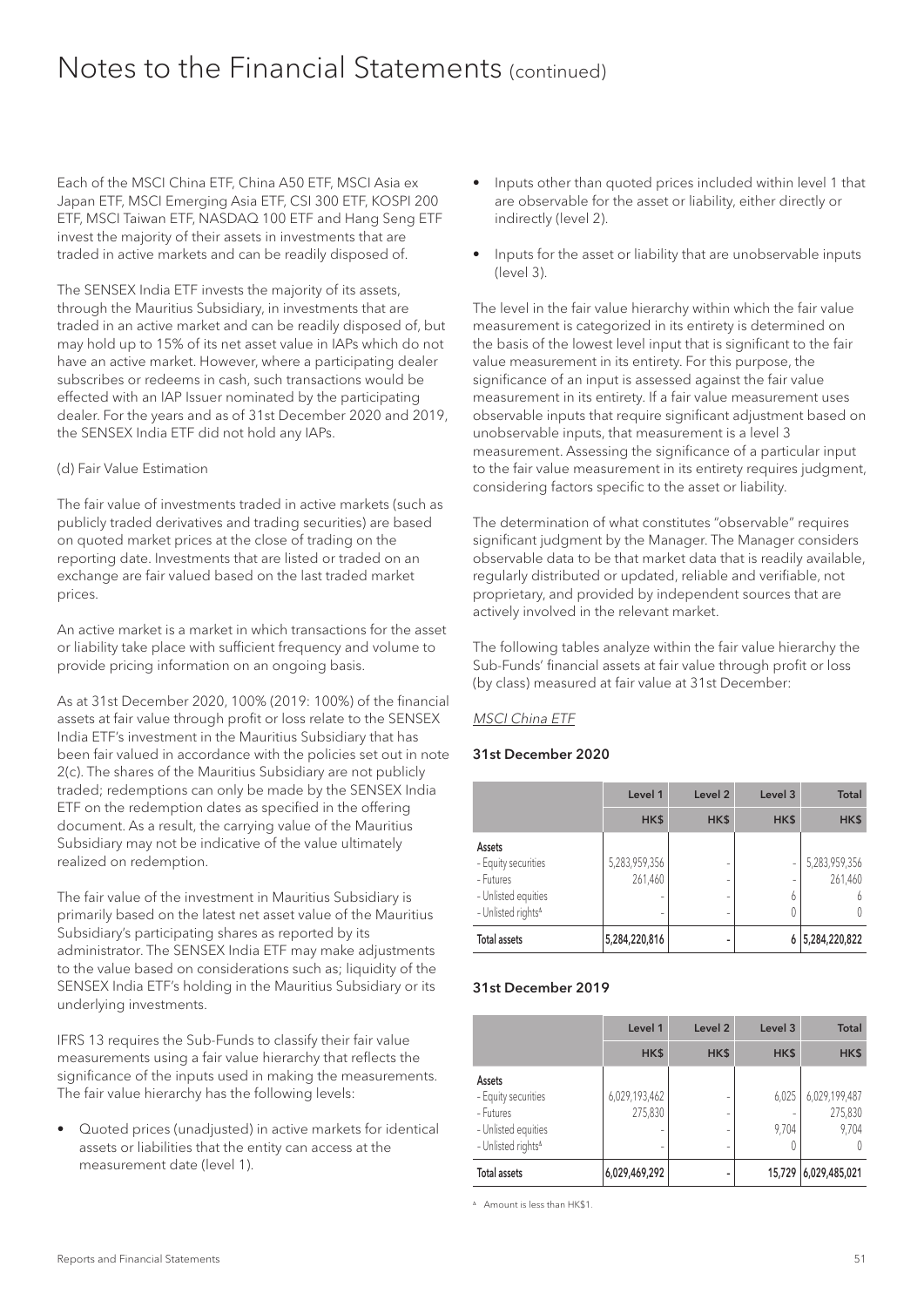Each of the MSCI China ETF, China A50 ETF, MSCI Asia ex Japan ETF, MSCI Emerging Asia ETF, CSI 300 ETF, KOSPI 200 ETF, MSCI Taiwan ETF, NASDAQ 100 ETF and Hang Seng ETF invest the majority of their assets in investments that are traded in active markets and can be readily disposed of.

The SENSEX India ETF invests the majority of its assets, through the Mauritius Subsidiary, in investments that are traded in an active market and can be readily disposed of, but may hold up to 15% of its net asset value in IAPs which do not have an active market. However, where a participating dealer subscribes or redeems in cash, such transactions would be effected with an IAP Issuer nominated by the participating dealer. For the years and as of 31st December 2020 and 2019, the SENSEX India ETF did not hold any IAPs.

(d) Fair Value Estimation

The fair value of investments traded in active markets (such as publicly traded derivatives and trading securities) are based on quoted market prices at the close of trading on the reporting date. Investments that are listed or traded on an exchange are fair valued based on the last traded market prices.

An active market is a market in which transactions for the asset or liability take place with sufficient frequency and volume to provide pricing information on an ongoing basis.

As at 31st December 2020, 100% (2019: 100%) of the financial assets at fair value through profit or loss relate to the SENSEX India ETF's investment in the Mauritius Subsidiary that has been fair valued in accordance with the policies set out in note 2(c). The shares of the Mauritius Subsidiary are not publicly traded; redemptions can only be made by the SENSEX India ETF on the redemption dates as specified in the offering document. As a result, the carrying value of the Mauritius Subsidiary may not be indicative of the value ultimately realized on redemption.

The fair value of the investment in Mauritius Subsidiary is primarily based on the latest net asset value of the Mauritius Subsidiary's participating shares as reported by its administrator. The SENSEX India ETF may make adjustments to the value based on considerations such as; liquidity of the SENSEX India ETF's holding in the Mauritius Subsidiary or its underlying investments.

IFRS 13 requires the Sub-Funds to classify their fair value measurements using a fair value hierarchy that reflects the significance of the inputs used in making the measurements. The fair value hierarchy has the following levels:

- Quoted prices (unadjusted) in active markets for identical assets or liabilities that the entity can access at the measurement date (level 1).
- Inputs other than quoted prices included within level 1 that are observable for the asset or liability, either directly or indirectly (level 2).
- Inputs for the asset or liability that are unobservable inputs (level 3).

The level in the fair value hierarchy within which the fair value measurement is categorized in its entirety is determined on the basis of the lowest level input that is significant to the fair value measurement in its entirety. For this purpose, the significance of an input is assessed against the fair value measurement in its entirety. If a fair value measurement uses observable inputs that require significant adjustment based on unobservable inputs, that measurement is a level 3 measurement. Assessing the significance of a particular input to the fair value measurement in its entirety requires judgment, considering factors specific to the asset or liability.

The determination of what constitutes "observable" requires significant judgment by the Manager. The Manager considers observable data to be that market data that is readily available, regularly distributed or updated, reliable and verifiable, not proprietary, and provided by independent sources that are actively involved in the relevant market.

The following tables analyze within the fair value hierarchy the Sub-Funds' financial assets at fair value through profit or loss (by class) measured at fair value at 31st December:

*MSCI China ETF*

**31st December 2020**

| | Level 1 | Level 2 | Level 3 | Total |
|---|---|---|---|---|
| | HK$ | HK$ | HK$ | HK$ |
| **Assets** | | | | |
| - Equity securities | 5,283,959,356 | - | - | 5,283,959,356 |
| - Futures | 261,460 | - | - | 261,460 |
| - Unlisted equities | - | - | 6 | 6 |
| - Unlisted rights[Δ] | - | - | 0 | 0 |
| **Total assets** | 5,284,220,816 | - | 6 | 5,284,220,822 |

**31st December 2019**

| | Level 1 | Level 2 | Level 3 | Total |
|---|---|---|---|---|
| | HK$ | HK$ | HK$ | HK$ |
| **Assets** | | | | |
| - Equity securities | 6,029,193,462 | - | 6,025 | 6,029,199,487 |
| - Futures | 275,830 | - | - | 275,830 |
| - Unlisted equities | - | - | 9,704 | 9,704 |
| - Unlisted rights[Δ] | - | - | 0 | 0 |
| **Total assets** | 6,029,469,292 | - | 15,729 | 6,029,485,021 |

[Δ] Amount is less than HK$1.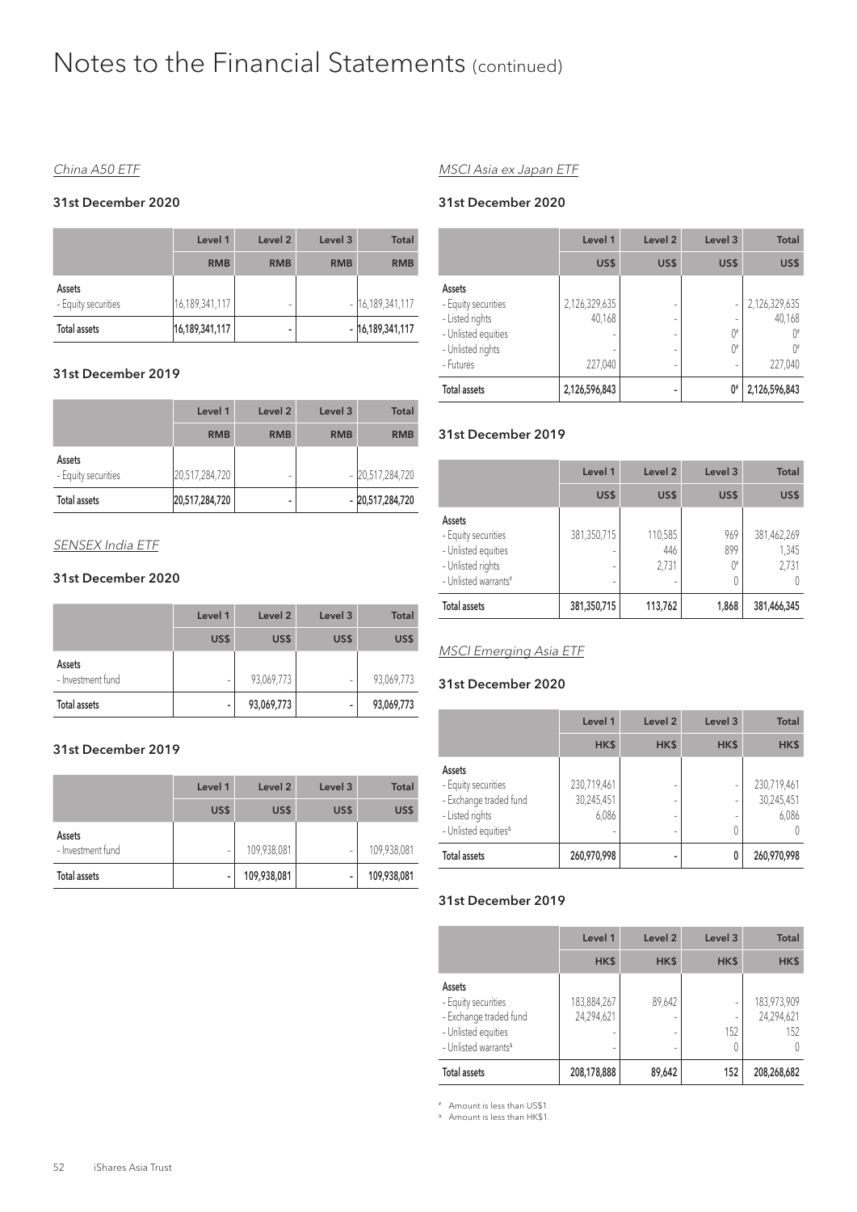# Notes to the Financial Statements (continued)

*China A50 ETF*

### 31st December 2020

| | Level 1 | Level 2 | Level 3 | Total |
|---|---|---|---|---|
| | RMB | RMB | RMB | RMB |
| Assets | | | | |
| - Equity securities | 16,189,341,117 | - | - | 16,189,341,117 |
| **Total assets** | **16,189,341,117** | **-** | **-** | **16,189,341,117** |

### 31st December 2019

| | Level 1 | Level 2 | Level 3 | Total |
|---|---|---|---|---|
| | RMB | RMB | RMB | RMB |
| Assets | | | | |
| - Equity securities | 20,517,284,720 | - | - | 20,517,284,720 |
| **Total assets** | **20,517,284,720** | **-** | **-** | **20,517,284,720** |

*SENSEX India ETF*

### 31st December 2020

| | Level 1 | Level 2 | Level 3 | Total |
|---|---|---|---|---|
| | US$ | US$ | US$ | US$ |
| Assets | | | | |
| - Investment fund | - | 93,069,773 | - | 93,069,773 |
| **Total assets** | **-** | **93,069,773** | **-** | **93,069,773** |

### 31st December 2019

| | Level 1 | Level 2 | Level 3 | Total |
|---|---|---|---|---|
| | US$ | US$ | US$ | US$ |
| Assets | | | | |
| - Investment fund | - | 109,938,081 | - | 109,938,081 |
| **Total assets** | **-** | **109,938,081** | **-** | **109,938,081** |

*MSCI Asia ex Japan ETF*

### 31st December 2020

| | Level 1 | Level 2 | Level 3 | Total |
|---|---|---|---|---|
| | US$ | US$ | US$ | US$ |
| Assets | | | | |
| - Equity securities | 2,126,329,635 | - | - | 2,126,329,635 |
| - Listed rights | 40,168 | - | - | 40,168 |
| - Unlisted equities | - | - | 0# | 0# |
| - Unlisted rights | - | - | 0# | 0# |
| - Futures | 227,040 | - | - | 227,040 |
| **Total assets** | **2,126,596,843** | **-** | **0#** | **2,126,596,843** |

### 31st December 2019

| | Level 1 | Level 2 | Level 3 | Total |
|---|---|---|---|---|
| | US$ | US$ | US$ | US$ |
| Assets | | | | |
| - Equity securities | 381,350,715 | 110,585 | 969 | 381,462,269 |
| - Unlisted equities | - | 446 | 899 | 1,345 |
| - Unlisted rights | - | 2,731 | 0# | 2,731 |
| - Unlisted warrants# | - | - | 0 | 0 |
| **Total assets** | **381,350,715** | **113,762** | **1,868** | **381,466,345** |

*MSCI Emerging Asia ETF*

### 31st December 2020

| | Level 1 | Level 2 | Level 3 | Total |
|---|---|---|---|---|
| | HK$ | HK$ | HK$ | HK$ |
| Assets | | | | |
| - Equity securities | 230,719,461 | - | - | 230,719,461 |
| - Exchange traded fund | 30,245,451 | - | - | 30,245,451 |
| - Listed rights | 6,086 | - | - | 6,086 |
| - Unlisted equities^Δ | - | - | 0 | 0 |
| **Total assets** | **260,970,998** | **-** | **0** | **260,970,998** |

### 31st December 2019

| | Level 1 | Level 2 | Level 3 | Total |
|---|---|---|---|---|
| | HK$ | HK$ | HK$ | HK$ |
| Assets | | | | |
| - Equity securities | 183,884,267 | 89,642 | - | 183,973,909 |
| - Exchange traded fund | 24,294,621 | - | - | 24,294,621 |
| - Unlisted equities | - | - | 152 | 152 |
| - Unlisted warrants^Δ | - | - | 0 | 0 |
| **Total assets** | **208,178,888** | **89,642** | **152** | **208,268,682** |

# Amount is less than US$1.

Δ Amount is less than HK$1.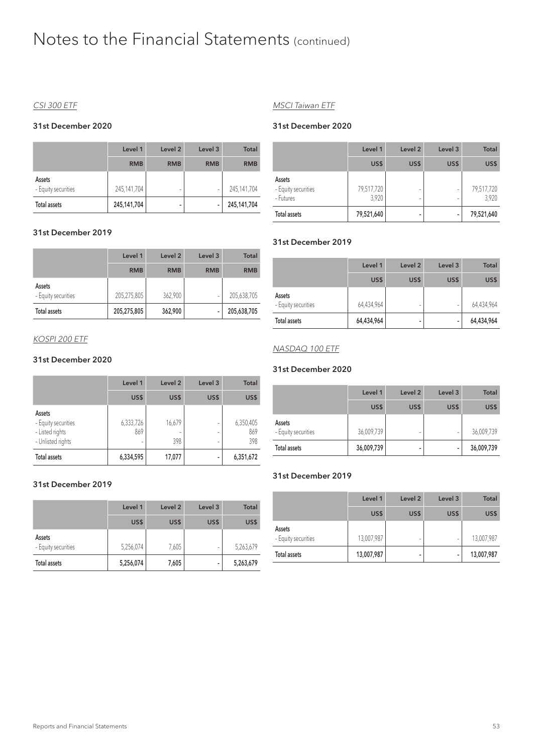# Notes to the Financial Statements (continued)

*CSI 300 ETF*

### 31st December 2020

| | Level 1 | Level 2 | Level 3 | Total |
|---|---|---|---|---|
| | RMB | RMB | RMB | RMB |
| **Assets** | | | | |
| - Equity securities | 245,141,704 | - | - | 245,141,704 |
| **Total assets** | **245,141,704** | **-** | **-** | **245,141,704** |

### 31st December 2019

| | Level 1 | Level 2 | Level 3 | Total |
|---|---|---|---|---|
| | RMB | RMB | RMB | RMB |
| **Assets** | | | | |
| - Equity securities | 205,275,805 | 362,900 | - | 205,638,705 |
| **Total assets** | **205,275,805** | **362,900** | **-** | **205,638,705** |

*KOSPI 200 ETF*

### 31st December 2020

| | Level 1 | Level 2 | Level 3 | Total |
|---|---|---|---|---|
| | US$ | US$ | US$ | US$ |
| **Assets** | | | | |
| - Equity securities | 6,333,726 | 16,679 | - | 6,350,405 |
| - Listed rights | 869 | - | - | 869 |
| - Unlisted rights | - | 398 | - | 398 |
| **Total assets** | **6,334,595** | **17,077** | **-** | **6,351,672** |

### 31st December 2019

| | Level 1 | Level 2 | Level 3 | Total |
|---|---|---|---|---|
| | US$ | US$ | US$ | US$ |
| **Assets** | | | | |
| - Equity securities | 5,256,074 | 7,605 | - | 5,263,679 |
| **Total assets** | **5,256,074** | **7,605** | **-** | **5,263,679** |

*MSCI Taiwan ETF*

### 31st December 2020

| | Level 1 | Level 2 | Level 3 | Total |
|---|---|---|---|---|
| | US$ | US$ | US$ | US$ |
| **Assets** | | | | |
| - Equity securities | 79,517,720 | - | - | 79,517,720 |
| - Futures | 3,920 | - | - | 3,920 |
| **Total assets** | **79,521,640** | **-** | **-** | **79,521,640** |

### 31st December 2019

| | Level 1 | Level 2 | Level 3 | Total |
|---|---|---|---|---|
| | US$ | US$ | US$ | US$ |
| **Assets** | | | | |
| - Equity securities | 64,434,964 | - | - | 64,434,964 |
| **Total assets** | **64,434,964** | **-** | **-** | **64,434,964** |

*NASDAQ 100 ETF*

### 31st December 2020

| | Level 1 | Level 2 | Level 3 | Total |
|---|---|---|---|---|
| | US$ | US$ | US$ | US$ |
| **Assets** | | | | |
| - Equity securities | 36,009,739 | - | - | 36,009,739 |
| **Total assets** | **36,009,739** | **-** | **-** | **36,009,739** |

### 31st December 2019

| | Level 1 | Level 2 | Level 3 | Total |
|---|---|---|---|---|
| | US$ | US$ | US$ | US$ |
| **Assets** | | | | |
| - Equity securities | 13,007,987 | - | - | 13,007,987 |
| **Total assets** | **13,007,987** | **-** | **-** | **13,007,987** |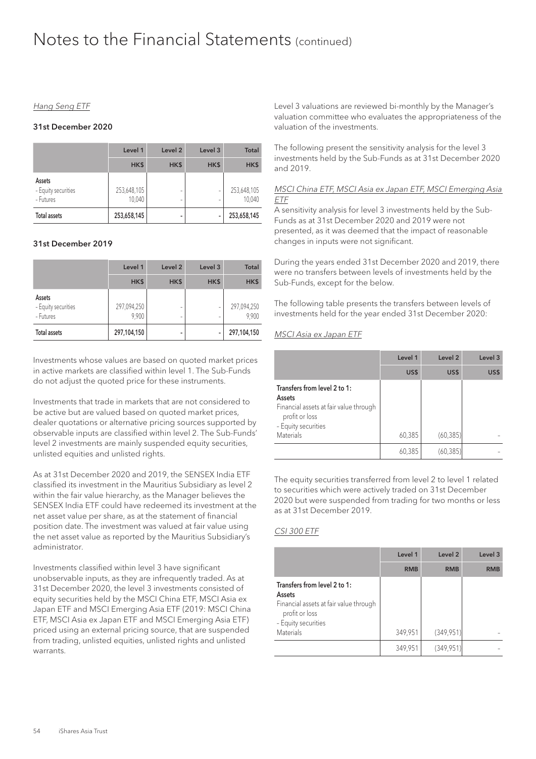# Notes to the Financial Statements (continued)

*Hang Seng ETF*

**31st December 2020**

| | Level 1 | Level 2 | Level 3 | Total |
|---|---|---|---|---|
| | HK$ | HK$ | HK$ | HK$ |
| **Assets** | | | | |
| - Equity securities | 253,648,105 | - | - | 253,648,105 |
| - Futures | 10,040 | - | - | 10,040 |
| **Total assets** | **253,658,145** | **-** | **-** | **253,658,145** |

**31st December 2019**

| | Level 1 | Level 2 | Level 3 | Total |
|---|---|---|---|---|
| | HK$ | HK$ | HK$ | HK$ |
| **Assets** | | | | |
| - Equity securities | 297,094,250 | - | - | 297,094,250 |
| - Futures | 9,900 | - | - | 9,900 |
| **Total assets** | **297,104,150** | **-** | **-** | **297,104,150** |

Investments whose values are based on quoted market prices in active markets are classified within level 1. The Sub-Funds do not adjust the quoted price for these instruments.

Investments that trade in markets that are not considered to be active but are valued based on quoted market prices, dealer quotations or alternative pricing sources supported by observable inputs are classified within level 2. The Sub-Funds' level 2 investments are mainly suspended equity securities, unlisted equities and unlisted rights.

As at 31st December 2020 and 2019, the SENSEX India ETF classified its investment in the Mauritius Subsidiary as level 2 within the fair value hierarchy, as the Manager believes the SENSEX India ETF could have redeemed its investment at the net asset value per share, as at the statement of financial position date. The investment was valued at fair value using the net asset value as reported by the Mauritius Subsidiary's administrator.

Investments classified within level 3 have significant unobservable inputs, as they are infrequently traded. As at 31st December 2020, the level 3 investments consisted of equity securities held by the MSCI China ETF, MSCI Asia ex Japan ETF and MSCI Emerging Asia ETF (2019: MSCI China ETF, MSCI Asia ex Japan ETF and MSCI Emerging Asia ETF) priced using an external pricing source, that are suspended from trading, unlisted equities, unlisted rights and unlisted warrants.

Level 3 valuations are reviewed bi-monthly by the Manager's valuation committee who evaluates the appropriateness of the valuation of the investments.

The following present the sensitivity analysis for the level 3 investments held by the Sub-Funds as at 31st December 2020 and 2019.

*MSCI China ETF, MSCI Asia ex Japan ETF, MSCI Emerging Asia ETF*

A sensitivity analysis for level 3 investments held by the Sub-Funds as at 31st December 2020 and 2019 were not presented, as it was deemed that the impact of reasonable changes in inputs were not significant.

During the years ended 31st December 2020 and 2019, there were no transfers between levels of investments held by the Sub-Funds, except for the below.

The following table presents the transfers between levels of investments held for the year ended 31st December 2020:

*MSCI Asia ex Japan ETF*

| | Level 1 | Level 2 | Level 3 |
|---|---|---|---|
| | US$ | US$ | US$ |
| **Transfers from level 2 to 1:** | | | |
| **Assets** | | | |
| Financial assets at fair value through profit or loss | | | |
| - Equity securities | | | |
| Materials | 60,385 | (60,385) | - |
| | 60,385 | (60,385) | - |

The equity securities transferred from level 2 to level 1 related to securities which were actively traded on 31st December 2020 but were suspended from trading for two months or less as at 31st December 2019.

*CSI 300 ETF*

| | Level 1 | Level 2 | Level 3 |
|---|---|---|---|
| | RMB | RMB | RMB |
| **Transfers from level 2 to 1:** | | | |
| **Assets** | | | |
| Financial assets at fair value through profit or loss | | | |
| - Equity securities | | | |
| Materials | 349,951 | (349,951) | - |
| | 349,951 | (349,951) | - |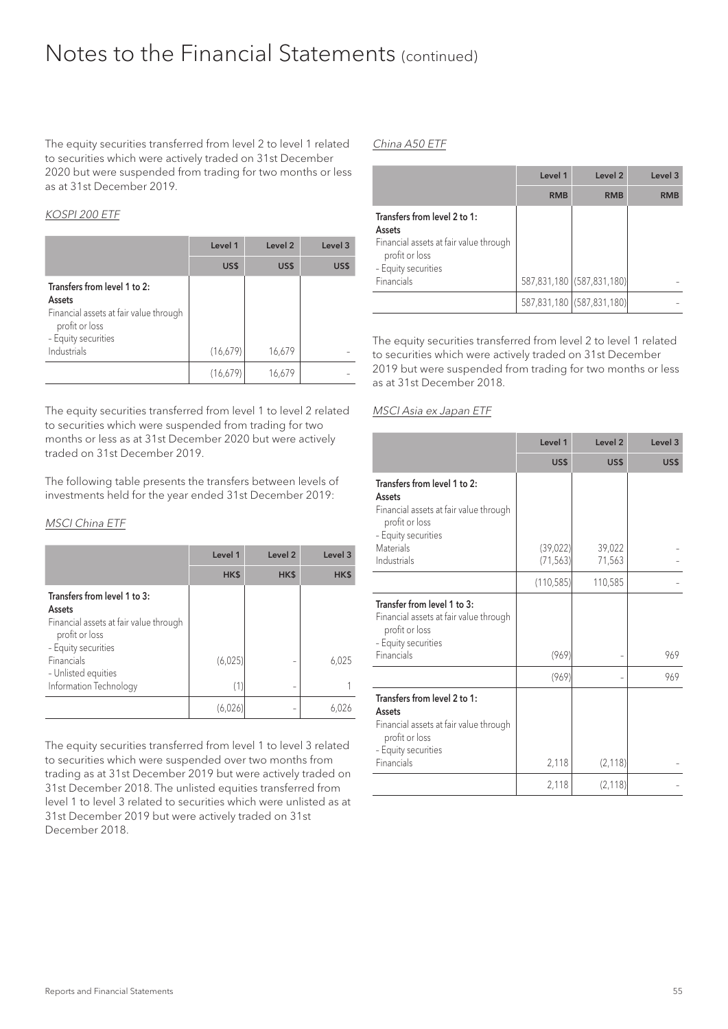# Notes to the Financial Statements (continued)

The equity securities transferred from level 2 to level 1 related to securities which were actively traded on 31st December 2020 but were suspended from trading for two months or less as at 31st December 2019.

*KOSPI 200 ETF*

| | Level 1 | Level 2 | Level 3 |
|---|---|---|---|
| | US$ | US$ | US$ |
| **Transfers from level 1 to 2:** | | | |
| **Assets** | | | |
| Financial assets at fair value through profit or loss | | | |
| - Equity securities | | | |
| Industrials | (16,679) | 16,679 | - |
| | (16,679) | 16,679 | - |

The equity securities transferred from level 1 to level 2 related to securities which were suspended from trading for two months or less as at 31st December 2020 but were actively traded on 31st December 2019.

The following table presents the transfers between levels of investments held for the year ended 31st December 2019:

*MSCI China ETF*

| | Level 1 | Level 2 | Level 3 |
|---|---|---|---|
| | HK$ | HK$ | HK$ |
| **Transfers from level 1 to 3:** | | | |
| **Assets** | | | |
| Financial assets at fair value through profit or loss | | | |
| - Equity securities | | | |
| Financials | (6,025) | - | 6,025 |
| - Unlisted equities | | | |
| Information Technology | (1) | - | 1 |
| | (6,026) | - | 6,026 |

The equity securities transferred from level 1 to level 3 related to securities which were suspended over two months from trading as at 31st December 2019 but were actively traded on 31st December 2018. The unlisted equities transferred from level 1 to level 3 related to securities which were unlisted as at 31st December 2019 but were actively traded on 31st December 2018.

*China A50 ETF*

| | Level 1 | Level 2 | Level 3 |
|---|---|---|---|
| | RMB | RMB | RMB |
| **Transfers from level 2 to 1:** | | | |
| **Assets** | | | |
| Financial assets at fair value through profit or loss | | | |
| - Equity securities | | | |
| Financials | 587,831,180 | (587,831,180) | - |
| | 587,831,180 | (587,831,180) | - |

The equity securities transferred from level 2 to level 1 related to securities which were actively traded on 31st December 2019 but were suspended from trading for two months or less as at 31st December 2018.

*MSCI Asia ex Japan ETF*

| | Level 1 | Level 2 | Level 3 |
|---|---|---|---|
| | US$ | US$ | US$ |
| **Transfers from level 1 to 2:** | | | |
| **Assets** | | | |
| Financial assets at fair value through profit or loss | | | |
| - Equity securities | | | |
| Materials | (39,022) | 39,022 | - |
| Industrials | (71,563) | 71,563 | - |
| | (110,585) | 110,585 | - |
| **Transfer from level 1 to 3:** | | | |
| Financial assets at fair value through profit or loss | | | |
| - Equity securities | | | |
| Financials | (969) | - | 969 |
| | (969) | - | 969 |
| **Transfers from level 2 to 1:** | | | |
| **Assets** | | | |
| Financial assets at fair value through profit or loss | | | |
| - Equity securities | | | |
| Financials | 2,118 | (2,118) | - |
| | 2,118 | (2,118) | - |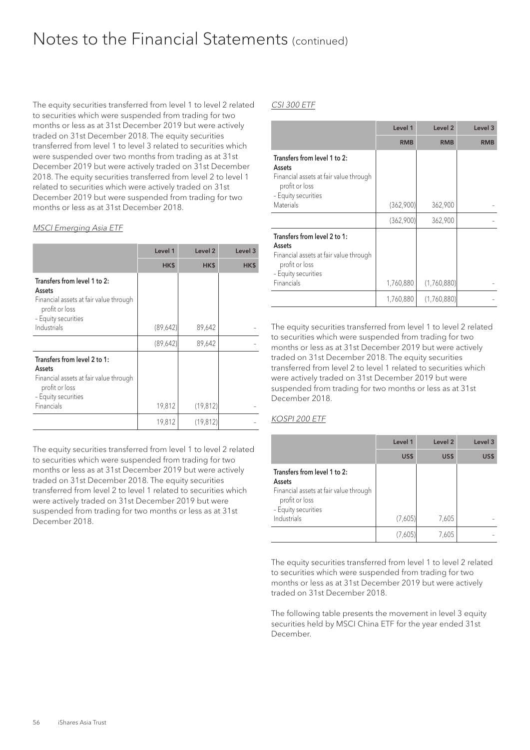# Notes to the Financial Statements (continued)

The equity securities transferred from level 1 to level 2 related to securities which were suspended from trading for two months or less as at 31st December 2019 but were actively traded on 31st December 2018. The equity securities transferred from level 1 to level 3 related to securities which were suspended over two months from trading as at 31st December 2019 but were actively traded on 31st December 2018. The equity securities transferred from level 2 to level 1 related to securities which were actively traded on 31st December 2019 but were suspended from trading for two months or less as at 31st December 2018.

*MSCI Emerging Asia ETF*

| | Level 1 | Level 2 | Level 3 |
|---|---|---|---|
| | HK$ | HK$ | HK$ |
| **Transfers from level 1 to 2:** | | | |
| **Assets** | | | |
| Financial assets at fair value through profit or loss | | | |
| – Equity securities | | | |
| Industrials | (89,642) | 89,642 | - |
| | (89,642) | 89,642 | - |
| **Transfers from level 2 to 1:** | | | |
| **Assets** | | | |
| Financial assets at fair value through profit or loss | | | |
| – Equity securities | | | |
| Financials | 19,812 | (19,812) | - |
| | 19,812 | (19,812) | - |

The equity securities transferred from level 1 to level 2 related to securities which were suspended from trading for two months or less as at 31st December 2019 but were actively traded on 31st December 2018. The equity securities transferred from level 2 to level 1 related to securities which were actively traded on 31st December 2019 but were suspended from trading for two months or less as at 31st December 2018.

*CSI 300 ETF*

| | Level 1 | Level 2 | Level 3 |
|---|---|---|---|
| | RMB | RMB | RMB |
| **Transfers from level 1 to 2:** | | | |
| **Assets** | | | |
| Financial assets at fair value through profit or loss | | | |
| – Equity securities | | | |
| Materials | (362,900) | 362,900 | - |
| | (362,900) | 362,900 | - |
| **Transfers from level 2 to 1:** | | | |
| **Assets** | | | |
| Financial assets at fair value through profit or loss | | | |
| – Equity securities | | | |
| Financials | 1,760,880 | (1,760,880) | - |
| | 1,760,880 | (1,760,880) | - |

The equity securities transferred from level 1 to level 2 related to securities which were suspended from trading for two months or less as at 31st December 2019 but were actively traded on 31st December 2018. The equity securities transferred from level 2 to level 1 related to securities which were actively traded on 31st December 2019 but were suspended from trading for two months or less as at 31st December 2018.

*KOSPI 200 ETF*

| | Level 1 | Level 2 | Level 3 |
|---|---|---|---|
| | US$ | US$ | US$ |
| **Transfers from level 1 to 2:** | | | |
| **Assets** | | | |
| Financial assets at fair value through profit or loss | | | |
| – Equity securities | | | |
| Industrials | (7,605) | 7,605 | - |
| | (7,605) | 7,605 | - |

The equity securities transferred from level 1 to level 2 related to securities which were suspended from trading for two months or less as at 31st December 2019 but were actively traded on 31st December 2018.

The following table presents the movement in level 3 equity securities held by MSCI China ETF for the year ended 31st December.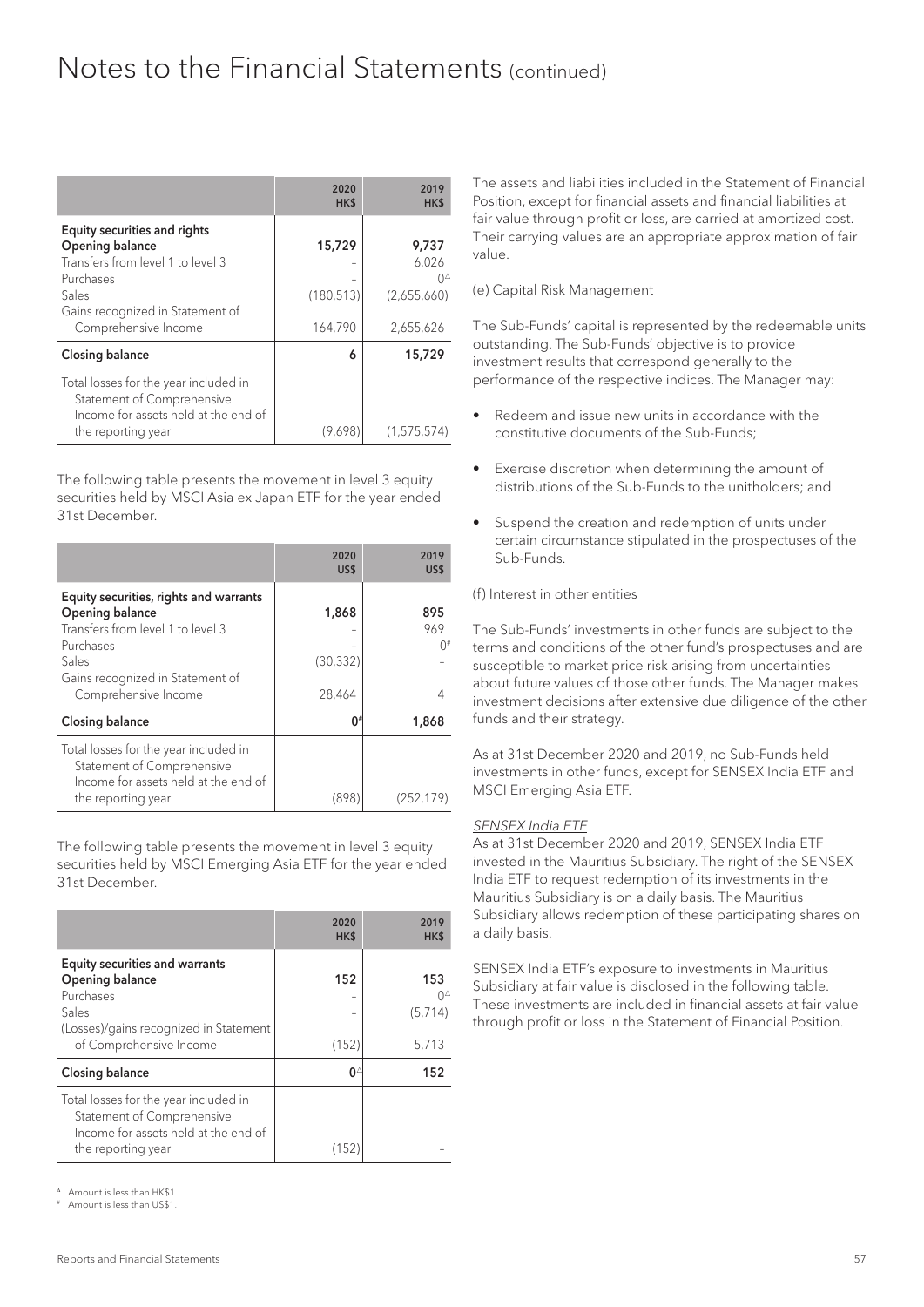# Notes to the Financial Statements (continued)

| | 2020 HK$ | 2019 HK$ |
|---|---|---|
| **Equity securities and rights** | | |
| **Opening balance** | **15,729** | **9,737** |
| Transfers from level 1 to level 3 | – | 6,026 |
| Purchases | – | 0[Δ] |
| Sales | (180,513) | (2,655,660) |
| Gains recognized in Statement of Comprehensive Income | 164,790 | 2,655,626 |
| **Closing balance** | **6** | **15,729** |
| Total losses for the year included in Statement of Comprehensive Income for assets held at the end of the reporting year | (9,698) | (1,575,574) |

The following table presents the movement in level 3 equity securities held by MSCI Asia ex Japan ETF for the year ended 31st December.

| | 2020 US$ | 2019 US$ |
|---|---|---|
| **Equity securities, rights and warrants** | | |
| **Opening balance** | **1,868** | **895** |
| Transfers from level 1 to level 3 | – | 969 |
| Purchases | – | 0[#] |
| Sales | (30,332) | – |
| Gains recognized in Statement of Comprehensive Income | 28,464 | 4 |
| **Closing balance** | **0[#]** | **1,868** |
| Total losses for the year included in Statement of Comprehensive Income for assets held at the end of the reporting year | (898) | (252,179) |

The following table presents the movement in level 3 equity securities held by MSCI Emerging Asia ETF for the year ended 31st December.

| | 2020 HK$ | 2019 HK$ |
|---|---|---|
| **Equity securities and warrants** | | |
| **Opening balance** | **152** | **153** |
| Purchases | – | 0[Δ] |
| Sales | – | (5,714) |
| (Losses)/gains recognized in Statement of Comprehensive Income | (152) | 5,713 |
| **Closing balance** | **0[Δ]** | **152** |
| Total losses for the year included in Statement of Comprehensive Income for assets held at the end of the reporting year | (152) | – |

[Δ] Amount is less than HK$1.
[#] Amount is less than US$1.

The assets and liabilities included in the Statement of Financial Position, except for financial assets and financial liabilities at fair value through profit or loss, are carried at amortized cost. Their carrying values are an appropriate approximation of fair value.

(e) Capital Risk Management

The Sub-Funds' capital is represented by the redeemable units outstanding. The Sub-Funds' objective is to provide investment results that correspond generally to the performance of the respective indices. The Manager may:

- Redeem and issue new units in accordance with the constitutive documents of the Sub-Funds;
- Exercise discretion when determining the amount of distributions of the Sub-Funds to the unitholders; and
- Suspend the creation and redemption of units under certain circumstance stipulated in the prospectuses of the Sub-Funds.

(f) Interest in other entities

The Sub-Funds' investments in other funds are subject to the terms and conditions of the other fund's prospectuses and are susceptible to market price risk arising from uncertainties about future values of those other funds. The Manager makes investment decisions after extensive due diligence of the other funds and their strategy.

As at 31st December 2020 and 2019, no Sub-Funds held investments in other funds, except for SENSEX India ETF and MSCI Emerging Asia ETF.

*SENSEX India ETF*

As at 31st December 2020 and 2019, SENSEX India ETF invested in the Mauritius Subsidiary. The right of the SENSEX India ETF to request redemption of its investments in the Mauritius Subsidiary is on a daily basis. The Mauritius Subsidiary allows redemption of these participating shares on a daily basis.

SENSEX India ETF's exposure to investments in Mauritius Subsidiary at fair value is disclosed in the following table. These investments are included in financial assets at fair value through profit or loss in the Statement of Financial Position.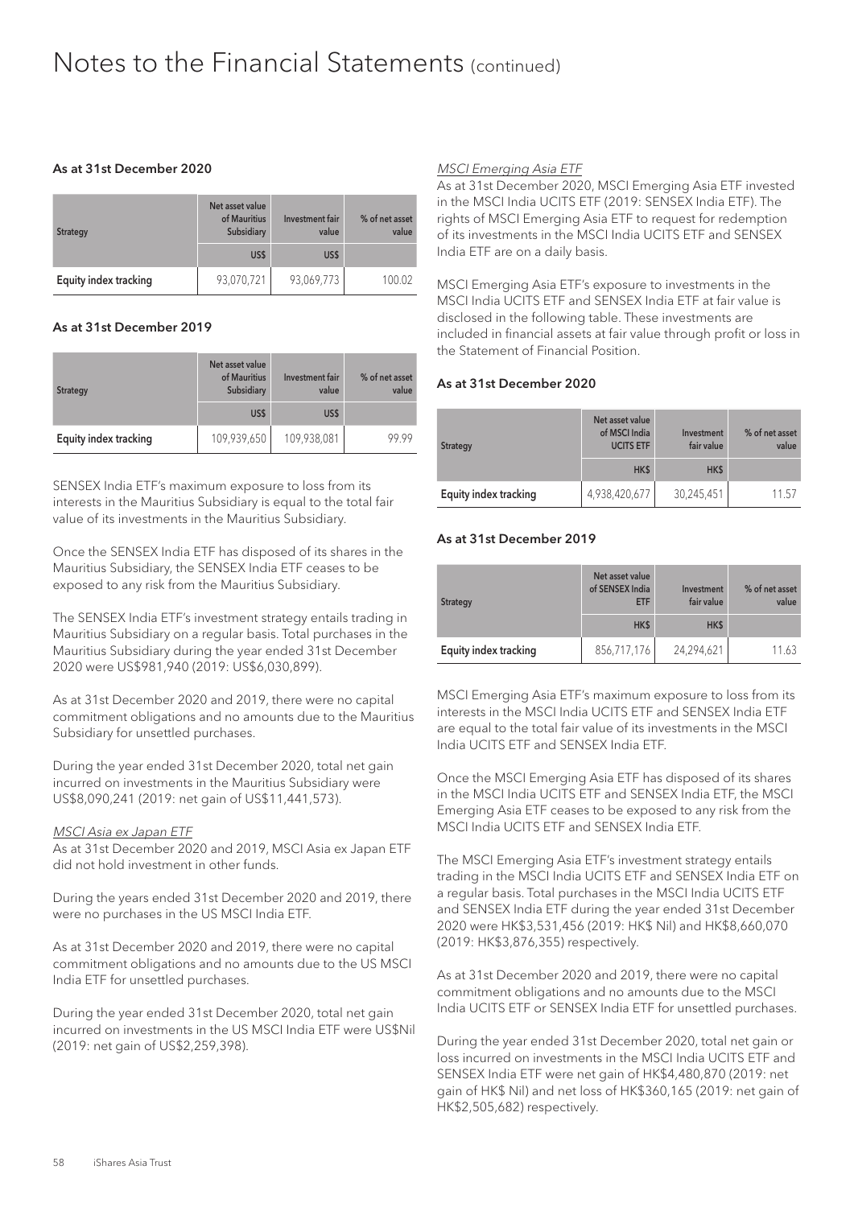# Notes to the Financial Statements (continued)

**As at 31st December 2020**

| Strategy | Net asset value of Mauritius Subsidiary | Investment fair value | % of net asset value |
|---|---|---|---|
| | US$ | US$ | |
| Equity index tracking | 93,070,721 | 93,069,773 | 100.02 |

**As at 31st December 2019**

| Strategy | Net asset value of Mauritius Subsidiary | Investment fair value | % of net asset value |
|---|---|---|---|
| | US$ | US$ | |
| Equity index tracking | 109,939,650 | 109,938,081 | 99.99 |

SENSEX India ETF's maximum exposure to loss from its interests in the Mauritius Subsidiary is equal to the total fair value of its investments in the Mauritius Subsidiary.

Once the SENSEX India ETF has disposed of its shares in the Mauritius Subsidiary, the SENSEX India ETF ceases to be exposed to any risk from the Mauritius Subsidiary.

The SENSEX India ETF's investment strategy entails trading in Mauritius Subsidiary on a regular basis. Total purchases in the Mauritius Subsidiary during the year ended 31st December 2020 were US$981,940 (2019: US$6,030,899).

As at 31st December 2020 and 2019, there were no capital commitment obligations and no amounts due to the Mauritius Subsidiary for unsettled purchases.

During the year ended 31st December 2020, total net gain incurred on investments in the Mauritius Subsidiary were US$8,090,241 (2019: net gain of US$11,441,573).

*MSCI Asia ex Japan ETF*

As at 31st December 2020 and 2019, MSCI Asia ex Japan ETF did not hold investment in other funds.

During the years ended 31st December 2020 and 2019, there were no purchases in the US MSCI India ETF.

As at 31st December 2020 and 2019, there were no capital commitment obligations and no amounts due to the US MSCI India ETF for unsettled purchases.

During the year ended 31st December 2020, total net gain incurred on investments in the US MSCI India ETF were US$Nil (2019: net gain of US$2,259,398).

*MSCI Emerging Asia ETF*

As at 31st December 2020, MSCI Emerging Asia ETF invested in the MSCI India UCITS ETF (2019: SENSEX India ETF). The rights of MSCI Emerging Asia ETF to request for redemption of its investments in the MSCI India UCITS ETF and SENSEX India ETF are on a daily basis.

MSCI Emerging Asia ETF's exposure to investments in the MSCI India UCITS ETF and SENSEX India ETF at fair value is disclosed in the following table. These investments are included in financial assets at fair value through profit or loss in the Statement of Financial Position.

**As at 31st December 2020**

| Strategy | Net asset value of MSCI India UCITS ETF | Investment fair value | % of net asset value |
|---|---|---|---|
| | HK$ | HK$ | |
| Equity index tracking | 4,938,420,677 | 30,245,451 | 11.57 |

**As at 31st December 2019**

| Strategy | Net asset value of SENSEX India ETF | Investment fair value | % of net asset value |
|---|---|---|---|
| | HK$ | HK$ | |
| Equity index tracking | 856,717,176 | 24,294,621 | 11.63 |

MSCI Emerging Asia ETF's maximum exposure to loss from its interests in the MSCI India UCITS ETF and SENSEX India ETF are equal to the total fair value of its investments in the MSCI India UCITS ETF and SENSEX India ETF.

Once the MSCI Emerging Asia ETF has disposed of its shares in the MSCI India UCITS ETF and SENSEX India ETF, the MSCI Emerging Asia ETF ceases to be exposed to any risk from the MSCI India UCITS ETF and SENSEX India ETF.

The MSCI Emerging Asia ETF's investment strategy entails trading in the MSCI India UCITS ETF and SENSEX India ETF on a regular basis. Total purchases in the MSCI India UCITS ETF and SENSEX India ETF during the year ended 31st December 2020 were HK$3,531,456 (2019: HK$ Nil) and HK$8,660,070 (2019: HK$3,876,355) respectively.

As at 31st December 2020 and 2019, there were no capital commitment obligations and no amounts due to the MSCI India UCITS ETF or SENSEX India ETF for unsettled purchases.

During the year ended 31st December 2020, total net gain or loss incurred on investments in the MSCI India UCITS ETF and SENSEX India ETF were net gain of HK$4,480,870 (2019: net gain of HK$ Nil) and net loss of HK$360,165 (2019: net gain of HK$2,505,682) respectively.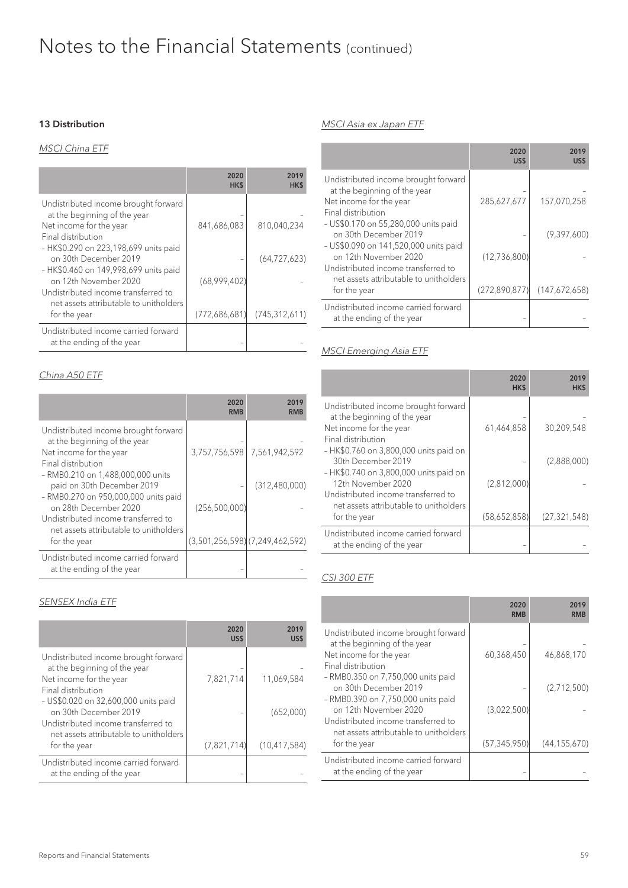# Notes to the Financial Statements (continued)

## 13 Distribution

### *MSCI China ETF*

| | 2020 HK$ | 2019 HK$ |
|---|---|---|
| Undistributed income brought forward at the beginning of the year | – | – |
| Net income for the year | 841,686,083 | 810,040,234 |
| Final distribution | | |
| – HK$0.290 on 223,198,699 units paid on 30th December 2019 | – | (64,727,623) |
| – HK$0.460 on 149,998,699 units paid on 12th November 2020 | (68,999,402) | – |
| Undistributed income transferred to net assets attributable to unitholders for the year | (772,686,681) | (745,312,611) |
| Undistributed income carried forward at the ending of the year | – | – |

### *China A50 ETF*

| | 2020 RMB | 2019 RMB |
|---|---|---|
| Undistributed income brought forward at the beginning of the year | – | – |
| Net income for the year | 3,757,756,598 | 7,561,942,592 |
| Final distribution | | |
| – RMB0.210 on 1,488,000,000 units paid on 30th December 2019 | – | (312,480,000) |
| – RMB0.270 on 950,000,000 units paid on 28th December 2020 | (256,500,000) | – |
| Undistributed income transferred to net assets attributable to unitholders for the year | (3,501,256,598) | (7,249,462,592) |
| Undistributed income carried forward at the ending of the year | – | – |

### *SENSEX India ETF*

| | 2020 US$ | 2019 US$ |
|---|---|---|
| Undistributed income brought forward at the beginning of the year | – | – |
| Net income for the year | 7,821,714 | 11,069,584 |
| Final distribution | | |
| – US$0.020 on 32,600,000 units paid on 30th December 2019 | – | (652,000) |
| Undistributed income transferred to net assets attributable to unitholders for the year | (7,821,714) | (10,417,584) |
| Undistributed income carried forward at the ending of the year | – | – |

### *MSCI Asia ex Japan ETF*

| | 2020 US$ | 2019 US$ |
|---|---|---|
| Undistributed income brought forward at the beginning of the year | – | – |
| Net income for the year | 285,627,677 | 157,070,258 |
| Final distribution | | |
| – US$0.170 on 55,280,000 units paid on 30th December 2019 | – | (9,397,600) |
| – US$0.090 on 141,520,000 units paid on 12th November 2020 | (12,736,800) | – |
| Undistributed income transferred to net assets attributable to unitholders for the year | (272,890,877) | (147,672,658) |
| Undistributed income carried forward at the ending of the year | – | – |

### *MSCI Emerging Asia ETF*

| | 2020 HK$ | 2019 HK$ |
|---|---|---|
| Undistributed income brought forward at the beginning of the year | – | – |
| Net income for the year | 61,464,858 | 30,209,548 |
| Final distribution | | |
| – HK$0.760 on 3,800,000 units paid on 30th December 2019 | – | (2,888,000) |
| – HK$0.740 on 3,800,000 units paid on 12th November 2020 | (2,812,000) | – |
| Undistributed income transferred to net assets attributable to unitholders for the year | (58,652,858) | (27,321,548) |
| Undistributed income carried forward at the ending of the year | – | – |

### *CSI 300 ETF*

| | 2020 RMB | 2019 RMB |
|---|---|---|
| Undistributed income brought forward at the beginning of the year | – | – |
| Net income for the year | 60,368,450 | 46,868,170 |
| Final distribution | | |
| – RMB0.350 on 7,750,000 units paid on 30th December 2019 | – | (2,712,500) |
| – RMB0.390 on 7,750,000 units paid on 12th November 2020 | (3,022,500) | – |
| Undistributed income transferred to net assets attributable to unitholders for the year | (57,345,950) | (44,155,670) |
| Undistributed income carried forward at the ending of the year | – | – |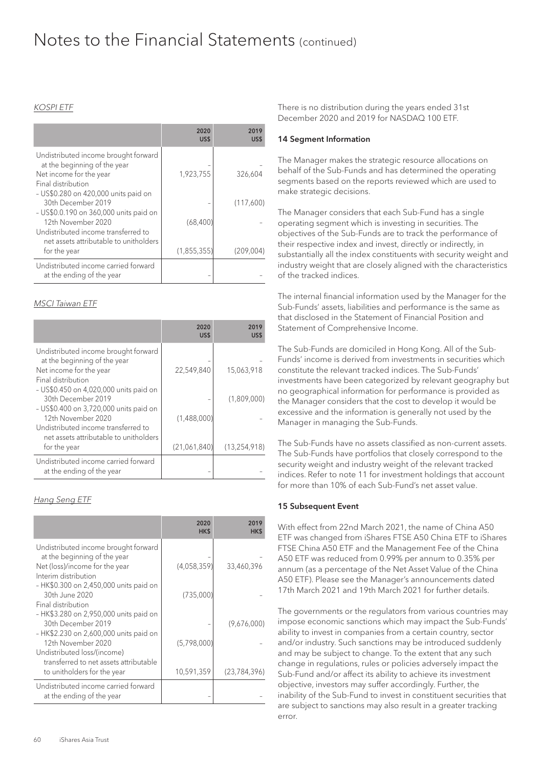# Notes to the Financial Statements (continued)

*KOSPI ETF*

| | 2020 US$ | 2019 US$ |
|---|---|---|
| Undistributed income brought forward at the beginning of the year | – | – |
| Net income for the year | 1,923,755 | 326,604 |
| Final distribution | | |
| – US$0.280 on 420,000 units paid on 30th December 2019 | – | (117,600) |
| – US$0.0.190 on 360,000 units paid on 12th November 2020 | (68,400) | – |
| Undistributed income transferred to net assets attributable to unitholders for the year | (1,855,355) | (209,004) |
| Undistributed income carried forward at the ending of the year | – | – |

*MSCI Taiwan ETF*

| | 2020 US$ | 2019 US$ |
|---|---|---|
| Undistributed income brought forward at the beginning of the year | – | – |
| Net income for the year | 22,549,840 | 15,063,918 |
| Final distribution | | |
| – US$0.450 on 4,020,000 units paid on 30th December 2019 | – | (1,809,000) |
| – US$0.400 on 3,720,000 units paid on 12th November 2020 | (1,488,000) | – |
| Undistributed income transferred to net assets attributable to unitholders for the year | (21,061,840) | (13,254,918) |
| Undistributed income carried forward at the ending of the year | – | – |

*Hang Seng ETF*

| | 2020 HK$ | 2019 HK$ |
|---|---|---|
| Undistributed income brought forward at the beginning of the year | – | – |
| Net (loss)/income for the year | (4,058,359) | 33,460,396 |
| Interim distribution | | |
| – HK$0.300 on 2,450,000 units paid on 30th June 2020 | (735,000) | – |
| Final distribution | | |
| – HK$3.280 on 2,950,000 units paid on 30th December 2019 | – | (9,676,000) |
| – HK$2.230 on 2,600,000 units paid on 12th November 2020 | (5,798,000) | – |
| Undistributed loss/(income) transferred to net assets attributable to unitholders for the year | 10,591,359 | (23,784,396) |
| Undistributed income carried forward at the ending of the year | – | – |

There is no distribution during the years ended 31st December 2020 and 2019 for NASDAQ 100 ETF.

### 14 Segment Information

The Manager makes the strategic resource allocations on behalf of the Sub-Funds and has determined the operating segments based on the reports reviewed which are used to make strategic decisions.

The Manager considers that each Sub-Fund has a single operating segment which is investing in securities. The objectives of the Sub-Funds are to track the performance of their respective index and invest, directly or indirectly, in substantially all the index constituents with security weight and industry weight that are closely aligned with the characteristics of the tracked indices.

The internal financial information used by the Manager for the Sub-Funds' assets, liabilities and performance is the same as that disclosed in the Statement of Financial Position and Statement of Comprehensive Income.

The Sub-Funds are domiciled in Hong Kong. All of the Sub-Funds' income is derived from investments in securities which constitute the relevant tracked indices. The Sub-Funds' investments have been categorized by relevant geography but no geographical information for performance is provided as the Manager considers that the cost to develop it would be excessive and the information is generally not used by the Manager in managing the Sub-Funds.

The Sub-Funds have no assets classified as non-current assets. The Sub-Funds have portfolios that closely correspond to the security weight and industry weight of the relevant tracked indices. Refer to note 11 for investment holdings that account for more than 10% of each Sub-Fund's net asset value.

### 15 Subsequent Event

With effect from 22nd March 2021, the name of China A50 ETF was changed from iShares FTSE A50 China ETF to iShares FTSE China A50 ETF and the Management Fee of the China A50 ETF was reduced from 0.99% per annum to 0.35% per annum (as a percentage of the Net Asset Value of the China A50 ETF). Please see the Manager's announcements dated 17th March 2021 and 19th March 2021 for further details.

The governments or the regulators from various countries may impose economic sanctions which may impact the Sub-Funds' ability to invest in companies from a certain country, sector and/or industry. Such sanctions may be introduced suddenly and may be subject to change. To the extent that any such change in regulations, rules or policies adversely impact the Sub-Fund and/or affect its ability to achieve its investment objective, investors may suffer accordingly. Further, the inability of the Sub-Fund to invest in constituent securities that are subject to sanctions may also result in a greater tracking error.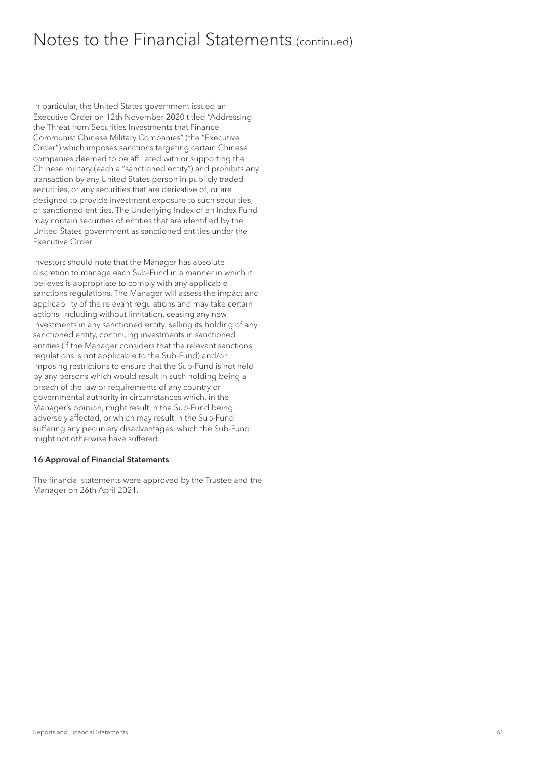In particular, the United States government issued an Executive Order on 12th November 2020 titled "Addressing the Threat from Securities Investments that Finance Communist Chinese Military Companies" (the "Executive Order") which imposes sanctions targeting certain Chinese companies deemed to be affiliated with or supporting the Chinese military (each a "sanctioned entity") and prohibits any transaction by any United States person in publicly traded securities, or any securities that are derivative of, or are designed to provide investment exposure to such securities, of sanctioned entities. The Underlying Index of an Index Fund may contain securities of entities that are identified by the United States government as sanctioned entities under the Executive Order.

Investors should note that the Manager has absolute discretion to manage each Sub-Fund in a manner in which it believes is appropriate to comply with any applicable sanctions regulations. The Manager will assess the impact and applicability of the relevant regulations and may take certain actions, including without limitation, ceasing any new investments in any sanctioned entity, selling its holding of any sanctioned entity, continuing investments in sanctioned entities (if the Manager considers that the relevant sanctions regulations is not applicable to the Sub-Fund) and/or imposing restrictions to ensure that the Sub-Fund is not held by any persons which would result in such holding being a breach of the law or requirements of any country or governmental authority in circumstances which, in the Manager's opinion, might result in the Sub-Fund being adversely affected, or which may result in the Sub-Fund suffering any pecuniary disadvantages, which the Sub-Fund might not otherwise have suffered.

**16 Approval of Financial Statements**

The financial statements were approved by the Trustee and the Manager on 26th April 2021.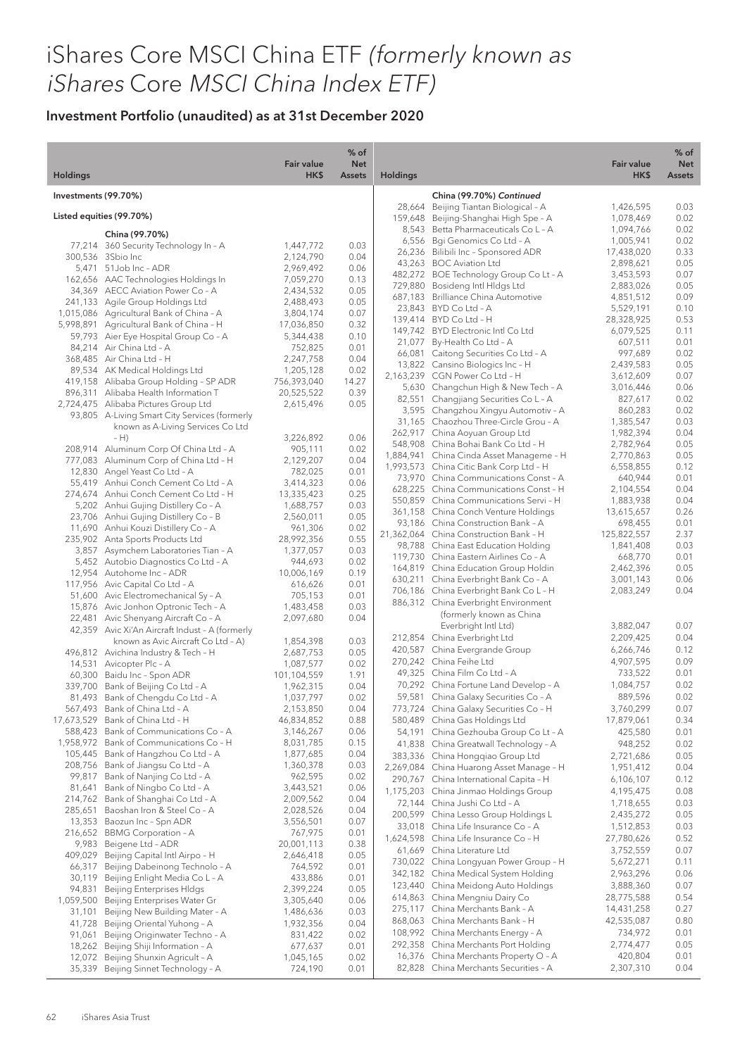# iShares Core MSCI China ETF *(formerly known as iShares Core MSCI China Index ETF)*

## Investment Portfolio (unaudited) as at 31st December 2020

| Holdings | | Fair value HK$ | % of Net Assets |
|---|---|---|---|
| **Investments (99.70%)** | | | |
| **Listed equities (99.70%)** | | | |
| **China (99.70%)** | | | |
| 77,214 | 360 Security Technology In – A | 1,447,772 | 0.03 |
| 300,536 | 3Sbio Inc | 2,124,790 | 0.04 |
| 5,471 | 51Job Inc – ADR | 2,969,492 | 0.06 |
| 162,656 | AAC Technologies Holdings In | 7,059,270 | 0.13 |
| 34,369 | AECC Aviation Power Co – A | 2,434,532 | 0.05 |
| 241,133 | Agile Group Holdings Ltd | 2,488,493 | 0.05 |
| 1,015,086 | Agricultural Bank of China – A | 3,804,174 | 0.07 |
| 5,998,891 | Agricultural Bank of China – H | 17,036,850 | 0.32 |
| 59,793 | Aier Eye Hospital Group Co – A | 5,344,438 | 0.10 |
| 84,214 | Air China Ltd – A | 752,825 | 0.01 |
| 368,485 | Air China Ltd – H | 2,247,758 | 0.04 |
| 89,534 | AK Medical Holdings Ltd | 1,205,128 | 0.02 |
| 419,158 | Alibaba Group Holding – SP ADR | 756,393,040 | 14.27 |
| 896,311 | Alibaba Health Information T | 20,525,522 | 0.39 |
| 2,724,475 | Alibaba Pictures Group Ltd | 2,615,496 | 0.05 |
| 93,805 | A-Living Smart City Services (formerly known as A-Living Services Co Ltd – H) | 3,226,892 | 0.06 |
| 208,914 | Aluminum Corp Of China Ltd – A | 905,111 | 0.02 |
| 777,083 | Aluminum Corp of China Ltd – H | 2,129,207 | 0.04 |
| 12,830 | Angel Yeast Co Ltd – A | 782,025 | 0.01 |
| 55,419 | Anhui Conch Cement Co Ltd – A | 3,414,323 | 0.06 |
| 274,674 | Anhui Conch Cement Co Ltd – H | 13,335,423 | 0.25 |
| 5,202 | Anhui Gujing Distillery Co – A | 1,688,757 | 0.03 |
| 23,706 | Anhui Gujing Distillery Co – B | 2,560,011 | 0.05 |
| 11,690 | Anhui Kouzi Distillery Co – A | 961,306 | 0.02 |
| 235,902 | Anta Sports Products Ltd | 28,992,356 | 0.55 |
| 3,857 | Asymchem Laboratories Tian – A | 1,377,057 | 0.03 |
| 5,452 | Autobio Diagnostics Co Ltd – A | 944,693 | 0.02 |
| 12,954 | Autohome Inc – ADR | 10,006,169 | 0.19 |
| 117,956 | Avic Capital Co Ltd – A | 616,626 | 0.01 |
| 51,600 | Avic Electromechanical Sy – A | 705,153 | 0.01 |
| 15,876 | Avic Jonhon Optronic Tech – A | 1,483,458 | 0.03 |
| 22,481 | Avic Shenyang Aircraft Co – A | 2,097,680 | 0.04 |
| 42,359 | Avic Xi'An Aircraft Indust – A (formerly known as Avic Aircraft Co Ltd – A) | 1,854,398 | 0.03 |
| 496,812 | Avichina Industry & Tech – H | 2,687,753 | 0.05 |
| 14,531 | Avicopter Plc – A | 1,087,577 | 0.02 |
| 60,300 | Baidu Inc – Spon ADR | 101,104,559 | 1.91 |
| 339,700 | Bank of Beijing Co Ltd – A | 1,962,315 | 0.04 |
| 81,493 | Bank of Chengdu Co Ltd – A | 1,037,797 | 0.02 |
| 567,493 | Bank of China Ltd – A | 2,153,850 | 0.04 |
| 17,673,529 | Bank of China Ltd – H | 46,834,852 | 0.88 |
| 588,423 | Bank of Communications Co – A | 3,146,267 | 0.06 |
| 1,958,972 | Bank of Communications Co – H | 8,031,785 | 0.15 |
| 105,445 | Bank of Hangzhou Co Ltd – A | 1,877,685 | 0.04 |
| 208,756 | Bank of Jiangsu Co Ltd – A | 1,360,378 | 0.03 |
| 99,817 | Bank of Nanjing Co Ltd – A | 962,595 | 0.02 |
| 81,641 | Bank of Ningbo Co Ltd – A | 3,443,521 | 0.06 |
| 214,762 | Bank of Shanghai Co Ltd – A | 2,009,562 | 0.04 |
| 285,651 | Baoshan Iron & Steel Co – A | 2,028,526 | 0.04 |
| 13,353 | Baozun Inc – Spn ADR | 3,556,501 | 0.07 |
| 216,652 | BBMG Corporation – A | 767,975 | 0.01 |
| 9,983 | Beigene Ltd – ADR | 20,001,113 | 0.38 |
| 409,029 | Beijing Capital Intl Airpo – H | 2,646,418 | 0.05 |
| 66,317 | Beijing Dabeinong Technolo – A | 764,592 | 0.01 |
| 30,119 | Beijing Enlight Media Co L – A | 433,886 | 0.01 |
| 94,831 | Beijing Enterprises Hldgs | 2,399,224 | 0.05 |
| 1,059,500 | Beijing Enterprises Water Gr | 3,305,640 | 0.06 |
| 31,101 | Beijing New Building Mater – A | 1,486,636 | 0.03 |
| 41,728 | Beijing Oriental Yuhong – A | 1,932,356 | 0.04 |
| 91,061 | Beijing Originwater Techno – A | 831,422 | 0.02 |
| 18,262 | Beijing Shiji Information – A | 677,637 | 0.01 |
| 12,072 | Beijing Shunxin Agricult – A | 1,045,165 | 0.02 |
| 35,339 | Beijing Sinnet Technology – A | 724,190 | 0.01 |
| **China (99.70%) *Continued*** | | | |
| 28,664 | Beijing Tiantan Biological – A | 1,426,595 | 0.03 |
| 159,648 | Beijing-Shanghai High Spe – A | 1,078,469 | 0.02 |
| 8,543 | Betta Pharmaceuticals Co L – A | 1,094,766 | 0.02 |
| 6,556 | Bgi Genomics Co Ltd – A | 1,005,941 | 0.02 |
| 26,236 | Bilibili Inc – Sponsored ADR | 17,438,020 | 0.33 |
| 43,263 | BOC Aviation Ltd | 2,898,621 | 0.05 |
| 482,272 | BOE Technology Group Co Lt – A | 3,453,593 | 0.07 |
| 729,880 | Bosideng Intl Hldgs Ltd | 2,883,026 | 0.05 |
| 687,183 | Brilliance China Automotive | 4,851,512 | 0.09 |
| 23,843 | BYD Co Ltd – A | 5,529,191 | 0.10 |
| 139,414 | BYD Co Ltd – H | 28,328,925 | 0.53 |
| 149,742 | BYD Electronic Intl Co Ltd | 6,079,525 | 0.11 |
| 21,077 | By-Health Co Ltd – A | 607,511 | 0.01 |
| 66,081 | Caitong Securities Co Ltd – A | 997,689 | 0.02 |
| 13,822 | Cansino Biologics Inc – H | 2,439,583 | 0.05 |
| 2,163,239 | CGN Power Co Ltd – H | 3,612,609 | 0.07 |
| 5,630 | Changchun High & New Tech – A | 3,016,446 | 0.06 |
| 82,551 | Changjiang Securities Co L – A | 827,617 | 0.02 |
| 3,595 | Changzhou Xingyu Automotiv – A | 860,283 | 0.02 |
| 31,165 | Chaozhou Three-Circle Grou – A | 1,385,547 | 0.03 |
| 262,917 | China Aoyuan Group Ltd | 1,982,394 | 0.04 |
| 548,908 | China Bohai Bank Co Ltd – H | 2,782,964 | 0.05 |
| 1,884,941 | China Cinda Asset Manageme – H | 2,770,863 | 0.05 |
| 1,993,573 | China Citic Bank Corp Ltd – H | 6,558,855 | 0.12 |
| 73,970 | China Communications Const – A | 640,944 | 0.01 |
| 628,225 | China Communications Const – H | 2,104,554 | 0.04 |
| 550,859 | China Communications Servi – H | 1,883,938 | 0.04 |
| 361,158 | China Conch Venture Holdings | 13,615,657 | 0.26 |
| 93,186 | China Construction Bank – A | 698,455 | 0.01 |
| 21,362,064 | China Construction Bank – H | 125,822,557 | 2.37 |
| 98,788 | China East Education Holding | 1,841,408 | 0.03 |
| 119,730 | China Eastern Airlines Co – A | 668,770 | 0.01 |
| 164,819 | China Education Group Holdin | 2,462,396 | 0.05 |
| 630,211 | China Everbright Bank Co – A | 3,001,143 | 0.06 |
| 706,186 | China Everbright Bank Co L – H | 2,083,249 | 0.04 |
| 886,312 | China Everbright Environment (formerly known as China Everbright Intl Ltd) | 3,882,047 | 0.07 |
| 212,854 | China Everbright Ltd | 2,209,425 | 0.04 |
| 420,587 | China Evergrande Group | 6,266,746 | 0.12 |
| 270,242 | China Feihe Ltd | 4,907,595 | 0.09 |
| 49,325 | China Film Co Ltd – A | 733,522 | 0.01 |
| 70,292 | China Fortune Land Develop – A | 1,084,757 | 0.02 |
| 59,581 | China Galaxy Securities Co – A | 889,596 | 0.02 |
| 773,724 | China Galaxy Securities Co – H | 3,760,299 | 0.07 |
| 580,489 | China Gas Holdings Ltd | 17,879,061 | 0.34 |
| 54,191 | China Gezhouba Group Co Lt – A | 425,580 | 0.01 |
| 41,838 | China Greatwall Technology – A | 948,252 | 0.02 |
| 383,336 | China Hongqiao Group Ltd | 2,721,686 | 0.05 |
| 2,269,084 | China Huarong Asset Manage – H | 1,951,412 | 0.04 |
| 290,767 | China International Capita – H | 6,106,107 | 0.12 |
| 1,175,203 | China Jinmao Holdings Group | 4,195,475 | 0.08 |
| 72,144 | China Jushi Co Ltd – A | 1,718,655 | 0.03 |
| 200,599 | China Lesso Group Holdings L | 2,435,272 | 0.05 |
| 33,018 | China Life Insurance Co – A | 1,512,853 | 0.03 |
| 1,624,598 | China Life Insurance Co – H | 27,780,626 | 0.52 |
| 61,669 | China Literature Ltd | 3,752,559 | 0.07 |
| 730,022 | China Longyuan Power Group – H | 5,672,271 | 0.11 |
| 342,182 | China Medical System Holding | 2,963,296 | 0.06 |
| 123,440 | China Meidong Auto Holdings | 3,888,360 | 0.07 |
| 614,863 | China Mengniu Dairy Co | 28,775,588 | 0.54 |
| 275,117 | China Merchants Bank – A | 14,431,258 | 0.27 |
| 868,063 | China Merchants Bank – H | 42,535,087 | 0.80 |
| 108,992 | China Merchants Energy – A | 734,972 | 0.01 |
| 292,358 | China Merchants Port Holding | 2,774,477 | 0.05 |
| 16,376 | China Merchants Property O – A | 420,804 | 0.01 |
| 82,828 | China Merchants Securities – A | 2,307,310 | 0.04 |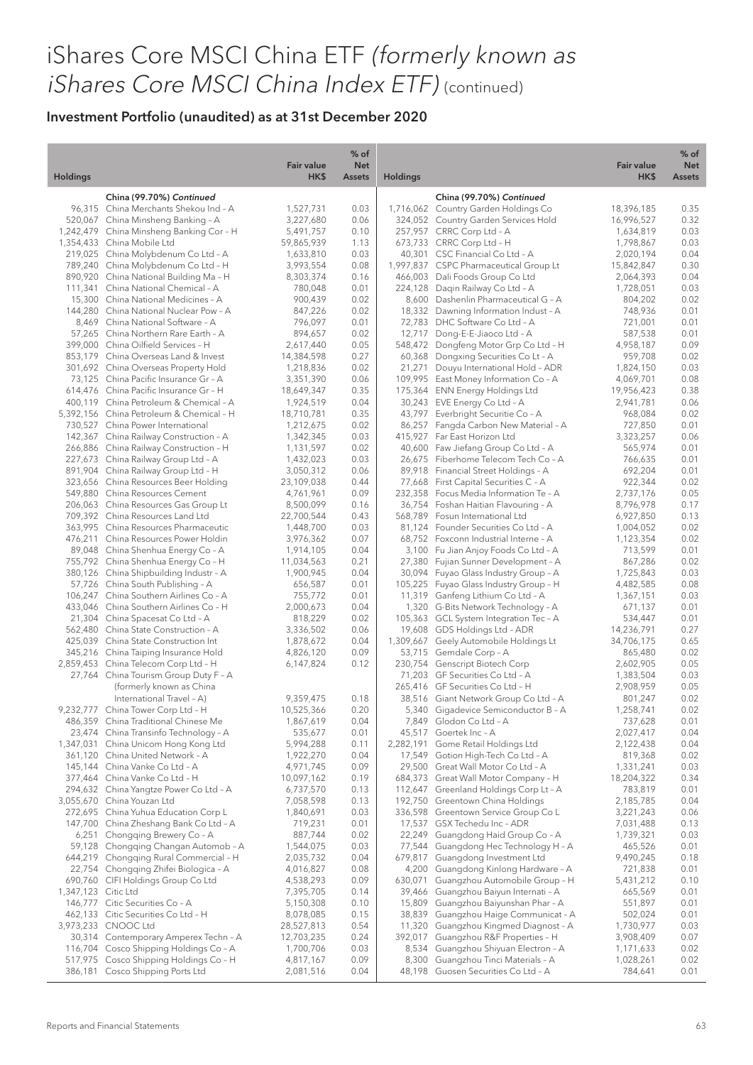# iShares Core MSCI China ETF *(formerly known as iShares Core MSCI China Index ETF)* (continued)

## Investment Portfolio (unaudited) as at 31st December 2020

| Holdings | | Fair value HK$ | % of Net Assets |
|---|---|---|---|
| | **China (99.70%) *Continued*** | | |
| 96,315 | China Merchants Shekou Ind – A | 1,527,731 | 0.03 |
| 520,067 | China Minsheng Banking – A | 3,227,680 | 0.06 |
| 1,242,479 | China Minsheng Banking Cor – H | 5,491,757 | 0.10 |
| 1,354,433 | China Mobile Ltd | 59,865,939 | 1.13 |
| 219,025 | China Molybdenum Co Ltd – A | 1,633,810 | 0.03 |
| 789,240 | China Molybdenum Co Ltd – H | 3,993,554 | 0.08 |
| 890,920 | China National Building Ma – H | 8,303,374 | 0.16 |
| 111,341 | China National Chemical – A | 780,048 | 0.01 |
| 15,300 | China National Medicines – A | 900,439 | 0.02 |
| 144,280 | China National Nuclear Pow – A | 847,226 | 0.02 |
| 8,469 | China National Software – A | 796,097 | 0.01 |
| 57,265 | China Northern Rare Earth – A | 894,657 | 0.02 |
| 399,000 | China Oilfield Services – H | 2,617,440 | 0.05 |
| 853,179 | China Overseas Land & Invest | 14,384,598 | 0.27 |
| 301,692 | China Overseas Property Hold | 1,218,836 | 0.02 |
| 73,125 | China Pacific Insurance Gr – A | 3,351,390 | 0.06 |
| 614,476 | China Pacific Insurance Gr – H | 18,649,347 | 0.35 |
| 400,119 | China Petroleum & Chemical – A | 1,924,519 | 0.04 |
| 5,392,156 | China Petroleum & Chemical – H | 18,710,781 | 0.35 |
| 730,527 | China Power International | 1,212,675 | 0.02 |
| 142,367 | China Railway Construction – A | 1,342,345 | 0.03 |
| 266,886 | China Railway Construction – H | 1,131,597 | 0.02 |
| 227,673 | China Railway Group Ltd – A | 1,432,023 | 0.03 |
| 891,904 | China Railway Group Ltd – H | 3,050,312 | 0.06 |
| 323,656 | China Resources Beer Holding | 23,109,038 | 0.44 |
| 549,880 | China Resources Cement | 4,761,961 | 0.09 |
| 206,063 | China Resources Gas Group Lt | 8,500,099 | 0.16 |
| 709,392 | China Resources Land Ltd | 22,700,544 | 0.43 |
| 363,995 | China Resources Pharmaceutic | 1,448,700 | 0.03 |
| 476,211 | China Resources Power Holdin | 3,976,362 | 0.07 |
| 89,048 | China Shenhua Energy Co – A | 1,914,105 | 0.04 |
| 755,792 | China Shenhua Energy Co – H | 11,034,563 | 0.21 |
| 380,126 | China Shipbuilding Industr – A | 1,900,945 | 0.04 |
| 57,726 | China South Publishing – A | 656,587 | 0.01 |
| 106,247 | China Southern Airlines Co – A | 755,772 | 0.01 |
| 433,046 | China Southern Airlines Co – H | 2,000,673 | 0.04 |
| 21,304 | China Spacesat Co Ltd – A | 818,229 | 0.02 |
| 562,480 | China State Construction – A | 3,336,502 | 0.06 |
| 425,039 | China State Construction Int | 1,878,672 | 0.04 |
| 345,216 | China Taiping Insurance Hold | 4,826,120 | 0.09 |
| 2,859,453 | China Telecom Corp Ltd – H | 6,147,824 | 0.12 |
| 27,764 | China Tourism Group Duty F – A (formerly known as China International Travel – A) | 9,359,475 | 0.18 |
| 9,232,777 | China Tower Corp Ltd – H | 10,525,366 | 0.20 |
| 486,359 | China Traditional Chinese Me | 1,867,619 | 0.04 |
| 23,474 | China Transinfo Technology – A | 535,677 | 0.01 |
| 1,347,031 | China Unicom Hong Kong Ltd | 5,994,288 | 0.11 |
| 361,120 | China United Network – A | 1,922,270 | 0.04 |
| 145,144 | China Vanke Co Ltd – A | 4,971,745 | 0.09 |
| 377,464 | China Vanke Co Ltd – H | 10,097,162 | 0.19 |
| 294,632 | China Yangtze Power Co Ltd – A | 6,737,570 | 0.13 |
| 3,055,670 | China Youzan Ltd | 7,058,598 | 0.13 |
| 272,695 | China Yuhua Education Corp L | 1,840,691 | 0.03 |
| 147,700 | China Zheshang Bank Co Ltd – A | 719,231 | 0.01 |
| 6,251 | Chongqing Brewery Co – A | 887,744 | 0.02 |
| 59,128 | Chongqing Changan Automob – A | 1,544,075 | 0.03 |
| 644,219 | Chongqing Rural Commercial – H | 2,035,732 | 0.04 |
| 22,754 | Chongqing Zhifei Biologica – A | 4,016,827 | 0.08 |
| 690,760 | CIFI Holdings Group Co Ltd | 4,538,293 | 0.09 |
| 1,347,123 | Citic Ltd | 7,395,705 | 0.14 |
| 146,777 | Citic Securities Co – A | 5,150,308 | 0.10 |
| 462,133 | Citic Securities Co Ltd – H | 8,078,085 | 0.15 |
| 3,973,233 | CNOOC Ltd | 28,527,813 | 0.54 |
| 30,314 | Contemporary Amperex Techn – A | 12,703,235 | 0.24 |
| 116,704 | Cosco Shipping Holdings Co – A | 1,700,706 | 0.03 |
| 517,975 | Cosco Shipping Holdings Co – H | 4,817,167 | 0.09 |
| 386,181 | Cosco Shipping Ports Ltd | 2,081,516 | 0.04 |
| | **China (99.70%) *Continued*** | | |
| 1,716,062 | Country Garden Holdings Co | 18,396,185 | 0.35 |
| 324,052 | Country Garden Services Hold | 16,996,527 | 0.32 |
| 257,957 | CRRC Corp Ltd – A | 1,634,819 | 0.03 |
| 673,733 | CRRC Corp Ltd – H | 1,798,867 | 0.03 |
| 40,301 | CSC Financial Co Ltd – A | 2,020,194 | 0.04 |
| 1,997,837 | CSPC Pharmaceutical Group Lt | 15,842,847 | 0.30 |
| 466,003 | Dali Foods Group Co Ltd | 2,064,393 | 0.04 |
| 224,128 | Daqin Railway Co Ltd – A | 1,728,051 | 0.03 |
| 8,600 | Dashenlin Pharmaceutical G – A | 804,202 | 0.02 |
| 18,332 | Dawning Information Indust – A | 748,936 | 0.01 |
| 72,783 | DHC Software Co Ltd – A | 721,001 | 0.01 |
| 12,717 | Dong-E-E-Jiaoco Ltd – A | 587,538 | 0.01 |
| 548,472 | Dongfeng Motor Grp Co Ltd – H | 4,958,187 | 0.09 |
| 60,368 | Dongxing Securities Co Lt – A | 959,708 | 0.02 |
| 21,271 | Douyu International Hold – ADR | 1,824,150 | 0.03 |
| 109,995 | East Money Information Co – A | 4,069,701 | 0.08 |
| 175,364 | ENN Energy Holdings Ltd | 19,956,423 | 0.38 |
| 30,243 | EVE Energy Co Ltd – A | 2,941,781 | 0.06 |
| 43,797 | Everbright Securitie Co – A | 968,084 | 0.02 |
| 86,257 | Fangda Carbon New Material – A | 727,850 | 0.01 |
| 415,927 | Far East Horizon Ltd | 3,323,257 | 0.06 |
| 40,600 | Faw Jiefang Group Co Ltd – A | 565,974 | 0.01 |
| 26,675 | Fiberhome Telecom Tech Co – A | 766,635 | 0.01 |
| 89,918 | Financial Street Holdings – A | 692,204 | 0.01 |
| 77,668 | First Capital Securities C – A | 922,344 | 0.02 |
| 232,358 | Focus Media Information Te – A | 2,737,176 | 0.05 |
| 36,754 | Foshan Haitian Flavouring – A | 8,796,978 | 0.17 |
| 568,789 | Fosun International Ltd | 6,927,850 | 0.13 |
| 81,124 | Founder Securities Co Ltd – A | 1,004,052 | 0.02 |
| 68,752 | Foxconn Industrial Interne – A | 1,123,354 | 0.02 |
| 3,100 | Fu Jian Anjoy Foods Co Ltd – A | 713,599 | 0.01 |
| 27,380 | Fujian Sunner Development – A | 867,286 | 0.02 |
| 30,094 | Fuyao Glass Industry Group – A | 1,725,843 | 0.03 |
| 105,225 | Fuyao Glass Industry Group – H | 4,482,585 | 0.08 |
| 11,319 | Ganfeng Lithium Co Ltd – A | 1,367,151 | 0.03 |
| 1,320 | G-Bits Network Technology – A | 671,137 | 0.01 |
| 105,363 | GCL System Integration Tec – A | 534,447 | 0.01 |
| 19,608 | GDS Holdings Ltd – ADR | 14,236,791 | 0.27 |
| 1,309,667 | Geely Automobile Holdings Lt | 34,706,175 | 0.65 |
| 53,715 | Gemdale Corp – A | 865,480 | 0.02 |
| 230,754 | Genscript Biotech Corp | 2,602,905 | 0.05 |
| 71,203 | GF Securities Co Ltd – A | 1,383,504 | 0.03 |
| 265,416 | GF Securities Co Ltd – H | 2,908,959 | 0.05 |
| 38,516 | Giant Network Group Co Ltd – A | 801,247 | 0.02 |
| 5,340 | Gigadevice Semiconductor B – A | 1,258,741 | 0.02 |
| 7,849 | Glodon Co Ltd – A | 737,628 | 0.01 |
| 45,517 | Goertek Inc – A | 2,027,417 | 0.04 |
| 2,282,191 | Gome Retail Holdings Ltd | 2,122,438 | 0.04 |
| 17,549 | Gotion High-Tech Co Ltd – A | 819,368 | 0.02 |
| 29,500 | Great Wall Motor Co Ltd – A | 1,331,241 | 0.03 |
| 684,373 | Great Wall Motor Company – H | 18,204,322 | 0.34 |
| 112,647 | Greenland Holdings Corp Lt – A | 783,819 | 0.01 |
| 192,750 | Greentown China Holdings | 2,185,785 | 0.04 |
| 336,598 | Greentown Service Group Co L | 3,221,243 | 0.06 |
| 17,537 | GSX Techedu Inc – ADR | 7,031,488 | 0.13 |
| 22,249 | Guangdong Haid Group Co – A | 1,739,321 | 0.03 |
| 77,544 | Guangdong Hec Technology H – A | 465,526 | 0.01 |
| 679,817 | Guangdong Investment Ltd | 9,490,245 | 0.18 |
| 4,200 | Guangdong Kinlong Hardware – A | 721,838 | 0.01 |
| 630,071 | Guangzhou Automobile Group – H | 5,431,212 | 0.10 |
| 39,466 | Guangzhou Baiyun Internati – A | 665,569 | 0.01 |
| 15,809 | Guangzhou Baiyunshan Phar – A | 551,897 | 0.01 |
| 38,839 | Guangzhou Haige Communicat – A | 502,024 | 0.01 |
| 11,320 | Guangzhou Kingmed Diagnost – A | 1,730,977 | 0.03 |
| 392,017 | Guangzhou R&F Properties – H | 3,908,409 | 0.07 |
| 8,534 | Guangzhou Shiyuan Electron – A | 1,171,633 | 0.02 |
| 8,300 | Guangzhou Tinci Materials – A | 1,028,261 | 0.02 |
| 48,198 | Guosen Securities Co Ltd – A | 784,641 | 0.01 |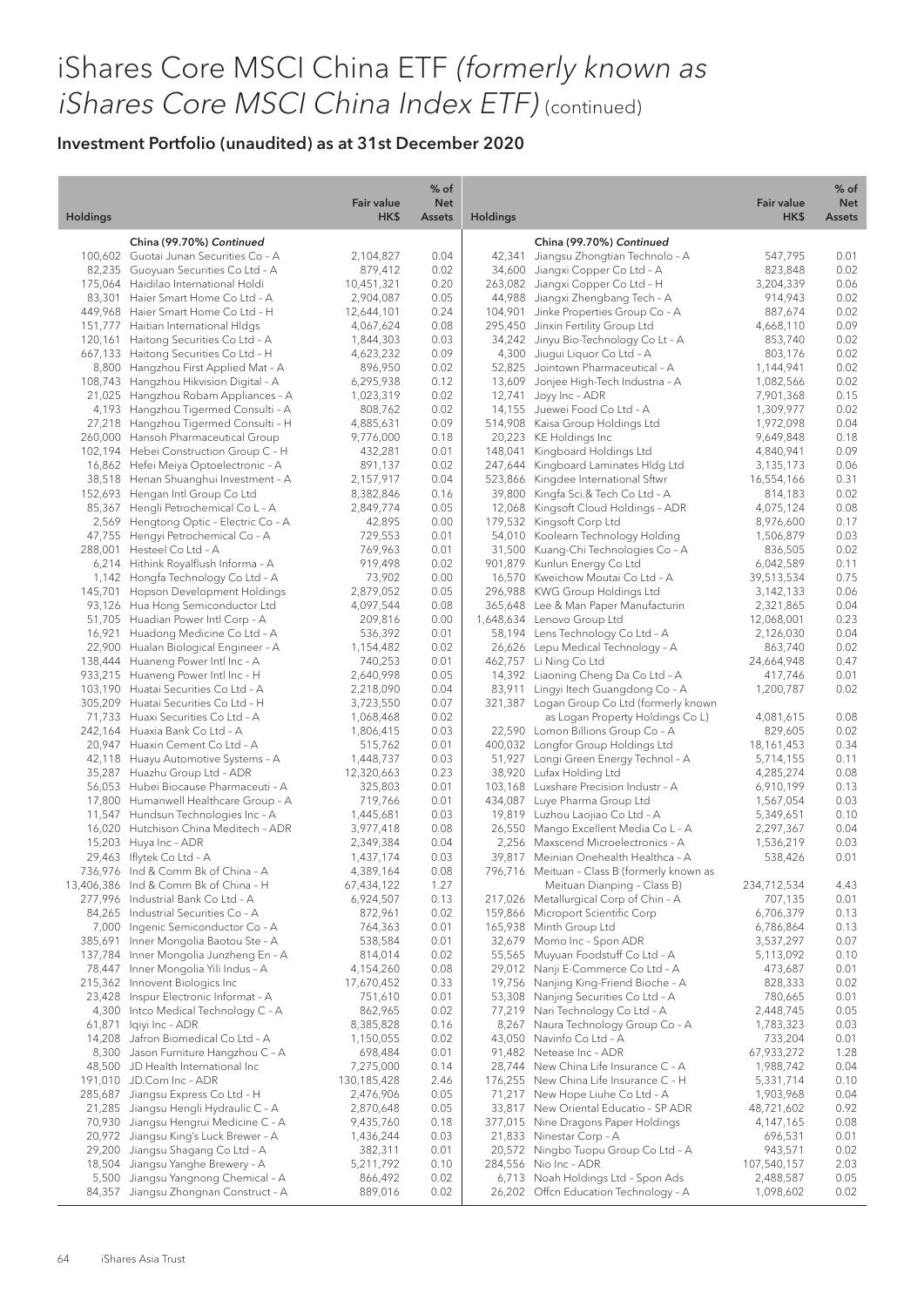# iShares Core MSCI China ETF *(formerly known as iShares Core MSCI China Index ETF)* (continued)

## Investment Portfolio (unaudited) as at 31st December 2020

| Holdings | | Fair value HK$ | % of Net Assets |
|---|---|---|---|
| | **China (99.70%) *Continued*** | | |
| 100,602 | Guotai Junan Securities Co – A | 2,104,827 | 0.04 |
| 82,235 | Guoyuan Securities Co Ltd – A | 879,412 | 0.02 |
| 175,064 | Haidilao International Holdi | 10,451,321 | 0.20 |
| 83,301 | Haier Smart Home Co Ltd – A | 2,904,087 | 0.05 |
| 449,968 | Haier Smart Home Co Ltd – H | 12,644,101 | 0.24 |
| 151,777 | Haitian International Hldgs | 4,067,624 | 0.08 |
| 120,161 | Haitong Securities Co Ltd – A | 1,844,303 | 0.03 |
| 667,133 | Haitong Securities Co Ltd – H | 4,623,232 | 0.09 |
| 8,800 | Hangzhou First Applied Mat – A | 896,950 | 0.02 |
| 108,743 | Hangzhou Hikvision Digital – A | 6,295,938 | 0.12 |
| 21,025 | Hangzhou Robam Appliances – A | 1,023,319 | 0.02 |
| 4,193 | Hangzhou Tigermed Consulti – A | 808,762 | 0.02 |
| 27,218 | Hangzhou Tigermed Consulti – H | 4,885,631 | 0.09 |
| 260,000 | Hansoh Pharmaceutical Group | 9,776,000 | 0.18 |
| 102,194 | Hebei Construction Group C – H | 432,281 | 0.01 |
| 16,862 | Hefei Meiya Optoelectronic – A | 891,137 | 0.02 |
| 38,518 | Henan Shuanghui Investment – A | 2,157,917 | 0.04 |
| 152,693 | Hengan Intl Group Co Ltd | 8,382,846 | 0.16 |
| 85,367 | Hengli Petrochemical Co L – A | 2,849,774 | 0.05 |
| 2,569 | Hengtong Optic – Electric Co – A | 42,895 | 0.00 |
| 47,755 | Hengyi Petrochemical Co – A | 729,553 | 0.01 |
| 288,001 | Hesteel Co Ltd – A | 769,963 | 0.01 |
| 6,214 | Hithink Royalflush Informa – A | 919,498 | 0.02 |
| 1,142 | Hongfa Technology Co Ltd – A | 73,902 | 0.00 |
| 145,701 | Hopson Development Holdings | 2,879,052 | 0.05 |
| 93,126 | Hua Hong Semiconductor Ltd | 4,097,544 | 0.08 |
| 51,705 | Huadian Power Intl Corp – A | 209,816 | 0.00 |
| 16,921 | Huadong Medicine Co Ltd – A | 536,392 | 0.01 |
| 22,900 | Hualan Biological Engineer – A | 1,154,482 | 0.02 |
| 138,444 | Huaneng Power Intl Inc – A | 740,253 | 0.01 |
| 933,215 | Huaneng Power Intl Inc – H | 2,640,998 | 0.05 |
| 103,190 | Huatai Securities Co Ltd – A | 2,218,090 | 0.04 |
| 305,209 | Huatai Securities Co Ltd – H | 3,723,550 | 0.07 |
| 71,733 | Huaxi Securities Co Ltd – A | 1,068,468 | 0.02 |
| 242,164 | Huaxia Bank Co Ltd – A | 1,806,415 | 0.03 |
| 20,947 | Huaxin Cement Co Ltd – A | 515,762 | 0.01 |
| 42,118 | Huayu Automotive Systems – A | 1,448,737 | 0.03 |
| 35,287 | Huazhu Group Ltd – ADR | 12,320,663 | 0.23 |
| 56,053 | Hubei Biocause Pharmaceuti – A | 325,803 | 0.01 |
| 17,800 | Humanwell Healthcare Group – A | 719,766 | 0.01 |
| 11,547 | Hundsun Technologies Inc – A | 1,445,681 | 0.03 |
| 16,020 | Hutchison China Meditech – ADR | 3,977,418 | 0.08 |
| 15,203 | Huya Inc – ADR | 2,349,384 | 0.04 |
| 29,463 | Iflytek Co Ltd – A | 1,437,174 | 0.03 |
| 736,976 | Ind & Comm Bk of China – A | 4,389,164 | 0.08 |
| 13,406,386 | Ind & Comm Bk of China – H | 67,434,122 | 1.27 |
| 277,996 | Industrial Bank Co Ltd – A | 6,924,507 | 0.13 |
| 84,265 | Industrial Securities Co – A | 872,961 | 0.02 |
| 7,000 | Ingenic Semiconductor Co – A | 764,363 | 0.01 |
| 385,691 | Inner Mongolia Baotou Ste – A | 538,584 | 0.01 |
| 137,784 | Inner Mongolia Junzheng En – A | 814,014 | 0.02 |
| 78,447 | Inner Mongolia Yili Indus – A | 4,154,260 | 0.08 |
| 215,362 | Innovent Biologics Inc | 17,670,452 | 0.33 |
| 23,428 | Inspur Electronic Informat – A | 751,610 | 0.01 |
| 4,300 | Intco Medical Technology C – A | 862,965 | 0.02 |
| 61,871 | Iqiyi Inc – ADR | 8,385,828 | 0.16 |
| 14,208 | Jafron Biomedical Co Ltd – A | 1,150,055 | 0.02 |
| 8,300 | Jason Furniture Hangzhou C – A | 698,484 | 0.01 |
| 48,500 | JD Health International Inc | 7,275,000 | 0.14 |
| 191,010 | JD.Com Inc – ADR | 130,185,428 | 2.46 |
| 285,687 | Jiangsu Express Co Ltd – H | 2,476,906 | 0.05 |
| 21,285 | Jiangsu Hengli Hydraulic C – A | 2,870,648 | 0.05 |
| 70,930 | Jiangsu Hengrui Medicine C – A | 9,435,760 | 0.18 |
| 20,972 | Jiangsu King's Luck Brewer – A | 1,436,244 | 0.03 |
| 29,200 | Jiangsu Shagang Co Ltd – A | 382,311 | 0.01 |
| 18,504 | Jiangsu Yanghe Brewery – A | 5,211,792 | 0.10 |
| 5,500 | Jiangsu Yangnong Chemical – A | 866,492 | 0.02 |
| 84,357 | Jiangsu Zhongnan Construct – A | 889,016 | 0.02 |
| | **China (99.70%) *Continued*** | | |
| 42,341 | Jiangsu Zhongtian Technolo – A | 547,795 | 0.01 |
| 34,600 | Jiangxi Copper Co Ltd – A | 823,848 | 0.02 |
| 263,082 | Jiangxi Copper Co Ltd – H | 3,204,339 | 0.06 |
| 44,988 | Jiangxi Zhengbang Tech – A | 914,943 | 0.02 |
| 104,901 | Jinke Properties Group Co – A | 887,674 | 0.02 |
| 295,450 | Jinxin Fertility Group Ltd | 4,668,110 | 0.09 |
| 34,242 | Jinyu Bio-Technology Co Lt – A | 853,740 | 0.02 |
| 4,300 | Jiugui Liquor Co Ltd – A | 803,176 | 0.02 |
| 52,825 | Jointown Pharmaceutical – A | 1,144,941 | 0.02 |
| 13,609 | Jonjee High-Tech Industria – A | 1,082,566 | 0.02 |
| 12,741 | Joyy Inc – ADR | 7,901,368 | 0.15 |
| 14,155 | Juewei Food Co Ltd – A | 1,309,977 | 0.02 |
| 514,908 | Kaisa Group Holdings Ltd | 1,972,098 | 0.04 |
| 20,223 | KE Holdings Inc | 9,649,848 | 0.18 |
| 148,041 | Kingboard Holdings Ltd | 4,840,941 | 0.09 |
| 247,644 | Kingboard Laminates Hldg Ltd | 3,135,173 | 0.06 |
| 523,866 | Kingdee International Sftwr | 16,554,166 | 0.31 |
| 39,800 | Kingfa Sci.& Tech Co Ltd – A | 814,183 | 0.02 |
| 12,068 | Kingsoft Cloud Holdings – ADR | 4,075,124 | 0.08 |
| 179,532 | Kingsoft Corp Ltd | 8,976,600 | 0.17 |
| 54,010 | Koolearn Technology Holding | 1,506,879 | 0.03 |
| 31,500 | Kuang-Chi Technologies Co – A | 836,505 | 0.02 |
| 901,879 | Kunlun Energy Co Ltd | 6,042,589 | 0.11 |
| 16,570 | Kweichow Moutai Co Ltd – A | 39,513,534 | 0.75 |
| 296,988 | KWG Group Holdings Ltd | 3,142,133 | 0.06 |
| 365,648 | Lee & Man Paper Manufacturin | 2,321,865 | 0.04 |
| 1,648,634 | Lenovo Group Ltd | 12,068,001 | 0.23 |
| 58,194 | Lens Technology Co Ltd – A | 2,126,030 | 0.04 |
| 26,626 | Lepu Medical Technology – A | 863,740 | 0.02 |
| 462,757 | Li Ning Co Ltd | 24,664,948 | 0.47 |
| 14,392 | Liaoning Cheng Da Co Ltd – A | 417,746 | 0.01 |
| 83,911 | Lingyi Itech Guangdong Co – A | 1,200,787 | 0.02 |
| 321,387 | Logan Group Co Ltd (formerly known as Logan Property Holdings Co L) | 4,081,615 | 0.08 |
| 22,590 | Lomon Billions Group Co – A | 829,605 | 0.02 |
| 400,032 | Longfor Group Holdings Ltd | 18,161,453 | 0.34 |
| 51,927 | Longi Green Energy Technol – A | 5,714,155 | 0.11 |
| 38,920 | Lufax Holding Ltd | 4,285,274 | 0.08 |
| 103,168 | Luxshare Precision Industr – A | 6,910,199 | 0.13 |
| 434,087 | Luye Pharma Group Ltd | 1,567,054 | 0.03 |
| 19,819 | Luzhou Laojiao Co Ltd – A | 5,349,651 | 0.10 |
| 26,550 | Mango Excellent Media Co L – A | 2,297,367 | 0.04 |
| 2,256 | Maxscend Microelectronics – A | 1,536,219 | 0.03 |
| 39,817 | Meinian Onehealth Healthca – A | 538,426 | 0.01 |
| 796,716 | Meituan – Class B (formerly known as Meituan Dianping – Class B) | 234,712,534 | 4.43 |
| 217,026 | Metallurgical Corp of Chin – A | 707,135 | 0.01 |
| 159,866 | Microport Scientific Corp | 6,706,379 | 0.13 |
| 165,938 | Minth Group Ltd | 6,786,864 | 0.13 |
| 32,679 | Momo Inc – Spon ADR | 3,537,297 | 0.07 |
| 55,565 | Muyuan Foodstuff Co Ltd – A | 5,113,092 | 0.10 |
| 29,012 | Nanji E-Commerce Co Ltd – A | 473,687 | 0.01 |
| 19,756 | Nanjing King-Friend Bioche – A | 828,333 | 0.02 |
| 53,308 | Nanjing Securities Co Ltd – A | 780,665 | 0.01 |
| 77,219 | Nari Technology Co Ltd – A | 2,448,745 | 0.05 |
| 8,267 | Naura Technology Group Co – A | 1,783,323 | 0.03 |
| 43,050 | Navinfo Co Ltd – A | 733,204 | 0.01 |
| 91,482 | Netease Inc – ADR | 67,933,272 | 1.28 |
| 28,744 | New China Life Insurance C – A | 1,988,742 | 0.04 |
| 176,255 | New China Life Insurance C – H | 5,331,714 | 0.10 |
| 71,217 | New Hope Liuhe Co Ltd – A | 1,903,968 | 0.04 |
| 33,817 | New Oriental Educatio – SP ADR | 48,721,602 | 0.92 |
| 377,015 | Nine Dragons Paper Holdings | 4,147,165 | 0.08 |
| 21,833 | Ninestar Corp – A | 696,531 | 0.01 |
| 20,572 | Ningbo Tuopu Group Co Ltd – A | 943,571 | 0.02 |
| 284,556 | Nio Inc – ADR | 107,540,157 | 2.03 |
| 6,713 | Noah Holdings Ltd – Spon Ads | 2,488,587 | 0.05 |
| 26,202 | Offcn Education Technology – A | 1,098,602 | 0.02 |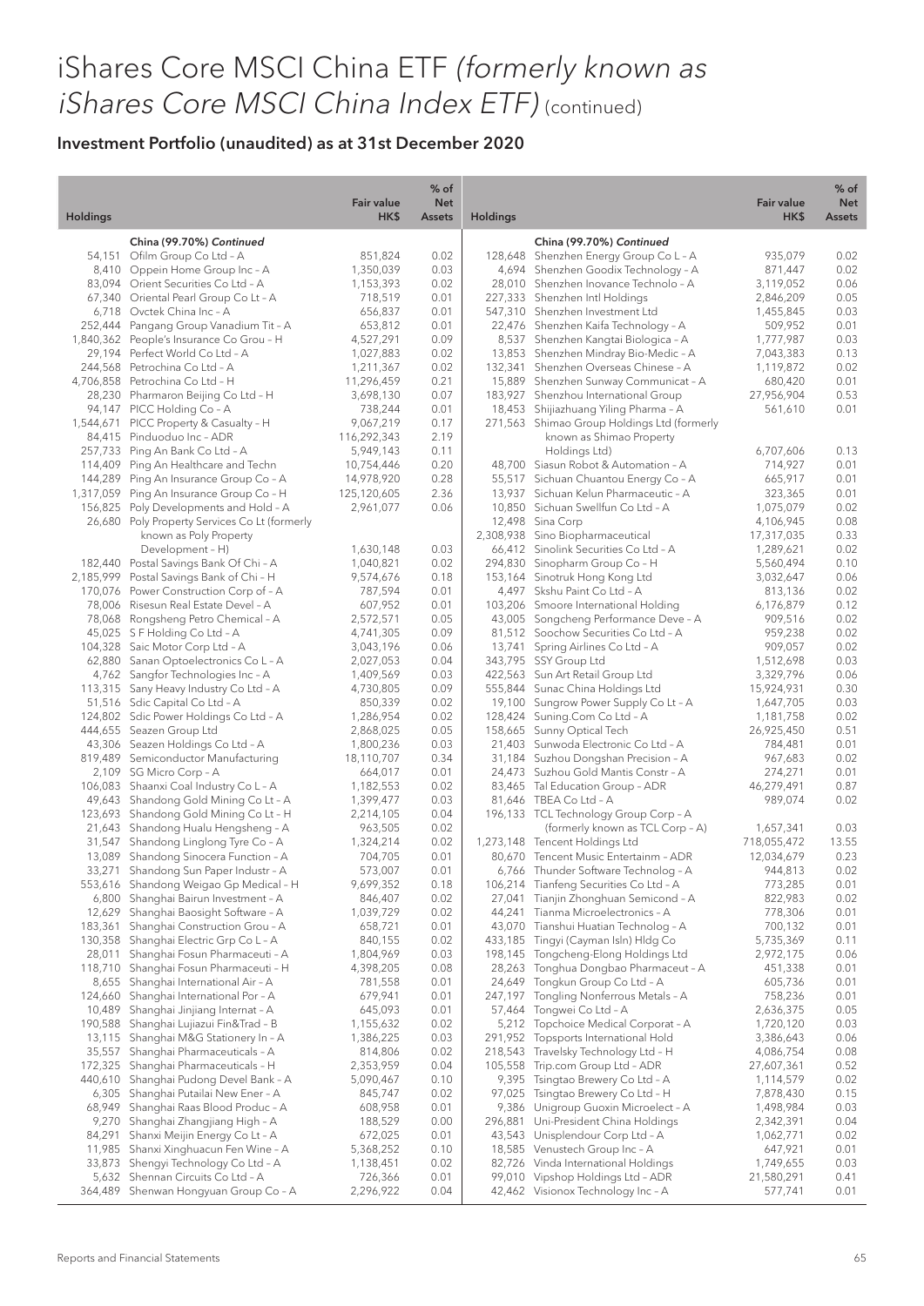# iShares Core MSCI China ETF *(formerly known as iShares Core MSCI China Index ETF)* (continued)

## Investment Portfolio (unaudited) as at 31st December 2020

| Holdings | | Fair value HK$ | % of Net Assets |
|---|---|---|---|
| | **China (99.70%) *Continued*** | | |
| 54,151 | Ofilm Group Co Ltd – A | 851,824 | 0.02 |
| 8,410 | Oppein Home Group Inc – A | 1,350,039 | 0.03 |
| 83,094 | Orient Securities Co Ltd – A | 1,153,393 | 0.02 |
| 67,340 | Oriental Pearl Group Co Lt – A | 718,519 | 0.01 |
| 6,718 | Ovctek China Inc – A | 656,837 | 0.01 |
| 252,444 | Pangang Group Vanadium Tit – A | 653,812 | 0.01 |
| 1,840,362 | People's Insurance Co Grou – H | 4,527,291 | 0.09 |
| 29,194 | Perfect World Co Ltd – A | 1,027,883 | 0.02 |
| 244,568 | Petrochina Co Ltd – A | 1,211,367 | 0.02 |
| 4,706,858 | Petrochina Co Ltd – H | 11,296,459 | 0.21 |
| 28,230 | Pharmaron Beijing Co Ltd – H | 3,698,130 | 0.07 |
| 94,147 | PICC Holding Co – A | 738,244 | 0.01 |
| 1,544,671 | PICC Property & Casualty – H | 9,067,219 | 0.17 |
| 84,415 | Pinduoduo Inc – ADR | 116,292,343 | 2.19 |
| 257,733 | Ping An Bank Co Ltd – A | 5,949,143 | 0.11 |
| 114,409 | Ping An Healthcare and Techn | 10,754,446 | 0.20 |
| 144,289 | Ping An Insurance Group Co – A | 14,978,920 | 0.28 |
| 1,317,059 | Ping An Insurance Group Co – H | 125,120,605 | 2.36 |
| 156,825 | Poly Developments and Hold – A | 2,961,077 | 0.06 |
| 26,680 | Poly Property Services Co Lt (formerly known as Poly Property Development – H) | 1,630,148 | 0.03 |
| 182,440 | Postal Savings Bank Of Chi – A | 1,040,821 | 0.02 |
| 2,185,999 | Postal Savings Bank Of Chi – H | 9,574,676 | 0.18 |
| 170,076 | Power Construction Corp of – A | 787,594 | 0.01 |
| 78,006 | Risesun Real Estate Devel – A | 607,952 | 0.01 |
| 78,068 | Rongsheng Petro Chemical – A | 2,572,571 | 0.05 |
| 45,025 | S F Holding Co Ltd – A | 4,741,305 | 0.09 |
| 104,328 | Saic Motor Corp Ltd – A | 3,043,196 | 0.06 |
| 62,880 | Sanan Optoelectronics Co L – A | 2,027,053 | 0.04 |
| 4,762 | Sangfor Technologies Inc – A | 1,409,569 | 0.03 |
| 113,315 | Sany Heavy Industry Co Ltd – A | 4,730,805 | 0.09 |
| 51,516 | Sdic Capital Co Ltd – A | 850,339 | 0.02 |
| 124,802 | Sdic Power Holdings Co Ltd – A | 1,286,954 | 0.02 |
| 444,655 | Seazen Group Ltd | 2,868,025 | 0.05 |
| 43,306 | Seazen Holdings Co Ltd – A | 1,800,236 | 0.03 |
| 819,489 | Semiconductor Manufacturing | 18,110,707 | 0.34 |
| 2,109 | SG Micro Corp – A | 664,017 | 0.01 |
| 106,083 | Shaanxi Coal Industry Co L – A | 1,182,553 | 0.02 |
| 49,643 | Shandong Gold Mining Co Lt – A | 1,399,477 | 0.03 |
| 123,693 | Shandong Gold Mining Co Lt – H | 2,214,105 | 0.04 |
| 21,643 | Shandong Hualu Hengsheng – A | 963,505 | 0.02 |
| 31,547 | Shandong Linglong Tyre Co – A | 1,324,214 | 0.02 |
| 13,089 | Shandong Sinocera Function – A | 704,705 | 0.01 |
| 33,271 | Shandong Sun Paper Industr – A | 573,007 | 0.01 |
| 553,616 | Shandong Weigao Gp Medical – H | 9,699,352 | 0.18 |
| 6,800 | Shanghai Bairun Investment – A | 846,407 | 0.02 |
| 12,629 | Shanghai Baosight Software – A | 1,039,729 | 0.02 |
| 183,361 | Shanghai Construction Grou – A | 658,721 | 0.01 |
| 130,358 | Shanghai Electric Grp Co L – A | 840,155 | 0.02 |
| 28,011 | Shanghai Fosun Pharmaceuti – A | 1,804,969 | 0.03 |
| 118,710 | Shanghai Fosun Pharmaceuti – H | 4,398,205 | 0.08 |
| 8,655 | Shanghai International Air – A | 781,558 | 0.01 |
| 124,660 | Shanghai International Por – A | 679,941 | 0.01 |
| 10,489 | Shanghai Jinjiang Internat – A | 645,093 | 0.01 |
| 190,588 | Shanghai Lujiazui Fin&Trad – B | 1,155,632 | 0.02 |
| 13,115 | Shanghai M&G Stationery In – A | 1,386,225 | 0.03 |
| 35,557 | Shanghai Pharmaceuticals – A | 814,806 | 0.02 |
| 172,325 | Shanghai Pharmaceuticals – H | 2,353,959 | 0.04 |
| 440,610 | Shanghai Pudong Devel Bank – A | 5,090,467 | 0.10 |
| 6,305 | Shanghai Putailai New Ener – A | 845,747 | 0.02 |
| 68,949 | Shanghai Raas Blood Produc – A | 608,958 | 0.01 |
| 9,270 | Shanghai Zhangjiang High – A | 188,529 | 0.00 |
| 84,291 | Shanxi Meijin Energy Co Lt – A | 672,025 | 0.01 |
| 11,985 | Shanxi Xinghuacun Fen Wine – A | 5,368,252 | 0.10 |
| 33,873 | Shengyi Technology Co Ltd – A | 1,138,451 | 0.02 |
| 5,632 | Shennan Circuits Co Ltd – A | 726,366 | 0.01 |
| 364,489 | Shenwan Hongyuan Group Co – A | 2,296,922 | 0.04 |
| | **China (99.70%) *Continued*** | | |
| 128,648 | Shenzhen Energy Group Co L – A | 935,079 | 0.02 |
| 4,694 | Shenzhen Goodix Technology – A | 871,447 | 0.02 |
| 28,010 | Shenzhen Inovance Technolo – A | 3,119,052 | 0.06 |
| 227,333 | Shenzhen Intl Holdings | 2,846,209 | 0.05 |
| 547,310 | Shenzhen Investment Ltd | 1,455,845 | 0.03 |
| 22,476 | Shenzhen Kaifa Technology – A | 509,952 | 0.01 |
| 8,537 | Shenzhen Kangtai Biologica – A | 1,777,987 | 0.03 |
| 13,853 | Shenzhen Mindray Bio-Medic – A | 7,043,383 | 0.13 |
| 132,341 | Shenzhen Overseas Chinese – A | 1,119,872 | 0.02 |
| 15,889 | Shenzhen Sunway Communicat – A | 680,420 | 0.01 |
| 183,927 | Shenzhou International Group | 27,956,904 | 0.53 |
| 18,453 | Shijiazhuang Yiling Pharma – A | 561,610 | 0.01 |
| 271,563 | Shimao Group Holdings Ltd (formerly known as Shimao Property Holdings Ltd) | 6,707,606 | 0.13 |
| 48,700 | Siasun Robot & Automation – A | 714,927 | 0.01 |
| 55,517 | Sichuan Chuantou Energy Co – A | 665,917 | 0.01 |
| 13,937 | Sichuan Kelun Pharmaceutic – A | 323,365 | 0.01 |
| 10,850 | Sichuan Swellfun Co Ltd – A | 1,075,079 | 0.02 |
| 12,498 | Sina Corp | 4,106,945 | 0.08 |
| 2,308,938 | Sino Biopharmaceutical | 17,317,035 | 0.33 |
| 66,412 | Sinolink Securities Co Ltd – A | 1,289,621 | 0.02 |
| 294,830 | Sinopharm Group Co – H | 5,560,494 | 0.10 |
| 153,164 | Sinotruk Hong Kong Ltd | 3,032,647 | 0.06 |
| 4,497 | Skshu Paint Co Ltd – A | 813,136 | 0.02 |
| 103,206 | Smoore International Holding | 6,176,879 | 0.12 |
| 43,005 | Songcheng Performance Deve – A | 909,516 | 0.02 |
| 81,512 | Soochow Securities Co Ltd – A | 959,238 | 0.02 |
| 13,741 | Spring Airlines Co Ltd – A | 909,057 | 0.02 |
| 343,795 | SSY Group Ltd | 1,512,698 | 0.03 |
| 422,563 | Sun Art Retail Group Ltd | 3,329,796 | 0.06 |
| 555,844 | Sunac China Holdings Ltd | 15,924,931 | 0.30 |
| 19,100 | Sungrow Power Supply Co Lt – A | 1,647,705 | 0.03 |
| 128,424 | Suning.Com Co Ltd – A | 1,181,758 | 0.02 |
| 158,665 | Sunny Optical Tech | 26,925,450 | 0.51 |
| 21,403 | Sunwoda Electronic Co Ltd – A | 784,481 | 0.01 |
| 31,184 | Suzhou Dongshan Precision – A | 967,683 | 0.02 |
| 24,473 | Suzhou Gold Mantis Constr – A | 274,271 | 0.01 |
| 83,465 | Tal Education Group – ADR | 46,279,491 | 0.87 |
| 81,646 | TBEA Co Ltd – A | 989,074 | 0.02 |
| 196,133 | TCL Technology Group Corp – A (formerly known as TCL Corp – A) | 1,657,341 | 0.03 |
| 1,273,148 | Tencent Holdings Ltd | 718,055,472 | 13.55 |
| 80,670 | Tencent Music Entertainm – ADR | 12,034,679 | 0.23 |
| 6,766 | Thunder Software Technolog – A | 944,813 | 0.02 |
| 106,214 | Tianfeng Securities Co Ltd – A | 773,285 | 0.01 |
| 27,041 | Tianjin Zhonghuan Semicond – A | 822,983 | 0.02 |
| 44,241 | Tianma Microelectronics – A | 778,306 | 0.01 |
| 43,070 | Tianshui Huatian Technolog – A | 700,132 | 0.01 |
| 433,185 | Tingyi (Cayman Isln) Hldg Co | 5,735,369 | 0.11 |
| 198,145 | Tongcheng-Elong Holdings Ltd | 2,972,175 | 0.06 |
| 28,263 | Tonghua Dongbao Pharmaceut – A | 451,338 | 0.01 |
| 24,649 | Tongkun Group Co Ltd – A | 605,736 | 0.01 |
| 247,197 | Tongling Nonferrous Metals – A | 758,236 | 0.01 |
| 57,464 | Tongwei Co Ltd – A | 2,636,375 | 0.05 |
| 5,212 | Topchoice Medical Corporat – A | 1,720,120 | 0.03 |
| 291,952 | Topsports International Hold | 3,386,643 | 0.06 |
| 218,543 | Travelsky Technology Ltd – H | 4,086,754 | 0.08 |
| 105,558 | Trip.com Group Ltd – ADR | 27,607,361 | 0.52 |
| 9,395 | Tsingtao Brewery Co Ltd – A | 1,114,579 | 0.02 |
| 97,025 | Tsingtao Brewery Co Ltd – H | 7,878,430 | 0.15 |
| 9,386 | Unigroup Guoxin Microelect – A | 1,498,984 | 0.03 |
| 296,881 | Uni-President China Holdings | 2,342,391 | 0.04 |
| 43,543 | Unisplendour Corp Ltd – A | 1,062,771 | 0.02 |
| 18,585 | Venustech Group Inc – A | 647,921 | 0.01 |
| 82,726 | Vinda International Holdings | 1,749,655 | 0.03 |
| 99,010 | Vipshop Holdings Ltd – ADR | 21,580,291 | 0.41 |
| 42,462 | Visionox Technology Inc – A | 577,741 | 0.01 |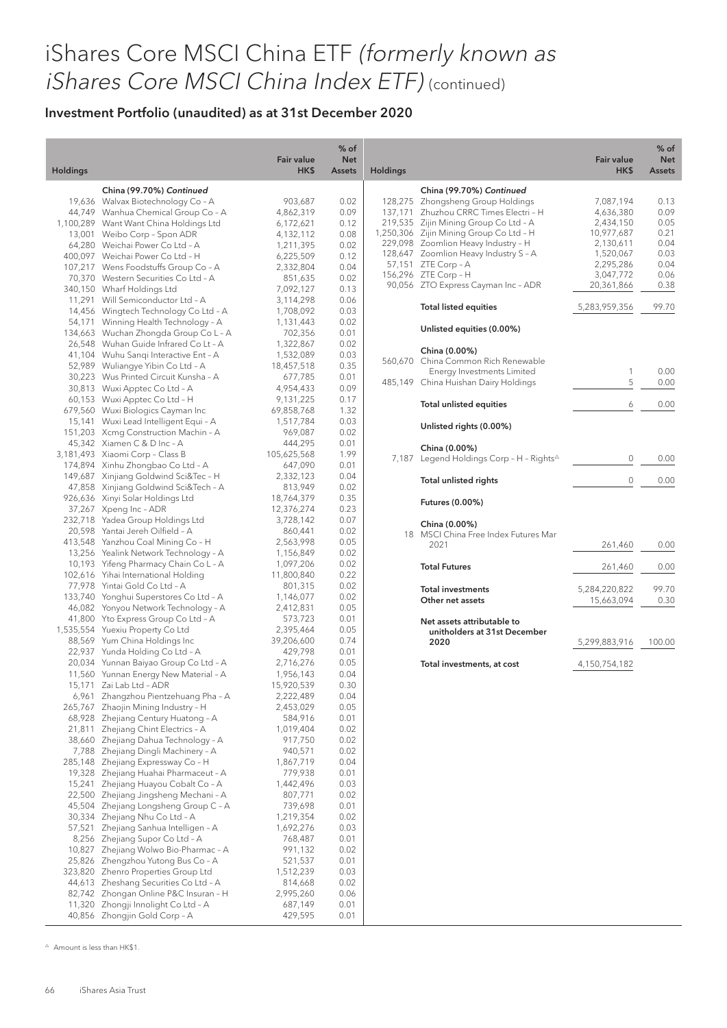# iShares Core MSCI China ETF *(formerly known as iShares Core MSCI China Index ETF)* (continued)

## Investment Portfolio (unaudited) as at 31st December 2020

| Holdings | | Fair value HK$ | % of Net Assets |
|---|---|---|---|
| | **China (99.70%) *Continued*** | | |
| 19,636 | Walvax Biotechnology Co – A | 903,687 | 0.02 |
| 44,749 | Wanhua Chemical Group Co – A | 4,862,319 | 0.09 |
| 1,100,289 | Want Want China Holdings Ltd | 6,172,621 | 0.12 |
| 13,001 | Weibo Corp – Spon ADR | 4,132,112 | 0.08 |
| 64,280 | Weichai Power Co Ltd – A | 1,211,395 | 0.02 |
| 400,097 | Weichai Power Co Ltd – H | 6,225,509 | 0.12 |
| 107,217 | Wens Foodstuffs Group Co – A | 2,332,804 | 0.04 |
| 70,370 | Western Securities Co Ltd – A | 851,635 | 0.02 |
| 340,150 | Wharf Holdings Ltd | 7,092,127 | 0.13 |
| 11,291 | Will Semiconductor Ltd – A | 3,114,298 | 0.06 |
| 14,456 | Wingtech Technology Co Ltd – A | 1,708,092 | 0.03 |
| 54,171 | Winning Health Technology – A | 1,131,443 | 0.02 |
| 134,663 | Wuchan Zhongda Group Co L – A | 702,356 | 0.01 |
| 26,548 | Wuhan Guide Infrared Co Lt – A | 1,322,867 | 0.02 |
| 41,104 | Wuhu Sanqi Interactive Ent – A | 1,532,089 | 0.03 |
| 52,989 | Wuliangye Yibin Co Ltd – A | 18,457,518 | 0.35 |
| 30,223 | Wus Printed Circuit Kunsha – A | 677,785 | 0.01 |
| 30,813 | Wuxi Apptec Co Ltd – A | 4,954,433 | 0.09 |
| 60,153 | Wuxi Apptec Co Ltd – H | 9,131,225 | 0.17 |
| 679,560 | Wuxi Biologics Cayman Inc | 69,858,768 | 1.32 |
| 15,141 | Wuxi Lead Intelligent Equi – A | 1,517,784 | 0.03 |
| 151,203 | Xcmg Construction Machin – A | 969,087 | 0.02 |
| 45,342 | Xiamen C & D Inc – A | 444,295 | 0.01 |
| 3,181,493 | Xiaomi Corp – Class B | 105,625,568 | 1.99 |
| 174,894 | Xinhu Zhongbao Co Ltd – A | 647,090 | 0.01 |
| 149,687 | Xinjiang Goldwind Sci&Tec – H | 2,332,123 | 0.04 |
| 47,858 | Xinjiang Goldwind Sci&Tech – A | 813,949 | 0.02 |
| 926,636 | Xinyi Solar Holdings Ltd | 18,764,379 | 0.35 |
| 37,267 | Xpeng Inc – ADR | 12,376,274 | 0.23 |
| 232,718 | Yadea Group Holdings Ltd | 3,728,142 | 0.07 |
| 20,598 | Yantai Jereh Oilfield – A | 860,441 | 0.02 |
| 413,548 | Yanzhou Coal Mining Co – H | 2,563,998 | 0.05 |
| 13,256 | Yealink Network Technology – A | 1,156,849 | 0.02 |
| 10,193 | Yifeng Pharmacy Chain Co L – A | 1,097,206 | 0.02 |
| 102,616 | Yihai International Holding | 11,800,840 | 0.22 |
| 77,978 | Yintai Gold Co Ltd – A | 801,315 | 0.02 |
| 133,740 | Yonghui Superstores Co Ltd – A | 1,146,077 | 0.02 |
| 46,082 | Yonyou Network Technology – A | 2,412,831 | 0.05 |
| 41,800 | Yto Express Group Co Ltd – A | 573,723 | 0.01 |
| 1,535,554 | Yuexiu Property Co Ltd | 2,395,464 | 0.05 |
| 88,569 | Yum China Holdings Inc | 39,206,600 | 0.74 |
| 22,937 | Yunda Holding Co Ltd – A | 429,798 | 0.01 |
| 20,034 | Yunnan Baiyao Group Co Ltd – A | 2,716,276 | 0.05 |
| 11,560 | Yunnan Energy New Material – A | 1,956,143 | 0.04 |
| 15,171 | Zai Lab Ltd – ADR | 15,920,539 | 0.30 |
| 6,961 | Zhangzhou Pientzehuang Pha – A | 2,222,489 | 0.04 |
| 265,767 | Zhaojin Mining Industry – H | 2,453,029 | 0.05 |
| 68,928 | Zhejiang Century Huatong – A | 584,916 | 0.01 |
| 21,811 | Zhejiang Chint Electrics – A | 1,019,404 | 0.02 |
| 38,660 | Zhejiang Dahua Technology – A | 917,750 | 0.02 |
| 7,788 | Zhejiang Dingli Machinery – A | 940,571 | 0.02 |
| 285,148 | Zhejiang Expressway Co – H | 1,867,719 | 0.04 |
| 19,328 | Zhejiang Huahai Pharmaceut – A | 779,938 | 0.01 |
| 15,241 | Zhejiang Huayou Cobalt Co – A | 1,442,496 | 0.03 |
| 22,500 | Zhejiang Jingsheng Mechani – A | 807,771 | 0.02 |
| 45,504 | Zhejiang Longsheng Group C – A | 739,698 | 0.01 |
| 30,334 | Zhejiang Nhu Co Ltd – A | 1,219,354 | 0.02 |
| 57,521 | Zhejiang Sanhua Intelligen – A | 1,692,276 | 0.03 |
| 8,256 | Zhejiang Supor Co Ltd – A | 768,487 | 0.01 |
| 10,827 | Zhejiang Wolwo Bio-Pharmac – A | 991,132 | 0.02 |
| 25,826 | Zhengzhou Yutong Bus Co – A | 521,537 | 0.01 |
| 323,820 | Zhenro Properties Group Ltd | 1,512,239 | 0.03 |
| 44,613 | Zheshang Securities Co Ltd – A | 814,668 | 0.02 |
| 82,742 | Zhongan Online P&C Insuran – H | 2,995,260 | 0.06 |
| 11,320 | Zhongji Innolight Co Ltd – A | 687,149 | 0.01 |
| 40,856 | Zhongjin Gold Corp – A | 429,595 | 0.01 |
| 128,275 | Zhongsheng Group Holdings | 7,087,194 | 0.13 |
| 137,171 | Zhuzhou CRRC Times Electri – H | 4,636,380 | 0.09 |
| 219,535 | Zijin Mining Group Co Ltd – A | 2,434,150 | 0.05 |
| 1,250,306 | Zijin Mining Group Co Ltd – H | 10,977,687 | 0.21 |
| 229,098 | Zoomlion Heavy Industry – H | 2,130,611 | 0.04 |
| 128,647 | Zoomlion Heavy Industry S – A | 1,520,067 | 0.03 |
| 57,151 | ZTE Corp – A | 2,295,286 | 0.04 |
| 156,296 | ZTE Corp – H | 3,047,772 | 0.06 |
| 90,056 | ZTO Express Cayman Inc – ADR | 20,361,866 | 0.38 |
| | **Total listed equities** | 5,283,959,356 | 99.70 |
| | **Unlisted equities (0.00%)** | | |
| | **China (0.00%)** | | |
| 560,670 | China Common Rich Renewable Energy Investments Limited | 1 | 0.00 |
| 485,149 | China Huishan Dairy Holdings | 5 | 0.00 |
| | **Total unlisted equities** | 6 | 0.00 |
| | **Unlisted rights (0.00%)** | | |
| | **China (0.00%)** | | |
| 7,187 | Legend Holdings Corp – H – Rights[△] | 0 | 0.00 |
| | **Total unlisted rights** | 0 | 0.00 |
| | **Futures (0.00%)** | | |
| | **China (0.00%)** | | |
| 18 | MSCI China Free Index Futures Mar 2021 | 261,460 | 0.00 |
| | **Total Futures** | 261,460 | 0.00 |
| | **Total investments** | 5,284,220,822 | 99.70 |
| | **Other net assets** | 15,663,094 | 0.30 |
| | **Net assets attributable to unitholders at 31st December 2020** | 5,299,883,916 | 100.00 |
| | **Total investments, at cost** | 4,150,754,182 | |

[△] Amount is less than HK$1.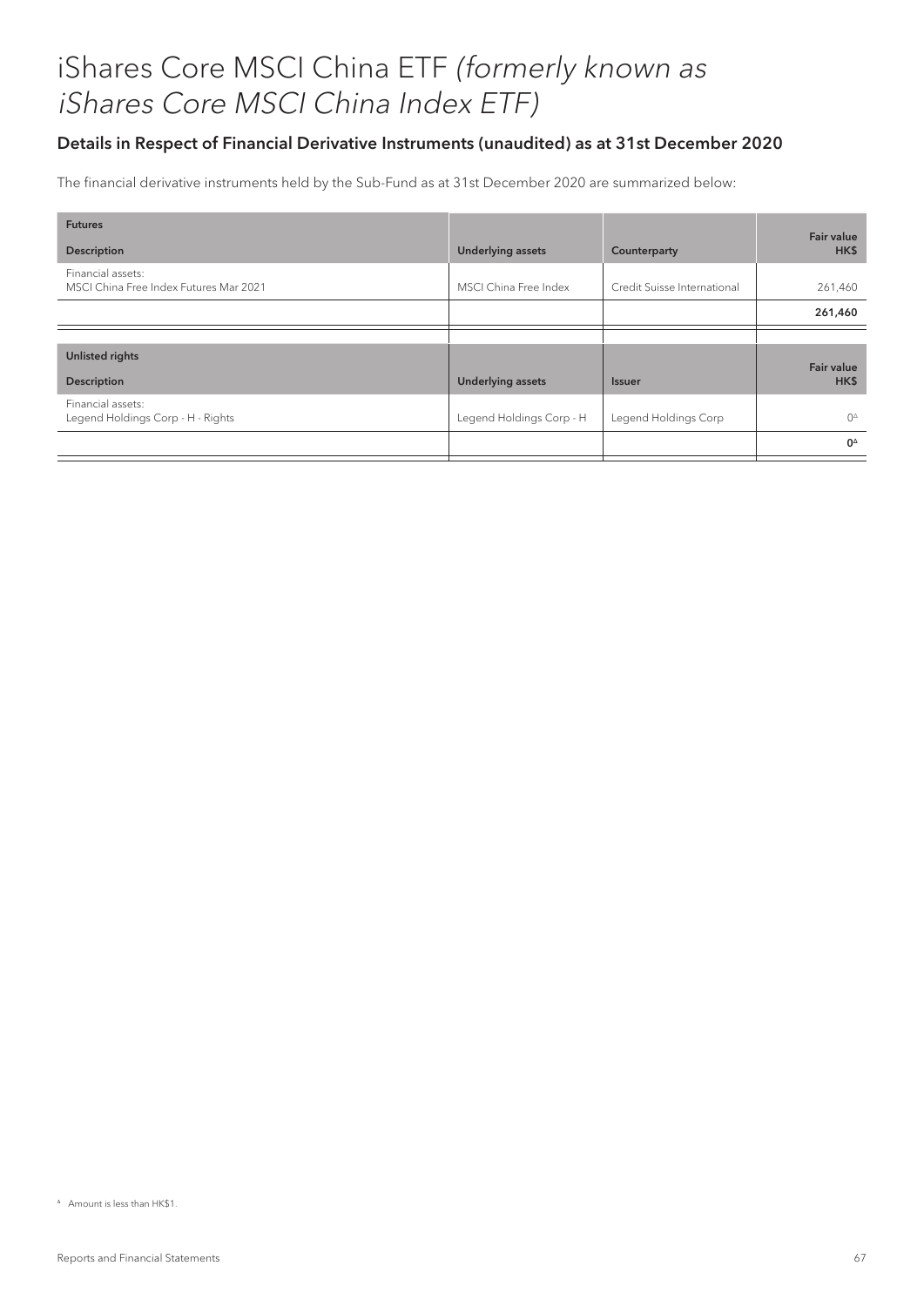# iShares Core MSCI China ETF *(formerly known as iShares Core MSCI China Index ETF)*

## Details in Respect of Financial Derivative Instruments (unaudited) as at 31st December 2020

The financial derivative instruments held by the Sub-Fund as at 31st December 2020 are summarized below:

| Futures<br>Description | Underlying assets | Counterparty | Fair value HK$ |
|---|---|---|---|
| Financial assets:<br>MSCI China Free Index Futures Mar 2021 | MSCI China Free Index | Credit Suisse International | 261,460 |
| | | | **261,460** |

| Unlisted rights<br>Description | Underlying assets | Issuer | Fair value HK$ |
|---|---|---|---|
| Financial assets:<br>Legend Holdings Corp - H - Rights | Legend Holdings Corp - H | Legend Holdings Corp | 0[Δ] |
| | | | **0[Δ]** |

[Δ] Amount is less than HK$1.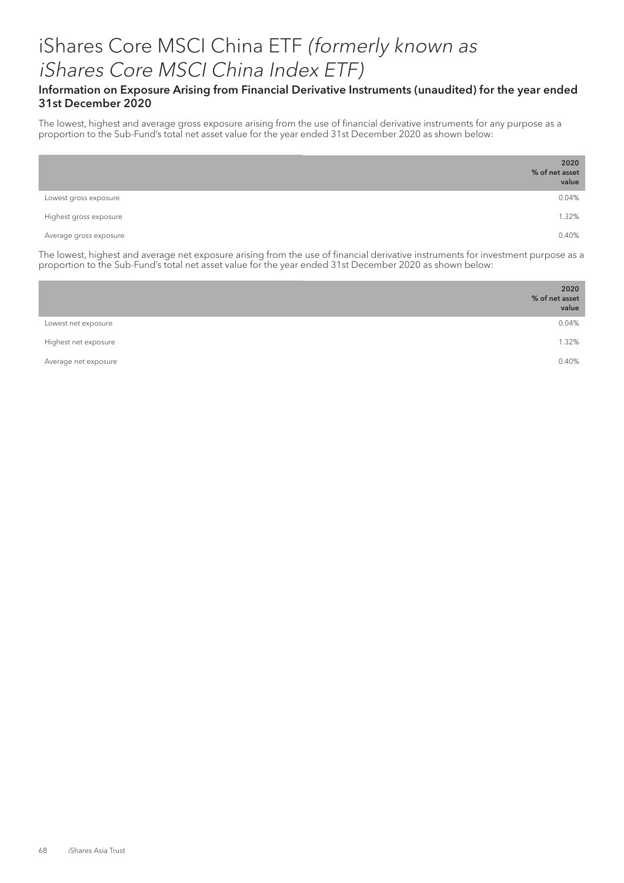# iShares Core MSCI China ETF *(formerly known as iShares Core MSCI China Index ETF)*

### Information on Exposure Arising from Financial Derivative Instruments (unaudited) for the year ended 31st December 2020

The lowest, highest and average gross exposure arising from the use of financial derivative instruments for any purpose as a proportion to the Sub-Fund's total net asset value for the year ended 31st December 2020 as shown below:

| | **2020 % of net asset value** |
|---|---|
| Lowest gross exposure | 0.04% |
| Highest gross exposure | 1.32% |
| Average gross exposure | 0.40% |

The lowest, highest and average net exposure arising from the use of financial derivative instruments for investment purpose as a proportion to the Sub-Fund's total net asset value for the year ended 31st December 2020 as shown below:

| | **2020 % of net asset value** |
|---|---|
| Lowest net exposure | 0.04% |
| Highest net exposure | 1.32% |
| Average net exposure | 0.40% |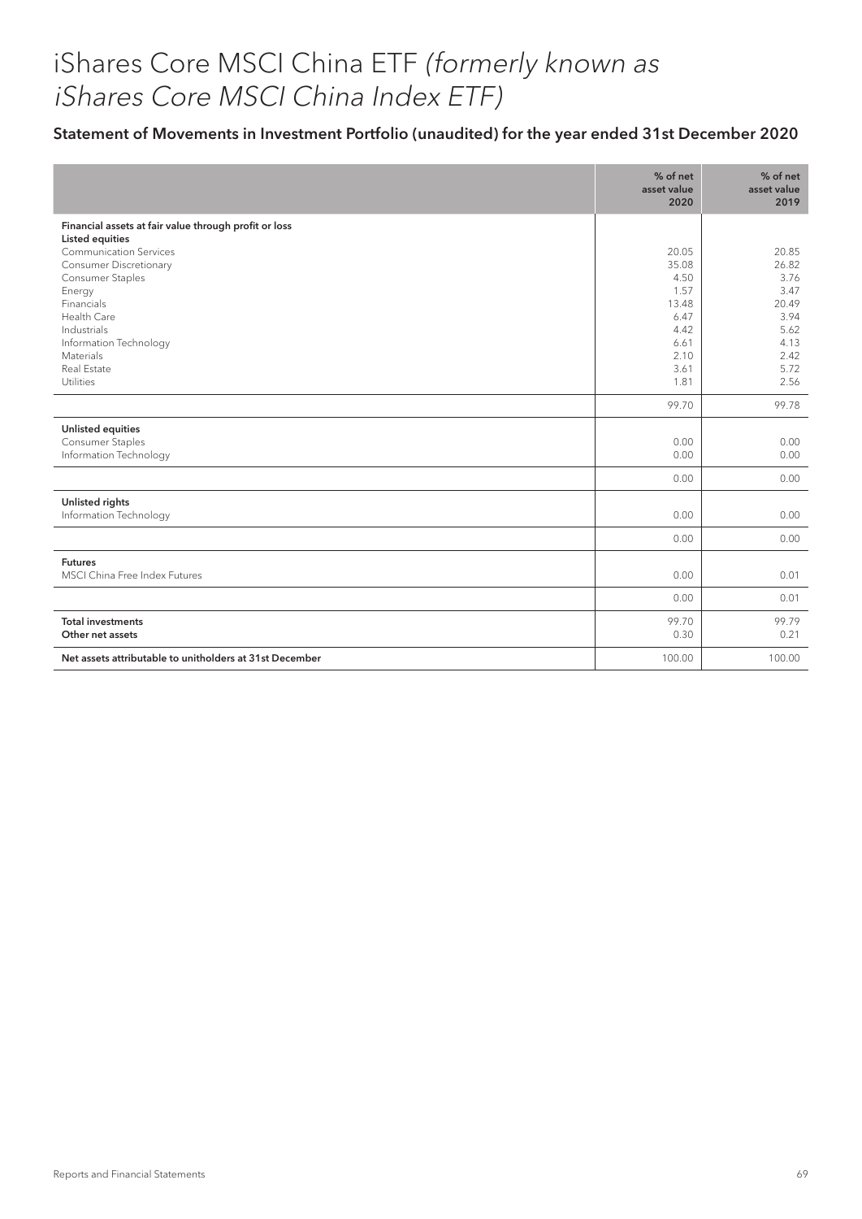# iShares Core MSCI China ETF *(formerly known as iShares Core MSCI China Index ETF)*

## Statement of Movements in Investment Portfolio (unaudited) for the year ended 31st December 2020

| | % of net asset value 2020 | % of net asset value 2019 |
|---|---|---|
| **Financial assets at fair value through profit or loss** | | |
| **Listed equities** | | |
| Communication Services | 20.05 | 20.85 |
| Consumer Discretionary | 35.08 | 26.82 |
| Consumer Staples | 4.50 | 3.76 |
| Energy | 1.57 | 3.47 |
| Financials | 13.48 | 20.49 |
| Health Care | 6.47 | 3.94 |
| Industrials | 4.42 | 5.62 |
| Information Technology | 6.61 | 4.13 |
| Materials | 2.10 | 2.42 |
| Real Estate | 3.61 | 5.72 |
| Utilities | 1.81 | 2.56 |
| | 99.70 | 99.78 |
| **Unlisted equities** | | |
| Consumer Staples | 0.00 | 0.00 |
| Information Technology | 0.00 | 0.00 |
| | 0.00 | 0.00 |
| **Unlisted rights** | | |
| Information Technology | 0.00 | 0.00 |
| | 0.00 | 0.00 |
| **Futures** | | |
| MSCI China Free Index Futures | 0.00 | 0.01 |
| | 0.00 | 0.01 |
| **Total investments** | 99.70 | 99.79 |
| **Other net assets** | 0.30 | 0.21 |
| **Net assets attributable to unitholders at 31st December** | 100.00 | 100.00 |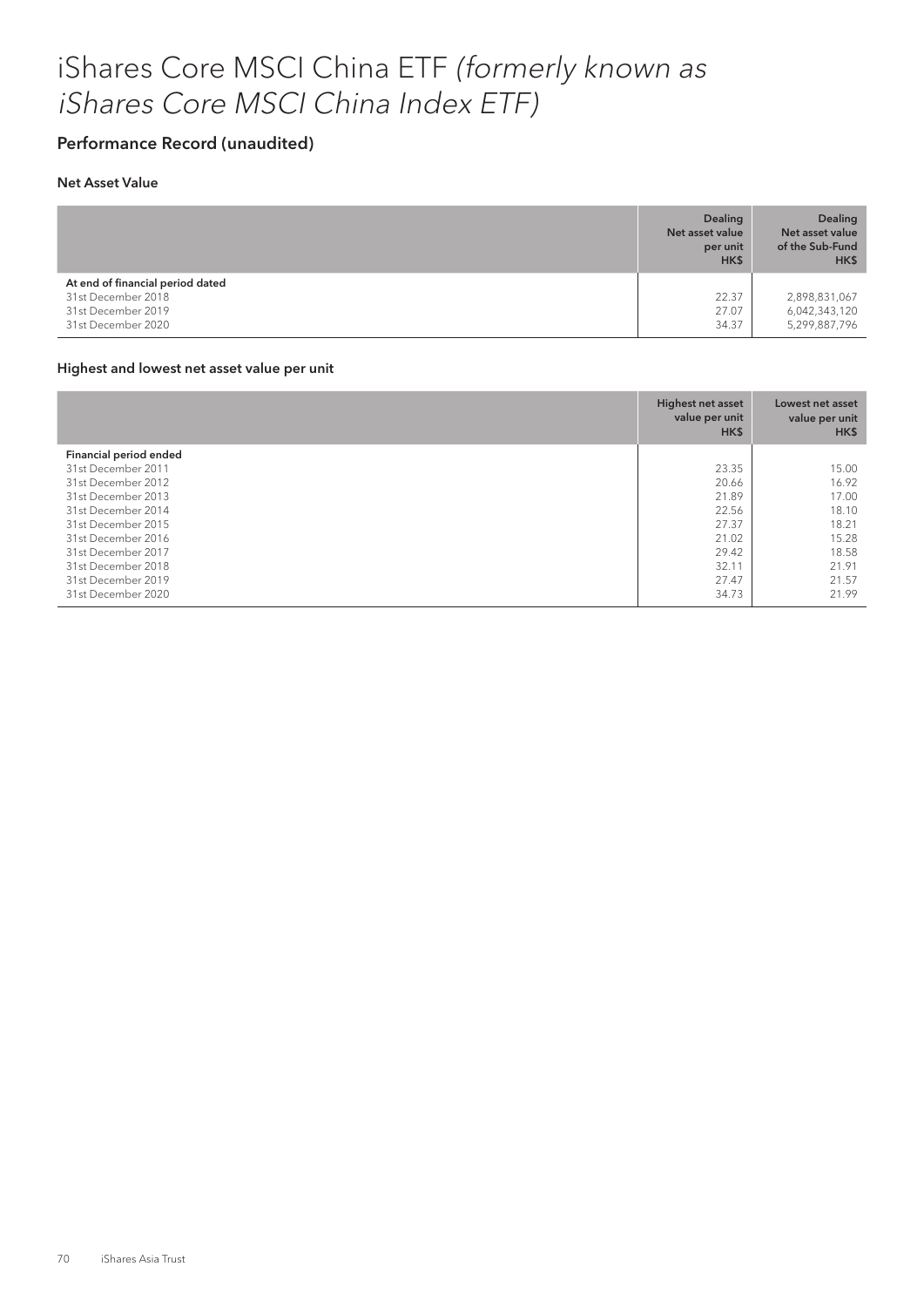# iShares Core MSCI China ETF *(formerly known as iShares Core MSCI China Index ETF)*

## Performance Record (unaudited)

### Net Asset Value

| | Dealing Net asset value per unit HK$ | Dealing Net asset value of the Sub-Fund HK$ |
|---|---|---|
| **At end of financial period dated** | | |
| 31st December 2018 | 22.37 | 2,898,831,067 |
| 31st December 2019 | 27.07 | 6,042,343,120 |
| 31st December 2020 | 34.37 | 5,299,887,796 |

### Highest and lowest net asset value per unit

| | Highest net asset value per unit HK$ | Lowest net asset value per unit HK$ |
|---|---|---|
| **Financial period ended** | | |
| 31st December 2011 | 23.35 | 15.00 |
| 31st December 2012 | 20.66 | 16.92 |
| 31st December 2013 | 21.89 | 17.00 |
| 31st December 2014 | 22.56 | 18.10 |
| 31st December 2015 | 27.37 | 18.21 |
| 31st December 2016 | 21.02 | 15.28 |
| 31st December 2017 | 29.42 | 18.58 |
| 31st December 2018 | 32.11 | 21.91 |
| 31st December 2019 | 27.47 | 21.57 |
| 31st December 2020 | 34.73 | 21.99 |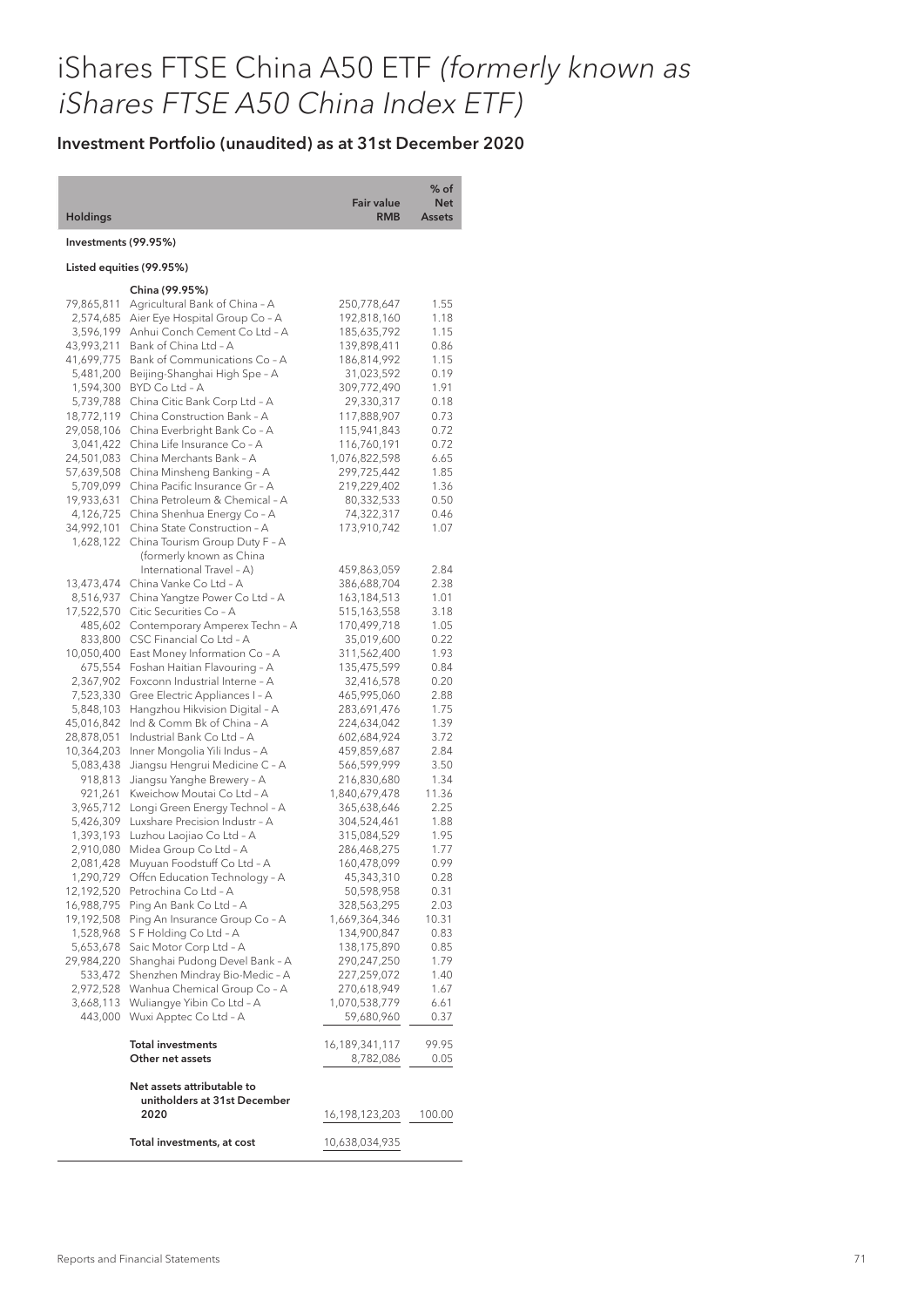# iShares FTSE China A50 ETF *(formerly known as iShares FTSE A50 China Index ETF)*

## Investment Portfolio (unaudited) as at 31st December 2020

| Holdings | | Fair value RMB | % of Net Assets |
|---|---|---|---|
| **Investments (99.95%)** | | | |
| **Listed equities (99.95%)** | | | |
| | **China (99.95%)** | | |
| 79,865,811 | Agricultural Bank of China – A | 250,778,647 | 1.55 |
| 2,574,685 | Aier Eye Hospital Group Co – A | 192,818,160 | 1.18 |
| 3,596,199 | Anhui Conch Cement Co Ltd – A | 185,635,792 | 1.15 |
| 43,993,211 | Bank of China Ltd – A | 139,898,411 | 0.86 |
| 41,699,775 | Bank of Communications Co – A | 186,814,992 | 1.15 |
| 5,481,200 | Beijing-Shanghai High Spe – A | 31,023,592 | 0.19 |
| 1,594,300 | BYD Co Ltd – A | 309,772,490 | 1.91 |
| 5,739,788 | China Citic Bank Corp Ltd – A | 29,330,317 | 0.18 |
| 18,772,119 | China Construction Bank – A | 117,888,907 | 0.73 |
| 29,058,106 | China Everbright Bank Co – A | 115,941,843 | 0.72 |
| 3,041,422 | China Life Insurance Co – A | 116,760,191 | 0.72 |
| 24,501,083 | China Merchants Bank – A | 1,076,822,598 | 6.65 |
| 57,639,508 | China Minsheng Banking – A | 299,725,442 | 1.85 |
| 5,709,099 | China Pacific Insurance Gr – A | 219,229,402 | 1.36 |
| 19,933,631 | China Petroleum & Chemical – A | 80,332,533 | 0.50 |
| 4,126,725 | China Shenhua Energy Co – A | 74,322,317 | 0.46 |
| 34,992,101 | China State Construction – A | 173,910,742 | 1.07 |
| 1,628,122 | China Tourism Group Duty F – A (formerly known as China International Travel – A) | 459,863,059 | 2.84 |
| 13,473,474 | China Vanke Co Ltd – A | 386,688,704 | 2.38 |
| 8,516,937 | China Yangtze Power Co Ltd – A | 163,184,513 | 1.01 |
| 17,522,570 | Citic Securities Co – A | 515,163,558 | 3.18 |
| 485,602 | Contemporary Amperex Techn – A | 170,499,718 | 1.05 |
| 833,800 | CSC Financial Co Ltd – A | 35,019,600 | 0.22 |
| 10,050,400 | East Money Information Co – A | 311,562,400 | 1.93 |
| 675,554 | Foshan Haitian Flavouring – A | 135,475,599 | 0.84 |
| 2,367,902 | Foxconn Industrial Interne – A | 32,416,578 | 0.20 |
| 7,523,330 | Gree Electric Appliances I – A | 465,995,060 | 2.88 |
| 5,848,103 | Hangzhou Hikvision Digital – A | 283,691,476 | 1.75 |
| 45,016,842 | Ind & Comm Bk of China – A | 224,634,042 | 1.39 |
| 28,878,051 | Industrial Bank Co Ltd – A | 602,684,924 | 3.72 |
| 10,364,203 | Inner Mongolia Yili Indus – A | 459,859,687 | 2.84 |
| 5,083,438 | Jiangsu Hengrui Medicine C – A | 566,599,999 | 3.50 |
| 918,813 | Jiangsu Yanghe Brewery – A | 216,830,680 | 1.34 |
| 921,261 | Kweichow Moutai Co Ltd – A | 1,840,679,478 | 11.36 |
| 3,965,712 | Longi Green Energy Technol – A | 365,638,646 | 2.25 |
| 5,426,309 | Luxshare Precision Industr – A | 304,524,461 | 1.88 |
| 1,393,193 | Luzhou Laojiao Co Ltd – A | 315,084,529 | 1.95 |
| 2,910,080 | Midea Group Co Ltd – A | 286,468,275 | 1.77 |
| 2,081,428 | Muyuan Foodstuff Co Ltd – A | 160,478,099 | 0.99 |
| 1,290,729 | Offcn Education Technology – A | 45,343,310 | 0.28 |
| 12,192,520 | Petrochina Co Ltd – A | 50,598,958 | 0.31 |
| 16,988,795 | Ping An Bank Co Ltd – A | 328,563,295 | 2.03 |
| 19,192,508 | Ping An Insurance Group Co – A | 1,669,364,346 | 10.31 |
| 1,528,968 | S F Holding Co Ltd – A | 134,900,847 | 0.83 |
| 5,653,678 | Saic Motor Corp Ltd – A | 138,175,890 | 0.85 |
| 29,984,220 | Shanghai Pudong Devel Bank – A | 290,247,250 | 1.79 |
| 533,472 | Shenzhen Mindray Bio-Medic – A | 227,259,072 | 1.40 |
| 2,972,528 | Wanhua Chemical Group Co – A | 270,618,949 | 1.67 |
| 3,668,113 | Wuliangye Yibin Co Ltd – A | 1,070,538,779 | 6.61 |
| 443,000 | Wuxi Apptec Co Ltd – A | 59,680,960 | 0.37 |
| | **Total investments** | 16,189,341,117 | 99.95 |
| | **Other net assets** | 8,782,086 | 0.05 |
| | **Net assets attributable to unitholders at 31st December 2020** | 16,198,123,203 | 100.00 |
| | **Total investments, at cost** | 10,638,034,935 | |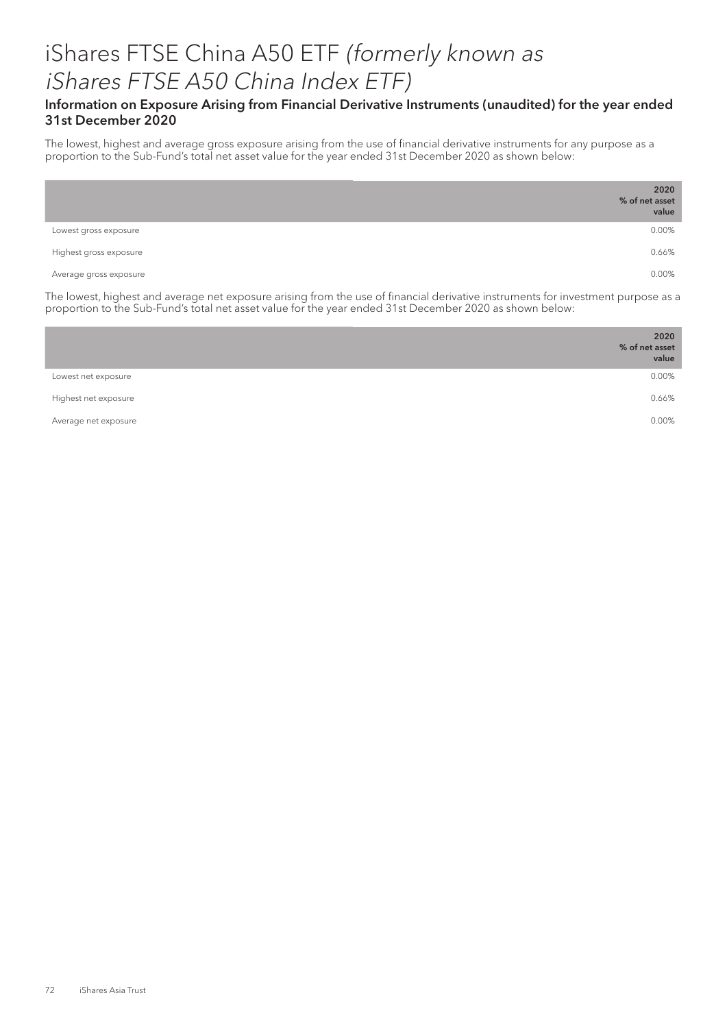# iShares FTSE China A50 ETF *(formerly known as iShares FTSE A50 China Index ETF)*

## Information on Exposure Arising from Financial Derivative Instruments (unaudited) for the year ended 31st December 2020

The lowest, highest and average gross exposure arising from the use of financial derivative instruments for any purpose as a proportion to the Sub-Fund's total net asset value for the year ended 31st December 2020 as shown below:

| | **2020 % of net asset value** |
|---|---|
| Lowest gross exposure | 0.00% |
| Highest gross exposure | 0.66% |
| Average gross exposure | 0.00% |

The lowest, highest and average net exposure arising from the use of financial derivative instruments for investment purpose as a proportion to the Sub-Fund's total net asset value for the year ended 31st December 2020 as shown below:

| | **2020 % of net asset value** |
|---|---|
| Lowest net exposure | 0.00% |
| Highest net exposure | 0.66% |
| Average net exposure | 0.00% |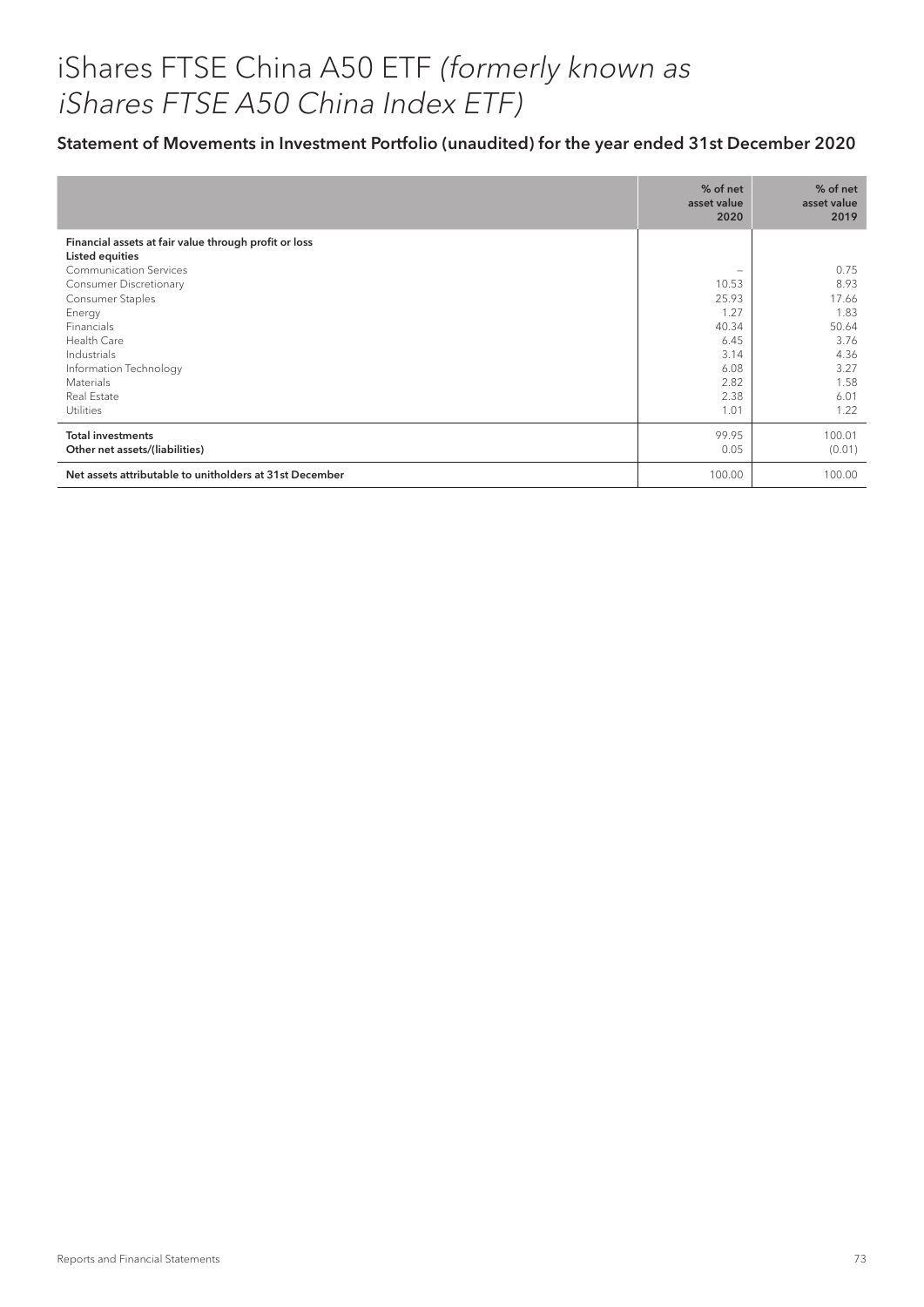# iShares FTSE China A50 ETF *(formerly known as iShares FTSE A50 China Index ETF)*

## Statement of Movements in Investment Portfolio (unaudited) for the year ended 31st December 2020

| | % of net asset value 2020 | % of net asset value 2019 |
|---|---|---|
| **Financial assets at fair value through profit or loss** | | |
| **Listed equities** | | |
| Communication Services | – | 0.75 |
| Consumer Discretionary | 10.53 | 8.93 |
| Consumer Staples | 25.93 | 17.66 |
| Energy | 1.27 | 1.83 |
| Financials | 40.34 | 50.64 |
| Health Care | 6.45 | 3.76 |
| Industrials | 3.14 | 4.36 |
| Information Technology | 6.08 | 3.27 |
| Materials | 2.82 | 1.58 |
| Real Estate | 2.38 | 6.01 |
| Utilities | 1.01 | 1.22 |
| **Total investments** | 99.95 | 100.01 |
| **Other net assets/(liabilities)** | 0.05 | (0.01) |
| **Net assets attributable to unitholders at 31st December** | 100.00 | 100.00 |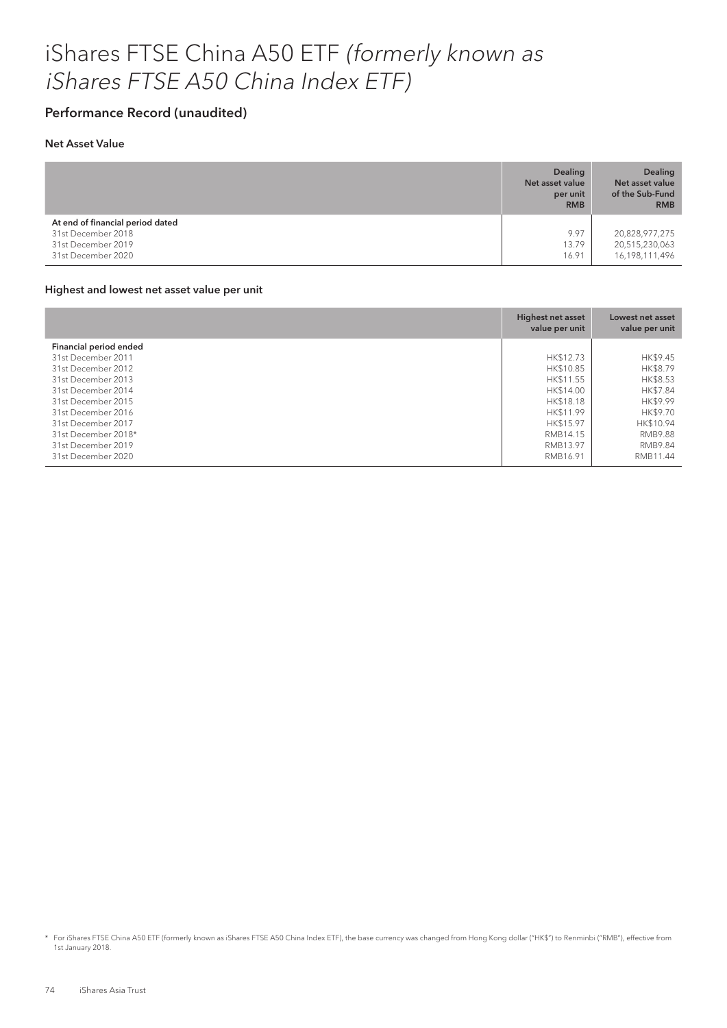# iShares FTSE China A50 ETF *(formerly known as iShares FTSE A50 China Index ETF)*

## Performance Record (unaudited)

### Net Asset Value

| | Dealing Net asset value per unit RMB | Dealing Net asset value of the Sub-Fund RMB |
|---|---|---|
| **At end of financial period dated** | | |
| 31st December 2018 | 9.97 | 20,828,977,275 |
| 31st December 2019 | 13.79 | 20,515,230,063 |
| 31st December 2020 | 16.91 | 16,198,111,496 |

### Highest and lowest net asset value per unit

| | Highest net asset value per unit | Lowest net asset value per unit |
|---|---|---|
| **Financial period ended** | | |
| 31st December 2011 | HK$12.73 | HK$9.45 |
| 31st December 2012 | HK$10.85 | HK$8.79 |
| 31st December 2013 | HK$11.55 | HK$8.53 |
| 31st December 2014 | HK$14.00 | HK$7.84 |
| 31st December 2015 | HK$18.18 | HK$9.99 |
| 31st December 2016 | HK$11.99 | HK$9.70 |
| 31st December 2017 | HK$15.97 | HK$10.94 |
| 31st December 2018* | RMB14.15 | RMB9.88 |
| 31st December 2019 | RMB13.97 | RMB9.84 |
| 31st December 2020 | RMB16.91 | RMB11.44 |

\* For iShares FTSE China A50 ETF (formerly known as iShares FTSE A50 China Index ETF), the base currency was changed from Hong Kong dollar ("HK$") to Renminbi ("RMB"), effective from 1st January 2018.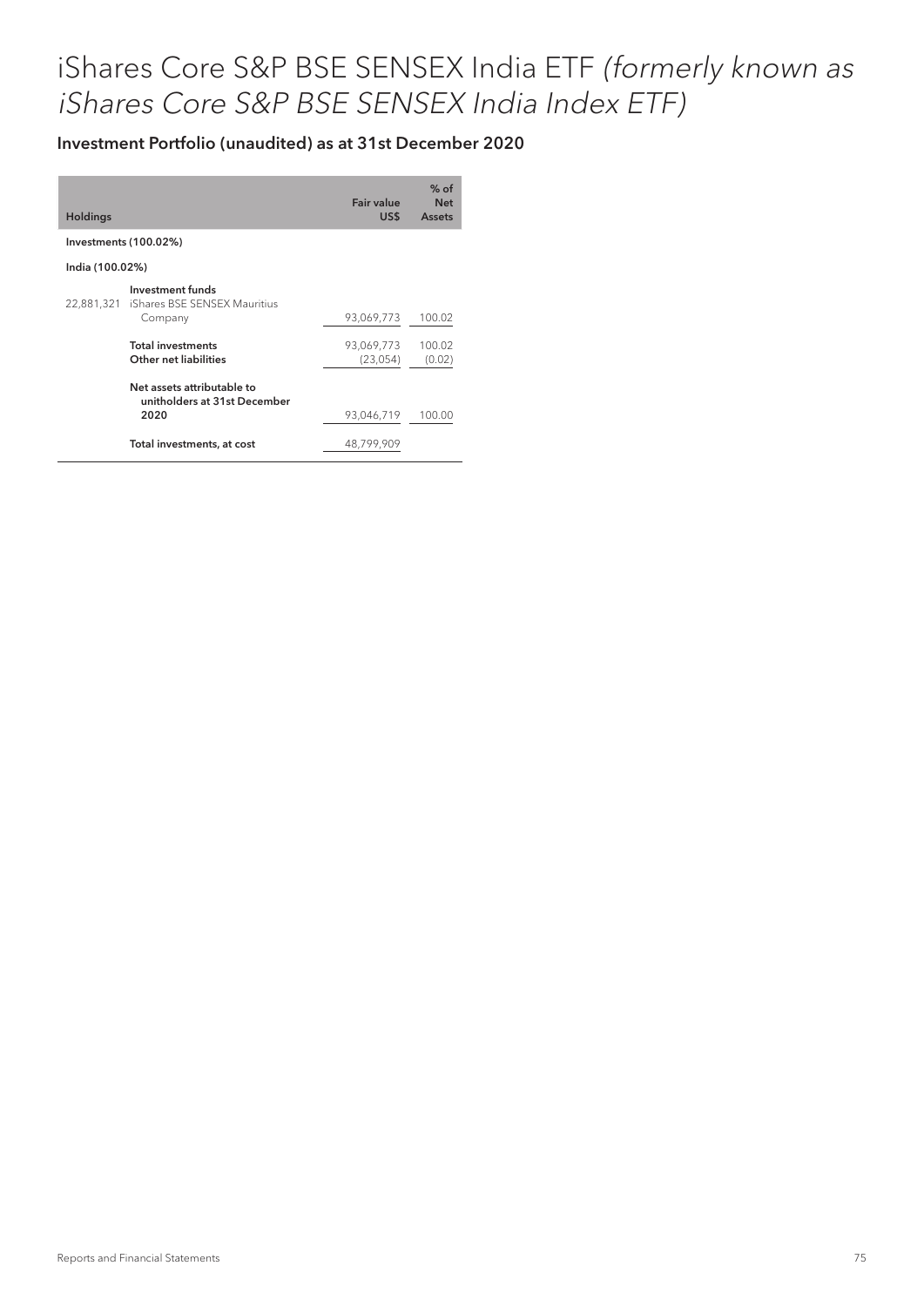# iShares Core S&P BSE SENSEX India ETF *(formerly known as iShares Core S&P BSE SENSEX India Index ETF)*

## Investment Portfolio (unaudited) as at 31st December 2020

| Holdings | | Fair value US$ | % of Net Assets |
|---|---|---|---|
| **Investments (100.02%)** | | | |
| **India (100.02%)** | | | |
| | **Investment funds** | | |
| 22,881,321 | iShares BSE SENSEX Mauritius Company | 93,069,773 | 100.02 |
| | **Total investments** | 93,069,773 | 100.02 |
| | **Other net liabilities** | (23,054) | (0.02) |
| | **Net assets attributable to unitholders at 31st December 2020** | 93,046,719 | 100.00 |
| | **Total investments, at cost** | 48,799,909 | |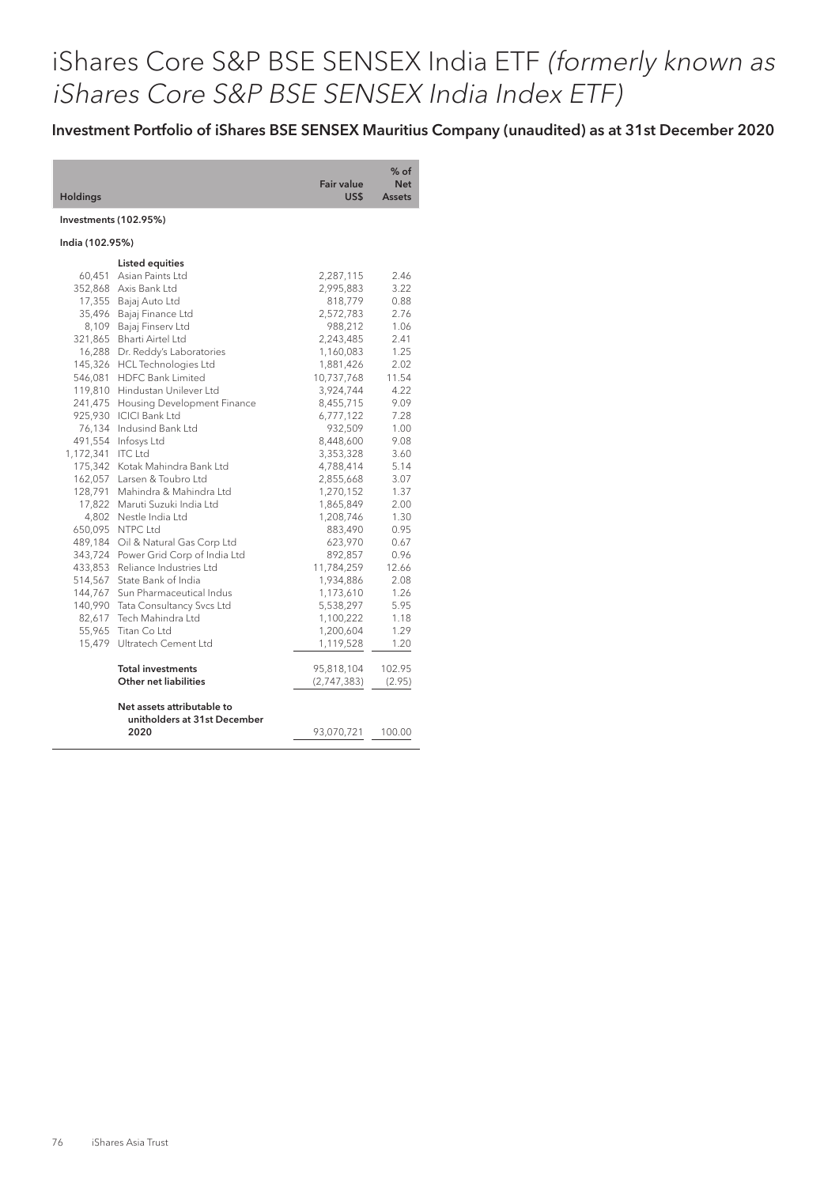# iShares Core S&P BSE SENSEX India ETF *(formerly known as iShares Core S&P BSE SENSEX India Index ETF)*

## Investment Portfolio of iShares BSE SENSEX Mauritius Company (unaudited) as at 31st December 2020

| Holdings | | Fair value US$ | % of Net Assets |
|---|---|---|---|
| **Investments (102.95%)** | | | |
| **India (102.95%)** | | | |
| | **Listed equities** | | |
| 60,451 | Asian Paints Ltd | 2,287,115 | 2.46 |
| 352,868 | Axis Bank Ltd | 2,995,883 | 3.22 |
| 17,355 | Bajaj Auto Ltd | 818,779 | 0.88 |
| 35,496 | Bajaj Finance Ltd | 2,572,783 | 2.76 |
| 8,109 | Bajaj Finserv Ltd | 988,212 | 1.06 |
| 321,865 | Bharti Airtel Ltd | 2,243,485 | 2.41 |
| 16,288 | Dr. Reddy's Laboratories | 1,160,083 | 1.25 |
| 145,326 | HCL Technologies Ltd | 1,881,426 | 2.02 |
| 546,081 | HDFC Bank Limited | 10,737,768 | 11.54 |
| 119,810 | Hindustan Unilever Ltd | 3,924,744 | 4.22 |
| 241,475 | Housing Development Finance | 8,455,715 | 9.09 |
| 925,930 | ICICI Bank Ltd | 6,777,122 | 7.28 |
| 76,134 | Indusind Bank Ltd | 932,509 | 1.00 |
| 491,554 | Infosys Ltd | 8,448,600 | 9.08 |
| 1,172,341 | ITC Ltd | 3,353,328 | 3.60 |
| 175,342 | Kotak Mahindra Bank Ltd | 4,788,414 | 5.14 |
| 162,057 | Larsen & Toubro Ltd | 2,855,668 | 3.07 |
| 128,791 | Mahindra & Mahindra Ltd | 1,270,152 | 1.37 |
| 17,822 | Maruti Suzuki India Ltd | 1,865,849 | 2.00 |
| 4,802 | Nestle India Ltd | 1,208,746 | 1.30 |
| 650,095 | NTPC Ltd | 883,490 | 0.95 |
| 489,184 | Oil & Natural Gas Corp Ltd | 623,970 | 0.67 |
| 343,724 | Power Grid Corp of India Ltd | 892,857 | 0.96 |
| 433,853 | Reliance Industries Ltd | 11,784,259 | 12.66 |
| 514,567 | State Bank of India | 1,934,886 | 2.08 |
| 144,767 | Sun Pharmaceutical Indus | 1,173,610 | 1.26 |
| 140,990 | Tata Consultancy Svcs Ltd | 5,538,297 | 5.95 |
| 82,617 | Tech Mahindra Ltd | 1,100,222 | 1.18 |
| 55,965 | Titan Co Ltd | 1,200,604 | 1.29 |
| 15,479 | Ultratech Cement Ltd | 1,119,528 | 1.20 |
| | **Total investments** | 95,818,104 | 102.95 |
| | **Other net liabilities** | (2,747,383) | (2.95) |
| | **Net assets attributable to unitholders at 31st December 2020** | 93,070,721 | 100.00 |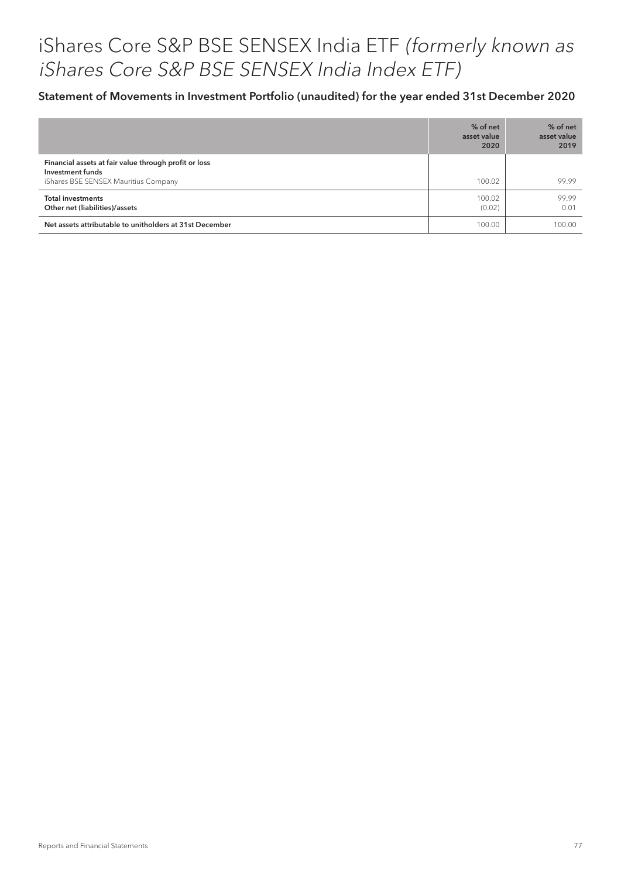# iShares Core S&P BSE SENSEX India ETF *(formerly known as iShares Core S&P BSE SENSEX India Index ETF)*

## Statement of Movements in Investment Portfolio (unaudited) for the year ended 31st December 2020

| | % of net asset value 2020 | % of net asset value 2019 |
|---|---|---|
| **Financial assets at fair value through profit or loss** | | |
| **Investment funds** | | |
| iShares BSE SENSEX Mauritius Company | 100.02 | 99.99 |
| **Total investments** | 100.02 | 99.99 |
| **Other net (liabilities)/assets** | (0.02) | 0.01 |
| **Net assets attributable to unitholders at 31st December** | 100.00 | 100.00 |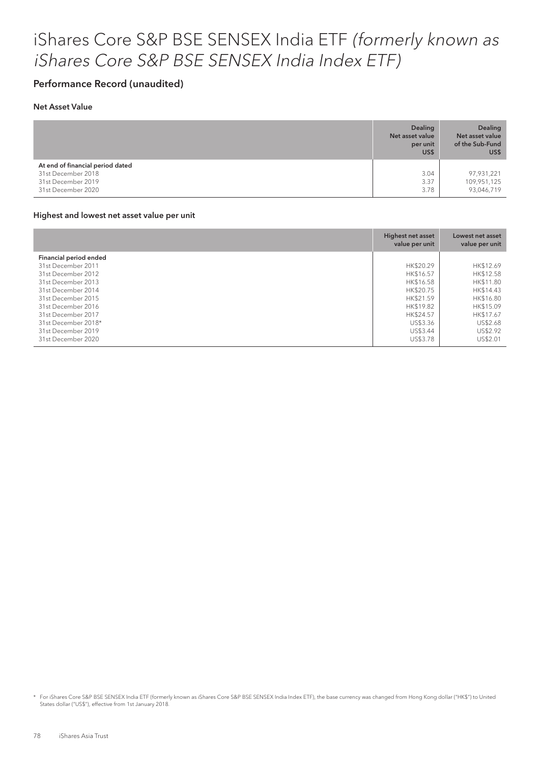# iShares Core S&P BSE SENSEX India ETF *(formerly known as iShares Core S&P BSE SENSEX India Index ETF)*

## Performance Record (unaudited)

### Net Asset Value

| | Dealing Net asset value per unit US$ | Dealing Net asset value of the Sub-Fund US$ |
|---|---|---|
| **At end of financial period dated** | | |
| 31st December 2018 | 3.04 | 97,931,221 |
| 31st December 2019 | 3.37 | 109,951,125 |
| 31st December 2020 | 3.78 | 93,046,719 |

### Highest and lowest net asset value per unit

| | Highest net asset value per unit | Lowest net asset value per unit |
|---|---|---|
| **Financial period ended** | | |
| 31st December 2011 | HK$20.29 | HK$12.69 |
| 31st December 2012 | HK$16.57 | HK$12.58 |
| 31st December 2013 | HK$16.58 | HK$11.80 |
| 31st December 2014 | HK$20.75 | HK$14.43 |
| 31st December 2015 | HK$21.59 | HK$16.80 |
| 31st December 2016 | HK$19.82 | HK$15.09 |
| 31st December 2017 | HK$24.57 | HK$17.67 |
| 31st December 2018* | US$3.36 | US$2.68 |
| 31st December 2019 | US$3.44 | US$2.92 |
| 31st December 2020 | US$3.78 | US$2.01 |

\* For iShares Core S&P BSE SENSEX India ETF (formerly known as iShares Core S&P BSE SENSEX India Index ETF), the base currency was changed from Hong Kong dollar ("HK$") to United States dollar ("US$"), effective from 1st January 2018.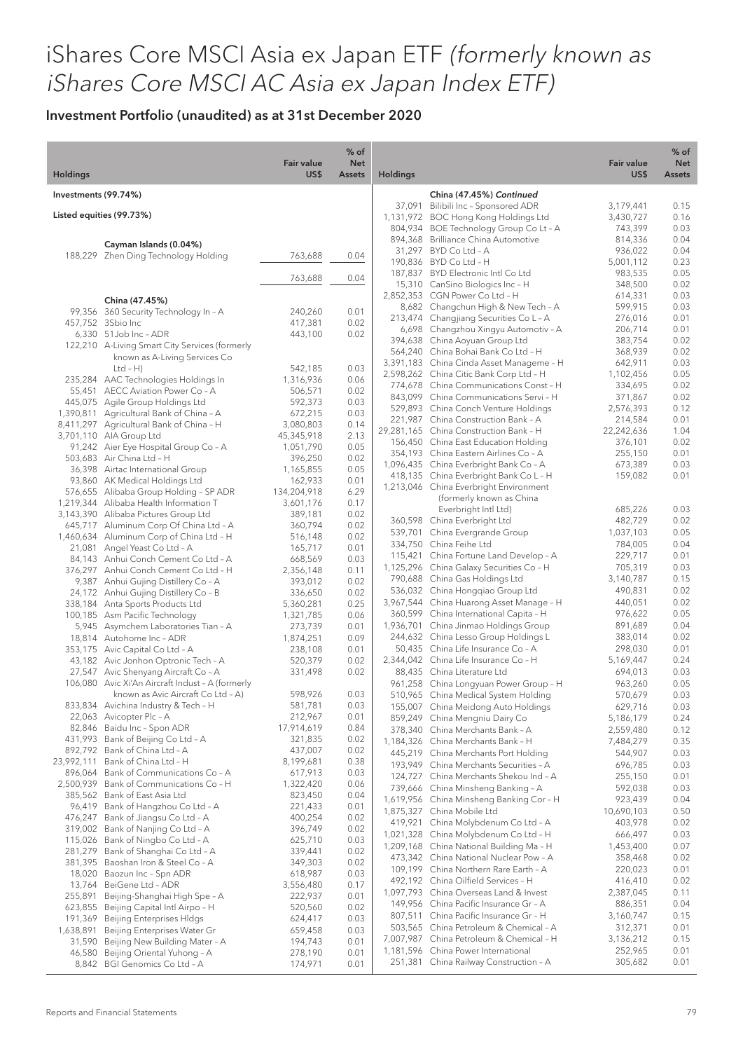# iShares Core MSCI Asia ex Japan ETF *(formerly known as iShares Core MSCI AC Asia ex Japan Index ETF)*

## Investment Portfolio (unaudited) as at 31st December 2020

| Holdings | | Fair value US$ | % of Net Assets |
|---|---|---|---|
| **Investments (99.74%)** | | | |
| **Listed equities (99.73%)** | | | |
| | **Cayman Islands (0.04%)** | | |
| 188,229 | Zhen Ding Technology Holding | 763,688 | 0.04 |
| | | 763,688 | 0.04 |
| | **China (47.45%)** | | |
| 99,356 | 360 Security Technology In – A | 240,260 | 0.01 |
| 457,752 | 3Sbio Inc | 417,381 | 0.02 |
| 6,330 | 51Job Inc – ADR | 443,100 | 0.02 |
| 122,210 | A-Living Smart City Services (formerly known as A-Living Services Co Ltd – H) | 542,185 | 0.03 |
| 235,284 | AAC Technologies Holdings In | 1,316,936 | 0.06 |
| 55,451 | AECC Aviation Power Co – A | 506,571 | 0.02 |
| 445,075 | Agile Group Holdings Ltd | 592,373 | 0.03 |
| 1,390,811 | Agricultural Bank of China – A | 672,215 | 0.03 |
| 8,411,297 | Agricultural Bank of China – H | 3,080,803 | 0.14 |
| 3,701,110 | AIA Group Ltd | 45,345,918 | 2.13 |
| 91,242 | Aier Eye Hospital Group Co – A | 1,051,790 | 0.05 |
| 503,683 | Air China Ltd – H | 396,250 | 0.02 |
| 36,398 | Airtac International Group | 1,165,855 | 0.05 |
| 93,860 | AK Medical Holdings Ltd | 162,933 | 0.01 |
| 576,655 | Alibaba Group Holding – SP ADR | 134,204,918 | 6.29 |
| 1,219,344 | Alibaba Health Information T | 3,601,176 | 0.17 |
| 3,143,390 | Alibaba Pictures Group Ltd | 389,181 | 0.02 |
| 645,717 | Aluminum Corp Of China Ltd – A | 360,794 | 0.02 |
| 1,460,634 | Aluminum Corp of China Ltd – H | 516,148 | 0.02 |
| 21,081 | Angel Yeast Co Ltd – A | 165,717 | 0.01 |
| 84,143 | Anhui Conch Cement Co Ltd – A | 668,569 | 0.03 |
| 376,297 | Anhui Conch Cement Co Ltd – H | 2,356,148 | 0.11 |
| 9,387 | Anhui Gujing Distillery Co – A | 393,012 | 0.02 |
| 24,172 | Anhui Gujing Distillery Co – B | 336,650 | 0.02 |
| 338,184 | Anta Sports Products Ltd | 5,360,281 | 0.25 |
| 100,185 | Asm Pacific Technology | 1,321,785 | 0.06 |
| 5,945 | Asymchem Laboratories Tian – A | 273,739 | 0.01 |
| 18,814 | Autohome Inc – ADR | 1,874,251 | 0.09 |
| 353,175 | Avic Capital Co Ltd – A | 238,108 | 0.01 |
| 43,182 | Avic Jonhon Optronic Tech – A | 520,379 | 0.02 |
| 27,547 | Avic Shenyang Aircraft Co – A | 331,498 | 0.02 |
| 106,080 | Avic Xi'An Aircraft Indust – A (formerly known as Avic Aircraft Co Ltd – A) | 598,926 | 0.03 |
| 833,834 | Avichina Industry & Tech – H | 581,781 | 0.03 |
| 22,063 | Avicopter Plc – A | 212,967 | 0.01 |
| 82,846 | Baidu Inc – Spon ADR | 17,914,619 | 0.84 |
| 431,993 | Bank of Beijing Co Ltd – A | 321,835 | 0.02 |
| 892,792 | Bank of China Ltd – A | 437,007 | 0.02 |
| 23,992,111 | Bank of China Ltd – H | 8,199,681 | 0.38 |
| 896,064 | Bank of Communications Co – A | 617,913 | 0.03 |
| 2,500,939 | Bank of Communications Co – H | 1,322,420 | 0.06 |
| 385,562 | Bank of East Asia Ltd | 823,450 | 0.04 |
| 96,419 | Bank of Hangzhou Co Ltd – A | 221,433 | 0.01 |
| 476,247 | Bank of Jiangsu Co Ltd – A | 400,254 | 0.02 |
| 319,002 | Bank of Nanjing Co Ltd – A | 396,749 | 0.02 |
| 115,026 | Bank of Ningbo Co Ltd – A | 625,710 | 0.03 |
| 281,279 | Bank of Shanghai Co Ltd – A | 339,441 | 0.02 |
| 381,395 | Baoshan Iron & Steel Co – A | 349,303 | 0.02 |
| 18,020 | Baozun Inc – Spn ADR | 618,987 | 0.03 |
| 13,764 | BeiGene Ltd – ADR | 3,556,480 | 0.17 |
| 255,891 | Beijing-Shanghai High Spe – A | 222,937 | 0.01 |
| 623,855 | Beijing Capital Intl Airpo – H | 520,560 | 0.02 |
| 191,369 | Beijing Enterprises Hldgs | 624,417 | 0.03 |
| 1,638,891 | Beijing Enterprises Water Gr | 659,458 | 0.03 |
| 31,590 | Beijing New Building Mater – A | 194,743 | 0.01 |
| 46,580 | Beijing Oriental Yuhong – A | 278,190 | 0.01 |
| 8,842 | BGI Genomics Co Ltd – A | 174,971 | 0.01 |
| | **China (47.45%) *Continued*** | | |
| 37,091 | Bilibili Inc – Sponsored ADR | 3,179,441 | 0.15 |
| 1,131,972 | BOC Hong Kong Holdings Ltd | 3,430,727 | 0.16 |
| 804,934 | BOE Technology Group Co Lt – A | 743,399 | 0.03 |
| 894,368 | Brilliance China Automotive | 814,336 | 0.04 |
| 31,297 | BYD Co Ltd – A | 936,022 | 0.04 |
| 190,836 | BYD Co Ltd – H | 5,001,112 | 0.23 |
| 187,837 | BYD Electronic Intl Co Ltd | 983,535 | 0.05 |
| 15,310 | CanSino Biologics Inc – H | 348,500 | 0.02 |
| 2,852,353 | CGN Power Co Ltd – H | 614,331 | 0.03 |
| 8,682 | Changchun High & New Tech – A | 599,915 | 0.03 |
| 213,474 | Changjiang Securities Co L – A | 276,016 | 0.01 |
| 6,698 | Changzhou Xingyu Automotiv – A | 206,714 | 0.01 |
| 394,638 | China Aoyuan Group Ltd | 383,754 | 0.02 |
| 564,240 | China Bohai Bank Co Ltd – H | 368,939 | 0.02 |
| 3,391,183 | China Cinda Asset Manageme – H | 642,911 | 0.03 |
| 2,598,262 | China Citic Bank Corp Ltd – H | 1,102,456 | 0.05 |
| 774,678 | China Communications Const – H | 334,695 | 0.02 |
| 843,099 | China Communications Servi – H | 371,867 | 0.02 |
| 529,893 | China Conch Venture Holdings | 2,576,393 | 0.12 |
| 221,987 | China Construction Bank – A | 214,584 | 0.01 |
| 29,281,165 | China Construction Bank – H | 22,242,636 | 1.04 |
| 156,450 | China East Education Holding | 376,101 | 0.02 |
| 354,193 | China Eastern Airlines Co – A | 255,150 | 0.01 |
| 1,096,435 | China Everbright Bank Co – A | 673,389 | 0.03 |
| 418,135 | China Everbright Bank Co L – H | 159,082 | 0.01 |
| 1,213,046 | China Everbright Environment (formerly known as China Everbright Intl Ltd) | 685,226 | 0.03 |
| 360,598 | China Everbright Ltd | 482,729 | 0.02 |
| 539,701 | China Evergrande Group | 1,037,103 | 0.05 |
| 334,750 | China Feihe Ltd | 784,005 | 0.04 |
| 115,421 | China Fortune Land Develop – A | 229,717 | 0.01 |
| 1,125,296 | China Galaxy Securities Co – H | 705,319 | 0.03 |
| 790,688 | China Gas Holdings Ltd | 3,140,787 | 0.15 |
| 536,032 | China Hongqiao Group Ltd | 490,831 | 0.02 |
| 3,967,544 | China Huarong Asset Manage – H | 440,051 | 0.02 |
| 360,599 | China International Capita – H | 976,622 | 0.05 |
| 1,936,701 | China Jinmao Holdings Group | 891,689 | 0.04 |
| 244,632 | China Lesso Group Holdings L | 383,014 | 0.02 |
| 50,435 | China Life Insurance Co – A | 298,030 | 0.01 |
| 2,344,042 | China Life Insurance Co – H | 5,169,447 | 0.24 |
| 88,435 | China Literature Ltd | 694,013 | 0.03 |
| 961,258 | China Longyuan Power Group – H | 963,260 | 0.05 |
| 510,965 | China Medical System Holding | 570,679 | 0.03 |
| 155,007 | China Meidong Auto Holdings | 629,716 | 0.03 |
| 859,249 | China Mengniu Dairy Co | 5,186,179 | 0.24 |
| 378,340 | China Merchants Bank – A | 2,559,480 | 0.12 |
| 1,184,326 | China Merchants Bank – H | 7,484,279 | 0.35 |
| 445,219 | China Merchants Port Holding | 544,907 | 0.03 |
| 193,949 | China Merchants Securities – A | 696,785 | 0.03 |
| 124,727 | China Merchants Shekou Ind – A | 255,150 | 0.01 |
| 739,666 | China Minsheng Banking – A | 592,038 | 0.03 |
| 1,619,956 | China Minsheng Banking Cor – H | 923,439 | 0.04 |
| 1,875,327 | China Mobile Ltd | 10,690,103 | 0.50 |
| 419,921 | China Molybdenum Co Ltd – A | 403,978 | 0.02 |
| 1,021,328 | China Molybdenum Co Ltd – H | 666,497 | 0.03 |
| 1,209,168 | China National Building Ma – H | 1,453,400 | 0.07 |
| 473,342 | China National Nuclear Pow – A | 358,468 | 0.02 |
| 109,199 | China Northern Rare Earth – A | 220,023 | 0.01 |
| 492,192 | China Oilfield Services – H | 416,410 | 0.02 |
| 1,097,793 | China Overseas Land & Invest | 2,387,045 | 0.11 |
| 149,956 | China Pacific Insurance Gr – A | 886,351 | 0.04 |
| 807,511 | China Pacific Insurance Gr – H | 3,160,747 | 0.15 |
| 503,565 | China Petroleum & Chemical – A | 312,371 | 0.01 |
| 7,007,987 | China Petroleum & Chemical – H | 3,136,212 | 0.15 |
| 1,181,596 | China Power International | 252,965 | 0.01 |
| 251,381 | China Railway Construction – A | 305,682 | 0.01 |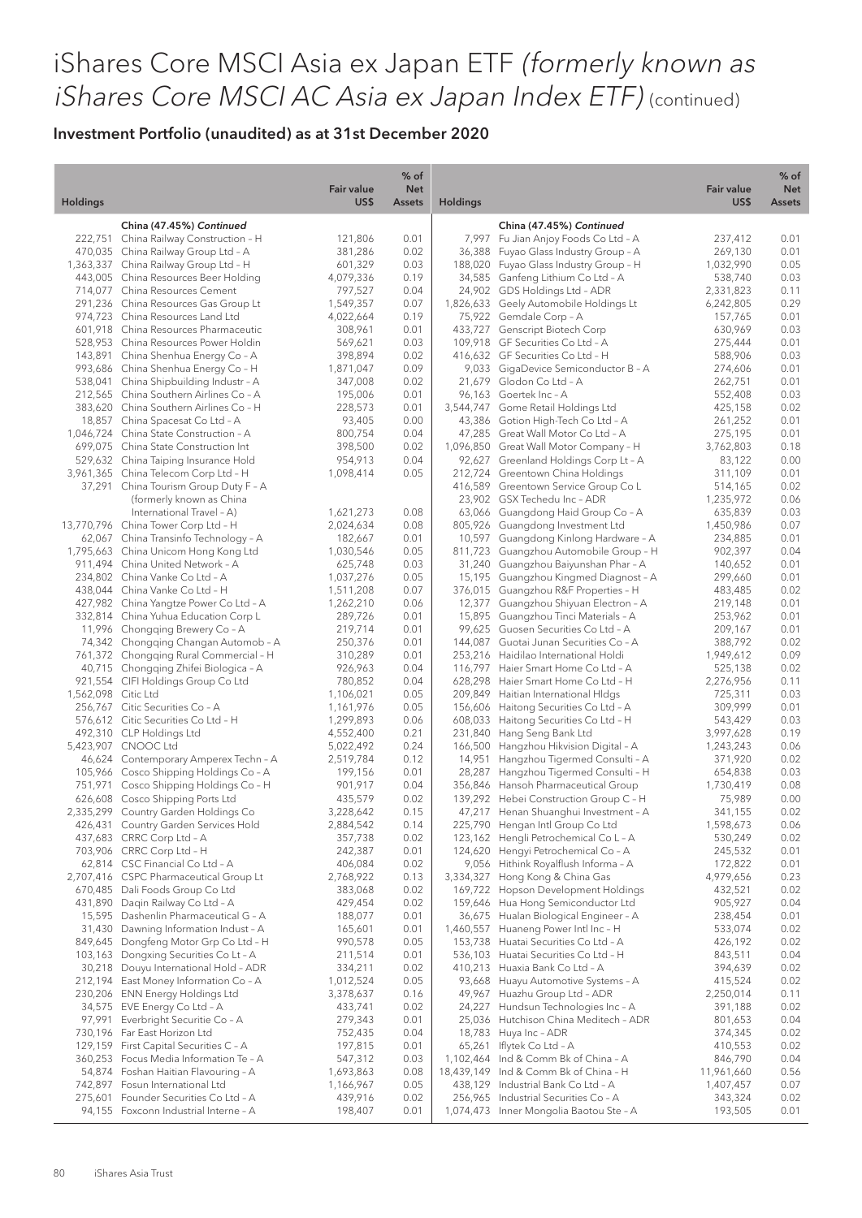# iShares Core MSCI Asia ex Japan ETF *(formerly known as iShares Core MSCI AC Asia ex Japan Index ETF)* (continued)

## Investment Portfolio (unaudited) as at 31st December 2020

| Holdings | | Fair value US$ | % of Net Assets |
|---|---|---|---|
| | **China (47.45%) *Continued*** | | |
| 222,751 | China Railway Construction – H | 121,806 | 0.01 |
| 470,035 | China Railway Group Ltd – A | 381,286 | 0.02 |
| 1,363,337 | China Railway Group Ltd – H | 601,329 | 0.03 |
| 443,005 | China Resources Beer Holding | 4,079,336 | 0.19 |
| 714,077 | China Resources Cement | 797,527 | 0.04 |
| 291,236 | China Resources Gas Group Lt | 1,549,357 | 0.07 |
| 974,723 | China Resources Land Ltd | 4,022,664 | 0.19 |
| 601,918 | China Resources Pharmaceutic | 308,961 | 0.01 |
| 528,953 | China Resources Power Holdin | 569,621 | 0.03 |
| 143,891 | China Shenhua Energy Co – A | 398,894 | 0.02 |
| 993,686 | China Shenhua Energy Co – H | 1,871,047 | 0.09 |
| 538,041 | China Shipbuilding Industr – A | 347,008 | 0.02 |
| 212,565 | China Southern Airlines Co – A | 195,006 | 0.01 |
| 383,620 | China Southern Airlines Co – H | 228,573 | 0.01 |
| 18,857 | China Spacesat Co Ltd – A | 93,405 | 0.00 |
| 1,046,724 | China State Construction – A | 800,754 | 0.04 |
| 699,075 | China State Construction Int | 398,500 | 0.02 |
| 529,632 | China Taiping Insurance Hold | 954,913 | 0.04 |
| 3,961,365 | China Telecom Corp Ltd – H | 1,098,414 | 0.05 |
| 37,291 | China Tourism Group Duty F – A (formerly known as China International Travel – A) | 1,621,273 | 0.08 |
| 13,770,796 | China Tower Corp Ltd – H | 2,024,634 | 0.08 |
| 62,067 | China Transinfo Technology – A | 182,667 | 0.01 |
| 1,795,663 | China Unicom Hong Kong Ltd | 1,030,546 | 0.05 |
| 911,494 | China United Network – A | 625,748 | 0.03 |
| 234,802 | China Vanke Co Ltd – A | 1,037,276 | 0.05 |
| 438,044 | China Vanke Co Ltd – H | 1,511,208 | 0.07 |
| 427,982 | China Yangtze Power Co Ltd – A | 1,262,210 | 0.06 |
| 332,814 | China Yuhua Education Corp L | 289,726 | 0.01 |
| 11,996 | Chongqing Brewery Co – A | 219,714 | 0.01 |
| 74,342 | Chongqing Changan Automob – A | 250,376 | 0.01 |
| 761,372 | Chongqing Rural Commercial – H | 310,289 | 0.01 |
| 40,715 | Chongqing Zhifei Biologica – A | 926,963 | 0.04 |
| 921,554 | CIFI Holdings Group Co Ltd | 780,852 | 0.04 |
| 1,562,098 | Citic Ltd | 1,106,021 | 0.05 |
| 256,767 | Citic Securities Co – A | 1,161,976 | 0.05 |
| 576,612 | Citic Securities Co Ltd – H | 1,299,893 | 0.06 |
| 492,310 | CLP Holdings Ltd | 4,552,400 | 0.21 |
| 5,423,907 | CNOOC Ltd | 5,022,492 | 0.24 |
| 46,624 | Contemporary Amperex Techn – A | 2,519,784 | 0.12 |
| 105,966 | Cosco Shipping Holdings Co – A | 199,156 | 0.01 |
| 751,971 | Cosco Shipping Holdings Co – H | 901,917 | 0.04 |
| 626,608 | Cosco Shipping Ports Ltd | 435,579 | 0.02 |
| 2,335,299 | Country Garden Holdings Co | 3,228,642 | 0.15 |
| 426,431 | Country Garden Services Hold | 2,884,542 | 0.14 |
| 437,683 | CRRC Corp Ltd – A | 357,738 | 0.02 |
| 703,906 | CRRC Corp Ltd – H | 242,387 | 0.01 |
| 62,814 | CSC Financial Co Ltd – A | 406,084 | 0.02 |
| 2,707,416 | CSPC Pharmaceutical Group Lt | 2,768,922 | 0.13 |
| 670,485 | Dali Foods Group Co Ltd | 383,068 | 0.02 |
| 431,890 | Daqin Railway Co Ltd – A | 429,454 | 0.02 |
| 15,595 | Dashenlin Pharmaceutical G – A | 188,077 | 0.01 |
| 31,430 | Dawning Information Indust – A | 165,601 | 0.01 |
| 849,645 | Dongfeng Motor Grp Co Ltd – H | 990,578 | 0.05 |
| 103,163 | Dongxing Securities Co Lt – A | 211,514 | 0.01 |
| 30,218 | Douyu International Hold – ADR | 334,211 | 0.02 |
| 212,194 | East Money Information Co – A | 1,012,524 | 0.05 |
| 230,206 | ENN Energy Holdings Ltd | 3,378,637 | 0.16 |
| 34,575 | EVE Energy Co Ltd – A | 433,741 | 0.02 |
| 97,991 | Everbright Securitie Co – A | 279,343 | 0.01 |
| 730,196 | Far East Horizon Ltd | 752,435 | 0.04 |
| 129,159 | First Capital Securities C – A | 197,815 | 0.01 |
| 360,253 | Focus Media Information Te – A | 547,312 | 0.03 |
| 54,874 | Foshan Haitian Flavouring – A | 1,693,863 | 0.08 |
| 742,897 | Fosun International Ltd | 1,166,967 | 0.05 |
| 275,601 | Founder Securities Co Ltd – A | 439,916 | 0.02 |
| 94,155 | Foxconn Industrial Interne – A | 198,407 | 0.01 |
| | **China (47.45%) *Continued*** | | |
| 7,997 | Fu Jian Anjoy Foods Co Ltd – A | 237,412 | 0.01 |
| 36,388 | Fuyao Glass Industry Group – A | 269,130 | 0.01 |
| 188,020 | Fuyao Glass Industry Group – H | 1,032,990 | 0.05 |
| 34,585 | Ganfeng Lithium Co Ltd – A | 538,740 | 0.03 |
| 24,902 | GDS Holdings Ltd – ADR | 2,331,823 | 0.11 |
| 1,826,633 | Geely Automobile Holdings Lt | 6,242,805 | 0.29 |
| 75,922 | Gemdale Corp – A | 157,765 | 0.01 |
| 433,727 | Genscript Biotech Corp | 630,969 | 0.03 |
| 109,918 | GF Securities Co Ltd – A | 275,444 | 0.01 |
| 416,632 | GF Securities Co Ltd – H | 588,906 | 0.03 |
| 9,033 | GigaDevice Semiconductor B – A | 274,606 | 0.01 |
| 21,679 | Glodon Co Ltd – A | 262,751 | 0.01 |
| 96,163 | Goertek Inc – A | 552,408 | 0.03 |
| 3,544,747 | Gome Retail Holdings Ltd | 425,158 | 0.02 |
| 43,386 | Gotion High-Tech Co Ltd – A | 261,252 | 0.01 |
| 47,285 | Great Wall Motor Co Ltd – A | 275,195 | 0.01 |
| 1,096,850 | Great Wall Motor Company – H | 3,762,803 | 0.18 |
| 92,627 | Greenland Holdings Corp Lt – A | 83,122 | 0.00 |
| 212,724 | Greentown China Holdings | 311,109 | 0.01 |
| 416,589 | Greentown Service Group Co L | 514,165 | 0.02 |
| 23,902 | GSX Techedu Inc – ADR | 1,235,972 | 0.06 |
| 63,066 | Guangdong Haid Group Co – A | 635,839 | 0.03 |
| 805,926 | Guangdong Investment Ltd | 1,450,986 | 0.07 |
| 10,597 | Guangdong Kinlong Hardware – A | 234,885 | 0.01 |
| 811,723 | Guangzhou Automobile Group – H | 902,397 | 0.04 |
| 31,240 | Guangzhou Baiyunshan Phar – A | 140,652 | 0.01 |
| 15,195 | Guangzhou Kingmed Diagnost – A | 299,660 | 0.01 |
| 376,015 | Guangzhou R&F Properties – H | 483,485 | 0.02 |
| 12,377 | Guangzhou Shiyuan Electron – A | 219,148 | 0.01 |
| 15,895 | Guangzhou Tinci Materials – A | 253,962 | 0.01 |
| 99,625 | Guosen Securities Co Ltd – A | 209,167 | 0.01 |
| 144,087 | Guotai Junan Securities Co – A | 388,792 | 0.02 |
| 253,216 | Haidilao International Holdi | 1,949,612 | 0.09 |
| 116,797 | Haier Smart Home Co Ltd – A | 525,138 | 0.02 |
| 628,298 | Haier Smart Home Co Ltd – H | 2,276,956 | 0.11 |
| 209,849 | Haitian International Hldgs | 725,311 | 0.03 |
| 156,606 | Haitong Securities Co Ltd – A | 309,999 | 0.01 |
| 608,033 | Haitong Securities Co Ltd – H | 543,429 | 0.03 |
| 231,840 | Hang Seng Bank Ltd | 3,997,628 | 0.19 |
| 166,500 | Hangzhou Hikvision Digital – A | 1,243,243 | 0.06 |
| 14,951 | Hangzhou Tigermed Consulti – A | 371,920 | 0.02 |
| 28,287 | Hangzhou Tigermed Consulti – H | 654,838 | 0.03 |
| 356,846 | Hansoh Pharmaceutical Group | 1,730,419 | 0.08 |
| 139,292 | Hebei Construction Group C – H | 75,989 | 0.00 |
| 47,217 | Henan Shuanghui Investment – A | 341,155 | 0.02 |
| 225,790 | Hengan Intl Group Co Ltd | 1,598,673 | 0.06 |
| 123,162 | Hengli Petrochemical Co L – A | 530,249 | 0.02 |
| 124,620 | Hengyi Petrochemical Co – A | 245,532 | 0.01 |
| 9,056 | Hithink Royalflush Informa – A | 172,822 | 0.01 |
| 3,334,327 | Hong Kong & China Gas | 4,979,656 | 0.23 |
| 169,722 | Hopson Development Holdings | 432,521 | 0.02 |
| 159,646 | Hua Hong Semiconductor Ltd | 905,927 | 0.04 |
| 36,675 | Hualan Biological Engineer – A | 238,454 | 0.01 |
| 1,460,557 | Huaneng Power Intl Inc – H | 533,074 | 0.02 |
| 153,738 | Huatai Securities Co Ltd – A | 426,192 | 0.02 |
| 536,103 | Huatai Securities Co Ltd – H | 843,511 | 0.04 |
| 410,213 | Huaxia Bank Co Ltd – A | 394,639 | 0.02 |
| 93,668 | Huayu Automotive Systems – A | 415,524 | 0.02 |
| 49,967 | Huazhu Group Ltd – ADR | 2,250,014 | 0.11 |
| 24,227 | Hundsun Technologies Inc – A | 391,188 | 0.02 |
| 25,036 | Hutchison China Meditech – ADR | 801,653 | 0.04 |
| 18,783 | Huya Inc – ADR | 374,345 | 0.02 |
| 65,261 | Iflytek Co Ltd – A | 410,553 | 0.02 |
| 1,102,464 | Ind & Comm Bk of China – A | 846,790 | 0.04 |
| 18,439,149 | Ind & Comm Bk of China – H | 11,961,660 | 0.56 |
| 438,129 | Industrial Bank Co Ltd – A | 1,407,457 | 0.07 |
| 256,965 | Industrial Securities Co – A | 343,324 | 0.02 |
| 1,074,473 | Inner Mongolia Baotou Ste – A | 193,505 | 0.01 |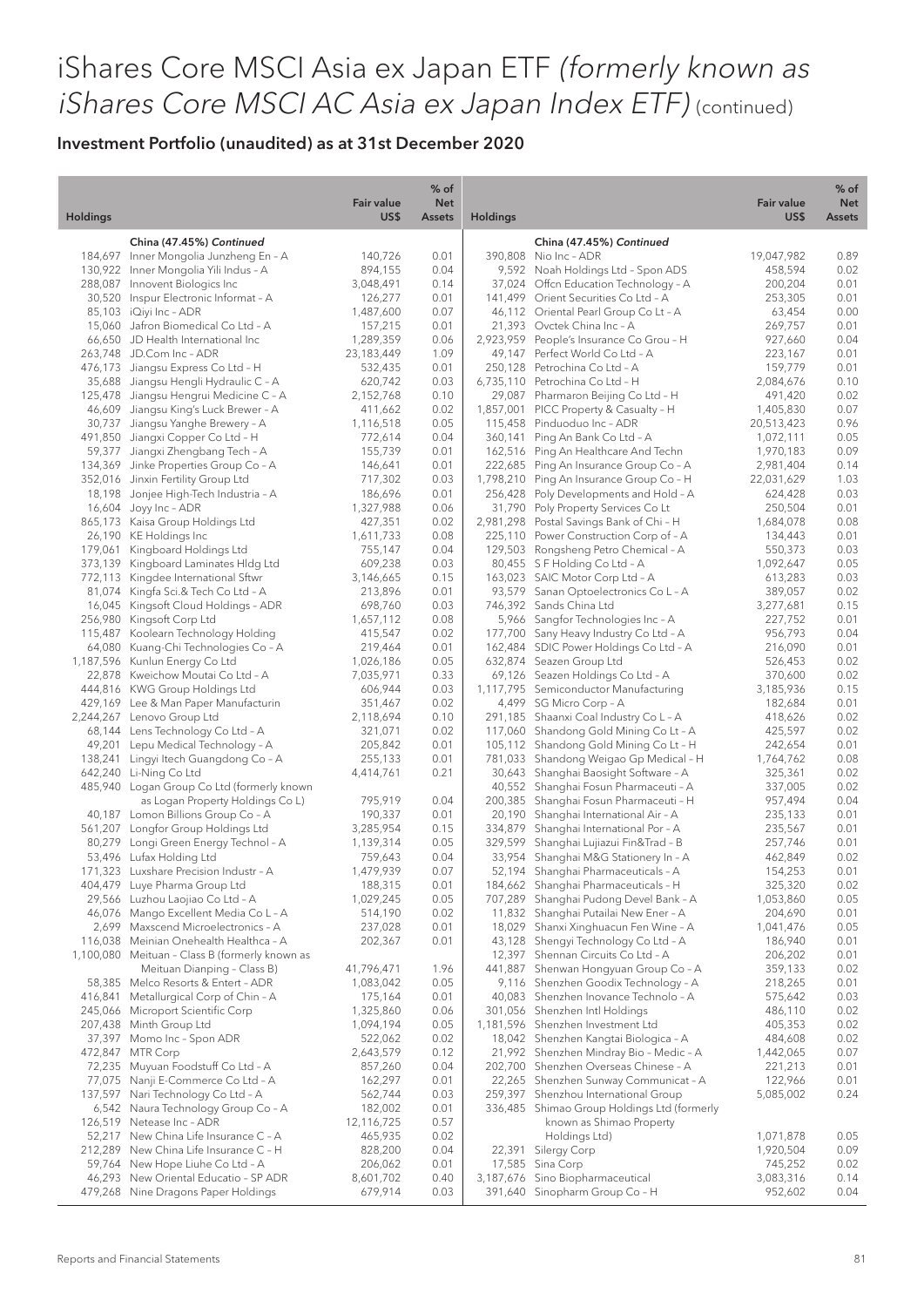# iShares Core MSCI Asia ex Japan ETF *(formerly known as iShares Core MSCI AC Asia ex Japan Index ETF)* (continued)

## Investment Portfolio (unaudited) as at 31st December 2020

| Holdings | | Fair value US$ | % of Net Assets |
|---|---|---|---|
| | **China (47.45%) *Continued*** | | |
| 184,697 | Inner Mongolia Junzheng En – A | 140,726 | 0.01 |
| 130,922 | Inner Mongolia Yili Indus – A | 894,155 | 0.04 |
| 288,087 | Innovent Biologics Inc | 3,048,491 | 0.14 |
| 30,520 | Inspur Electronic Informat – A | 126,277 | 0.01 |
| 85,103 | iQiyi Inc – ADR | 1,487,600 | 0.07 |
| 15,060 | Jafron Biomedical Co Ltd – A | 157,215 | 0.01 |
| 66,650 | JD Health International Inc | 1,289,359 | 0.06 |
| 263,748 | JD.Com Inc – ADR | 23,183,449 | 1.09 |
| 476,173 | Jiangsu Express Co Ltd – H | 532,435 | 0.01 |
| 35,688 | Jiangsu Hengli Hydraulic C – A | 620,742 | 0.03 |
| 125,478 | Jiangsu Hengrui Medicine C – A | 2,152,768 | 0.10 |
| 46,609 | Jiangsu King's Luck Brewer – A | 411,662 | 0.02 |
| 30,737 | Jiangsu Yanghe Brewery – A | 1,116,518 | 0.05 |
| 491,850 | Jiangxi Copper Co Ltd – H | 772,614 | 0.04 |
| 59,377 | Jiangxi Zhengbang Tech – A | 155,739 | 0.01 |
| 134,369 | Jinke Properties Group Co – A | 146,641 | 0.01 |
| 352,016 | Jinxin Fertility Group Ltd | 717,302 | 0.03 |
| 18,198 | Jonjee High-Tech Industria – A | 186,696 | 0.01 |
| 16,604 | Joyy Inc – ADR | 1,327,988 | 0.06 |
| 865,173 | Kaisa Group Holdings Ltd | 427,351 | 0.02 |
| 26,190 | KE Holdings Inc | 1,611,733 | 0.08 |
| 179,061 | Kingboard Holdings Ltd | 755,147 | 0.04 |
| 373,139 | Kingboard Laminates Hldg Ltd | 609,238 | 0.03 |
| 772,113 | Kingdee International Sftwr | 3,146,665 | 0.15 |
| 81,074 | Kingfa Sci.& Tech Co Ltd – A | 213,896 | 0.01 |
| 16,045 | Kingsoft Cloud Holdings – ADR | 698,760 | 0.03 |
| 256,980 | Kingsoft Corp Ltd | 1,657,112 | 0.08 |
| 115,487 | Koolearn Technology Holding | 415,547 | 0.02 |
| 64,080 | Kuang-Chi Technologies Co – A | 219,464 | 0.01 |
| 1,187,596 | Kunlun Energy Co Ltd | 1,026,186 | 0.05 |
| 22,878 | Kweichow Moutai Co Ltd – A | 7,035,971 | 0.33 |
| 444,816 | KWG Group Holdings Ltd | 606,944 | 0.03 |
| 429,169 | Lee & Man Paper Manufacturin | 351,467 | 0.02 |
| 2,244,267 | Lenovo Group Ltd | 2,118,694 | 0.10 |
| 68,144 | Lens Technology Co Ltd – A | 321,071 | 0.02 |
| 49,201 | Lepu Medical Technology – A | 205,842 | 0.01 |
| 138,241 | Lingyi Itech Guangdong Co – A | 255,133 | 0.01 |
| 642,240 | Li-Ning Co Ltd | 4,414,761 | 0.21 |
| 485,940 | Logan Group Co Ltd (formerly known as Logan Property Holdings Co L) | 795,919 | 0.04 |
| 40,187 | Lomon Billions Group Co – A | 190,337 | 0.01 |
| 561,207 | Longfor Group Holdings Ltd | 3,285,954 | 0.15 |
| 80,279 | Longi Green Energy Technol – A | 1,139,314 | 0.05 |
| 53,496 | Lufax Holding Ltd | 759,643 | 0.04 |
| 171,323 | Luxshare Precision Industr – A | 1,479,939 | 0.07 |
| 404,479 | Luye Pharma Group Ltd | 188,315 | 0.01 |
| 29,566 | Luzhou Laojiao Co Ltd – A | 1,029,245 | 0.05 |
| 46,076 | Mango Excellent Media Co L – A | 514,190 | 0.02 |
| 2,699 | Maxscend Microelectronics – A | 237,028 | 0.01 |
| 116,038 | Meinian Onehealth Healthca – A | 202,367 | 0.01 |
| 1,100,080 | Meituan – Class B (formerly known as Meituan Dianping – Class B) | 41,796,471 | 1.96 |
| 58,385 | Melco Resorts & Entert – ADR | 1,083,042 | 0.05 |
| 416,841 | Metallurgical Corp of Chin – A | 175,164 | 0.01 |
| 245,066 | Microport Scientific Corp | 1,325,860 | 0.06 |
| 207,438 | Minth Group Ltd | 1,094,194 | 0.05 |
| 37,397 | Momo Inc – Spon ADR | 522,062 | 0.02 |
| 472,847 | MTR Corp | 2,643,579 | 0.12 |
| 72,235 | Muyuan Foodstuff Co Ltd – A | 857,260 | 0.04 |
| 77,075 | Nanji E-Commerce Co Ltd – A | 162,297 | 0.01 |
| 137,597 | Nari Technology Co Ltd – A | 562,744 | 0.03 |
| 6,542 | Naura Technology Group Co – A | 182,002 | 0.01 |
| 126,519 | Netease Inc – ADR | 12,116,725 | 0.57 |
| 52,217 | New China Life Insurance C – A | 465,935 | 0.02 |
| 212,289 | New China Life Insurance C – H | 828,200 | 0.04 |
| 59,764 | New Hope Liuhe Co Ltd – A | 206,062 | 0.01 |
| 46,293 | New Oriental Educatio – SP ADR | 8,601,702 | 0.40 |
| 479,268 | Nine Dragons Paper Holdings | 679,914 | 0.03 |
| | **China (47.45%) *Continued*** | | |
| 390,808 | Nio Inc – ADR | 19,047,982 | 0.89 |
| 9,592 | Noah Holdings Ltd – Spon ADS | 458,594 | 0.02 |
| 37,024 | Offcn Education Technology – A | 200,204 | 0.01 |
| 141,499 | Orient Securities Co Ltd – A | 253,305 | 0.01 |
| 46,112 | Oriental Pearl Group Co Lt – A | 63,454 | 0.00 |
| 21,393 | Ovctek China Inc – A | 269,757 | 0.01 |
| 2,923,959 | People's Insurance Co Grou – H | 927,660 | 0.04 |
| 49,147 | Perfect World Co Ltd – A | 223,167 | 0.01 |
| 250,128 | Petrochina Co Ltd – A | 159,779 | 0.01 |
| 6,735,110 | Petrochina Co Ltd – H | 2,084,676 | 0.10 |
| 29,087 | Pharmaron Beijing Co Ltd – H | 491,420 | 0.02 |
| 1,857,001 | PICC Property & Casualty – H | 1,405,830 | 0.07 |
| 115,458 | Pinduoduo Inc – ADR | 20,513,423 | 0.96 |
| 360,141 | Ping An Bank Co Ltd – A | 1,072,111 | 0.05 |
| 162,516 | Ping An Healthcare And Techn | 1,970,183 | 0.09 |
| 222,685 | Ping An Insurance Group Co – A | 2,981,404 | 0.14 |
| 1,798,210 | Ping An Insurance Group Co – H | 22,031,629 | 1.03 |
| 256,428 | Poly Developments and Hold – A | 624,428 | 0.03 |
| 31,790 | Poly Property Services Co Lt | 250,504 | 0.01 |
| 2,981,298 | Postal Savings Bank of Chi – H | 1,684,078 | 0.08 |
| 225,110 | Power Construction Corp of – A | 134,443 | 0.01 |
| 129,503 | Rongsheng Petro Chemical – A | 550,373 | 0.03 |
| 80,455 | S F Holding Co Ltd – A | 1,092,647 | 0.05 |
| 163,023 | SAIC Motor Corp Ltd – A | 613,283 | 0.03 |
| 93,579 | Sanan Optoelectronics Co L – A | 389,057 | 0.02 |
| 746,392 | Sands China Ltd | 3,277,681 | 0.15 |
| 5,966 | Sangfor Technologies Inc – A | 227,752 | 0.01 |
| 177,700 | Sany Heavy Industry Co Ltd – A | 956,793 | 0.04 |
| 162,484 | SDIC Power Holdings Co Ltd – A | 216,090 | 0.01 |
| 632,874 | Seazen Group Ltd | 526,453 | 0.02 |
| 69,126 | Seazen Holdings Co Ltd – A | 370,600 | 0.02 |
| 1,117,795 | Semiconductor Manufacturing | 3,185,936 | 0.15 |
| 4,499 | SG Micro Corp – A | 182,684 | 0.01 |
| 291,185 | Shaanxi Coal Industry Co L – A | 418,626 | 0.02 |
| 117,060 | Shandong Gold Mining Co Lt – A | 425,597 | 0.02 |
| 105,112 | Shandong Gold Mining Co Lt – H | 242,654 | 0.01 |
| 781,033 | Shandong Weigao Gp Medical – H | 1,764,762 | 0.08 |
| 30,643 | Shanghai Baosight Software – A | 325,361 | 0.02 |
| 40,552 | Shanghai Fosun Pharmaceuti – A | 337,005 | 0.02 |
| 200,385 | Shanghai Fosun Pharmaceuti – H | 957,494 | 0.04 |
| 20,190 | Shanghai International Air – A | 235,133 | 0.01 |
| 334,879 | Shanghai International Por – A | 235,567 | 0.01 |
| 329,599 | Shanghai Lujiazui Fin&Trad – B | 257,746 | 0.01 |
| 33,954 | Shanghai M&G Stationery In – A | 462,849 | 0.02 |
| 52,194 | Shanghai Pharmaceuticals – A | 154,253 | 0.01 |
| 184,662 | Shanghai Pharmaceuticals – H | 325,320 | 0.02 |
| 707,289 | Shanghai Pudong Devel Bank – A | 1,053,860 | 0.05 |
| 11,832 | Shanghai Putailai New Ener – A | 204,690 | 0.01 |
| 18,029 | Shanxi Xinghuacun Fen Wine – A | 1,041,476 | 0.05 |
| 43,128 | Shengyi Technology Co Ltd – A | 186,940 | 0.01 |
| 12,397 | Shennan Circuits Co Ltd – A | 206,202 | 0.01 |
| 441,887 | Shenwan Hongyuan Group Co – A | 359,133 | 0.02 |
| 9,116 | Shenzhen Goodix Technology – A | 218,265 | 0.01 |
| 40,083 | Shenzhen Inovance Technolo – A | 575,642 | 0.03 |
| 301,056 | Shenzhen Intl Holdings | 486,110 | 0.02 |
| 1,181,596 | Shenzhen Investment Ltd | 405,353 | 0.02 |
| 18,042 | Shenzhen Kangtai Biologica – A | 484,608 | 0.02 |
| 21,992 | Shenzhen Mindray Bio – Medic – A | 1,442,065 | 0.07 |
| 202,700 | Shenzhen Overseas Chinese – A | 221,213 | 0.01 |
| 22,265 | Shenzhen Sunway Communicat – A | 122,966 | 0.01 |
| 259,397 | Shenzhou International Group | 5,085,002 | 0.24 |
| 336,485 | Shimao Group Holdings Ltd (formerly known as Shimao Property Holdings Ltd) | 1,071,878 | 0.05 |
| 22,391 | Silergy Corp | 1,920,504 | 0.09 |
| 17,585 | Sina Corp | 745,252 | 0.02 |
| 3,187,676 | Sino Biopharmaceutical | 3,083,316 | 0.14 |
| 391,640 | Sinopharm Group Co – H | 952,602 | 0.04 |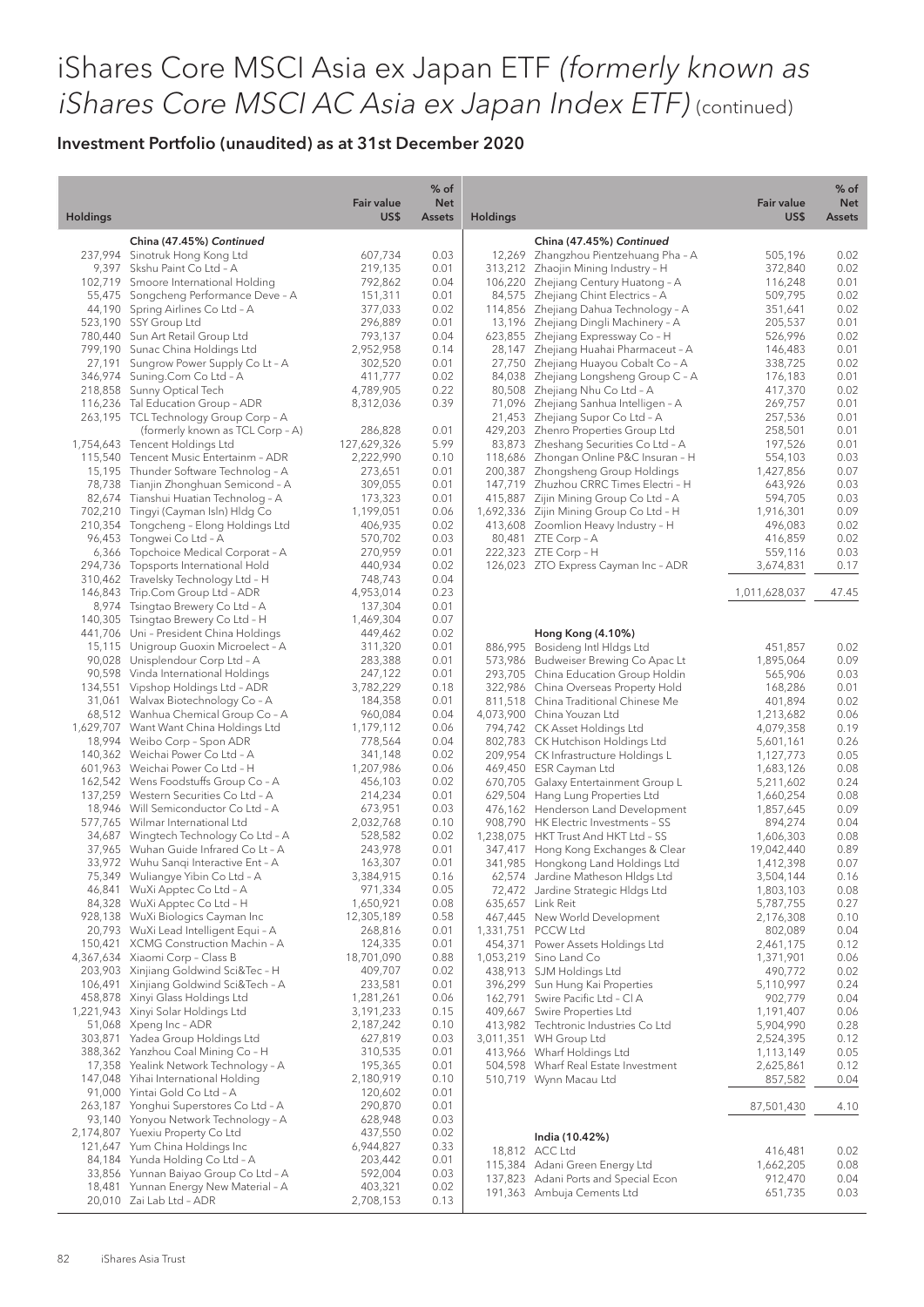# iShares Core MSCI Asia ex Japan ETF *(formerly known as iShares Core MSCI AC Asia ex Japan Index ETF)* (continued)

## Investment Portfolio (unaudited) as at 31st December 2020

| Holdings | | Fair value US$ | % of Net Assets |
|---|---|---|---|
| | **China (47.45%) Continued** | | |
| 237,994 | Sinotruk Hong Kong Ltd | 607,734 | 0.03 |
| 9,397 | Skshu Paint Co Ltd – A | 219,135 | 0.01 |
| 102,719 | Smoore International Holding | 792,862 | 0.04 |
| 55,475 | Songcheng Performance Deve – A | 151,311 | 0.01 |
| 44,190 | Spring Airlines Co Ltd – A | 377,033 | 0.02 |
| 523,190 | SSY Group Ltd | 296,889 | 0.01 |
| 780,440 | Sun Art Retail Group Ltd | 793,137 | 0.04 |
| 799,190 | Sunac China Holdings Ltd | 2,952,958 | 0.14 |
| 27,191 | Sungrow Power Supply Co Lt – A | 302,520 | 0.01 |
| 346,974 | Suning.Com Co Ltd – A | 411,777 | 0.02 |
| 218,858 | Sunny Optical Tech | 4,789,905 | 0.22 |
| 116,236 | Tal Education Group – ADR | 8,312,036 | 0.39 |
| 263,195 | TCL Technology Group Corp – A (formerly known as TCL Corp – A) | 286,828 | 0.01 |
| 1,754,643 | Tencent Holdings Ltd | 127,629,326 | 5.99 |
| 115,540 | Tencent Music Entertainm – ADR | 2,222,990 | 0.10 |
| 15,195 | Thunder Software Technolog – A | 273,651 | 0.01 |
| 78,738 | Tianjin Zhonghuan Semicond – A | 309,055 | 0.01 |
| 82,674 | Tianshui Huatian Technolog – A | 173,323 | 0.01 |
| 702,210 | Tingyi (Cayman Isln) Hldg Co | 1,199,051 | 0.06 |
| 210,354 | Tongcheng – Elong Holdings Ltd | 406,935 | 0.02 |
| 96,453 | Tongwei Co Ltd – A | 570,702 | 0.03 |
| 6,366 | Topchoice Medical Corporat – A | 270,959 | 0.01 |
| 294,736 | Topsports International Hold | 440,934 | 0.02 |
| 310,462 | Travelsky Technology Ltd – H | 748,743 | 0.04 |
| 146,843 | Trip.Com Group Ltd – ADR | 4,953,014 | 0.23 |
| 8,974 | Tsingtao Brewery Co Ltd – A | 137,304 | 0.01 |
| 140,305 | Tsingtao Brewery Co Ltd – H | 1,469,304 | 0.07 |
| 441,706 | Uni – President China Holdings | 449,462 | 0.02 |
| 15,115 | Unigroup Guoxin Microelect – A | 311,320 | 0.01 |
| 90,028 | Unisplendour Corp Ltd – A | 283,388 | 0.01 |
| 90,598 | Vinda International Holdings | 247,122 | 0.01 |
| 134,551 | Vipshop Holdings Ltd – ADR | 3,782,229 | 0.18 |
| 31,061 | Walvax Biotechnology Co – A | 184,358 | 0.01 |
| 68,512 | Wanhua Chemical Group Co – A | 960,084 | 0.04 |
| 1,629,707 | Want Want China Holdings Ltd | 1,179,112 | 0.06 |
| 18,994 | Weibo Corp – Spon ADR | 778,564 | 0.04 |
| 140,362 | Weichai Power Co Ltd – A | 341,148 | 0.02 |
| 601,963 | Weichai Power Co Ltd – H | 1,207,986 | 0.06 |
| 162,542 | Wens Foodstuffs Group Co – A | 456,103 | 0.02 |
| 137,259 | Western Securities Co Ltd – A | 214,234 | 0.01 |
| 18,946 | Will Semiconductor Co Ltd – A | 673,951 | 0.03 |
| 577,765 | Wilmar International Ltd | 2,032,768 | 0.10 |
| 34,687 | Wingtech Technology Co Ltd – A | 528,582 | 0.02 |
| 37,965 | Wuhan Guide Infrared Co Lt – A | 243,978 | 0.01 |
| 33,972 | Wuhu Sanqi Interactive Ent – A | 163,307 | 0.01 |
| 75,349 | Wuliangye Yibin Co Ltd – A | 3,384,915 | 0.16 |
| 46,841 | WuXi Apptec Co Ltd – A | 971,334 | 0.05 |
| 84,328 | WuXi Apptec Co Ltd – H | 1,650,921 | 0.08 |
| 928,138 | WuXi Biologics Cayman Inc | 12,305,189 | 0.58 |
| 20,793 | WuXi Lead Intelligent Equi – A | 268,816 | 0.01 |
| 150,421 | XCMG Construction Machin – A | 124,335 | 0.01 |
| 4,367,634 | Xiaomi Corp – Class B | 18,701,090 | 0.88 |
| 203,903 | Xinjiang Goldwind Sci&Tec – H | 409,707 | 0.02 |
| 106,491 | Xinjiang Goldwind Sci&Tech – A | 233,581 | 0.01 |
| 458,878 | Xinyi Glass Holdings Ltd | 1,281,261 | 0.06 |
| 1,221,943 | Xinyi Solar Holdings Ltd | 3,191,233 | 0.15 |
| 51,068 | Xpeng Inc – ADR | 2,187,242 | 0.10 |
| 303,871 | Yadea Group Holdings Ltd | 627,819 | 0.03 |
| 388,362 | Yanzhou Coal Mining Co – H | 310,535 | 0.01 |
| 17,358 | Yealink Network Technology – A | 195,365 | 0.01 |
| 147,048 | Yihai International Holding | 2,180,919 | 0.10 |
| 91,000 | Yintai Gold Co Ltd – A | 120,602 | 0.01 |
| 263,187 | Yonghui Superstores Co Ltd – A | 290,870 | 0.01 |
| 93,140 | Yonyou Network Technology – A | 628,948 | 0.03 |
| 2,174,807 | Yuexiu Property Co Ltd | 437,550 | 0.02 |
| 121,647 | Yum China Holdings Inc | 6,944,827 | 0.33 |
| 84,184 | Yunda Holding Co Ltd – A | 203,442 | 0.01 |
| 33,856 | Yunnan Baiyao Group Co Ltd – A | 592,004 | 0.03 |
| 18,481 | Yunnan Energy New Material – A | 403,321 | 0.02 |
| 20,010 | Zai Lab Ltd – ADR | 2,708,153 | 0.13 |
| 12,269 | Zhangzhou Pientzehuang Pha – A | 505,196 | 0.02 |
| 313,212 | Zhaojin Mining Industry – H | 372,840 | 0.02 |
| 106,220 | Zhejiang Century Huatong – A | 116,248 | 0.01 |
| 84,575 | Zhejiang Chint Electrics – A | 509,795 | 0.02 |
| 114,856 | Zhejiang Dahua Technology – A | 351,641 | 0.02 |
| 13,196 | Zhejiang Dingli Machinery – A | 205,537 | 0.01 |
| 623,855 | Zhejiang Expressway Co – H | 526,996 | 0.02 |
| 28,147 | Zhejiang Huahai Pharmaceut – A | 146,483 | 0.01 |
| 27,750 | Zhejiang Huayou Cobalt Co – A | 338,725 | 0.02 |
| 84,038 | Zhejiang Longsheng Group C – A | 176,183 | 0.01 |
| 80,508 | Zhejiang Nhu Co Ltd – A | 417,370 | 0.02 |
| 71,096 | Zhejiang Sanhua Intelligen – A | 269,757 | 0.01 |
| 21,453 | Zhejiang Supor Co Ltd – A | 257,536 | 0.01 |
| 429,203 | Zhenro Properties Group Ltd | 258,501 | 0.01 |
| 83,873 | Zheshang Securities Co Ltd – A | 197,526 | 0.01 |
| 118,686 | Zhongan Online P&C Insuran – H | 554,103 | 0.03 |
| 200,387 | Zhongsheng Group Holdings | 1,427,856 | 0.07 |
| 147,719 | Zhuzhou CRRC Times Electri – H | 643,926 | 0.03 |
| 415,887 | Zijin Mining Group Co Ltd – A | 594,705 | 0.03 |
| 1,692,336 | Zijin Mining Group Co Ltd – H | 1,916,301 | 0.09 |
| 413,608 | Zoomlion Heavy Industry – H | 496,083 | 0.02 |
| 80,481 | ZTE Corp – A | 416,859 | 0.02 |
| 222,323 | ZTE Corp – H | 559,116 | 0.03 |
| 126,023 | ZTO Express Cayman Inc – ADR | 3,674,831 | 0.17 |
| | | 1,011,628,037 | 47.45 |
| | **Hong Kong (4.10%)** | | |
| 886,995 | Bosideng Intl Hldgs Ltd | 451,857 | 0.02 |
| 573,986 | Budweiser Brewing Co Apac Lt | 1,895,064 | 0.09 |
| 293,705 | China Education Group Holdin | 565,906 | 0.03 |
| 322,986 | China Overseas Property Hold | 168,286 | 0.01 |
| 811,518 | China Traditional Chinese Me | 401,894 | 0.02 |
| 4,073,900 | China Youzan Ltd | 1,213,682 | 0.06 |
| 794,742 | CK Asset Holdings Ltd | 4,079,358 | 0.19 |
| 802,783 | CK Hutchison Holdings Ltd | 5,601,161 | 0.26 |
| 209,954 | CK Infrastructure Holdings L | 1,127,773 | 0.05 |
| 469,450 | ESR Cayman Ltd | 1,683,126 | 0.08 |
| 670,705 | Galaxy Entertainment Group L | 5,211,602 | 0.24 |
| 629,504 | Hang Lung Properties Ltd | 1,660,254 | 0.08 |
| 476,162 | Henderson Land Development | 1,857,645 | 0.09 |
| 908,790 | HK Electric Investments – SS | 894,274 | 0.04 |
| 1,238,075 | HKT Trust And HKT Ltd – SS | 1,606,303 | 0.08 |
| 347,417 | Hong Kong Exchanges & Clear | 19,042,440 | 0.89 |
| 341,985 | Hongkong Land Holdings Ltd | 1,412,398 | 0.07 |
| 62,574 | Jardine Matheson Hldgs Ltd | 3,504,144 | 0.16 |
| 72,472 | Jardine Strategic Hldgs Ltd | 1,803,103 | 0.08 |
| 635,657 | Link Reit | 5,787,755 | 0.27 |
| 467,445 | New World Development | 2,176,308 | 0.10 |
| 1,331,751 | PCCW Ltd | 802,089 | 0.04 |
| 454,371 | Power Assets Holdings Ltd | 2,461,175 | 0.12 |
| 1,053,219 | Sino Land Co | 1,371,901 | 0.06 |
| 438,913 | SJM Holdings Ltd | 490,772 | 0.02 |
| 396,299 | Sun Hung Kai Properties | 5,110,997 | 0.24 |
| 162,791 | Swire Pacific Ltd – Cl A | 902,779 | 0.04 |
| 409,667 | Swire Properties Ltd | 1,191,407 | 0.06 |
| 413,982 | Techtronic Industries Co Ltd | 5,904,990 | 0.28 |
| 3,011,351 | WH Group Ltd | 2,524,395 | 0.12 |
| 413,966 | Wharf Holdings Ltd | 1,113,149 | 0.05 |
| 504,598 | Wharf Real Estate Investment | 2,625,861 | 0.12 |
| 510,719 | Wynn Macau Ltd | 857,582 | 0.04 |
| | | 87,501,430 | 4.10 |
| | **India (10.42%)** | | |
| 18,812 | ACC Ltd | 416,481 | 0.02 |
| 115,384 | Adani Green Energy Ltd | 1,662,205 | 0.08 |
| 137,823 | Adani Ports and Special Econ | 912,470 | 0.04 |
| 191,363 | Ambuja Cements Ltd | 651,735 | 0.03 |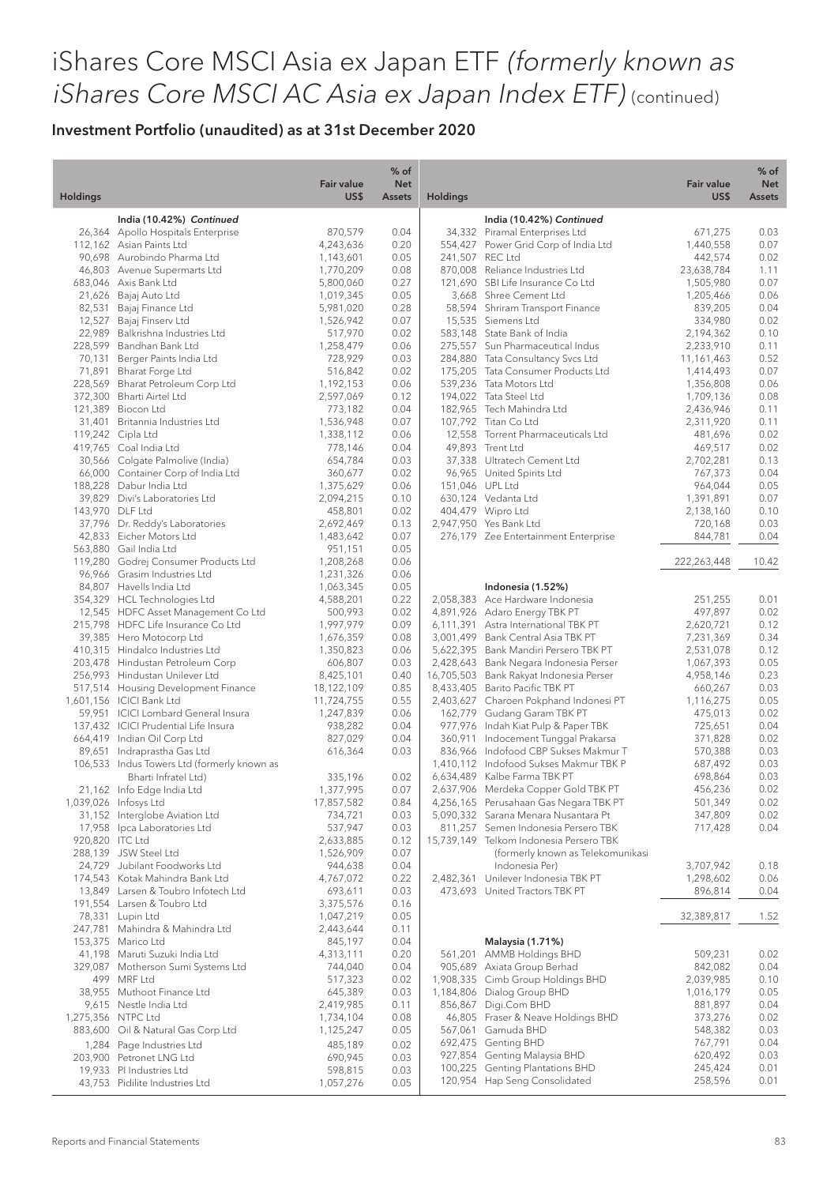# iShares Core MSCI Asia ex Japan ETF *(formerly known as iShares Core MSCI AC Asia ex Japan Index ETF)* (continued)

## Investment Portfolio (unaudited) as at 31st December 2020

| Holdings | | Fair value US$ | % of Net Assets |
|---|---|---|---|
| | **India (10.42%) *Continued*** | | |
| 26,364 | Apollo Hospitals Enterprise | 870,579 | 0.04 |
| 112,162 | Asian Paints Ltd | 4,243,636 | 0.20 |
| 90,698 | Aurobindo Pharma Ltd | 1,143,601 | 0.05 |
| 46,803 | Avenue Supermarts Ltd | 1,770,209 | 0.08 |
| 683,046 | Axis Bank Ltd | 5,800,060 | 0.27 |
| 21,626 | Bajaj Auto Ltd | 1,019,345 | 0.05 |
| 82,531 | Bajaj Finance Ltd | 5,981,020 | 0.28 |
| 12,527 | Bajaj Finserv Ltd | 1,526,942 | 0.07 |
| 22,989 | Balkrishna Industries Ltd | 517,970 | 0.02 |
| 228,599 | Bandhan Bank Ltd | 1,258,479 | 0.06 |
| 70,131 | Berger Paints India Ltd | 728,929 | 0.03 |
| 71,891 | Bharat Forge Ltd | 516,842 | 0.02 |
| 228,569 | Bharat Petroleum Corp Ltd | 1,192,153 | 0.06 |
| 372,300 | Bharti Airtel Ltd | 2,597,069 | 0.12 |
| 121,389 | Biocon Ltd | 773,182 | 0.04 |
| 31,401 | Britannia Industries Ltd | 1,536,948 | 0.07 |
| 119,242 | Cipla Ltd | 1,338,112 | 0.06 |
| 419,765 | Coal India Ltd | 778,146 | 0.04 |
| 30,566 | Colgate Palmolive (India) | 654,784 | 0.03 |
| 66,000 | Container Corp of India Ltd | 360,677 | 0.02 |
| 188,228 | Dabur India Ltd | 1,375,629 | 0.06 |
| 39,829 | Divi's Laboratories Ltd | 2,094,215 | 0.10 |
| 143,970 | DLF Ltd | 458,801 | 0.02 |
| 37,796 | Dr. Reddy's Laboratories | 2,692,469 | 0.13 |
| 42,833 | Eicher Motors Ltd | 1,483,642 | 0.07 |
| 563,880 | Gail India Ltd | 951,151 | 0.05 |
| 119,280 | Godrej Consumer Products Ltd | 1,208,268 | 0.06 |
| 96,966 | Grasim Industries Ltd | 1,231,326 | 0.06 |
| 84,807 | Havells India Ltd | 1,063,345 | 0.05 |
| 354,329 | HCL Technologies Ltd | 4,588,201 | 0.22 |
| 12,545 | HDFC Asset Management Co Ltd | 500,993 | 0.02 |
| 215,798 | HDFC Life Insurance Co Ltd | 1,997,979 | 0.09 |
| 39,385 | Hero Motocorp Ltd | 1,676,359 | 0.08 |
| 410,315 | Hindalco Industries Ltd | 1,350,823 | 0.06 |
| 203,478 | Hindustan Petroleum Corp | 606,807 | 0.03 |
| 256,993 | Hindustan Unilever Ltd | 8,425,101 | 0.40 |
| 517,514 | Housing Development Finance | 18,122,109 | 0.85 |
| 1,601,156 | ICICI Bank Ltd | 11,724,755 | 0.55 |
| 59,951 | ICICI Lombard General Insura | 1,247,839 | 0.06 |
| 137,432 | ICICI Prudential Life Insura | 938,282 | 0.04 |
| 664,419 | Indian Oil Corp Ltd | 827,029 | 0.04 |
| 89,651 | Indraprastha Gas Ltd | 616,364 | 0.03 |
| 106,533 | Indus Towers Ltd (formerly known as Bharti Infratel Ltd) | 335,196 | 0.02 |
| 21,162 | Info Edge India Ltd | 1,377,995 | 0.07 |
| 1,039,026 | Infosys Ltd | 17,857,582 | 0.84 |
| 31,152 | Interglobe Aviation Ltd | 734,721 | 0.03 |
| 17,958 | Ipca Laboratories Ltd | 537,947 | 0.03 |
| 920,820 | ITC Ltd | 2,633,885 | 0.12 |
| 288,139 | JSW Steel Ltd | 1,526,909 | 0.07 |
| 24,729 | Jubilant Foodworks Ltd | 944,638 | 0.04 |
| 174,543 | Kotak Mahindra Bank Ltd | 4,767,072 | 0.22 |
| 13,849 | Larsen & Toubro Infotech Ltd | 693,611 | 0.03 |
| 191,554 | Larsen & Toubro Ltd | 3,375,576 | 0.16 |
| 78,331 | Lupin Ltd | 1,047,219 | 0.05 |
| 247,781 | Mahindra & Mahindra Ltd | 2,443,644 | 0.11 |
| 153,375 | Marico Ltd | 845,197 | 0.04 |
| 41,198 | Maruti Suzuki India Ltd | 4,313,111 | 0.20 |
| 329,087 | Motherson Sumi Systems Ltd | 744,040 | 0.04 |
| 499 | MRF Ltd | 517,323 | 0.02 |
| 38,955 | Muthoot Finance Ltd | 645,389 | 0.03 |
| 9,615 | Nestle India Ltd | 2,419,985 | 0.11 |
| 1,275,356 | NTPC Ltd | 1,734,104 | 0.08 |
| 883,600 | Oil & Natural Gas Corp Ltd | 1,125,247 | 0.05 |
| 1,284 | Page Industries Ltd | 485,189 | 0.02 |
| 203,900 | Petronet LNG Ltd | 690,945 | 0.03 |
| 19,933 | PI Industries Ltd | 598,815 | 0.03 |
| 43,753 | Pidilite Industries Ltd | 1,057,276 | 0.05 |
| 34,332 | Piramal Enterprises Ltd | 671,275 | 0.03 |
| 554,427 | Power Grid Corp of India Ltd | 1,440,558 | 0.07 |
| 241,507 | REC Ltd | 442,574 | 0.02 |
| 870,008 | Reliance Industries Ltd | 23,638,784 | 1.11 |
| 121,690 | SBI Life Insurance Co Ltd | 1,505,980 | 0.07 |
| 3,668 | Shree Cement Ltd | 1,205,466 | 0.06 |
| 58,594 | Shriram Transport Finance | 839,205 | 0.04 |
| 15,535 | Siemens Ltd | 334,980 | 0.02 |
| 583,148 | State Bank of India | 2,194,362 | 0.10 |
| 275,557 | Sun Pharmaceutical Indus | 2,233,910 | 0.11 |
| 284,880 | Tata Consultancy Svcs Ltd | 11,161,463 | 0.52 |
| 175,205 | Tata Consumer Products Ltd | 1,414,493 | 0.07 |
| 539,236 | Tata Motors Ltd | 1,356,808 | 0.06 |
| 194,022 | Tata Steel Ltd | 1,709,136 | 0.08 |
| 182,965 | Tech Mahindra Ltd | 2,436,946 | 0.11 |
| 107,792 | Titan Co Ltd | 2,311,920 | 0.11 |
| 12,558 | Torrent Pharmaceuticals Ltd | 481,696 | 0.02 |
| 49,893 | Trent Ltd | 469,517 | 0.02 |
| 37,338 | Ultratech Cement Ltd | 2,702,281 | 0.13 |
| 96,965 | United Spirits Ltd | 767,373 | 0.04 |
| 151,046 | UPL Ltd | 964,044 | 0.05 |
| 630,124 | Vedanta Ltd | 1,391,891 | 0.07 |
| 404,479 | Wipro Ltd | 2,138,160 | 0.10 |
| 2,947,950 | Yes Bank Ltd | 720,168 | 0.03 |
| 276,179 | Zee Entertainment Enterprise | 844,781 | 0.04 |
| | | 222,263,448 | 10.42 |
| | **Indonesia (1.52%)** | | |
| 2,058,383 | Ace Hardware Indonesia | 251,255 | 0.01 |
| 4,891,926 | Adaro Energy TBK PT | 497,897 | 0.02 |
| 6,111,391 | Astra International TBK PT | 2,620,721 | 0.12 |
| 3,001,499 | Bank Central Asia TBK PT | 7,231,369 | 0.34 |
| 5,622,395 | Bank Mandiri Persero TBK PT | 2,531,078 | 0.12 |
| 2,428,643 | Bank Negara Indonesia Perser | 1,067,393 | 0.05 |
| 16,705,503 | Bank Rakyat Indonesia Perser | 4,958,146 | 0.23 |
| 8,433,405 | Barito Pacific TBK PT | 660,267 | 0.03 |
| 2,403,627 | Charoen Pokphand Indonesi PT | 1,116,275 | 0.05 |
| 162,779 | Gudang Garam TBK PT | 475,013 | 0.02 |
| 977,976 | Indah Kiat Pulp & Paper TBK | 725,651 | 0.04 |
| 360,911 | Indocement Tunggal Prakarsa | 371,828 | 0.02 |
| 836,966 | Indofood CBP Sukses Makmur T | 570,388 | 0.03 |
| 1,410,112 | Indofood Sukses Makmur TBK P | 687,492 | 0.03 |
| 6,634,489 | Kalbe Farma TBK PT | 698,864 | 0.03 |
| 2,637,906 | Merdeka Copper Gold TBK PT | 456,236 | 0.02 |
| 4,256,165 | Perusahaan Gas Negara TBK PT | 501,349 | 0.02 |
| 5,090,332 | Sarana Menara Nusantara Pt | 347,809 | 0.02 |
| 811,257 | Semen Indonesia Persero TBK | 717,428 | 0.04 |
| 15,739,149 | Telkom Indonesia Persero TBK (formerly known as Telekomunikasi Indonesia Per) | 3,707,942 | 0.18 |
| 2,482,361 | Unilever Indonesia TBK PT | 1,298,602 | 0.06 |
| 473,693 | United Tractors TBK PT | 896,814 | 0.04 |
| | | 32,389,817 | 1.52 |
| | **Malaysia (1.71%)** | | |
| 561,201 | AMMB Holdings BHD | 509,231 | 0.02 |
| 905,689 | Axiata Group Berhad | 842,082 | 0.04 |
| 1,908,335 | Cimb Group Holdings BHD | 2,039,985 | 0.10 |
| 1,184,806 | Dialog Group BHD | 1,016,179 | 0.05 |
| 856,867 | Digi.Com BHD | 881,897 | 0.04 |
| 46,805 | Fraser & Neave Holdings BHD | 373,276 | 0.02 |
| 567,061 | Gamuda BHD | 548,382 | 0.03 |
| 692,475 | Genting BHD | 767,791 | 0.04 |
| 927,854 | Genting Malaysia BHD | 620,492 | 0.03 |
| 100,225 | Genting Plantations BHD | 245,424 | 0.01 |
| 120,954 | Hap Seng Consolidated | 258,596 | 0.01 |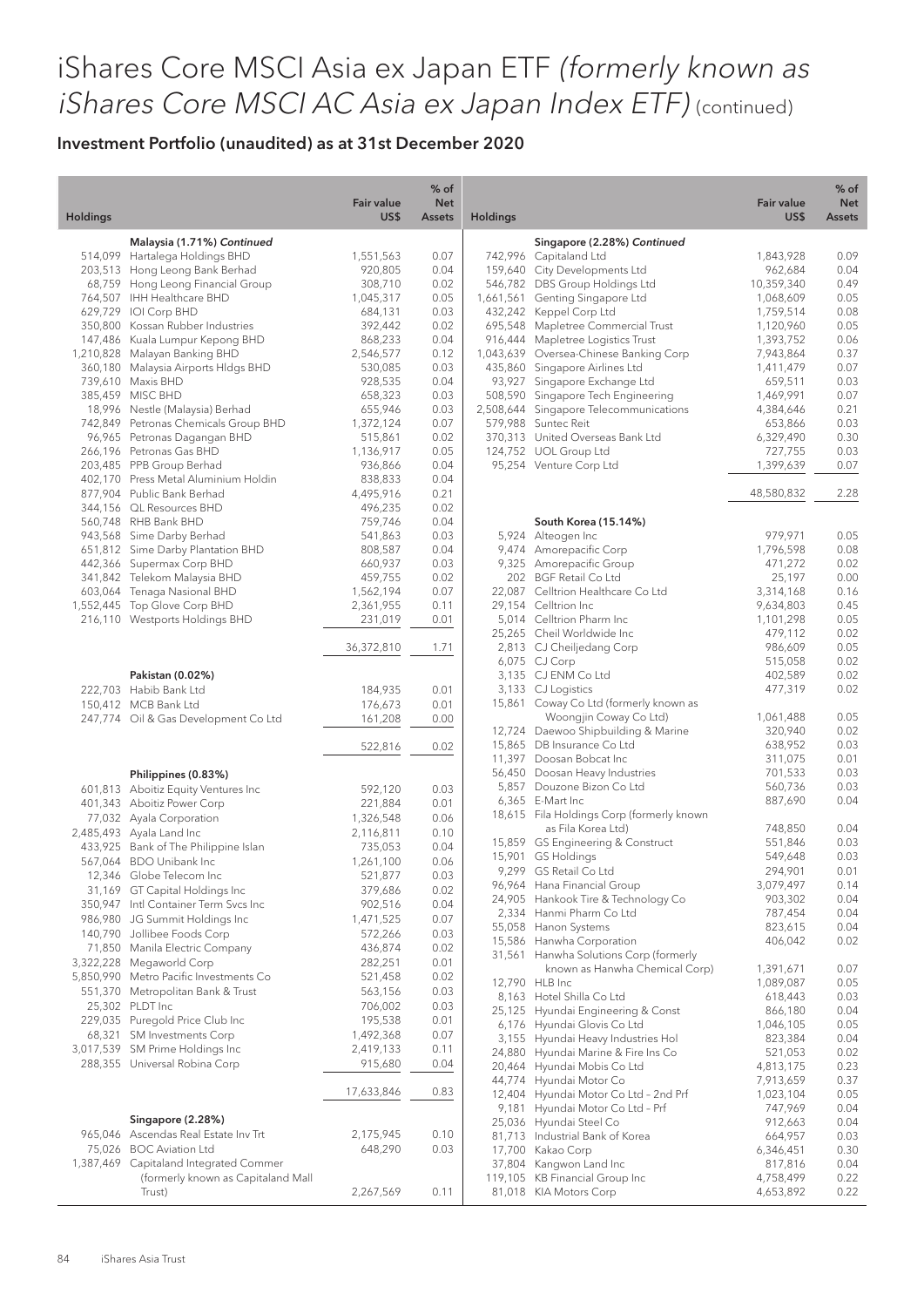# iShares Core MSCI Asia ex Japan ETF *(formerly known as iShares Core MSCI AC Asia ex Japan Index ETF)* (continued)

## Investment Portfolio (unaudited) as at 31st December 2020

| Holdings | | Fair value US$ | % of Net Assets |
|---|---|---|---|
| | **Malaysia (1.71%) *Continued*** | | |
| 514,099 | Hartalega Holdings BHD | 1,551,563 | 0.07 |
| 203,513 | Hong Leong Bank Berhad | 920,805 | 0.04 |
| 68,759 | Hong Leong Financial Group | 308,710 | 0.02 |
| 764,507 | IHH Healthcare BHD | 1,045,317 | 0.05 |
| 629,729 | IOI Corp BHD | 684,131 | 0.03 |
| 350,800 | Kossan Rubber Industries | 392,442 | 0.02 |
| 147,486 | Kuala Lumpur Kepong BHD | 868,233 | 0.04 |
| 1,210,828 | Malayan Banking BHD | 2,546,577 | 0.12 |
| 360,180 | Malaysia Airports Hldgs BHD | 530,085 | 0.03 |
| 739,610 | Maxis BHD | 928,535 | 0.04 |
| 385,459 | MISC BHD | 658,323 | 0.03 |
| 18,996 | Nestle (Malaysia) Berhad | 655,946 | 0.03 |
| 742,849 | Petronas Chemicals Group BHD | 1,372,124 | 0.07 |
| 96,965 | Petronas Dagangan BHD | 515,861 | 0.02 |
| 266,196 | Petronas Gas BHD | 1,136,917 | 0.05 |
| 203,485 | PPB Group Berhad | 936,866 | 0.04 |
| 402,170 | Press Metal Aluminium Holdin | 838,833 | 0.04 |
| 877,904 | Public Bank Berhad | 4,495,916 | 0.21 |
| 344,156 | QL Resources BHD | 496,235 | 0.02 |
| 560,748 | RHB Bank BHD | 759,746 | 0.04 |
| 943,568 | Sime Darby Berhad | 541,863 | 0.03 |
| 651,812 | Sime Darby Plantation BHD | 808,587 | 0.04 |
| 442,366 | Supermax Corp BHD | 660,937 | 0.03 |
| 341,842 | Telekom Malaysia BHD | 459,755 | 0.02 |
| 603,064 | Tenaga Nasional BHD | 1,562,194 | 0.07 |
| 1,552,445 | Top Glove Corp BHD | 2,361,955 | 0.11 |
| 216,110 | Westports Holdings BHD | 231,019 | 0.01 |
| | | 36,372,810 | 1.71 |
| | **Pakistan (0.02%)** | | |
| 222,703 | Habib Bank Ltd | 184,935 | 0.01 |
| 150,412 | MCB Bank Ltd | 176,673 | 0.01 |
| 247,774 | Oil & Gas Development Co Ltd | 161,208 | 0.00 |
| | | 522,816 | 0.02 |
| | **Philippines (0.83%)** | | |
| 601,813 | Aboitiz Equity Ventures Inc | 592,120 | 0.03 |
| 401,343 | Aboitiz Power Corp | 221,884 | 0.01 |
| 77,032 | Ayala Corporation | 1,326,548 | 0.06 |
| 2,485,493 | Ayala Land Inc | 2,116,811 | 0.10 |
| 433,925 | Bank of The Philippine Islan | 735,053 | 0.04 |
| 567,064 | BDO Unibank Inc | 1,261,100 | 0.06 |
| 12,346 | Globe Telecom Inc | 521,877 | 0.03 |
| 31,169 | GT Capital Holdings Inc | 379,686 | 0.02 |
| 350,947 | Intl Container Term Svcs Inc | 902,516 | 0.04 |
| 986,980 | JG Summit Holdings Inc | 1,471,525 | 0.07 |
| 140,790 | Jollibee Foods Corp | 572,266 | 0.03 |
| 71,850 | Manila Electric Company | 436,874 | 0.02 |
| 3,322,228 | Megaworld Corp | 282,251 | 0.01 |
| 5,850,990 | Metro Pacific Investments Co | 521,458 | 0.02 |
| 551,370 | Metropolitan Bank & Trust | 563,156 | 0.03 |
| 25,302 | PLDT Inc | 706,002 | 0.03 |
| 229,035 | Puregold Price Club Inc | 195,538 | 0.01 |
| 68,321 | SM Investments Corp | 1,492,368 | 0.07 |
| 3,017,539 | SM Prime Holdings Inc | 2,419,133 | 0.11 |
| 288,355 | Universal Robina Corp | 915,680 | 0.04 |
| | | 17,633,846 | 0.83 |
| | **Singapore (2.28%)** | | |
| 965,046 | Ascendas Real Estate Inv Trt | 2,175,945 | 0.10 |
| 75,026 | BOC Aviation Ltd | 648,290 | 0.03 |
| 1,387,469 | Capitaland Integrated Commer (formerly known as Capitaland Mall Trust) | 2,267,569 | 0.11 |
| | **Singapore (2.28%) *Continued*** | | |
| 742,996 | Capitaland Ltd | 1,843,928 | 0.09 |
| 159,640 | City Developments Ltd | 962,684 | 0.04 |
| 546,782 | DBS Group Holdings Ltd | 10,359,340 | 0.49 |
| 1,661,561 | Genting Singapore Ltd | 1,068,609 | 0.05 |
| 432,242 | Keppel Corp Ltd | 1,759,514 | 0.08 |
| 695,548 | Mapletree Commercial Trust | 1,120,960 | 0.05 |
| 916,444 | Mapletree Logistics Trust | 1,393,752 | 0.06 |
| 1,043,639 | Oversea-Chinese Banking Corp | 7,943,864 | 0.37 |
| 435,860 | Singapore Airlines Ltd | 1,411,479 | 0.07 |
| 93,927 | Singapore Exchange Ltd | 659,511 | 0.03 |
| 508,590 | Singapore Tech Engineering | 1,469,991 | 0.07 |
| 2,508,644 | Singapore Telecommunications | 4,384,646 | 0.21 |
| 579,988 | Suntec Reit | 653,866 | 0.03 |
| 370,313 | United Overseas Bank Ltd | 6,329,490 | 0.30 |
| 124,752 | UOL Group Ltd | 727,755 | 0.03 |
| 95,254 | Venture Corp Ltd | 1,399,639 | 0.07 |
| | | 48,580,832 | 2.28 |
| | **South Korea (15.14%)** | | |
| 5,924 | Alteogen Inc | 979,971 | 0.05 |
| 9,474 | Amorepacific Corp | 1,796,598 | 0.08 |
| 9,325 | Amorepacific Group | 471,272 | 0.02 |
| 202 | BGF Retail Co Ltd | 25,197 | 0.00 |
| 22,087 | Celltrion Healthcare Co Ltd | 3,314,168 | 0.16 |
| 29,154 | Celltrion Inc | 9,634,803 | 0.45 |
| 5,014 | Celltrion Pharm Inc | 1,101,298 | 0.05 |
| 25,265 | Cheil Worldwide Inc | 479,112 | 0.02 |
| 2,813 | CJ Cheiljedang Corp | 986,609 | 0.05 |
| 6,075 | CJ Corp | 515,058 | 0.02 |
| 3,135 | CJ ENM Co Ltd | 402,589 | 0.02 |
| 3,133 | CJ Logistics | 477,319 | 0.02 |
| 15,861 | Coway Co Ltd (formerly known as Woongjin Coway Co Ltd) | 1,061,488 | 0.05 |
| 12,724 | Daewoo Shipbuilding & Marine | 320,940 | 0.02 |
| 15,865 | DB Insurance Co Ltd | 638,952 | 0.03 |
| 11,397 | Doosan Bobcat Inc | 311,075 | 0.01 |
| 56,450 | Doosan Heavy Industries | 701,533 | 0.03 |
| 5,857 | Douzone Bizon Co Ltd | 560,736 | 0.03 |
| 6,365 | E-Mart Inc | 887,690 | 0.04 |
| 18,615 | Fila Holdings Corp (formerly known as Fila Korea Ltd) | 748,850 | 0.04 |
| 15,859 | GS Engineering & Construct | 551,846 | 0.03 |
| 15,901 | GS Holdings | 549,648 | 0.03 |
| 9,299 | GS Retail Co Ltd | 294,901 | 0.01 |
| 96,964 | Hana Financial Group | 3,079,497 | 0.14 |
| 24,905 | Hankook Tire & Technology Co | 903,302 | 0.04 |
| 2,334 | Hanmi Pharm Co Ltd | 787,454 | 0.04 |
| 55,058 | Hanon Systems | 823,615 | 0.04 |
| 15,586 | Hanwha Corporation | 406,042 | 0.02 |
| 31,561 | Hanwha Solutions Corp (formerly known as Hanwha Chemical Corp) | 1,391,671 | 0.07 |
| 12,790 | HLB Inc | 1,089,087 | 0.05 |
| 8,163 | Hotel Shilla Co Ltd | 618,443 | 0.03 |
| 25,125 | Hyundai Engineering & Const | 866,180 | 0.04 |
| 6,176 | Hyundai Glovis Co Ltd | 1,046,105 | 0.05 |
| 3,155 | Hyundai Heavy Industries Hol | 823,384 | 0.04 |
| 24,880 | Hyundai Marine & Fire Ins Co | 521,053 | 0.02 |
| 20,464 | Hyundai Mobis Co Ltd | 4,813,175 | 0.23 |
| 44,774 | Hyundai Motor Co | 7,913,659 | 0.37 |
| 12,404 | Hyundai Motor Co Ltd – 2nd Prf | 1,023,104 | 0.05 |
| 9,181 | Hyundai Motor Co Ltd – Prf | 747,969 | 0.04 |
| 25,036 | Hyundai Steel Co | 912,663 | 0.04 |
| 81,713 | Industrial Bank of Korea | 664,957 | 0.03 |
| 17,700 | Kakao Corp | 6,346,451 | 0.30 |
| 37,804 | Kangwon Land Inc | 817,816 | 0.04 |
| 119,105 | KB Financial Group Inc | 4,758,499 | 0.22 |
| 81,018 | KIA Motors Corp | 4,653,892 | 0.22 |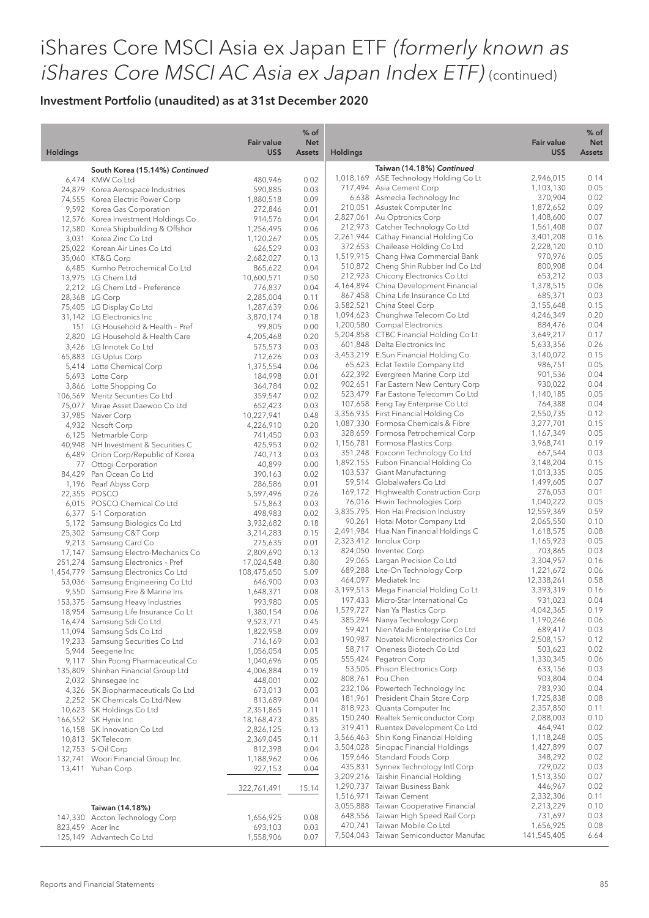# iShares Core MSCI Asia ex Japan ETF *(formerly known as iShares Core MSCI AC Asia ex Japan Index ETF)* (continued)

## Investment Portfolio (unaudited) as at 31st December 2020

| Holdings | | Fair value US$ | % of Net Assets |
|---|---|---|---|
| | **South Korea (15.14%) *Continued*** | | |
| 6,474 | KMW Co Ltd | 480,946 | 0.02 |
| 24,879 | Korea Aerospace Industries | 590,885 | 0.03 |
| 74,555 | Korea Electric Power Corp | 1,880,518 | 0.09 |
| 9,592 | Korea Gas Corporation | 272,846 | 0.01 |
| 12,576 | Korea Investment Holdings Co | 914,576 | 0.04 |
| 12,580 | Korea Shipbuilding & Offshor | 1,256,495 | 0.06 |
| 3,031 | Korea Zinc Co Ltd | 1,120,267 | 0.05 |
| 25,022 | Korean Air Lines Co Ltd | 626,529 | 0.03 |
| 35,060 | KT&G Corp | 2,682,027 | 0.13 |
| 6,485 | Kumho Petrochemical Co Ltd | 865,622 | 0.04 |
| 13,975 | LG Chem Ltd | 10,600,571 | 0.50 |
| 2,212 | LG Chem Ltd – Preference | 776,837 | 0.04 |
| 28,368 | LG Corp | 2,285,004 | 0.11 |
| 75,405 | LG Display Co Ltd | 1,287,639 | 0.06 |
| 31,142 | LG Electronics Inc | 3,870,174 | 0.18 |
| 151 | LG Household & Health – Pref | 99,805 | 0.00 |
| 2,820 | LG Household & Health Care | 4,205,468 | 0.20 |
| 3,426 | LG Innotek Co Ltd | 575,573 | 0.03 |
| 65,883 | LG Uplus Corp | 712,626 | 0.03 |
| 5,414 | Lotte Chemical Corp | 1,375,554 | 0.06 |
| 5,693 | Lotte Corp | 184,998 | 0.01 |
| 3,866 | Lotte Shopping Co | 364,784 | 0.02 |
| 106,569 | Meritz Securities Co Ltd | 359,547 | 0.02 |
| 75,077 | Mirae Asset Daewoo Co Ltd | 652,423 | 0.03 |
| 37,985 | Naver Corp | 10,227,941 | 0.48 |
| 4,932 | Ncsoft Corp | 4,226,910 | 0.20 |
| 6,125 | Netmarble Corp | 741,450 | 0.03 |
| 40,948 | NH Investment & Securities C | 425,953 | 0.02 |
| 6,489 | Orion Corp/Republic of Korea | 740,713 | 0.03 |
| 77 | Ottogi Corporation | 40,899 | 0.00 |
| 84,429 | Pan Ocean Co Ltd | 390,163 | 0.02 |
| 1,196 | Pearl Abyss Corp | 286,586 | 0.01 |
| 22,355 | POSCO | 5,597,496 | 0.26 |
| 6,015 | POSCO Chemical Co Ltd | 575,863 | 0.03 |
| 6,377 | S-1 Corporation | 498,983 | 0.02 |
| 5,172 | Samsung Biologics Co Ltd | 3,932,682 | 0.18 |
| 25,302 | Samsung C&T Corp | 3,214,283 | 0.15 |
| 9,213 | Samsung Card Co | 275,635 | 0.01 |
| 17,147 | Samsung Electro-Mechanics Co | 2,809,690 | 0.13 |
| 251,274 | Samsung Electronics – Pref | 17,024,548 | 0.80 |
| 1,454,779 | Samsung Electronics Co Ltd | 108,475,650 | 5.09 |
| 53,036 | Samsung Engineering Co Ltd | 646,900 | 0.03 |
| 9,550 | Samsung Fire & Marine Ins | 1,648,371 | 0.08 |
| 153,375 | Samsung Heavy Industries | 993,980 | 0.05 |
| 18,954 | Samsung Life Insurance Co Lt | 1,380,154 | 0.06 |
| 16,474 | Samsung Sdi Co Ltd | 9,523,771 | 0.45 |
| 11,094 | Samsung Sds Co Ltd | 1,822,958 | 0.09 |
| 19,233 | Samsung Securities Co Ltd | 716,169 | 0.03 |
| 5,944 | Seegene Inc | 1,056,054 | 0.05 |
| 9,117 | Shin Poong Pharmaceutical Co | 1,040,696 | 0.05 |
| 135,809 | Shinhan Financial Group Ltd | 4,006,884 | 0.19 |
| 2,032 | Shinsegae Inc | 448,001 | 0.02 |
| 4,326 | SK Biopharmaceuticals Co Ltd | 673,013 | 0.03 |
| 2,252 | SK Chemicals Co Ltd/New | 813,689 | 0.04 |
| 10,623 | SK Holdings Co Ltd | 2,351,865 | 0.11 |
| 166,552 | SK Hynix Inc | 18,168,473 | 0.85 |
| 16,158 | SK Innovation Co Ltd | 2,826,125 | 0.13 |
| 10,813 | SK Telecom | 2,369,045 | 0.11 |
| 12,753 | S-Oil Corp | 812,398 | 0.04 |
| 132,741 | Woori Financial Group Inc | 1,188,962 | 0.06 |
| 13,411 | Yuhan Corp | 927,153 | 0.04 |
| | | 322,761,491 | 15.14 |
| | **Taiwan (14.18%)** | | |
| 147,330 | Accton Technology Corp | 1,656,925 | 0.08 |
| 823,459 | Acer Inc | 693,103 | 0.03 |
| 125,149 | Advantech Co Ltd | 1,558,906 | 0.07 |
| | **Taiwan (14.18%) *Continued*** | | |
| 1,018,169 | ASE Technology Holding Co Lt | 2,946,015 | 0.14 |
| 717,494 | Asia Cement Corp | 1,103,130 | 0.05 |
| 6,638 | Asmedia Technology Inc | 370,904 | 0.02 |
| 210,051 | Asustek Computer Inc | 1,872,652 | 0.09 |
| 2,827,061 | Au Optronics Corp | 1,408,600 | 0.07 |
| 212,973 | Catcher Technology Co Ltd | 1,561,408 | 0.07 |
| 2,261,944 | Cathay Financial Holding Co | 3,401,208 | 0.16 |
| 372,653 | Chailease Holding Co Ltd | 2,228,120 | 0.10 |
| 1,519,915 | Chang Hwa Commercial Bank | 970,976 | 0.05 |
| 510,872 | Cheng Shin Rubber Ind Co Ltd | 800,908 | 0.04 |
| 212,923 | Chicony Electronics Co Ltd | 653,212 | 0.03 |
| 4,164,894 | China Development Financial | 1,378,515 | 0.06 |
| 867,458 | China Life Insurance Co Ltd | 685,371 | 0.03 |
| 3,582,521 | China Steel Corp | 3,155,648 | 0.15 |
| 1,094,623 | Chunghwa Telecom Co Ltd | 4,246,349 | 0.20 |
| 1,200,580 | Compal Electronics | 884,476 | 0.04 |
| 5,204,858 | CTBC Financial Holding Co Lt | 3,649,217 | 0.17 |
| 601,848 | Delta Electronics Inc | 5,633,356 | 0.26 |
| 3,453,219 | E.Sun Financial Holding Co | 3,140,072 | 0.15 |
| 65,623 | Eclat Textile Company Ltd | 986,751 | 0.05 |
| 622,392 | Evergreen Marine Corp Ltd | 901,536 | 0.04 |
| 902,651 | Far Eastern New Century Corp | 930,022 | 0.04 |
| 523,479 | Far Eastone Telecomm Co Ltd | 1,140,185 | 0.05 |
| 107,658 | Feng Tay Enterprise Co Ltd | 764,388 | 0.04 |
| 3,356,935 | First Financial Holding Co | 2,550,735 | 0.12 |
| 1,087,330 | Formosa Chemicals & Fibre | 3,277,701 | 0.15 |
| 328,659 | Formosa Petrochemical Corp | 1,167,349 | 0.05 |
| 1,156,781 | Formosa Plastics Corp | 3,968,741 | 0.19 |
| 351,248 | Foxconn Technology Co Ltd | 667,544 | 0.03 |
| 1,892,155 | Fubon Financial Holding Co | 3,148,204 | 0.15 |
| 103,537 | Giant Manufacturing | 1,013,335 | 0.05 |
| 59,514 | Globalwafers Co Ltd | 1,499,605 | 0.07 |
| 169,172 | Highwealth Construction Corp | 276,053 | 0.01 |
| 76,016 | Hiwin Technologies Corp | 1,040,222 | 0.05 |
| 3,835,795 | Hon Hai Precision Industry | 12,559,369 | 0.59 |
| 90,261 | Hotai Motor Company Ltd | 2,065,550 | 0.10 |
| 2,491,984 | Hua Nan Financial Holdings C | 1,618,575 | 0.08 |
| 2,323,412 | Innolux Corp | 1,165,923 | 0.05 |
| 824,050 | Inventec Corp | 703,865 | 0.03 |
| 29,065 | Largan Precision Co Ltd | 3,304,957 | 0.16 |
| 689,288 | Lite-On Technology Corp | 1,221,672 | 0.06 |
| 464,097 | Mediatek Inc | 12,338,261 | 0.58 |
| 3,199,513 | Mega Financial Holding Co Lt | 3,393,319 | 0.16 |
| 197,433 | Micro-Star International Co | 931,023 | 0.04 |
| 1,579,727 | Nan Ya Plastics Corp | 4,042,365 | 0.19 |
| 385,294 | Nanya Technology Corp | 1,190,246 | 0.06 |
| 59,421 | Nien Made Enterprise Co Ltd | 689,417 | 0.03 |
| 190,987 | Novatek Microelectronics Cor | 2,508,157 | 0.12 |
| 58,717 | Oneness Biotech Co Ltd | 503,623 | 0.02 |
| 555,424 | Pegatron Corp | 1,330,345 | 0.06 |
| 53,505 | Phison Electronics Corp | 633,156 | 0.03 |
| 808,761 | Pou Chen | 903,804 | 0.04 |
| 232,106 | Powertech Technology Inc | 783,930 | 0.04 |
| 181,961 | President Chain Store Corp | 1,725,838 | 0.08 |
| 818,923 | Quanta Computer Inc | 2,357,850 | 0.11 |
| 150,240 | Realtek Semiconductor Corp | 2,088,003 | 0.10 |
| 319,411 | Ruentex Development Co Ltd | 464,941 | 0.02 |
| 3,566,463 | Shin Kong Financial Holding | 1,118,248 | 0.05 |
| 3,504,028 | Sinopac Financial Holdings | 1,427,899 | 0.07 |
| 159,646 | Standard Foods Corp | 348,292 | 0.02 |
| 435,831 | Synnex Technology Intl Corp | 729,022 | 0.03 |
| 3,209,216 | Taishin Financial Holding | 1,513,350 | 0.07 |
| 1,290,737 | Taiwan Business Bank | 446,967 | 0.02 |
| 1,516,971 | Taiwan Cement | 2,332,306 | 0.11 |
| 3,055,888 | Taiwan Cooperative Financial | 2,213,229 | 0.10 |
| 648,556 | Taiwan High Speed Rail Corp | 731,697 | 0.03 |
| 470,741 | Taiwan Mobile Co Ltd | 1,656,925 | 0.08 |
| 7,504,043 | Taiwan Semiconductor Manufac | 141,545,405 | 6.64 |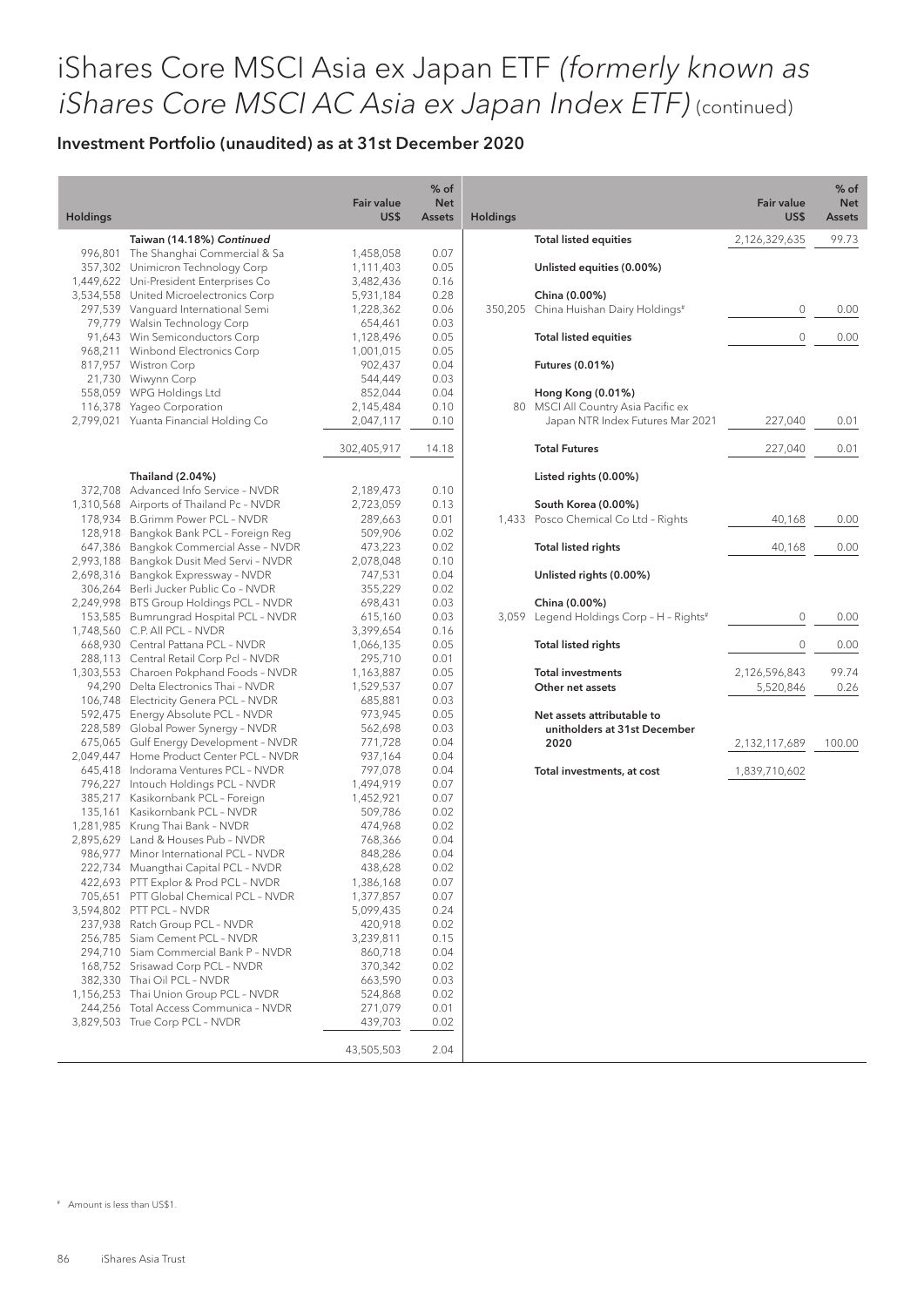# iShares Core MSCI Asia ex Japan ETF *(formerly known as iShares Core MSCI AC Asia ex Japan Index ETF)* (continued)

## Investment Portfolio (unaudited) as at 31st December 2020

| Holdings | | Fair value US$ | % of Net Assets |
|---|---|---|---|
| | **Taiwan (14.18%) *Continued*** | | |
| 996,801 | The Shanghai Commercial & Sa | 1,458,058 | 0.07 |
| 357,302 | Unimicron Technology Corp | 1,111,403 | 0.05 |
| 1,449,622 | Uni-President Enterprises Co | 3,482,436 | 0.16 |
| 3,534,558 | United Microelectronics Corp | 5,931,184 | 0.28 |
| 297,539 | Vanguard International Semi | 1,228,362 | 0.06 |
| 79,779 | Walsin Technology Corp | 654,461 | 0.03 |
| 91,643 | Win Semiconductors Corp | 1,128,496 | 0.05 |
| 968,211 | Winbond Electronics Corp | 1,001,015 | 0.05 |
| 817,957 | Wistron Corp | 902,437 | 0.04 |
| 21,730 | Wiwynn Corp | 544,449 | 0.03 |
| 558,059 | WPG Holdings Ltd | 852,044 | 0.04 |
| 116,378 | Yageo Corporation | 2,145,484 | 0.10 |
| 2,799,021 | Yuanta Financial Holding Co | 2,047,117 | 0.10 |
| | | 302,405,917 | 14.18 |
| | **Thailand (2.04%)** | | |
| 372,708 | Advanced Info Service – NVDR | 2,189,473 | 0.10 |
| 1,310,568 | Airports of Thailand Pc – NVDR | 2,723,059 | 0.13 |
| 178,934 | B.Grimm Power PCL – NVDR | 289,663 | 0.01 |
| 128,918 | Bangkok Bank PCL – Foreign Reg | 509,906 | 0.02 |
| 647,386 | Bangkok Commercial Asse – NVDR | 473,223 | 0.02 |
| 2,993,188 | Bangkok Dusit Med Servi – NVDR | 2,078,048 | 0.10 |
| 2,698,316 | Bangkok Expressway – NVDR | 747,531 | 0.04 |
| 306,264 | Berli Jucker Public Co – NVDR | 355,229 | 0.02 |
| 2,249,998 | BTS Group Holdings PCL – NVDR | 698,431 | 0.03 |
| 153,585 | Bumrungrad Hospital PCL – NVDR | 615,160 | 0.03 |
| 1,748,560 | C.P. All PCL – NVDR | 3,399,654 | 0.16 |
| 668,930 | Central Pattana PCL – NVDR | 1,066,135 | 0.05 |
| 288,113 | Central Retail Corp Pcl – NVDR | 295,710 | 0.01 |
| 1,303,553 | Charoen Pokphand Foods – NVDR | 1,163,887 | 0.05 |
| 94,290 | Delta Electronics Thai – NVDR | 1,529,537 | 0.07 |
| 106,748 | Electricity Genera PCL – NVDR | 685,881 | 0.03 |
| 592,475 | Energy Absolute PCL – NVDR | 973,945 | 0.05 |
| 228,589 | Global Power Synergy – NVDR | 562,698 | 0.03 |
| 675,065 | Gulf Energy Development – NVDR | 771,728 | 0.04 |
| 2,049,447 | Home Product Center PCL – NVDR | 937,164 | 0.04 |
| 645,418 | Indorama Ventures PCL – NVDR | 797,078 | 0.04 |
| 796,227 | Intouch Holdings PCL – NVDR | 1,494,919 | 0.07 |
| 385,217 | Kasikornbank PCL – Foreign | 1,452,921 | 0.07 |
| 135,161 | Kasikornbank PCL – NVDR | 509,786 | 0.02 |
| 1,281,985 | Krung Thai Bank – NVDR | 474,968 | 0.02 |
| 2,895,629 | Land & Houses Pub – NVDR | 768,366 | 0.04 |
| 986,977 | Minor International PCL – NVDR | 848,286 | 0.04 |
| 222,734 | Muangthai Capital PCL – NVDR | 438,628 | 0.02 |
| 422,693 | PTT Explor & Prod PCL – NVDR | 1,386,168 | 0.07 |
| 705,651 | PTT Global Chemical PCL – NVDR | 1,377,857 | 0.07 |
| 3,594,802 | PTT PCL – NVDR | 5,099,435 | 0.24 |
| 237,938 | Ratch Group PCL – NVDR | 420,918 | 0.02 |
| 256,785 | Siam Cement PCL – NVDR | 3,239,811 | 0.15 |
| 294,710 | Siam Commercial Bank P – NVDR | 860,718 | 0.04 |
| 168,752 | Srisawad Corp PCL – NVDR | 370,342 | 0.02 |
| 382,330 | Thai Oil PCL – NVDR | 663,590 | 0.03 |
| 1,156,253 | Thai Union Group PCL – NVDR | 524,868 | 0.02 |
| 244,256 | Total Access Communica – NVDR | 271,079 | 0.01 |
| 3,829,503 | True Corp PCL – NVDR | 439,703 | 0.02 |
| | | 43,505,503 | 2.04 |
| | **Total listed equities** | 2,126,329,635 | 99.73 |
| | **Unlisted equities (0.00%)** | | |
| | **China (0.00%)** | | |
| 350,205 | China Huishan Dairy Holdings# | 0 | 0.00 |
| | **Total listed equities** | 0 | 0.00 |
| | **Futures (0.01%)** | | |
| | **Hong Kong (0.01%)** | | |
| 80 | MSCI All Country Asia Pacific ex Japan NTR Index Futures Mar 2021 | 227,040 | 0.01 |
| | **Total Futures** | 227,040 | 0.01 |
| | **Listed rights (0.00%)** | | |
| | **South Korea (0.00%)** | | |
| 1,433 | Posco Chemical Co Ltd – Rights | 40,168 | 0.00 |
| | **Total listed rights** | 40,168 | 0.00 |
| | **Unlisted rights (0.00%)** | | |
| | **China (0.00%)** | | |
| 3,059 | Legend Holdings Corp – H – Rights# | 0 | 0.00 |
| | **Total listed rights** | 0 | 0.00 |
| | **Total investments** | 2,126,596,843 | 99.74 |
| | **Other net assets** | 5,520,846 | 0.26 |
| | **Net assets attributable to unitholders at 31st December 2020** | 2,132,117,689 | 100.00 |
| | **Total investments, at cost** | 1,839,710,602 | |

# Amount is less than US$1.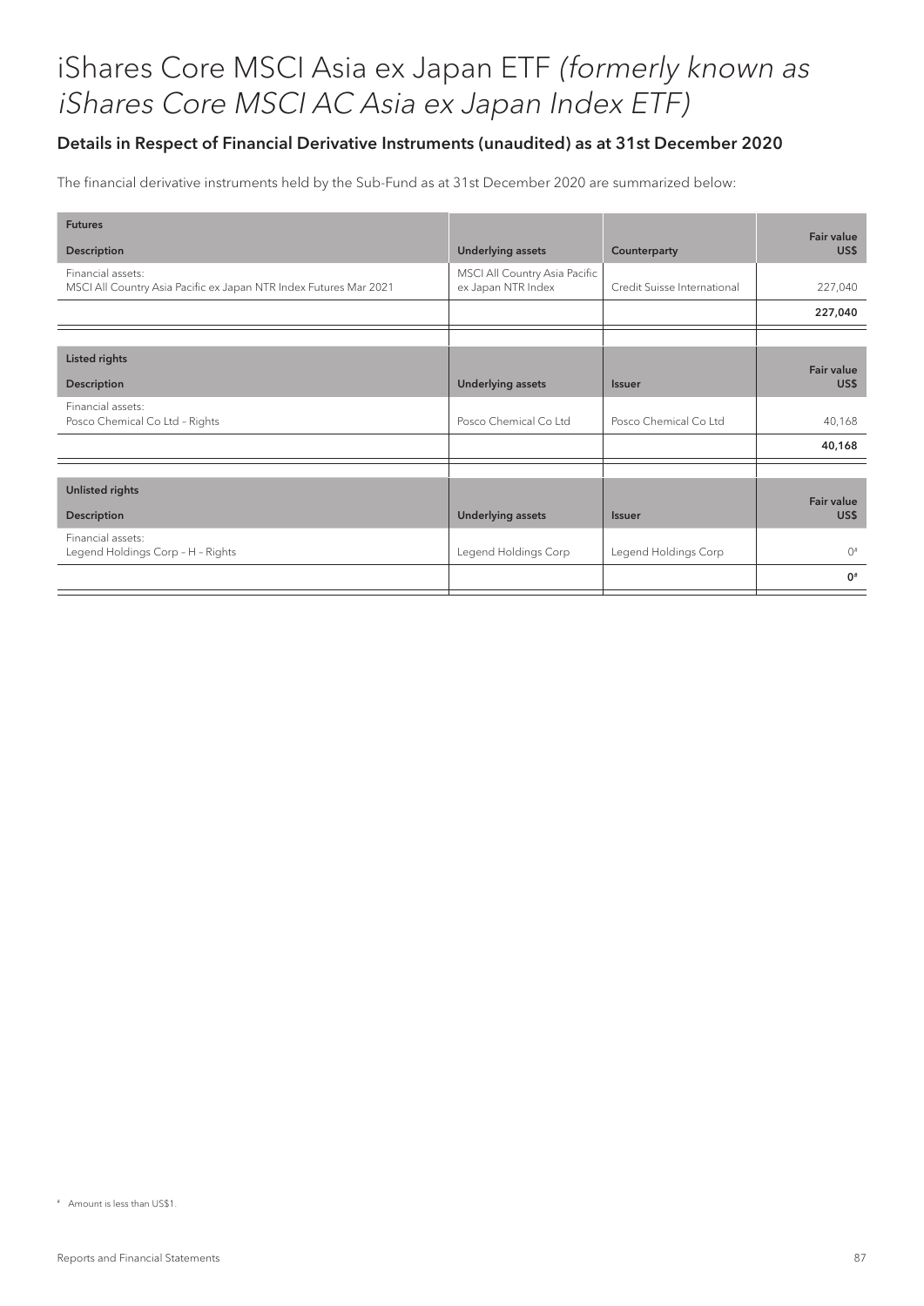# iShares Core MSCI Asia ex Japan ETF *(formerly known as iShares Core MSCI AC Asia ex Japan Index ETF)*

## Details in Respect of Financial Derivative Instruments (unaudited) as at 31st December 2020

The financial derivative instruments held by the Sub-Fund as at 31st December 2020 are summarized below:

| **Futures**<br>**Description** | **Underlying assets** | **Counterparty** | **Fair value US$** |
|---|---|---|---|
| Financial assets:<br>MSCI All Country Asia Pacific ex Japan NTR Index Futures Mar 2021 | MSCI All Country Asia Pacific ex Japan NTR Index | Credit Suisse International | 227,040 |
| | | | **227,040** |

| **Listed rights**<br>**Description** | **Underlying assets** | **Issuer** | **Fair value US$** |
|---|---|---|---|
| Financial assets:<br>Posco Chemical Co Ltd – Rights | Posco Chemical Co Ltd | Posco Chemical Co Ltd | 40,168 |
| | | | **40,168** |

| **Unlisted rights**<br>**Description** | **Underlying assets** | **Issuer** | **Fair value US$** |
|---|---|---|---|
| Financial assets:<br>Legend Holdings Corp – H – Rights | Legend Holdings Corp | Legend Holdings Corp | 0# |
| | | | **0#** |

# Amount is less than US$1.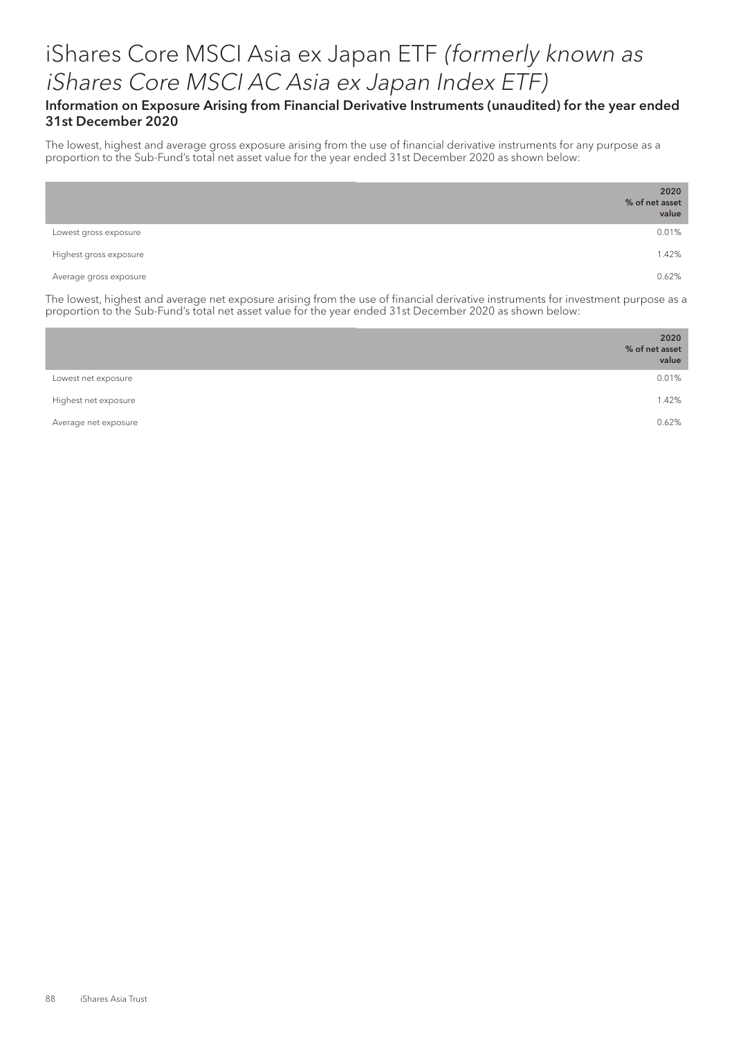# iShares Core MSCI Asia ex Japan ETF *(formerly known as iShares Core MSCI AC Asia ex Japan Index ETF)*

**Information on Exposure Arising from Financial Derivative Instruments (unaudited) for the year ended 31st December 2020**

The lowest, highest and average gross exposure arising from the use of financial derivative instruments for any purpose as a proportion to the Sub-Fund's total net asset value for the year ended 31st December 2020 as shown below:

| | 2020<br>% of net asset value |
|---|---|
| Lowest gross exposure | 0.01% |
| Highest gross exposure | 1.42% |
| Average gross exposure | 0.62% |

The lowest, highest and average net exposure arising from the use of financial derivative instruments for investment purpose as a proportion to the Sub-Fund's total net asset value for the year ended 31st December 2020 as shown below:

| | 2020<br>% of net asset value |
|---|---|
| Lowest net exposure | 0.01% |
| Highest net exposure | 1.42% |
| Average net exposure | 0.62% |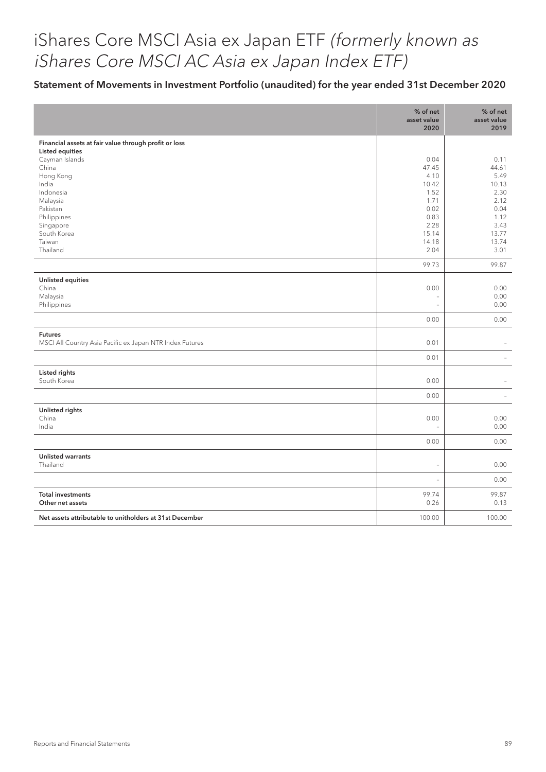# iShares Core MSCI Asia ex Japan ETF *(formerly known as iShares Core MSCI AC Asia ex Japan Index ETF)*

## Statement of Movements in Investment Portfolio (unaudited) for the year ended 31st December 2020

| | % of net asset value 2020 | % of net asset value 2019 |
|---|---|---|
| **Financial assets at fair value through profit or loss** | | |
| **Listed equities** | | |
| Cayman Islands | 0.04 | 0.11 |
| China | 47.45 | 44.61 |
| Hong Kong | 4.10 | 5.49 |
| India | 10.42 | 10.13 |
| Indonesia | 1.52 | 2.30 |
| Malaysia | 1.71 | 2.12 |
| Pakistan | 0.02 | 0.04 |
| Philippines | 0.83 | 1.12 |
| Singapore | 2.28 | 3.43 |
| South Korea | 15.14 | 13.77 |
| Taiwan | 14.18 | 13.74 |
| Thailand | 2.04 | 3.01 |
| | 99.73 | 99.87 |
| **Unlisted equities** | | |
| China | 0.00 | 0.00 |
| Malaysia | – | 0.00 |
| Philippines | – | 0.00 |
| | 0.00 | 0.00 |
| **Futures** | | |
| MSCI All Country Asia Pacific ex Japan NTR Index Futures | 0.01 | – |
| | 0.01 | – |
| **Listed rights** | | |
| South Korea | 0.00 | – |
| | 0.00 | – |
| **Unlisted rights** | | |
| China | 0.00 | 0.00 |
| India | – | 0.00 |
| | 0.00 | 0.00 |
| **Unlisted warrants** | | |
| Thailand | – | 0.00 |
| | – | 0.00 |
| **Total investments** | 99.74 | 99.87 |
| **Other net assets** | 0.26 | 0.13 |
| **Net assets attributable to unitholders at 31st December** | 100.00 | 100.00 |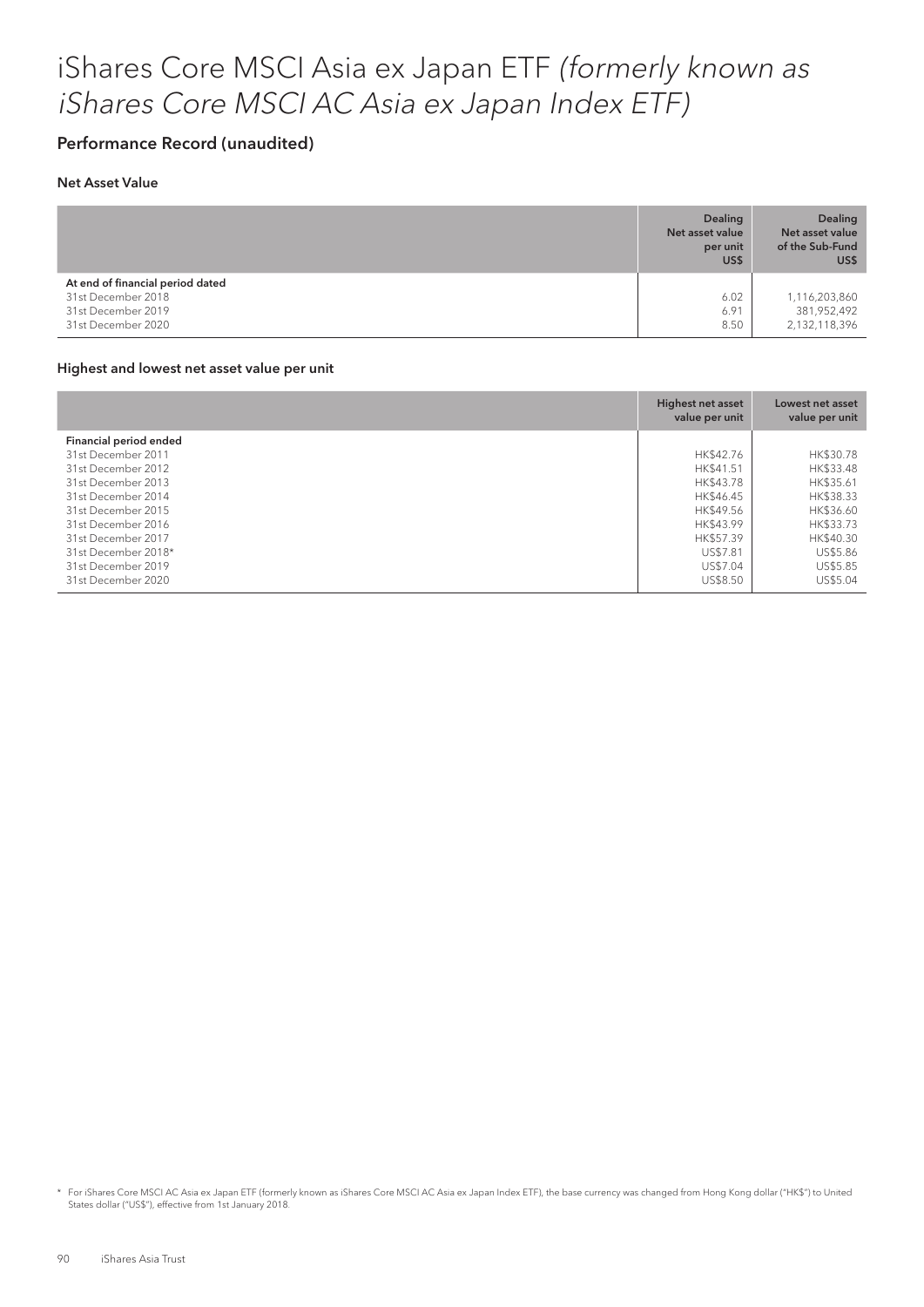# iShares Core MSCI Asia ex Japan ETF *(formerly known as iShares Core MSCI AC Asia ex Japan Index ETF)*

## Performance Record (unaudited)

### Net Asset Value

| | Dealing Net asset value per unit US$ | Dealing Net asset value of the Sub-Fund US$ |
|---|---|---|
| **At end of financial period dated** | | |
| 31st December 2018 | 6.02 | 1,116,203,860 |
| 31st December 2019 | 6.91 | 381,952,492 |
| 31st December 2020 | 8.50 | 2,132,118,396 |

### Highest and lowest net asset value per unit

| | Highest net asset value per unit | Lowest net asset value per unit |
|---|---|---|
| **Financial period ended** | | |
| 31st December 2011 | HK$42.76 | HK$30.78 |
| 31st December 2012 | HK$41.51 | HK$33.48 |
| 31st December 2013 | HK$43.78 | HK$35.61 |
| 31st December 2014 | HK$46.45 | HK$38.33 |
| 31st December 2015 | HK$49.56 | HK$36.60 |
| 31st December 2016 | HK$43.99 | HK$33.73 |
| 31st December 2017 | HK$57.39 | HK$40.30 |
| 31st December 2018* | US$7.81 | US$5.86 |
| 31st December 2019 | US$7.04 | US$5.85 |
| 31st December 2020 | US$8.50 | US$5.04 |

\* For iShares Core MSCI AC Asia ex Japan ETF (formerly known as iShares Core MSCI AC Asia ex Japan Index ETF), the base currency was changed from Hong Kong dollar ("HK$") to United States dollar ("US$"), effective from 1st January 2018.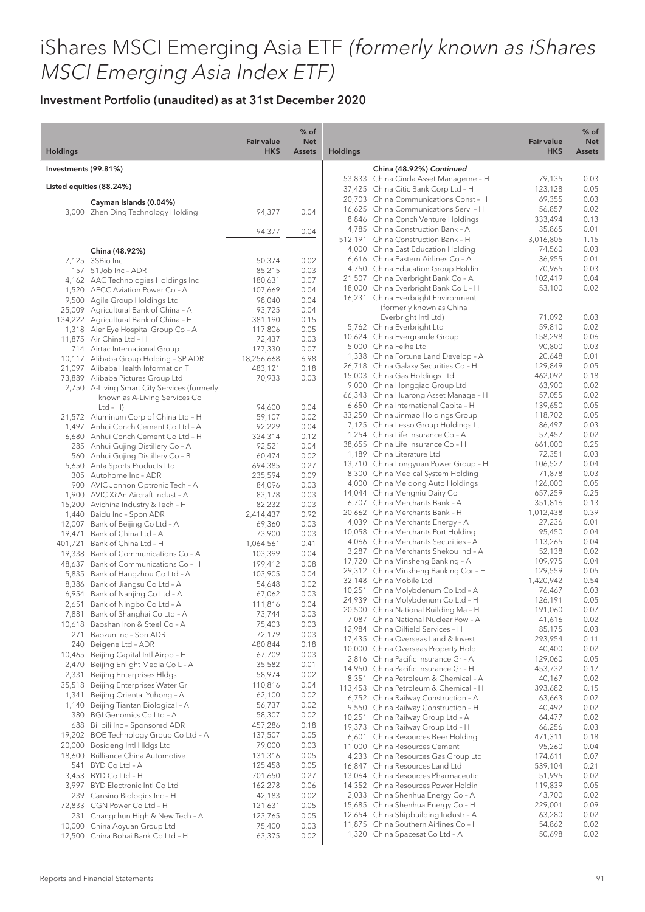# iShares MSCI Emerging Asia ETF *(formerly known as iShares MSCI Emerging Asia Index ETF)*

## Investment Portfolio (unaudited) as at 31st December 2020

| Holdings | | Fair value HK$ | % of Net Assets |
|---|---|---|---|
| **Investments (99.81%)** | | | |
| **Listed equities (88.24%)** | | | |
| | **Cayman Islands (0.04%)** | | |
| 3,000 | Zhen Ding Technology Holding | 94,377 | 0.04 |
| | | 94,377 | 0.04 |
| | **China (48.92%)** | | |
| 7,125 | 3SBio Inc | 50,374 | 0.02 |
| 157 | 51Job Inc – ADR | 85,215 | 0.03 |
| 4,162 | AAC Technologies Holdings Inc | 180,631 | 0.07 |
| 1,520 | AECC Aviation Power Co – A | 107,669 | 0.04 |
| 9,500 | Agile Group Holdings Ltd | 98,040 | 0.04 |
| 25,009 | Agricultural Bank of China – A | 93,725 | 0.04 |
| 134,222 | Agricultural Bank of China – H | 381,190 | 0.15 |
| 1,318 | Aier Eye Hospital Group Co – A | 117,806 | 0.05 |
| 11,875 | Air China Ltd – H | 72,437 | 0.03 |
| 714 | Airtac International Group | 177,330 | 0.07 |
| 10,117 | Alibaba Group Holding – SP ADR | 18,256,668 | 6.98 |
| 21,097 | Alibaba Health Information T | 483,121 | 0.18 |
| 73,889 | Alibaba Pictures Group Ltd | 70,933 | 0.03 |
| 2,750 | A-Living Smart City Services (formerly known as A-Living Services Co Ltd – H) | 94,600 | 0.04 |
| 21,572 | Aluminum Corp of China Ltd – H | 59,107 | 0.02 |
| 1,497 | Anhui Conch Cement Co Ltd – A | 92,229 | 0.04 |
| 6,680 | Anhui Conch Cement Co Ltd – H | 324,314 | 0.12 |
| 285 | Anhui Gujing Distillery Co – A | 92,521 | 0.04 |
| 560 | Anhui Gujing Distillery Co – B | 60,474 | 0.02 |
| 5,650 | Anta Sports Products Ltd | 694,385 | 0.27 |
| 305 | Autohome Inc – ADR | 235,594 | 0.09 |
| 900 | AVIC Jonhon Optronic Tech – A | 84,096 | 0.03 |
| 1,900 | AVIC Xi'An Aircraft Indust – A | 83,178 | 0.03 |
| 15,200 | Avichina Industry & Tech – H | 82,232 | 0.03 |
| 1,440 | Baidu Inc – Spon ADR | 2,414,437 | 0.92 |
| 12,007 | Bank of Beijing Co Ltd – A | 69,360 | 0.03 |
| 19,471 | Bank of China Ltd – A | 73,900 | 0.03 |
| 401,721 | Bank of China Ltd – H | 1,064,561 | 0.41 |
| 19,338 | Bank of Communications Co – A | 103,399 | 0.04 |
| 48,637 | Bank of Communications Co – H | 199,412 | 0.08 |
| 5,835 | Bank of Hangzhou Co Ltd – A | 103,905 | 0.04 |
| 8,386 | Bank of Jiangsu Co Ltd – A | 54,648 | 0.02 |
| 6,954 | Bank of Nanjing Co Ltd – A | 67,062 | 0.03 |
| 2,651 | Bank of Ningbo Co Ltd – A | 111,816 | 0.04 |
| 7,881 | Bank of Shanghai Co Ltd – A | 73,744 | 0.03 |
| 10,618 | Baoshan Iron & Steel Co – A | 75,403 | 0.03 |
| 271 | Baozun Inc – Spn ADR | 72,179 | 0.03 |
| 240 | Beigene Ltd – ADR | 480,844 | 0.18 |
| 10,465 | Beijing Capital Intl Airpo – H | 67,709 | 0.03 |
| 2,470 | Beijing Enlight Media Co L – A | 35,582 | 0.01 |
| 2,331 | Beijing Enterprises Hldgs | 58,974 | 0.02 |
| 35,518 | Beijing Enterprises Water Gr | 110,816 | 0.04 |
| 1,341 | Beijing Oriental Yuhong – A | 62,100 | 0.02 |
| 1,140 | Beijing Tiantan Biological – A | 56,737 | 0.02 |
| 380 | BGI Genomics Co Ltd – A | 58,307 | 0.02 |
| 688 | Bilibili Inc – Sponsored ADR | 457,286 | 0.18 |
| 19,202 | BOE Technology Group Co Ltd – A | 137,507 | 0.05 |
| 20,000 | Bosideng Intl Hldgs Ltd | 79,000 | 0.03 |
| 18,600 | Brilliance China Automotive | 131,316 | 0.05 |
| 541 | BYD Co Ltd – A | 125,458 | 0.05 |
| 3,453 | BYD Co Ltd – H | 701,650 | 0.27 |
| 3,997 | BYD Electronic Intl Co Ltd | 162,278 | 0.06 |
| 239 | Cansino Biologics Inc – H | 42,183 | 0.02 |
| 72,833 | CGN Power Co Ltd – H | 121,631 | 0.05 |
| 231 | Changchun High & New Tech – A | 123,765 | 0.05 |
| 10,000 | China Aoyuan Group Ltd | 75,400 | 0.03 |
| 12,500 | China Bohai Bank Co Ltd – H | 63,375 | 0.02 |
| | **China (48.92%) *Continued*** | | |
| 53,833 | China Cinda Asset Manageme – H | 79,135 | 0.03 |
| 37,425 | China Citic Bank Corp Ltd – H | 123,128 | 0.05 |
| 20,703 | China Communications Const – H | 69,355 | 0.03 |
| 16,625 | China Communications Servi – H | 56,857 | 0.02 |
| 8,846 | China Conch Venture Holdings | 333,494 | 0.13 |
| 4,785 | China Construction Bank – A | 35,865 | 0.01 |
| 512,191 | China Construction Bank – H | 3,016,805 | 1.15 |
| 4,000 | China East Education Holding | 74,560 | 0.03 |
| 6,616 | China Eastern Airlines Co – A | 36,955 | 0.01 |
| 4,750 | China Education Group Holdin | 70,965 | 0.03 |
| 21,507 | China Everbright Bank Co – A | 102,419 | 0.04 |
| 18,000 | China Everbright Bank Co L – H | 53,100 | 0.02 |
| 16,231 | China Everbright Environment (formerly known as China Everbright Intl Ltd) | 71,092 | 0.03 |
| 5,762 | China Everbright Ltd | 59,810 | 0.02 |
| 10,624 | China Evergrande Group | 158,298 | 0.06 |
| 5,000 | China Feihe Ltd | 90,800 | 0.03 |
| 1,338 | China Fortune Land Develop – A | 20,648 | 0.01 |
| 26,718 | China Galaxy Securities Co – H | 129,849 | 0.05 |
| 15,003 | China Gas Holdings Ltd | 462,092 | 0.18 |
| 9,000 | China Hongqiao Group Ltd | 63,900 | 0.02 |
| 66,343 | China Huarong Asset Manage – H | 57,055 | 0.02 |
| 6,650 | China International Capita – H | 139,650 | 0.05 |
| 33,250 | China Jinmao Holdings Group | 118,702 | 0.05 |
| 7,125 | China Lesso Group Holdings Lt | 86,497 | 0.03 |
| 1,254 | China Life Insurance Co – A | 57,457 | 0.02 |
| 38,655 | China Life Insurance Co – H | 661,000 | 0.25 |
| 1,189 | China Literature Ltd | 72,351 | 0.03 |
| 13,710 | China Longyuan Power Group – H | 106,527 | 0.04 |
| 8,300 | China Medical System Holding | 71,878 | 0.03 |
| 4,000 | China Meidong Auto Holdings | 126,000 | 0.05 |
| 14,044 | China Mengniu Dairy Co | 657,259 | 0.25 |
| 6,707 | China Merchants Bank – A | 351,816 | 0.13 |
| 20,662 | China Merchants Bank – H | 1,012,438 | 0.39 |
| 4,039 | China Merchants Energy – A | 27,236 | 0.01 |
| 10,058 | China Merchants Port Holding | 95,450 | 0.04 |
| 4,066 | China Merchants Securities – A | 113,265 | 0.04 |
| 3,287 | China Merchants Shekou Ind – A | 52,138 | 0.02 |
| 17,720 | China Minsheng Banking – A | 109,975 | 0.04 |
| 29,312 | China Minsheng Banking Cor – H | 129,559 | 0.05 |
| 32,148 | China Mobile Ltd | 1,420,942 | 0.54 |
| 10,251 | China Molybdenum Co Ltd – A | 76,467 | 0.03 |
| 24,939 | China Molybdenum Co Ltd – H | 126,191 | 0.05 |
| 20,500 | China National Building Ma – H | 191,060 | 0.07 |
| 7,087 | China National Nuclear Pow – A | 41,616 | 0.02 |
| 12,984 | China Oilfield Services – H | 85,175 | 0.03 |
| 17,435 | China Overseas Land & Invest | 293,954 | 0.11 |
| 10,000 | China Overseas Property Hold | 40,400 | 0.02 |
| 2,816 | China Pacific Insurance Gr – A | 129,060 | 0.05 |
| 14,950 | China Pacific Insurance Gr – H | 453,732 | 0.17 |
| 8,351 | China Petroleum & Chemical – A | 40,167 | 0.02 |
| 113,453 | China Petroleum & Chemical – H | 393,682 | 0.15 |
| 6,752 | China Railway Construction – A | 63,663 | 0.02 |
| 9,550 | China Railway Construction – H | 40,492 | 0.02 |
| 10,251 | China Railway Group Ltd – A | 64,477 | 0.02 |
| 19,373 | China Railway Group Ltd – H | 66,256 | 0.03 |
| 6,601 | China Resources Beer Holding | 471,311 | 0.18 |
| 11,000 | China Resources Cement | 95,260 | 0.04 |
| 4,233 | China Resources Gas Group Ltd | 174,611 | 0.07 |
| 16,847 | China Resources Land Ltd | 539,104 | 0.21 |
| 13,064 | China Resources Pharmaceutic | 51,995 | 0.02 |
| 14,352 | China Resources Power Holdin | 119,839 | 0.05 |
| 2,033 | China Shenhua Energy Co – A | 43,700 | 0.02 |
| 15,685 | China Shenhua Energy Co – H | 229,001 | 0.09 |
| 12,654 | China Shipbuilding Industr – A | 63,280 | 0.02 |
| 11,875 | China Southern Airlines Co – H | 54,862 | 0.02 |
| 1,320 | China Spacesat Co Ltd – A | 50,698 | 0.02 |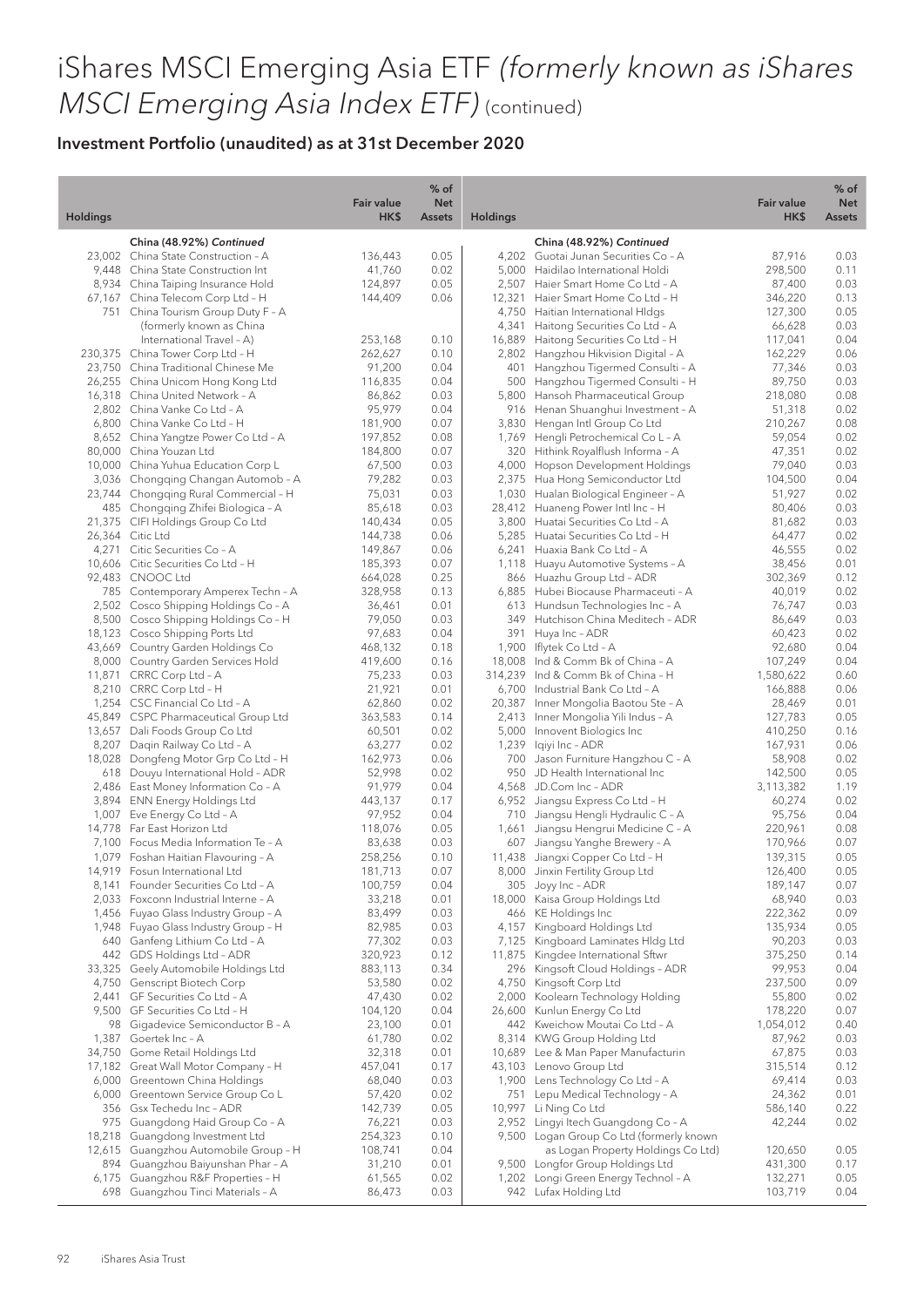# iShares MSCI Emerging Asia ETF *(formerly known as iShares MSCI Emerging Asia Index ETF)* (continued)

## Investment Portfolio (unaudited) as at 31st December 2020

| Holdings | | Fair value HK$ | % of Net Assets |
|---|---|---|---|
| | **China (48.92%) *Continued*** | | |
| 23,002 | China State Construction – A | 136,443 | 0.05 |
| 9,448 | China State Construction Int | 41,760 | 0.02 |
| 8,934 | China Taiping Insurance Hold | 124,897 | 0.05 |
| 67,167 | China Telecom Corp Ltd – H | 144,409 | 0.06 |
| 751 | China Tourism Group Duty F – A (formerly known as China International Travel – A) | 253,168 | 0.10 |
| 230,375 | China Tower Corp Ltd – H | 262,627 | 0.10 |
| 23,750 | China Traditional Chinese Me | 91,200 | 0.04 |
| 26,255 | China Unicom Hong Kong Ltd | 116,835 | 0.04 |
| 16,318 | China United Network – A | 86,862 | 0.03 |
| 2,802 | China Vanke Co Ltd – A | 95,979 | 0.04 |
| 6,800 | China Vanke Co Ltd – H | 181,900 | 0.07 |
| 8,652 | China Yangtze Power Co Ltd – A | 197,852 | 0.08 |
| 80,000 | China Youzan Ltd | 184,800 | 0.07 |
| 10,000 | China Yuhua Education Corp L | 67,500 | 0.03 |
| 3,036 | Chongqing Changan Automob – A | 79,282 | 0.03 |
| 23,744 | Chongqing Rural Commercial – H | 75,031 | 0.03 |
| 485 | Chongqing Zhifei Biologica – A | 85,618 | 0.03 |
| 21,375 | CIFI Holdings Group Co Ltd | 140,434 | 0.05 |
| 26,364 | Citic Ltd | 144,738 | 0.06 |
| 4,271 | Citic Securities Co – A | 149,867 | 0.06 |
| 10,606 | Citic Securities Co Ltd – H | 185,393 | 0.07 |
| 92,483 | CNOOC Ltd | 664,028 | 0.25 |
| 785 | Contemporary Amperex Techn – A | 328,958 | 0.13 |
| 2,502 | Cosco Shipping Holdings Co – A | 36,461 | 0.01 |
| 8,500 | Cosco Shipping Holdings Co – H | 79,050 | 0.03 |
| 18,123 | Cosco Shipping Ports Ltd | 97,683 | 0.04 |
| 43,669 | Country Garden Holdings Co | 468,132 | 0.18 |
| 8,000 | Country Garden Services Hold | 419,600 | 0.16 |
| 11,871 | CRRC Corp Ltd – A | 75,233 | 0.03 |
| 8,210 | CRRC Corp Ltd – H | 21,921 | 0.01 |
| 1,254 | CSC Financial Co Ltd – A | 62,860 | 0.02 |
| 45,849 | CSPC Pharmaceutical Group Ltd | 363,583 | 0.14 |
| 13,657 | Dali Foods Group Co Ltd | 60,501 | 0.02 |
| 8,207 | Daqin Railway Co Ltd – A | 63,277 | 0.02 |
| 18,028 | Dongfeng Motor Grp Co Ltd – H | 162,973 | 0.06 |
| 618 | Douyu International Hold – ADR | 52,998 | 0.02 |
| 2,486 | East Money Information Co – A | 91,979 | 0.04 |
| 3,894 | ENN Energy Holdings Ltd | 443,137 | 0.17 |
| 1,007 | Eve Energy Co Ltd – A | 97,952 | 0.04 |
| 14,778 | Far East Horizon Ltd | 118,076 | 0.05 |
| 7,100 | Focus Media Information Te – A | 83,638 | 0.03 |
| 1,079 | Foshan Haitian Flavouring – A | 258,256 | 0.10 |
| 14,919 | Fosun International Ltd | 181,713 | 0.07 |
| 8,141 | Founder Securities Co Ltd – A | 100,759 | 0.04 |
| 2,033 | Foxconn Industrial Interne – A | 33,218 | 0.01 |
| 1,456 | Fuyao Glass Industry Group – A | 83,499 | 0.03 |
| 1,948 | Fuyao Glass Industry Group – H | 82,985 | 0.03 |
| 640 | Ganfeng Lithium Co Ltd – A | 77,302 | 0.03 |
| 442 | GDS Holdings Ltd – ADR | 320,923 | 0.12 |
| 33,325 | Geely Automobile Holdings Ltd | 883,113 | 0.34 |
| 4,750 | Genscript Biotech Corp | 53,580 | 0.02 |
| 2,441 | GF Securities Co Ltd – A | 47,430 | 0.02 |
| 9,500 | GF Securities Co Ltd – H | 104,120 | 0.04 |
| 98 | Gigadevice Semiconductor B – A | 23,100 | 0.01 |
| 1,387 | Goertek Inc – A | 61,780 | 0.02 |
| 34,750 | Gome Retail Holdings Ltd | 32,318 | 0.01 |
| 17,182 | Great Wall Motor Company – H | 457,041 | 0.17 |
| 6,000 | Greentown China Holdings | 68,040 | 0.03 |
| 6,000 | Greentown Service Group Co L | 57,420 | 0.02 |
| 356 | Gsx Techedu Inc – ADR | 142,739 | 0.05 |
| 975 | Guangdong Haid Group Co – A | 76,221 | 0.03 |
| 18,218 | Guangdong Investment Ltd | 254,323 | 0.10 |
| 12,615 | Guangzhou Automobile Group – H | 108,741 | 0.04 |
| 894 | Guangzhou Baiyunshan Phar – A | 31,210 | 0.01 |
| 6,175 | Guangzhou R&F Properties – H | 61,565 | 0.02 |
| 698 | Guangzhou Tinci Materials – A | 86,473 | 0.03 |
| | **China (48.92%) *Continued*** | | |
| 4,202 | Guotai Junan Securities Co – A | 87,916 | 0.03 |
| 5,000 | Haidilao International Holdi | 298,500 | 0.11 |
| 2,507 | Haier Smart Home Co Ltd – A | 87,400 | 0.03 |
| 12,321 | Haier Smart Home Co Ltd – H | 346,220 | 0.13 |
| 4,750 | Haitian International Hldgs | 127,300 | 0.05 |
| 4,341 | Haitong Securities Co Ltd – A | 66,628 | 0.03 |
| 16,889 | Haitong Securities Co Ltd – H | 117,041 | 0.04 |
| 2,802 | Hangzhou Hikvision Digital – A | 162,229 | 0.06 |
| 401 | Hangzhou Tigermed Consulti – A | 77,346 | 0.03 |
| 500 | Hangzhou Tigermed Consulti – H | 89,750 | 0.03 |
| 5,800 | Hansoh Pharmaceutical Group | 218,080 | 0.08 |
| 916 | Henan Shuanghui Investment – A | 51,318 | 0.02 |
| 3,830 | Hengan Intl Group Co Ltd | 210,267 | 0.08 |
| 1,769 | Hengli Petrochemical Co L – A | 59,054 | 0.02 |
| 320 | Hithink Royalflush Informa – A | 47,351 | 0.02 |
| 4,000 | Hopson Development Holdings | 79,040 | 0.03 |
| 2,375 | Hua Hong Semiconductor Ltd | 104,500 | 0.04 |
| 1,030 | Hualan Biological Engineer – A | 51,927 | 0.02 |
| 28,412 | Huaneng Power Intl Inc – H | 80,406 | 0.03 |
| 3,800 | Huatai Securities Co Ltd – A | 81,682 | 0.03 |
| 5,285 | Huatai Securities Co Ltd – H | 64,477 | 0.02 |
| 6,241 | Huaxia Bank Co Ltd – A | 46,555 | 0.02 |
| 1,118 | Huayu Automotive Systems – A | 38,456 | 0.01 |
| 866 | Huazhu Group Ltd – ADR | 302,369 | 0.12 |
| 6,885 | Hubei Biocause Pharmaceuti – A | 40,019 | 0.02 |
| 613 | Hundsun Technologies Inc – A | 76,747 | 0.03 |
| 349 | Hutchison China Meditech – ADR | 86,649 | 0.03 |
| 391 | Huya Inc – ADR | 60,423 | 0.02 |
| 1,900 | Iflytek Co Ltd – A | 92,680 | 0.04 |
| 18,008 | Ind & Comm Bk of China – A | 107,249 | 0.04 |
| 314,239 | Ind & Comm Bk of China – H | 1,580,622 | 0.60 |
| 6,700 | Industrial Bank Co Ltd – A | 166,888 | 0.06 |
| 20,387 | Inner Mongolia Baotou Ste – A | 28,469 | 0.01 |
| 2,413 | Inner Mongolia Yili Indus – A | 127,783 | 0.05 |
| 5,000 | Innovent Biologics Inc | 410,250 | 0.16 |
| 1,239 | Iqiyi Inc – ADR | 167,931 | 0.06 |
| 700 | Jason Furniture Hangzhou C – A | 58,908 | 0.02 |
| 950 | JD Health International Inc | 142,500 | 0.05 |
| 4,568 | JD.Com Inc – ADR | 3,113,382 | 1.19 |
| 6,952 | Jiangsu Express Co Ltd – H | 60,274 | 0.02 |
| 710 | Jiangsu Hengli Hydraulic C – A | 95,756 | 0.04 |
| 1,661 | Jiangsu Hengrui Medicine C – A | 220,961 | 0.08 |
| 607 | Jiangsu Yanghe Brewery – A | 170,966 | 0.07 |
| 11,438 | Jiangxi Copper Co Ltd – H | 139,315 | 0.05 |
| 8,000 | Jinxin Fertility Group Ltd | 126,400 | 0.05 |
| 305 | Joyy Inc – ADR | 189,147 | 0.07 |
| 18,000 | Kaisa Group Holdings Ltd | 68,940 | 0.03 |
| 466 | KE Holdings Inc | 222,362 | 0.09 |
| 4,157 | Kingboard Holdings Ltd | 135,934 | 0.05 |
| 7,125 | Kingboard Laminates Hldg Ltd | 90,203 | 0.03 |
| 11,875 | Kingdee International Sftwr | 375,250 | 0.14 |
| 296 | Kingsoft Cloud Holdings – ADR | 99,953 | 0.04 |
| 4,750 | Kingsoft Corp Ltd | 237,500 | 0.09 |
| 2,000 | Koolearn Technology Holding | 55,800 | 0.02 |
| 26,600 | Kunlun Energy Co Ltd | 178,220 | 0.07 |
| 442 | Kweichow Moutai Co Ltd – A | 1,054,012 | 0.40 |
| 8,314 | KWG Group Holding Ltd | 87,962 | 0.03 |
| 10,689 | Lee & Man Paper Manufacturin | 67,875 | 0.03 |
| 43,103 | Lenovo Group Ltd | 315,514 | 0.12 |
| 1,900 | Lens Technology Co Ltd – A | 69,414 | 0.03 |
| 751 | Lepu Medical Technology – A | 24,362 | 0.01 |
| 10,997 | Li Ning Co Ltd | 586,140 | 0.22 |
| 2,952 | Lingyi Itech Guangdong Co – A | 42,244 | 0.02 |
| 9,500 | Logan Group Co Ltd (formerly known as Logan Property Holdings Co Ltd) | 120,650 | 0.05 |
| 9,500 | Longfor Group Holdings Ltd | 431,300 | 0.17 |
| 1,202 | Longi Green Energy Technol – A | 132,271 | 0.05 |
| 942 | Lufax Holding Ltd | 103,719 | 0.04 |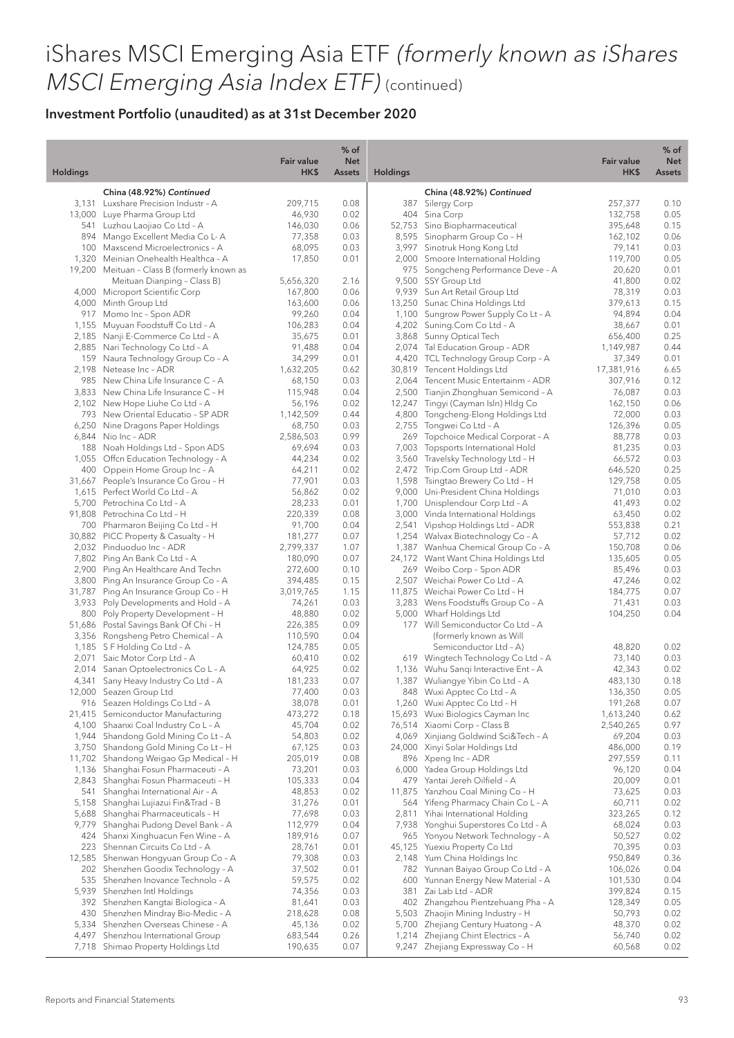# iShares MSCI Emerging Asia ETF *(formerly known as iShares MSCI Emerging Asia Index ETF)* (continued)

## Investment Portfolio (unaudited) as at 31st December 2020

| Holdings | | Fair value HK$ | % of Net Assets |
|---|---|---|---|
| | **China (48.92%) *Continued*** | | |
| 3,131 | Luxshare Precision Industr – A | 209,715 | 0.08 |
| 13,000 | Luye Pharma Group Ltd | 46,930 | 0.02 |
| 541 | Luzhou Laojiao Co Ltd – A | 146,030 | 0.06 |
| 894 | Mango Excellent Media Co L- A | 77,358 | 0.03 |
| 100 | Maxscend Microelectronics – A | 68,095 | 0.03 |
| 1,320 | Meinian Onehealth Healthca – A | 17,850 | 0.01 |
| 19,200 | Meituan – Class B (formerly known as Meituan Dianping – Class B) | 5,656,320 | 2.16 |
| 4,000 | Microport Scientific Corp | 167,800 | 0.06 |
| 4,000 | Minth Group Ltd | 163,600 | 0.06 |
| 917 | Momo Inc – Spon ADR | 99,260 | 0.04 |
| 1,155 | Muyuan Foodstuff Co Ltd – A | 106,283 | 0.04 |
| 2,185 | Nanji E-Commerce Co Ltd – A | 35,675 | 0.01 |
| 2,885 | Nari Technology Co Ltd – A | 91,488 | 0.04 |
| 159 | Naura Technology Group Co – A | 34,299 | 0.01 |
| 2,198 | Netease Inc – ADR | 1,632,205 | 0.62 |
| 985 | New China Life Insurance C – A | 68,150 | 0.03 |
| 3,833 | New China Life Insurance C – H | 115,948 | 0.04 |
| 2,102 | New Hope Liuhe Co Ltd – A | 56,196 | 0.02 |
| 793 | New Oriental Educatio – SP ADR | 1,142,509 | 0.44 |
| 6,250 | Nine Dragons Paper Holdings | 68,750 | 0.03 |
| 6,844 | Nio Inc – ADR | 2,586,503 | 0.99 |
| 188 | Noah Holdings Ltd – Spon ADS | 69,694 | 0.03 |
| 1,055 | Offcn Education Technology – A | 44,234 | 0.02 |
| 400 | Oppein Home Group Inc – A | 64,211 | 0.02 |
| 31,667 | People's Insurance Co Grou – H | 77,901 | 0.03 |
| 1,615 | Perfect World Co Ltd – A | 56,862 | 0.02 |
| 5,700 | Petrochina Co Ltd – A | 28,233 | 0.01 |
| 91,808 | Petrochina Co Ltd – H | 220,339 | 0.08 |
| 700 | Pharmaron Beijing Co Ltd – H | 91,700 | 0.04 |
| 30,882 | PICC Property & Casualty – H | 181,277 | 0.07 |
| 2,032 | Pinduoduo Inc – ADR | 2,799,337 | 1.07 |
| 7,802 | Ping An Bank Co Ltd – A | 180,090 | 0.07 |
| 2,900 | Ping An Healthcare And Techn | 272,600 | 0.10 |
| 3,800 | Ping An Insurance Group Co – A | 394,485 | 0.15 |
| 31,787 | Ping An Insurance Group Co – H | 3,019,765 | 1.15 |
| 3,933 | Poly Developments and Hold – A | 74,261 | 0.03 |
| 800 | Poly Property Development – H | 48,880 | 0.02 |
| 51,686 | Postal Savings Bank Of Chi – H | 226,385 | 0.09 |
| 3,356 | Rongsheng Petro Chemical – A | 110,590 | 0.04 |
| 1,185 | S F Holding Co Ltd – A | 124,785 | 0.05 |
| 2,071 | Saic Motor Corp Ltd – A | 60,410 | 0.02 |
| 2,014 | Sanan Optoelectronics Co L – A | 64,925 | 0.02 |
| 4,341 | Sany Heavy Industry Co Ltd – A | 181,233 | 0.07 |
| 12,000 | Seazen Group Ltd | 77,400 | 0.03 |
| 916 | Seazen Holdings Co Ltd – A | 38,078 | 0.01 |
| 21,415 | Semiconductor Manufacturing | 473,272 | 0.18 |
| 4,100 | Shaanxi Coal Industry Co L – A | 45,704 | 0.02 |
| 1,944 | Shandong Gold Mining Co Lt – A | 54,803 | 0.02 |
| 3,750 | Shandong Gold Mining Co Lt – H | 67,125 | 0.03 |
| 11,702 | Shandong Weigao Gp Medical – H | 205,019 | 0.08 |
| 1,136 | Shanghai Fosun Pharmaceuti – A | 73,201 | 0.03 |
| 2,843 | Shanghai Fosun Pharmaceuti – H | 105,333 | 0.04 |
| 541 | Shanghai International Air – A | 48,853 | 0.02 |
| 5,158 | Shanghai Lujiazui Fin&Trad – B | 31,276 | 0.01 |
| 5,688 | Shanghai Pharmaceuticals – H | 77,698 | 0.03 |
| 9,779 | Shanghai Pudong Devel Bank – A | 112,979 | 0.04 |
| 424 | Shanxi Xinghuacun Fen Wine – A | 189,916 | 0.07 |
| 223 | Shennan Circuits Co Ltd – A | 28,761 | 0.01 |
| 12,585 | Shenwan Hongyuan Group Co – A | 79,308 | 0.03 |
| 202 | Shenzhen Goodix Technology – A | 37,502 | 0.01 |
| 535 | Shenzhen Inovance Technolo – A | 59,575 | 0.02 |
| 5,939 | Shenzhen Intl Holdings | 74,356 | 0.03 |
| 392 | Shenzhen Kangtai Biologica – A | 81,641 | 0.03 |
| 430 | Shenzhen Mindray Bio-Medic – A | 218,628 | 0.08 |
| 5,334 | Shenzhen Overseas Chinese – A | 45,136 | 0.02 |
| 4,497 | Shenzhou International Group | 683,544 | 0.26 |
| 7,718 | Shimao Property Holdings Ltd | 190,635 | 0.07 |
| | **China (48.92%) *Continued*** | | |
| 387 | Silergy Corp | 257,377 | 0.10 |
| 404 | Sina Corp | 132,758 | 0.05 |
| 52,753 | Sino Biopharmaceutical | 395,648 | 0.15 |
| 8,595 | Sinopharm Group Co – H | 162,102 | 0.06 |
| 3,997 | Sinotruk Hong Kong Ltd | 79,141 | 0.03 |
| 2,000 | Smoore International Holding | 119,700 | 0.05 |
| 975 | Songcheng Performance Deve – A | 20,620 | 0.01 |
| 9,500 | SSY Group Ltd | 41,800 | 0.02 |
| 9,939 | Sun Art Retail Group Ltd | 78,319 | 0.03 |
| 13,250 | Sunac China Holdings Ltd | 379,613 | 0.15 |
| 1,100 | Sungrow Power Supply Co Lt – A | 94,894 | 0.04 |
| 4,202 | Suning.Com Co Ltd – A | 38,667 | 0.01 |
| 3,868 | Sunny Optical Tech | 656,400 | 0.25 |
| 2,074 | Tal Education Group – ADR | 1,149,987 | 0.44 |
| 4,420 | TCL Technology Group Corp – A | 37,349 | 0.01 |
| 30,819 | Tencent Holdings Ltd | 17,381,916 | 6.65 |
| 2,064 | Tencent Music Entertainm – ADR | 307,916 | 0.12 |
| 2,500 | Tianjin Zhonghuan Semicond – A | 76,087 | 0.03 |
| 12,247 | Tingyi (Cayman Isln) Hldg Co | 162,150 | 0.06 |
| 4,800 | Tongcheng-Elong Holdings Ltd | 72,000 | 0.03 |
| 2,755 | Tongwei Co Ltd – A | 126,396 | 0.05 |
| 269 | Topchoice Medical Corporat – A | 88,778 | 0.03 |
| 7,003 | Topsports International Hold | 81,235 | 0.03 |
| 3,560 | Travelsky Technology Ltd – H | 66,572 | 0.03 |
| 2,472 | Trip.Com Group Ltd – ADR | 646,520 | 0.25 |
| 1,598 | Tsingtao Brewery Co Ltd – H | 129,758 | 0.05 |
| 9,000 | Uni-President China Holdings | 71,010 | 0.03 |
| 1,700 | Unisplendour Corp Ltd – A | 41,493 | 0.02 |
| 3,000 | Vinda International Holdings | 63,450 | 0.02 |
| 2,541 | Vipshop Holdings Ltd – ADR | 553,838 | 0.21 |
| 1,254 | Walvax Biotechnology Co – A | 57,712 | 0.02 |
| 1,387 | Wanhua Chemical Group Co – A | 150,708 | 0.06 |
| 24,172 | Want Want China Holdings Ltd | 135,605 | 0.05 |
| 269 | Weibo Corp – Spon ADR | 85,496 | 0.03 |
| 2,507 | Weichai Power Co Ltd – A | 47,246 | 0.02 |
| 11,875 | Weichai Power Co Ltd – H | 184,775 | 0.07 |
| 3,283 | Wens Foodstuffs Group Co – A | 71,431 | 0.03 |
| 5,000 | Wharf Holdings Ltd | 104,250 | 0.04 |
| 177 | Will Semiconductor Co Ltd – A (formerly known as Will Semiconductor Ltd – A) | 48,820 | 0.02 |
| 619 | Wingtech Technology Co Ltd – A | 73,140 | 0.03 |
| 1,136 | Wuhu Sanqi Interactive Ent – A | 42,343 | 0.02 |
| 1,387 | Wuliangye Yibin Co Ltd – A | 483,130 | 0.18 |
| 848 | Wuxi Apptec Co Ltd – A | 136,350 | 0.05 |
| 1,260 | Wuxi Apptec Co Ltd – H | 191,268 | 0.07 |
| 15,693 | Wuxi Biologics Cayman Inc | 1,613,240 | 0.62 |
| 76,514 | Xiaomi Corp – Class B | 2,540,265 | 0.97 |
| 4,069 | Xinjiang Goldwind Sci&Tech – A | 69,204 | 0.03 |
| 24,000 | Xinyi Solar Holdings Ltd | 486,000 | 0.19 |
| 896 | Xpeng Inc – ADR | 297,559 | 0.11 |
| 6,000 | Yadea Group Holdings Ltd | 96,120 | 0.04 |
| 479 | Yantai Jereh Oilfield – A | 20,009 | 0.01 |
| 11,875 | Yanzhou Coal Mining Co – H | 73,625 | 0.03 |
| 564 | Yifeng Pharmacy Chain Co L – A | 60,711 | 0.02 |
| 2,811 | Yihai International Holding | 323,265 | 0.12 |
| 7,938 | Yonghui Superstores Co Ltd – A | 68,024 | 0.03 |
| 965 | Yonyou Network Technology – A | 50,527 | 0.02 |
| 45,125 | Yuexiu Property Co Ltd | 70,395 | 0.03 |
| 2,148 | Yum China Holdings Inc | 950,849 | 0.36 |
| 782 | Yunnan Baiyao Group Co Ltd – A | 106,026 | 0.04 |
| 600 | Yunnan Energy New Material – A | 101,530 | 0.04 |
| 381 | Zai Lab Ltd – ADR | 399,824 | 0.15 |
| 402 | Zhangzhou Pientzehuang Pha – A | 128,349 | 0.05 |
| 5,503 | Zhaojin Mining Industry – H | 50,793 | 0.02 |
| 5,700 | Zhejiang Century Huatong – A | 48,370 | 0.02 |
| 1,214 | Zhejiang Chint Electrics – A | 56,740 | 0.02 |
| 9,247 | Zhejiang Expressway Co – H | 60,568 | 0.02 |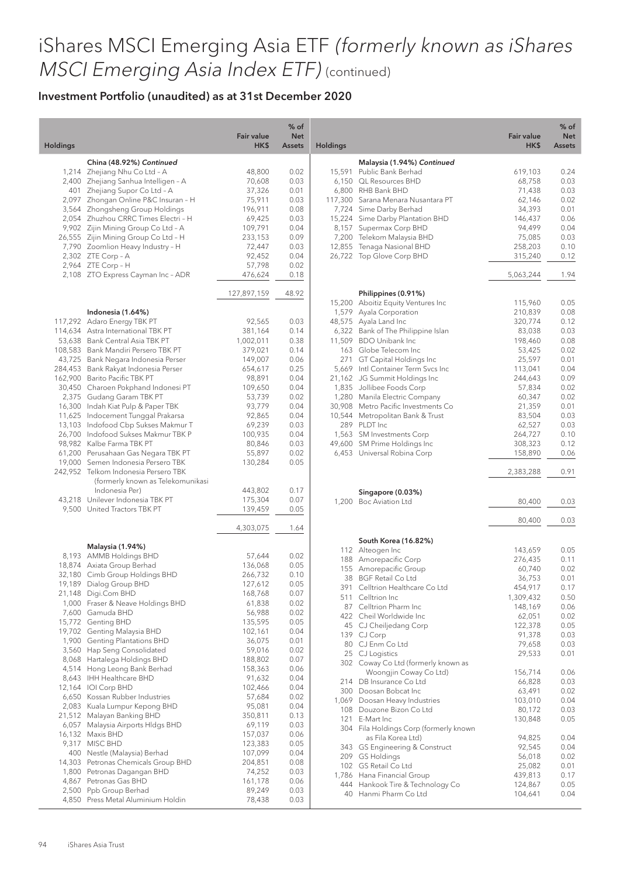# iShares MSCI Emerging Asia ETF *(formerly known as iShares MSCI Emerging Asia Index ETF)* (continued)

## Investment Portfolio (unaudited) as at 31st December 2020

| Holdings | | Fair value HK$ | % of Net Assets |
|---|---|---|---|
| | **China (48.92%) *Continued*** | | |
| 1,214 | Zhejiang Nhu Co Ltd – A | 48,800 | 0.02 |
| 2,400 | Zhejiang Sanhua Intelligen – A | 70,608 | 0.03 |
| 401 | Zhejiang Supor Co Ltd – A | 37,326 | 0.01 |
| 2,097 | Zhongan Online P&C Insuran – H | 75,911 | 0.03 |
| 3,564 | Zhongsheng Group Holdings | 196,911 | 0.08 |
| 2,054 | Zhuzhou CRRC Times Electri – H | 69,425 | 0.03 |
| 9,902 | Zijin Mining Group Co Ltd – A | 109,791 | 0.04 |
| 26,555 | Zijin Mining Group Co Ltd – H | 233,153 | 0.09 |
| 7,790 | Zoomlion Heavy Industry – H | 72,447 | 0.03 |
| 2,302 | ZTE Corp – A | 92,452 | 0.04 |
| 2,964 | ZTE Corp – H | 57,798 | 0.02 |
| 2,108 | ZTO Express Cayman Inc – ADR | 476,624 | 0.18 |
| | | 127,897,159 | 48.92 |
| | **Indonesia (1.64%)** | | |
| 117,292 | Adaro Energy TBK PT | 92,565 | 0.03 |
| 114,634 | Astra International TBK PT | 381,164 | 0.14 |
| 53,638 | Bank Central Asia TBK PT | 1,002,011 | 0.38 |
| 108,583 | Bank Mandiri Persero TBK PT | 379,021 | 0.14 |
| 43,725 | Bank Negara Indonesia Perser | 149,007 | 0.06 |
| 284,453 | Bank Rakyat Indonesia Perser | 654,617 | 0.25 |
| 162,900 | Barito Pacific TBK PT | 98,891 | 0.04 |
| 30,450 | Charoen Pokphand Indonesi PT | 109,650 | 0.04 |
| 2,375 | Gudang Garam TBK PT | 53,739 | 0.02 |
| 16,300 | Indah Kiat Pulp & Paper TBK | 93,779 | 0.04 |
| 11,625 | Indocement Tunggal Prakarsa | 92,865 | 0.04 |
| 13,103 | Indofood Cbp Sukses Makmur T | 69,239 | 0.03 |
| 26,700 | Indofood Sukses Makmur TBK P | 100,935 | 0.04 |
| 98,982 | Kalbe Farma TBK PT | 80,846 | 0.03 |
| 61,200 | Perusahaan Gas Negara TBK PT | 55,897 | 0.02 |
| 19,000 | Semen Indonesia Persero TBK | 130,284 | 0.05 |
| 242,952 | Telkom Indonesia Persero TBK (formerly known as Telekomunikasi Indonesia Per) | 443,802 | 0.17 |
| 43,218 | Unilever Indonesia TBK PT | 175,304 | 0.07 |
| 9,500 | United Tractors TBK PT | 139,459 | 0.05 |
| | | 4,303,075 | 1.64 |
| | **Malaysia (1.94%)** | | |
| 8,193 | AMMB Holdings BHD | 57,644 | 0.02 |
| 18,874 | Axiata Group Berhad | 136,068 | 0.05 |
| 32,180 | Cimb Group Holdings BHD | 266,732 | 0.10 |
| 19,189 | Dialog Group BHD | 127,612 | 0.05 |
| 21,148 | Digi.Com BHD | 168,768 | 0.07 |
| 1,000 | Fraser & Neave Holdings BHD | 61,838 | 0.02 |
| 7,600 | Gamuda BHD | 56,988 | 0.02 |
| 15,772 | Genting BHD | 135,595 | 0.05 |
| 19,702 | Genting Malaysia BHD | 102,161 | 0.04 |
| 1,900 | Genting Plantations BHD | 36,075 | 0.01 |
| 3,560 | Hap Seng Consolidated | 59,016 | 0.02 |
| 8,068 | Hartalega Holdings BHD | 188,802 | 0.07 |
| 4,514 | Hong Leong Bank Berhad | 158,363 | 0.06 |
| 8,643 | IHH Healthcare BHD | 91,632 | 0.04 |
| 12,164 | IOI Corp BHD | 102,466 | 0.04 |
| 6,650 | Kossan Rubber Industries | 57,684 | 0.02 |
| 2,083 | Kuala Lumpur Kepong BHD | 95,081 | 0.04 |
| 21,512 | Malayan Banking BHD | 350,811 | 0.13 |
| 6,057 | Malaysia Airports Hldgs BHD | 69,119 | 0.03 |
| 16,132 | Maxis BHD | 157,037 | 0.06 |
| 9,317 | MISC BHD | 123,383 | 0.05 |
| 400 | Nestle (Malaysia) Berhad | 107,099 | 0.04 |
| 14,303 | Petronas Chemicals Group BHD | 204,851 | 0.08 |
| 1,800 | Petronas Dagangan BHD | 74,252 | 0.03 |
| 4,867 | Petronas Gas BHD | 161,178 | 0.06 |
| 2,500 | Ppb Group Berhad | 89,249 | 0.03 |
| 4,850 | Press Metal Aluminium Holdin | 78,438 | 0.03 |
| | **Malaysia (1.94%) *Continued*** | | |
| 15,591 | Public Bank Berhad | 619,103 | 0.24 |
| 6,150 | QL Resources BHD | 68,758 | 0.03 |
| 6,800 | RHB Bank BHD | 71,438 | 0.03 |
| 117,300 | Sarana Menara Nusantara PT | 62,146 | 0.02 |
| 7,724 | Sime Darby Berhad | 34,393 | 0.01 |
| 15,224 | Sime Darby Plantation BHD | 146,437 | 0.06 |
| 8,157 | Supermax Corp BHD | 94,499 | 0.04 |
| 7,200 | Telekom Malaysia BHD | 75,085 | 0.03 |
| 12,855 | Tenaga Nasional BHD | 258,203 | 0.10 |
| 26,722 | Top Glove Corp BHD | 315,240 | 0.12 |
| | | 5,063,244 | 1.94 |
| | **Philippines (0.91%)** | | |
| 15,200 | Aboitiz Equity Ventures Inc | 115,960 | 0.05 |
| 1,579 | Ayala Corporation | 210,839 | 0.08 |
| 48,575 | Ayala Land Inc | 320,774 | 0.12 |
| 6,322 | Bank of The Philippine Islan | 83,038 | 0.03 |
| 11,509 | BDO Unibank Inc | 198,460 | 0.08 |
| 163 | Globe Telecom Inc | 53,425 | 0.02 |
| 271 | GT Capital Holdings Inc | 25,597 | 0.01 |
| 5,669 | Intl Container Term Svcs Inc | 113,041 | 0.04 |
| 21,162 | JG Summit Holdings Inc | 244,643 | 0.09 |
| 1,835 | Jollibee Foods Corp | 57,834 | 0.02 |
| 1,280 | Manila Electric Company | 60,347 | 0.02 |
| 30,908 | Metro Pacific Investments Co | 21,359 | 0.01 |
| 10,544 | Metropolitan Bank & Trust | 83,504 | 0.03 |
| 289 | PLDT Inc | 62,527 | 0.03 |
| 1,563 | SM Investments Corp | 264,727 | 0.10 |
| 49,600 | SM Prime Holdings Inc | 308,323 | 0.12 |
| 6,453 | Universal Robina Corp | 158,890 | 0.06 |
| | | 2,383,288 | 0.91 |
| | **Singapore (0.03%)** | | |
| 1,200 | Boc Aviation Ltd | 80,400 | 0.03 |
| | | 80,400 | 0.03 |
| | **South Korea (16.82%)** | | |
| 112 | Alteogen Inc | 143,659 | 0.05 |
| 188 | Amorepacific Corp | 276,435 | 0.11 |
| 155 | Amorepacific Group | 60,740 | 0.02 |
| 38 | BGF Retail Co Ltd | 36,753 | 0.01 |
| 391 | Celltrion Healthcare Co Ltd | 454,917 | 0.17 |
| 511 | Celltrion Inc | 1,309,432 | 0.50 |
| 87 | Celltrion Pharm Inc | 148,169 | 0.06 |
| 422 | Cheil Worldwide Inc | 62,051 | 0.02 |
| 45 | CJ Cheiljedang Corp | 122,378 | 0.05 |
| 139 | CJ Corp | 91,378 | 0.03 |
| 80 | CJ Enm Co Ltd | 79,658 | 0.03 |
| 25 | CJ Logistics | 29,533 | 0.01 |
| 302 | Coway Co Ltd (formerly known as Woongjin Coway Co Ltd) | 156,714 | 0.06 |
| 214 | DB Insurance Co Ltd | 66,828 | 0.03 |
| 300 | Doosan Bobcat Inc | 63,491 | 0.02 |
| 1,069 | Doosan Heavy Industries | 103,010 | 0.04 |
| 108 | Douzone Bizon Co Ltd | 80,172 | 0.03 |
| 121 | E-Mart Inc | 130,848 | 0.05 |
| 304 | Fila Holdings Corp (formerly known as Fila Korea Ltd) | 94,825 | 0.04 |
| 343 | GS Engineering & Construct | 92,545 | 0.04 |
| 209 | GS Holdings | 56,018 | 0.02 |
| 102 | GS Retail Co Ltd | 25,082 | 0.01 |
| 1,786 | Hana Financial Group | 439,813 | 0.17 |
| 444 | Hankook Tire & Technology Co | 124,867 | 0.05 |
| 40 | Hanmi Pharm Co Ltd | 104,641 | 0.04 |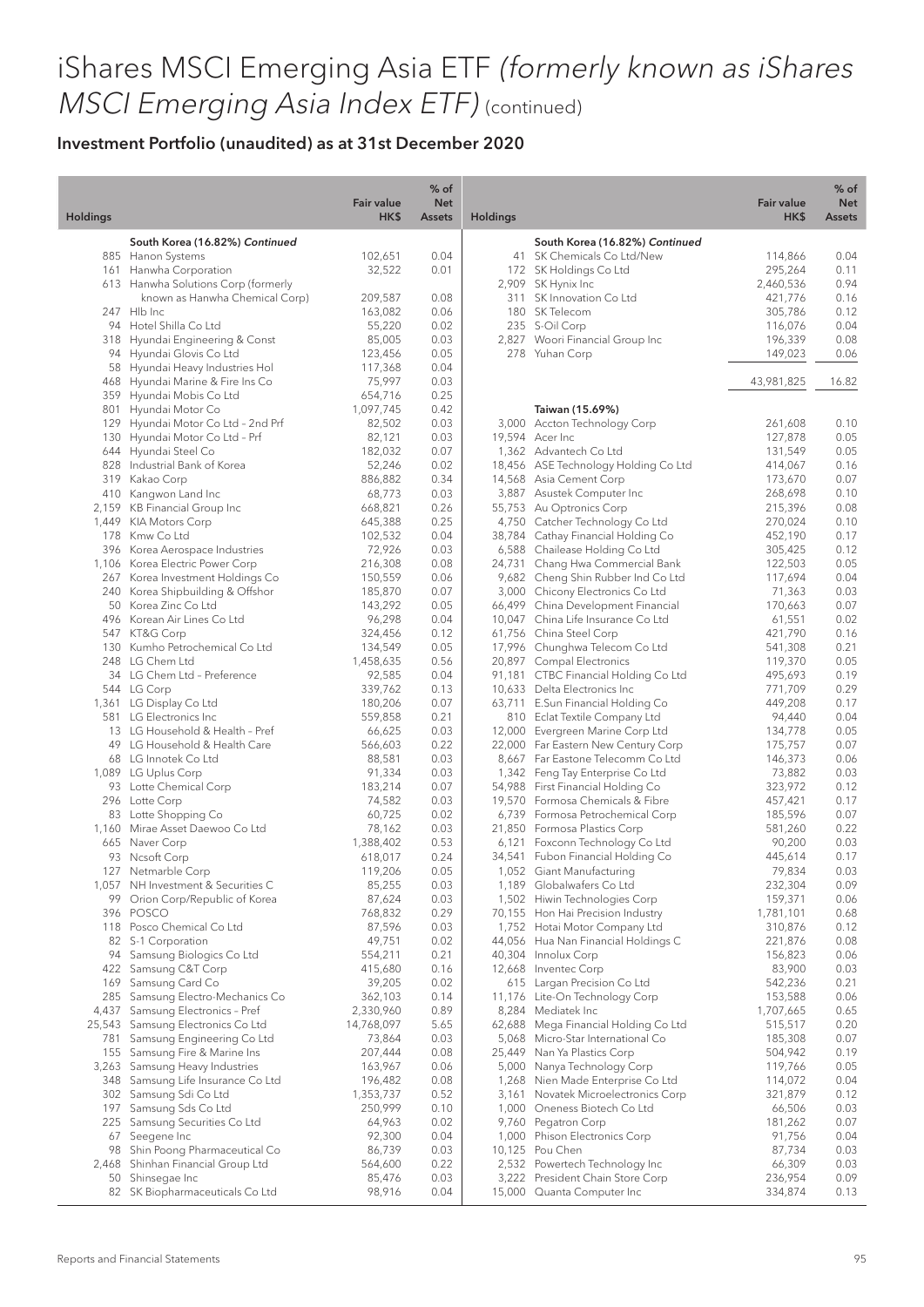# iShares MSCI Emerging Asia ETF *(formerly known as iShares MSCI Emerging Asia Index ETF)* (continued)

## Investment Portfolio (unaudited) as at 31st December 2020

| Holdings | | Fair value HK$ | % of Net Assets |
|---|---|---|---|
| | **South Korea (16.82%) *Continued*** | | |
| 885 | Hanon Systems | 102,651 | 0.04 |
| 161 | Hanwha Corporation | 32,522 | 0.01 |
| 613 | Hanwha Solutions Corp (formerly known as Hanwha Chemical Corp) | 209,587 | 0.08 |
| 247 | Hlb Inc | 163,082 | 0.06 |
| 94 | Hotel Shilla Co Ltd | 55,220 | 0.02 |
| 318 | Hyundai Engineering & Const | 85,005 | 0.03 |
| 94 | Hyundai Glovis Co Ltd | 123,456 | 0.05 |
| 58 | Hyundai Heavy Industries Hol | 117,368 | 0.04 |
| 468 | Hyundai Marine & Fire Ins Co | 75,997 | 0.03 |
| 359 | Hyundai Mobis Co Ltd | 654,716 | 0.25 |
| 801 | Hyundai Motor Co | 1,097,745 | 0.42 |
| 129 | Hyundai Motor Co Ltd – 2nd Prf | 82,502 | 0.03 |
| 130 | Hyundai Motor Co Ltd – Prf | 82,121 | 0.03 |
| 644 | Hyundai Steel Co | 182,032 | 0.07 |
| 828 | Industrial Bank of Korea | 52,246 | 0.02 |
| 319 | Kakao Corp | 886,882 | 0.34 |
| 410 | Kangwon Land Inc | 68,773 | 0.03 |
| 2,159 | KB Financial Group Inc | 668,821 | 0.26 |
| 1,449 | KIA Motors Corp | 645,388 | 0.25 |
| 178 | Kmw Co Ltd | 102,532 | 0.04 |
| 396 | Korea Aerospace Industries | 72,926 | 0.03 |
| 1,106 | Korea Electric Power Corp | 216,308 | 0.08 |
| 267 | Korea Investment Holdings Co | 150,559 | 0.06 |
| 240 | Korea Shipbuilding & Offshor | 185,870 | 0.07 |
| 50 | Korea Zinc Co Ltd | 143,292 | 0.05 |
| 496 | Korean Air Lines Co Ltd | 96,298 | 0.04 |
| 547 | KT&G Corp | 324,456 | 0.12 |
| 130 | Kumho Petrochemical Co Ltd | 134,549 | 0.05 |
| 248 | LG Chem Ltd | 1,458,635 | 0.56 |
| 34 | LG Chem Ltd – Preference | 92,585 | 0.04 |
| 544 | LG Corp | 339,762 | 0.13 |
| 1,361 | LG Display Co Ltd | 180,206 | 0.07 |
| 581 | LG Electronics Inc | 559,858 | 0.21 |
| 13 | LG Household & Health – Pref | 66,625 | 0.03 |
| 49 | LG Household & Health Care | 566,603 | 0.22 |
| 68 | LG Innotek Co Ltd | 88,581 | 0.03 |
| 1,089 | LG Uplus Corp | 91,334 | 0.03 |
| 93 | Lotte Chemical Corp | 183,214 | 0.07 |
| 296 | Lotte Corp | 74,582 | 0.03 |
| 83 | Lotte Shopping Co | 60,725 | 0.02 |
| 1,160 | Mirae Asset Daewoo Co Ltd | 78,162 | 0.03 |
| 665 | Naver Corp | 1,388,402 | 0.53 |
| 93 | Ncsoft Corp | 618,017 | 0.24 |
| 127 | Netmarble Corp | 119,206 | 0.05 |
| 1,057 | NH Investment & Securities C | 85,255 | 0.03 |
| 99 | Orion Corp/Republic of Korea | 87,624 | 0.03 |
| 396 | POSCO | 768,832 | 0.29 |
| 118 | Posco Chemical Co Ltd | 87,596 | 0.03 |
| 82 | S-1 Corporation | 49,751 | 0.02 |
| 94 | Samsung Biologics Co Ltd | 554,211 | 0.21 |
| 422 | Samsung C&T Corp | 415,680 | 0.16 |
| 169 | Samsung Card Co | 39,205 | 0.02 |
| 285 | Samsung Electro-Mechanics Co | 362,103 | 0.14 |
| 4,437 | Samsung Electronics – Pref | 2,330,960 | 0.89 |
| 25,543 | Samsung Electronics Co Ltd | 14,768,097 | 5.65 |
| 781 | Samsung Engineering Co Ltd | 73,864 | 0.03 |
| 155 | Samsung Fire & Marine Ins | 207,444 | 0.08 |
| 3,263 | Samsung Heavy Industries | 163,967 | 0.06 |
| 348 | Samsung Life Insurance Co Ltd | 196,482 | 0.08 |
| 302 | Samsung Sdi Co Ltd | 1,353,737 | 0.52 |
| 197 | Samsung Sds Co Ltd | 250,999 | 0.10 |
| 225 | Samsung Securities Co Ltd | 64,963 | 0.02 |
| 67 | Seegene Inc | 92,300 | 0.04 |
| 98 | Shin Poong Pharmaceutical Co | 86,739 | 0.03 |
| 2,468 | Shinhan Financial Group Ltd | 564,600 | 0.22 |
| 50 | Shinsegae Inc | 85,476 | 0.03 |
| 82 | SK Biopharmaceuticals Co Ltd | 98,916 | 0.04 |
| 41 | SK Chemicals Co Ltd/New | 114,866 | 0.04 |
| 172 | SK Holdings Co Ltd | 295,264 | 0.11 |
| 2,909 | SK Hynix Inc | 2,460,536 | 0.94 |
| 311 | SK Innovation Co Ltd | 421,776 | 0.16 |
| 180 | SK Telecom | 305,786 | 0.12 |
| 235 | S-Oil Corp | 116,076 | 0.04 |
| 2,827 | Woori Financial Group Inc | 196,339 | 0.08 |
| 278 | Yuhan Corp | 149,023 | 0.06 |
| | | 43,981,825 | 16.82 |
| | **Taiwan (15.69%)** | | |
| 3,000 | Accton Technology Corp | 261,608 | 0.10 |
| 19,594 | Acer Inc | 127,878 | 0.05 |
| 1,362 | Advantech Co Ltd | 131,549 | 0.05 |
| 18,456 | ASE Technology Holding Co Ltd | 414,067 | 0.16 |
| 14,568 | Asia Cement Corp | 173,670 | 0.07 |
| 3,887 | Asustek Computer Inc | 268,698 | 0.10 |
| 55,753 | Au Optronics Corp | 215,396 | 0.08 |
| 4,750 | Catcher Technology Co Ltd | 270,024 | 0.10 |
| 38,784 | Cathay Financial Holding Co | 452,190 | 0.17 |
| 6,588 | Chailease Holding Co Ltd | 305,425 | 0.12 |
| 24,731 | Chang Hwa Commercial Bank | 122,503 | 0.05 |
| 9,682 | Cheng Shin Rubber Ind Co Ltd | 117,694 | 0.04 |
| 3,000 | Chicony Electronics Co Ltd | 71,363 | 0.03 |
| 66,499 | China Development Financial | 170,663 | 0.07 |
| 10,047 | China Life Insurance Co Ltd | 61,551 | 0.02 |
| 61,756 | China Steel Corp | 421,790 | 0.16 |
| 17,996 | Chunghwa Telecom Co Ltd | 541,308 | 0.21 |
| 20,897 | Compal Electronics | 119,370 | 0.05 |
| 91,181 | CTBC Financial Holding Co Ltd | 495,693 | 0.19 |
| 10,633 | Delta Electronics Inc | 771,709 | 0.29 |
| 63,711 | E.Sun Financial Holding Co | 449,208 | 0.17 |
| 810 | Eclat Textile Company Ltd | 94,440 | 0.04 |
| 12,000 | Evergreen Marine Corp Ltd | 134,778 | 0.05 |
| 22,000 | Far Eastern New Century Corp | 175,757 | 0.07 |
| 8,667 | Far Eastone Telecomm Co Ltd | 146,373 | 0.06 |
| 1,342 | Feng Tay Enterprise Co Ltd | 73,882 | 0.03 |
| 54,988 | First Financial Holding Co | 323,972 | 0.12 |
| 19,570 | Formosa Chemicals & Fibre | 457,421 | 0.17 |
| 6,739 | Formosa Petrochemical Corp | 185,596 | 0.07 |
| 21,850 | Formosa Plastics Corp | 581,260 | 0.22 |
| 6,121 | Foxconn Technology Co Ltd | 90,200 | 0.03 |
| 34,541 | Fubon Financial Holding Co | 445,614 | 0.17 |
| 1,052 | Giant Manufacturing | 79,834 | 0.03 |
| 1,189 | Globalwafers Co Ltd | 232,304 | 0.09 |
| 1,502 | Hiwin Technologies Corp | 159,371 | 0.06 |
| 70,155 | Hon Hai Precision Industry | 1,781,101 | 0.68 |
| 1,752 | Hotai Motor Company Ltd | 310,876 | 0.12 |
| 44,056 | Hua Nan Financial Holdings C | 221,876 | 0.08 |
| 40,304 | Innolux Corp | 156,823 | 0.06 |
| 12,668 | Inventec Corp | 83,900 | 0.03 |
| 615 | Largan Precision Co Ltd | 542,236 | 0.21 |
| 11,176 | Lite-On Technology Corp | 153,588 | 0.06 |
| 8,284 | Mediatek Inc | 1,707,665 | 0.65 |
| 62,688 | Mega Financial Holding Co Ltd | 515,517 | 0.20 |
| 5,068 | Micro-Star International Co | 185,308 | 0.07 |
| 25,449 | Nan Ya Plastics Corp | 504,942 | 0.19 |
| 5,000 | Nanya Technology Corp | 119,766 | 0.05 |
| 1,268 | Nien Made Enterprise Co Ltd | 114,072 | 0.04 |
| 3,161 | Novatek Microelectronics Corp | 321,879 | 0.12 |
| 1,000 | Oneness Biotech Co Ltd | 66,506 | 0.03 |
| 9,760 | Pegatron Corp | 181,262 | 0.07 |
| 1,000 | Phison Electronics Corp | 91,756 | 0.04 |
| 10,125 | Pou Chen | 87,734 | 0.03 |
| 2,532 | Powertech Technology Inc | 66,309 | 0.03 |
| 3,222 | President Chain Store Corp | 236,954 | 0.09 |
| 15,000 | Quanta Computer Inc | 334,874 | 0.13 |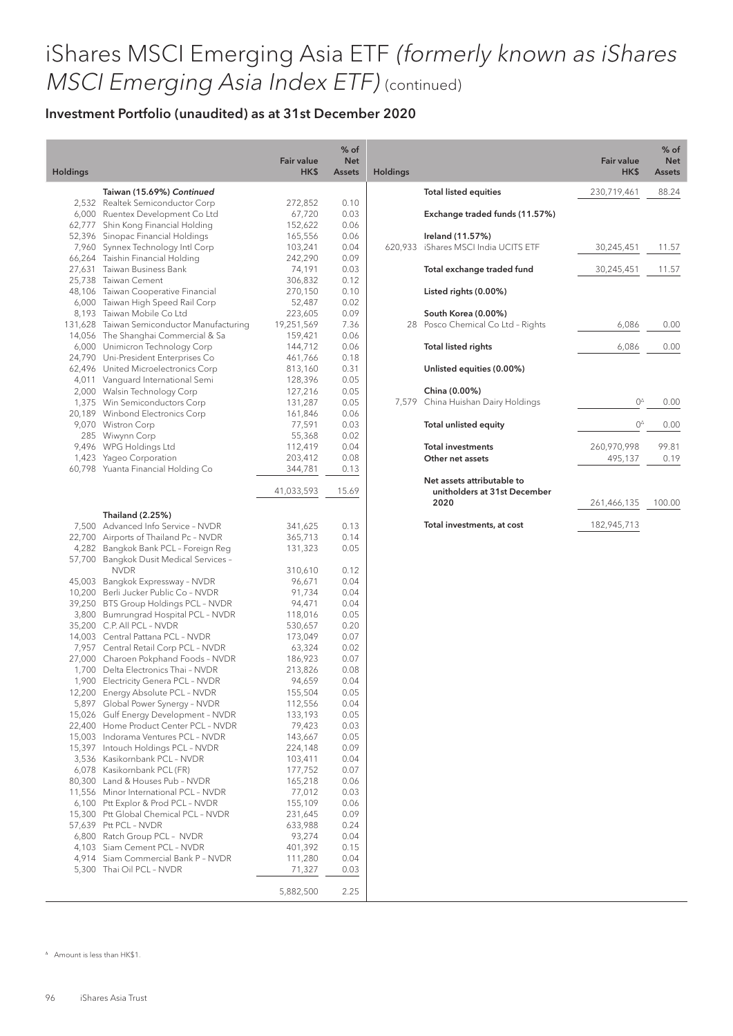# iShares MSCI Emerging Asia ETF *(formerly known as iShares MSCI Emerging Asia Index ETF)* (continued)

## Investment Portfolio (unaudited) as at 31st December 2020

| Holdings | | Fair value HK$ | % of Net Assets |
|---|---|---|---|
| | **Taiwan (15.69%) *Continued*** | | |
| 2,532 | Realtek Semiconductor Corp | 272,852 | 0.10 |
| 6,000 | Ruentex Development Co Ltd | 67,720 | 0.03 |
| 62,777 | Shin Kong Financial Holding | 152,622 | 0.06 |
| 52,396 | Sinopac Financial Holdings | 165,556 | 0.06 |
| 7,960 | Synnex Technology Intl Corp | 103,241 | 0.04 |
| 66,264 | Taishin Financial Holding | 242,290 | 0.09 |
| 27,631 | Taiwan Business Bank | 74,191 | 0.03 |
| 25,738 | Taiwan Cement | 306,832 | 0.12 |
| 48,106 | Taiwan Cooperative Financial | 270,150 | 0.10 |
| 6,000 | Taiwan High Speed Rail Corp | 52,487 | 0.02 |
| 8,193 | Taiwan Mobile Co Ltd | 223,605 | 0.09 |
| 131,628 | Taiwan Semiconductor Manufacturing | 19,251,569 | 7.36 |
| 14,056 | The Shanghai Commercial & Sa | 159,421 | 0.06 |
| 6,000 | Unimicron Technology Corp | 144,712 | 0.06 |
| 24,790 | Uni-President Enterprises Co | 461,766 | 0.18 |
| 62,496 | United Microelectronics Corp | 813,160 | 0.31 |
| 4,011 | Vanguard International Semi | 128,396 | 0.05 |
| 2,000 | Walsin Technology Corp | 127,216 | 0.05 |
| 1,375 | Win Semiconductors Corp | 131,287 | 0.05 |
| 20,189 | Winbond Electronics Corp | 161,846 | 0.06 |
| 9,070 | Wistron Corp | 77,591 | 0.03 |
| 285 | Wiwynn Corp | 55,368 | 0.02 |
| 9,496 | WPG Holdings Ltd | 112,419 | 0.04 |
| 1,423 | Yageo Corporation | 203,412 | 0.08 |
| 60,798 | Yuanta Financial Holding Co | 344,781 | 0.13 |
| | | 41,033,593 | 15.69 |
| | **Thailand (2.25%)** | | |
| 7,500 | Advanced Info Service – NVDR | 341,625 | 0.13 |
| 22,700 | Airports of Thailand Pc – NVDR | 365,713 | 0.14 |
| 4,282 | Bangkok Bank PCL – Foreign Reg | 131,323 | 0.05 |
| 57,700 | Bangkok Dusit Medical Services – NVDR | 310,610 | 0.12 |
| 45,003 | Bangkok Expressway – NVDR | 96,671 | 0.04 |
| 10,200 | Berli Jucker Public Co – NVDR | 91,734 | 0.04 |
| 39,250 | BTS Group Holdings PCL – NVDR | 94,471 | 0.04 |
| 3,800 | Bumrungrad Hospital PCL – NVDR | 118,016 | 0.05 |
| 35,200 | C.P. All PCL – NVDR | 530,657 | 0.20 |
| 14,003 | Central Pattana PCL – NVDR | 173,049 | 0.07 |
| 7,957 | Central Retail Corp PCL – NVDR | 63,324 | 0.02 |
| 27,000 | Charoen Pokphand Foods – NVDR | 186,923 | 0.07 |
| 1,700 | Delta Electronics Thai – NVDR | 213,826 | 0.08 |
| 1,900 | Electricity Genera PCL – NVDR | 94,659 | 0.04 |
| 12,200 | Energy Absolute PCL – NVDR | 155,504 | 0.05 |
| 5,897 | Global Power Synergy – NVDR | 112,556 | 0.04 |
| 15,026 | Gulf Energy Development – NVDR | 133,193 | 0.05 |
| 22,400 | Home Product Center PCL – NVDR | 79,423 | 0.03 |
| 15,003 | Indorama Ventures PCL – NVDR | 143,667 | 0.05 |
| 15,397 | Intouch Holdings PCL – NVDR | 224,148 | 0.09 |
| 3,536 | Kasikornbank PCL – NVDR | 103,411 | 0.04 |
| 6,078 | Kasikornbank PCL (FR) | 177,752 | 0.07 |
| 80,300 | Land & Houses Pub – NVDR | 165,218 | 0.06 |
| 11,556 | Minor International PCL – NVDR | 77,012 | 0.03 |
| 6,100 | Ptt Explor & Prod PCL – NVDR | 155,109 | 0.06 |
| 15,300 | Ptt Global Chemical PCL – NVDR | 231,645 | 0.09 |
| 57,639 | Ptt PCL – NVDR | 633,988 | 0.24 |
| 6,800 | Ratch Group PCL – NVDR | 93,274 | 0.04 |
| 4,103 | Siam Cement PCL – NVDR | 401,392 | 0.15 |
| 4,914 | Siam Commercial Bank P – NVDR | 111,280 | 0.04 |
| 5,300 | Thai Oil PCL – NVDR | 71,327 | 0.03 |
| | | 5,882,500 | 2.25 |
| | **Total listed equities** | 230,719,461 | 88.24 |
| | **Exchange traded funds (11.57%)** | | |
| | **Ireland (11.57%)** | | |
| 620,933 | iShares MSCI India UCITS ETF | 30,245,451 | 11.57 |
| | **Total exchange traded fund** | 30,245,451 | 11.57 |
| | **Listed rights (0.00%)** | | |
| | **South Korea (0.00%)** | | |
| 28 | Posco Chemical Co Ltd – Rights | 6,086 | 0.00 |
| | **Total listed rights** | 6,086 | 0.00 |
| | **Unlisted equities (0.00%)** | | |
| | **China (0.00%)** | | |
| 7,579 | China Huishan Dairy Holdings | 0[Δ] | 0.00 |
| | **Total unlisted equity** | 0[Δ] | 0.00 |
| | **Total investments** | 260,970,998 | 99.81 |
| | **Other net assets** | 495,137 | 0.19 |
| | **Net assets attributable to unitholders at 31st December 2020** | 261,466,135 | 100.00 |
| | **Total investments, at cost** | 182,945,713 | |

[Δ] Amount is less than HK$1.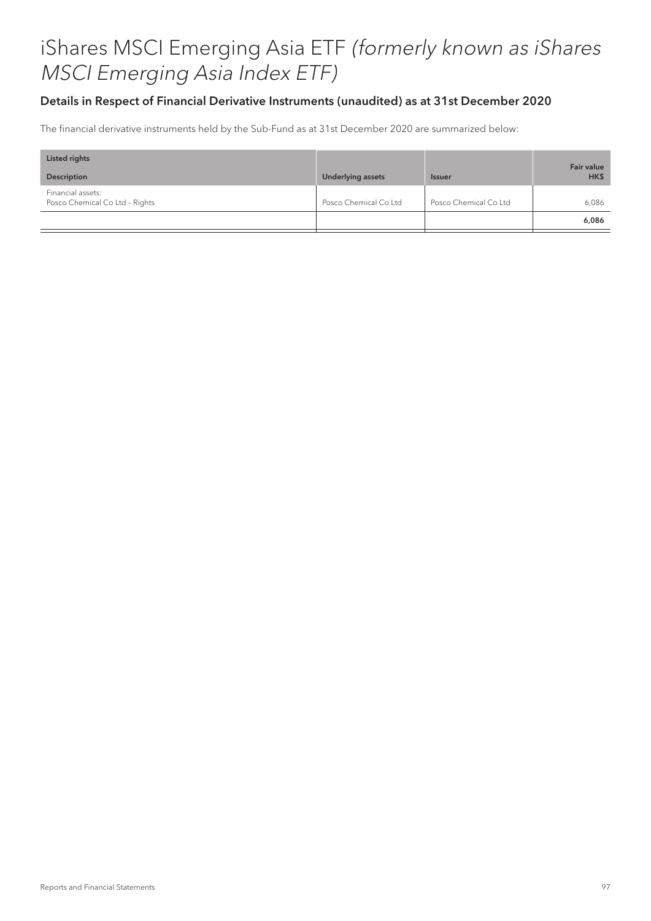# iShares MSCI Emerging Asia ETF *(formerly known as iShares MSCI Emerging Asia Index ETF)*

## Details in Respect of Financial Derivative Instruments (unaudited) as at 31st December 2020

The financial derivative instruments held by the Sub-Fund as at 31st December 2020 are summarized below:

| Listed rights<br>Description | Underlying assets | Issuer | Fair value<br>HK$ |
|---|---|---|---|
| Financial assets:<br>Posco Chemical Co Ltd – Rights | Posco Chemical Co Ltd | Posco Chemical Co Ltd | 6,086 |
| | | | **6,086** |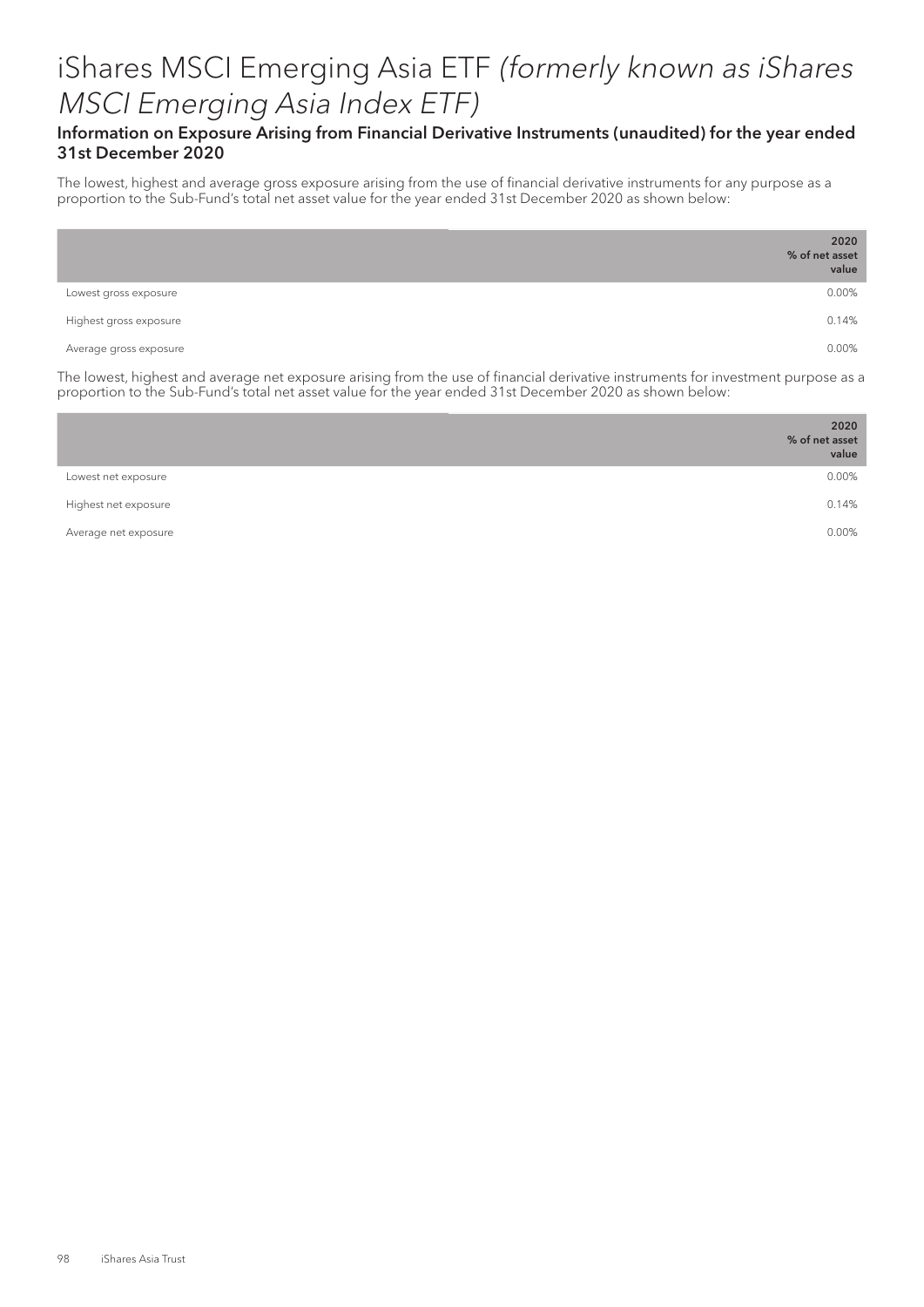# iShares MSCI Emerging Asia ETF *(formerly known as iShares MSCI Emerging Asia Index ETF)*

## Information on Exposure Arising from Financial Derivative Instruments (unaudited) for the year ended 31st December 2020

The lowest, highest and average gross exposure arising from the use of financial derivative instruments for any purpose as a proportion to the Sub-Fund's total net asset value for the year ended 31st December 2020 as shown below:

| | 2020 % of net asset value |
|---|---|
| Lowest gross exposure | 0.00% |
| Highest gross exposure | 0.14% |
| Average gross exposure | 0.00% |

The lowest, highest and average net exposure arising from the use of financial derivative instruments for investment purpose as a proportion to the Sub-Fund's total net asset value for the year ended 31st December 2020 as shown below:

| | 2020 % of net asset value |
|---|---|
| Lowest net exposure | 0.00% |
| Highest net exposure | 0.14% |
| Average net exposure | 0.00% |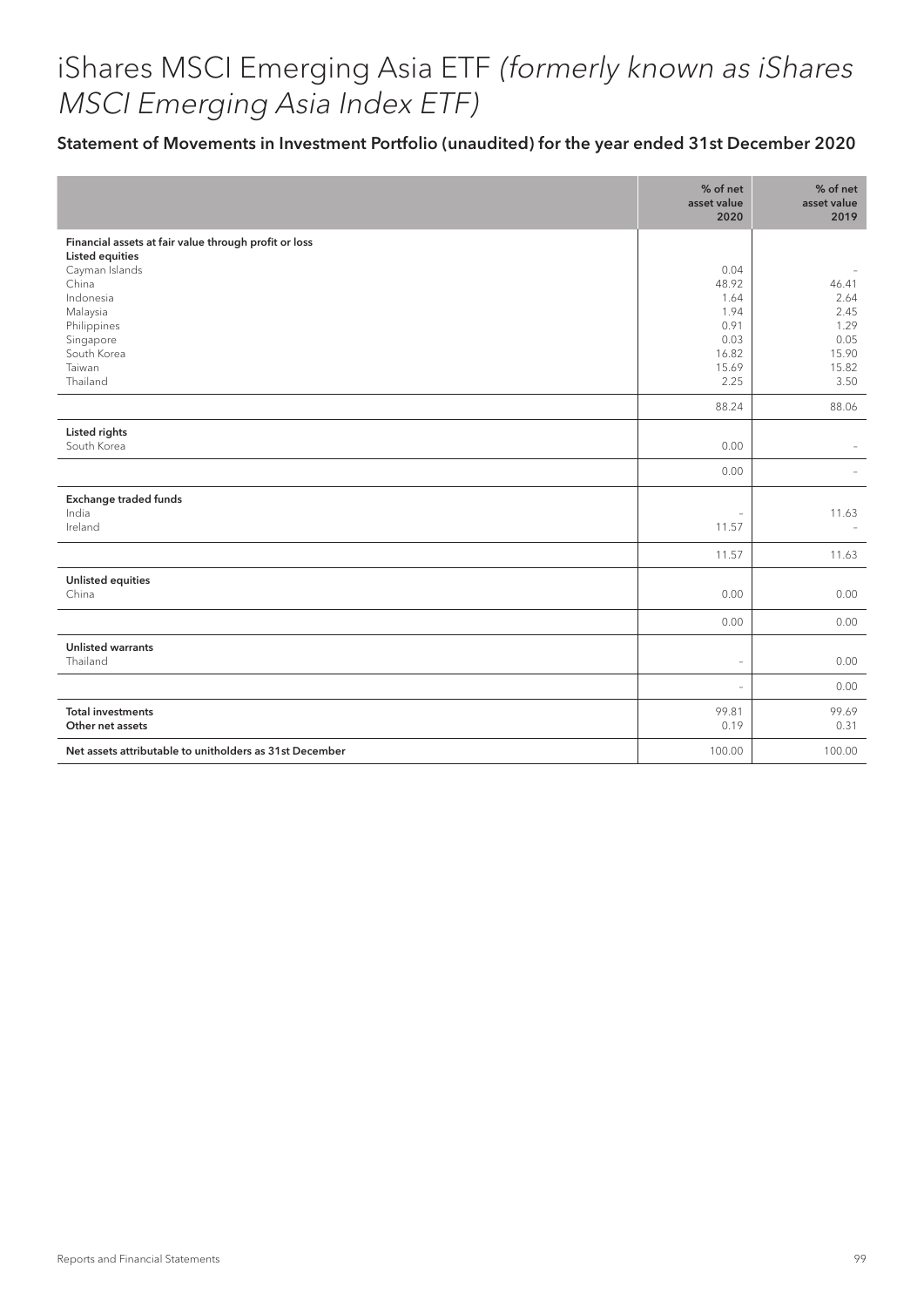# iShares MSCI Emerging Asia ETF *(formerly known as iShares MSCI Emerging Asia Index ETF)*

## Statement of Movements in Investment Portfolio (unaudited) for the year ended 31st December 2020

| | % of net asset value 2020 | % of net asset value 2019 |
|---|---|---|
| **Financial assets at fair value through profit or loss** | | |
| **Listed equities** | | |
| Cayman Islands | 0.04 | – |
| China | 48.92 | 46.41 |
| Indonesia | 1.64 | 2.64 |
| Malaysia | 1.94 | 2.45 |
| Philippines | 0.91 | 1.29 |
| Singapore | 0.03 | 0.05 |
| South Korea | 16.82 | 15.90 |
| Taiwan | 15.69 | 15.82 |
| Thailand | 2.25 | 3.50 |
| | 88.24 | 88.06 |
| **Listed rights** | | |
| South Korea | 0.00 | – |
| | 0.00 | – |
| **Exchange traded funds** | | |
| India | – | 11.63 |
| Ireland | 11.57 | – |
| | 11.57 | 11.63 |
| **Unlisted equities** | | |
| China | 0.00 | 0.00 |
| | 0.00 | 0.00 |
| **Unlisted warrants** | | |
| Thailand | – | 0.00 |
| | – | 0.00 |
| **Total investments** | 99.81 | 99.69 |
| **Other net assets** | 0.19 | 0.31 |
| **Net assets attributable to unitholders as 31st December** | 100.00 | 100.00 |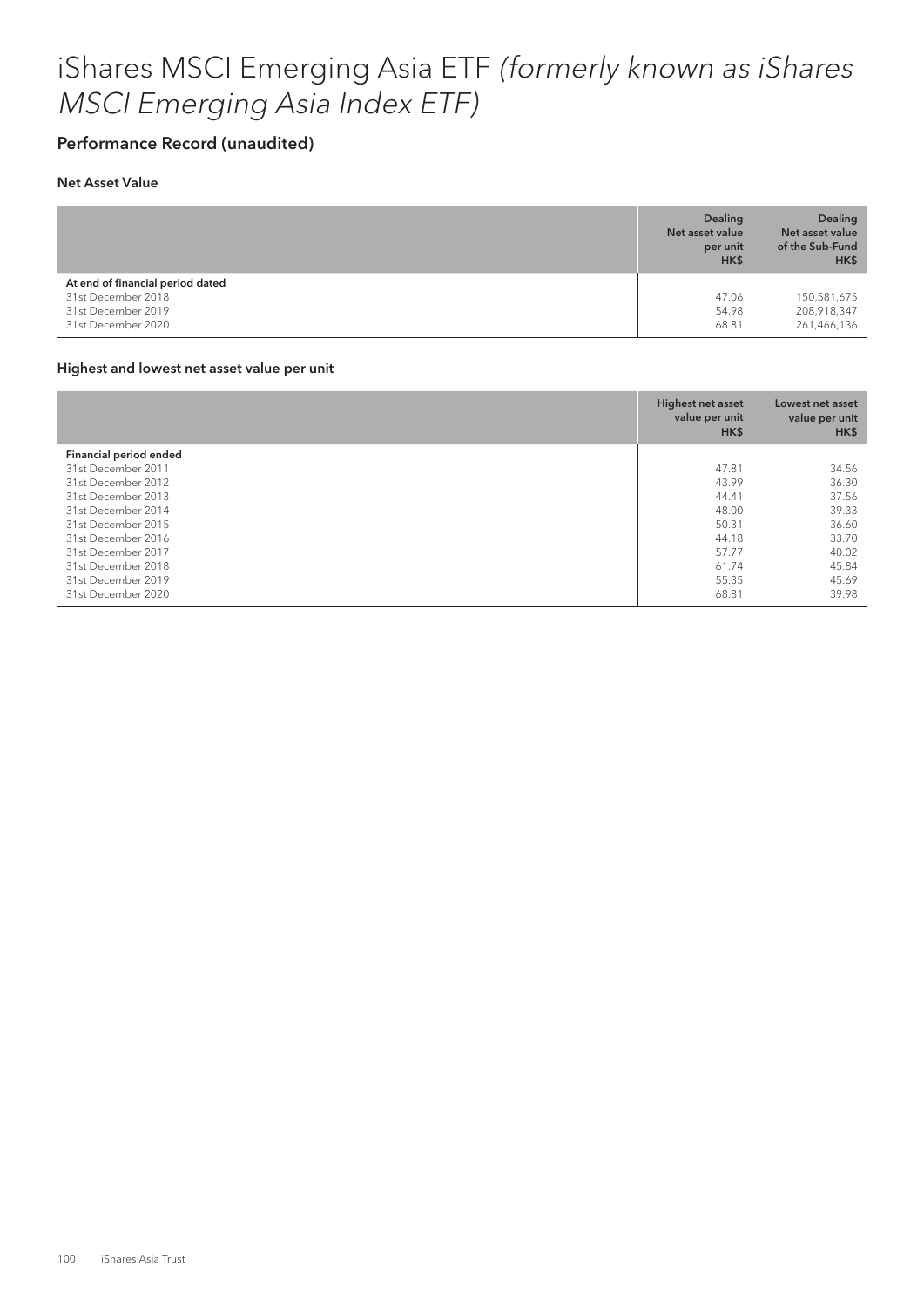# iShares MSCI Emerging Asia ETF *(formerly known as iShares MSCI Emerging Asia Index ETF)*

## Performance Record (unaudited)

### Net Asset Value

| | Dealing Net asset value per unit HK$ | Dealing Net asset value of the Sub-Fund HK$ |
|---|---|---|
| **At end of financial period dated** | | |
| 31st December 2018 | 47.06 | 150,581,675 |
| 31st December 2019 | 54.98 | 208,918,347 |
| 31st December 2020 | 68.81 | 261,466,136 |

### Highest and lowest net asset value per unit

| | Highest net asset value per unit HK$ | Lowest net asset value per unit HK$ |
|---|---|---|
| **Financial period ended** | | |
| 31st December 2011 | 47.81 | 34.56 |
| 31st December 2012 | 43.99 | 36.30 |
| 31st December 2013 | 44.41 | 37.56 |
| 31st December 2014 | 48.00 | 39.33 |
| 31st December 2015 | 50.31 | 36.60 |
| 31st December 2016 | 44.18 | 33.70 |
| 31st December 2017 | 57.77 | 40.02 |
| 31st December 2018 | 61.74 | 45.84 |
| 31st December 2019 | 55.35 | 45.69 |
| 31st December 2020 | 68.81 | 39.98 |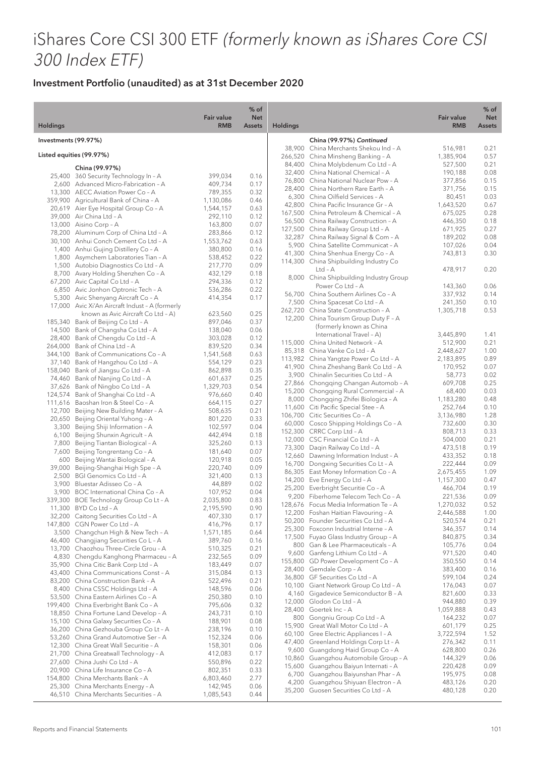# iShares Core CSI 300 ETF *(formerly known as iShares Core CSI 300 Index ETF)*

## Investment Portfolio (unaudited) as at 31st December 2020

| Holdings | | Fair value RMB | % of Net Assets |
|---|---|---|---|
| **Investments (99.97%)** | | | |
| **Listed equities (99.97%)** | | | |
| | **China (99.97%)** | | |
| 25,400 | 360 Security Technology In – A | 399,034 | 0.16 |
| 2,600 | Advanced Micro-Fabrication – A | 409,734 | 0.17 |
| 13,300 | AECC Aviation Power Co – A | 789,355 | 0.32 |
| 359,900 | Agricultural Bank of China – A | 1,130,086 | 0.46 |
| 20,619 | Aier Eye Hospital Group Co – A | 1,544,157 | 0.63 |
| 39,000 | Air China Ltd – A | 292,110 | 0.12 |
| 13,000 | Aisino Corp – A | 163,800 | 0.07 |
| 78,200 | Aluminum Corp of China Ltd – A | 283,866 | 0.12 |
| 30,100 | Anhui Conch Cement Co Ltd – A | 1,553,762 | 0.63 |
| 1,400 | Anhui Gujing Distillery Co – A | 380,800 | 0.16 |
| 1,800 | Asymchem Laboratories Tian – A | 538,452 | 0.22 |
| 1,500 | Autobio Diagnostics Co Ltd – A | 217,770 | 0.09 |
| 8,700 | Avary Holding Shenzhen Co – A | 432,129 | 0.18 |
| 67,200 | Avic Capital Co Ltd – A | 294,336 | 0.12 |
| 6,850 | Avic Jonhon Optronic Tech – A | 536,286 | 0.22 |
| 5,300 | Avic Shenyang Aircraft Co – A | 414,354 | 0.17 |
| 17,000 | Avic Xi'An Aircraft Indust – A (formerly known as Avic Aircraft Co Ltd – A) | 623,560 | 0.25 |
| 185,340 | Bank of Beijing Co Ltd – A | 897,046 | 0.37 |
| 14,500 | Bank of Changsha Co Ltd – A | 138,040 | 0.06 |
| 28,400 | Bank of Chengdu Co Ltd – A | 303,028 | 0.12 |
| 264,000 | Bank of China Ltd – A | 839,520 | 0.34 |
| 344,100 | Bank of Communications Co – A | 1,541,568 | 0.63 |
| 37,140 | Bank of Hangzhou Co Ltd – A | 554,129 | 0.23 |
| 158,040 | Bank of Jiangsu Co Ltd – A | 862,898 | 0.35 |
| 74,460 | Bank of Nanjing Co Ltd – A | 601,637 | 0.25 |
| 37,626 | Bank of Ningbo Co Ltd – A | 1,329,703 | 0.54 |
| 124,574 | Bank of Shanghai Co Ltd – A | 976,660 | 0.40 |
| 111,616 | Baoshan Iron & Steel Co – A | 664,115 | 0.27 |
| 12,700 | Beijing New Building Mater – A | 508,635 | 0.21 |
| 20,650 | Beijing Oriental Yuhong – A | 801,220 | 0.33 |
| 3,300 | Beijing Shiji Information – A | 102,597 | 0.04 |
| 6,100 | Beijing Shunxin Agricult – A | 442,494 | 0.18 |
| 7,800 | Beijing Tiantan Biological – A | 325,260 | 0.13 |
| 7,600 | Beijing Tongrentang Co – A | 181,640 | 0.07 |
| 600 | Beijing Wantai Biological – A | 120,918 | 0.05 |
| 39,000 | Beijing-Shanghai High Spe – A | 220,740 | 0.09 |
| 2,500 | BGI Genomics Co Ltd – A | 321,400 | 0.13 |
| 3,900 | Bluestar Adisseo Co – A | 44,889 | 0.02 |
| 3,900 | BOC International China Co – A | 107,952 | 0.04 |
| 339,300 | BOE Technology Group Co Lt – A | 2,035,800 | 0.83 |
| 11,300 | BYD Co Ltd – A | 2,195,590 | 0.90 |
| 32,200 | Caitong Securities Co Ltd – A | 407,330 | 0.17 |
| 147,800 | CGN Power Co Ltd – A | 416,796 | 0.17 |
| 3,500 | Changchun High & New Tech – A | 1,571,185 | 0.64 |
| 46,400 | Changjiang Securities Co L – A | 389,760 | 0.16 |
| 13,700 | Chaozhou Three-Circle Grou – A | 510,325 | 0.21 |
| 4,830 | Chengdu Kanghong Pharmaceu – A | 232,565 | 0.09 |
| 35,900 | China Citic Bank Corp Ltd – A | 183,449 | 0.07 |
| 43,400 | China Communications Const – A | 315,084 | 0.13 |
| 83,200 | China Construction Bank – A | 522,496 | 0.21 |
| 8,400 | China CSSC Holdings Ltd – A | 148,596 | 0.06 |
| 53,500 | China Eastern Airlines Co – A | 250,380 | 0.10 |
| 199,400 | China Everbright Bank Co – A | 795,606 | 0.32 |
| 18,850 | China Fortune Land Develop – A | 243,731 | 0.10 |
| 15,100 | China Galaxy Securities Co – A | 188,901 | 0.08 |
| 36,200 | China Gezhouba Group Co Lt – A | 238,196 | 0.10 |
| 53,260 | China Grand Automotive Ser – A | 152,324 | 0.06 |
| 12,300 | China Great Wall Securitie – A | 158,301 | 0.06 |
| 21,700 | China Greatwall Technology – A | 412,083 | 0.17 |
| 27,600 | China Jushi Co Ltd – A | 550,896 | 0.22 |
| 20,900 | China Life Insurance Co – A | 802,351 | 0.33 |
| 154,800 | China Merchants Bank – A | 6,803,460 | 2.77 |
| 25,300 | China Merchants Energy – A | 142,945 | 0.06 |
| 46,510 | China Merchants Securities – A | 1,085,543 | 0.44 |
| | **China (99.97%) *Continued*** | | |
| 38,900 | China Merchants Shekou Ind – A | 516,981 | 0.21 |
| 266,520 | China Minsheng Banking – A | 1,385,904 | 0.57 |
| 84,400 | China Molybdenum Co Ltd – A | 527,500 | 0.21 |
| 32,400 | China National Chemical – A | 190,188 | 0.08 |
| 76,800 | China National Nuclear Pow – A | 377,856 | 0.15 |
| 28,400 | China Northern Rare Earth – A | 371,756 | 0.15 |
| 6,300 | China Oilfield Services – A | 80,451 | 0.03 |
| 42,800 | China Pacific Insurance Gr – A | 1,643,520 | 0.67 |
| 167,500 | China Petroleum & Chemical – A | 675,025 | 0.28 |
| 56,500 | China Railway Construction – A | 446,350 | 0.18 |
| 127,500 | China Railway Group Ltd – A | 671,925 | 0.27 |
| 32,287 | China Railway Signal & Com – A | 189,202 | 0.08 |
| 5,900 | China Satellite Communicat – A | 107,026 | 0.04 |
| 41,300 | China Shenhua Energy Co – A | 743,813 | 0.30 |
| 114,300 | China Shipbuilding Industry Co Ltd – A | 478,917 | 0.20 |
| 8,000 | China Shipbuilding Industry Group Power Co Ltd – A | 143,360 | 0.06 |
| 56,700 | China Southern Airlines Co – A | 337,932 | 0.14 |
| 7,500 | China Spacesat Co Ltd – A | 241,350 | 0.10 |
| 262,720 | China State Construction – A | 1,305,718 | 0.53 |
| 12,200 | China Tourism Group Duty F – A (formerly known as China International Travel – A) | 3,445,890 | 1.41 |
| 115,000 | China United Network – A | 512,900 | 0.21 |
| 85,318 | China Vanke Co Ltd – A | 2,448,627 | 1.00 |
| 113,982 | China Yangtze Power Co Ltd – A | 2,183,895 | 0.89 |
| 41,900 | China Zheshang Bank Co Ltd – A | 170,952 | 0.07 |
| 3,900 | Chinalin Securities Co Ltd – A | 58,773 | 0.02 |
| 27,866 | Chongqing Changan Automob – A | 609,708 | 0.25 |
| 15,200 | Chongqing Rural Commercial – A | 68,400 | 0.03 |
| 8,000 | Chongqing Zhifei Biologica – A | 1,183,280 | 0.48 |
| 11,600 | Citi Pacific Special Stee – A | 252,764 | 0.10 |
| 106,700 | Citic Securities Co – A | 3,136,980 | 1.28 |
| 60,000 | Cosco Shipping Holdings Co – A | 732,600 | 0.30 |
| 152,300 | CRRC Corp Ltd – A | 808,713 | 0.33 |
| 12,000 | CSC Financial Co Ltd – A | 504,000 | 0.21 |
| 73,300 | Daqin Railway Co Ltd – A | 473,518 | 0.19 |
| 12,660 | Dawning Information Indust – A | 433,352 | 0.18 |
| 16,700 | Dongxing Securities Co Lt – A | 222,444 | 0.09 |
| 86,305 | East Money Information Co – A | 2,675,455 | 1.09 |
| 14,200 | Eve Energy Co Ltd – A | 1,157,300 | 0.47 |
| 25,200 | Everbright Securitie Co – A | 466,704 | 0.19 |
| 9,200 | Fiberhome Telecom Tech Co – A | 221,536 | 0.09 |
| 128,676 | Focus Media Information Te – A | 1,270,032 | 0.52 |
| 12,200 | Foshan Haitian Flavouring – A | 2,446,588 | 1.00 |
| 50,200 | Founder Securities Co Ltd – A | 520,574 | 0.21 |
| 25,300 | Foxconn Industrial Interne – A | 346,357 | 0.14 |
| 17,500 | Fuyao Glass Industry Group – A | 840,875 | 0.34 |
| 800 | Gan & Lee Pharmaceuticals – A | 105,776 | 0.04 |
| 9,600 | Ganfeng Lithium Co Ltd – A | 971,520 | 0.40 |
| 155,800 | GD Power Development Co – A | 350,550 | 0.14 |
| 28,400 | Gemdale Corp – A | 383,400 | 0.16 |
| 36,800 | GF Securities Co Ltd – A | 599,104 | 0.24 |
| 10,100 | Giant Network Group Co Ltd – A | 176,043 | 0.07 |
| 4,160 | Gigadevice Semiconductor B – A | 821,600 | 0.33 |
| 12,000 | Glodon Co Ltd – A | 944,880 | 0.39 |
| 28,400 | Goertek Inc – A | 1,059,888 | 0.43 |
| 800 | Gongniu Group Co Ltd – A | 164,232 | 0.07 |
| 15,900 | Great Wall Motor Co Ltd – A | 601,179 | 0.25 |
| 60,100 | Gree Electric Appliances I – A | 3,722,594 | 1.52 |
| 47,400 | Greenland Holdings Corp Lt – A | 276,342 | 0.11 |
| 9,600 | Guangdong Haid Group Co – A | 628,800 | 0.26 |
| 10,860 | Guangzhou Automobile Group – A | 144,329 | 0.06 |
| 15,600 | Guangzhou Baiyun Internati – A | 220,428 | 0.09 |
| 6,700 | Guangzhou Baiyunshan Phar – A | 195,975 | 0.08 |
| 4,200 | Guangzhou Shiyuan Electron – A | 483,126 | 0.20 |
| 35,200 | Guosen Securities Co Ltd – A | 480,128 | 0.20 |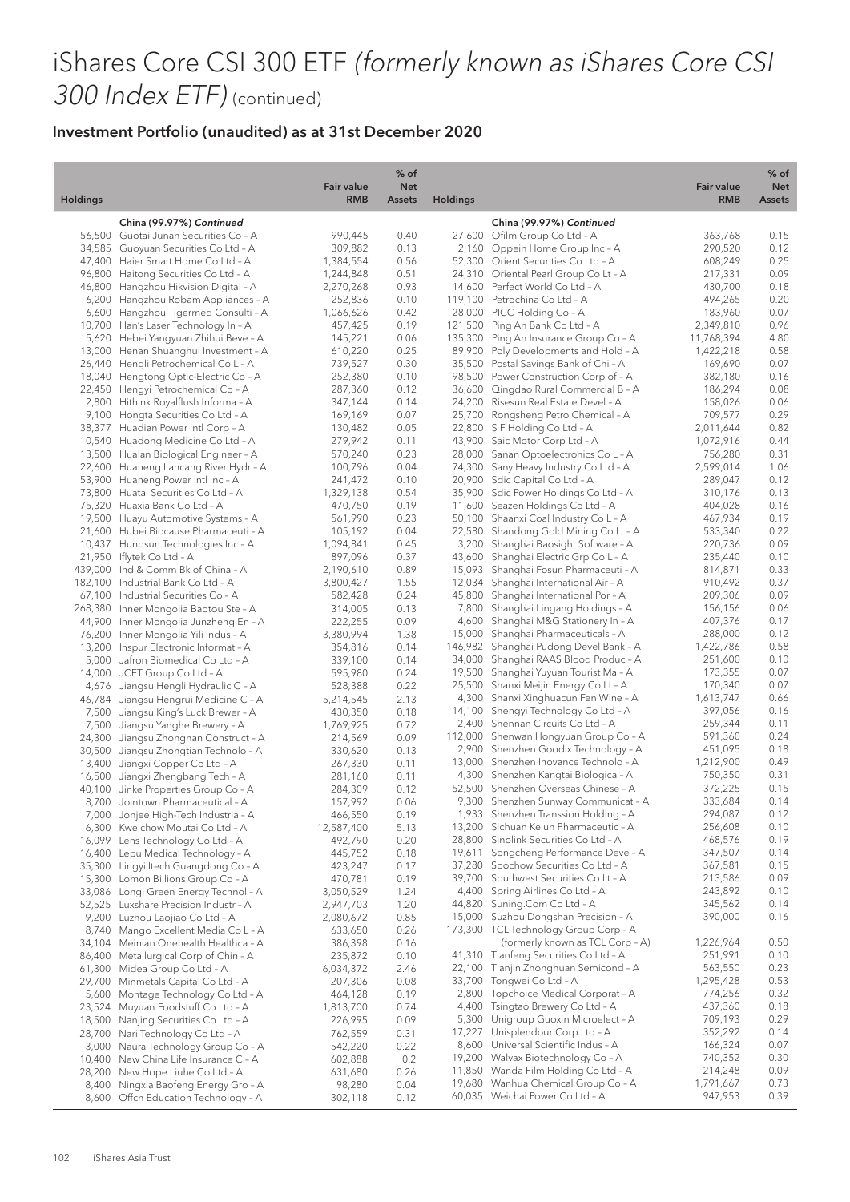# iShares Core CSI 300 ETF *(formerly known as iShares Core CSI 300 Index ETF)* (continued)

## Investment Portfolio (unaudited) as at 31st December 2020

| Holdings | | Fair value RMB | % of Net Assets |
|---|---|---|---|
| | **China (99.97%) *Continued*** | | |
| 56,500 | Guotai Junan Securities Co – A | 990,445 | 0.40 |
| 34,585 | Guoyuan Securities Co Ltd – A | 309,882 | 0.13 |
| 47,400 | Haier Smart Home Co Ltd – A | 1,384,554 | 0.56 |
| 96,800 | Haitong Securities Co Ltd – A | 1,244,848 | 0.51 |
| 46,800 | Hangzhou Hikvision Digital – A | 2,270,268 | 0.93 |
| 6,200 | Hangzhou Robam Appliances – A | 252,836 | 0.10 |
| 6,600 | Hangzhou Tigermed Consulti – A | 1,066,626 | 0.42 |
| 10,700 | Han's Laser Technology In – A | 457,425 | 0.19 |
| 5,620 | Hebei Yangyuan Zhihui Beve – A | 145,221 | 0.06 |
| 13,000 | Henan Shuanghui Investment – A | 610,220 | 0.25 |
| 26,440 | Hengli Petrochemical Co L – A | 739,527 | 0.30 |
| 18,040 | Hengtong Optic-Electric Co – A | 252,380 | 0.10 |
| 22,450 | Hengyi Petrochemical Co – A | 287,360 | 0.12 |
| 2,800 | Hithink Royalflush Informa – A | 347,144 | 0.14 |
| 9,100 | Hongta Securities Co Ltd – A | 169,169 | 0.07 |
| 38,377 | Huadian Power Intl Corp – A | 130,482 | 0.05 |
| 10,540 | Huadong Medicine Co Ltd – A | 279,942 | 0.11 |
| 13,500 | Hualan Biological Engineer – A | 570,240 | 0.23 |
| 22,600 | Huaneng Lancang River Hydr – A | 100,796 | 0.04 |
| 53,900 | Huaneng Power Intl Inc – A | 241,472 | 0.10 |
| 73,800 | Huatai Securities Co Ltd – A | 1,329,138 | 0.54 |
| 75,320 | Huaxia Bank Co Ltd – A | 470,750 | 0.19 |
| 19,500 | Huayu Automotive Systems – A | 561,990 | 0.23 |
| 21,600 | Hubei Biocause Pharmaceuti – A | 105,192 | 0.04 |
| 10,437 | Hundsun Technologies Inc – A | 1,094,841 | 0.45 |
| 21,950 | Iflytek Co Ltd – A | 897,096 | 0.37 |
| 439,000 | Ind & Comm Bk of China – A | 2,190,610 | 0.89 |
| 182,100 | Industrial Bank Co Ltd – A | 3,800,427 | 1.55 |
| 67,100 | Industrial Securities Co – A | 582,428 | 0.24 |
| 268,380 | Inner Mongolia Baotou Ste – A | 314,005 | 0.13 |
| 44,900 | Inner Mongolia Junzheng En – A | 222,255 | 0.09 |
| 76,200 | Inner Mongolia Yili Indus – A | 3,380,994 | 1.38 |
| 13,200 | Inspur Electronic Informat – A | 354,816 | 0.14 |
| 5,000 | Jafron Biomedical Co Ltd – A | 339,100 | 0.14 |
| 14,000 | JCET Group Co Ltd – A | 595,980 | 0.24 |
| 4,676 | Jiangsu Hengli Hydraulic C – A | 528,388 | 0.22 |
| 46,784 | Jiangsu Hengrui Medicine C – A | 5,214,545 | 2.13 |
| 7,500 | Jiangsu King's Luck Brewer – A | 430,350 | 0.18 |
| 7,500 | Jiangsu Yanghe Brewery – A | 1,769,925 | 0.72 |
| 24,300 | Jiangsu Zhongnan Construct – A | 214,569 | 0.09 |
| 30,500 | Jiangsu Zhongtian Technolo – A | 330,620 | 0.13 |
| 13,400 | Jiangxi Copper Co Ltd – A | 267,330 | 0.11 |
| 16,500 | Jiangxi Zhengbang Tech – A | 281,160 | 0.11 |
| 40,100 | Jinke Properties Group Co – A | 284,309 | 0.12 |
| 8,700 | Jointown Pharmaceutical – A | 157,992 | 0.06 |
| 7,000 | Jonjee High-Tech Industria – A | 466,550 | 0.19 |
| 6,300 | Kweichow Moutai Co Ltd – A | 12,587,400 | 5.13 |
| 16,099 | Lens Technology Co Ltd – A | 492,790 | 0.20 |
| 16,400 | Lepu Medical Technology – A | 445,752 | 0.18 |
| 35,300 | Lingyi Itech Guangdong Co – A | 423,247 | 0.17 |
| 15,300 | Lomon Billions Group Co – A | 470,781 | 0.19 |
| 33,086 | Longi Green Energy Technol – A | 3,050,529 | 1.24 |
| 52,525 | Luxshare Precision Industr – A | 2,947,703 | 1.20 |
| 9,200 | Luzhou Laojiao Co Ltd – A | 2,080,672 | 0.85 |
| 8,740 | Mango Excellent Media Co L – A | 633,650 | 0.26 |
| 34,104 | Meinian Onehealth Healthca – A | 386,398 | 0.16 |
| 86,400 | Metallurgical Corp of Chin – A | 235,872 | 0.10 |
| 61,300 | Midea Group Co Ltd – A | 6,034,372 | 2.46 |
| 29,700 | Minmetals Capital Co Ltd – A | 207,306 | 0.08 |
| 5,600 | Montage Technology Co Ltd – A | 464,128 | 0.19 |
| 23,524 | Muyuan Foodstuff Co Ltd – A | 1,813,700 | 0.74 |
| 18,500 | Nanjing Securities Co Ltd – A | 226,995 | 0.09 |
| 28,700 | Nari Technology Co Ltd – A | 762,559 | 0.31 |
| 3,000 | Naura Technology Group Co – A | 542,220 | 0.22 |
| 10,400 | New China Life Insurance C – A | 602,888 | 0.2 |
| 28,200 | New Hope Liuhe Co Ltd – A | 631,680 | 0.26 |
| 8,400 | Ningxia Baofeng Energy Gro – A | 98,280 | 0.04 |
| 8,600 | Offcn Education Technology – A | 302,118 | 0.12 |
| | **China (99.97%) *Continued*** | | |
| 27,600 | Ofilm Group Co Ltd – A | 363,768 | 0.15 |
| 2,160 | Oppein Home Group Inc – A | 290,520 | 0.12 |
| 52,300 | Orient Securities Co Ltd – A | 608,249 | 0.25 |
| 24,310 | Oriental Pearl Group Co Lt – A | 217,331 | 0.09 |
| 14,600 | Perfect World Co Ltd – A | 430,700 | 0.18 |
| 119,100 | Petrochina Co Ltd – A | 494,265 | 0.20 |
| 28,000 | PICC Holding Co – A | 183,960 | 0.07 |
| 121,500 | Ping An Bank Co Ltd – A | 2,349,810 | 0.96 |
| 135,300 | Ping An Insurance Group Co – A | 11,768,394 | 4.80 |
| 89,900 | Poly Developments and Hold – A | 1,422,218 | 0.58 |
| 35,500 | Postal Savings Bank of Chi – A | 169,690 | 0.07 |
| 98,500 | Power Construction Corp of – A | 382,180 | 0.16 |
| 36,600 | Qingdao Rural Commercial B – A | 186,294 | 0.08 |
| 24,200 | Risesun Real Estate Devel – A | 158,026 | 0.06 |
| 25,700 | Rongsheng Petro Chemical – A | 709,577 | 0.29 |
| 22,800 | S F Holding Co Ltd – A | 2,011,644 | 0.82 |
| 43,900 | Saic Motor Corp Ltd – A | 1,072,916 | 0.44 |
| 28,000 | Sanan Optoelectronics Co L – A | 756,280 | 0.31 |
| 74,300 | Sany Heavy Industry Co Ltd – A | 2,599,014 | 1.06 |
| 20,900 | Sdic Capital Co Ltd – A | 289,047 | 0.12 |
| 35,900 | Sdic Power Holdings Co Ltd – A | 310,176 | 0.13 |
| 11,600 | Seazen Holdings Co Ltd – A | 404,028 | 0.16 |
| 50,100 | Shaanxi Coal Industry Co L – A | 467,934 | 0.19 |
| 22,580 | Shandong Gold Mining Co Lt – A | 533,340 | 0.22 |
| 3,200 | Shanghai Baosight Software – A | 220,736 | 0.09 |
| 43,600 | Shanghai Electric Grp Co L – A | 235,440 | 0.10 |
| 15,093 | Shanghai Fosun Pharmaceuti – A | 814,871 | 0.33 |
| 12,034 | Shanghai International Air – A | 910,492 | 0.37 |
| 45,800 | Shanghai International Por – A | 209,306 | 0.09 |
| 7,800 | Shanghai Lingang Holdings – A | 156,156 | 0.06 |
| 4,600 | Shanghai M&G Stationery In – A | 407,376 | 0.17 |
| 15,000 | Shanghai Pharmaceuticals – A | 288,000 | 0.12 |
| 146,982 | Shanghai Pudong Devel Bank – A | 1,422,786 | 0.58 |
| 34,000 | Shanghai RAAS Blood Produc – A | 251,600 | 0.10 |
| 19,500 | Shanghai Yuyuan Tourist Ma – A | 173,355 | 0.07 |
| 25,500 | Shanxi Meijin Energy Co Lt – A | 170,340 | 0.07 |
| 4,300 | Shanxi Xinghuacun Fen Wine – A | 1,613,747 | 0.66 |
| 14,100 | Shengyi Technology Co Ltd – A | 397,056 | 0.16 |
| 2,400 | Shennan Circuits Co Ltd – A | 259,344 | 0.11 |
| 112,000 | Shenwan Hongyuan Group Co – A | 591,360 | 0.24 |
| 2,900 | Shenzhen Goodix Technology – A | 451,095 | 0.18 |
| 13,000 | Shenzhen Inovance Technolo – A | 1,212,900 | 0.49 |
| 4,300 | Shenzhen Kangtai Biologica – A | 750,350 | 0.31 |
| 52,500 | Shenzhen Overseas Chinese – A | 372,225 | 0.15 |
| 9,300 | Shenzhen Sunway Communicat – A | 333,684 | 0.14 |
| 1,933 | Shenzhen Transsion Holding – A | 294,087 | 0.12 |
| 13,200 | Sichuan Kelun Pharmaceutic – A | 256,608 | 0.10 |
| 28,800 | Sinolink Securities Co Ltd – A | 468,576 | 0.19 |
| 19,611 | Songcheng Performance Deve – A | 347,507 | 0.14 |
| 37,280 | Soochow Securities Co Ltd – A | 367,581 | 0.15 |
| 39,700 | Southwest Securities Co Lt – A | 213,586 | 0.09 |
| 4,400 | Spring Airlines Co Ltd – A | 243,892 | 0.10 |
| 44,820 | Suning.Com Co Ltd – A | 345,562 | 0.14 |
| 15,000 | Suzhou Dongshan Precision – A | 390,000 | 0.16 |
| 173,300 | TCL Technology Group Corp – A (formerly known as TCL Corp – A) | 1,226,964 | 0.50 |
| 41,310 | Tianfeng Securities Co Ltd – A | 251,991 | 0.10 |
| 22,100 | Tianjin Zhonghuan Semicond – A | 563,550 | 0.23 |
| 33,700 | Tongwei Co Ltd – A | 1,295,428 | 0.53 |
| 2,800 | Topchoice Medical Corporat – A | 774,256 | 0.32 |
| 4,400 | Tsingtao Brewery Co Ltd – A | 437,360 | 0.18 |
| 5,300 | Unigroup Guoxin Microelect – A | 709,193 | 0.29 |
| 17,227 | Unisplendour Corp Ltd – A | 352,292 | 0.14 |
| 8,600 | Universal Scientific Indus – A | 166,324 | 0.07 |
| 19,200 | Walvax Biotechnology Co – A | 740,352 | 0.30 |
| 11,850 | Wanda Film Holding Co Ltd – A | 214,248 | 0.09 |
| 19,680 | Wanhua Chemical Group Co – A | 1,791,667 | 0.73 |
| 60,035 | Weichai Power Co Ltd – A | 947,953 | 0.39 |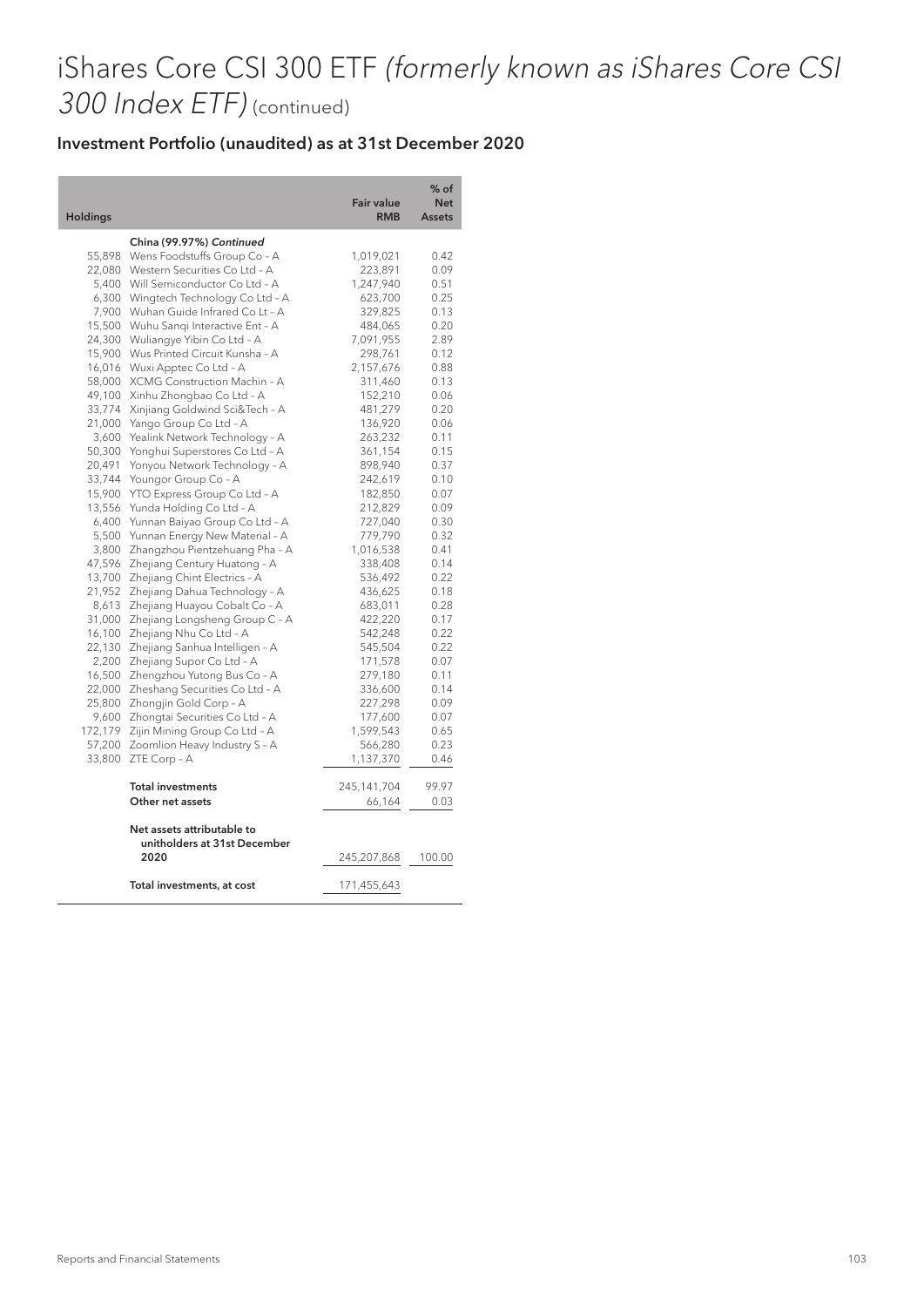# iShares Core CSI 300 ETF *(formerly known as iShares Core CSI 300 Index ETF)* (continued)

## Investment Portfolio (unaudited) as at 31st December 2020

| Holdings | | Fair value RMB | % of Net Assets |
|---|---|---|---|
| | **China (99.97%)** ***Continued*** | | |
| 55,898 | Wens Foodstuffs Group Co – A | 1,019,021 | 0.42 |
| 22,080 | Western Securities Co Ltd – A | 223,891 | 0.09 |
| 5,400 | Will Semiconductor Co Ltd – A | 1,247,940 | 0.51 |
| 6,300 | Wingtech Technology Co Ltd – A | 623,700 | 0.25 |
| 7,900 | Wuhan Guide Infrared Co Lt – A | 329,825 | 0.13 |
| 15,500 | Wuhu Sanqi Interactive Ent – A | 484,065 | 0.20 |
| 24,300 | Wuliangye Yibin Co Ltd – A | 7,091,955 | 2.89 |
| 15,900 | Wus Printed Circuit Kunsha – A | 298,761 | 0.12 |
| 16,016 | Wuxi Apptec Co Ltd – A | 2,157,676 | 0.88 |
| 58,000 | XCMG Construction Machin – A | 311,460 | 0.13 |
| 49,100 | Xinhu Zhongbao Co Ltd – A | 152,210 | 0.06 |
| 33,774 | Xinjiang Goldwind Sci&Tech – A | 481,279 | 0.20 |
| 21,000 | Yango Group Co Ltd – A | 136,920 | 0.06 |
| 3,600 | Yealink Network Technology – A | 263,232 | 0.11 |
| 50,300 | Yonghui Superstores Co Ltd – A | 361,154 | 0.15 |
| 20,491 | Yonyou Network Technology – A | 898,940 | 0.37 |
| 33,744 | Youngor Group Co – A | 242,619 | 0.10 |
| 15,900 | YTO Express Group Co Ltd – A | 182,850 | 0.07 |
| 13,556 | Yunda Holding Co Ltd – A | 212,829 | 0.09 |
| 6,400 | Yunnan Baiyao Group Co Ltd – A | 727,040 | 0.30 |
| 5,500 | Yunnan Energy New Material – A | 779,790 | 0.32 |
| 3,800 | Zhangzhou Pientzehuang Pha – A | 1,016,538 | 0.41 |
| 47,596 | Zhejiang Century Huatong – A | 338,408 | 0.14 |
| 13,700 | Zhejiang Chint Electrics – A | 536,492 | 0.22 |
| 21,952 | Zhejiang Dahua Technology – A | 436,625 | 0.18 |
| 8,613 | Zhejiang Huayou Cobalt Co – A | 683,011 | 0.28 |
| 31,000 | Zhejiang Longsheng Group C – A | 422,220 | 0.17 |
| 16,100 | Zhejiang Nhu Co Ltd – A | 542,248 | 0.22 |
| 22,130 | Zhejiang Sanhua Intelligen – A | 545,504 | 0.22 |
| 2,200 | Zhejiang Supor Co Ltd – A | 171,578 | 0.07 |
| 16,500 | Zhengzhou Yutong Bus Co – A | 279,180 | 0.11 |
| 22,000 | Zheshang Securities Co Ltd – A | 336,600 | 0.14 |
| 25,800 | Zhongjin Gold Corp – A | 227,298 | 0.09 |
| 9,600 | Zhongtai Securities Co Ltd – A | 177,600 | 0.07 |
| 172,179 | Zijin Mining Group Co Ltd – A | 1,599,543 | 0.65 |
| 57,200 | Zoomlion Heavy Industry S – A | 566,280 | 0.23 |
| 33,800 | ZTE Corp – A | 1,137,370 | 0.46 |
| | **Total investments** | 245,141,704 | 99.97 |
| | **Other net assets** | 66,164 | 0.03 |
| | **Net assets attributable to unitholders at 31st December 2020** | 245,207,868 | 100.00 |
| | **Total investments, at cost** | 171,455,643 | |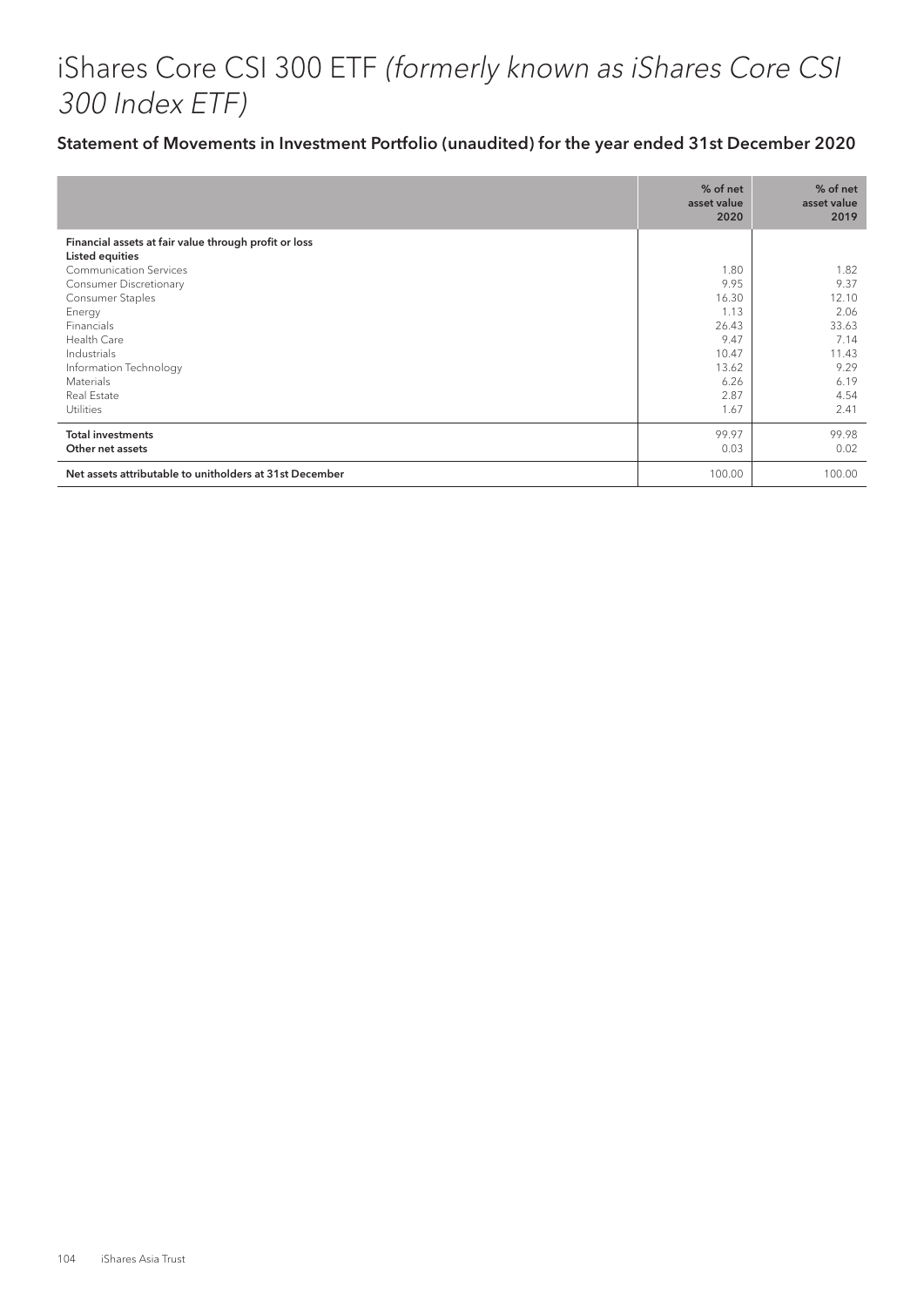# iShares Core CSI 300 ETF *(formerly known as iShares Core CSI 300 Index ETF)*

## Statement of Movements in Investment Portfolio (unaudited) for the year ended 31st December 2020

| | % of net asset value 2020 | % of net asset value 2019 |
|---|---|---|
| **Financial assets at fair value through profit or loss** | | |
| **Listed equities** | | |
| Communication Services | 1.80 | 1.82 |
| Consumer Discretionary | 9.95 | 9.37 |
| Consumer Staples | 16.30 | 12.10 |
| Energy | 1.13 | 2.06 |
| Financials | 26.43 | 33.63 |
| Health Care | 9.47 | 7.14 |
| Industrials | 10.47 | 11.43 |
| Information Technology | 13.62 | 9.29 |
| Materials | 6.26 | 6.19 |
| Real Estate | 2.87 | 4.54 |
| Utilities | 1.67 | 2.41 |
| **Total investments** | 99.97 | 99.98 |
| **Other net assets** | 0.03 | 0.02 |
| **Net assets attributable to unitholders at 31st December** | 100.00 | 100.00 |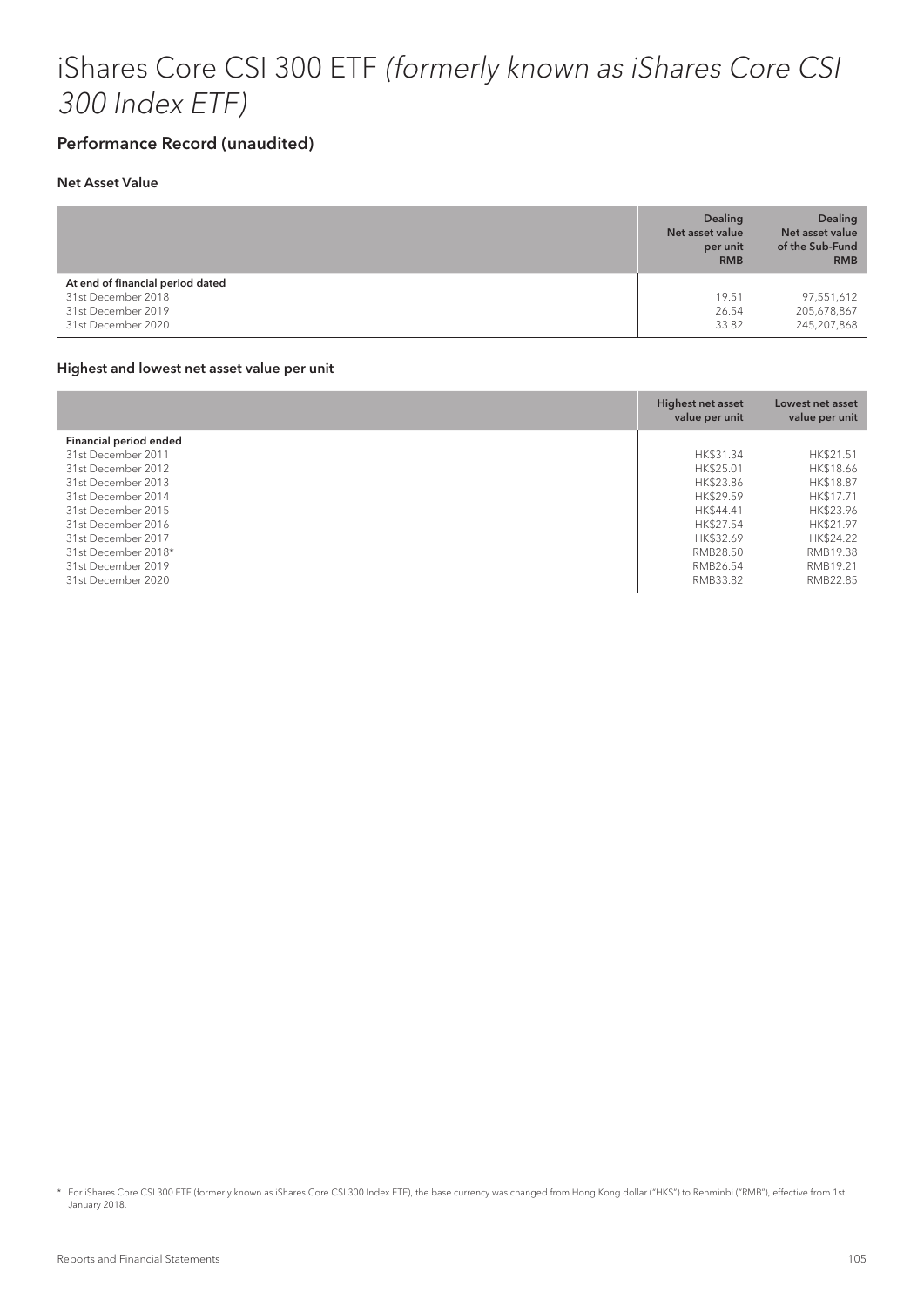# iShares Core CSI 300 ETF *(formerly known as iShares Core CSI 300 Index ETF)*

## Performance Record (unaudited)

### Net Asset Value

| | Dealing Net asset value per unit RMB | Dealing Net asset value of the Sub-Fund RMB |
|---|---|---|
| **At end of financial period dated** | | |
| 31st December 2018 | 19.51 | 97,551,612 |
| 31st December 2019 | 26.54 | 205,678,867 |
| 31st December 2020 | 33.82 | 245,207,868 |

### Highest and lowest net asset value per unit

| | Highest net asset value per unit | Lowest net asset value per unit |
|---|---|---|
| **Financial period ended** | | |
| 31st December 2011 | HK$31.34 | HK$21.51 |
| 31st December 2012 | HK$25.01 | HK$18.66 |
| 31st December 2013 | HK$23.86 | HK$18.87 |
| 31st December 2014 | HK$29.59 | HK$17.71 |
| 31st December 2015 | HK$44.41 | HK$23.96 |
| 31st December 2016 | HK$27.54 | HK$21.97 |
| 31st December 2017 | HK$32.69 | HK$24.22 |
| 31st December 2018* | RMB28.50 | RMB19.38 |
| 31st December 2019 | RMB26.54 | RMB19.21 |
| 31st December 2020 | RMB33.82 | RMB22.85 |

\* For iShares Core CSI 300 ETF (formerly known as iShares Core CSI 300 Index ETF), the base currency was changed from Hong Kong dollar ("HK$") to Renminbi ("RMB"), effective from 1st January 2018.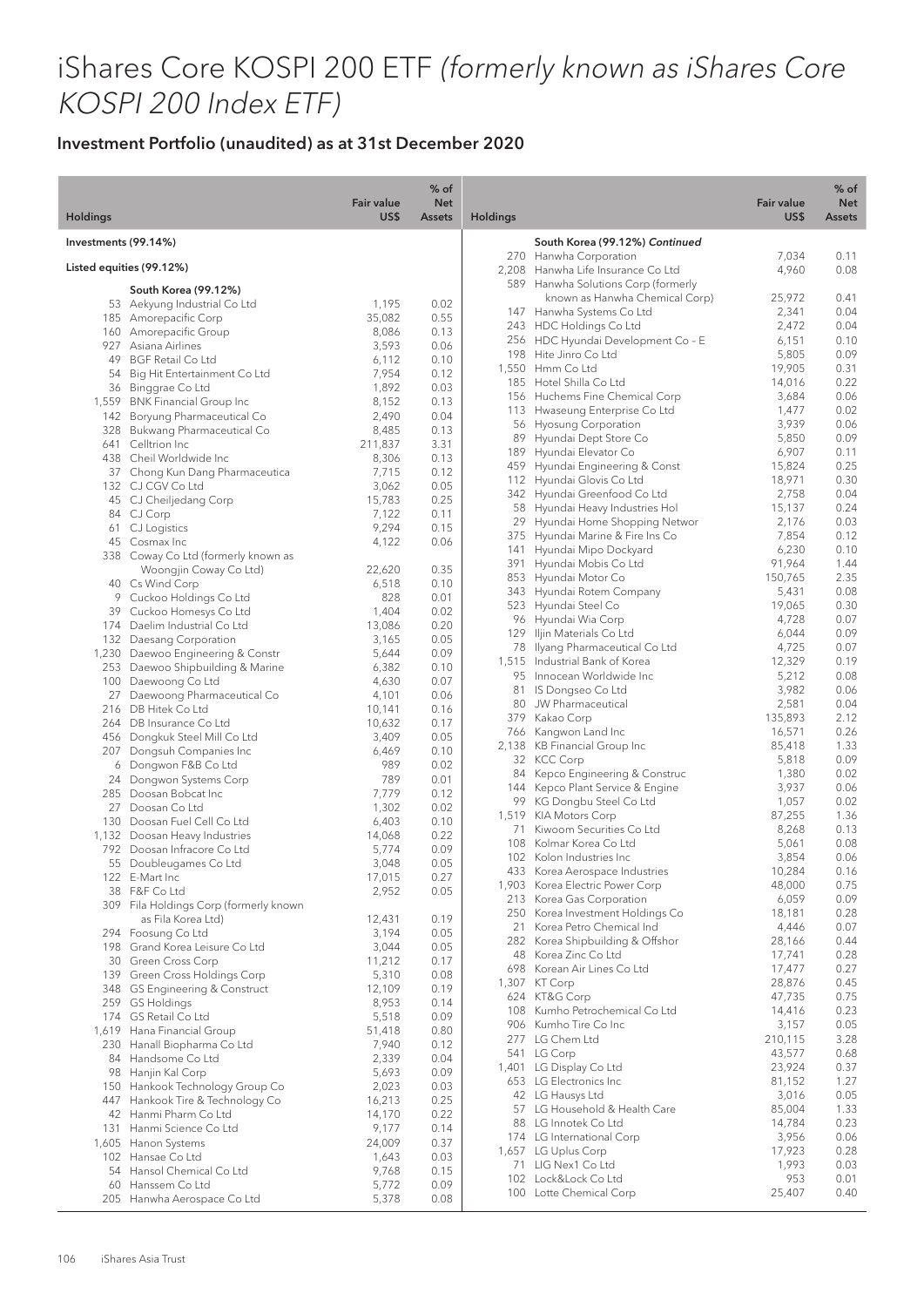# iShares Core KOSPI 200 ETF *(formerly known as iShares Core KOSPI 200 Index ETF)*

## Investment Portfolio (unaudited) as at 31st December 2020

| Holdings | | Fair value US$ | % of Net Assets |
|---|---|---|---|
| **Investments (99.14%)** | | | |
| **Listed equities (99.12%)** | | | |
| | **South Korea (99.12%)** | | |
| 53 | Aekyung Industrial Co Ltd | 1,195 | 0.02 |
| 185 | Amorepacific Corp | 35,082 | 0.55 |
| 160 | Amorepacific Group | 8,086 | 0.13 |
| 927 | Asiana Airlines | 3,593 | 0.06 |
| 49 | BGF Retail Co Ltd | 6,112 | 0.10 |
| 54 | Big Hit Entertainment Co Ltd | 7,954 | 0.12 |
| 36 | Binggrae Co Ltd | 1,892 | 0.03 |
| 1,559 | BNK Financial Group Inc | 8,152 | 0.13 |
| 142 | Boryung Pharmaceutical Co | 2,490 | 0.04 |
| 328 | Bukwang Pharmaceutical Co | 8,485 | 0.13 |
| 641 | Celltrion Inc | 211,837 | 3.31 |
| 438 | Cheil Worldwide Inc | 8,306 | 0.13 |
| 37 | Chong Kun Dang Pharmaceutica | 7,715 | 0.12 |
| 132 | CJ CGV Co Ltd | 3,062 | 0.05 |
| 45 | CJ Cheiljedang Corp | 15,783 | 0.25 |
| 84 | CJ Corp | 7,122 | 0.11 |
| 61 | CJ Logistics | 9,294 | 0.15 |
| 45 | Cosmax Inc | 4,122 | 0.06 |
| 338 | Coway Co Ltd (formerly known as Woongjin Coway Co Ltd) | 22,620 | 0.35 |
| 40 | Cs Wind Corp | 6,518 | 0.10 |
| 9 | Cuckoo Holdings Co Ltd | 828 | 0.01 |
| 39 | Cuckoo Homesys Co Ltd | 1,404 | 0.02 |
| 174 | Daelim Industrial Co Ltd | 13,086 | 0.20 |
| 132 | Daesang Corporation | 3,165 | 0.05 |
| 1,230 | Daewoo Engineering & Constr | 5,644 | 0.09 |
| 253 | Daewoo Shipbuilding & Marine | 6,382 | 0.10 |
| 100 | Daewoong Co Ltd | 4,630 | 0.07 |
| 27 | Daewoong Pharmaceutical Co | 4,101 | 0.06 |
| 216 | DB Hitek Co Ltd | 10,141 | 0.16 |
| 264 | DB Insurance Co Ltd | 10,632 | 0.17 |
| 456 | Dongkuk Steel Mill Co Ltd | 3,409 | 0.05 |
| 207 | Dongsuh Companies Inc | 6,469 | 0.10 |
| 6 | Dongwon F&B Co Ltd | 989 | 0.02 |
| 24 | Dongwon Systems Corp | 789 | 0.01 |
| 285 | Doosan Bobcat Inc | 7,779 | 0.12 |
| 27 | Doosan Co Ltd | 1,302 | 0.02 |
| 130 | Doosan Fuel Cell Co Ltd | 6,403 | 0.10 |
| 1,132 | Doosan Heavy Industries | 14,068 | 0.22 |
| 792 | Doosan Infracore Co Ltd | 5,774 | 0.09 |
| 55 | Doubleugames Co Ltd | 3,048 | 0.05 |
| 122 | E-Mart Inc | 17,015 | 0.27 |
| 38 | F&F Co Ltd | 2,952 | 0.05 |
| 309 | Fila Holdings Corp (formerly known as Fila Korea Ltd) | 12,431 | 0.19 |
| 294 | Foosung Co Ltd | 3,194 | 0.05 |
| 198 | Grand Korea Leisure Co Ltd | 3,044 | 0.05 |
| 30 | Green Cross Corp | 11,212 | 0.17 |
| 139 | Green Cross Holdings Corp | 5,310 | 0.08 |
| 348 | GS Engineering & Construct | 12,109 | 0.19 |
| 259 | GS Holdings | 8,953 | 0.14 |
| 174 | GS Retail Co Ltd | 5,518 | 0.09 |
| 1,619 | Hana Financial Group | 51,418 | 0.80 |
| 230 | Hanall Biopharma Co Ltd | 7,940 | 0.12 |
| 84 | Handsome Co Ltd | 2,339 | 0.04 |
| 98 | Hanjin Kal Corp | 5,693 | 0.09 |
| 150 | Hankook Technology Group Co | 2,023 | 0.03 |
| 447 | Hankook Tire & Technology Co | 16,213 | 0.25 |
| 42 | Hanmi Pharm Co Ltd | 14,170 | 0.22 |
| 131 | Hanmi Science Co Ltd | 9,177 | 0.14 |
| 1,605 | Hanon Systems | 24,009 | 0.37 |
| 102 | Hansae Co Ltd | 1,643 | 0.03 |
| 54 | Hansol Chemical Co Ltd | 9,768 | 0.15 |
| 60 | Hanssem Co Ltd | 5,772 | 0.09 |
| 205 | Hanwha Aerospace Co Ltd | 5,378 | 0.08 |
| | **South Korea (99.12%)** *Continued* | | |
| 270 | Hanwha Corporation | 7,034 | 0.11 |
| 2,208 | Hanwha Life Insurance Co Ltd | 4,960 | 0.08 |
| 589 | Hanwha Solutions Corp (formerly known as Hanwha Chemical Corp) | 25,972 | 0.41 |
| 147 | Hanwha Systems Co Ltd | 2,341 | 0.04 |
| 243 | HDC Holdings Co Ltd | 2,472 | 0.04 |
| 256 | HDC Hyundai Development Co - E | 6,151 | 0.10 |
| 198 | Hite Jinro Co Ltd | 5,805 | 0.09 |
| 1,550 | Hmm Co Ltd | 19,905 | 0.31 |
| 185 | Hotel Shilla Co Ltd | 14,016 | 0.22 |
| 156 | Huchems Fine Chemical Corp | 3,684 | 0.06 |
| 113 | Hwaseung Enterprise Co Ltd | 1,477 | 0.02 |
| 56 | Hyosung Corporation | 3,939 | 0.06 |
| 89 | Hyundai Dept Store Co | 5,850 | 0.09 |
| 189 | Hyundai Elevator Co | 6,907 | 0.11 |
| 459 | Hyundai Engineering & Const | 15,824 | 0.25 |
| 112 | Hyundai Glovis Co Ltd | 18,971 | 0.30 |
| 342 | Hyundai Greenfood Co Ltd | 2,758 | 0.04 |
| 58 | Hyundai Heavy Industries Hol | 15,137 | 0.24 |
| 29 | Hyundai Home Shopping Networ | 2,176 | 0.03 |
| 375 | Hyundai Marine & Fire Ins Co | 7,854 | 0.12 |
| 141 | Hyundai Mipo Dockyard | 6,230 | 0.10 |
| 391 | Hyundai Mobis Co Ltd | 91,964 | 1.44 |
| 853 | Hyundai Motor Co | 150,765 | 2.35 |
| 343 | Hyundai Rotem Company | 5,431 | 0.08 |
| 523 | Hyundai Steel Co | 19,065 | 0.30 |
| 96 | Hyundai Wia Corp | 4,728 | 0.07 |
| 129 | Iljin Materials Co Ltd | 6,044 | 0.09 |
| 78 | Ilyang Pharmaceutical Co Ltd | 4,725 | 0.07 |
| 1,515 | Industrial Bank of Korea | 12,329 | 0.19 |
| 95 | Innocean Worldwide Inc | 5,212 | 0.08 |
| 81 | IS Dongseo Co Ltd | 3,982 | 0.06 |
| 80 | JW Pharmaceutical | 2,581 | 0.04 |
| 379 | Kakao Corp | 135,893 | 2.12 |
| 766 | Kangwon Land Inc | 16,571 | 0.26 |
| 2,138 | KB Financial Group Inc | 85,418 | 1.33 |
| 32 | KCC Corp | 5,818 | 0.09 |
| 84 | Kepco Engineering & Construc | 1,380 | 0.02 |
| 144 | Kepco Plant Service & Engine | 3,937 | 0.06 |
| 99 | KG Dongbu Steel Co Ltd | 1,057 | 0.02 |
| 1,519 | KIA Motors Corp | 87,255 | 1.36 |
| 71 | Kiwoom Securities Co Ltd | 8,268 | 0.13 |
| 108 | Kolmar Korea Co Ltd | 5,061 | 0.08 |
| 102 | Kolon Industries Inc | 3,854 | 0.06 |
| 433 | Korea Aerospace Industries | 10,284 | 0.16 |
| 1,903 | Korea Electric Power Corp | 48,000 | 0.75 |
| 213 | Korea Gas Corporation | 6,059 | 0.09 |
| 250 | Korea Investment Holdings Co | 18,181 | 0.28 |
| 21 | Korea Petro Chemical Ind | 4,446 | 0.07 |
| 282 | Korea Shipbuilding & Offshor | 28,166 | 0.44 |
| 48 | Korea Zinc Co Ltd | 17,741 | 0.28 |
| 698 | Korean Air Lines Co Ltd | 17,477 | 0.27 |
| 1,307 | KT Corp | 28,876 | 0.45 |
| 624 | KT&G Corp | 47,735 | 0.75 |
| 108 | Kumho Petrochemical Co Ltd | 14,416 | 0.23 |
| 906 | Kumho Tire Co Inc | 3,157 | 0.05 |
| 277 | LG Chem Ltd | 210,115 | 3.28 |
| 541 | LG Corp | 43,577 | 0.68 |
| 1,401 | LG Display Co Ltd | 23,924 | 0.37 |
| 653 | LG Electronics Inc | 81,152 | 1.27 |
| 42 | LG Hausys Ltd | 3,016 | 0.05 |
| 57 | LG Household & Health Care | 85,004 | 1.33 |
| 88 | LG Innotek Co Ltd | 14,784 | 0.23 |
| 174 | LG International Corp | 3,956 | 0.06 |
| 1,657 | LG Uplus Corp | 17,923 | 0.28 |
| 71 | LIG Nex1 Co Ltd | 1,993 | 0.03 |
| 102 | Lock&Lock Co Ltd | 953 | 0.01 |
| 100 | Lotte Chemical Corp | 25,407 | 0.40 |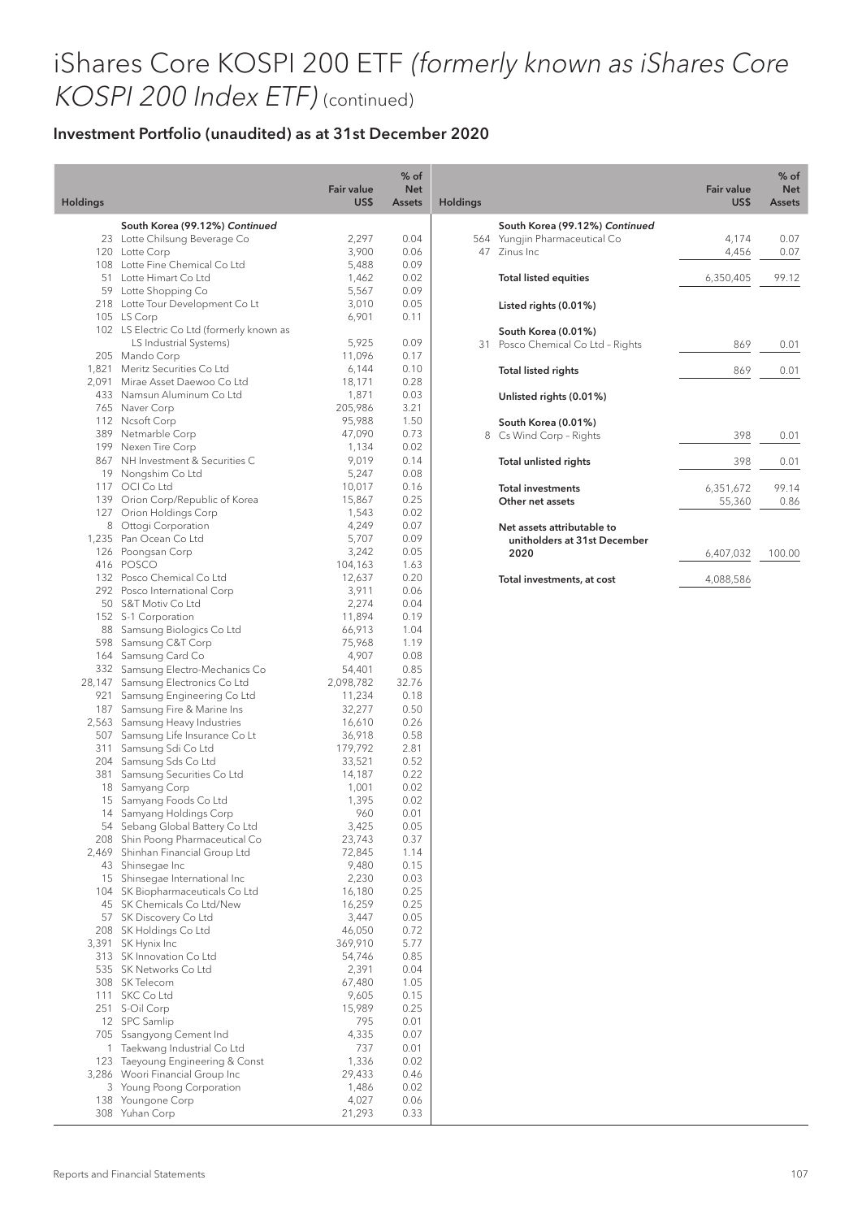# iShares Core KOSPI 200 ETF *(formerly known as iShares Core KOSPI 200 Index ETF)* (continued)

## Investment Portfolio (unaudited) as at 31st December 2020

| Holdings | | Fair value US$ | % of Net Assets |
|---|---|---|---|
| | **South Korea (99.12%)** ***Continued*** | | |
| 23 | Lotte Chilsung Beverage Co | 2,297 | 0.04 |
| 120 | Lotte Corp | 3,900 | 0.06 |
| 108 | Lotte Fine Chemical Co Ltd | 5,488 | 0.09 |
| 51 | Lotte Himart Co Ltd | 1,462 | 0.02 |
| 59 | Lotte Shopping Co | 5,567 | 0.09 |
| 218 | Lotte Tour Development Co Lt | 3,010 | 0.05 |
| 105 | LS Corp | 6,901 | 0.11 |
| 102 | LS Electric Co Ltd (formerly known as LS Industrial Systems) | 5,925 | 0.09 |
| 205 | Mando Corp | 11,096 | 0.17 |
| 1,821 | Meritz Securities Co Ltd | 6,144 | 0.10 |
| 2,091 | Mirae Asset Daewoo Co Ltd | 18,171 | 0.28 |
| 433 | Namsun Aluminum Co Ltd | 1,871 | 0.03 |
| 765 | Naver Corp | 205,986 | 3.21 |
| 112 | Ncsoft Corp | 95,988 | 1.50 |
| 389 | Netmarble Corp | 47,090 | 0.73 |
| 199 | Nexen Tire Corp | 1,134 | 0.02 |
| 867 | NH Investment & Securities C | 9,019 | 0.14 |
| 19 | Nongshim Co Ltd | 5,247 | 0.08 |
| 117 | OCI Co Ltd | 10,017 | 0.16 |
| 139 | Orion Corp/Republic of Korea | 15,867 | 0.25 |
| 127 | Orion Holdings Corp | 1,543 | 0.02 |
| 8 | Ottogi Corporation | 4,249 | 0.07 |
| 1,235 | Pan Ocean Co Ltd | 5,707 | 0.09 |
| 126 | Poongsan Corp | 3,242 | 0.05 |
| 416 | POSCO | 104,163 | 1.63 |
| 132 | Posco Chemical Co Ltd | 12,637 | 0.20 |
| 292 | Posco International Corp | 3,911 | 0.06 |
| 50 | S&T Motiv Co Ltd | 2,274 | 0.04 |
| 152 | S-1 Corporation | 11,894 | 0.19 |
| 88 | Samsung Biologics Co Ltd | 66,913 | 1.04 |
| 598 | Samsung C&T Corp | 75,968 | 1.19 |
| 164 | Samsung Card Co | 4,907 | 0.08 |
| 332 | Samsung Electro-Mechanics Co | 54,401 | 0.85 |
| 28,147 | Samsung Electronics Co Ltd | 2,098,782 | 32.76 |
| 921 | Samsung Engineering Co Ltd | 11,234 | 0.18 |
| 187 | Samsung Fire & Marine Ins | 32,277 | 0.50 |
| 2,563 | Samsung Heavy Industries | 16,610 | 0.26 |
| 507 | Samsung Life Insurance Co Lt | 36,918 | 0.58 |
| 311 | Samsung Sdi Co Ltd | 179,792 | 2.81 |
| 204 | Samsung Sds Co Ltd | 33,521 | 0.52 |
| 381 | Samsung Securities Co Ltd | 14,187 | 0.22 |
| 18 | Samyang Corp | 1,001 | 0.02 |
| 15 | Samyang Foods Co Ltd | 1,395 | 0.02 |
| 14 | Samyang Holdings Corp | 960 | 0.01 |
| 54 | Sebang Global Battery Co Ltd | 3,425 | 0.05 |
| 208 | Shin Poong Pharmaceutical Co | 23,743 | 0.37 |
| 2,469 | Shinhan Financial Group Ltd | 72,845 | 1.14 |
| 43 | Shinsegae Inc | 9,480 | 0.15 |
| 15 | Shinsegae International Inc | 2,230 | 0.03 |
| 104 | SK Biopharmaceuticals Co Ltd | 16,180 | 0.25 |
| 45 | SK Chemicals Co Ltd/New | 16,259 | 0.25 |
| 57 | SK Discovery Co Ltd | 3,447 | 0.05 |
| 208 | SK Holdings Co Ltd | 46,050 | 0.72 |
| 3,391 | SK Hynix Inc | 369,910 | 5.77 |
| 313 | SK Innovation Co Ltd | 54,746 | 0.85 |
| 535 | SK Networks Co Ltd | 2,391 | 0.04 |
| 308 | SK Telecom | 67,480 | 1.05 |
| 111 | SKC Co Ltd | 9,605 | 0.15 |
| 251 | S-Oil Corp | 15,989 | 0.25 |
| 12 | SPC Samlip | 795 | 0.01 |
| 705 | Ssangyong Cement Ind | 4,335 | 0.07 |
| 1 | Taekwang Industrial Co Ltd | 737 | 0.01 |
| 123 | Taeyoung Engineering & Const | 1,336 | 0.02 |
| 3,286 | Woori Financial Group Inc | 29,433 | 0.46 |
| 3 | Young Poong Corporation | 1,486 | 0.02 |
| 138 | Youngone Corp | 4,027 | 0.06 |
| 308 | Yuhan Corp | 21,293 | 0.33 |
| 564 | Yungjin Pharmaceutical Co | 4,174 | 0.07 |
| 47 | Zinus Inc | 4,456 | 0.07 |
| | **Total listed equities** | 6,350,405 | 99.12 |
| | **Listed rights (0.01%)** | | |
| | **South Korea (0.01%)** | | |
| 31 | Posco Chemical Co Ltd - Rights | 869 | 0.01 |
| | **Total listed rights** | 869 | 0.01 |
| | **Unlisted rights (0.01%)** | | |
| | **South Korea (0.01%)** | | |
| 8 | Cs Wind Corp - Rights | 398 | 0.01 |
| | **Total unlisted rights** | 398 | 0.01 |
| | **Total investments** | 6,351,672 | 99.14 |
| | **Other net assets** | 55,360 | 0.86 |
| | **Net assets attributable to unitholders at 31st December 2020** | 6,407,032 | 100.00 |
| | **Total investments, at cost** | 4,088,586 | |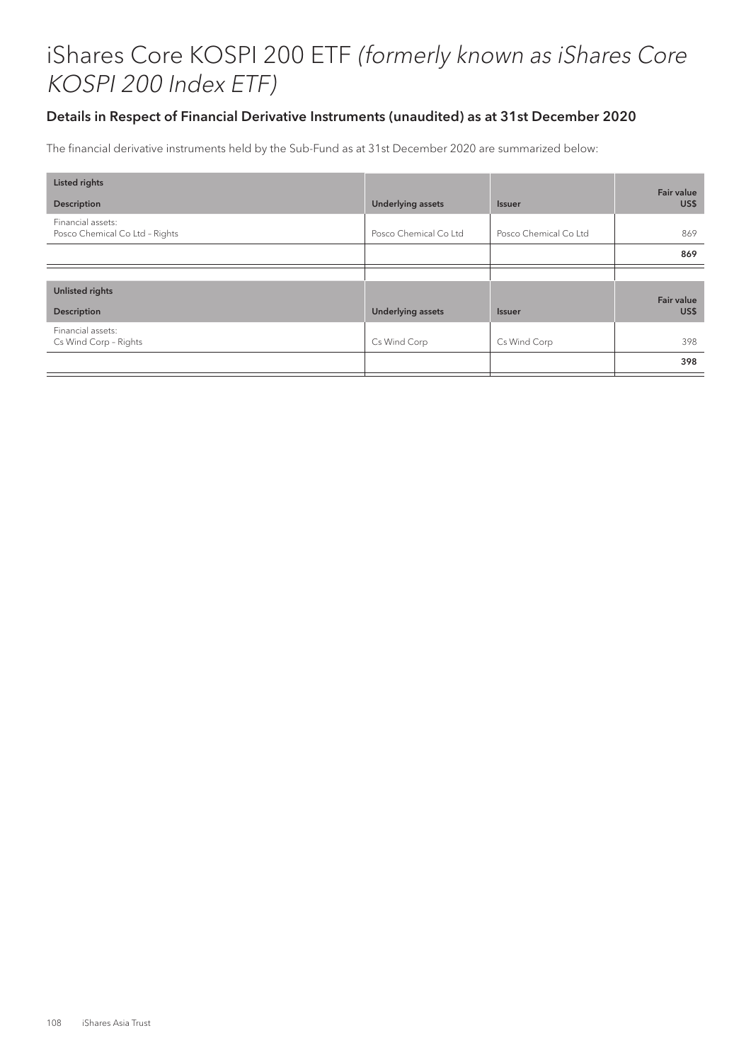# iShares Core KOSPI 200 ETF *(formerly known as iShares Core KOSPI 200 Index ETF)*

### Details in Respect of Financial Derivative Instruments (unaudited) as at 31st December 2020

The financial derivative instruments held by the Sub-Fund as at 31st December 2020 are summarized below:

| **Listed rights**<br>**Description** | **Underlying assets** | **Issuer** | **Fair value US$** |
|---|---|---|---|
| Financial assets:<br>Posco Chemical Co Ltd – Rights | Posco Chemical Co Ltd | Posco Chemical Co Ltd | 869 |
| | | | **869** |

| **Unlisted rights**<br>**Description** | **Underlying assets** | **Issuer** | **Fair value US$** |
|---|---|---|---|
| Financial assets:<br>Cs Wind Corp – Rights | Cs Wind Corp | Cs Wind Corp | 398 |
| | | | **398** |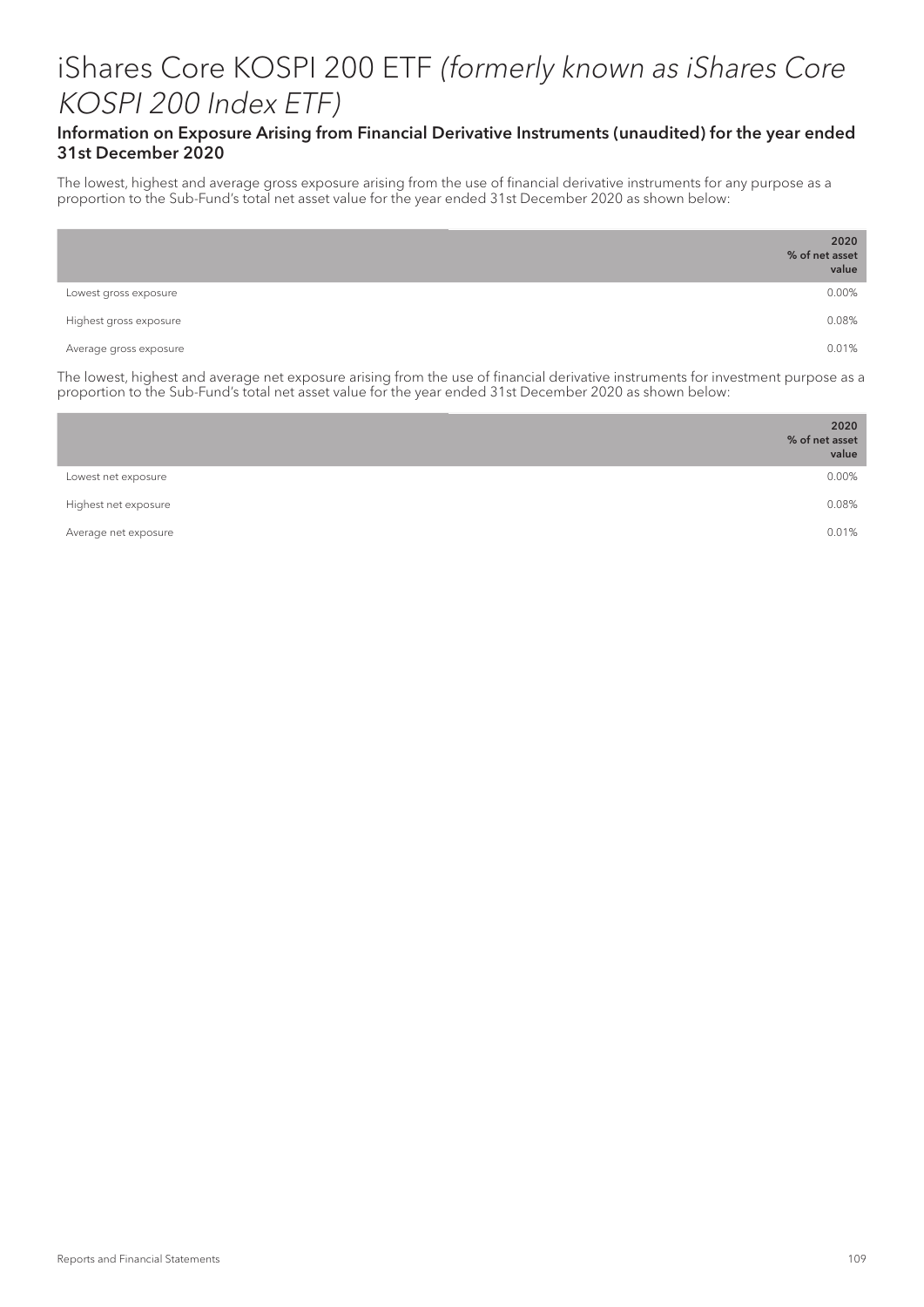# iShares Core KOSPI 200 ETF *(formerly known as iShares Core KOSPI 200 Index ETF)*

### Information on Exposure Arising from Financial Derivative Instruments (unaudited) for the year ended 31st December 2020

The lowest, highest and average gross exposure arising from the use of financial derivative instruments for any purpose as a proportion to the Sub-Fund's total net asset value for the year ended 31st December 2020 as shown below:

| | **2020 % of net asset value** |
|---|---|
| Lowest gross exposure | 0.00% |
| Highest gross exposure | 0.08% |
| Average gross exposure | 0.01% |

The lowest, highest and average net exposure arising from the use of financial derivative instruments for investment purpose as a proportion to the Sub-Fund's total net asset value for the year ended 31st December 2020 as shown below:

| | **2020 % of net asset value** |
|---|---|
| Lowest net exposure | 0.00% |
| Highest net exposure | 0.08% |
| Average net exposure | 0.01% |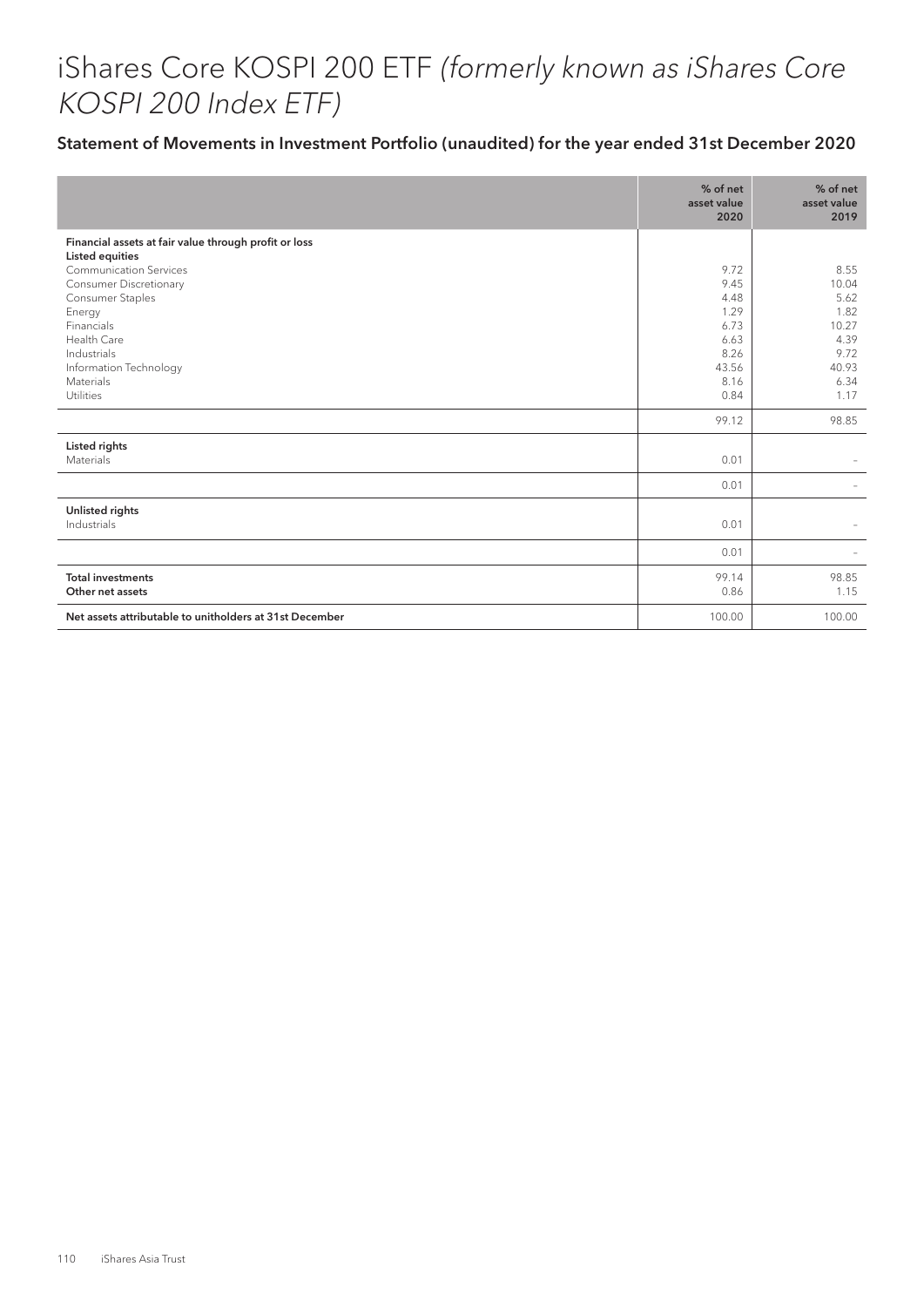# iShares Core KOSPI 200 ETF *(formerly known as iShares Core KOSPI 200 Index ETF)*

## Statement of Movements in Investment Portfolio (unaudited) for the year ended 31st December 2020

| | % of net asset value 2020 | % of net asset value 2019 |
|---|---|---|
| **Financial assets at fair value through profit or loss** | | |
| **Listed equities** | | |
| Communication Services | 9.72 | 8.55 |
| Consumer Discretionary | 9.45 | 10.04 |
| Consumer Staples | 4.48 | 5.62 |
| Energy | 1.29 | 1.82 |
| Financials | 6.73 | 10.27 |
| Health Care | 6.63 | 4.39 |
| Industrials | 8.26 | 9.72 |
| Information Technology | 43.56 | 40.93 |
| Materials | 8.16 | 6.34 |
| Utilities | 0.84 | 1.17 |
| | 99.12 | 98.85 |
| **Listed rights** | | |
| Materials | 0.01 | – |
| | 0.01 | – |
| **Unlisted rights** | | |
| Industrials | 0.01 | – |
| | 0.01 | – |
| **Total investments** | 99.14 | 98.85 |
| **Other net assets** | 0.86 | 1.15 |
| **Net assets attributable to unitholders at 31st December** | 100.00 | 100.00 |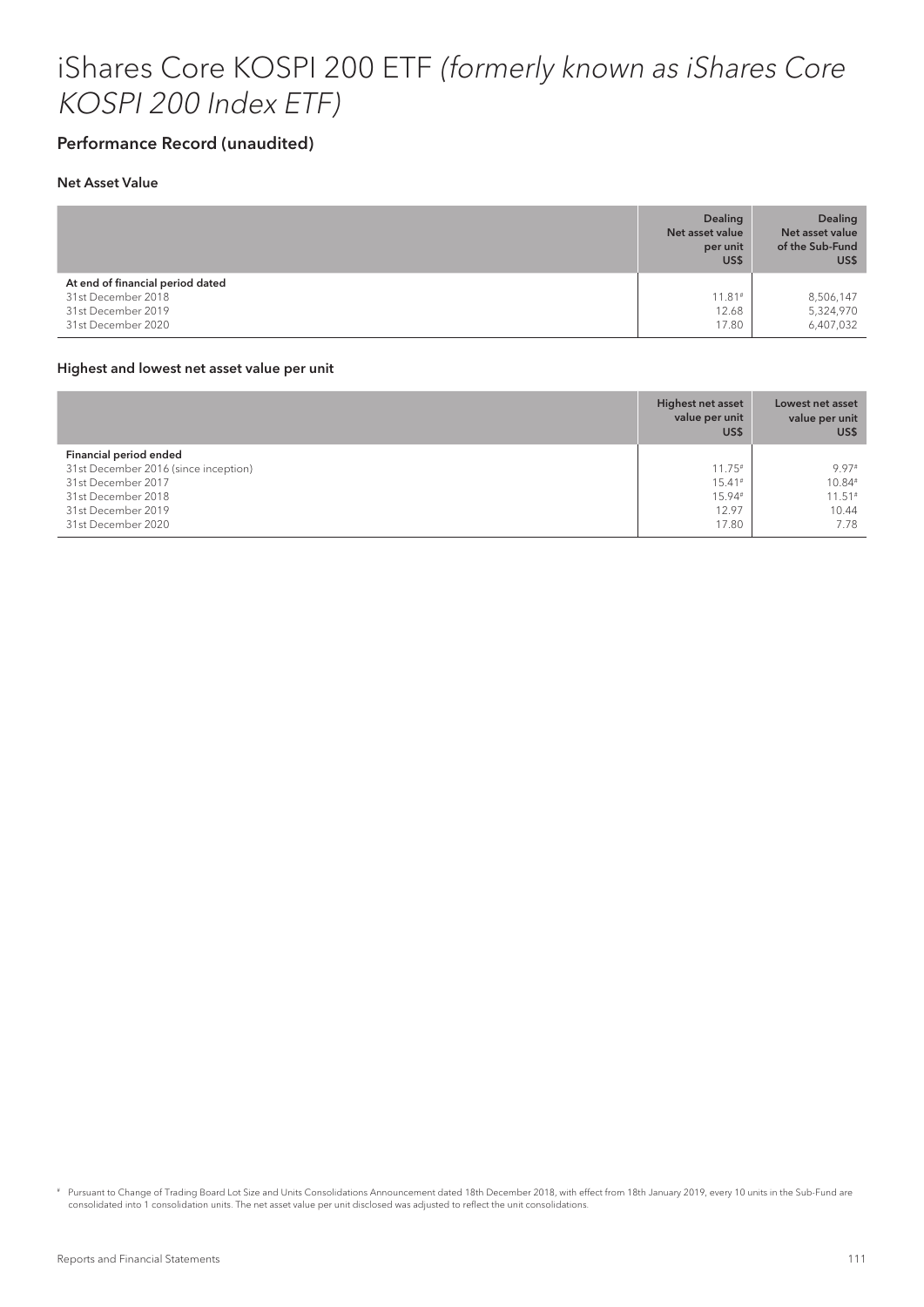# iShares Core KOSPI 200 ETF *(formerly known as iShares Core KOSPI 200 Index ETF)*

## Performance Record (unaudited)

### Net Asset Value

| | Dealing Net asset value per unit US$ | Dealing Net asset value of the Sub-Fund US$ |
|---|---|---|
| **At end of financial period dated** | | |
| 31st December 2018 | 11.81# | 8,506,147 |
| 31st December 2019 | 12.68 | 5,324,970 |
| 31st December 2020 | 17.80 | 6,407,032 |

### Highest and lowest net asset value per unit

| | Highest net asset value per unit US$ | Lowest net asset value per unit US$ |
|---|---|---|
| **Financial period ended** | | |
| 31st December 2016 (since inception) | 11.75# | 9.97# |
| 31st December 2017 | 15.41# | 10.84# |
| 31st December 2018 | 15.94# | 11.51# |
| 31st December 2019 | 12.97 | 10.44 |
| 31st December 2020 | 17.80 | 7.78 |

# Pursuant to Change of Trading Board Lot Size and Units Consolidations Announcement dated 18th December 2018, with effect from 18th January 2019, every 10 units in the Sub-Fund are consolidated into 1 consolidation units. The net asset value per unit disclosed was adjusted to reflect the unit consolidations.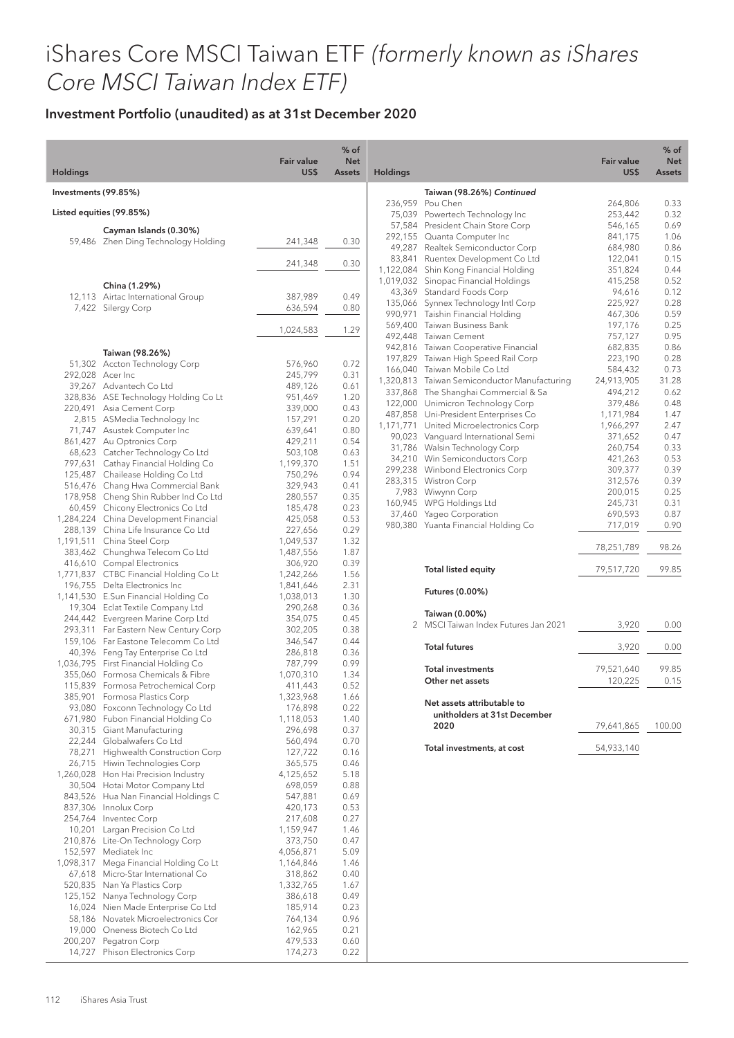# iShares Core MSCI Taiwan ETF *(formerly known as iShares Core MSCI Taiwan Index ETF)*

## Investment Portfolio (unaudited) as at 31st December 2020

| Holdings | | Fair value US$ | % of Net Assets |
|---|---|---|---|
| **Investments (99.85%)** | | | |
| **Listed equities (99.85%)** | | | |
| | **Cayman Islands (0.30%)** | | |
| 59,486 | Zhen Ding Technology Holding | 241,348 | 0.30 |
| | | 241,348 | 0.30 |
| | **China (1.29%)** | | |
| 12,113 | Airtac International Group | 387,989 | 0.49 |
| 7,422 | Silergy Corp | 636,594 | 0.80 |
| | | 1,024,583 | 1.29 |
| | **Taiwan (98.26%)** | | |
| 51,302 | Accton Technology Corp | 576,960 | 0.72 |
| 292,028 | Acer Inc | 245,799 | 0.31 |
| 39,267 | Advantech Co Ltd | 489,126 | 0.61 |
| 328,836 | ASE Technology Holding Co Lt | 951,469 | 1.20 |
| 220,491 | Asia Cement Corp | 339,000 | 0.43 |
| 2,815 | ASMedia Technology Inc | 157,291 | 0.20 |
| 71,747 | Asustek Computer Inc | 639,641 | 0.80 |
| 861,427 | Au Optronics Corp | 429,211 | 0.54 |
| 68,623 | Catcher Technology Co Ltd | 503,108 | 0.63 |
| 797,631 | Cathay Financial Holding Co | 1,199,370 | 1.51 |
| 125,487 | Chailease Holding Co Ltd | 750,296 | 0.94 |
| 516,476 | Chang Hwa Commercial Bank | 329,943 | 0.41 |
| 178,958 | Cheng Shin Rubber Ind Co Ltd | 280,557 | 0.35 |
| 60,459 | Chicony Electronics Co Ltd | 185,478 | 0.23 |
| 1,284,224 | China Development Financial | 425,058 | 0.53 |
| 288,139 | China Life Insurance Co Ltd | 227,656 | 0.29 |
| 1,191,511 | China Steel Corp | 1,049,537 | 1.32 |
| 383,462 | Chunghwa Telecom Co Ltd | 1,487,556 | 1.87 |
| 416,610 | Compal Electronics | 306,920 | 0.39 |
| 1,771,837 | CTBC Financial Holding Co Lt | 1,242,266 | 1.56 |
| 196,755 | Delta Electronics Inc | 1,841,646 | 2.31 |
| 1,141,530 | E.Sun Financial Holding Co | 1,038,013 | 1.30 |
| 19,304 | Eclat Textile Company Ltd | 290,268 | 0.36 |
| 244,442 | Evergreen Marine Corp Ltd | 354,075 | 0.45 |
| 293,311 | Far Eastern New Century Corp | 302,205 | 0.38 |
| 159,106 | Far Eastone Telecomm Co Ltd | 346,547 | 0.44 |
| 40,396 | Feng Tay Enterprise Co Ltd | 286,818 | 0.36 |
| 1,036,795 | First Financial Holding Co | 787,799 | 0.99 |
| 355,060 | Formosa Chemicals & Fibre | 1,070,310 | 1.34 |
| 115,839 | Formosa Petrochemical Corp | 411,443 | 0.52 |
| 385,901 | Formosa Plastics Corp | 1,323,968 | 1.66 |
| 93,080 | Foxconn Technology Co Ltd | 176,898 | 0.22 |
| 671,980 | Fubon Financial Holding Co | 1,118,053 | 1.40 |
| 30,315 | Giant Manufacturing | 296,698 | 0.37 |
| 22,244 | Globalwafers Co Ltd | 560,494 | 0.70 |
| 78,271 | Highwealth Construction Corp | 127,722 | 0.16 |
| 26,715 | Hiwin Technologies Corp | 365,575 | 0.46 |
| 1,260,028 | Hon Hai Precision Industry | 4,125,652 | 5.18 |
| 30,504 | Hotai Motor Company Ltd | 698,059 | 0.88 |
| 843,526 | Hua Nan Financial Holdings C | 547,881 | 0.69 |
| 837,306 | Innolux Corp | 420,173 | 0.53 |
| 254,764 | Inventec Corp | 217,608 | 0.27 |
| 10,201 | Largan Precision Co Ltd | 1,159,947 | 1.46 |
| 210,876 | Lite-On Technology Corp | 373,750 | 0.47 |
| 152,597 | Mediatek Inc | 4,056,871 | 5.09 |
| 1,098,317 | Mega Financial Holding Co Lt | 1,164,846 | 1.46 |
| 67,618 | Micro-Star International Co | 318,862 | 0.40 |
| 520,835 | Nan Ya Plastics Corp | 1,332,765 | 1.67 |
| 125,152 | Nanya Technology Corp | 386,618 | 0.49 |
| 16,024 | Nien Made Enterprise Co Ltd | 185,914 | 0.23 |
| 58,186 | Novatek Microelectronics Cor | 764,134 | 0.96 |
| 19,000 | Oneness Biotech Co Ltd | 162,965 | 0.21 |
| 200,207 | Pegatron Corp | 479,533 | 0.60 |
| 14,727 | Phison Electronics Corp | 174,273 | 0.22 |
| | **Taiwan (98.26%) *Continued*** | | |
| 236,959 | Pou Chen | 264,806 | 0.33 |
| 75,039 | Powertech Technology Inc | 253,442 | 0.32 |
| 57,584 | President Chain Store Corp | 546,165 | 0.69 |
| 292,155 | Quanta Computer Inc | 841,175 | 1.06 |
| 49,287 | Realtek Semiconductor Corp | 684,980 | 0.86 |
| 83,841 | Ruentex Development Co Ltd | 122,041 | 0.15 |
| 1,122,084 | Shin Kong Financial Holding | 351,824 | 0.44 |
| 1,019,032 | Sinopac Financial Holdings | 415,258 | 0.52 |
| 43,369 | Standard Foods Corp | 94,616 | 0.12 |
| 135,066 | Synnex Technology Intl Corp | 225,927 | 0.28 |
| 990,971 | Taishin Financial Holding | 467,306 | 0.59 |
| 569,400 | Taiwan Business Bank | 197,176 | 0.25 |
| 492,448 | Taiwan Cement | 757,127 | 0.95 |
| 942,816 | Taiwan Cooperative Financial | 682,835 | 0.86 |
| 197,829 | Taiwan High Speed Rail Corp | 223,190 | 0.28 |
| 166,040 | Taiwan Mobile Co Ltd | 584,432 | 0.73 |
| 1,320,813 | Taiwan Semiconductor Manufacturing | 24,913,905 | 31.28 |
| 337,868 | The Shanghai Commercial & Sa | 494,212 | 0.62 |
| 122,000 | Unimicron Technology Corp | 379,486 | 0.48 |
| 487,858 | Uni-President Enterprises Co | 1,171,984 | 1.47 |
| 1,171,771 | United Microelectronics Corp | 1,966,297 | 2.47 |
| 90,023 | Vanguard International Semi | 371,652 | 0.47 |
| 31,786 | Walsin Technology Corp | 260,754 | 0.33 |
| 34,210 | Win Semiconductors Corp | 421,263 | 0.53 |
| 299,238 | Winbond Electronics Corp | 309,377 | 0.39 |
| 283,315 | Wistron Corp | 312,576 | 0.39 |
| 7,983 | Wiwynn Corp | 200,015 | 0.25 |
| 160,945 | WPG Holdings Ltd | 245,731 | 0.31 |
| 37,460 | Yageo Corporation | 690,593 | 0.87 |
| 980,380 | Yuanta Financial Holding Co | 717,019 | 0.90 |
| | | 78,251,789 | 98.26 |
| | **Total listed equity** | 79,517,720 | 99.85 |
| | **Futures (0.00%)** | | |
| | **Taiwan (0.00%)** | | |
| 2 | MSCI Taiwan Index Futures Jan 2021 | 3,920 | 0.00 |
| | **Total futures** | 3,920 | 0.00 |
| | **Total investments** | 79,521,640 | 99.85 |
| | **Other net assets** | 120,225 | 0.15 |
| | **Net assets attributable to unitholders at 31st December 2020** | 79,641,865 | 100.00 |
| | **Total investments, at cost** | 54,933,140 | |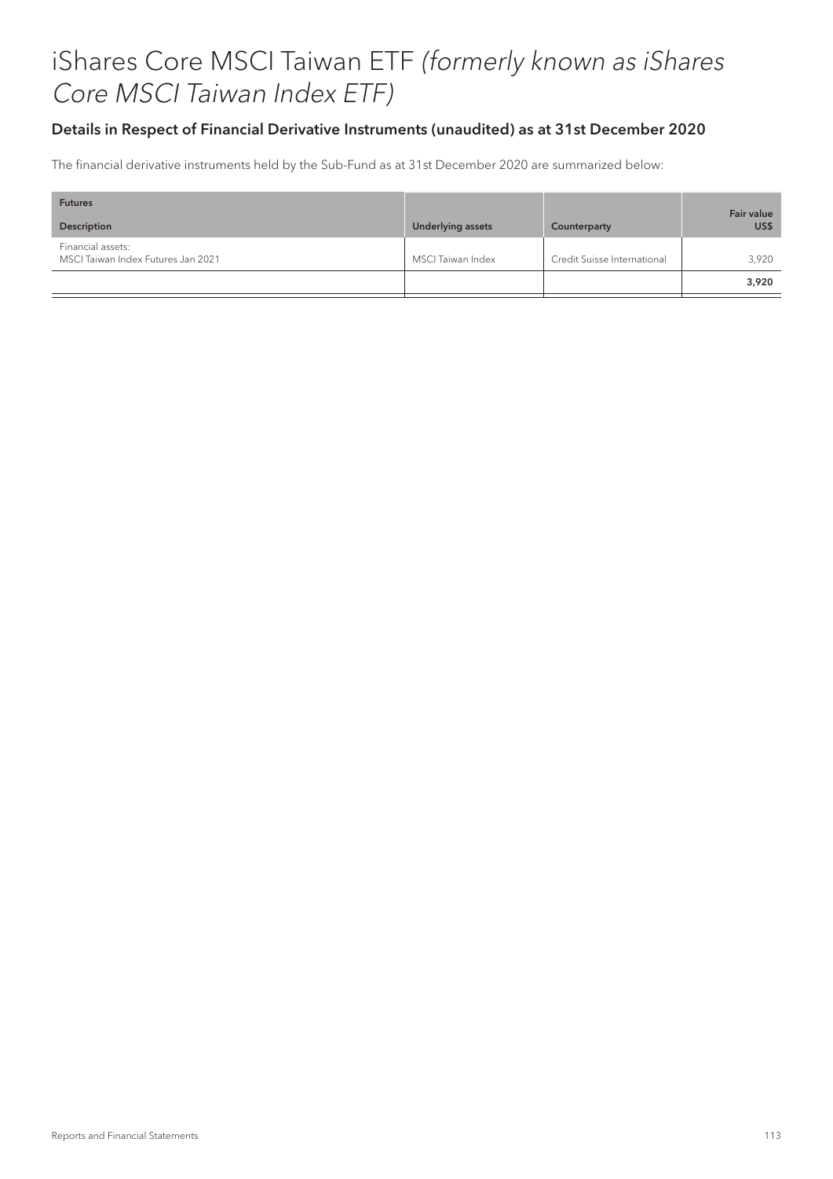# iShares Core MSCI Taiwan ETF *(formerly known as iShares Core MSCI Taiwan Index ETF)*

## Details in Respect of Financial Derivative Instruments (unaudited) as at 31st December 2020

The financial derivative instruments held by the Sub-Fund as at 31st December 2020 are summarized below:

| **Futures**<br>**Description** | **Underlying assets** | **Counterparty** | **Fair value US$** |
|---|---|---|---|
| Financial assets:<br>MSCI Taiwan Index Futures Jan 2021 | MSCI Taiwan Index | Credit Suisse International | 3,920 |
| | | | **3,920** |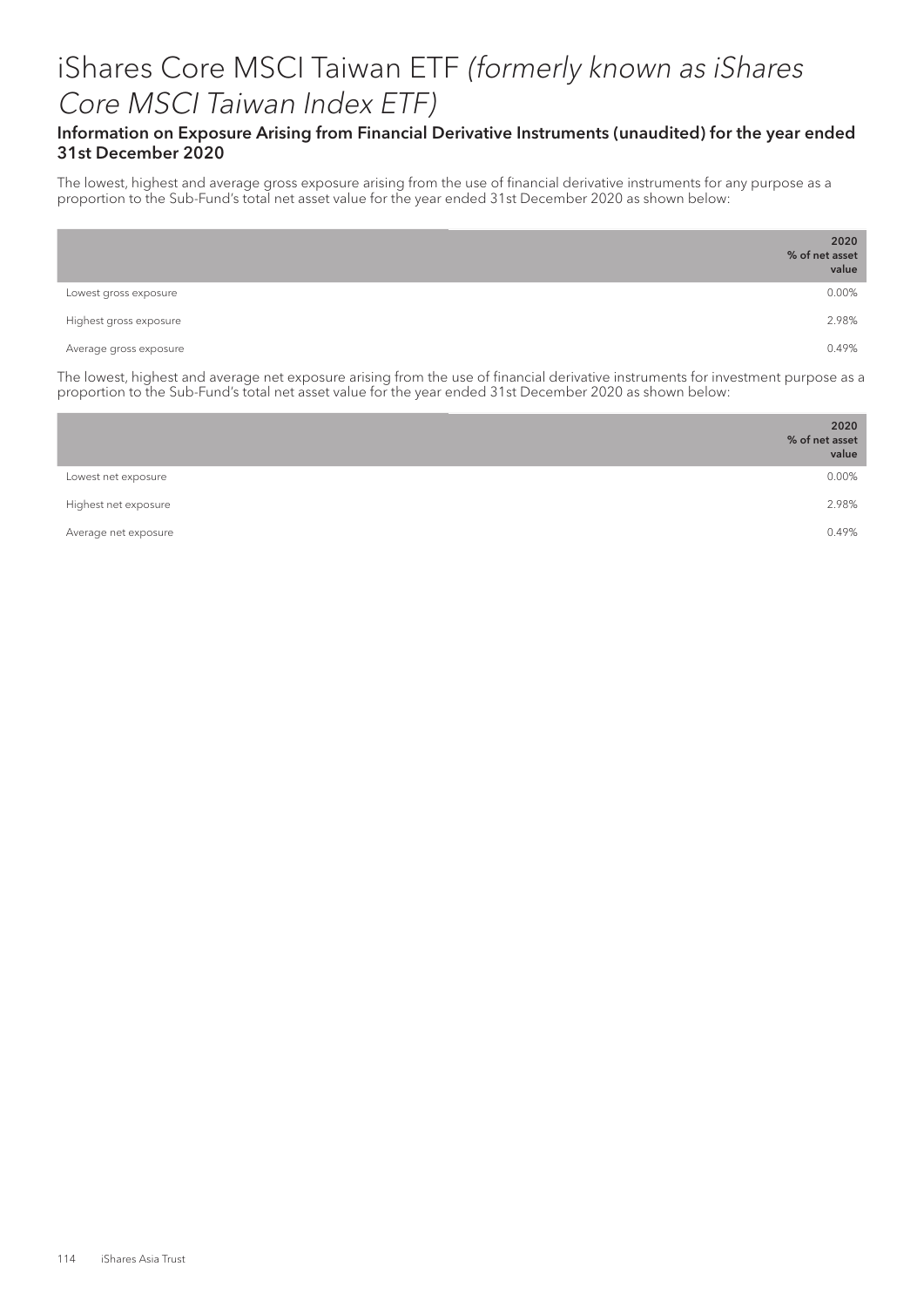# iShares Core MSCI Taiwan ETF *(formerly known as iShares Core MSCI Taiwan Index ETF)*

### Information on Exposure Arising from Financial Derivative Instruments (unaudited) for the year ended 31st December 2020

The lowest, highest and average gross exposure arising from the use of financial derivative instruments for any purpose as a proportion to the Sub-Fund's total net asset value for the year ended 31st December 2020 as shown below:

| | 2020 % of net asset value |
|---|---|
| Lowest gross exposure | 0.00% |
| Highest gross exposure | 2.98% |
| Average gross exposure | 0.49% |

The lowest, highest and average net exposure arising from the use of financial derivative instruments for investment purpose as a proportion to the Sub-Fund's total net asset value for the year ended 31st December 2020 as shown below:

| | 2020 % of net asset value |
|---|---|
| Lowest net exposure | 0.00% |
| Highest net exposure | 2.98% |
| Average net exposure | 0.49% |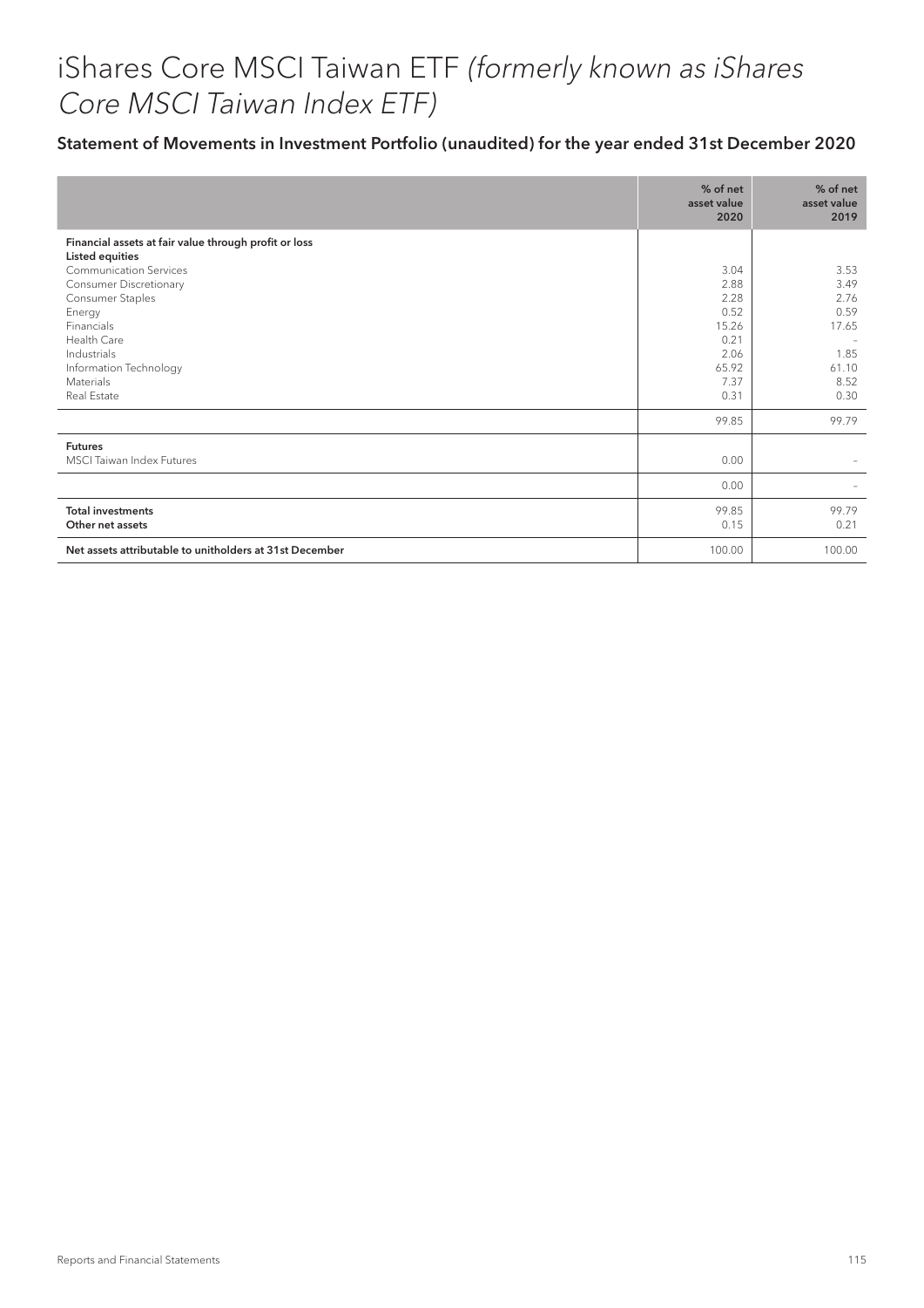# iShares Core MSCI Taiwan ETF *(formerly known as iShares Core MSCI Taiwan Index ETF)*

## Statement of Movements in Investment Portfolio (unaudited) for the year ended 31st December 2020

| | % of net asset value 2020 | % of net asset value 2019 |
|---|---|---|
| **Financial assets at fair value through profit or loss** | | |
| **Listed equities** | | |
| Communication Services | 3.04 | 3.53 |
| Consumer Discretionary | 2.88 | 3.49 |
| Consumer Staples | 2.28 | 2.76 |
| Energy | 0.52 | 0.59 |
| Financials | 15.26 | 17.65 |
| Health Care | 0.21 | – |
| Industrials | 2.06 | 1.85 |
| Information Technology | 65.92 | 61.10 |
| Materials | 7.37 | 8.52 |
| Real Estate | 0.31 | 0.30 |
| | 99.85 | 99.79 |
| **Futures** | | |
| MSCI Taiwan Index Futures | 0.00 | – |
| | 0.00 | – |
| **Total investments** | 99.85 | 99.79 |
| **Other net assets** | 0.15 | 0.21 |
| **Net assets attributable to unitholders at 31st December** | 100.00 | 100.00 |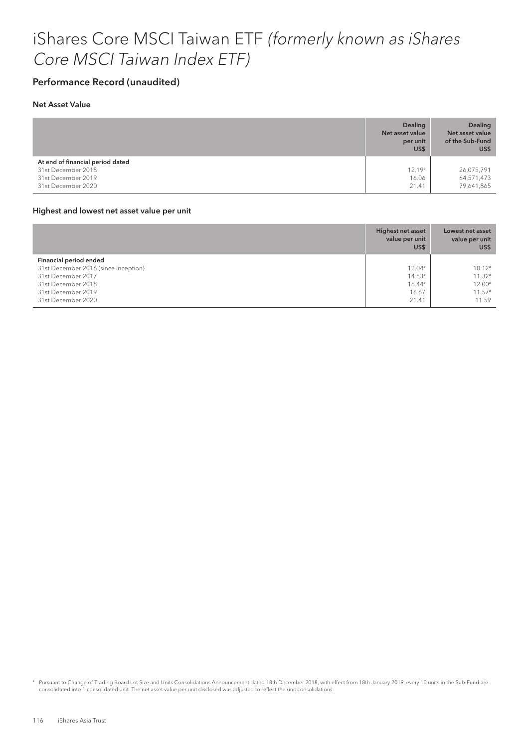# iShares Core MSCI Taiwan ETF *(formerly known as iShares Core MSCI Taiwan Index ETF)*

## Performance Record (unaudited)

### Net Asset Value

| | Dealing Net asset value per unit US$ | Dealing Net asset value of the Sub-Fund US$ |
|---|---|---|
| **At end of financial period dated** | | |
| 31st December 2018 | 12.19# | 26,075,791 |
| 31st December 2019 | 16.06 | 64,571,473 |
| 31st December 2020 | 21.41 | 79,641,865 |

### Highest and lowest net asset value per unit

| | Highest net asset value per unit US$ | Lowest net asset value per unit US$ |
|---|---|---|
| **Financial period ended** | | |
| 31st December 2016 (since inception) | 12.04# | 10.12# |
| 31st December 2017 | 14.53# | 11.32# |
| 31st December 2018 | 15.44# | 12.00# |
| 31st December 2019 | 16.67 | 11.57# |
| 31st December 2020 | 21.41 | 11.59 |

# Pursuant to Change of Trading Board Lot Size and Units Consolidations Announcement dated 18th December 2018, with effect from 18th January 2019, every 10 units in the Sub-Fund are consolidated into 1 consolidated unit. The net asset value per unit disclosed was adjusted to reflect the unit consolidations.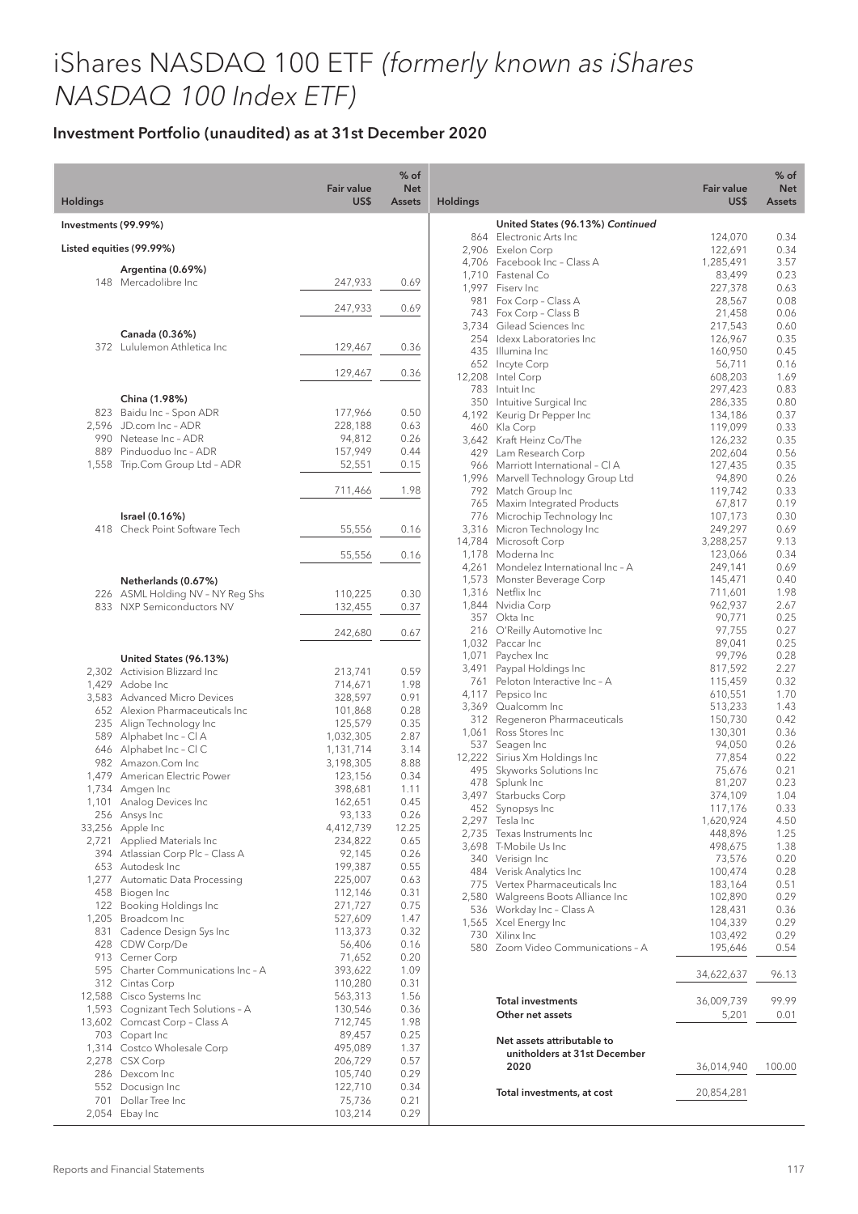# iShares NASDAQ 100 ETF *(formerly known as iShares NASDAQ 100 Index ETF)*

## Investment Portfolio (unaudited) as at 31st December 2020

| Holdings | | Fair value US$ | % of Net Assets |
|---|---|---|---|
| **Investments (99.99%)** | | | |
| **Listed equities (99.99%)** | | | |
| | **Argentina (0.69%)** | | |
| 148 | Mercadolibre Inc | 247,933 | 0.69 |
| | | 247,933 | 0.69 |
| | **Canada (0.36%)** | | |
| 372 | Lululemon Athletica Inc | 129,467 | 0.36 |
| | | 129,467 | 0.36 |
| | **China (1.98%)** | | |
| 823 | Baidu Inc – Spon ADR | 177,966 | 0.50 |
| 2,596 | JD.com Inc – ADR | 228,188 | 0.63 |
| 990 | Netease Inc – ADR | 94,812 | 0.26 |
| 889 | Pinduoduo Inc – ADR | 157,949 | 0.44 |
| 1,558 | Trip.Com Group Ltd – ADR | 52,551 | 0.15 |
| | | 711,466 | 1.98 |
| | **Israel (0.16%)** | | |
| 418 | Check Point Software Tech | 55,556 | 0.16 |
| | | 55,556 | 0.16 |
| | **Netherlands (0.67%)** | | |
| 226 | ASML Holding NV – NY Reg Shs | 110,225 | 0.30 |
| 833 | NXP Semiconductors NV | 132,455 | 0.37 |
| | | 242,680 | 0.67 |
| | **United States (96.13%)** | | |
| 2,302 | Activision Blizzard Inc | 213,741 | 0.59 |
| 1,429 | Adobe Inc | 714,671 | 1.98 |
| 3,583 | Advanced Micro Devices | 328,597 | 0.91 |
| 652 | Alexion Pharmaceuticals Inc | 101,868 | 0.28 |
| 235 | Align Technology Inc | 125,579 | 0.35 |
| 589 | Alphabet Inc – Cl A | 1,032,305 | 2.87 |
| 646 | Alphabet Inc – Cl C | 1,131,714 | 3.14 |
| 982 | Amazon.Com Inc | 3,198,305 | 8.88 |
| 1,479 | American Electric Power | 123,156 | 0.34 |
| 1,734 | Amgen Inc | 398,681 | 1.11 |
| 1,101 | Analog Devices Inc | 162,651 | 0.45 |
| 256 | Ansys Inc | 93,133 | 0.26 |
| 33,256 | Apple Inc | 4,412,739 | 12.25 |
| 2,721 | Applied Materials Inc | 234,822 | 0.65 |
| 394 | Atlassian Corp Plc – Class A | 92,145 | 0.26 |
| 653 | Autodesk Inc | 199,387 | 0.55 |
| 1,277 | Automatic Data Processing | 225,007 | 0.63 |
| 458 | Biogen Inc | 112,146 | 0.31 |
| 122 | Booking Holdings Inc | 271,727 | 0.75 |
| 1,205 | Broadcom Inc | 527,609 | 1.47 |
| 831 | Cadence Design Sys Inc | 113,373 | 0.32 |
| 428 | CDW Corp/De | 56,406 | 0.16 |
| 913 | Cerner Corp | 71,652 | 0.20 |
| 595 | Charter Communications Inc – A | 393,622 | 1.09 |
| 312 | Cintas Corp | 110,280 | 0.31 |
| 12,588 | Cisco Systems Inc | 563,313 | 1.56 |
| 1,593 | Cognizant Tech Solutions – A | 130,546 | 0.36 |
| 13,602 | Comcast Corp – Class A | 712,745 | 1.98 |
| 703 | Copart Inc | 89,457 | 0.25 |
| 1,314 | Costco Wholesale Corp | 495,089 | 1.37 |
| 2,278 | CSX Corp | 206,729 | 0.57 |
| 286 | Dexcom Inc | 105,740 | 0.29 |
| 552 | Docusign Inc | 122,710 | 0.34 |
| 701 | Dollar Tree Inc | 75,736 | 0.21 |
| 2,054 | Ebay Inc | 103,214 | 0.29 |
| | **United States (96.13%) *Continued*** | | |
| 864 | Electronic Arts Inc | 124,070 | 0.34 |
| 2,906 | Exelon Corp | 122,691 | 0.34 |
| 4,706 | Facebook Inc – Class A | 1,285,491 | 3.57 |
| 1,710 | Fastenal Co | 83,499 | 0.23 |
| 1,997 | Fiserv Inc | 227,378 | 0.63 |
| 981 | Fox Corp – Class A | 28,567 | 0.08 |
| 743 | Fox Corp – Class B | 21,458 | 0.06 |
| 3,734 | Gilead Sciences Inc | 217,543 | 0.60 |
| 254 | Idexx Laboratories Inc | 126,967 | 0.35 |
| 435 | Illumina Inc | 160,950 | 0.45 |
| 652 | Incyte Corp | 56,711 | 0.16 |
| 12,208 | Intel Corp | 608,203 | 1.69 |
| 783 | Intuit Inc | 297,423 | 0.83 |
| 350 | Intuitive Surgical Inc | 286,335 | 0.80 |
| 4,192 | Keurig Dr Pepper Inc | 134,186 | 0.37 |
| 460 | Kla Corp | 119,099 | 0.33 |
| 3,642 | Kraft Heinz Co/The | 126,232 | 0.35 |
| 429 | Lam Research Corp | 202,604 | 0.56 |
| 966 | Marriott International – Cl A | 127,435 | 0.35 |
| 1,996 | Marvell Technology Group Ltd | 94,890 | 0.26 |
| 792 | Match Group Inc | 119,742 | 0.33 |
| 765 | Maxim Integrated Products | 67,817 | 0.19 |
| 776 | Microchip Technology Inc | 107,173 | 0.30 |
| 3,316 | Micron Technology Inc | 249,297 | 0.69 |
| 14,784 | Microsoft Corp | 3,288,257 | 9.13 |
| 1,178 | Moderna Inc | 123,066 | 0.34 |
| 4,261 | Mondelez International Inc – A | 249,141 | 0.69 |
| 1,573 | Monster Beverage Corp | 145,471 | 0.40 |
| 1,316 | Netflix Inc | 711,601 | 1.98 |
| 1,844 | Nvidia Corp | 962,937 | 2.67 |
| 357 | Okta Inc | 90,771 | 0.25 |
| 216 | O'Reilly Automotive Inc | 97,755 | 0.27 |
| 1,032 | Paccar Inc | 89,041 | 0.25 |
| 1,071 | Paychex Inc | 99,796 | 0.28 |
| 3,491 | Paypal Holdings Inc | 817,592 | 2.27 |
| 761 | Peloton Interactive Inc – A | 115,459 | 0.32 |
| 4,117 | Pepsico Inc | 610,551 | 1.70 |
| 3,369 | Qualcomm Inc | 513,233 | 1.43 |
| 312 | Regeneron Pharmaceuticals | 150,730 | 0.42 |
| 1,061 | Ross Stores Inc | 130,301 | 0.36 |
| 537 | Seagen Inc | 94,050 | 0.26 |
| 12,222 | Sirius Xm Holdings Inc | 77,854 | 0.22 |
| 495 | Skyworks Solutions Inc | 75,676 | 0.21 |
| 478 | Splunk Inc | 81,207 | 0.23 |
| 3,497 | Starbucks Corp | 374,109 | 1.04 |
| 452 | Synopsys Inc | 117,176 | 0.33 |
| 2,297 | Tesla Inc | 1,620,924 | 4.50 |
| 2,735 | Texas Instruments Inc | 448,896 | 1.25 |
| 3,698 | T-Mobile Us Inc | 498,675 | 1.38 |
| 340 | Verisign Inc | 73,576 | 0.20 |
| 484 | Verisk Analytics Inc | 100,474 | 0.28 |
| 775 | Vertex Pharmaceuticals Inc | 183,164 | 0.51 |
| 2,580 | Walgreens Boots Alliance Inc | 102,890 | 0.29 |
| 536 | Workday Inc – Class A | 128,431 | 0.36 |
| 1,565 | Xcel Energy Inc | 104,339 | 0.29 |
| 730 | Xilinx Inc | 103,492 | 0.29 |
| 580 | Zoom Video Communications – A | 195,646 | 0.54 |
| | | 34,622,637 | 96.13 |
| | **Total investments** | 36,009,739 | 99.99 |
| | **Other net assets** | 5,201 | 0.01 |
| | **Net assets attributable to unitholders at 31st December 2020** | 36,014,940 | 100.00 |
| | **Total investments, at cost** | 20,854,281 | |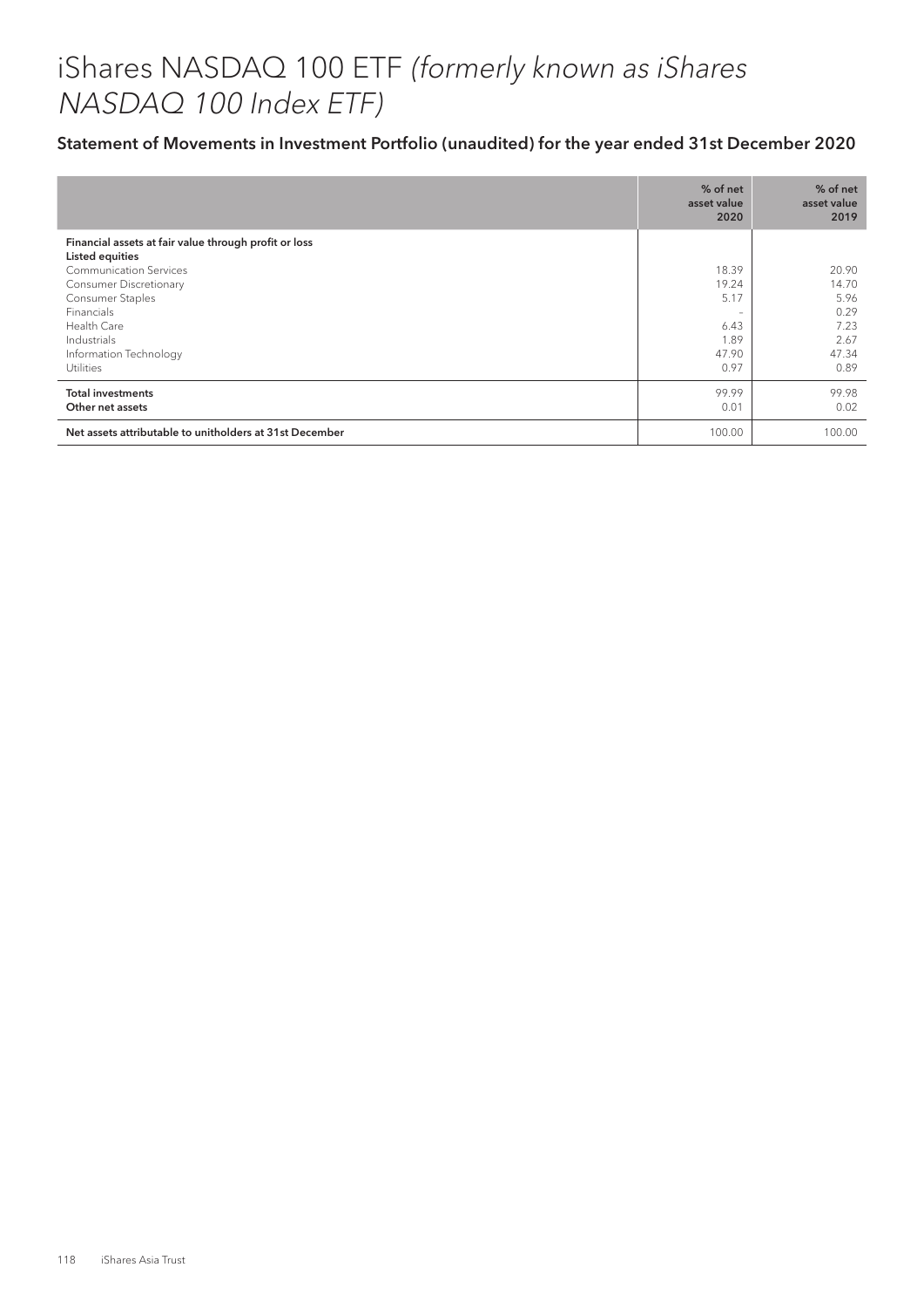# iShares NASDAQ 100 ETF *(formerly known as iShares NASDAQ 100 Index ETF)*

## Statement of Movements in Investment Portfolio (unaudited) for the year ended 31st December 2020

| | % of net asset value 2020 | % of net asset value 2019 |
|---|---|---|
| **Financial assets at fair value through profit or loss** | | |
| **Listed equities** | | |
| Communication Services | 18.39 | 20.90 |
| Consumer Discretionary | 19.24 | 14.70 |
| Consumer Staples | 5.17 | 5.96 |
| Financials | – | 0.29 |
| Health Care | 6.43 | 7.23 |
| Industrials | 1.89 | 2.67 |
| Information Technology | 47.90 | 47.34 |
| Utilities | 0.97 | 0.89 |
| **Total investments** | 99.99 | 99.98 |
| **Other net assets** | 0.01 | 0.02 |
| **Net assets attributable to unitholders at 31st December** | 100.00 | 100.00 |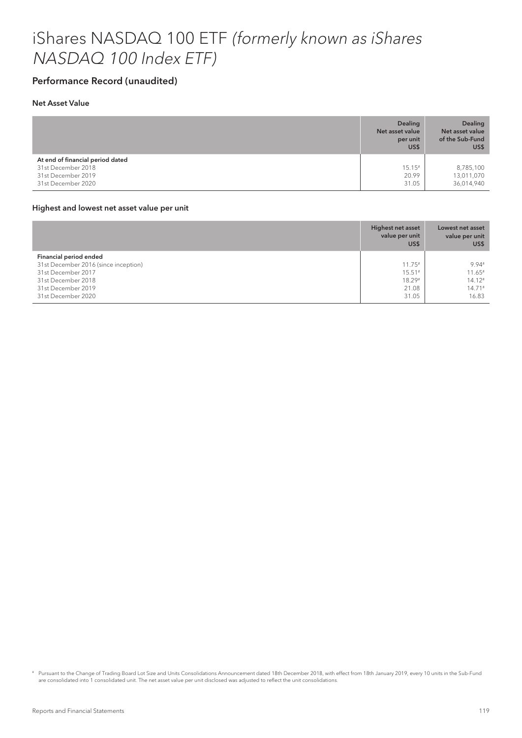# iShares NASDAQ 100 ETF *(formerly known as iShares NASDAQ 100 Index ETF)*

## Performance Record (unaudited)

### Net Asset Value

| | Dealing Net asset value per unit US$ | Dealing Net asset value of the Sub-Fund US$ |
|---|---|---|
| **At end of financial period dated** | | |
| 31st December 2018 | 15.15# | 8,785,100 |
| 31st December 2019 | 20.99 | 13,011,070 |
| 31st December 2020 | 31.05 | 36,014,940 |

### Highest and lowest net asset value per unit

| | Highest net asset value per unit US$ | Lowest net asset value per unit US$ |
|---|---|---|
| **Financial period ended** | | |
| 31st December 2016 (since inception) | 11.75# | 9.94# |
| 31st December 2017 | 15.51# | 11.65# |
| 31st December 2018 | 18.29# | 14.12# |
| 31st December 2019 | 21.08 | 14.71# |
| 31st December 2020 | 31.05 | 16.83 |

# Pursuant to the Change of Trading Board Lot Size and Units Consolidations Announcement dated 18th December 2018, with effect from 18th January 2019, every 10 units in the Sub-Fund are consolidated into 1 consolidated unit. The net asset value per unit disclosed was adjusted to reflect the unit consolidations.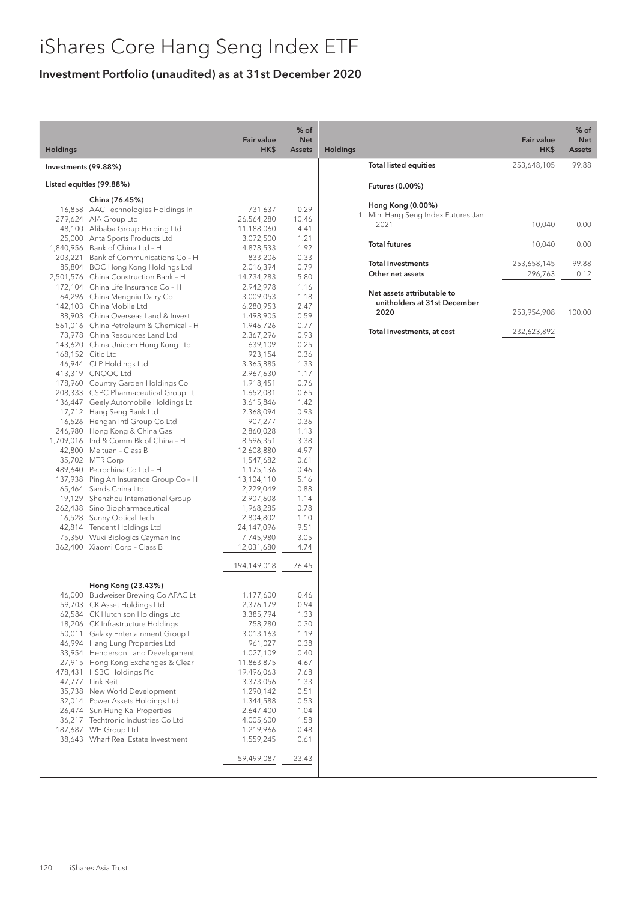# iShares Core Hang Seng Index ETF

## Investment Portfolio (unaudited) as at 31st December 2020

| Holdings | | Fair value HK$ | % of Net Assets |
|---|---|---|---|
| **Investments (99.88%)** | | | |
| **Listed equities (99.88%)** | | | |
| | **China (76.45%)** | | |
| 16,858 | AAC Technologies Holdings In | 731,637 | 0.29 |
| 279,624 | AIA Group Ltd | 26,564,280 | 10.46 |
| 48,100 | Alibaba Group Holding Ltd | 11,188,060 | 4.41 |
| 25,000 | Anta Sports Products Ltd | 3,072,500 | 1.21 |
| 1,840,956 | Bank of China Ltd – H | 4,878,533 | 1.92 |
| 203,221 | Bank of Communications Co – H | 833,206 | 0.33 |
| 85,804 | BOC Hong Kong Holdings Ltd | 2,016,394 | 0.79 |
| 2,501,576 | China Construction Bank – H | 14,734,283 | 5.80 |
| 172,104 | China Life Insurance Co – H | 2,942,978 | 1.16 |
| 64,296 | China Mengniu Dairy Co | 3,009,053 | 1.18 |
| 142,103 | China Mobile Ltd | 6,280,953 | 2.47 |
| 88,903 | China Overseas Land & Invest | 1,498,905 | 0.59 |
| 561,016 | China Petroleum & Chemical – H | 1,946,726 | 0.77 |
| 73,978 | China Resources Land Ltd | 2,367,296 | 0.93 |
| 143,620 | China Unicom Hong Kong Ltd | 639,109 | 0.25 |
| 168,152 | Citic Ltd | 923,154 | 0.36 |
| 46,944 | CLP Holdings Ltd | 3,365,885 | 1.33 |
| 413,319 | CNOOC Ltd | 2,967,630 | 1.17 |
| 178,960 | Country Garden Holdings Co | 1,918,451 | 0.76 |
| 208,333 | CSPC Pharmaceutical Group Lt | 1,652,081 | 0.65 |
| 136,447 | Geely Automobile Holdings Lt | 3,615,846 | 1.42 |
| 17,712 | Hang Seng Bank Ltd | 2,368,094 | 0.93 |
| 16,526 | Hengan Intl Group Co Ltd | 907,277 | 0.36 |
| 246,980 | Hong Kong & China Gas | 2,860,028 | 1.13 |
| 1,709,016 | Ind & Comm Bk of China – H | 8,596,351 | 3.38 |
| 42,800 | Meituan – Class B | 12,608,880 | 4.97 |
| 35,702 | MTR Corp | 1,547,682 | 0.61 |
| 489,640 | Petrochina Co Ltd – H | 1,175,136 | 0.46 |
| 137,938 | Ping An Insurance Group Co – H | 13,104,110 | 5.16 |
| 65,464 | Sands China Ltd | 2,229,049 | 0.88 |
| 19,129 | Shenzhou International Group | 2,907,608 | 1.14 |
| 262,438 | Sino Biopharmaceutical | 1,968,285 | 0.78 |
| 16,528 | Sunny Optical Tech | 2,804,802 | 1.10 |
| 42,814 | Tencent Holdings Ltd | 24,147,096 | 9.51 |
| 75,350 | Wuxi Biologics Cayman Inc | 7,745,980 | 3.05 |
| 362,400 | Xiaomi Corp – Class B | 12,031,680 | 4.74 |
| | | 194,149,018 | 76.45 |
| | **Hong Kong (23.43%)** | | |
| 46,000 | Budweiser Brewing Co APAC Lt | 1,177,600 | 0.46 |
| 59,703 | CK Asset Holdings Ltd | 2,376,179 | 0.94 |
| 62,584 | CK Hutchison Holdings Ltd | 3,385,794 | 1.33 |
| 18,206 | CK Infrastructure Holdings L | 758,280 | 0.30 |
| 50,011 | Galaxy Entertainment Group L | 3,013,163 | 1.19 |
| 46,994 | Hang Lung Properties Ltd | 961,027 | 0.38 |
| 33,954 | Henderson Land Development | 1,027,109 | 0.40 |
| 27,915 | Hong Kong Exchanges & Clear | 11,863,875 | 4.67 |
| 478,431 | HSBC Holdings Plc | 19,496,063 | 7.68 |
| 47,777 | Link Reit | 3,373,056 | 1.33 |
| 35,738 | New World Development | 1,290,142 | 0.51 |
| 32,014 | Power Assets Holdings Ltd | 1,344,588 | 0.53 |
| 26,474 | Sun Hung Kai Properties | 2,647,400 | 1.04 |
| 36,217 | Techtronic Industries Co Ltd | 4,005,600 | 1.58 |
| 187,687 | WH Group Ltd | 1,219,966 | 0.48 |
| 38,643 | Wharf Real Estate Investment | 1,559,245 | 0.61 |
| | | 59,499,087 | 23.43 |

| Holdings | | Fair value HK$ | % of Net Assets |
|---|---|---|---|
| | **Total listed equities** | 253,648,105 | 99.88 |
| | **Futures (0.00%)** | | |
| | **Hong Kong (0.00%)** | | |
| 1 | Mini Hang Seng Index Futures Jan 2021 | 10,040 | 0.00 |
| | **Total futures** | 10,040 | 0.00 |
| | **Total investments** | 253,658,145 | 99.88 |
| | **Other net assets** | 296,763 | 0.12 |
| | **Net assets attributable to unitholders at 31st December 2020** | 253,954,908 | 100.00 |
| | **Total investments, at cost** | 232,623,892 | |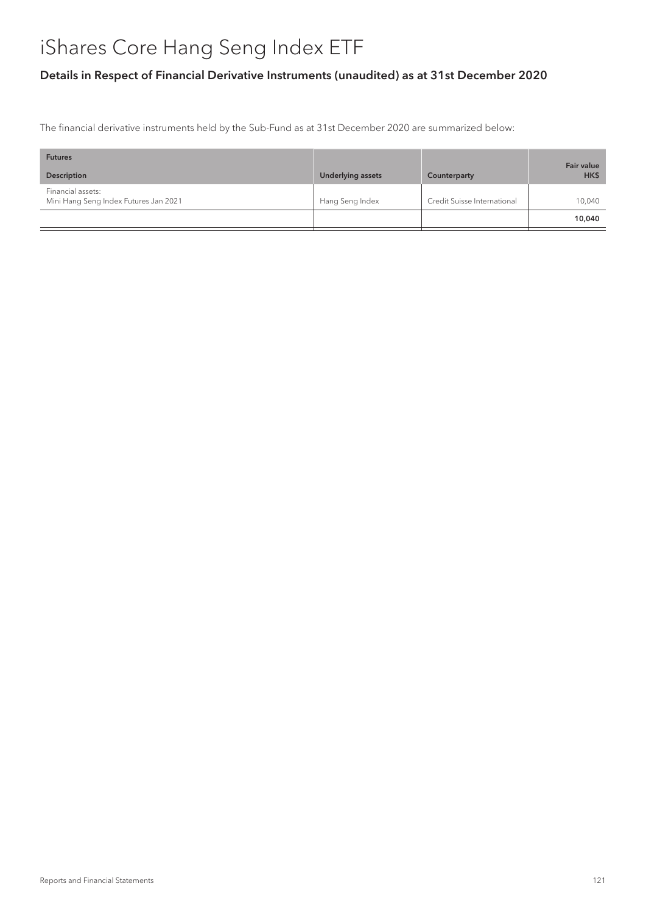# iShares Core Hang Seng Index ETF

## Details in Respect of Financial Derivative Instruments (unaudited) as at 31st December 2020

The financial derivative instruments held by the Sub-Fund as at 31st December 2020 are summarized below:

| Futures<br>Description | Underlying assets | Counterparty | Fair value<br>HK$ |
|---|---|---|---|
| Financial assets:<br>Mini Hang Seng Index Futures Jan 2021 | Hang Seng Index | Credit Suisse International | 10,040 |
| | | | **10,040** |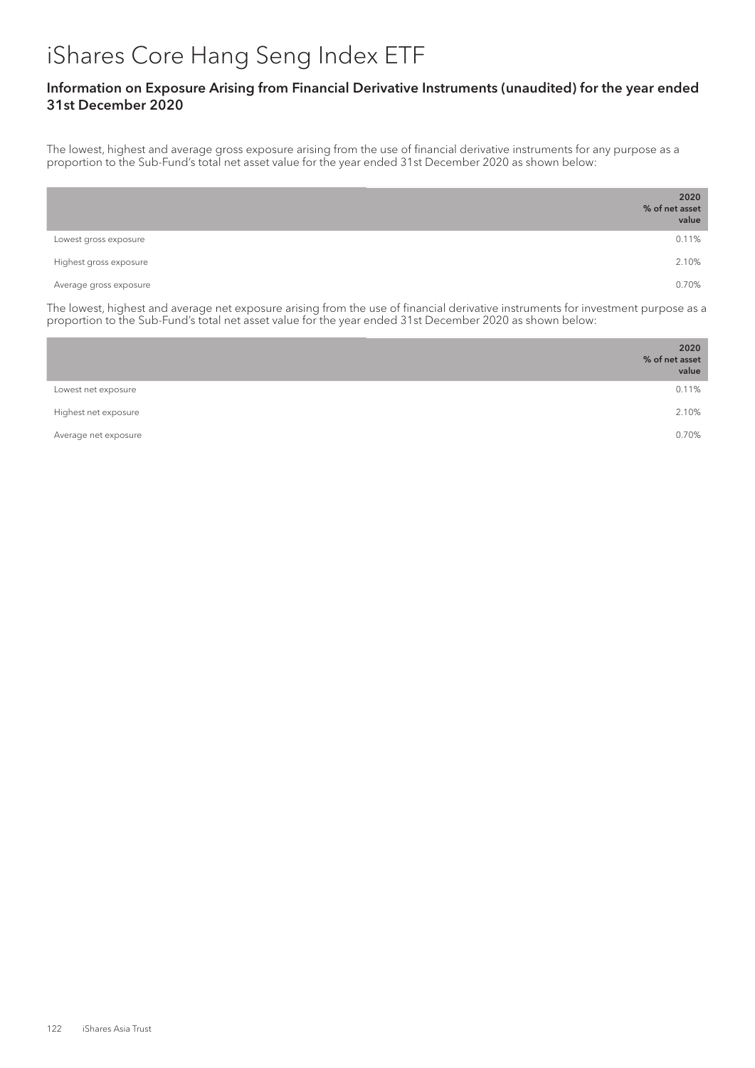# iShares Core Hang Seng Index ETF

### Information on Exposure Arising from Financial Derivative Instruments (unaudited) for the year ended 31st December 2020

The lowest, highest and average gross exposure arising from the use of financial derivative instruments for any purpose as a proportion to the Sub-Fund's total net asset value for the year ended 31st December 2020 as shown below:

| | **2020 % of net asset value** |
|---|---|
| Lowest gross exposure | 0.11% |
| Highest gross exposure | 2.10% |
| Average gross exposure | 0.70% |

The lowest, highest and average net exposure arising from the use of financial derivative instruments for investment purpose as a proportion to the Sub-Fund's total net asset value for the year ended 31st December 2020 as shown below:

| | **2020 % of net asset value** |
|---|---|
| Lowest net exposure | 0.11% |
| Highest net exposure | 2.10% |
| Average net exposure | 0.70% |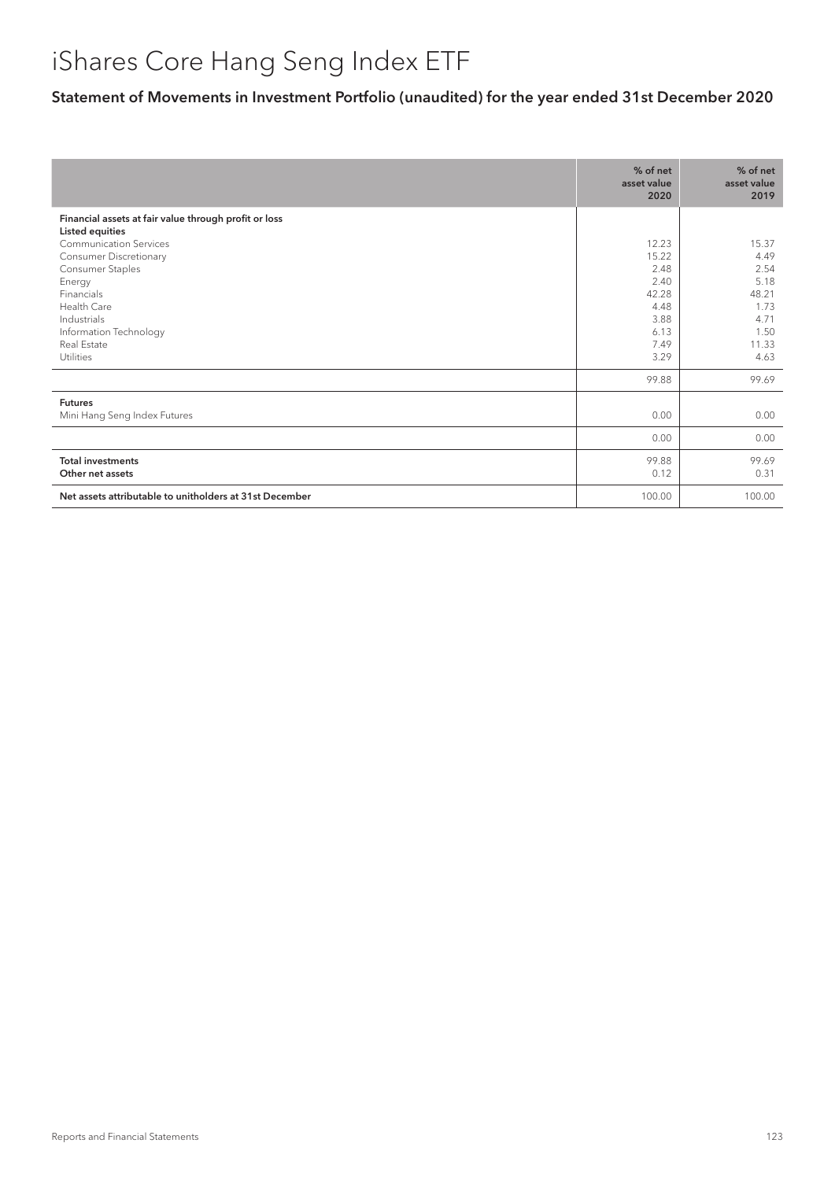# iShares Core Hang Seng Index ETF

## Statement of Movements in Investment Portfolio (unaudited) for the year ended 31st December 2020

| | % of net asset value 2020 | % of net asset value 2019 |
|---|---|---|
| **Financial assets at fair value through profit or loss** | | |
| **Listed equities** | | |
| Communication Services | 12.23 | 15.37 |
| Consumer Discretionary | 15.22 | 4.49 |
| Consumer Staples | 2.48 | 2.54 |
| Energy | 2.40 | 5.18 |
| Financials | 42.28 | 48.21 |
| Health Care | 4.48 | 1.73 |
| Industrials | 3.88 | 4.71 |
| Information Technology | 6.13 | 1.50 |
| Real Estate | 7.49 | 11.33 |
| Utilities | 3.29 | 4.63 |
| | 99.88 | 99.69 |
| **Futures** | | |
| Mini Hang Seng Index Futures | 0.00 | 0.00 |
| | 0.00 | 0.00 |
| **Total investments** | 99.88 | 99.69 |
| **Other net assets** | 0.12 | 0.31 |
| **Net assets attributable to unitholders at 31st December** | 100.00 | 100.00 |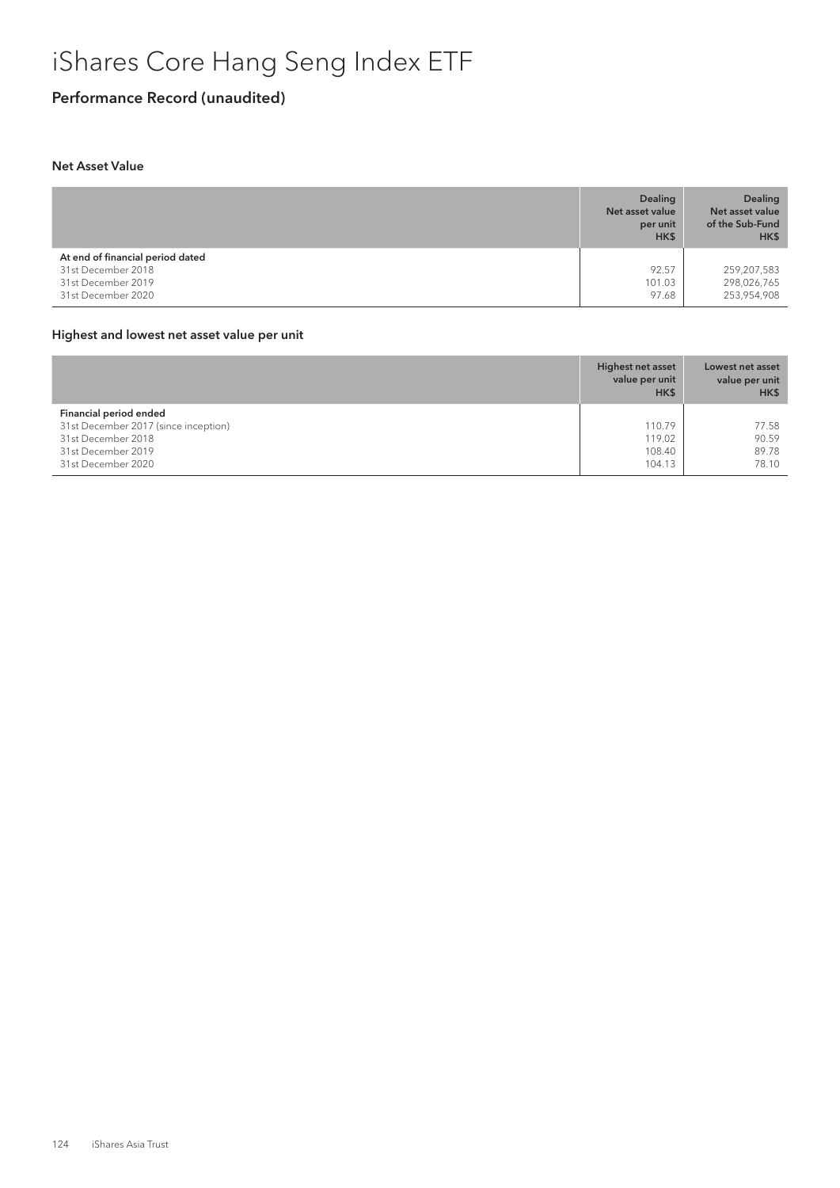# iShares Core Hang Seng Index ETF

## Performance Record (unaudited)

### Net Asset Value

| | Dealing Net asset value per unit HK$ | Dealing Net asset value of the Sub-Fund HK$ |
|---|---|---|
| **At end of financial period dated** | | |
| 31st December 2018 | 92.57 | 259,207,583 |
| 31st December 2019 | 101.03 | 298,026,765 |
| 31st December 2020 | 97.68 | 253,954,908 |

### Highest and lowest net asset value per unit

| | Highest net asset value per unit HK$ | Lowest net asset value per unit HK$ |
|---|---|---|
| **Financial period ended** | | |
| 31st December 2017 (since inception) | 110.79 | 77.58 |
| 31st December 2018 | 119.02 | 90.59 |
| 31st December 2019 | 108.40 | 89.78 |
| 31st December 2020 | 104.13 | 78.10 |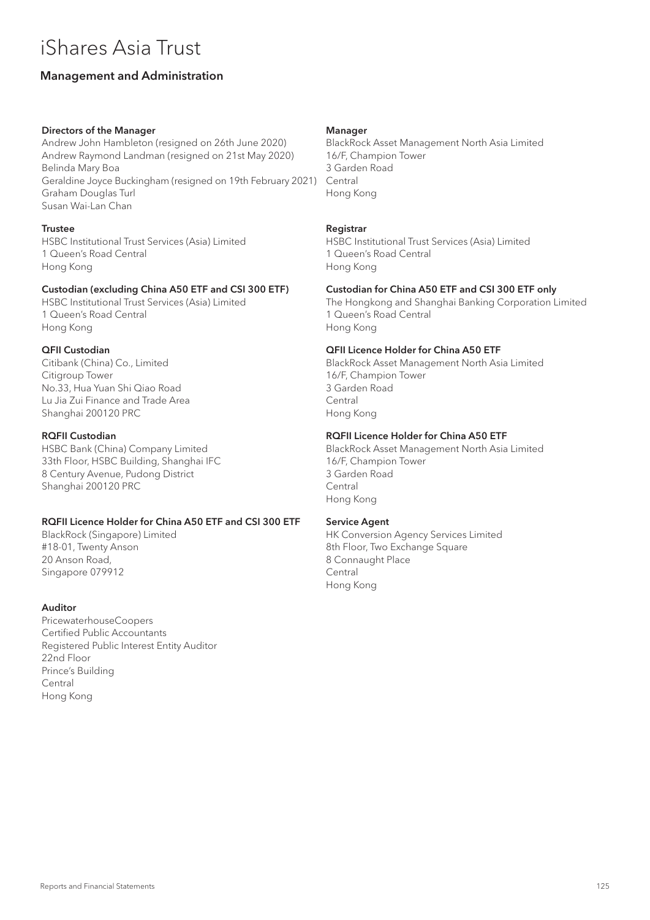# iShares Asia Trust

## Management and Administration

**Directors of the Manager**
Andrew John Hambleton (resigned on 26th June 2020)
Andrew Raymond Landman (resigned on 21st May 2020)
Belinda Mary Boa
Geraldine Joyce Buckingham (resigned on 19th February 2021)
Graham Douglas Turl
Susan Wai-Lan Chan

**Trustee**
HSBC Institutional Trust Services (Asia) Limited
1 Queen's Road Central
Hong Kong

**Custodian (excluding China A50 ETF and CSI 300 ETF)**
HSBC Institutional Trust Services (Asia) Limited
1 Queen's Road Central
Hong Kong

**QFII Custodian**
Citibank (China) Co., Limited
Citigroup Tower
No.33, Hua Yuan Shi Qiao Road
Lu Jia Zui Finance and Trade Area
Shanghai 200120 PRC

**RQFII Custodian**
HSBC Bank (China) Company Limited
33th Floor, HSBC Building, Shanghai IFC
8 Century Avenue, Pudong District
Shanghai 200120 PRC

**RQFII Licence Holder for China A50 ETF and CSI 300 ETF**
BlackRock (Singapore) Limited
#18-01, Twenty Anson
20 Anson Road,
Singapore 079912

**Auditor**
PricewaterhouseCoopers
Certified Public Accountants
Registered Public Interest Entity Auditor
22nd Floor
Prince's Building
Central
Hong Kong

**Manager**
BlackRock Asset Management North Asia Limited
16/F, Champion Tower
3 Garden Road
Central
Hong Kong

**Registrar**
HSBC Institutional Trust Services (Asia) Limited
1 Queen's Road Central
Hong Kong

**Custodian for China A50 ETF and CSI 300 ETF only**
The Hongkong and Shanghai Banking Corporation Limited
1 Queen's Road Central
Hong Kong

**QFII Licence Holder for China A50 ETF**
BlackRock Asset Management North Asia Limited
16/F, Champion Tower
3 Garden Road
Central
Hong Kong

**RQFII Licence Holder for China A50 ETF**
BlackRock Asset Management North Asia Limited
16/F, Champion Tower
3 Garden Road
Central
Hong Kong

**Service Agent**
HK Conversion Agency Services Limited
8th Floor, Two Exchange Square
8 Connaught Place
Central
Hong Kong